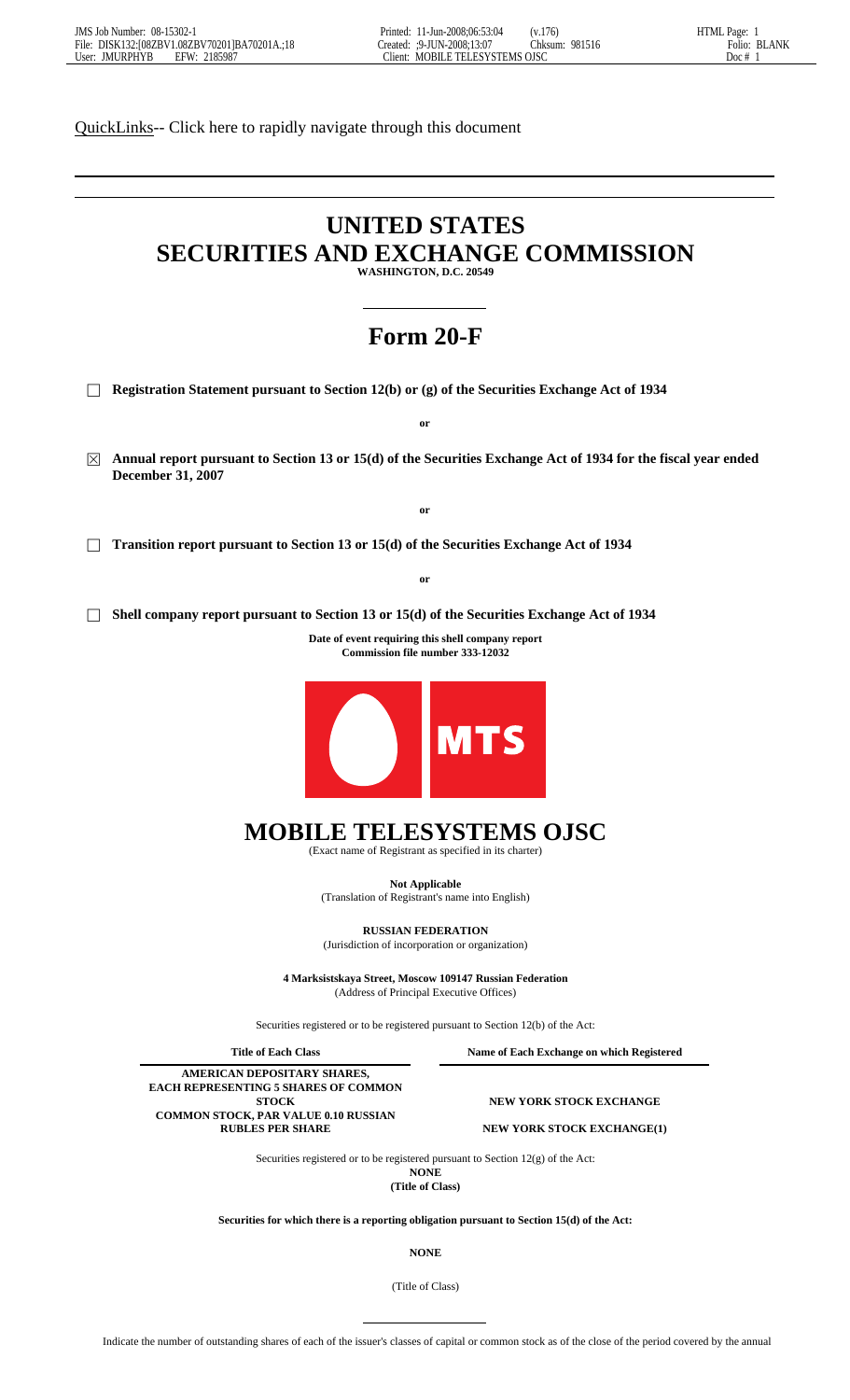QuickLinks-- Click here to rapidly navigate through this document

# UNITED STATES
# SECURITIES AND EXCHANGE COMMISSION

**WASHINGTON, D.C. 20549**

# Form 20-F

☐ **Registration Statement pursuant to Section 12(b) or (g) of the Securities Exchange Act of 1934**

**or**

☒ **Annual report pursuant to Section 13 or 15(d) of the Securities Exchange Act of 1934 for the fiscal year ended December 31, 2007**

**or**

☐ **Transition report pursuant to Section 13 or 15(d) of the Securities Exchange Act of 1934**

**or**

☐ **Shell company report pursuant to Section 13 or 15(d) of the Securities Exchange Act of 1934**

**Date of event requiring this shell company report**
**Commission file number 333-12032**

# MOBILE TELESYSTEMS OJSC

(Exact name of Registrant as specified in its charter)

**Not Applicable**
(Translation of Registrant's name into English)

**RUSSIAN FEDERATION**
(Jurisdiction of incorporation or organization)

**4 Marksistskaya Street, Moscow 109147 Russian Federation**
(Address of Principal Executive Offices)

Securities registered or to be registered pursuant to Section 12(b) of the Act:

| Title of Each Class | Name of Each Exchange on which Registered |
|---|---|
| AMERICAN DEPOSITARY SHARES, EACH REPRESENTING 5 SHARES OF COMMON STOCK | NEW YORK STOCK EXCHANGE |
| COMMON STOCK, PAR VALUE 0.10 RUSSIAN RUBLES PER SHARE | NEW YORK STOCK EXCHANGE(1) |

Securities registered or to be registered pursuant to Section 12(g) of the Act:
**NONE**
**(Title of Class)**

**Securities for which there is a reporting obligation pursuant to Section 15(d) of the Act:**

**NONE**

(Title of Class)

Indicate the number of outstanding shares of each of the issuer's classes of capital or common stock as of the close of the period covered by the annual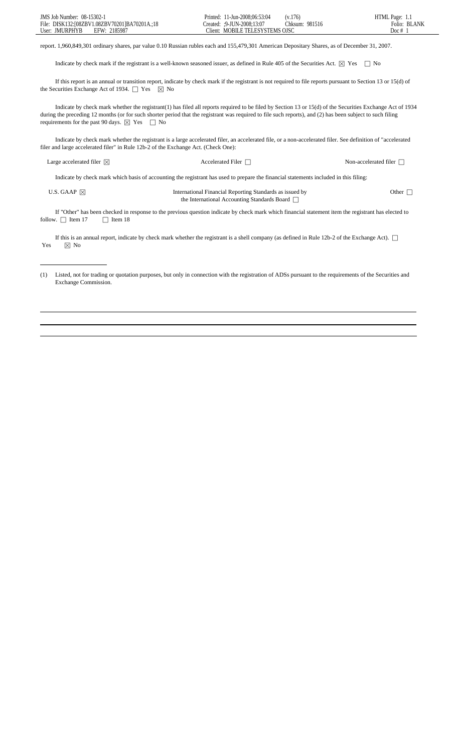report. 1,960,849,301 ordinary shares, par value 0.10 Russian rubles each and 155,479,301 American Depositary Shares, as of December 31, 2007.

Indicate by check mark if the registrant is a well-known seasoned issuer, as defined in Rule 405 of the Securities Act. ☒ Yes ☐ No

If this report is an annual or transition report, indicate by check mark if the registrant is not required to file reports pursuant to Section 13 or 15(d) of the Securities Exchange Act of 1934. ☐ Yes ☒ No

Indicate by check mark whether the registrant(1) has filed all reports required to be filed by Section 13 or 15(d) of the Securities Exchange Act of 1934 during the preceding 12 months (or for such shorter period that the registrant was required to file such reports), and (2) has been subject to such filing requirements for the past 90 days. ☒ Yes ☐ No

Indicate by check mark whether the registrant is a large accelerated filer, an accelerated file, or a non-accelerated filer. See definition of "accelerated filer and large accelerated filer" in Rule 12b-2 of the Exchange Act. (Check One):

Large accelerated filer ☒ Accelerated Filer ☐ Non-accelerated filer ☐

Indicate by check mark which basis of accounting the registrant has used to prepare the financial statements included in this filing:

U.S. GAAP ☒ International Financial Reporting Standards as issued by the International Accounting Standards Board ☐ Other ☐

If "Other" has been checked in response to the previous question indicate by check mark which financial statement item the registrant has elected to follow. ☐ Item 17 ☐ Item 18

If this is an annual report, indicate by check mark whether the registrant is a shell company (as defined in Rule 12b-2 of the Exchange Act). ☐ Yes ☒ No

---

(1) Listed, not for trading or quotation purposes, but only in connection with the registration of ADSs pursuant to the requirements of the Securities and Exchange Commission.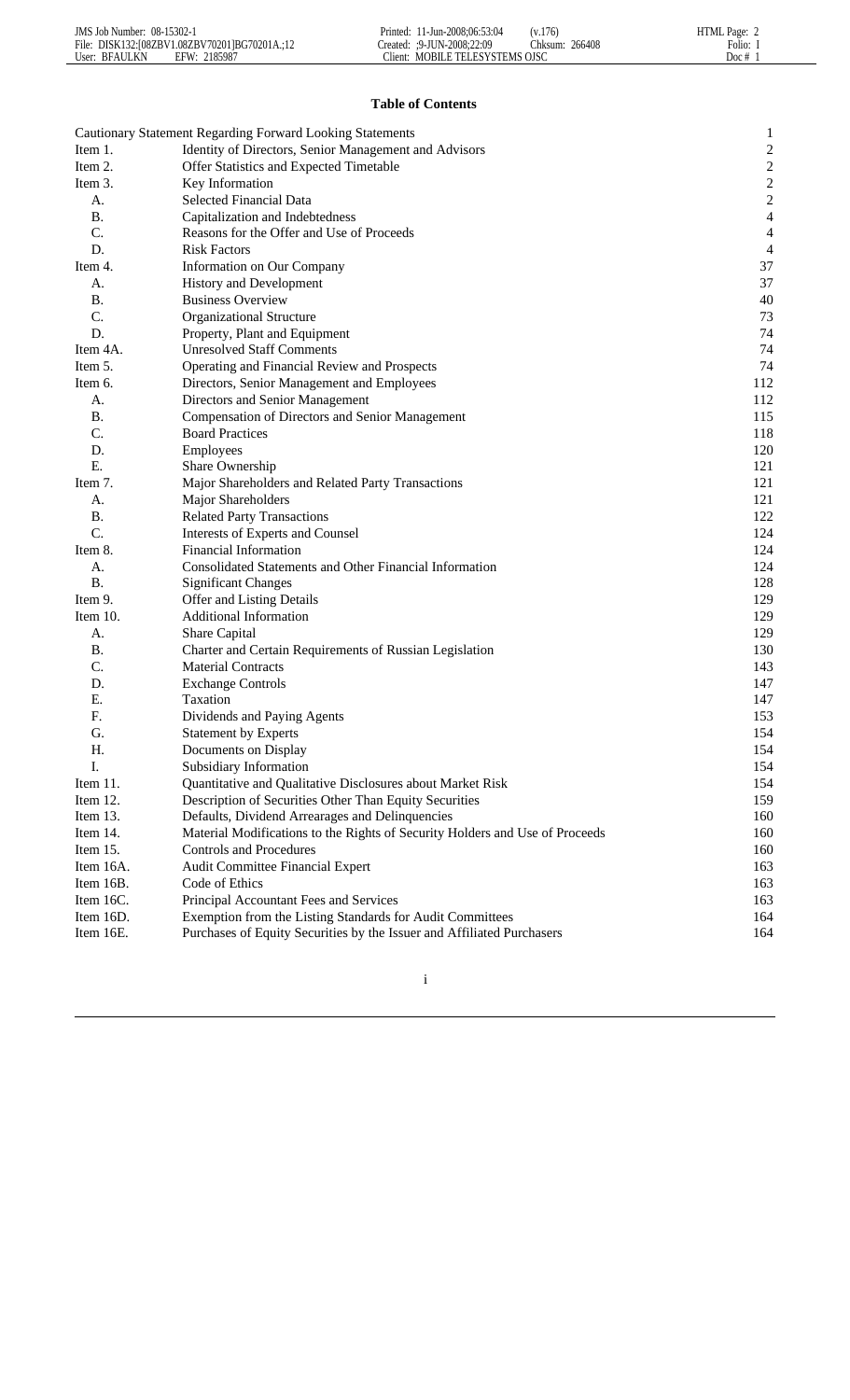## Table of Contents

| | | |
|---|---|---|
| Cautionary Statement Regarding Forward Looking Statements | | 1 |
| Item 1. | Identity of Directors, Senior Management and Advisors | 2 |
| Item 2. | Offer Statistics and Expected Timetable | 2 |
| Item 3. | Key Information | 2 |
| A. | Selected Financial Data | 2 |
| B. | Capitalization and Indebtedness | 4 |
| C. | Reasons for the Offer and Use of Proceeds | 4 |
| D. | Risk Factors | 4 |
| Item 4. | Information on Our Company | 37 |
| A. | History and Development | 37 |
| B. | Business Overview | 40 |
| C. | Organizational Structure | 73 |
| D. | Property, Plant and Equipment | 74 |
| Item 4A. | Unresolved Staff Comments | 74 |
| Item 5. | Operating and Financial Review and Prospects | 74 |
| Item 6. | Directors, Senior Management and Employees | 112 |
| A. | Directors and Senior Management | 112 |
| B. | Compensation of Directors and Senior Management | 115 |
| C. | Board Practices | 118 |
| D. | Employees | 120 |
| E. | Share Ownership | 121 |
| Item 7. | Major Shareholders and Related Party Transactions | 121 |
| A. | Major Shareholders | 121 |
| B. | Related Party Transactions | 122 |
| C. | Interests of Experts and Counsel | 124 |
| Item 8. | Financial Information | 124 |
| A. | Consolidated Statements and Other Financial Information | 124 |
| B. | Significant Changes | 128 |
| Item 9. | Offer and Listing Details | 129 |
| Item 10. | Additional Information | 129 |
| A. | Share Capital | 129 |
| B. | Charter and Certain Requirements of Russian Legislation | 130 |
| C. | Material Contracts | 143 |
| D. | Exchange Controls | 147 |
| E. | Taxation | 147 |
| F. | Dividends and Paying Agents | 153 |
| G. | Statement by Experts | 154 |
| H. | Documents on Display | 154 |
| I. | Subsidiary Information | 154 |
| Item 11. | Quantitative and Qualitative Disclosures about Market Risk | 154 |
| Item 12. | Description of Securities Other Than Equity Securities | 159 |
| Item 13. | Defaults, Dividend Arrearages and Delinquencies | 160 |
| Item 14. | Material Modifications to the Rights of Security Holders and Use of Proceeds | 160 |
| Item 15. | Controls and Procedures | 160 |
| Item 16A. | Audit Committee Financial Expert | 163 |
| Item 16B. | Code of Ethics | 163 |
| Item 16C. | Principal Accountant Fees and Services | 163 |
| Item 16D. | Exemption from the Listing Standards for Audit Committees | 164 |
| Item 16E. | Purchases of Equity Securities by the Issuer and Affiliated Purchasers | 164 |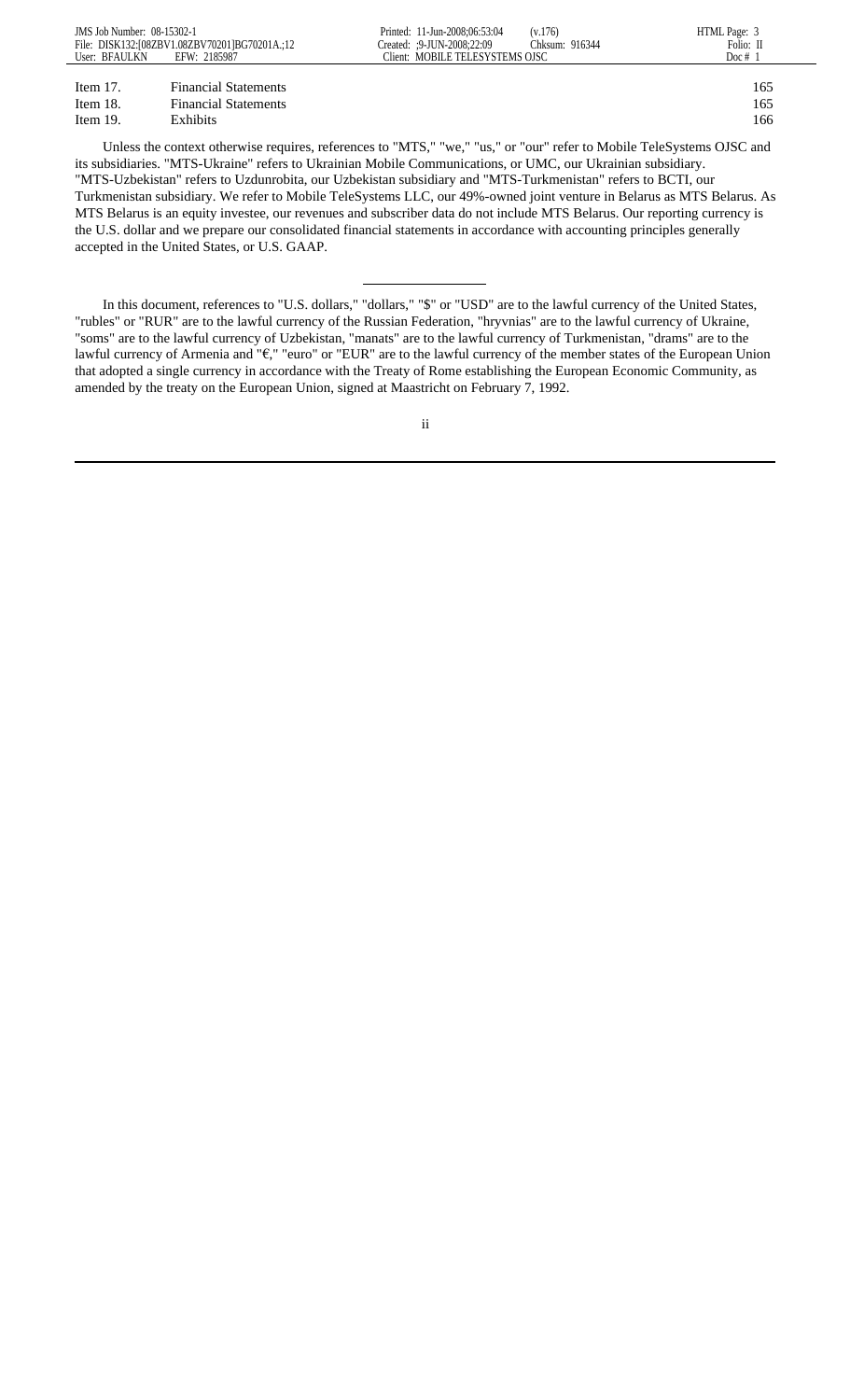| | | |
|---|---|---|
| Item 17. | Financial Statements | 165 |
| Item 18. | Financial Statements | 165 |
| Item 19. | Exhibits | 166 |

Unless the context otherwise requires, references to "MTS," "we," "us," or "our" refer to Mobile TeleSystems OJSC and its subsidiaries. "MTS-Ukraine" refers to Ukrainian Mobile Communications, or UMC, our Ukrainian subsidiary. "MTS-Uzbekistan" refers to Uzdunrobita, our Uzbekistan subsidiary and "MTS-Turkmenistan" refers to BCTI, our Turkmenistan subsidiary. We refer to Mobile TeleSystems LLC, our 49%-owned joint venture in Belarus as MTS Belarus. As MTS Belarus is an equity investee, our revenues and subscriber data do not include MTS Belarus. Our reporting currency is the U.S. dollar and we prepare our consolidated financial statements in accordance with accounting principles generally accepted in the United States, or U.S. GAAP.

---

In this document, references to "U.S. dollars," "dollars," "$" or "USD" are to the lawful currency of the United States, "rubles" or "RUR" are to the lawful currency of the Russian Federation, "hryvnias" are to the lawful currency of Ukraine, "soms" are to the lawful currency of Uzbekistan, "manats" are to the lawful currency of Turkmenistan, "drams" are to the lawful currency of Armenia and "€," "euro" or "EUR" are to the lawful currency of the member states of the European Union that adopted a single currency in accordance with the Treaty of Rome establishing the European Economic Community, as amended by the treaty on the European Union, signed at Maastricht on February 7, 1992.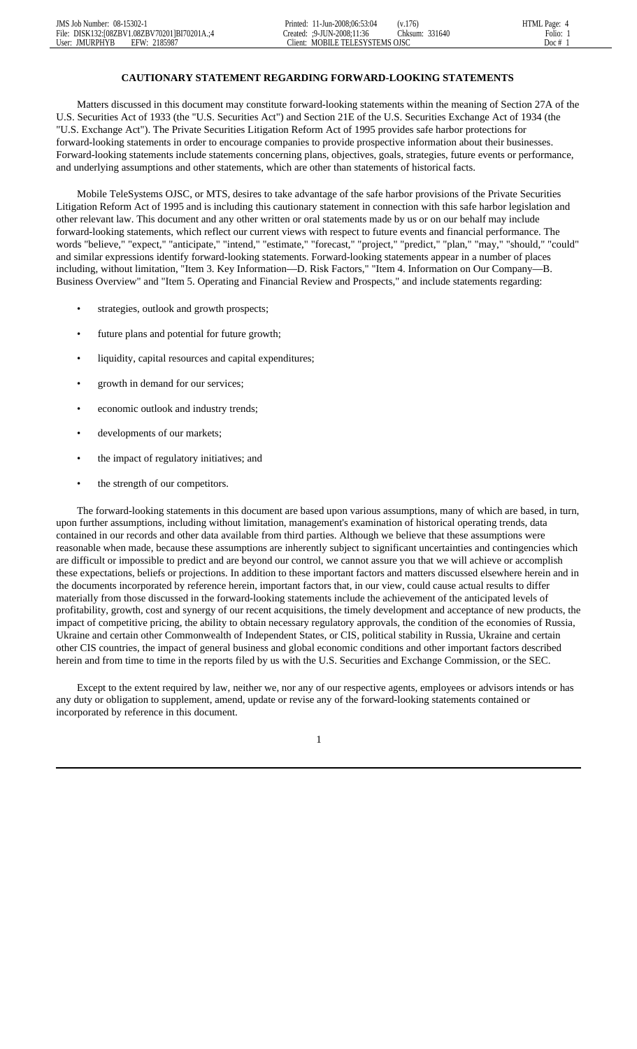## CAUTIONARY STATEMENT REGARDING FORWARD-LOOKING STATEMENTS

Matters discussed in this document may constitute forward-looking statements within the meaning of Section 27A of the U.S. Securities Act of 1933 (the "U.S. Securities Act") and Section 21E of the U.S. Securities Exchange Act of 1934 (the "U.S. Exchange Act"). The Private Securities Litigation Reform Act of 1995 provides safe harbor protections for forward-looking statements in order to encourage companies to provide prospective information about their businesses. Forward-looking statements include statements concerning plans, objectives, goals, strategies, future events or performance, and underlying assumptions and other statements, which are other than statements of historical facts.

Mobile TeleSystems OJSC, or MTS, desires to take advantage of the safe harbor provisions of the Private Securities Litigation Reform Act of 1995 and is including this cautionary statement in connection with this safe harbor legislation and other relevant law. This document and any other written or oral statements made by us or on our behalf may include forward-looking statements, which reflect our current views with respect to future events and financial performance. The words "believe," "expect," "anticipate," "intend," "estimate," "forecast," "project," "predict," "plan," "may," "should," "could" and similar expressions identify forward-looking statements. Forward-looking statements appear in a number of places including, without limitation, "Item 3. Key Information—D. Risk Factors," "Item 4. Information on Our Company—B. Business Overview" and "Item 5. Operating and Financial Review and Prospects," and include statements regarding:

- strategies, outlook and growth prospects;
- future plans and potential for future growth;
- liquidity, capital resources and capital expenditures;
- growth in demand for our services;
- economic outlook and industry trends;
- developments of our markets;
- the impact of regulatory initiatives; and
- the strength of our competitors.

The forward-looking statements in this document are based upon various assumptions, many of which are based, in turn, upon further assumptions, including without limitation, management's examination of historical operating trends, data contained in our records and other data available from third parties. Although we believe that these assumptions were reasonable when made, because these assumptions are inherently subject to significant uncertainties and contingencies which are difficult or impossible to predict and are beyond our control, we cannot assure you that we will achieve or accomplish these expectations, beliefs or projections. In addition to these important factors and matters discussed elsewhere herein and in the documents incorporated by reference herein, important factors that, in our view, could cause actual results to differ materially from those discussed in the forward-looking statements include the achievement of the anticipated levels of profitability, growth, cost and synergy of our recent acquisitions, the timely development and acceptance of new products, the impact of competitive pricing, the ability to obtain necessary regulatory approvals, the condition of the economies of Russia, Ukraine and certain other Commonwealth of Independent States, or CIS, political stability in Russia, Ukraine and certain other CIS countries, the impact of general business and global economic conditions and other important factors described herein and from time to time in the reports filed by us with the U.S. Securities and Exchange Commission, or the SEC.

Except to the extent required by law, neither we, nor any of our respective agents, employees or advisors intends or has any duty or obligation to supplement, amend, update or revise any of the forward-looking statements contained or incorporated by reference in this document.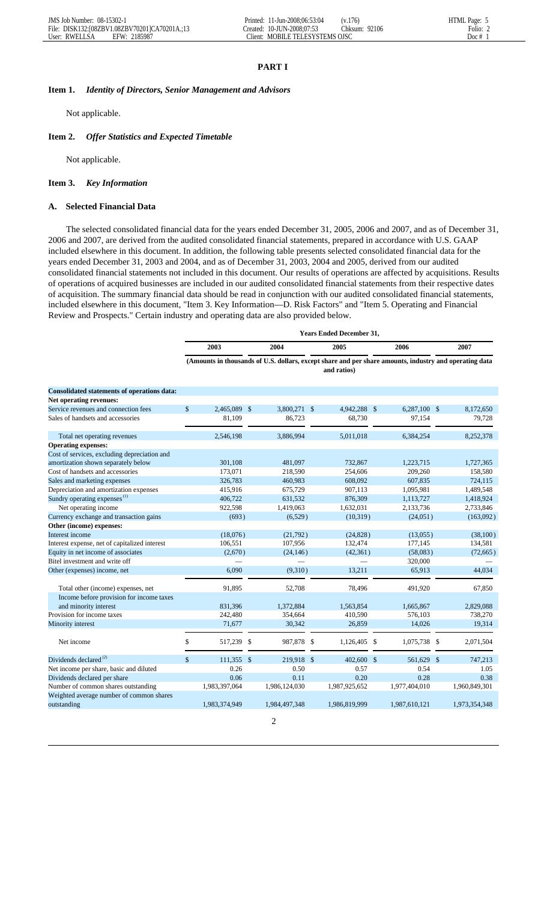# PART I

### Item 1. *Identity of Directors, Senior Management and Advisors*

Not applicable.

### Item 2. *Offer Statistics and Expected Timetable*

Not applicable.

### Item 3. *Key Information*

#### A. Selected Financial Data

The selected consolidated financial data for the years ended December 31, 2005, 2006 and 2007, and as of December 31, 2006 and 2007, are derived from the audited consolidated financial statements, prepared in accordance with U.S. GAAP included elsewhere in this document. In addition, the following table presents selected consolidated financial data for the years ended December 31, 2003 and 2004, and as of December 31, 2003, 2004 and 2005, derived from our audited consolidated financial statements not included in this document. Our results of operations are affected by acquisitions. Results of operations of acquired businesses are included in our audited consolidated financial statements from their respective dates of acquisition. The summary financial data should be read in conjunction with our audited consolidated financial statements, included elsewhere in this document, "Item 3. Key Information—D. Risk Factors" and "Item 5. Operating and Financial Review and Prospects." Certain industry and operating data are also provided below.

| | Years Ended December 31, | | | | |
|---|---|---|---|---|---|
| | 2003 | 2004 | 2005 | 2006 | 2007 |
| | (Amounts in thousands of U.S. dollars, except share and per share amounts, industry and operating data and ratios) | | | | |
| **Consolidated statements of operations data:** | | | | | |
| **Net operating revenues:** | | | | | |
| Service revenues and connection fees | $ 2,465,089 | $ 3,800,271 | $ 4,942,288 | $ 6,287,100 | $ 8,172,650 |
| Sales of handsets and accessories | 81,109 | 86,723 | 68,730 | 97,154 | 79,728 |
| Total net operating revenues | 2,546,198 | 3,886,994 | 5,011,018 | 6,384,254 | 8,252,378 |
| **Operating expenses:** | | | | | |
| Cost of services, excluding depreciation and amortization shown separately below | 301,108 | 481,097 | 732,867 | 1,223,715 | 1,727,365 |
| Cost of handsets and accessories | 173,071 | 218,590 | 254,606 | 209,260 | 158,580 |
| Sales and marketing expenses | 326,783 | 460,983 | 608,092 | 607,835 | 724,115 |
| Depreciation and amortization expenses | 415,916 | 675,729 | 907,113 | 1,095,981 | 1,489,548 |
| Sundry operating expenses [(1)] | 406,722 | 631,532 | 876,309 | 1,113,727 | 1,418,924 |
| Net operating income | 922,598 | 1,419,063 | 1,632,031 | 2,133,736 | 2,733,846 |
| Currency exchange and transaction gains | (693) | (6,529) | (10,319) | (24,051) | (163,092) |
| **Other (income) expenses:** | | | | | |
| Interest income | (18,076) | (21,792) | (24,828) | (13,055) | (38,100) |
| Interest expense, net of capitalized interest | 106,551 | 107,956 | 132,474 | 177,145 | 134,581 |
| Equity in net income of associates | (2,670) | (24,146) | (42,361) | (58,083) | (72,665) |
| Bitel investment and write off | — | — | — | 320,000 | — |
| Other (expenses) income, net | 6,090 | (9,310) | 13,211 | 65,913 | 44,034 |
| Total other (income) expenses, net | 91,895 | 52,708 | 78,496 | 491,920 | 67,850 |
| Income before provision for income taxes and minority interest | 831,396 | 1,372,884 | 1,563,854 | 1,665,867 | 2,829,088 |
| Provision for income taxes | 242,480 | 354,664 | 410,590 | 576,103 | 738,270 |
| Minority interest | 71,677 | 30,342 | 26,859 | 14,026 | 19,314 |
| Net income | $ 517,239 | $ 987,878 | $ 1,126,405 | $ 1,075,738 | $ 2,071,504 |
| Dividends declared [(2)] | $ 111,355 | $ 219,918 | $ 402,600 | $ 561,629 | $ 747,213 |
| Net income per share, basic and diluted | 0.26 | 0.50 | 0.57 | 0.54 | 1.05 |
| Dividends declared per share | 0.06 | 0.11 | 0.20 | 0.28 | 0.38 |
| Number of common shares outstanding | 1,983,397,064 | 1,986,124,030 | 1,987,925,652 | 1,977,404,010 | 1,960,849,301 |
| Weighted average number of common shares outstanding | 1,983,374,949 | 1,984,497,348 | 1,986,819,999 | 1,987,610,121 | 1,973,354,348 |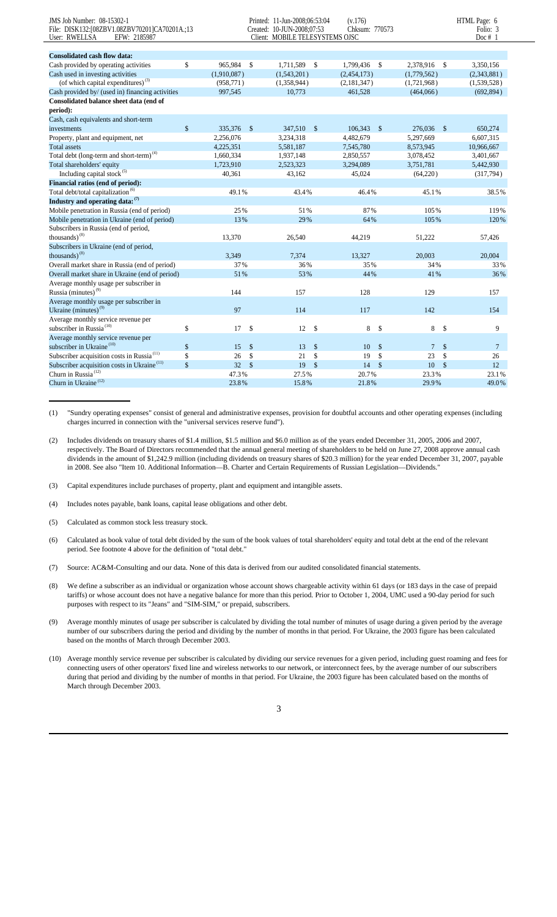| | | | | | |
|---|---|---|---|---|---|
| **Consolidated cash flow data:** | | | | | |
| Cash provided by operating activities | $ 965,984 | $ 1,711,589 | $ 1,799,436 | $ 2,378,916 | $ 3,350,156 |
| Cash used in investing activities | (1,910,087) | (1,543,201) | (2,454,173) | (1,779,562) | (2,343,881) |
| (of which capital expenditures)[(3)] | (958,771) | (1,358,944) | (2,181,347) | (1,721,968) | (1,539,528) |
| Cash provided by/ (used in) financing activities | 997,545 | 10,773 | 461,528 | (464,066) | (692,894) |
| **Consolidated balance sheet data (end of period):** | | | | | |
| Cash, cash equivalents and short-term investments | $ 335,376 | $ 347,510 | $ 106,343 | $ 276,036 | $ 650,274 |
| Property, plant and equipment, net | 2,256,076 | 3,234,318 | 4,482,679 | 5,297,669 | 6,607,315 |
| Total assets | 4,225,351 | 5,581,187 | 7,545,780 | 8,573,945 | 10,966,667 |
| Total debt (long-term and short-term)[(4)] | 1,660,334 | 1,937,148 | 2,850,557 | 3,078,452 | 3,401,667 |
| Total shareholders' equity | 1,723,910 | 2,523,323 | 3,294,089 | 3,751,781 | 5,442,930 |
| Including capital stock[(5)] | 40,361 | 43,162 | 45,024 | (64,220) | (317,794) |
| **Financial ratios (end of period):** | | | | | |
| Total debt/total capitalization[(6)] | 49.1% | 43.4% | 46.4% | 45.1% | 38.5% |
| **Industry and operating data:[(7)]** | | | | | |
| Mobile penetration in Russia (end of period) | 25% | 51% | 87% | 105% | 119% |
| Mobile penetration in Ukraine (end of period) | 13% | 29% | 64% | 105% | 120% |
| Subscribers in Russia (end of period, thousands)[(8)] | 13,370 | 26,540 | 44,219 | 51,222 | 57,426 |
| Subscribers in Ukraine (end of period, thousands)[(8)] | 3,349 | 7,374 | 13,327 | 20,003 | 20,004 |
| Overall market share in Russia (end of period) | 37% | 36% | 35% | 34% | 33% |
| Overall market share in Ukraine (end of period) | 51% | 53% | 44% | 41% | 36% |
| Average monthly usage per subscriber in Russia (minutes)[(9)] | 144 | 157 | 128 | 129 | 157 |
| Average monthly usage per subscriber in Ukraine (minutes)[(9)] | 97 | 114 | 117 | 142 | 154 |
| Average monthly service revenue per subscriber in Russia[(10)] | $ 17 | $ 12 | $ 8 | $ 8 | $ 9 |
| Average monthly service revenue per subscriber in Ukraine[(10)] | $ 15 | $ 13 | $ 10 | $ 7 | $ 7 |
| Subscriber acquisition costs in Russia[(11)] | $ 26 | $ 21 | $ 19 | $ 23 | $ 26 |
| Subscriber acquisition costs in Ukraine[(11)] | $ 32 | $ 19 | $ 14 | $ 10 | $ 12 |
| Churn in Russia[(12)] | 47.3% | 27.5% | 20.7% | 23.3% | 23.1% |
| Churn in Ukraine[(12)] | 23.8% | 15.8% | 21.8% | 29.9% | 49.0% |

(1) "Sundry operating expenses" consist of general and administrative expenses, provision for doubtful accounts and other operating expenses (including charges incurred in connection with the "universal services reserve fund").

(2) Includes dividends on treasury shares of $1.4 million, $1.5 million and $6.0 million as of the years ended December 31, 2005, 2006 and 2007, respectively. The Board of Directors recommended that the annual general meeting of shareholders to be held on June 27, 2008 approve annual cash dividends in the amount of $1,242.9 million (including dividends on treasury shares of $20.3 million) for the year ended December 31, 2007, payable in 2008. See also "Item 10. Additional Information—B. Charter and Certain Requirements of Russian Legislation—Dividends."

(3) Capital expenditures include purchases of property, plant and equipment and intangible assets.

(4) Includes notes payable, bank loans, capital lease obligations and other debt.

(5) Calculated as common stock less treasury stock.

(6) Calculated as book value of total debt divided by the sum of the book values of total shareholders' equity and total debt at the end of the relevant period. See footnote 4 above for the definition of "total debt."

(7) Source: AC&M-Consulting and our data. None of this data is derived from our audited consolidated financial statements.

(8) We define a subscriber as an individual or organization whose account shows chargeable activity within 61 days (or 183 days in the case of prepaid tariffs) or whose account does not have a negative balance for more than this period. Prior to October 1, 2004, UMC used a 90-day period for such purposes with respect to its "Jeans" and "SIM-SIM," or prepaid, subscribers.

(9) Average monthly minutes of usage per subscriber is calculated by dividing the total number of minutes of usage during a given period by the average number of our subscribers during the period and dividing by the number of months in that period. For Ukraine, the 2003 figure has been calculated based on the months of March through December 2003.

(10) Average monthly service revenue per subscriber is calculated by dividing our service revenues for a given period, including guest roaming and fees for connecting users of other operators' fixed line and wireless networks to our network, or interconnect fees, by the average number of our subscribers during that period and dividing by the number of months in that period. For Ukraine, the 2003 figure has been calculated based on the months of March through December 2003.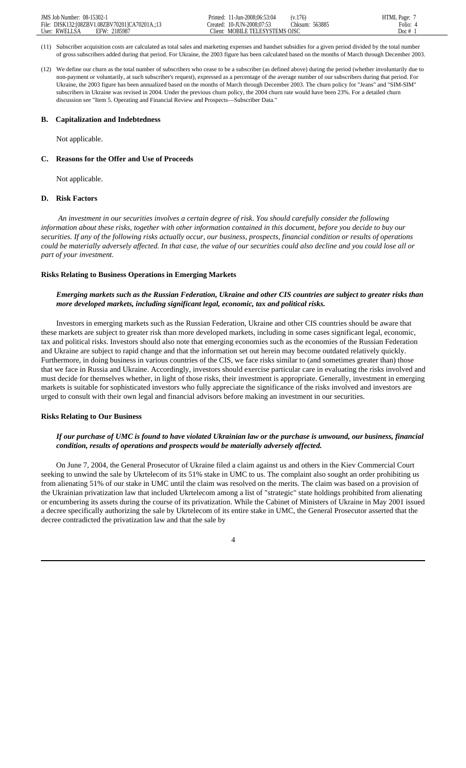(11) Subscriber acquisition costs are calculated as total sales and marketing expenses and handset subsidies for a given period divided by the total number of gross subscribers added during that period. For Ukraine, the 2003 figure has been calculated based on the months of March through December 2003.

(12) We define our churn as the total number of subscribers who cease to be a subscriber (as defined above) during the period (whether involuntarily due to non-payment or voluntarily, at such subscriber's request), expressed as a percentage of the average number of our subscribers during that period. For Ukraine, the 2003 figure has been annualized based on the months of March through December 2003. The churn policy for "Jeans" and "SIM-SIM" subscribers in Ukraine was revised in 2004. Under the previous churn policy, the 2004 churn rate would have been 23%. For a detailed churn discussion see "Item 5. Operating and Financial Review and Prospects—Subscriber Data."

## B. Capitalization and Indebtedness

Not applicable.

## C. Reasons for the Offer and Use of Proceeds

Not applicable.

## D. Risk Factors

*An investment in our securities involves a certain degree of risk. You should carefully consider the following information about these risks, together with other information contained in this document, before you decide to buy our securities. If any of the following risks actually occur, our business, prospects, financial condition or results of operations could be materially adversely affected. In that case, the value of our securities could also decline and you could lose all or part of your investment.*

### Risks Relating to Business Operations in Emerging Markets

***Emerging markets such as the Russian Federation, Ukraine and other CIS countries are subject to greater risks than more developed markets, including significant legal, economic, tax and political risks.***

Investors in emerging markets such as the Russian Federation, Ukraine and other CIS countries should be aware that these markets are subject to greater risk than more developed markets, including in some cases significant legal, economic, tax and political risks. Investors should also note that emerging economies such as the economies of the Russian Federation and Ukraine are subject to rapid change and that the information set out herein may become outdated relatively quickly. Furthermore, in doing business in various countries of the CIS, we face risks similar to (and sometimes greater than) those that we face in Russia and Ukraine. Accordingly, investors should exercise particular care in evaluating the risks involved and must decide for themselves whether, in light of those risks, their investment is appropriate. Generally, investment in emerging markets is suitable for sophisticated investors who fully appreciate the significance of the risks involved and investors are urged to consult with their own legal and financial advisors before making an investment in our securities.

### Risks Relating to Our Business

***If our purchase of UMC is found to have violated Ukrainian law or the purchase is unwound, our business, financial condition, results of operations and prospects would be materially adversely affected.***

On June 7, 2004, the General Prosecutor of Ukraine filed a claim against us and others in the Kiev Commercial Court seeking to unwind the sale by Ukrtelecom of its 51% stake in UMC to us. The complaint also sought an order prohibiting us from alienating 51% of our stake in UMC until the claim was resolved on the merits. The claim was based on a provision of the Ukrainian privatization law that included Ukrtelecom among a list of "strategic" state holdings prohibited from alienating or encumbering its assets during the course of its privatization. While the Cabinet of Ministers of Ukraine in May 2001 issued a decree specifically authorizing the sale by Ukrtelecom of its entire stake in UMC, the General Prosecutor asserted that the decree contradicted the privatization law and that the sale by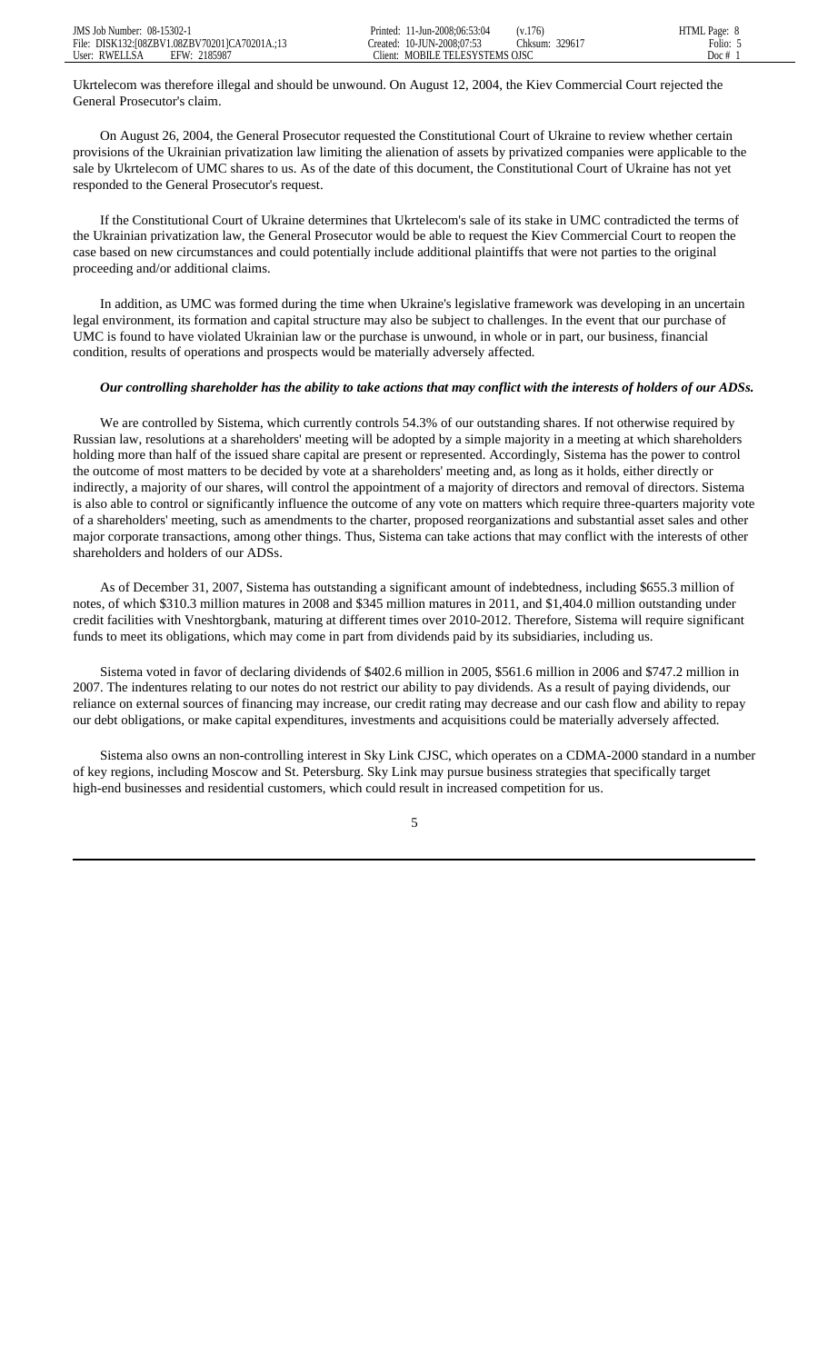Ukrtelecom was therefore illegal and should be unwound. On August 12, 2004, the Kiev Commercial Court rejected the General Prosecutor's claim.

On August 26, 2004, the General Prosecutor requested the Constitutional Court of Ukraine to review whether certain provisions of the Ukrainian privatization law limiting the alienation of assets by privatized companies were applicable to the sale by Ukrtelecom of UMC shares to us. As of the date of this document, the Constitutional Court of Ukraine has not yet responded to the General Prosecutor's request.

If the Constitutional Court of Ukraine determines that Ukrtelecom's sale of its stake in UMC contradicted the terms of the Ukrainian privatization law, the General Prosecutor would be able to request the Kiev Commercial Court to reopen the case based on new circumstances and could potentially include additional plaintiffs that were not parties to the original proceeding and/or additional claims.

In addition, as UMC was formed during the time when Ukraine's legislative framework was developing in an uncertain legal environment, its formation and capital structure may also be subject to challenges. In the event that our purchase of UMC is found to have violated Ukrainian law or the purchase is unwound, in whole or in part, our business, financial condition, results of operations and prospects would be materially adversely affected.

***Our controlling shareholder has the ability to take actions that may conflict with the interests of holders of our ADSs.***

We are controlled by Sistema, which currently controls 54.3% of our outstanding shares. If not otherwise required by Russian law, resolutions at a shareholders' meeting will be adopted by a simple majority in a meeting at which shareholders holding more than half of the issued share capital are present or represented. Accordingly, Sistema has the power to control the outcome of most matters to be decided by vote at a shareholders' meeting and, as long as it holds, either directly or indirectly, a majority of our shares, will control the appointment of a majority of directors and removal of directors. Sistema is also able to control or significantly influence the outcome of any vote on matters which require three-quarters majority vote of a shareholders' meeting, such as amendments to the charter, proposed reorganizations and substantial asset sales and other major corporate transactions, among other things. Thus, Sistema can take actions that may conflict with the interests of other shareholders and holders of our ADSs.

As of December 31, 2007, Sistema has outstanding a significant amount of indebtedness, including $655.3 million of notes, of which $310.3 million matures in 2008 and $345 million matures in 2011, and $1,404.0 million outstanding under credit facilities with Vneshtorgbank, maturing at different times over 2010-2012. Therefore, Sistema will require significant funds to meet its obligations, which may come in part from dividends paid by its subsidiaries, including us.

Sistema voted in favor of declaring dividends of $402.6 million in 2005, $561.6 million in 2006 and $747.2 million in 2007. The indentures relating to our notes do not restrict our ability to pay dividends. As a result of paying dividends, our reliance on external sources of financing may increase, our credit rating may decrease and our cash flow and ability to repay our debt obligations, or make capital expenditures, investments and acquisitions could be materially adversely affected.

Sistema also owns an non-controlling interest in Sky Link CJSC, which operates on a CDMA-2000 standard in a number of key regions, including Moscow and St. Petersburg. Sky Link may pursue business strategies that specifically target high-end businesses and residential customers, which could result in increased competition for us.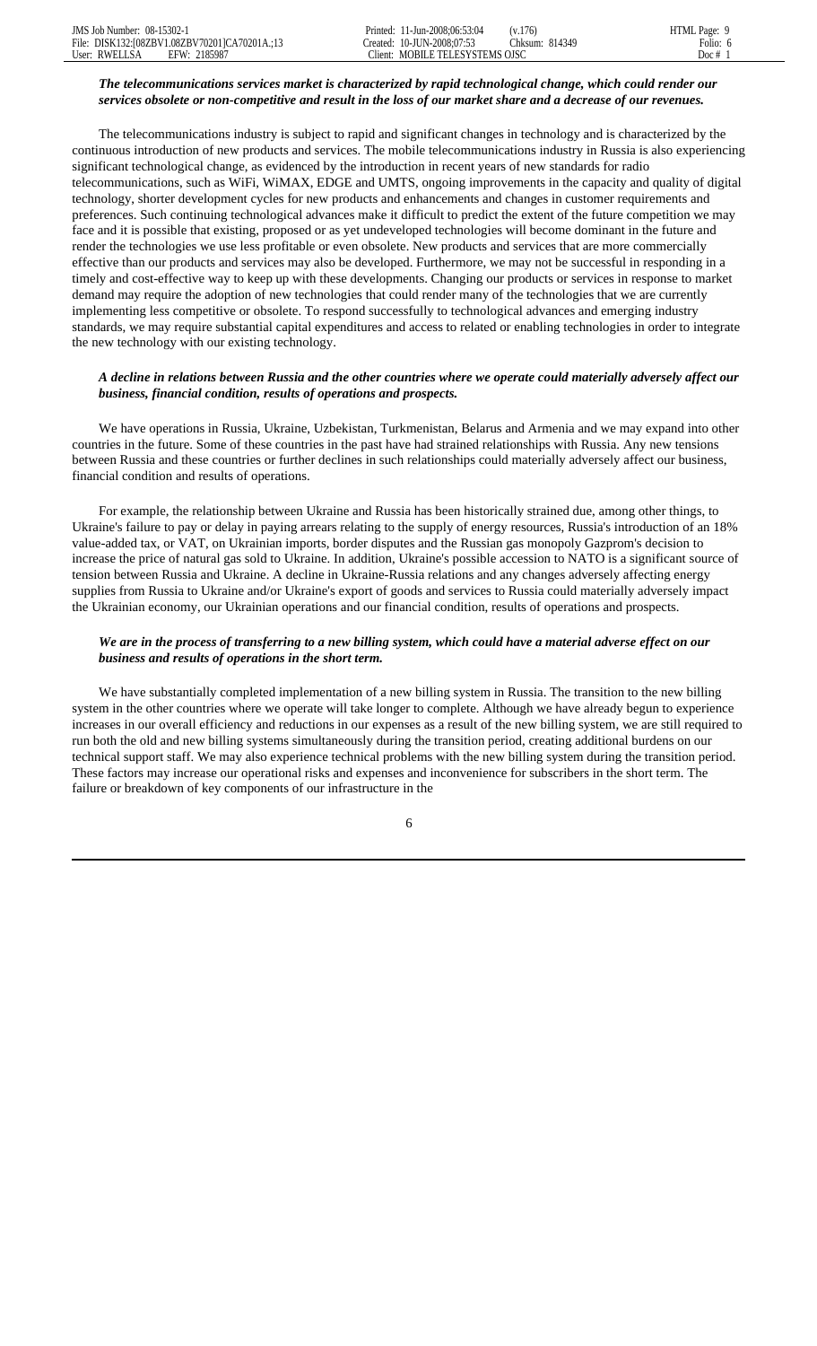***The telecommunications services market is characterized by rapid technological change, which could render our services obsolete or non-competitive and result in the loss of our market share and a decrease of our revenues.***

The telecommunications industry is subject to rapid and significant changes in technology and is characterized by the continuous introduction of new products and services. The mobile telecommunications industry in Russia is also experiencing significant technological change, as evidenced by the introduction in recent years of new standards for radio telecommunications, such as WiFi, WiMAX, EDGE and UMTS, ongoing improvements in the capacity and quality of digital technology, shorter development cycles for new products and enhancements and changes in customer requirements and preferences. Such continuing technological advances make it difficult to predict the extent of the future competition we may face and it is possible that existing, proposed or as yet undeveloped technologies will become dominant in the future and render the technologies we use less profitable or even obsolete. New products and services that are more commercially effective than our products and services may also be developed. Furthermore, we may not be successful in responding in a timely and cost-effective way to keep up with these developments. Changing our products or services in response to market demand may require the adoption of new technologies that could render many of the technologies that we are currently implementing less competitive or obsolete. To respond successfully to technological advances and emerging industry standards, we may require substantial capital expenditures and access to related or enabling technologies in order to integrate the new technology with our existing technology.

***A decline in relations between Russia and the other countries where we operate could materially adversely affect our business, financial condition, results of operations and prospects.***

We have operations in Russia, Ukraine, Uzbekistan, Turkmenistan, Belarus and Armenia and we may expand into other countries in the future. Some of these countries in the past have had strained relationships with Russia. Any new tensions between Russia and these countries or further declines in such relationships could materially adversely affect our business, financial condition and results of operations.

For example, the relationship between Ukraine and Russia has been historically strained due, among other things, to Ukraine's failure to pay or delay in paying arrears relating to the supply of energy resources, Russia's introduction of an 18% value-added tax, or VAT, on Ukrainian imports, border disputes and the Russian gas monopoly Gazprom's decision to increase the price of natural gas sold to Ukraine. In addition, Ukraine's possible accession to NATO is a significant source of tension between Russia and Ukraine. A decline in Ukraine-Russia relations and any changes adversely affecting energy supplies from Russia to Ukraine and/or Ukraine's export of goods and services to Russia could materially adversely impact the Ukrainian economy, our Ukrainian operations and our financial condition, results of operations and prospects.

***We are in the process of transferring to a new billing system, which could have a material adverse effect on our business and results of operations in the short term.***

We have substantially completed implementation of a new billing system in Russia. The transition to the new billing system in the other countries where we operate will take longer to complete. Although we have already begun to experience increases in our overall efficiency and reductions in our expenses as a result of the new billing system, we are still required to run both the old and new billing systems simultaneously during the transition period, creating additional burdens on our technical support staff. We may also experience technical problems with the new billing system during the transition period. These factors may increase our operational risks and expenses and inconvenience for subscribers in the short term. The failure or breakdown of key components of our infrastructure in the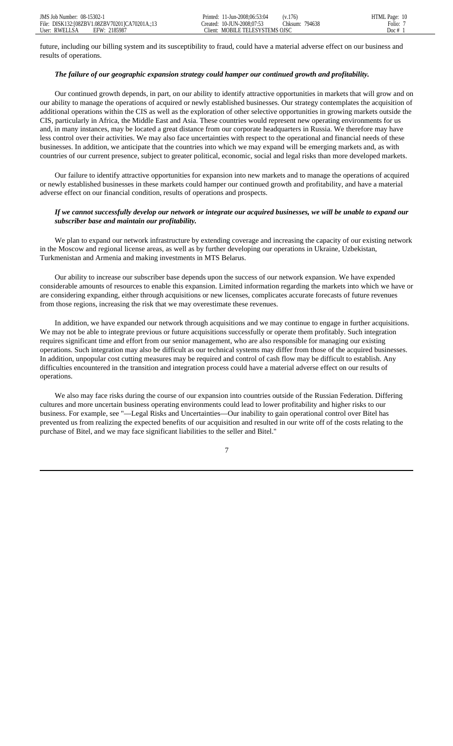future, including our billing system and its susceptibility to fraud, could have a material adverse effect on our business and results of operations.

***The failure of our geographic expansion strategy could hamper our continued growth and profitability.***

Our continued growth depends, in part, on our ability to identify attractive opportunities in markets that will grow and on our ability to manage the operations of acquired or newly established businesses. Our strategy contemplates the acquisition of additional operations within the CIS as well as the exploration of other selective opportunities in growing markets outside the CIS, particularly in Africa, the Middle East and Asia. These countries would represent new operating environments for us and, in many instances, may be located a great distance from our corporate headquarters in Russia. We therefore may have less control over their activities. We may also face uncertainties with respect to the operational and financial needs of these businesses. In addition, we anticipate that the countries into which we may expand will be emerging markets and, as with countries of our current presence, subject to greater political, economic, social and legal risks than more developed markets.

Our failure to identify attractive opportunities for expansion into new markets and to manage the operations of acquired or newly established businesses in these markets could hamper our continued growth and profitability, and have a material adverse effect on our financial condition, results of operations and prospects.

***If we cannot successfully develop our network or integrate our acquired businesses, we will be unable to expand our subscriber base and maintain our profitability.***

We plan to expand our network infrastructure by extending coverage and increasing the capacity of our existing network in the Moscow and regional license areas, as well as by further developing our operations in Ukraine, Uzbekistan, Turkmenistan and Armenia and making investments in MTS Belarus.

Our ability to increase our subscriber base depends upon the success of our network expansion. We have expended considerable amounts of resources to enable this expansion. Limited information regarding the markets into which we have or are considering expanding, either through acquisitions or new licenses, complicates accurate forecasts of future revenues from those regions, increasing the risk that we may overestimate these revenues.

In addition, we have expanded our network through acquisitions and we may continue to engage in further acquisitions. We may not be able to integrate previous or future acquisitions successfully or operate them profitably. Such integration requires significant time and effort from our senior management, who are also responsible for managing our existing operations. Such integration may also be difficult as our technical systems may differ from those of the acquired businesses. In addition, unpopular cost cutting measures may be required and control of cash flow may be difficult to establish. Any difficulties encountered in the transition and integration process could have a material adverse effect on our results of operations.

We also may face risks during the course of our expansion into countries outside of the Russian Federation. Differing cultures and more uncertain business operating environments could lead to lower profitability and higher risks to our business. For example, see "—Legal Risks and Uncertainties—Our inability to gain operational control over Bitel has prevented us from realizing the expected benefits of our acquisition and resulted in our write off of the costs relating to the purchase of Bitel, and we may face significant liabilities to the seller and Bitel."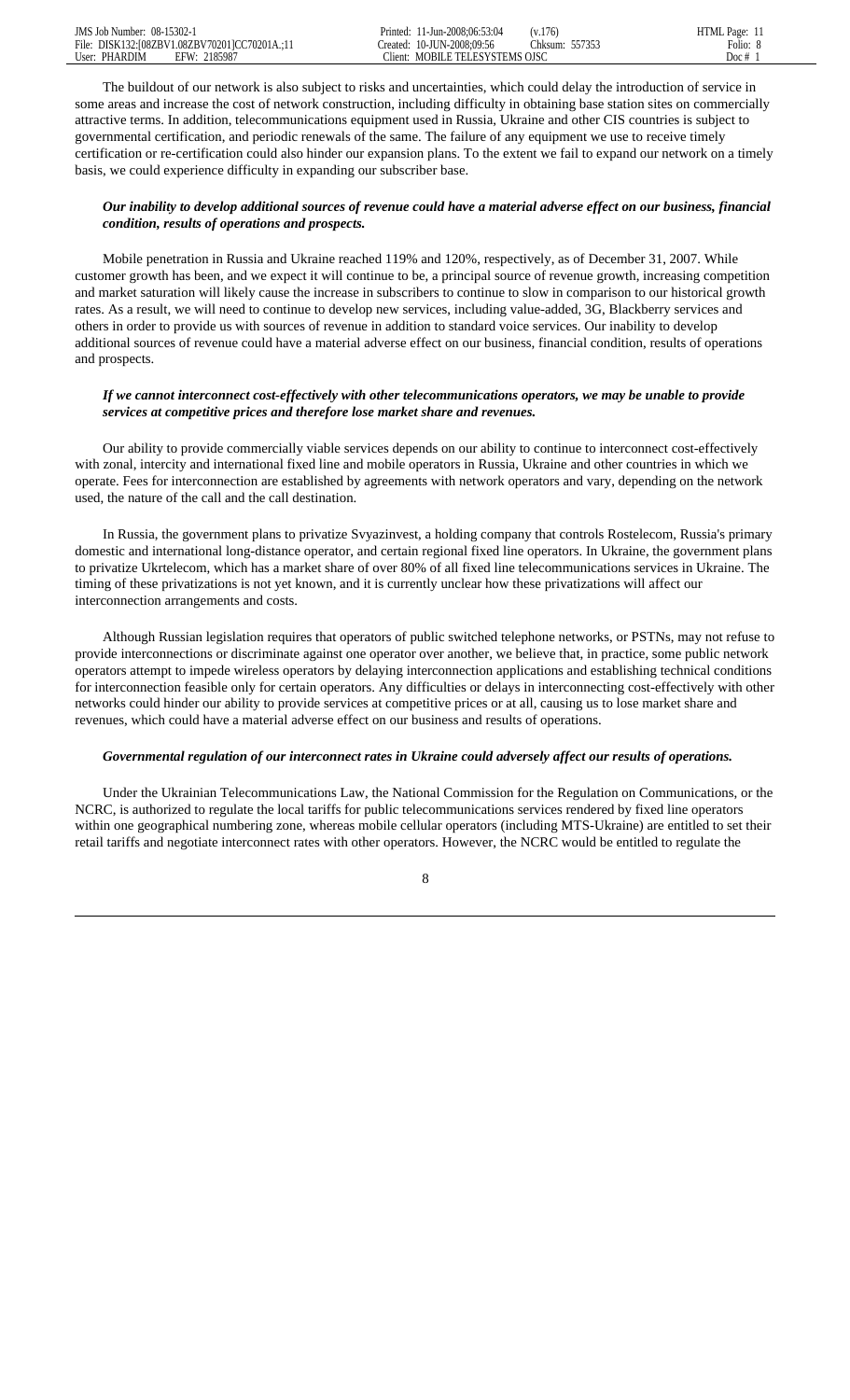The buildout of our network is also subject to risks and uncertainties, which could delay the introduction of service in some areas and increase the cost of network construction, including difficulty in obtaining base station sites on commercially attractive terms. In addition, telecommunications equipment used in Russia, Ukraine and other CIS countries is subject to governmental certification, and periodic renewals of the same. The failure of any equipment we use to receive timely certification or re-certification could also hinder our expansion plans. To the extent we fail to expand our network on a timely basis, we could experience difficulty in expanding our subscriber base.

***Our inability to develop additional sources of revenue could have a material adverse effect on our business, financial condition, results of operations and prospects.***

Mobile penetration in Russia and Ukraine reached 119% and 120%, respectively, as of December 31, 2007. While customer growth has been, and we expect it will continue to be, a principal source of revenue growth, increasing competition and market saturation will likely cause the increase in subscribers to continue to slow in comparison to our historical growth rates. As a result, we will need to continue to develop new services, including value-added, 3G, Blackberry services and others in order to provide us with sources of revenue in addition to standard voice services. Our inability to develop additional sources of revenue could have a material adverse effect on our business, financial condition, results of operations and prospects.

***If we cannot interconnect cost-effectively with other telecommunications operators, we may be unable to provide services at competitive prices and therefore lose market share and revenues.***

Our ability to provide commercially viable services depends on our ability to continue to interconnect cost-effectively with zonal, intercity and international fixed line and mobile operators in Russia, Ukraine and other countries in which we operate. Fees for interconnection are established by agreements with network operators and vary, depending on the network used, the nature of the call and the call destination.

In Russia, the government plans to privatize Svyazinvest, a holding company that controls Rostelecom, Russia's primary domestic and international long-distance operator, and certain regional fixed line operators. In Ukraine, the government plans to privatize Ukrtelecom, which has a market share of over 80% of all fixed line telecommunications services in Ukraine. The timing of these privatizations is not yet known, and it is currently unclear how these privatizations will affect our interconnection arrangements and costs.

Although Russian legislation requires that operators of public switched telephone networks, or PSTNs, may not refuse to provide interconnections or discriminate against one operator over another, we believe that, in practice, some public network operators attempt to impede wireless operators by delaying interconnection applications and establishing technical conditions for interconnection feasible only for certain operators. Any difficulties or delays in interconnecting cost-effectively with other networks could hinder our ability to provide services at competitive prices or at all, causing us to lose market share and revenues, which could have a material adverse effect on our business and results of operations.

***Governmental regulation of our interconnect rates in Ukraine could adversely affect our results of operations.***

Under the Ukrainian Telecommunications Law, the National Commission for the Regulation on Communications, or the NCRC, is authorized to regulate the local tariffs for public telecommunications services rendered by fixed line operators within one geographical numbering zone, whereas mobile cellular operators (including MTS-Ukraine) are entitled to set their retail tariffs and negotiate interconnect rates with other operators. However, the NCRC would be entitled to regulate the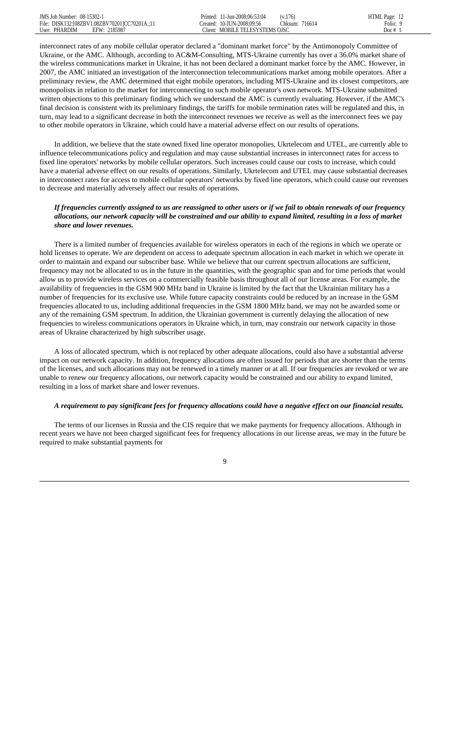interconnect rates of any mobile cellular operator declared a "dominant market force" by the Antimonopoly Committee of Ukraine, or the AMC. Although, according to AC&M-Consulting, MTS-Ukraine currently has over a 36.0% market share of the wireless communications market in Ukraine, it has not been declared a dominant market force by the AMC. However, in 2007, the AMC initiated an investigation of the interconnection telecommunications market among mobile operators. After a preliminary review, the AMC determined that eight mobile operators, including MTS-Ukraine and its closest competitors, are monopolists in relation to the market for interconnecting to such mobile operator's own network. MTS-Ukraine submitted written objections to this preliminary finding which we understand the AMC is currently evaluating. However, if the AMC's final decision is consistent with its preliminary findings, the tariffs for mobile termination rates will be regulated and this, in turn, may lead to a significant decrease in both the interconnect revenues we receive as well as the interconnect fees we pay to other mobile operators in Ukraine, which could have a material adverse effect on our results of operations.

In addition, we believe that the state owned fixed line operator monopolies, Ukrtelecom and UTEL, are currently able to influence telecommunications policy and regulation and may cause substantial increases in interconnect rates for access to fixed line operators' networks by mobile cellular operators. Such increases could cause our costs to increase, which could have a material adverse effect on our results of operations. Similarly, Ukrtelecom and UTEL may cause substantial decreases in interconnect rates for access to mobile cellular operators' networks by fixed line operators, which could cause our revenues to decrease and materially adversely affect our results of operations.

***If frequencies currently assigned to us are reassigned to other users or if we fail to obtain renewals of our frequency allocations, our network capacity will be constrained and our ability to expand limited, resulting in a loss of market share and lower revenues.***

There is a limited number of frequencies available for wireless operators in each of the regions in which we operate or hold licenses to operate. We are dependent on access to adequate spectrum allocation in each market in which we operate in order to maintain and expand our subscriber base. While we believe that our current spectrum allocations are sufficient, frequency may not be allocated to us in the future in the quantities, with the geographic span and for time periods that would allow us to provide wireless services on a commercially feasible basis throughout all of our license areas. For example, the availability of frequencies in the GSM 900 MHz band in Ukraine is limited by the fact that the Ukrainian military has a number of frequencies for its exclusive use. While future capacity constraints could be reduced by an increase in the GSM frequencies allocated to us, including additional frequencies in the GSM 1800 MHz band, we may not be awarded some or any of the remaining GSM spectrum. In addition, the Ukrainian government is currently delaying the allocation of new frequencies to wireless communications operators in Ukraine which, in turn, may constrain our network capacity in those areas of Ukraine characterized by high subscriber usage.

A loss of allocated spectrum, which is not replaced by other adequate allocations, could also have a substantial adverse impact on our network capacity. In addition, frequency allocations are often issued for periods that are shorter than the terms of the licenses, and such allocations may not be renewed in a timely manner or at all. If our frequencies are revoked or we are unable to renew our frequency allocations, our network capacity would be constrained and our ability to expand limited, resulting in a loss of market share and lower revenues.

***A requirement to pay significant fees for frequency allocations could have a negative effect on our financial results.***

The terms of our licenses in Russia and the CIS require that we make payments for frequency allocations. Although in recent years we have not been charged significant fees for frequency allocations in our license areas, we may in the future be required to make substantial payments for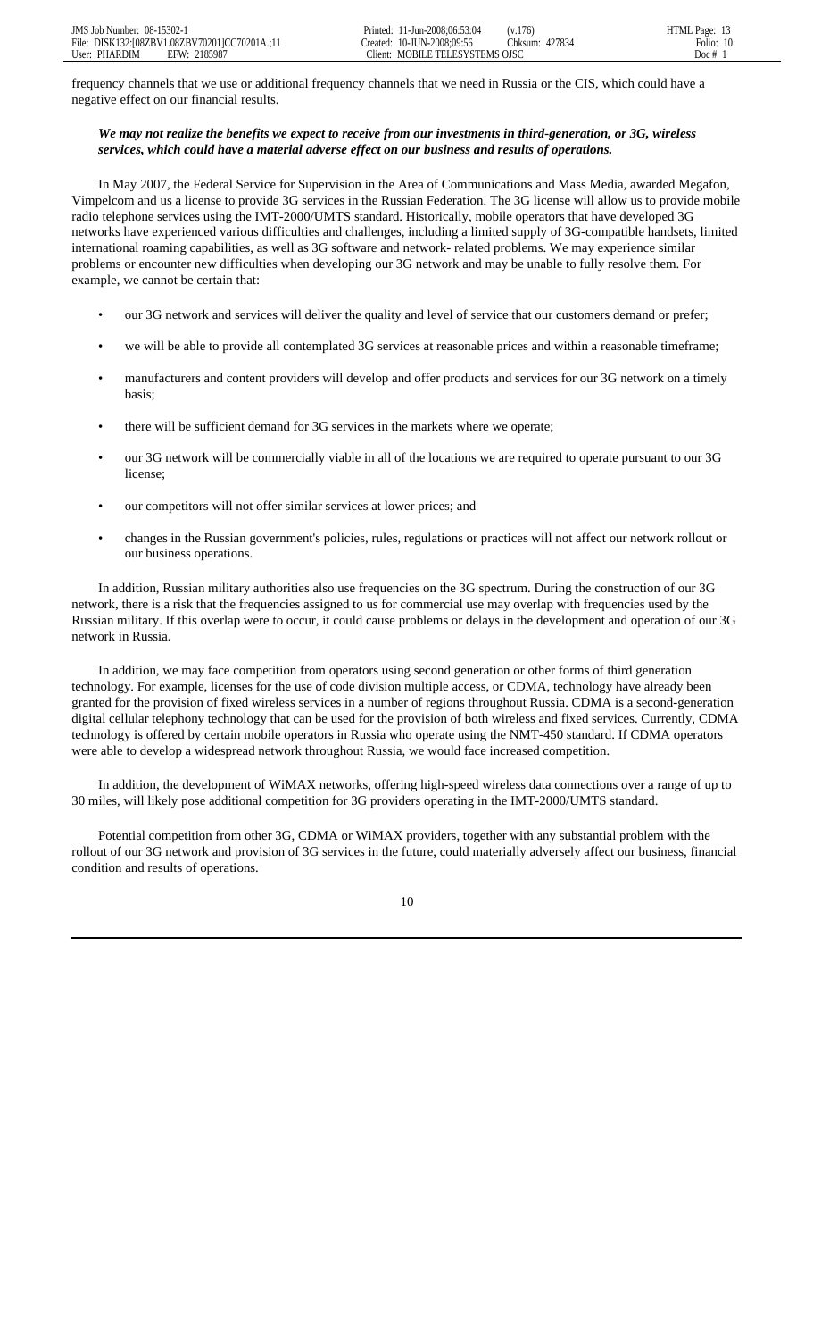frequency channels that we use or additional frequency channels that we need in Russia or the CIS, which could have a negative effect on our financial results.

***We may not realize the benefits we expect to receive from our investments in third-generation, or 3G, wireless services, which could have a material adverse effect on our business and results of operations.***

In May 2007, the Federal Service for Supervision in the Area of Communications and Mass Media, awarded Megafon, Vimpelcom and us a license to provide 3G services in the Russian Federation. The 3G license will allow us to provide mobile radio telephone services using the IMT-2000/UMTS standard. Historically, mobile operators that have developed 3G networks have experienced various difficulties and challenges, including a limited supply of 3G-compatible handsets, limited international roaming capabilities, as well as 3G software and network- related problems. We may experience similar problems or encounter new difficulties when developing our 3G network and may be unable to fully resolve them. For example, we cannot be certain that:

- our 3G network and services will deliver the quality and level of service that our customers demand or prefer;
- we will be able to provide all contemplated 3G services at reasonable prices and within a reasonable timeframe;
- manufacturers and content providers will develop and offer products and services for our 3G network on a timely basis;
- there will be sufficient demand for 3G services in the markets where we operate;
- our 3G network will be commercially viable in all of the locations we are required to operate pursuant to our 3G license;
- our competitors will not offer similar services at lower prices; and
- changes in the Russian government's policies, rules, regulations or practices will not affect our network rollout or our business operations.

In addition, Russian military authorities also use frequencies on the 3G spectrum. During the construction of our 3G network, there is a risk that the frequencies assigned to us for commercial use may overlap with frequencies used by the Russian military. If this overlap were to occur, it could cause problems or delays in the development and operation of our 3G network in Russia.

In addition, we may face competition from operators using second generation or other forms of third generation technology. For example, licenses for the use of code division multiple access, or CDMA, technology have already been granted for the provision of fixed wireless services in a number of regions throughout Russia. CDMA is a second-generation digital cellular telephony technology that can be used for the provision of both wireless and fixed services. Currently, CDMA technology is offered by certain mobile operators in Russia who operate using the NMT-450 standard. If CDMA operators were able to develop a widespread network throughout Russia, we would face increased competition.

In addition, the development of WiMAX networks, offering high-speed wireless data connections over a range of up to 30 miles, will likely pose additional competition for 3G providers operating in the IMT-2000/UMTS standard.

Potential competition from other 3G, CDMA or WiMAX providers, together with any substantial problem with the rollout of our 3G network and provision of 3G services in the future, could materially adversely affect our business, financial condition and results of operations.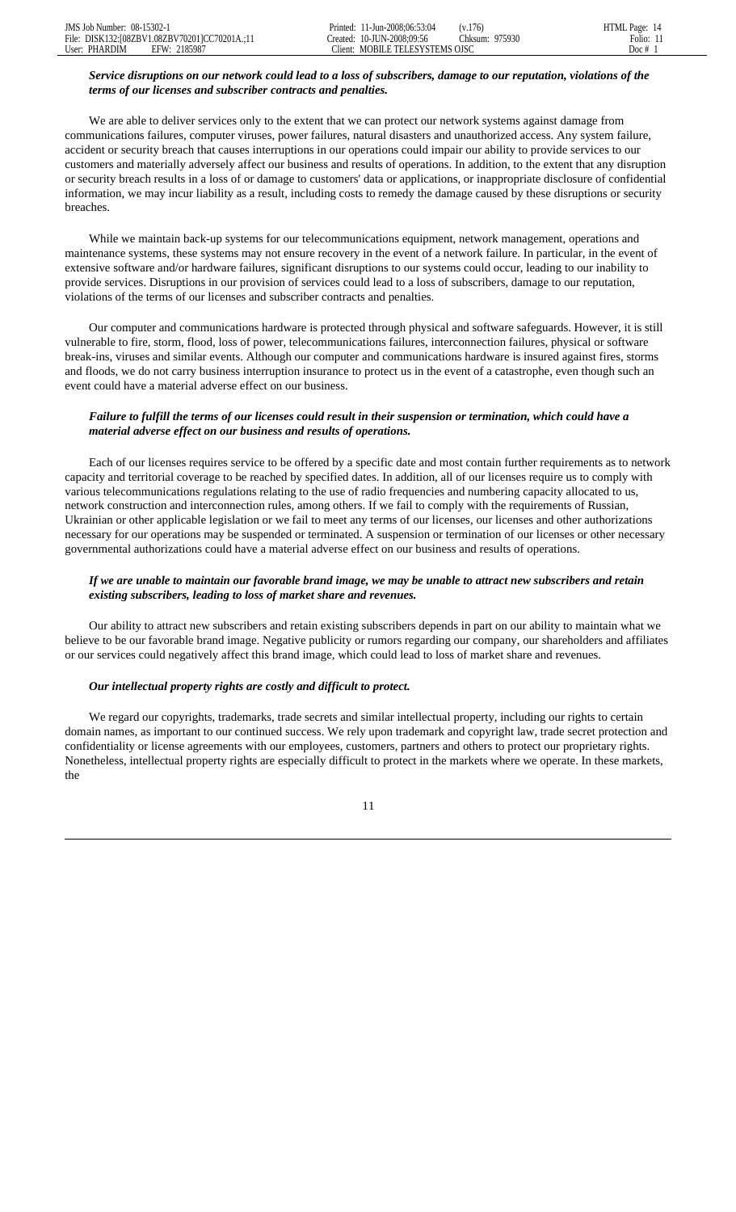***Service disruptions on our network could lead to a loss of subscribers, damage to our reputation, violations of the terms of our licenses and subscriber contracts and penalties.***

We are able to deliver services only to the extent that we can protect our network systems against damage from communications failures, computer viruses, power failures, natural disasters and unauthorized access. Any system failure, accident or security breach that causes interruptions in our operations could impair our ability to provide services to our customers and materially adversely affect our business and results of operations. In addition, to the extent that any disruption or security breach results in a loss of or damage to customers' data or applications, or inappropriate disclosure of confidential information, we may incur liability as a result, including costs to remedy the damage caused by these disruptions or security breaches.

While we maintain back-up systems for our telecommunications equipment, network management, operations and maintenance systems, these systems may not ensure recovery in the event of a network failure. In particular, in the event of extensive software and/or hardware failures, significant disruptions to our systems could occur, leading to our inability to provide services. Disruptions in our provision of services could lead to a loss of subscribers, damage to our reputation, violations of the terms of our licenses and subscriber contracts and penalties.

Our computer and communications hardware is protected through physical and software safeguards. However, it is still vulnerable to fire, storm, flood, loss of power, telecommunications failures, interconnection failures, physical or software break-ins, viruses and similar events. Although our computer and communications hardware is insured against fires, storms and floods, we do not carry business interruption insurance to protect us in the event of a catastrophe, even though such an event could have a material adverse effect on our business.

***Failure to fulfill the terms of our licenses could result in their suspension or termination, which could have a material adverse effect on our business and results of operations.***

Each of our licenses requires service to be offered by a specific date and most contain further requirements as to network capacity and territorial coverage to be reached by specified dates. In addition, all of our licenses require us to comply with various telecommunications regulations relating to the use of radio frequencies and numbering capacity allocated to us, network construction and interconnection rules, among others. If we fail to comply with the requirements of Russian, Ukrainian or other applicable legislation or we fail to meet any terms of our licenses, our licenses and other authorizations necessary for our operations may be suspended or terminated. A suspension or termination of our licenses or other necessary governmental authorizations could have a material adverse effect on our business and results of operations.

***If we are unable to maintain our favorable brand image, we may be unable to attract new subscribers and retain existing subscribers, leading to loss of market share and revenues.***

Our ability to attract new subscribers and retain existing subscribers depends in part on our ability to maintain what we believe to be our favorable brand image. Negative publicity or rumors regarding our company, our shareholders and affiliates or our services could negatively affect this brand image, which could lead to loss of market share and revenues.

***Our intellectual property rights are costly and difficult to protect.***

We regard our copyrights, trademarks, trade secrets and similar intellectual property, including our rights to certain domain names, as important to our continued success. We rely upon trademark and copyright law, trade secret protection and confidentiality or license agreements with our employees, customers, partners and others to protect our proprietary rights. Nonetheless, intellectual property rights are especially difficult to protect in the markets where we operate. In these markets, the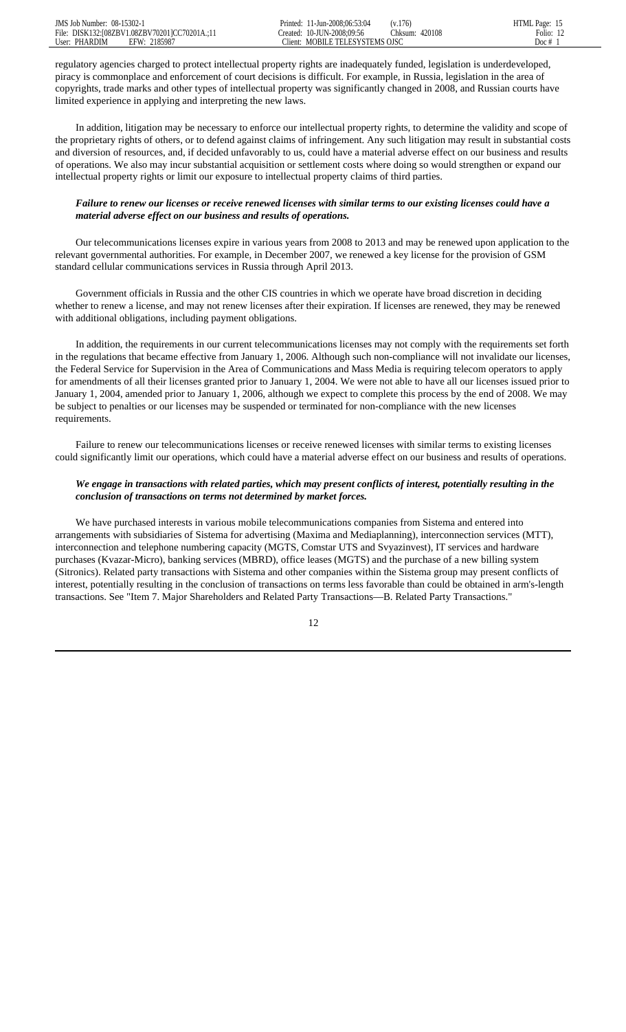regulatory agencies charged to protect intellectual property rights are inadequately funded, legislation is underdeveloped, piracy is commonplace and enforcement of court decisions is difficult. For example, in Russia, legislation in the area of copyrights, trade marks and other types of intellectual property was significantly changed in 2008, and Russian courts have limited experience in applying and interpreting the new laws.

In addition, litigation may be necessary to enforce our intellectual property rights, to determine the validity and scope of the proprietary rights of others, or to defend against claims of infringement. Any such litigation may result in substantial costs and diversion of resources, and, if decided unfavorably to us, could have a material adverse effect on our business and results of operations. We also may incur substantial acquisition or settlement costs where doing so would strengthen or expand our intellectual property rights or limit our exposure to intellectual property claims of third parties.

***Failure to renew our licenses or receive renewed licenses with similar terms to our existing licenses could have a material adverse effect on our business and results of operations.***

Our telecommunications licenses expire in various years from 2008 to 2013 and may be renewed upon application to the relevant governmental authorities. For example, in December 2007, we renewed a key license for the provision of GSM standard cellular communications services in Russia through April 2013.

Government officials in Russia and the other CIS countries in which we operate have broad discretion in deciding whether to renew a license, and may not renew licenses after their expiration. If licenses are renewed, they may be renewed with additional obligations, including payment obligations.

In addition, the requirements in our current telecommunications licenses may not comply with the requirements set forth in the regulations that became effective from January 1, 2006. Although such non-compliance will not invalidate our licenses, the Federal Service for Supervision in the Area of Communications and Mass Media is requiring telecom operators to apply for amendments of all their licenses granted prior to January 1, 2004. We were not able to have all our licenses issued prior to January 1, 2004, amended prior to January 1, 2006, although we expect to complete this process by the end of 2008. We may be subject to penalties or our licenses may be suspended or terminated for non-compliance with the new licenses requirements.

Failure to renew our telecommunications licenses or receive renewed licenses with similar terms to existing licenses could significantly limit our operations, which could have a material adverse effect on our business and results of operations.

***We engage in transactions with related parties, which may present conflicts of interest, potentially resulting in the conclusion of transactions on terms not determined by market forces.***

We have purchased interests in various mobile telecommunications companies from Sistema and entered into arrangements with subsidiaries of Sistema for advertising (Maxima and Mediaplanning), interconnection services (MTT), interconnection and telephone numbering capacity (MGTS, Comstar UTS and Svyazinvest), IT services and hardware purchases (Kvazar-Micro), banking services (MBRD), office leases (MGTS) and the purchase of a new billing system (Sitronics). Related party transactions with Sistema and other companies within the Sistema group may present conflicts of interest, potentially resulting in the conclusion of transactions on terms less favorable than could be obtained in arm's-length transactions. See "Item 7. Major Shareholders and Related Party Transactions—B. Related Party Transactions."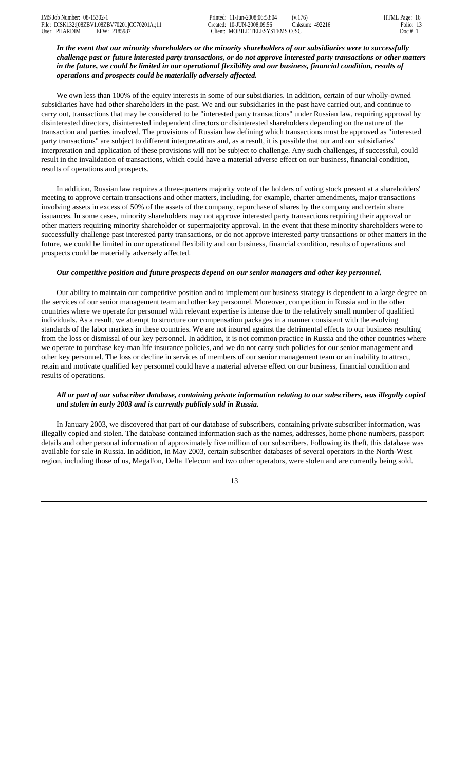***In the event that our minority shareholders or the minority shareholders of our subsidiaries were to successfully challenge past or future interested party transactions, or do not approve interested party transactions or other matters in the future, we could be limited in our operational flexibility and our business, financial condition, results of operations and prospects could be materially adversely affected.***

We own less than 100% of the equity interests in some of our subsidiaries. In addition, certain of our wholly-owned subsidiaries have had other shareholders in the past. We and our subsidiaries in the past have carried out, and continue to carry out, transactions that may be considered to be "interested party transactions" under Russian law, requiring approval by disinterested directors, disinterested independent directors or disinterested shareholders depending on the nature of the transaction and parties involved. The provisions of Russian law defining which transactions must be approved as "interested party transactions" are subject to different interpretations and, as a result, it is possible that our and our subsidiaries' interpretation and application of these provisions will not be subject to challenge. Any such challenges, if successful, could result in the invalidation of transactions, which could have a material adverse effect on our business, financial condition, results of operations and prospects.

In addition, Russian law requires a three-quarters majority vote of the holders of voting stock present at a shareholders' meeting to approve certain transactions and other matters, including, for example, charter amendments, major transactions involving assets in excess of 50% of the assets of the company, repurchase of shares by the company and certain share issuances. In some cases, minority shareholders may not approve interested party transactions requiring their approval or other matters requiring minority shareholder or supermajority approval. In the event that these minority shareholders were to successfully challenge past interested party transactions, or do not approve interested party transactions or other matters in the future, we could be limited in our operational flexibility and our business, financial condition, results of operations and prospects could be materially adversely affected.

***Our competitive position and future prospects depend on our senior managers and other key personnel.***

Our ability to maintain our competitive position and to implement our business strategy is dependent to a large degree on the services of our senior management team and other key personnel. Moreover, competition in Russia and in the other countries where we operate for personnel with relevant expertise is intense due to the relatively small number of qualified individuals. As a result, we attempt to structure our compensation packages in a manner consistent with the evolving standards of the labor markets in these countries. We are not insured against the detrimental effects to our business resulting from the loss or dismissal of our key personnel. In addition, it is not common practice in Russia and the other countries where we operate to purchase key-man life insurance policies, and we do not carry such policies for our senior management and other key personnel. The loss or decline in services of members of our senior management team or an inability to attract, retain and motivate qualified key personnel could have a material adverse effect on our business, financial condition and results of operations.

***All or part of our subscriber database, containing private information relating to our subscribers, was illegally copied and stolen in early 2003 and is currently publicly sold in Russia.***

In January 2003, we discovered that part of our database of subscribers, containing private subscriber information, was illegally copied and stolen. The database contained information such as the names, addresses, home phone numbers, passport details and other personal information of approximately five million of our subscribers. Following its theft, this database was available for sale in Russia. In addition, in May 2003, certain subscriber databases of several operators in the North-West region, including those of us, MegaFon, Delta Telecom and two other operators, were stolen and are currently being sold.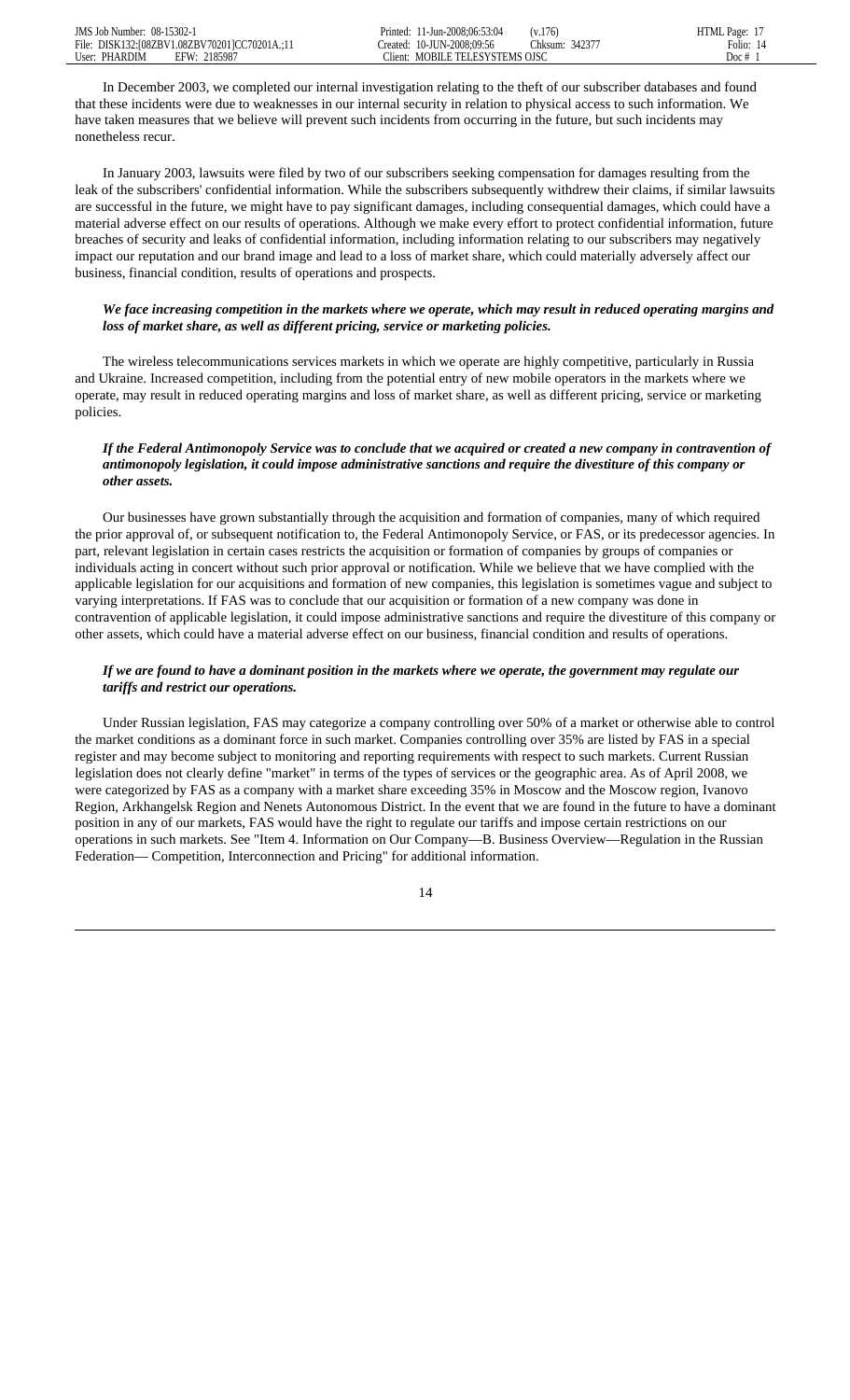In December 2003, we completed our internal investigation relating to the theft of our subscriber databases and found that these incidents were due to weaknesses in our internal security in relation to physical access to such information. We have taken measures that we believe will prevent such incidents from occurring in the future, but such incidents may nonetheless recur.

In January 2003, lawsuits were filed by two of our subscribers seeking compensation for damages resulting from the leak of the subscribers' confidential information. While the subscribers subsequently withdrew their claims, if similar lawsuits are successful in the future, we might have to pay significant damages, including consequential damages, which could have a material adverse effect on our results of operations. Although we make every effort to protect confidential information, future breaches of security and leaks of confidential information, including information relating to our subscribers may negatively impact our reputation and our brand image and lead to a loss of market share, which could materially adversely affect our business, financial condition, results of operations and prospects.

***We face increasing competition in the markets where we operate, which may result in reduced operating margins and loss of market share, as well as different pricing, service or marketing policies.***

The wireless telecommunications services markets in which we operate are highly competitive, particularly in Russia and Ukraine. Increased competition, including from the potential entry of new mobile operators in the markets where we operate, may result in reduced operating margins and loss of market share, as well as different pricing, service or marketing policies.

***If the Federal Antimonopoly Service was to conclude that we acquired or created a new company in contravention of antimonopoly legislation, it could impose administrative sanctions and require the divestiture of this company or other assets.***

Our businesses have grown substantially through the acquisition and formation of companies, many of which required the prior approval of, or subsequent notification to, the Federal Antimonopoly Service, or FAS, or its predecessor agencies. In part, relevant legislation in certain cases restricts the acquisition or formation of companies by groups of companies or individuals acting in concert without such prior approval or notification. While we believe that we have complied with the applicable legislation for our acquisitions and formation of new companies, this legislation is sometimes vague and subject to varying interpretations. If FAS was to conclude that our acquisition or formation of a new company was done in contravention of applicable legislation, it could impose administrative sanctions and require the divestiture of this company or other assets, which could have a material adverse effect on our business, financial condition and results of operations.

***If we are found to have a dominant position in the markets where we operate, the government may regulate our tariffs and restrict our operations.***

Under Russian legislation, FAS may categorize a company controlling over 50% of a market or otherwise able to control the market conditions as a dominant force in such market. Companies controlling over 35% are listed by FAS in a special register and may become subject to monitoring and reporting requirements with respect to such markets. Current Russian legislation does not clearly define "market" in terms of the types of services or the geographic area. As of April 2008, we were categorized by FAS as a company with a market share exceeding 35% in Moscow and the Moscow region, Ivanovo Region, Arkhangelsk Region and Nenets Autonomous District. In the event that we are found in the future to have a dominant position in any of our markets, FAS would have the right to regulate our tariffs and impose certain restrictions on our operations in such markets. See "Item 4. Information on Our Company—B. Business Overview—Regulation in the Russian Federation— Competition, Interconnection and Pricing" for additional information.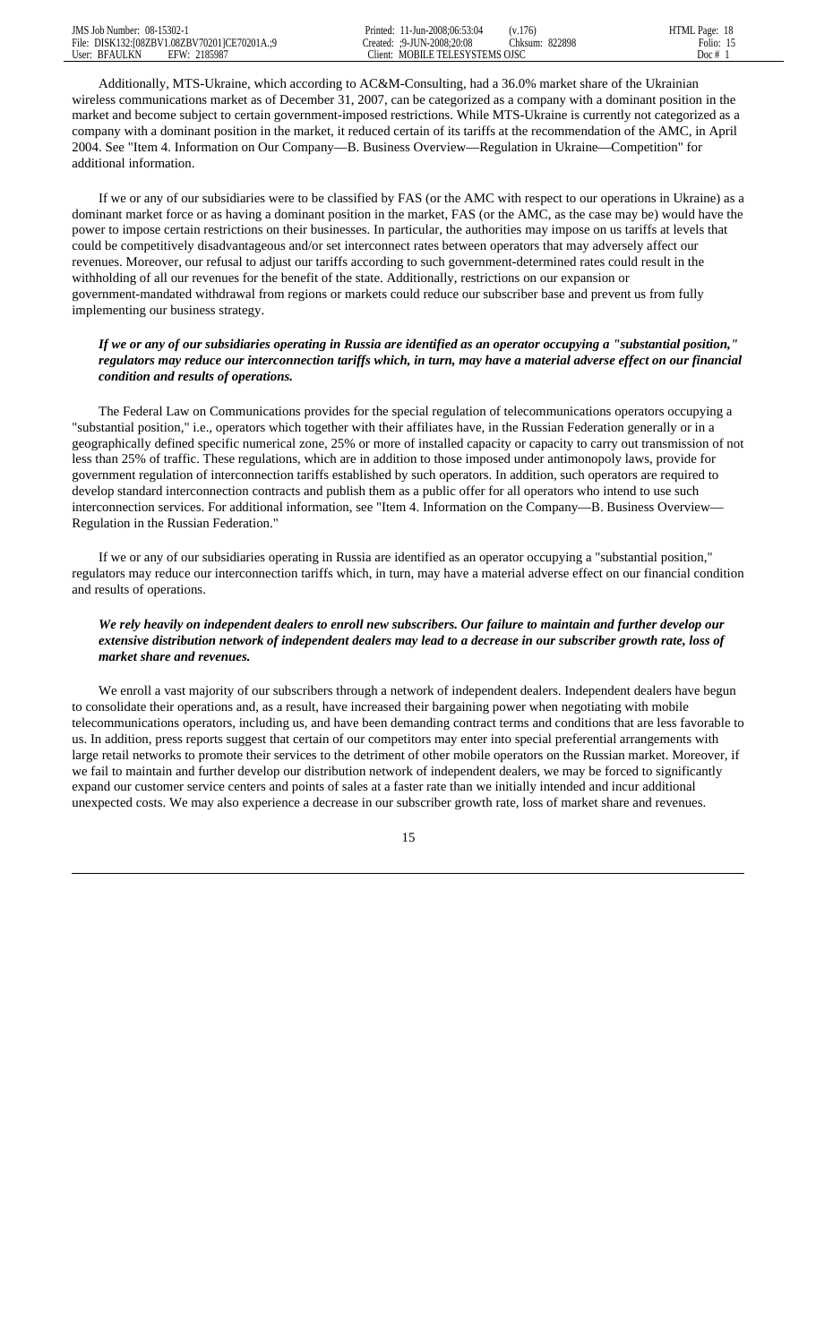Additionally, MTS-Ukraine, which according to AC&M-Consulting, had a 36.0% market share of the Ukrainian wireless communications market as of December 31, 2007, can be categorized as a company with a dominant position in the market and become subject to certain government-imposed restrictions. While MTS-Ukraine is currently not categorized as a company with a dominant position in the market, it reduced certain of its tariffs at the recommendation of the AMC, in April 2004. See "Item 4. Information on Our Company—B. Business Overview—Regulation in Ukraine—Competition" for additional information.

If we or any of our subsidiaries were to be classified by FAS (or the AMC with respect to our operations in Ukraine) as a dominant market force or as having a dominant position in the market, FAS (or the AMC, as the case may be) would have the power to impose certain restrictions on their businesses. In particular, the authorities may impose on us tariffs at levels that could be competitively disadvantageous and/or set interconnect rates between operators that may adversely affect our revenues. Moreover, our refusal to adjust our tariffs according to such government-determined rates could result in the withholding of all our revenues for the benefit of the state. Additionally, restrictions on our expansion or government-mandated withdrawal from regions or markets could reduce our subscriber base and prevent us from fully implementing our business strategy.

***If we or any of our subsidiaries operating in Russia are identified as an operator occupying a "substantial position," regulators may reduce our interconnection tariffs which, in turn, may have a material adverse effect on our financial condition and results of operations.***

The Federal Law on Communications provides for the special regulation of telecommunications operators occupying a "substantial position," i.e., operators which together with their affiliates have, in the Russian Federation generally or in a geographically defined specific numerical zone, 25% or more of installed capacity or capacity to carry out transmission of not less than 25% of traffic. These regulations, which are in addition to those imposed under antimonopoly laws, provide for government regulation of interconnection tariffs established by such operators. In addition, such operators are required to develop standard interconnection contracts and publish them as a public offer for all operators who intend to use such interconnection services. For additional information, see "Item 4. Information on the Company—B. Business Overview—Regulation in the Russian Federation."

If we or any of our subsidiaries operating in Russia are identified as an operator occupying a "substantial position," regulators may reduce our interconnection tariffs which, in turn, may have a material adverse effect on our financial condition and results of operations.

***We rely heavily on independent dealers to enroll new subscribers. Our failure to maintain and further develop our extensive distribution network of independent dealers may lead to a decrease in our subscriber growth rate, loss of market share and revenues.***

We enroll a vast majority of our subscribers through a network of independent dealers. Independent dealers have begun to consolidate their operations and, as a result, have increased their bargaining power when negotiating with mobile telecommunications operators, including us, and have been demanding contract terms and conditions that are less favorable to us. In addition, press reports suggest that certain of our competitors may enter into special preferential arrangements with large retail networks to promote their services to the detriment of other mobile operators on the Russian market. Moreover, if we fail to maintain and further develop our distribution network of independent dealers, we may be forced to significantly expand our customer service centers and points of sales at a faster rate than we initially intended and incur additional unexpected costs. We may also experience a decrease in our subscriber growth rate, loss of market share and revenues.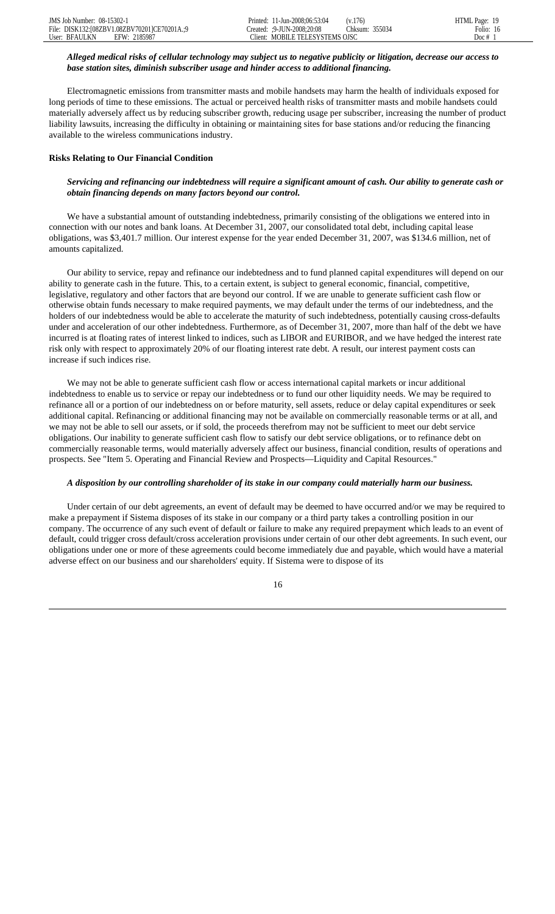***Alleged medical risks of cellular technology may subject us to negative publicity or litigation, decrease our access to base station sites, diminish subscriber usage and hinder access to additional financing.***

Electromagnetic emissions from transmitter masts and mobile handsets may harm the health of individuals exposed for long periods of time to these emissions. The actual or perceived health risks of transmitter masts and mobile handsets could materially adversely affect us by reducing subscriber growth, reducing usage per subscriber, increasing the number of product liability lawsuits, increasing the difficulty in obtaining or maintaining sites for base stations and/or reducing the financing available to the wireless communications industry.

**Risks Relating to Our Financial Condition**

***Servicing and refinancing our indebtedness will require a significant amount of cash. Our ability to generate cash or obtain financing depends on many factors beyond our control.***

We have a substantial amount of outstanding indebtedness, primarily consisting of the obligations we entered into in connection with our notes and bank loans. At December 31, 2007, our consolidated total debt, including capital lease obligations, was $3,401.7 million. Our interest expense for the year ended December 31, 2007, was $134.6 million, net of amounts capitalized.

Our ability to service, repay and refinance our indebtedness and to fund planned capital expenditures will depend on our ability to generate cash in the future. This, to a certain extent, is subject to general economic, financial, competitive, legislative, regulatory and other factors that are beyond our control. If we are unable to generate sufficient cash flow or otherwise obtain funds necessary to make required payments, we may default under the terms of our indebtedness, and the holders of our indebtedness would be able to accelerate the maturity of such indebtedness, potentially causing cross-defaults under and acceleration of our other indebtedness. Furthermore, as of December 31, 2007, more than half of the debt we have incurred is at floating rates of interest linked to indices, such as LIBOR and EURIBOR, and we have hedged the interest rate risk only with respect to approximately 20% of our floating interest rate debt. A result, our interest payment costs can increase if such indices rise.

We may not be able to generate sufficient cash flow or access international capital markets or incur additional indebtedness to enable us to service or repay our indebtedness or to fund our other liquidity needs. We may be required to refinance all or a portion of our indebtedness on or before maturity, sell assets, reduce or delay capital expenditures or seek additional capital. Refinancing or additional financing may not be available on commercially reasonable terms or at all, and we may not be able to sell our assets, or if sold, the proceeds therefrom may not be sufficient to meet our debt service obligations. Our inability to generate sufficient cash flow to satisfy our debt service obligations, or to refinance debt on commercially reasonable terms, would materially adversely affect our business, financial condition, results of operations and prospects. See "Item 5. Operating and Financial Review and Prospects—Liquidity and Capital Resources."

***A disposition by our controlling shareholder of its stake in our company could materially harm our business.***

Under certain of our debt agreements, an event of default may be deemed to have occurred and/or we may be required to make a prepayment if Sistema disposes of its stake in our company or a third party takes a controlling position in our company. The occurrence of any such event of default or failure to make any required prepayment which leads to an event of default, could trigger cross default/cross acceleration provisions under certain of our other debt agreements. In such event, our obligations under one or more of these agreements could become immediately due and payable, which would have a material adverse effect on our business and our shareholders' equity. If Sistema were to dispose of its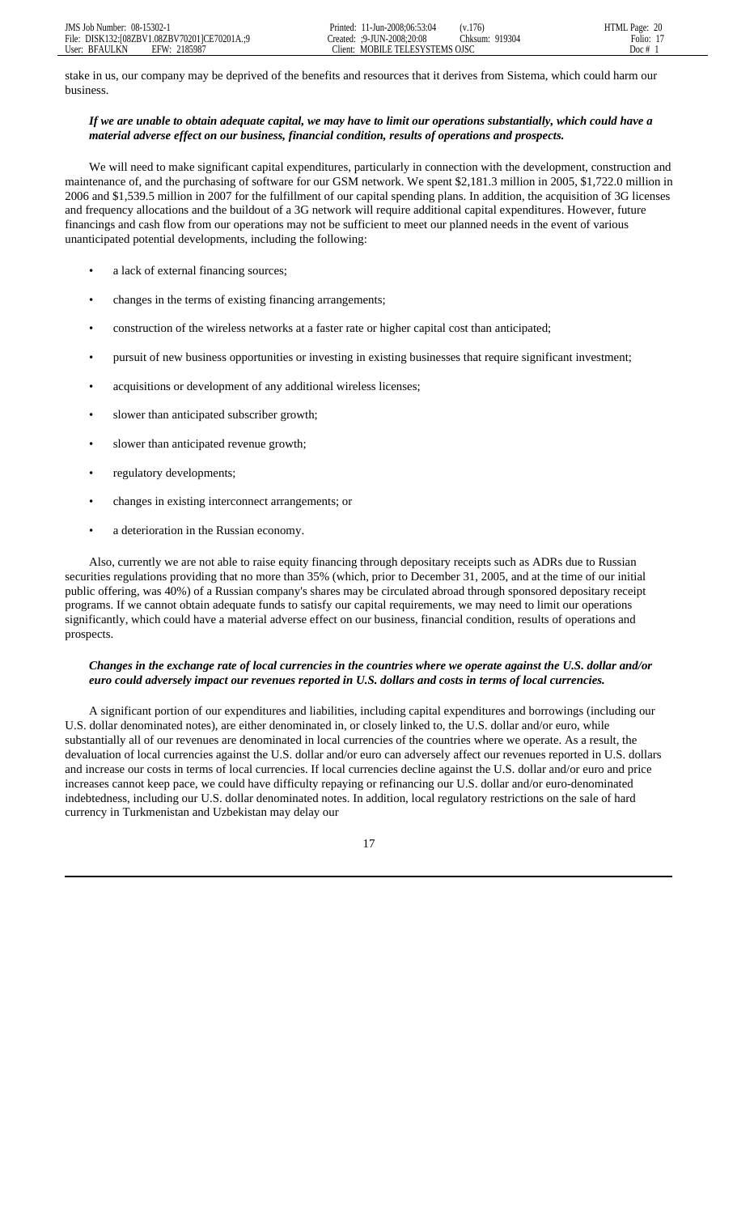stake in us, our company may be deprived of the benefits and resources that it derives from Sistema, which could harm our business.

***If we are unable to obtain adequate capital, we may have to limit our operations substantially, which could have a material adverse effect on our business, financial condition, results of operations and prospects.***

We will need to make significant capital expenditures, particularly in connection with the development, construction and maintenance of, and the purchasing of software for our GSM network. We spent $2,181.3 million in 2005, $1,722.0 million in 2006 and $1,539.5 million in 2007 for the fulfillment of our capital spending plans. In addition, the acquisition of 3G licenses and frequency allocations and the buildout of a 3G network will require additional capital expenditures. However, future financings and cash flow from our operations may not be sufficient to meet our planned needs in the event of various unanticipated potential developments, including the following:

- a lack of external financing sources;
- changes in the terms of existing financing arrangements;
- construction of the wireless networks at a faster rate or higher capital cost than anticipated;
- pursuit of new business opportunities or investing in existing businesses that require significant investment;
- acquisitions or development of any additional wireless licenses;
- slower than anticipated subscriber growth;
- slower than anticipated revenue growth;
- regulatory developments;
- changes in existing interconnect arrangements; or
- a deterioration in the Russian economy.

Also, currently we are not able to raise equity financing through depositary receipts such as ADRs due to Russian securities regulations providing that no more than 35% (which, prior to December 31, 2005, and at the time of our initial public offering, was 40%) of a Russian company's shares may be circulated abroad through sponsored depositary receipt programs. If we cannot obtain adequate funds to satisfy our capital requirements, we may need to limit our operations significantly, which could have a material adverse effect on our business, financial condition, results of operations and prospects.

***Changes in the exchange rate of local currencies in the countries where we operate against the U.S. dollar and/or euro could adversely impact our revenues reported in U.S. dollars and costs in terms of local currencies.***

A significant portion of our expenditures and liabilities, including capital expenditures and borrowings (including our U.S. dollar denominated notes), are either denominated in, or closely linked to, the U.S. dollar and/or euro, while substantially all of our revenues are denominated in local currencies of the countries where we operate. As a result, the devaluation of local currencies against the U.S. dollar and/or euro can adversely affect our revenues reported in U.S. dollars and increase our costs in terms of local currencies. If local currencies decline against the U.S. dollar and/or euro and price increases cannot keep pace, we could have difficulty repaying or refinancing our U.S. dollar and/or euro-denominated indebtedness, including our U.S. dollar denominated notes. In addition, local regulatory restrictions on the sale of hard currency in Turkmenistan and Uzbekistan may delay our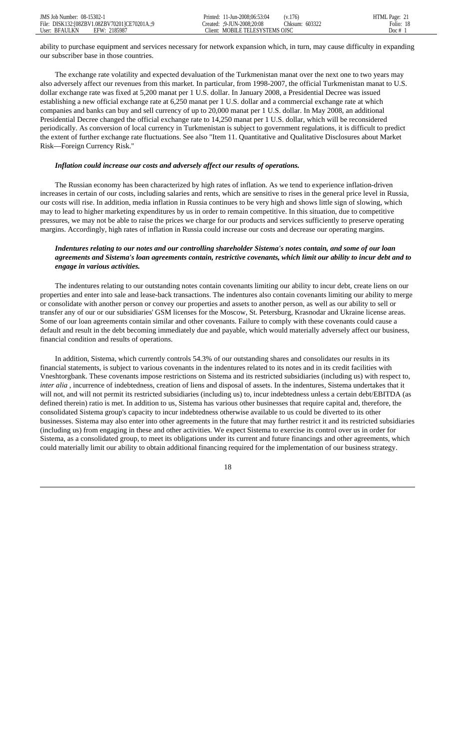ability to purchase equipment and services necessary for network expansion which, in turn, may cause difficulty in expanding our subscriber base in those countries.

The exchange rate volatility and expected devaluation of the Turkmenistan manat over the next one to two years may also adversely affect our revenues from this market. In particular, from 1998-2007, the official Turkmenistan manat to U.S. dollar exchange rate was fixed at 5,200 manat per 1 U.S. dollar. In January 2008, a Presidential Decree was issued establishing a new official exchange rate at 6,250 manat per 1 U.S. dollar and a commercial exchange rate at which companies and banks can buy and sell currency of up to 20,000 manat per 1 U.S. dollar. In May 2008, an additional Presidential Decree changed the official exchange rate to 14,250 manat per 1 U.S. dollar, which will be reconsidered periodically. As conversion of local currency in Turkmenistan is subject to government regulations, it is difficult to predict the extent of further exchange rate fluctuations. See also "Item 11. Quantitative and Qualitative Disclosures about Market Risk—Foreign Currency Risk."

***Inflation could increase our costs and adversely affect our results of operations.***

The Russian economy has been characterized by high rates of inflation. As we tend to experience inflation-driven increases in certain of our costs, including salaries and rents, which are sensitive to rises in the general price level in Russia, our costs will rise. In addition, media inflation in Russia continues to be very high and shows little sign of slowing, which may to lead to higher marketing expenditures by us in order to remain competitive. In this situation, due to competitive pressures, we may not be able to raise the prices we charge for our products and services sufficiently to preserve operating margins. Accordingly, high rates of inflation in Russia could increase our costs and decrease our operating margins.

***Indentures relating to our notes and our controlling shareholder Sistema's notes contain, and some of our loan agreements and Sistema's loan agreements contain, restrictive covenants, which limit our ability to incur debt and to engage in various activities.***

The indentures relating to our outstanding notes contain covenants limiting our ability to incur debt, create liens on our properties and enter into sale and lease-back transactions. The indentures also contain covenants limiting our ability to merge or consolidate with another person or convey our properties and assets to another person, as well as our ability to sell or transfer any of our or our subsidiaries' GSM licenses for the Moscow, St. Petersburg, Krasnodar and Ukraine license areas. Some of our loan agreements contain similar and other covenants. Failure to comply with these covenants could cause a default and result in the debt becoming immediately due and payable, which would materially adversely affect our business, financial condition and results of operations.

In addition, Sistema, which currently controls 54.3% of our outstanding shares and consolidates our results in its financial statements, is subject to various covenants in the indentures related to its notes and in its credit facilities with Vneshtorgbank. These covenants impose restrictions on Sistema and its restricted subsidiaries (including us) with respect to, *inter alia* , incurrence of indebtedness, creation of liens and disposal of assets. In the indentures, Sistema undertakes that it will not, and will not permit its restricted subsidiaries (including us) to, incur indebtedness unless a certain debt/EBITDA (as defined therein) ratio is met. In addition to us, Sistema has various other businesses that require capital and, therefore, the consolidated Sistema group's capacity to incur indebtedness otherwise available to us could be diverted to its other businesses. Sistema may also enter into other agreements in the future that may further restrict it and its restricted subsidiaries (including us) from engaging in these and other activities. We expect Sistema to exercise its control over us in order for Sistema, as a consolidated group, to meet its obligations under its current and future financings and other agreements, which could materially limit our ability to obtain additional financing required for the implementation of our business strategy.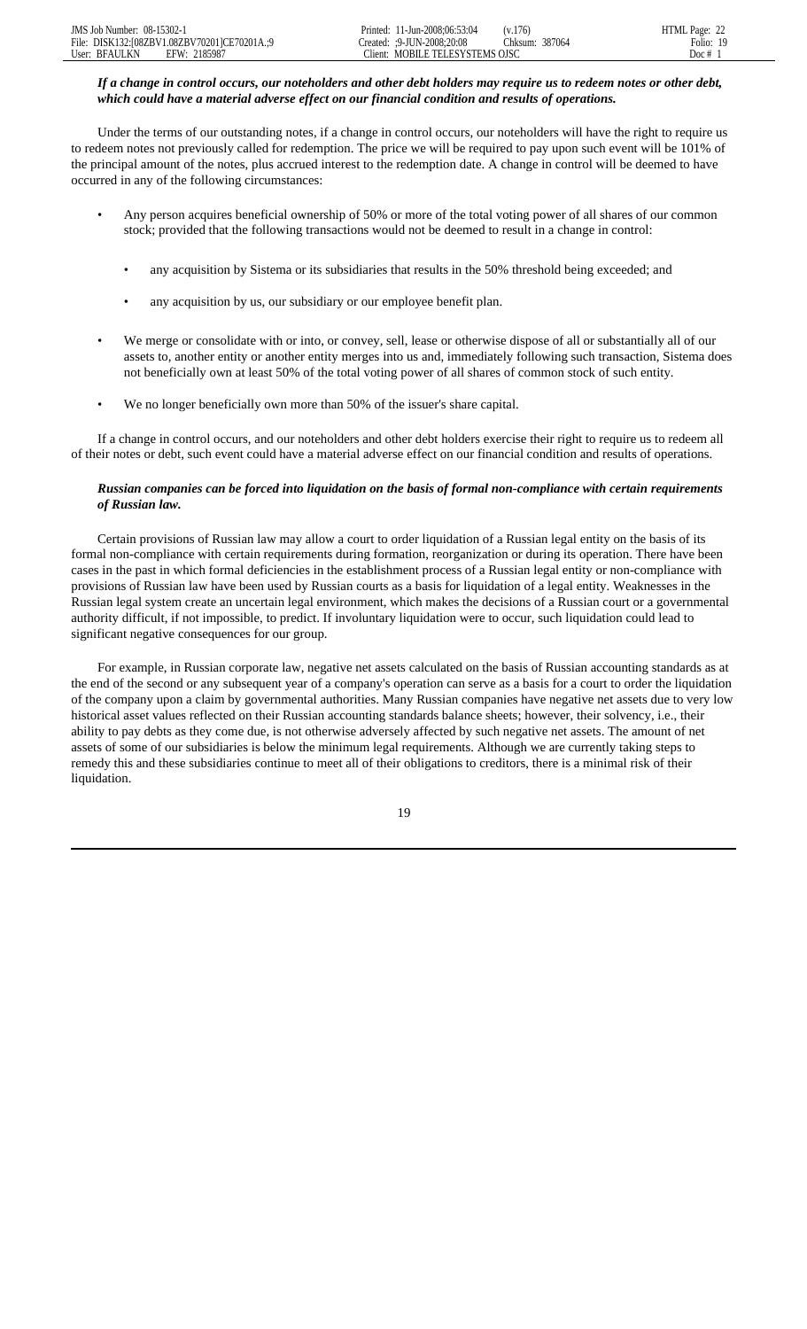***If a change in control occurs, our noteholders and other debt holders may require us to redeem notes or other debt, which could have a material adverse effect on our financial condition and results of operations.***

Under the terms of our outstanding notes, if a change in control occurs, our noteholders will have the right to require us to redeem notes not previously called for redemption. The price we will be required to pay upon such event will be 101% of the principal amount of the notes, plus accrued interest to the redemption date. A change in control will be deemed to have occurred in any of the following circumstances:

- Any person acquires beneficial ownership of 50% or more of the total voting power of all shares of our common stock; provided that the following transactions would not be deemed to result in a change in control:
  - any acquisition by Sistema or its subsidiaries that results in the 50% threshold being exceeded; and
  - any acquisition by us, our subsidiary or our employee benefit plan.
- We merge or consolidate with or into, or convey, sell, lease or otherwise dispose of all or substantially all of our assets to, another entity or another entity merges into us and, immediately following such transaction, Sistema does not beneficially own at least 50% of the total voting power of all shares of common stock of such entity.
- We no longer beneficially own more than 50% of the issuer's share capital.

If a change in control occurs, and our noteholders and other debt holders exercise their right to require us to redeem all of their notes or debt, such event could have a material adverse effect on our financial condition and results of operations.

***Russian companies can be forced into liquidation on the basis of formal non-compliance with certain requirements of Russian law.***

Certain provisions of Russian law may allow a court to order liquidation of a Russian legal entity on the basis of its formal non-compliance with certain requirements during formation, reorganization or during its operation. There have been cases in the past in which formal deficiencies in the establishment process of a Russian legal entity or non-compliance with provisions of Russian law have been used by Russian courts as a basis for liquidation of a legal entity. Weaknesses in the Russian legal system create an uncertain legal environment, which makes the decisions of a Russian court or a governmental authority difficult, if not impossible, to predict. If involuntary liquidation were to occur, such liquidation could lead to significant negative consequences for our group.

For example, in Russian corporate law, negative net assets calculated on the basis of Russian accounting standards as at the end of the second or any subsequent year of a company's operation can serve as a basis for a court to order the liquidation of the company upon a claim by governmental authorities. Many Russian companies have negative net assets due to very low historical asset values reflected on their Russian accounting standards balance sheets; however, their solvency, i.e., their ability to pay debts as they come due, is not otherwise adversely affected by such negative net assets. The amount of net assets of some of our subsidiaries is below the minimum legal requirements. Although we are currently taking steps to remedy this and these subsidiaries continue to meet all of their obligations to creditors, there is a minimal risk of their liquidation.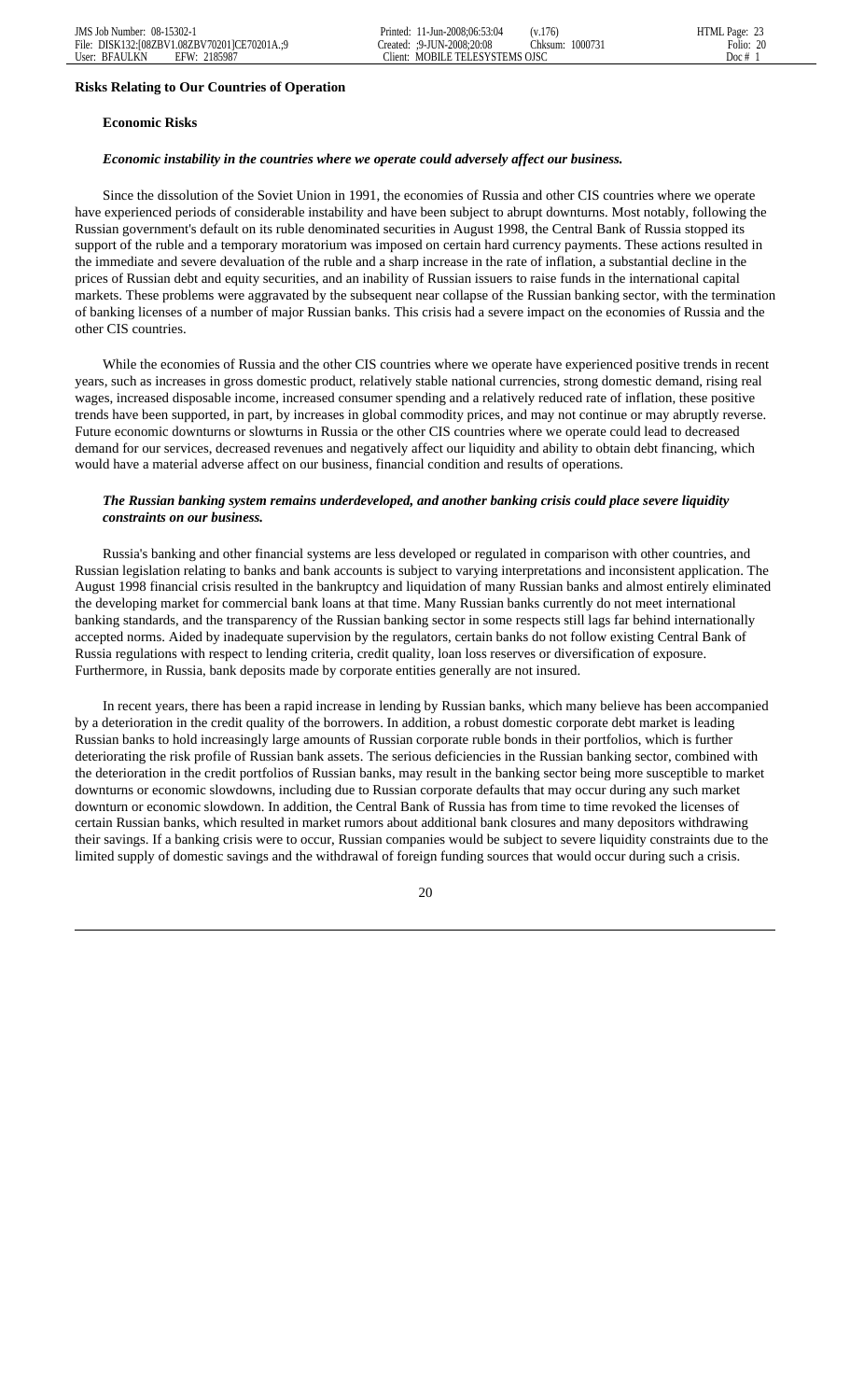## Risks Relating to Our Countries of Operation

### Economic Risks

***Economic instability in the countries where we operate could adversely affect our business.***

Since the dissolution of the Soviet Union in 1991, the economies of Russia and other CIS countries where we operate have experienced periods of considerable instability and have been subject to abrupt downturns. Most notably, following the Russian government's default on its ruble denominated securities in August 1998, the Central Bank of Russia stopped its support of the ruble and a temporary moratorium was imposed on certain hard currency payments. These actions resulted in the immediate and severe devaluation of the ruble and a sharp increase in the rate of inflation, a substantial decline in the prices of Russian debt and equity securities, and an inability of Russian issuers to raise funds in the international capital markets. These problems were aggravated by the subsequent near collapse of the Russian banking sector, with the termination of banking licenses of a number of major Russian banks. This crisis had a severe impact on the economies of Russia and the other CIS countries.

While the economies of Russia and the other CIS countries where we operate have experienced positive trends in recent years, such as increases in gross domestic product, relatively stable national currencies, strong domestic demand, rising real wages, increased disposable income, increased consumer spending and a relatively reduced rate of inflation, these positive trends have been supported, in part, by increases in global commodity prices, and may not continue or may abruptly reverse. Future economic downturns or slowturns in Russia or the other CIS countries where we operate could lead to decreased demand for our services, decreased revenues and negatively affect our liquidity and ability to obtain debt financing, which would have a material adverse affect on our business, financial condition and results of operations.

***The Russian banking system remains underdeveloped, and another banking crisis could place severe liquidity constraints on our business.***

Russia's banking and other financial systems are less developed or regulated in comparison with other countries, and Russian legislation relating to banks and bank accounts is subject to varying interpretations and inconsistent application. The August 1998 financial crisis resulted in the bankruptcy and liquidation of many Russian banks and almost entirely eliminated the developing market for commercial bank loans at that time. Many Russian banks currently do not meet international banking standards, and the transparency of the Russian banking sector in some respects still lags far behind internationally accepted norms. Aided by inadequate supervision by the regulators, certain banks do not follow existing Central Bank of Russia regulations with respect to lending criteria, credit quality, loan loss reserves or diversification of exposure. Furthermore, in Russia, bank deposits made by corporate entities generally are not insured.

In recent years, there has been a rapid increase in lending by Russian banks, which many believe has been accompanied by a deterioration in the credit quality of the borrowers. In addition, a robust domestic corporate debt market is leading Russian banks to hold increasingly large amounts of Russian corporate ruble bonds in their portfolios, which is further deteriorating the risk profile of Russian bank assets. The serious deficiencies in the Russian banking sector, combined with the deterioration in the credit portfolios of Russian banks, may result in the banking sector being more susceptible to market downturns or economic slowdowns, including due to Russian corporate defaults that may occur during any such market downturn or economic slowdown. In addition, the Central Bank of Russia has from time to time revoked the licenses of certain Russian banks, which resulted in market rumors about additional bank closures and many depositors withdrawing their savings. If a banking crisis were to occur, Russian companies would be subject to severe liquidity constraints due to the limited supply of domestic savings and the withdrawal of foreign funding sources that would occur during such a crisis.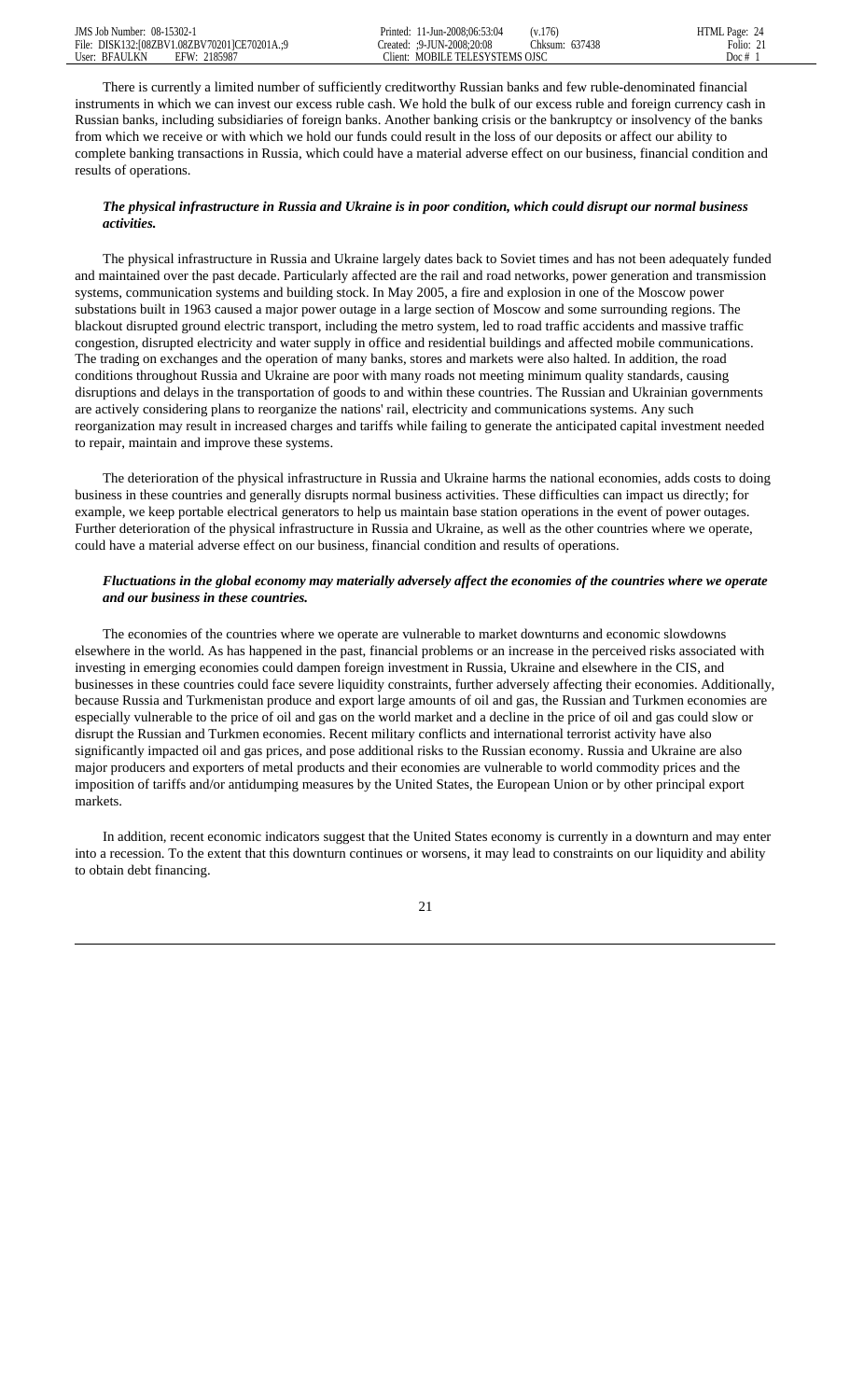There is currently a limited number of sufficiently creditworthy Russian banks and few ruble-denominated financial instruments in which we can invest our excess ruble cash. We hold the bulk of our excess ruble and foreign currency cash in Russian banks, including subsidiaries of foreign banks. Another banking crisis or the bankruptcy or insolvency of the banks from which we receive or with which we hold our funds could result in the loss of our deposits or affect our ability to complete banking transactions in Russia, which could have a material adverse effect on our business, financial condition and results of operations.

***The physical infrastructure in Russia and Ukraine is in poor condition, which could disrupt our normal business activities.***

The physical infrastructure in Russia and Ukraine largely dates back to Soviet times and has not been adequately funded and maintained over the past decade. Particularly affected are the rail and road networks, power generation and transmission systems, communication systems and building stock. In May 2005, a fire and explosion in one of the Moscow power substations built in 1963 caused a major power outage in a large section of Moscow and some surrounding regions. The blackout disrupted ground electric transport, including the metro system, led to road traffic accidents and massive traffic congestion, disrupted electricity and water supply in office and residential buildings and affected mobile communications. The trading on exchanges and the operation of many banks, stores and markets were also halted. In addition, the road conditions throughout Russia and Ukraine are poor with many roads not meeting minimum quality standards, causing disruptions and delays in the transportation of goods to and within these countries. The Russian and Ukrainian governments are actively considering plans to reorganize the nations' rail, electricity and communications systems. Any such reorganization may result in increased charges and tariffs while failing to generate the anticipated capital investment needed to repair, maintain and improve these systems.

The deterioration of the physical infrastructure in Russia and Ukraine harms the national economies, adds costs to doing business in these countries and generally disrupts normal business activities. These difficulties can impact us directly; for example, we keep portable electrical generators to help us maintain base station operations in the event of power outages. Further deterioration of the physical infrastructure in Russia and Ukraine, as well as the other countries where we operate, could have a material adverse effect on our business, financial condition and results of operations.

***Fluctuations in the global economy may materially adversely affect the economies of the countries where we operate and our business in these countries.***

The economies of the countries where we operate are vulnerable to market downturns and economic slowdowns elsewhere in the world. As has happened in the past, financial problems or an increase in the perceived risks associated with investing in emerging economies could dampen foreign investment in Russia, Ukraine and elsewhere in the CIS, and businesses in these countries could face severe liquidity constraints, further adversely affecting their economies. Additionally, because Russia and Turkmenistan produce and export large amounts of oil and gas, the Russian and Turkmen economies are especially vulnerable to the price of oil and gas on the world market and a decline in the price of oil and gas could slow or disrupt the Russian and Turkmen economies. Recent military conflicts and international terrorist activity have also significantly impacted oil and gas prices, and pose additional risks to the Russian economy. Russia and Ukraine are also major producers and exporters of metal products and their economies are vulnerable to world commodity prices and the imposition of tariffs and/or antidumping measures by the United States, the European Union or by other principal export markets.

In addition, recent economic indicators suggest that the United States economy is currently in a downturn and may enter into a recession. To the extent that this downturn continues or worsens, it may lead to constraints on our liquidity and ability to obtain debt financing.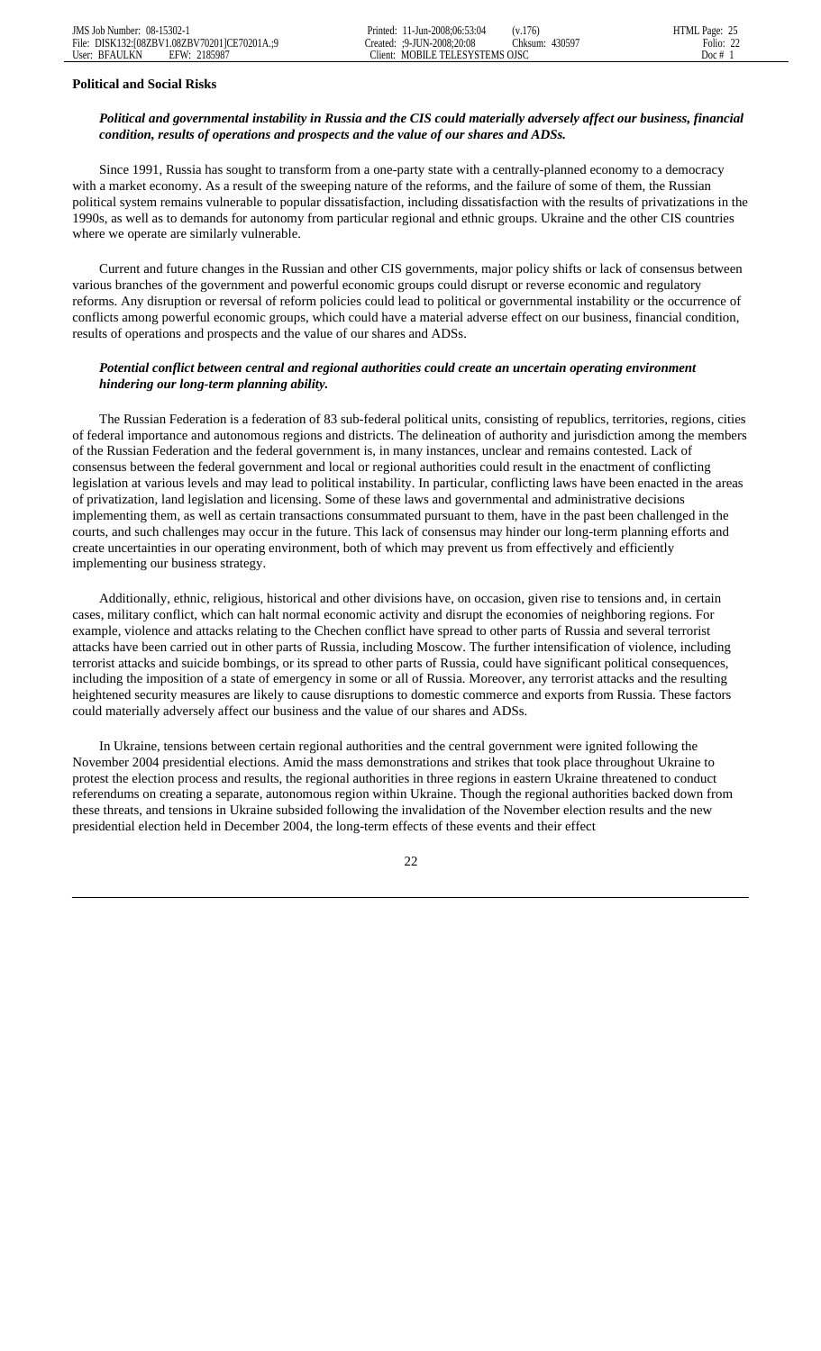**Political and Social Risks**

***Political and governmental instability in Russia and the CIS could materially adversely affect our business, financial condition, results of operations and prospects and the value of our shares and ADSs.***

Since 1991, Russia has sought to transform from a one-party state with a centrally-planned economy to a democracy with a market economy. As a result of the sweeping nature of the reforms, and the failure of some of them, the Russian political system remains vulnerable to popular dissatisfaction, including dissatisfaction with the results of privatizations in the 1990s, as well as to demands for autonomy from particular regional and ethnic groups. Ukraine and the other CIS countries where we operate are similarly vulnerable.

Current and future changes in the Russian and other CIS governments, major policy shifts or lack of consensus between various branches of the government and powerful economic groups could disrupt or reverse economic and regulatory reforms. Any disruption or reversal of reform policies could lead to political or governmental instability or the occurrence of conflicts among powerful economic groups, which could have a material adverse effect on our business, financial condition, results of operations and prospects and the value of our shares and ADSs.

***Potential conflict between central and regional authorities could create an uncertain operating environment hindering our long-term planning ability.***

The Russian Federation is a federation of 83 sub-federal political units, consisting of republics, territories, regions, cities of federal importance and autonomous regions and districts. The delineation of authority and jurisdiction among the members of the Russian Federation and the federal government is, in many instances, unclear and remains contested. Lack of consensus between the federal government and local or regional authorities could result in the enactment of conflicting legislation at various levels and may lead to political instability. In particular, conflicting laws have been enacted in the areas of privatization, land legislation and licensing. Some of these laws and governmental and administrative decisions implementing them, as well as certain transactions consummated pursuant to them, have in the past been challenged in the courts, and such challenges may occur in the future. This lack of consensus may hinder our long-term planning efforts and create uncertainties in our operating environment, both of which may prevent us from effectively and efficiently implementing our business strategy.

Additionally, ethnic, religious, historical and other divisions have, on occasion, given rise to tensions and, in certain cases, military conflict, which can halt normal economic activity and disrupt the economies of neighboring regions. For example, violence and attacks relating to the Chechen conflict have spread to other parts of Russia and several terrorist attacks have been carried out in other parts of Russia, including Moscow. The further intensification of violence, including terrorist attacks and suicide bombings, or its spread to other parts of Russia, could have significant political consequences, including the imposition of a state of emergency in some or all of Russia. Moreover, any terrorist attacks and the resulting heightened security measures are likely to cause disruptions to domestic commerce and exports from Russia. These factors could materially adversely affect our business and the value of our shares and ADSs.

In Ukraine, tensions between certain regional authorities and the central government were ignited following the November 2004 presidential elections. Amid the mass demonstrations and strikes that took place throughout Ukraine to protest the election process and results, the regional authorities in three regions in eastern Ukraine threatened to conduct referendums on creating a separate, autonomous region within Ukraine. Though the regional authorities backed down from these threats, and tensions in Ukraine subsided following the invalidation of the November election results and the new presidential election held in December 2004, the long-term effects of these events and their effect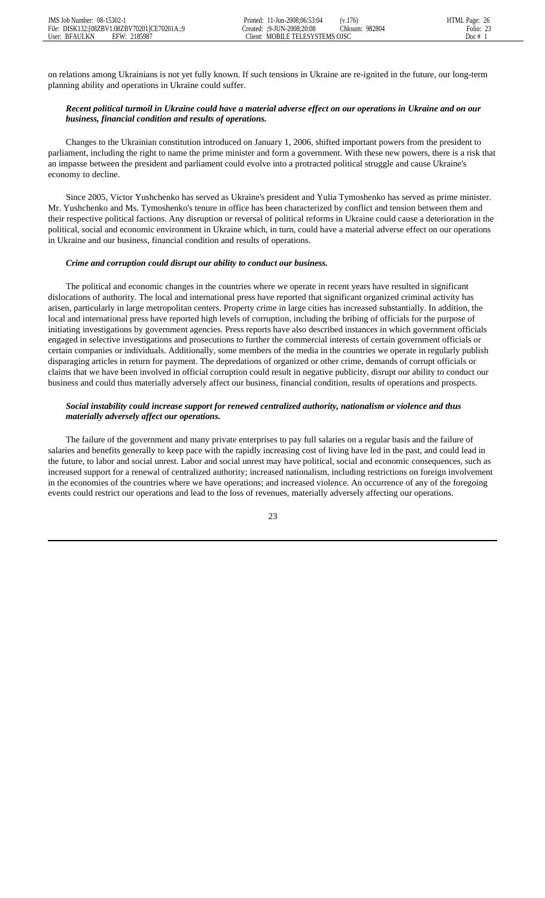on relations among Ukrainians is not yet fully known. If such tensions in Ukraine are re-ignited in the future, our long-term planning ability and operations in Ukraine could suffer.

***Recent political turmoil in Ukraine could have a material adverse effect on our operations in Ukraine and on our business, financial condition and results of operations.***

Changes to the Ukrainian constitution introduced on January 1, 2006, shifted important powers from the president to parliament, including the right to name the prime minister and form a government. With these new powers, there is a risk that an impasse between the president and parliament could evolve into a protracted political struggle and cause Ukraine's economy to decline.

Since 2005, Victor Yushchenko has served as Ukraine's president and Yulia Tymoshenko has served as prime minister. Mr. Yushchenko and Ms. Tymoshenko's tenure in office has been characterized by conflict and tension between them and their respective political factions. Any disruption or reversal of political reforms in Ukraine could cause a deterioration in the political, social and economic environment in Ukraine which, in turn, could have a material adverse effect on our operations in Ukraine and our business, financial condition and results of operations.

***Crime and corruption could disrupt our ability to conduct our business.***

The political and economic changes in the countries where we operate in recent years have resulted in significant dislocations of authority. The local and international press have reported that significant organized criminal activity has arisen, particularly in large metropolitan centers. Property crime in large cities has increased substantially. In addition, the local and international press have reported high levels of corruption, including the bribing of officials for the purpose of initiating investigations by government agencies. Press reports have also described instances in which government officials engaged in selective investigations and prosecutions to further the commercial interests of certain government officials or certain companies or individuals. Additionally, some members of the media in the countries we operate in regularly publish disparaging articles in return for payment. The depredations of organized or other crime, demands of corrupt officials or claims that we have been involved in official corruption could result in negative publicity, disrupt our ability to conduct our business and could thus materially adversely affect our business, financial condition, results of operations and prospects.

***Social instability could increase support for renewed centralized authority, nationalism or violence and thus materially adversely affect our operations.***

The failure of the government and many private enterprises to pay full salaries on a regular basis and the failure of salaries and benefits generally to keep pace with the rapidly increasing cost of living have led in the past, and could lead in the future, to labor and social unrest. Labor and social unrest may have political, social and economic consequences, such as increased support for a renewal of centralized authority; increased nationalism, including restrictions on foreign involvement in the economies of the countries where we have operations; and increased violence. An occurrence of any of the foregoing events could restrict our operations and lead to the loss of revenues, materially adversely affecting our operations.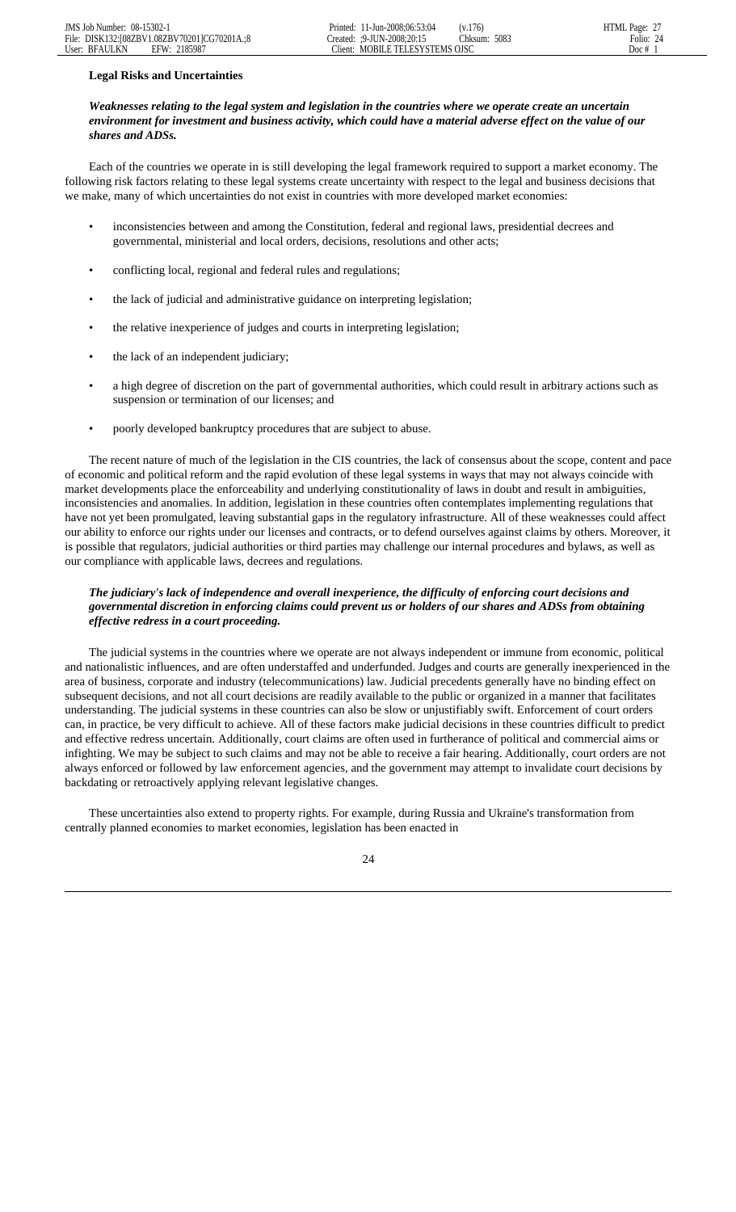**Legal Risks and Uncertainties**

***Weaknesses relating to the legal system and legislation in the countries where we operate create an uncertain environment for investment and business activity, which could have a material adverse effect on the value of our shares and ADSs.***

Each of the countries we operate in is still developing the legal framework required to support a market economy. The following risk factors relating to these legal systems create uncertainty with respect to the legal and business decisions that we make, many of which uncertainties do not exist in countries with more developed market economies:

- inconsistencies between and among the Constitution, federal and regional laws, presidential decrees and governmental, ministerial and local orders, decisions, resolutions and other acts;
- conflicting local, regional and federal rules and regulations;
- the lack of judicial and administrative guidance on interpreting legislation;
- the relative inexperience of judges and courts in interpreting legislation;
- the lack of an independent judiciary;
- a high degree of discretion on the part of governmental authorities, which could result in arbitrary actions such as suspension or termination of our licenses; and
- poorly developed bankruptcy procedures that are subject to abuse.

The recent nature of much of the legislation in the CIS countries, the lack of consensus about the scope, content and pace of economic and political reform and the rapid evolution of these legal systems in ways that may not always coincide with market developments place the enforceability and underlying constitutionality of laws in doubt and result in ambiguities, inconsistencies and anomalies. In addition, legislation in these countries often contemplates implementing regulations that have not yet been promulgated, leaving substantial gaps in the regulatory infrastructure. All of these weaknesses could affect our ability to enforce our rights under our licenses and contracts, or to defend ourselves against claims by others. Moreover, it is possible that regulators, judicial authorities or third parties may challenge our internal procedures and bylaws, as well as our compliance with applicable laws, decrees and regulations.

***The judiciary's lack of independence and overall inexperience, the difficulty of enforcing court decisions and governmental discretion in enforcing claims could prevent us or holders of our shares and ADSs from obtaining effective redress in a court proceeding.***

The judicial systems in the countries where we operate are not always independent or immune from economic, political and nationalistic influences, and are often understaffed and underfunded. Judges and courts are generally inexperienced in the area of business, corporate and industry (telecommunications) law. Judicial precedents generally have no binding effect on subsequent decisions, and not all court decisions are readily available to the public or organized in a manner that facilitates understanding. The judicial systems in these countries can also be slow or unjustifiably swift. Enforcement of court orders can, in practice, be very difficult to achieve. All of these factors make judicial decisions in these countries difficult to predict and effective redress uncertain. Additionally, court claims are often used in furtherance of political and commercial aims or infighting. We may be subject to such claims and may not be able to receive a fair hearing. Additionally, court orders are not always enforced or followed by law enforcement agencies, and the government may attempt to invalidate court decisions by backdating or retroactively applying relevant legislative changes.

These uncertainties also extend to property rights. For example, during Russia and Ukraine's transformation from centrally planned economies to market economies, legislation has been enacted in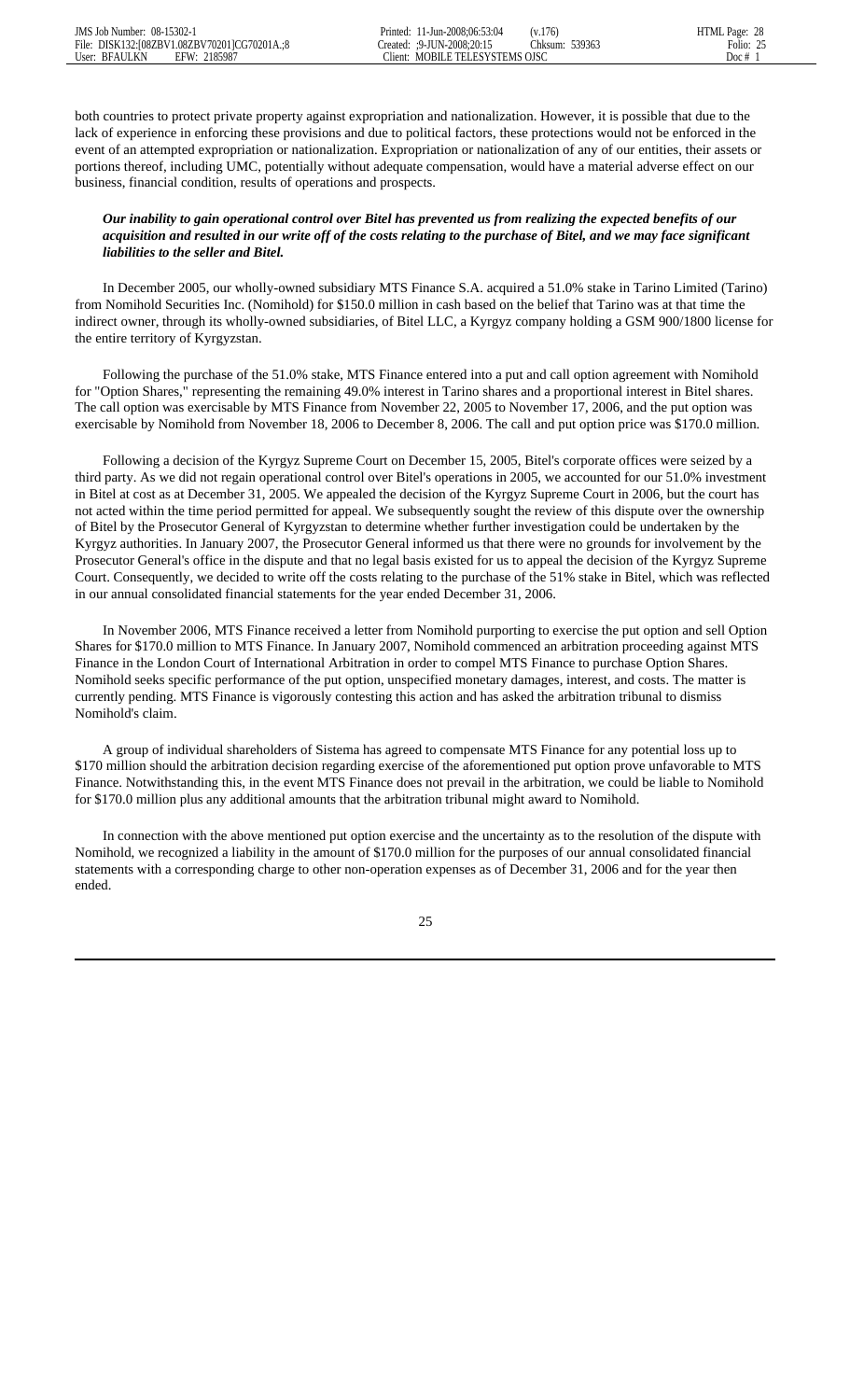both countries to protect private property against expropriation and nationalization. However, it is possible that due to the lack of experience in enforcing these provisions and due to political factors, these protections would not be enforced in the event of an attempted expropriation or nationalization. Expropriation or nationalization of any of our entities, their assets or portions thereof, including UMC, potentially without adequate compensation, would have a material adverse effect on our business, financial condition, results of operations and prospects.

***Our inability to gain operational control over Bitel has prevented us from realizing the expected benefits of our acquisition and resulted in our write off of the costs relating to the purchase of Bitel, and we may face significant liabilities to the seller and Bitel.***

In December 2005, our wholly-owned subsidiary MTS Finance S.A. acquired a 51.0% stake in Tarino Limited (Tarino) from Nomihold Securities Inc. (Nomihold) for $150.0 million in cash based on the belief that Tarino was at that time the indirect owner, through its wholly-owned subsidiaries, of Bitel LLC, a Kyrgyz company holding a GSM 900/1800 license for the entire territory of Kyrgyzstan.

Following the purchase of the 51.0% stake, MTS Finance entered into a put and call option agreement with Nomihold for "Option Shares," representing the remaining 49.0% interest in Tarino shares and a proportional interest in Bitel shares. The call option was exercisable by MTS Finance from November 22, 2005 to November 17, 2006, and the put option was exercisable by Nomihold from November 18, 2006 to December 8, 2006. The call and put option price was $170.0 million.

Following a decision of the Kyrgyz Supreme Court on December 15, 2005, Bitel's corporate offices were seized by a third party. As we did not regain operational control over Bitel's operations in 2005, we accounted for our 51.0% investment in Bitel at cost as at December 31, 2005. We appealed the decision of the Kyrgyz Supreme Court in 2006, but the court has not acted within the time period permitted for appeal. We subsequently sought the review of this dispute over the ownership of Bitel by the Prosecutor General of Kyrgyzstan to determine whether further investigation could be undertaken by the Kyrgyz authorities. In January 2007, the Prosecutor General informed us that there were no grounds for involvement by the Prosecutor General's office in the dispute and that no legal basis existed for us to appeal the decision of the Kyrgyz Supreme Court. Consequently, we decided to write off the costs relating to the purchase of the 51% stake in Bitel, which was reflected in our annual consolidated financial statements for the year ended December 31, 2006.

In November 2006, MTS Finance received a letter from Nomihold purporting to exercise the put option and sell Option Shares for $170.0 million to MTS Finance. In January 2007, Nomihold commenced an arbitration proceeding against MTS Finance in the London Court of International Arbitration in order to compel MTS Finance to purchase Option Shares. Nomihold seeks specific performance of the put option, unspecified monetary damages, interest, and costs. The matter is currently pending. MTS Finance is vigorously contesting this action and has asked the arbitration tribunal to dismiss Nomihold's claim.

A group of individual shareholders of Sistema has agreed to compensate MTS Finance for any potential loss up to $170 million should the arbitration decision regarding exercise of the aforementioned put option prove unfavorable to MTS Finance. Notwithstanding this, in the event MTS Finance does not prevail in the arbitration, we could be liable to Nomihold for $170.0 million plus any additional amounts that the arbitration tribunal might award to Nomihold.

In connection with the above mentioned put option exercise and the uncertainty as to the resolution of the dispute with Nomihold, we recognized a liability in the amount of $170.0 million for the purposes of our annual consolidated financial statements with a corresponding charge to other non-operation expenses as of December 31, 2006 and for the year then ended.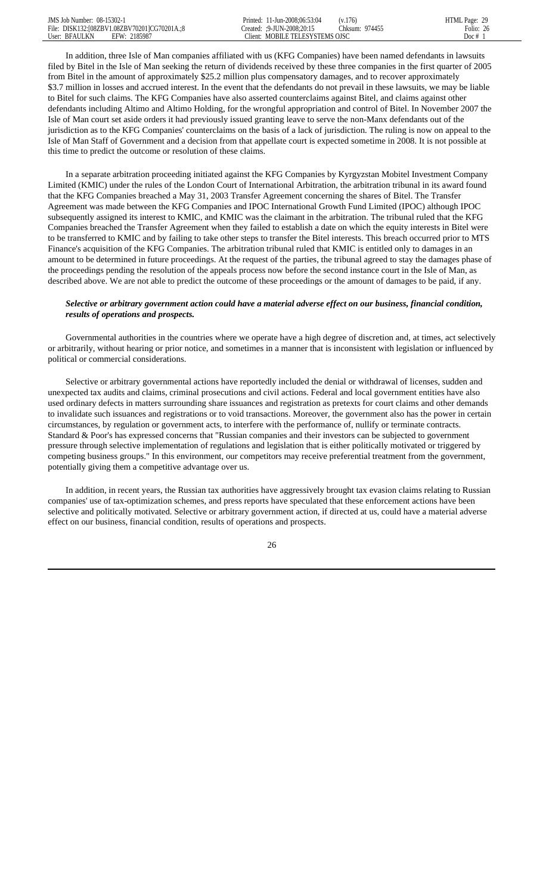In addition, three Isle of Man companies affiliated with us (KFG Companies) have been named defendants in lawsuits filed by Bitel in the Isle of Man seeking the return of dividends received by these three companies in the first quarter of 2005 from Bitel in the amount of approximately $25.2 million plus compensatory damages, and to recover approximately $3.7 million in losses and accrued interest. In the event that the defendants do not prevail in these lawsuits, we may be liable to Bitel for such claims. The KFG Companies have also asserted counterclaims against Bitel, and claims against other defendants including Altimo and Altimo Holding, for the wrongful appropriation and control of Bitel. In November 2007 the Isle of Man court set aside orders it had previously issued granting leave to serve the non-Manx defendants out of the jurisdiction as to the KFG Companies' counterclaims on the basis of a lack of jurisdiction. The ruling is now on appeal to the Isle of Man Staff of Government and a decision from that appellate court is expected sometime in 2008. It is not possible at this time to predict the outcome or resolution of these claims.

In a separate arbitration proceeding initiated against the KFG Companies by Kyrgyzstan Mobitel Investment Company Limited (KMIC) under the rules of the London Court of International Arbitration, the arbitration tribunal in its award found that the KFG Companies breached a May 31, 2003 Transfer Agreement concerning the shares of Bitel. The Transfer Agreement was made between the KFG Companies and IPOC International Growth Fund Limited (IPOC) although IPOC subsequently assigned its interest to KMIC, and KMIC was the claimant in the arbitration. The tribunal ruled that the KFG Companies breached the Transfer Agreement when they failed to establish a date on which the equity interests in Bitel were to be transferred to KMIC and by failing to take other steps to transfer the Bitel interests. This breach occurred prior to MTS Finance's acquisition of the KFG Companies. The arbitration tribunal ruled that KMIC is entitled only to damages in an amount to be determined in future proceedings. At the request of the parties, the tribunal agreed to stay the damages phase of the proceedings pending the resolution of the appeals process now before the second instance court in the Isle of Man, as described above. We are not able to predict the outcome of these proceedings or the amount of damages to be paid, if any.

***Selective or arbitrary government action could have a material adverse effect on our business, financial condition, results of operations and prospects.***

Governmental authorities in the countries where we operate have a high degree of discretion and, at times, act selectively or arbitrarily, without hearing or prior notice, and sometimes in a manner that is inconsistent with legislation or influenced by political or commercial considerations.

Selective or arbitrary governmental actions have reportedly included the denial or withdrawal of licenses, sudden and unexpected tax audits and claims, criminal prosecutions and civil actions. Federal and local government entities have also used ordinary defects in matters surrounding share issuances and registration as pretexts for court claims and other demands to invalidate such issuances and registrations or to void transactions. Moreover, the government also has the power in certain circumstances, by regulation or government acts, to interfere with the performance of, nullify or terminate contracts. Standard & Poor's has expressed concerns that "Russian companies and their investors can be subjected to government pressure through selective implementation of regulations and legislation that is either politically motivated or triggered by competing business groups." In this environment, our competitors may receive preferential treatment from the government, potentially giving them a competitive advantage over us.

In addition, in recent years, the Russian tax authorities have aggressively brought tax evasion claims relating to Russian companies' use of tax-optimization schemes, and press reports have speculated that these enforcement actions have been selective and politically motivated. Selective or arbitrary government action, if directed at us, could have a material adverse effect on our business, financial condition, results of operations and prospects.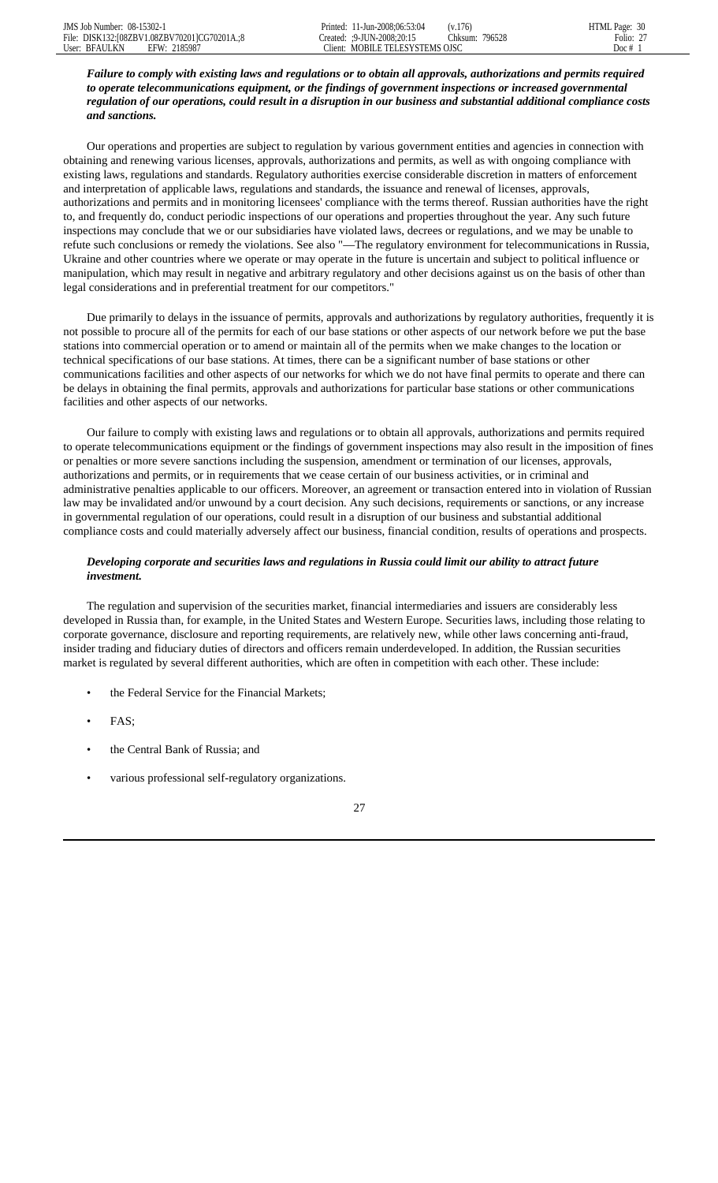***Failure to comply with existing laws and regulations or to obtain all approvals, authorizations and permits required to operate telecommunications equipment, or the findings of government inspections or increased governmental regulation of our operations, could result in a disruption in our business and substantial additional compliance costs and sanctions.***

Our operations and properties are subject to regulation by various government entities and agencies in connection with obtaining and renewing various licenses, approvals, authorizations and permits, as well as with ongoing compliance with existing laws, regulations and standards. Regulatory authorities exercise considerable discretion in matters of enforcement and interpretation of applicable laws, regulations and standards, the issuance and renewal of licenses, approvals, authorizations and permits and in monitoring licensees' compliance with the terms thereof. Russian authorities have the right to, and frequently do, conduct periodic inspections of our operations and properties throughout the year. Any such future inspections may conclude that we or our subsidiaries have violated laws, decrees or regulations, and we may be unable to refute such conclusions or remedy the violations. See also "—The regulatory environment for telecommunications in Russia, Ukraine and other countries where we operate or may operate in the future is uncertain and subject to political influence or manipulation, which may result in negative and arbitrary regulatory and other decisions against us on the basis of other than legal considerations and in preferential treatment for our competitors."

Due primarily to delays in the issuance of permits, approvals and authorizations by regulatory authorities, frequently it is not possible to procure all of the permits for each of our base stations or other aspects of our network before we put the base stations into commercial operation or to amend or maintain all of the permits when we make changes to the location or technical specifications of our base stations. At times, there can be a significant number of base stations or other communications facilities and other aspects of our networks for which we do not have final permits to operate and there can be delays in obtaining the final permits, approvals and authorizations for particular base stations or other communications facilities and other aspects of our networks.

Our failure to comply with existing laws and regulations or to obtain all approvals, authorizations and permits required to operate telecommunications equipment or the findings of government inspections may also result in the imposition of fines or penalties or more severe sanctions including the suspension, amendment or termination of our licenses, approvals, authorizations and permits, or in requirements that we cease certain of our business activities, or in criminal and administrative penalties applicable to our officers. Moreover, an agreement or transaction entered into in violation of Russian law may be invalidated and/or unwound by a court decision. Any such decisions, requirements or sanctions, or any increase in governmental regulation of our operations, could result in a disruption of our business and substantial additional compliance costs and could materially adversely affect our business, financial condition, results of operations and prospects.

***Developing corporate and securities laws and regulations in Russia could limit our ability to attract future investment.***

The regulation and supervision of the securities market, financial intermediaries and issuers are considerably less developed in Russia than, for example, in the United States and Western Europe. Securities laws, including those relating to corporate governance, disclosure and reporting requirements, are relatively new, while other laws concerning anti-fraud, insider trading and fiduciary duties of directors and officers remain underdeveloped. In addition, the Russian securities market is regulated by several different authorities, which are often in competition with each other. These include:

- the Federal Service for the Financial Markets;
- FAS;
- the Central Bank of Russia; and
- various professional self-regulatory organizations.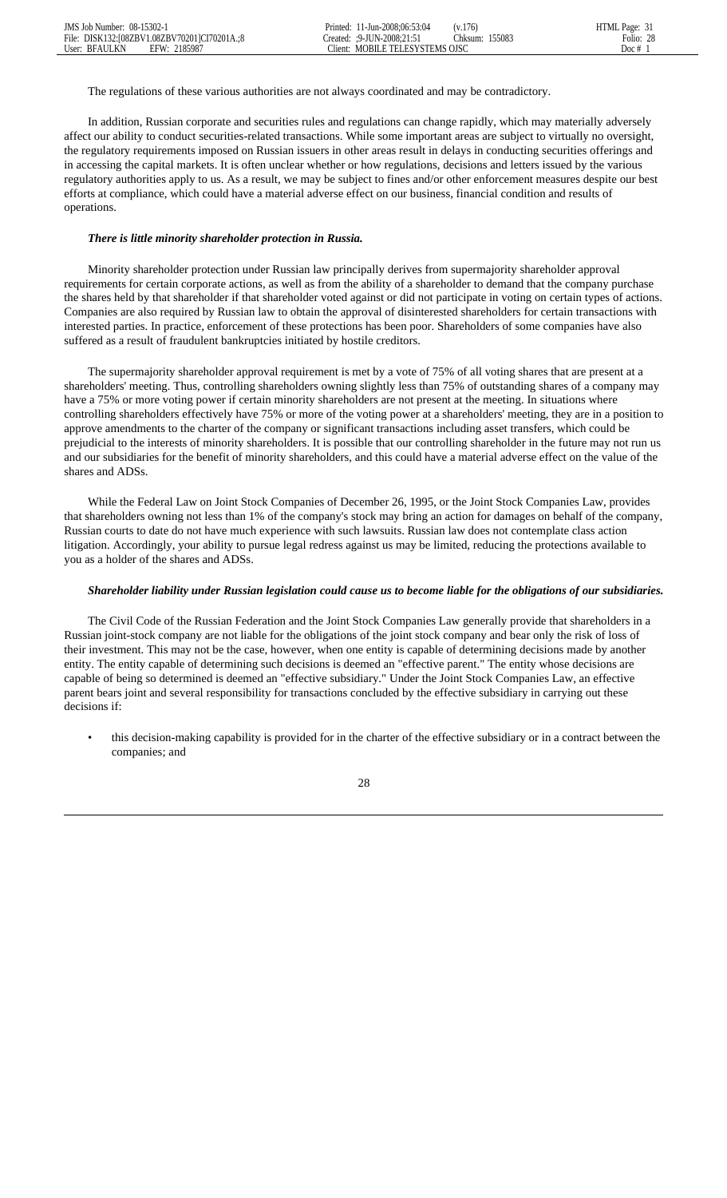The regulations of these various authorities are not always coordinated and may be contradictory.

In addition, Russian corporate and securities rules and regulations can change rapidly, which may materially adversely affect our ability to conduct securities-related transactions. While some important areas are subject to virtually no oversight, the regulatory requirements imposed on Russian issuers in other areas result in delays in conducting securities offerings and in accessing the capital markets. It is often unclear whether or how regulations, decisions and letters issued by the various regulatory authorities apply to us. As a result, we may be subject to fines and/or other enforcement measures despite our best efforts at compliance, which could have a material adverse effect on our business, financial condition and results of operations.

***There is little minority shareholder protection in Russia.***

Minority shareholder protection under Russian law principally derives from supermajority shareholder approval requirements for certain corporate actions, as well as from the ability of a shareholder to demand that the company purchase the shares held by that shareholder if that shareholder voted against or did not participate in voting on certain types of actions. Companies are also required by Russian law to obtain the approval of disinterested shareholders for certain transactions with interested parties. In practice, enforcement of these protections has been poor. Shareholders of some companies have also suffered as a result of fraudulent bankruptcies initiated by hostile creditors.

The supermajority shareholder approval requirement is met by a vote of 75% of all voting shares that are present at a shareholders' meeting. Thus, controlling shareholders owning slightly less than 75% of outstanding shares of a company may have a 75% or more voting power if certain minority shareholders are not present at the meeting. In situations where controlling shareholders effectively have 75% or more of the voting power at a shareholders' meeting, they are in a position to approve amendments to the charter of the company or significant transactions including asset transfers, which could be prejudicial to the interests of minority shareholders. It is possible that our controlling shareholder in the future may not run us and our subsidiaries for the benefit of minority shareholders, and this could have a material adverse effect on the value of the shares and ADSs.

While the Federal Law on Joint Stock Companies of December 26, 1995, or the Joint Stock Companies Law, provides that shareholders owning not less than 1% of the company's stock may bring an action for damages on behalf of the company, Russian courts to date do not have much experience with such lawsuits. Russian law does not contemplate class action litigation. Accordingly, your ability to pursue legal redress against us may be limited, reducing the protections available to you as a holder of the shares and ADSs.

***Shareholder liability under Russian legislation could cause us to become liable for the obligations of our subsidiaries.***

The Civil Code of the Russian Federation and the Joint Stock Companies Law generally provide that shareholders in a Russian joint-stock company are not liable for the obligations of the joint stock company and bear only the risk of loss of their investment. This may not be the case, however, when one entity is capable of determining decisions made by another entity. The entity capable of determining such decisions is deemed an "effective parent." The entity whose decisions are capable of being so determined is deemed an "effective subsidiary." Under the Joint Stock Companies Law, an effective parent bears joint and several responsibility for transactions concluded by the effective subsidiary in carrying out these decisions if:

- this decision-making capability is provided for in the charter of the effective subsidiary or in a contract between the companies; and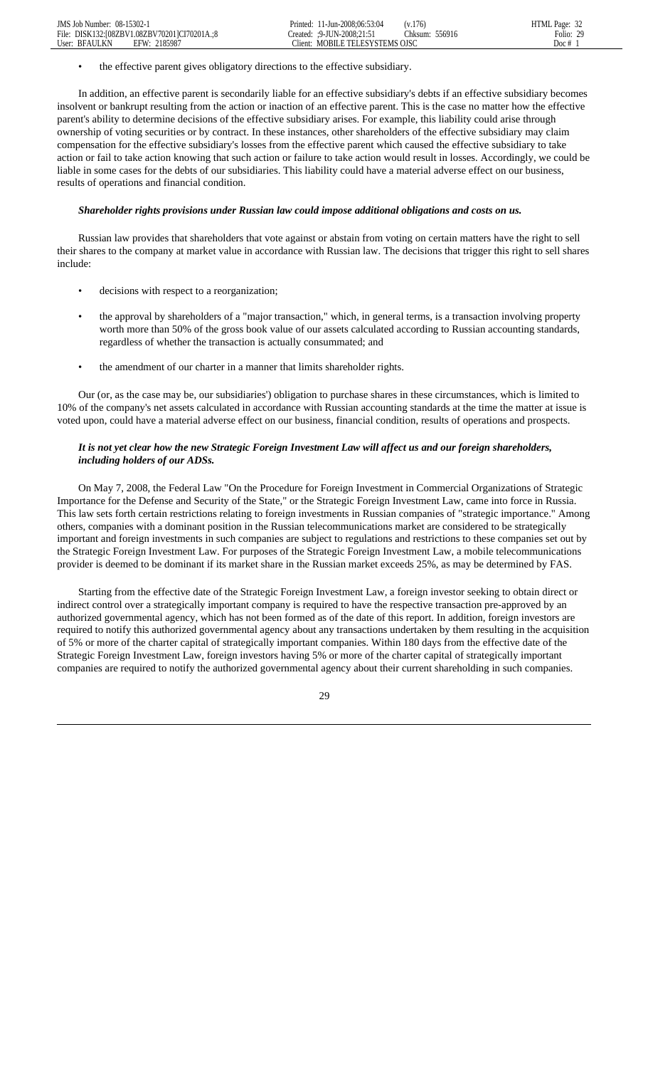- the effective parent gives obligatory directions to the effective subsidiary.

In addition, an effective parent is secondarily liable for an effective subsidiary's debts if an effective subsidiary becomes insolvent or bankrupt resulting from the action or inaction of an effective parent. This is the case no matter how the effective parent's ability to determine decisions of the effective subsidiary arises. For example, this liability could arise through ownership of voting securities or by contract. In these instances, other shareholders of the effective subsidiary may claim compensation for the effective subsidiary's losses from the effective parent which caused the effective subsidiary to take action or fail to take action knowing that such action or failure to take action would result in losses. Accordingly, we could be liable in some cases for the debts of our subsidiaries. This liability could have a material adverse effect on our business, results of operations and financial condition.

***Shareholder rights provisions under Russian law could impose additional obligations and costs on us.***

Russian law provides that shareholders that vote against or abstain from voting on certain matters have the right to sell their shares to the company at market value in accordance with Russian law. The decisions that trigger this right to sell shares include:

- decisions with respect to a reorganization;
- the approval by shareholders of a "major transaction," which, in general terms, is a transaction involving property worth more than 50% of the gross book value of our assets calculated according to Russian accounting standards, regardless of whether the transaction is actually consummated; and
- the amendment of our charter in a manner that limits shareholder rights.

Our (or, as the case may be, our subsidiaries') obligation to purchase shares in these circumstances, which is limited to 10% of the company's net assets calculated in accordance with Russian accounting standards at the time the matter at issue is voted upon, could have a material adverse effect on our business, financial condition, results of operations and prospects.

***It is not yet clear how the new Strategic Foreign Investment Law will affect us and our foreign shareholders, including holders of our ADSs.***

On May 7, 2008, the Federal Law "On the Procedure for Foreign Investment in Commercial Organizations of Strategic Importance for the Defense and Security of the State," or the Strategic Foreign Investment Law, came into force in Russia. This law sets forth certain restrictions relating to foreign investments in Russian companies of "strategic importance." Among others, companies with a dominant position in the Russian telecommunications market are considered to be strategically important and foreign investments in such companies are subject to regulations and restrictions to these companies set out by the Strategic Foreign Investment Law. For purposes of the Strategic Foreign Investment Law, a mobile telecommunications provider is deemed to be dominant if its market share in the Russian market exceeds 25%, as may be determined by FAS.

Starting from the effective date of the Strategic Foreign Investment Law, a foreign investor seeking to obtain direct or indirect control over a strategically important company is required to have the respective transaction pre-approved by an authorized governmental agency, which has not been formed as of the date of this report. In addition, foreign investors are required to notify this authorized governmental agency about any transactions undertaken by them resulting in the acquisition of 5% or more of the charter capital of strategically important companies. Within 180 days from the effective date of the Strategic Foreign Investment Law, foreign investors having 5% or more of the charter capital of strategically important companies are required to notify the authorized governmental agency about their current shareholding in such companies.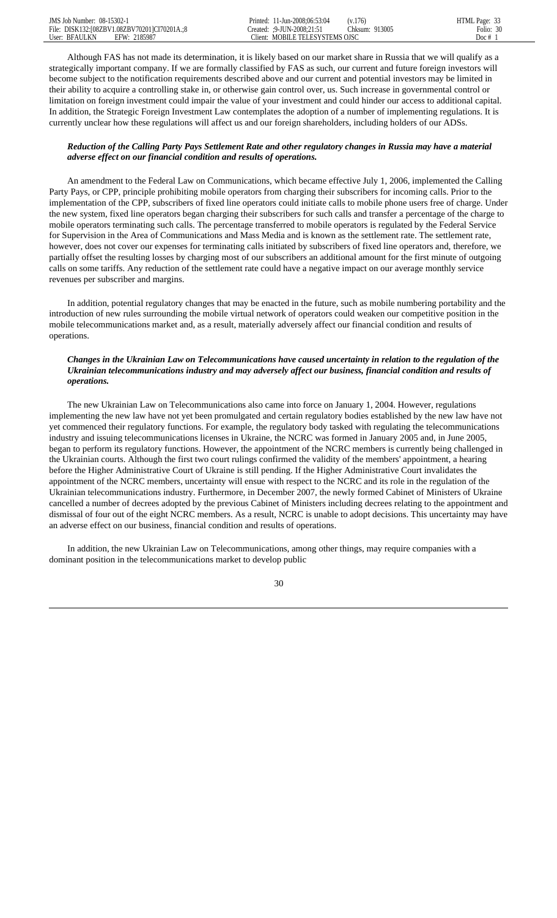Although FAS has not made its determination, it is likely based on our market share in Russia that we will qualify as a strategically important company. If we are formally classified by FAS as such, our current and future foreign investors will become subject to the notification requirements described above and our current and potential investors may be limited in their ability to acquire a controlling stake in, or otherwise gain control over, us. Such increase in governmental control or limitation on foreign investment could impair the value of your investment and could hinder our access to additional capital. In addition, the Strategic Foreign Investment Law contemplates the adoption of a number of implementing regulations. It is currently unclear how these regulations will affect us and our foreign shareholders, including holders of our ADSs.

***Reduction of the Calling Party Pays Settlement Rate and other regulatory changes in Russia may have a material adverse effect on our financial condition and results of operations.***

An amendment to the Federal Law on Communications, which became effective July 1, 2006, implemented the Calling Party Pays, or CPP, principle prohibiting mobile operators from charging their subscribers for incoming calls. Prior to the implementation of the CPP, subscribers of fixed line operators could initiate calls to mobile phone users free of charge. Under the new system, fixed line operators began charging their subscribers for such calls and transfer a percentage of the charge to mobile operators terminating such calls. The percentage transferred to mobile operators is regulated by the Federal Service for Supervision in the Area of Communications and Mass Media and is known as the settlement rate. The settlement rate, however, does not cover our expenses for terminating calls initiated by subscribers of fixed line operators and, therefore, we partially offset the resulting losses by charging most of our subscribers an additional amount for the first minute of outgoing calls on some tariffs. Any reduction of the settlement rate could have a negative impact on our average monthly service revenues per subscriber and margins.

In addition, potential regulatory changes that may be enacted in the future, such as mobile numbering portability and the introduction of new rules surrounding the mobile virtual network of operators could weaken our competitive position in the mobile telecommunications market and, as a result, materially adversely affect our financial condition and results of operations.

***Changes in the Ukrainian Law on Telecommunications have caused uncertainty in relation to the regulation of the Ukrainian telecommunications industry and may adversely affect our business, financial condition and results of operations.***

The new Ukrainian Law on Telecommunications also came into force on January 1, 2004. However, regulations implementing the new law have not yet been promulgated and certain regulatory bodies established by the new law have not yet commenced their regulatory functions. For example, the regulatory body tasked with regulating the telecommunications industry and issuing telecommunications licenses in Ukraine, the NCRC was formed in January 2005 and, in June 2005, began to perform its regulatory functions. However, the appointment of the NCRC members is currently being challenged in the Ukrainian courts. Although the first two court rulings confirmed the validity of the members' appointment, a hearing before the Higher Administrative Court of Ukraine is still pending. If the Higher Administrative Court invalidates the appointment of the NCRC members, uncertainty will ensue with respect to the NCRC and its role in the regulation of the Ukrainian telecommunications industry. Furthermore, in December 2007, the newly formed Cabinet of Ministers of Ukraine cancelled a number of decrees adopted by the previous Cabinet of Ministers including decrees relating to the appointment and dismissal of four out of the eight NCRC members. As a result, NCRC is unable to adopt decisions. This uncertainty may have an adverse effect on our business, financial condition and results of operations.

In addition, the new Ukrainian Law on Telecommunications, among other things, may require companies with a dominant position in the telecommunications market to develop public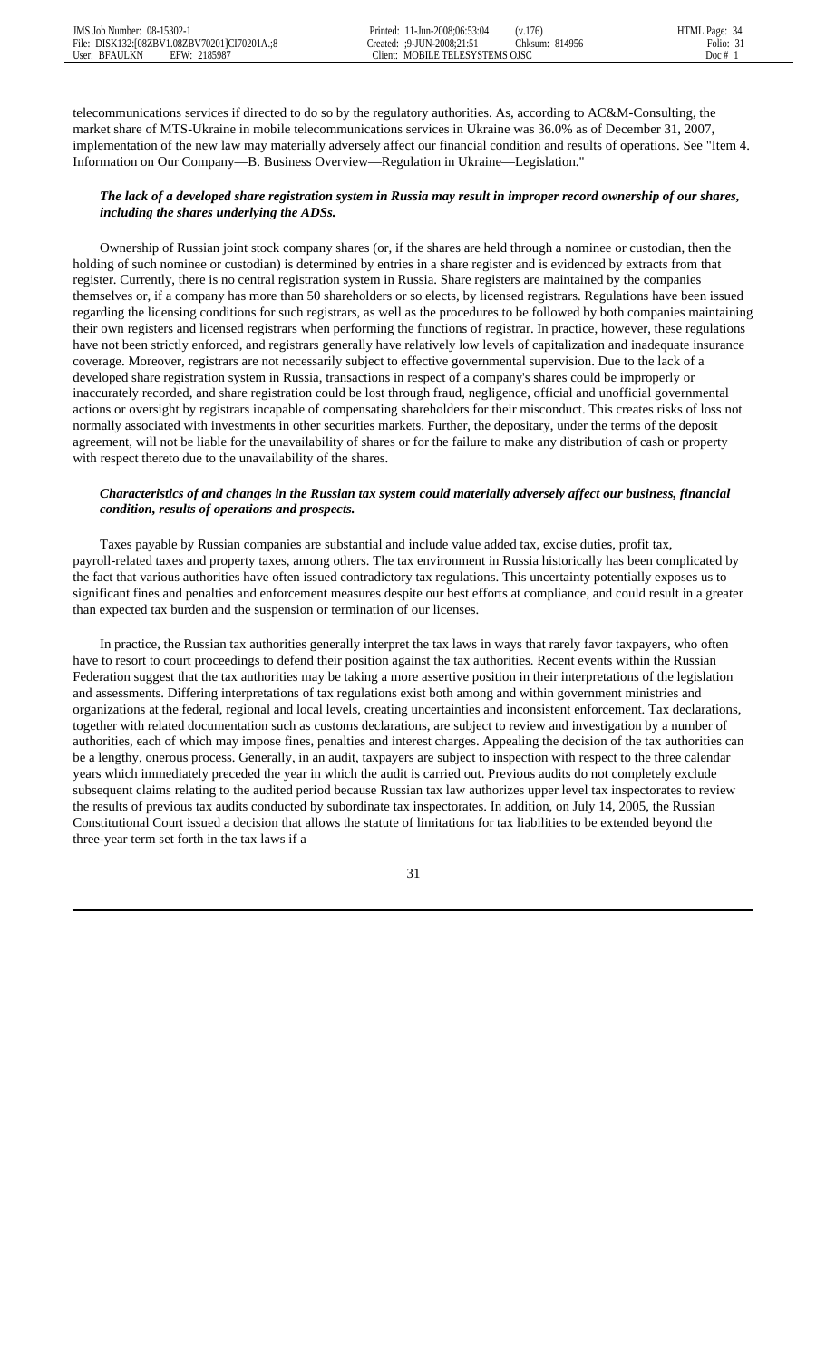telecommunications services if directed to do so by the regulatory authorities. As, according to AC&M-Consulting, the market share of MTS-Ukraine in mobile telecommunications services in Ukraine was 36.0% as of December 31, 2007, implementation of the new law may materially adversely affect our financial condition and results of operations. See "Item 4. Information on Our Company—B. Business Overview—Regulation in Ukraine—Legislation."

***The lack of a developed share registration system in Russia may result in improper record ownership of our shares, including the shares underlying the ADSs.***

Ownership of Russian joint stock company shares (or, if the shares are held through a nominee or custodian, then the holding of such nominee or custodian) is determined by entries in a share register and is evidenced by extracts from that register. Currently, there is no central registration system in Russia. Share registers are maintained by the companies themselves or, if a company has more than 50 shareholders or so elects, by licensed registrars. Regulations have been issued regarding the licensing conditions for such registrars, as well as the procedures to be followed by both companies maintaining their own registers and licensed registrars when performing the functions of registrar. In practice, however, these regulations have not been strictly enforced, and registrars generally have relatively low levels of capitalization and inadequate insurance coverage. Moreover, registrars are not necessarily subject to effective governmental supervision. Due to the lack of a developed share registration system in Russia, transactions in respect of a company's shares could be improperly or inaccurately recorded, and share registration could be lost through fraud, negligence, official and unofficial governmental actions or oversight by registrars incapable of compensating shareholders for their misconduct. This creates risks of loss not normally associated with investments in other securities markets. Further, the depositary, under the terms of the deposit agreement, will not be liable for the unavailability of shares or for the failure to make any distribution of cash or property with respect thereto due to the unavailability of the shares.

***Characteristics of and changes in the Russian tax system could materially adversely affect our business, financial condition, results of operations and prospects.***

Taxes payable by Russian companies are substantial and include value added tax, excise duties, profit tax, payroll-related taxes and property taxes, among others. The tax environment in Russia historically has been complicated by the fact that various authorities have often issued contradictory tax regulations. This uncertainty potentially exposes us to significant fines and penalties and enforcement measures despite our best efforts at compliance, and could result in a greater than expected tax burden and the suspension or termination of our licenses.

In practice, the Russian tax authorities generally interpret the tax laws in ways that rarely favor taxpayers, who often have to resort to court proceedings to defend their position against the tax authorities. Recent events within the Russian Federation suggest that the tax authorities may be taking a more assertive position in their interpretations of the legislation and assessments. Differing interpretations of tax regulations exist both among and within government ministries and organizations at the federal, regional and local levels, creating uncertainties and inconsistent enforcement. Tax declarations, together with related documentation such as customs declarations, are subject to review and investigation by a number of authorities, each of which may impose fines, penalties and interest charges. Appealing the decision of the tax authorities can be a lengthy, onerous process. Generally, in an audit, taxpayers are subject to inspection with respect to the three calendar years which immediately preceded the year in which the audit is carried out. Previous audits do not completely exclude subsequent claims relating to the audited period because Russian tax law authorizes upper level tax inspectorates to review the results of previous tax audits conducted by subordinate tax inspectorates. In addition, on July 14, 2005, the Russian Constitutional Court issued a decision that allows the statute of limitations for tax liabilities to be extended beyond the three-year term set forth in the tax laws if a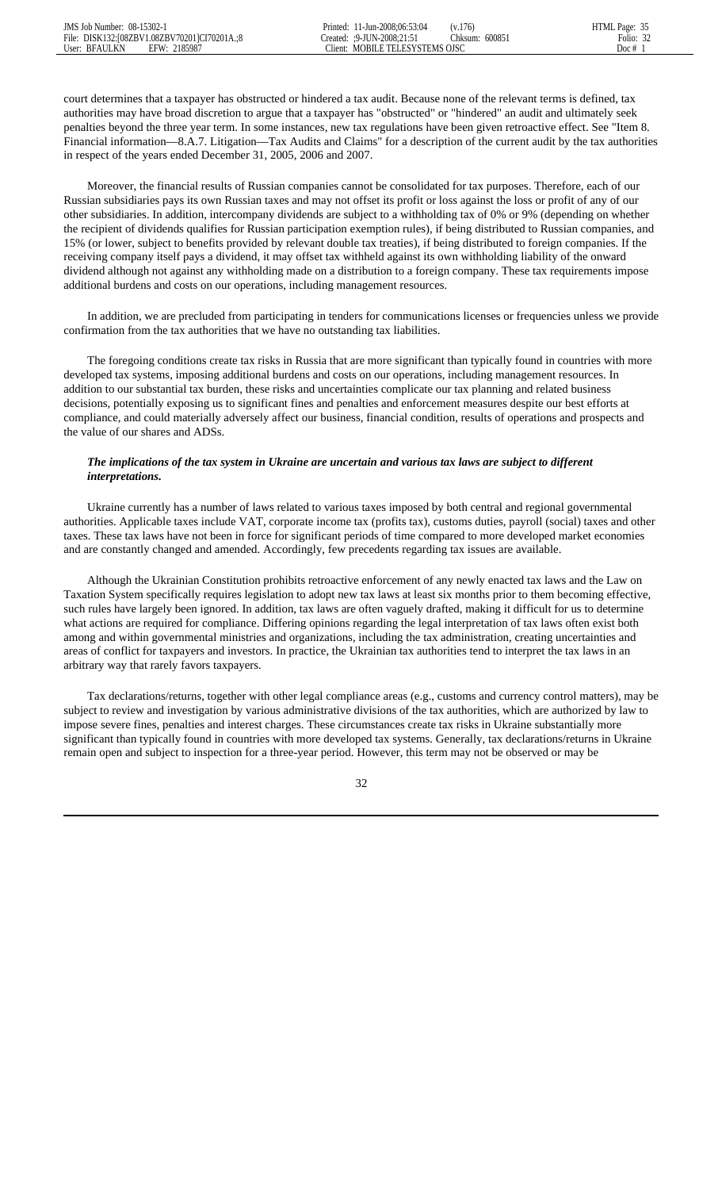court determines that a taxpayer has obstructed or hindered a tax audit. Because none of the relevant terms is defined, tax authorities may have broad discretion to argue that a taxpayer has "obstructed" or "hindered" an audit and ultimately seek penalties beyond the three year term. In some instances, new tax regulations have been given retroactive effect. See "Item 8. Financial information—8.A.7. Litigation—Tax Audits and Claims" for a description of the current audit by the tax authorities in respect of the years ended December 31, 2005, 2006 and 2007.

Moreover, the financial results of Russian companies cannot be consolidated for tax purposes. Therefore, each of our Russian subsidiaries pays its own Russian taxes and may not offset its profit or loss against the loss or profit of any of our other subsidiaries. In addition, intercompany dividends are subject to a withholding tax of 0% or 9% (depending on whether the recipient of dividends qualifies for Russian participation exemption rules), if being distributed to Russian companies, and 15% (or lower, subject to benefits provided by relevant double tax treaties), if being distributed to foreign companies. If the receiving company itself pays a dividend, it may offset tax withheld against its own withholding liability of the onward dividend although not against any withholding made on a distribution to a foreign company. These tax requirements impose additional burdens and costs on our operations, including management resources.

In addition, we are precluded from participating in tenders for communications licenses or frequencies unless we provide confirmation from the tax authorities that we have no outstanding tax liabilities.

The foregoing conditions create tax risks in Russia that are more significant than typically found in countries with more developed tax systems, imposing additional burdens and costs on our operations, including management resources. In addition to our substantial tax burden, these risks and uncertainties complicate our tax planning and related business decisions, potentially exposing us to significant fines and penalties and enforcement measures despite our best efforts at compliance, and could materially adversely affect our business, financial condition, results of operations and prospects and the value of our shares and ADSs.

***The implications of the tax system in Ukraine are uncertain and various tax laws are subject to different interpretations.***

Ukraine currently has a number of laws related to various taxes imposed by both central and regional governmental authorities. Applicable taxes include VAT, corporate income tax (profits tax), customs duties, payroll (social) taxes and other taxes. These tax laws have not been in force for significant periods of time compared to more developed market economies and are constantly changed and amended. Accordingly, few precedents regarding tax issues are available.

Although the Ukrainian Constitution prohibits retroactive enforcement of any newly enacted tax laws and the Law on Taxation System specifically requires legislation to adopt new tax laws at least six months prior to them becoming effective, such rules have largely been ignored. In addition, tax laws are often vaguely drafted, making it difficult for us to determine what actions are required for compliance. Differing opinions regarding the legal interpretation of tax laws often exist both among and within governmental ministries and organizations, including the tax administration, creating uncertainties and areas of conflict for taxpayers and investors. In practice, the Ukrainian tax authorities tend to interpret the tax laws in an arbitrary way that rarely favors taxpayers.

Tax declarations/returns, together with other legal compliance areas (e.g., customs and currency control matters), may be subject to review and investigation by various administrative divisions of the tax authorities, which are authorized by law to impose severe fines, penalties and interest charges. These circumstances create tax risks in Ukraine substantially more significant than typically found in countries with more developed tax systems. Generally, tax declarations/returns in Ukraine remain open and subject to inspection for a three-year period. However, this term may not be observed or may be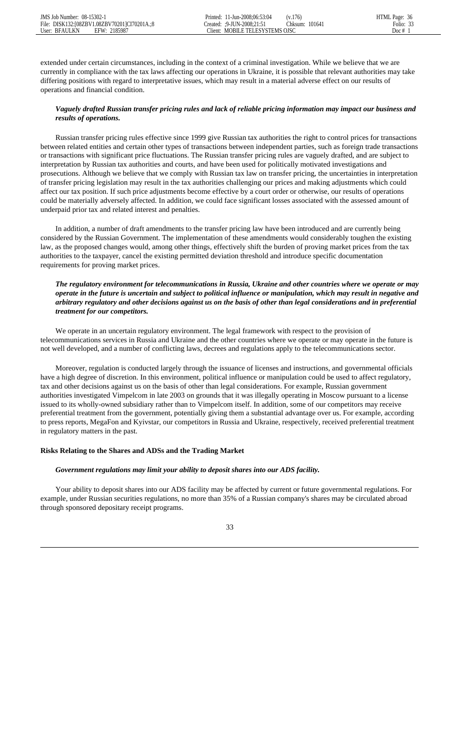extended under certain circumstances, including in the context of a criminal investigation. While we believe that we are currently in compliance with the tax laws affecting our operations in Ukraine, it is possible that relevant authorities may take differing positions with regard to interpretative issues, which may result in a material adverse effect on our results of operations and financial condition.

***Vaguely drafted Russian transfer pricing rules and lack of reliable pricing information may impact our business and results of operations.***

Russian transfer pricing rules effective since 1999 give Russian tax authorities the right to control prices for transactions between related entities and certain other types of transactions between independent parties, such as foreign trade transactions or transactions with significant price fluctuations. The Russian transfer pricing rules are vaguely drafted, and are subject to interpretation by Russian tax authorities and courts, and have been used for politically motivated investigations and prosecutions. Although we believe that we comply with Russian tax law on transfer pricing, the uncertainties in interpretation of transfer pricing legislation may result in the tax authorities challenging our prices and making adjustments which could affect our tax position. If such price adjustments become effective by a court order or otherwise, our results of operations could be materially adversely affected. In addition, we could face significant losses associated with the assessed amount of underpaid prior tax and related interest and penalties.

In addition, a number of draft amendments to the transfer pricing law have been introduced and are currently being considered by the Russian Government. The implementation of these amendments would considerably toughen the existing law, as the proposed changes would, among other things, effectively shift the burden of proving market prices from the tax authorities to the taxpayer, cancel the existing permitted deviation threshold and introduce specific documentation requirements for proving market prices.

***The regulatory environment for telecommunications in Russia, Ukraine and other countries where we operate or may operate in the future is uncertain and subject to political influence or manipulation, which may result in negative and arbitrary regulatory and other decisions against us on the basis of other than legal considerations and in preferential treatment for our competitors.***

We operate in an uncertain regulatory environment. The legal framework with respect to the provision of telecommunications services in Russia and Ukraine and the other countries where we operate or may operate in the future is not well developed, and a number of conflicting laws, decrees and regulations apply to the telecommunications sector.

Moreover, regulation is conducted largely through the issuance of licenses and instructions, and governmental officials have a high degree of discretion. In this environment, political influence or manipulation could be used to affect regulatory, tax and other decisions against us on the basis of other than legal considerations. For example, Russian government authorities investigated Vimpelcom in late 2003 on grounds that it was illegally operating in Moscow pursuant to a license issued to its wholly-owned subsidiary rather than to Vimpelcom itself. In addition, some of our competitors may receive preferential treatment from the government, potentially giving them a substantial advantage over us. For example, according to press reports, MegaFon and Kyivstar, our competitors in Russia and Ukraine, respectively, received preferential treatment in regulatory matters in the past.

**Risks Relating to the Shares and ADSs and the Trading Market**

***Government regulations may limit your ability to deposit shares into our ADS facility.***

Your ability to deposit shares into our ADS facility may be affected by current or future governmental regulations. For example, under Russian securities regulations, no more than 35% of a Russian company's shares may be circulated abroad through sponsored depositary receipt programs.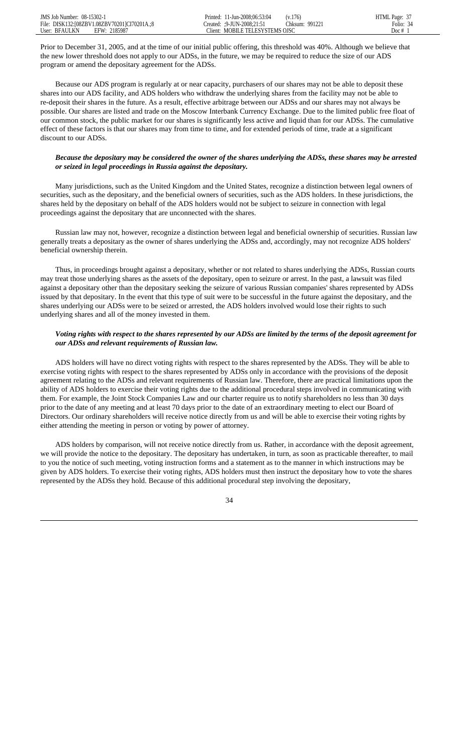Prior to December 31, 2005, and at the time of our initial public offering, this threshold was 40%. Although we believe that the new lower threshold does not apply to our ADSs, in the future, we may be required to reduce the size of our ADS program or amend the depositary agreement for the ADSs.

Because our ADS program is regularly at or near capacity, purchasers of our shares may not be able to deposit these shares into our ADS facility, and ADS holders who withdraw the underlying shares from the facility may not be able to re-deposit their shares in the future. As a result, effective arbitrage between our ADSs and our shares may not always be possible. Our shares are listed and trade on the Moscow Interbank Currency Exchange. Due to the limited public free float of our common stock, the public market for our shares is significantly less active and liquid than for our ADSs. The cumulative effect of these factors is that our shares may from time to time, and for extended periods of time, trade at a significant discount to our ADSs.

***Because the depositary may be considered the owner of the shares underlying the ADSs, these shares may be arrested or seized in legal proceedings in Russia against the depositary.***

Many jurisdictions, such as the United Kingdom and the United States, recognize a distinction between legal owners of securities, such as the depositary, and the beneficial owners of securities, such as the ADS holders. In these jurisdictions, the shares held by the depositary on behalf of the ADS holders would not be subject to seizure in connection with legal proceedings against the depositary that are unconnected with the shares.

Russian law may not, however, recognize a distinction between legal and beneficial ownership of securities. Russian law generally treats a depositary as the owner of shares underlying the ADSs and, accordingly, may not recognize ADS holders' beneficial ownership therein.

Thus, in proceedings brought against a depositary, whether or not related to shares underlying the ADSs, Russian courts may treat those underlying shares as the assets of the depositary, open to seizure or arrest. In the past, a lawsuit was filed against a depositary other than the depositary seeking the seizure of various Russian companies' shares represented by ADSs issued by that depositary. In the event that this type of suit were to be successful in the future against the depositary, and the shares underlying our ADSs were to be seized or arrested, the ADS holders involved would lose their rights to such underlying shares and all of the money invested in them.

***Voting rights with respect to the shares represented by our ADSs are limited by the terms of the deposit agreement for our ADSs and relevant requirements of Russian law.***

ADS holders will have no direct voting rights with respect to the shares represented by the ADSs. They will be able to exercise voting rights with respect to the shares represented by ADSs only in accordance with the provisions of the deposit agreement relating to the ADSs and relevant requirements of Russian law. Therefore, there are practical limitations upon the ability of ADS holders to exercise their voting rights due to the additional procedural steps involved in communicating with them. For example, the Joint Stock Companies Law and our charter require us to notify shareholders no less than 30 days prior to the date of any meeting and at least 70 days prior to the date of an extraordinary meeting to elect our Board of Directors. Our ordinary shareholders will receive notice directly from us and will be able to exercise their voting rights by either attending the meeting in person or voting by power of attorney.

ADS holders by comparison, will not receive notice directly from us. Rather, in accordance with the deposit agreement, we will provide the notice to the depositary. The depositary has undertaken, in turn, as soon as practicable thereafter, to mail to you the notice of such meeting, voting instruction forms and a statement as to the manner in which instructions may be given by ADS holders. To exercise their voting rights, ADS holders must then instruct the depositary how to vote the shares represented by the ADSs they hold. Because of this additional procedural step involving the depositary,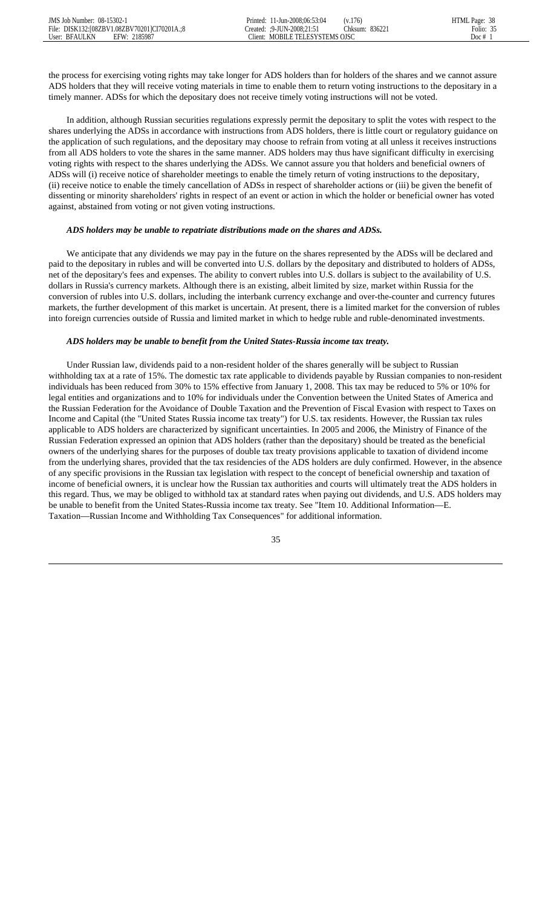the process for exercising voting rights may take longer for ADS holders than for holders of the shares and we cannot assure ADS holders that they will receive voting materials in time to enable them to return voting instructions to the depositary in a timely manner. ADSs for which the depositary does not receive timely voting instructions will not be voted.

In addition, although Russian securities regulations expressly permit the depositary to split the votes with respect to the shares underlying the ADSs in accordance with instructions from ADS holders, there is little court or regulatory guidance on the application of such regulations, and the depositary may choose to refrain from voting at all unless it receives instructions from all ADS holders to vote the shares in the same manner. ADS holders may thus have significant difficulty in exercising voting rights with respect to the shares underlying the ADSs. We cannot assure you that holders and beneficial owners of ADSs will (i) receive notice of shareholder meetings to enable the timely return of voting instructions to the depositary, (ii) receive notice to enable the timely cancellation of ADSs in respect of shareholder actions or (iii) be given the benefit of dissenting or minority shareholders' rights in respect of an event or action in which the holder or beneficial owner has voted against, abstained from voting or not given voting instructions.

***ADS holders may be unable to repatriate distributions made on the shares and ADSs.***

We anticipate that any dividends we may pay in the future on the shares represented by the ADSs will be declared and paid to the depositary in rubles and will be converted into U.S. dollars by the depositary and distributed to holders of ADSs, net of the depositary's fees and expenses. The ability to convert rubles into U.S. dollars is subject to the availability of U.S. dollars in Russia's currency markets. Although there is an existing, albeit limited by size, market within Russia for the conversion of rubles into U.S. dollars, including the interbank currency exchange and over-the-counter and currency futures markets, the further development of this market is uncertain. At present, there is a limited market for the conversion of rubles into foreign currencies outside of Russia and limited market in which to hedge ruble and ruble-denominated investments.

***ADS holders may be unable to benefit from the United States-Russia income tax treaty.***

Under Russian law, dividends paid to a non-resident holder of the shares generally will be subject to Russian withholding tax at a rate of 15%. The domestic tax rate applicable to dividends payable by Russian companies to non-resident individuals has been reduced from 30% to 15% effective from January 1, 2008. This tax may be reduced to 5% or 10% for legal entities and organizations and to 10% for individuals under the Convention between the United States of America and the Russian Federation for the Avoidance of Double Taxation and the Prevention of Fiscal Evasion with respect to Taxes on Income and Capital (the "United States Russia income tax treaty") for U.S. tax residents. However, the Russian tax rules applicable to ADS holders are characterized by significant uncertainties. In 2005 and 2006, the Ministry of Finance of the Russian Federation expressed an opinion that ADS holders (rather than the depositary) should be treated as the beneficial owners of the underlying shares for the purposes of double tax treaty provisions applicable to taxation of dividend income from the underlying shares, provided that the tax residencies of the ADS holders are duly confirmed. However, in the absence of any specific provisions in the Russian tax legislation with respect to the concept of beneficial ownership and taxation of income of beneficial owners, it is unclear how the Russian tax authorities and courts will ultimately treat the ADS holders in this regard. Thus, we may be obliged to withhold tax at standard rates when paying out dividends, and U.S. ADS holders may be unable to benefit from the United States-Russia income tax treaty. See "Item 10. Additional Information—E. Taxation—Russian Income and Withholding Tax Consequences" for additional information.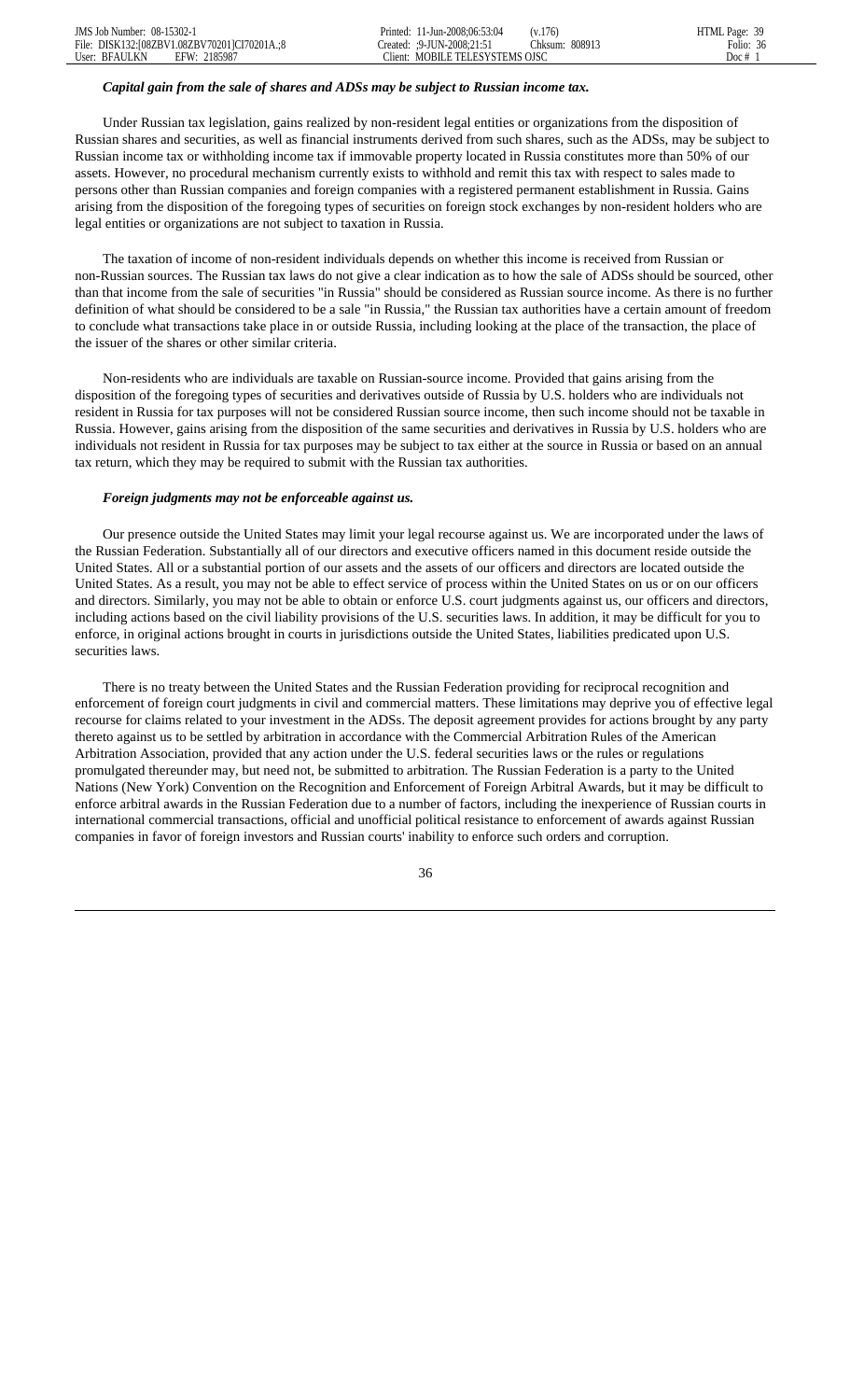***Capital gain from the sale of shares and ADSs may be subject to Russian income tax.***

Under Russian tax legislation, gains realized by non-resident legal entities or organizations from the disposition of Russian shares and securities, as well as financial instruments derived from such shares, such as the ADSs, may be subject to Russian income tax or withholding income tax if immovable property located in Russia constitutes more than 50% of our assets. However, no procedural mechanism currently exists to withhold and remit this tax with respect to sales made to persons other than Russian companies and foreign companies with a registered permanent establishment in Russia. Gains arising from the disposition of the foregoing types of securities on foreign stock exchanges by non-resident holders who are legal entities or organizations are not subject to taxation in Russia.

The taxation of income of non-resident individuals depends on whether this income is received from Russian or non-Russian sources. The Russian tax laws do not give a clear indication as to how the sale of ADSs should be sourced, other than that income from the sale of securities "in Russia" should be considered as Russian source income. As there is no further definition of what should be considered to be a sale "in Russia," the Russian tax authorities have a certain amount of freedom to conclude what transactions take place in or outside Russia, including looking at the place of the transaction, the place of the issuer of the shares or other similar criteria.

Non-residents who are individuals are taxable on Russian-source income. Provided that gains arising from the disposition of the foregoing types of securities and derivatives outside of Russia by U.S. holders who are individuals not resident in Russia for tax purposes will not be considered Russian source income, then such income should not be taxable in Russia. However, gains arising from the disposition of the same securities and derivatives in Russia by U.S. holders who are individuals not resident in Russia for tax purposes may be subject to tax either at the source in Russia or based on an annual tax return, which they may be required to submit with the Russian tax authorities.

***Foreign judgments may not be enforceable against us.***

Our presence outside the United States may limit your legal recourse against us. We are incorporated under the laws of the Russian Federation. Substantially all of our directors and executive officers named in this document reside outside the United States. All or a substantial portion of our assets and the assets of our officers and directors are located outside the United States. As a result, you may not be able to effect service of process within the United States on us or on our officers and directors. Similarly, you may not be able to obtain or enforce U.S. court judgments against us, our officers and directors, including actions based on the civil liability provisions of the U.S. securities laws. In addition, it may be difficult for you to enforce, in original actions brought in courts in jurisdictions outside the United States, liabilities predicated upon U.S. securities laws.

There is no treaty between the United States and the Russian Federation providing for reciprocal recognition and enforcement of foreign court judgments in civil and commercial matters. These limitations may deprive you of effective legal recourse for claims related to your investment in the ADSs. The deposit agreement provides for actions brought by any party thereto against us to be settled by arbitration in accordance with the Commercial Arbitration Rules of the American Arbitration Association, provided that any action under the U.S. federal securities laws or the rules or regulations promulgated thereunder may, but need not, be submitted to arbitration. The Russian Federation is a party to the United Nations (New York) Convention on the Recognition and Enforcement of Foreign Arbitral Awards, but it may be difficult to enforce arbitral awards in the Russian Federation due to a number of factors, including the inexperience of Russian courts in international commercial transactions, official and unofficial political resistance to enforcement of awards against Russian companies in favor of foreign investors and Russian courts' inability to enforce such orders and corruption.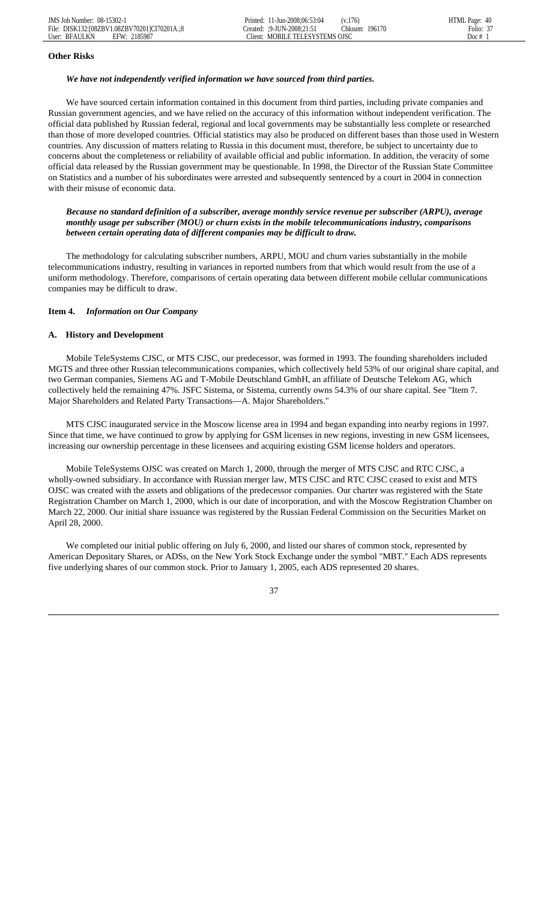**Other Risks**

***We have not independently verified information we have sourced from third parties.***

We have sourced certain information contained in this document from third parties, including private companies and Russian government agencies, and we have relied on the accuracy of this information without independent verification. The official data published by Russian federal, regional and local governments may be substantially less complete or researched than those of more developed countries. Official statistics may also be produced on different bases than those used in Western countries. Any discussion of matters relating to Russia in this document must, therefore, be subject to uncertainty due to concerns about the completeness or reliability of available official and public information. In addition, the veracity of some official data released by the Russian government may be questionable. In 1998, the Director of the Russian State Committee on Statistics and a number of his subordinates were arrested and subsequently sentenced by a court in 2004 in connection with their misuse of economic data.

***Because no standard definition of a subscriber, average monthly service revenue per subscriber (ARPU), average monthly usage per subscriber (MOU) or churn exists in the mobile telecommunications industry, comparisons between certain operating data of different companies may be difficult to draw.***

The methodology for calculating subscriber numbers, ARPU, MOU and churn varies substantially in the mobile telecommunications industry, resulting in variances in reported numbers from that which would result from the use of a uniform methodology. Therefore, comparisons of certain operating data between different mobile cellular communications companies may be difficult to draw.

## Item 4. *Information on Our Company*

### A. History and Development

Mobile TeleSystems CJSC, or MTS CJSC, our predecessor, was formed in 1993. The founding shareholders included MGTS and three other Russian telecommunications companies, which collectively held 53% of our original share capital, and two German companies, Siemens AG and T-Mobile Deutschland GmbH, an affiliate of Deutsche Telekom AG, which collectively held the remaining 47%. JSFC Sistema, or Sistema, currently owns 54.3% of our share capital. See "Item 7. Major Shareholders and Related Party Transactions—A. Major Shareholders."

MTS CJSC inaugurated service in the Moscow license area in 1994 and began expanding into nearby regions in 1997. Since that time, we have continued to grow by applying for GSM licenses in new regions, investing in new GSM licensees, increasing our ownership percentage in these licensees and acquiring existing GSM license holders and operators.

Mobile TeleSystems OJSC was created on March 1, 2000, through the merger of MTS CJSC and RTC CJSC, a wholly-owned subsidiary. In accordance with Russian merger law, MTS CJSC and RTC CJSC ceased to exist and MTS OJSC was created with the assets and obligations of the predecessor companies. Our charter was registered with the State Registration Chamber on March 1, 2000, which is our date of incorporation, and with the Moscow Registration Chamber on March 22, 2000. Our initial share issuance was registered by the Russian Federal Commission on the Securities Market on April 28, 2000.

We completed our initial public offering on July 6, 2000, and listed our shares of common stock, represented by American Depositary Shares, or ADSs, on the New York Stock Exchange under the symbol "MBT." Each ADS represents five underlying shares of our common stock. Prior to January 1, 2005, each ADS represented 20 shares.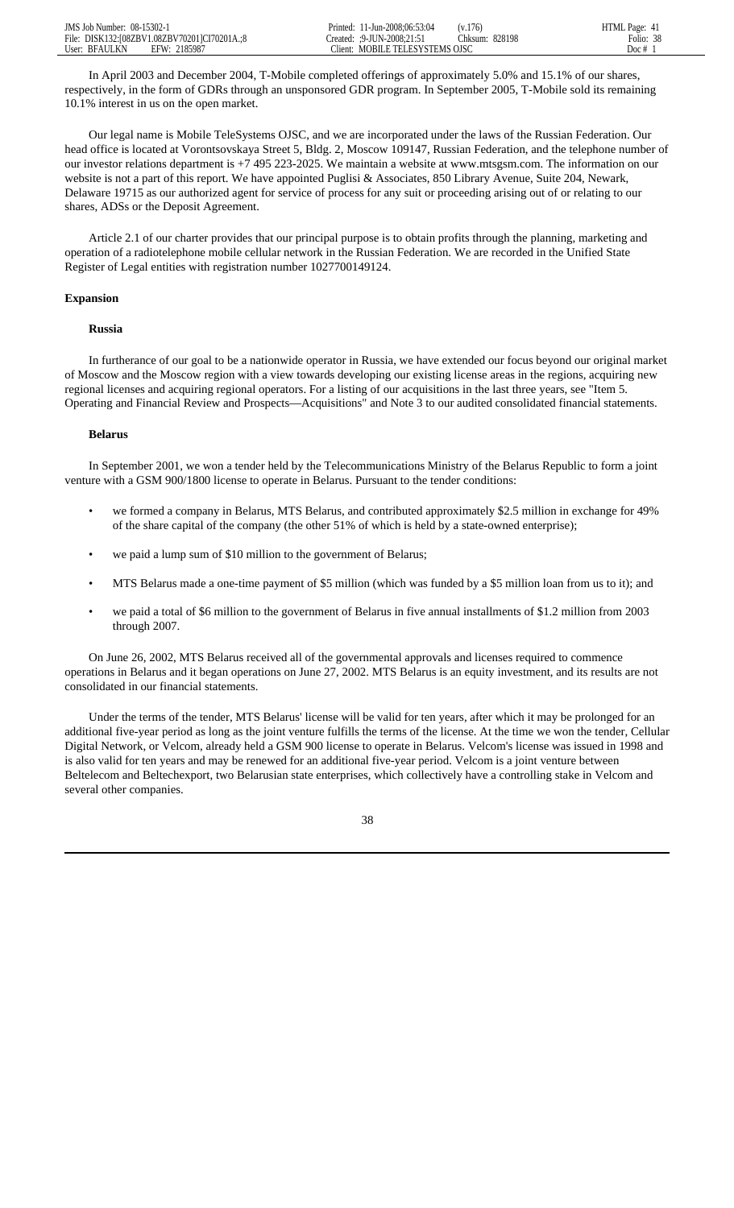In April 2003 and December 2004, T-Mobile completed offerings of approximately 5.0% and 15.1% of our shares, respectively, in the form of GDRs through an unsponsored GDR program. In September 2005, T-Mobile sold its remaining 10.1% interest in us on the open market.

Our legal name is Mobile TeleSystems OJSC, and we are incorporated under the laws of the Russian Federation. Our head office is located at Vorontsovskaya Street 5, Bldg. 2, Moscow 109147, Russian Federation, and the telephone number of our investor relations department is +7 495 223-2025. We maintain a website at www.mtsgsm.com. The information on our website is not a part of this report. We have appointed Puglisi & Associates, 850 Library Avenue, Suite 204, Newark, Delaware 19715 as our authorized agent for service of process for any suit or proceeding arising out of or relating to our shares, ADSs or the Deposit Agreement.

Article 2.1 of our charter provides that our principal purpose is to obtain profits through the planning, marketing and operation of a radiotelephone mobile cellular network in the Russian Federation. We are recorded in the Unified State Register of Legal entities with registration number 1027700149124.

### Expansion

#### Russia

In furtherance of our goal to be a nationwide operator in Russia, we have extended our focus beyond our original market of Moscow and the Moscow region with a view towards developing our existing license areas in the regions, acquiring new regional licenses and acquiring regional operators. For a listing of our acquisitions in the last three years, see "Item 5. Operating and Financial Review and Prospects—Acquisitions" and Note 3 to our audited consolidated financial statements.

#### Belarus

In September 2001, we won a tender held by the Telecommunications Ministry of the Belarus Republic to form a joint venture with a GSM 900/1800 license to operate in Belarus. Pursuant to the tender conditions:

- we formed a company in Belarus, MTS Belarus, and contributed approximately $2.5 million in exchange for 49% of the share capital of the company (the other 51% of which is held by a state-owned enterprise);
- we paid a lump sum of $10 million to the government of Belarus;
- MTS Belarus made a one-time payment of $5 million (which was funded by a $5 million loan from us to it); and
- we paid a total of $6 million to the government of Belarus in five annual installments of $1.2 million from 2003 through 2007.

On June 26, 2002, MTS Belarus received all of the governmental approvals and licenses required to commence operations in Belarus and it began operations on June 27, 2002. MTS Belarus is an equity investment, and its results are not consolidated in our financial statements.

Under the terms of the tender, MTS Belarus' license will be valid for ten years, after which it may be prolonged for an additional five-year period as long as the joint venture fulfills the terms of the license. At the time we won the tender, Cellular Digital Network, or Velcom, already held a GSM 900 license to operate in Belarus. Velcom's license was issued in 1998 and is also valid for ten years and may be renewed for an additional five-year period. Velcom is a joint venture between Beltelecom and Beltechexport, two Belarusian state enterprises, which collectively have a controlling stake in Velcom and several other companies.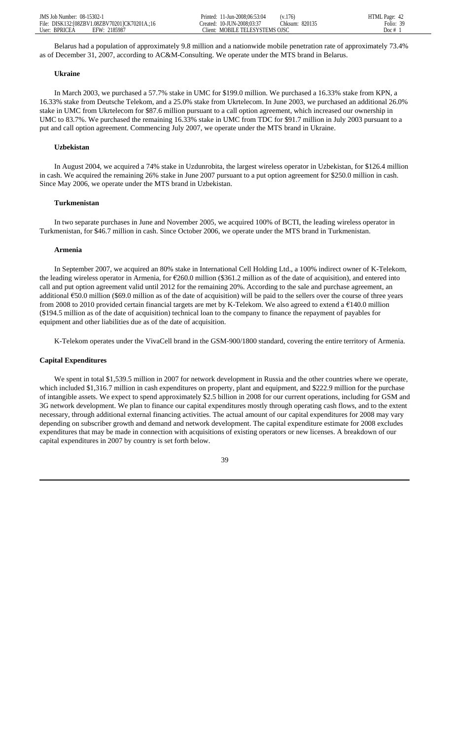Belarus had a population of approximately 9.8 million and a nationwide mobile penetration rate of approximately 73.4% as of December 31, 2007, according to AC&M-Consulting. We operate under the MTS brand in Belarus.

#### Ukraine

In March 2003, we purchased a 57.7% stake in UMC for $199.0 million. We purchased a 16.33% stake from KPN, a 16.33% stake from Deutsche Telekom, and a 25.0% stake from Ukrtelecom. In June 2003, we purchased an additional 26.0% stake in UMC from Ukrtelecom for $87.6 million pursuant to a call option agreement, which increased our ownership in UMC to 83.7%. We purchased the remaining 16.33% stake in UMC from TDC for $91.7 million in July 2003 pursuant to a put and call option agreement. Commencing July 2007, we operate under the MTS brand in Ukraine.

#### Uzbekistan

In August 2004, we acquired a 74% stake in Uzdunrobita, the largest wireless operator in Uzbekistan, for $126.4 million in cash. We acquired the remaining 26% stake in June 2007 pursuant to a put option agreement for $250.0 million in cash. Since May 2006, we operate under the MTS brand in Uzbekistan.

#### Turkmenistan

In two separate purchases in June and November 2005, we acquired 100% of BCTI, the leading wireless operator in Turkmenistan, for $46.7 million in cash. Since October 2006, we operate under the MTS brand in Turkmenistan.

#### Armenia

In September 2007, we acquired an 80% stake in International Cell Holding Ltd., a 100% indirect owner of K-Telekom, the leading wireless operator in Armenia, for €260.0 million ($361.2 million as of the date of acquisition), and entered into call and put option agreement valid until 2012 for the remaining 20%. According to the sale and purchase agreement, an additional €50.0 million ($69.0 million as of the date of acquisition) will be paid to the sellers over the course of three years from 2008 to 2010 provided certain financial targets are met by K-Telekom. We also agreed to extend a €140.0 million ($194.5 million as of the date of acquisition) technical loan to the company to finance the repayment of payables for equipment and other liabilities due as of the date of acquisition.

K-Telekom operates under the VivaCell brand in the GSM-900/1800 standard, covering the entire territory of Armenia.

### Capital Expenditures

We spent in total $1,539.5 million in 2007 for network development in Russia and the other countries where we operate, which included $1,316.7 million in cash expenditures on property, plant and equipment, and $222.9 million for the purchase of intangible assets. We expect to spend approximately $2.5 billion in 2008 for our current operations, including for GSM and 3G network development. We plan to finance our capital expenditures mostly through operating cash flows, and to the extent necessary, through additional external financing activities. The actual amount of our capital expenditures for 2008 may vary depending on subscriber growth and demand and network development. The capital expenditure estimate for 2008 excludes expenditures that may be made in connection with acquisitions of existing operators or new licenses. A breakdown of our capital expenditures in 2007 by country is set forth below.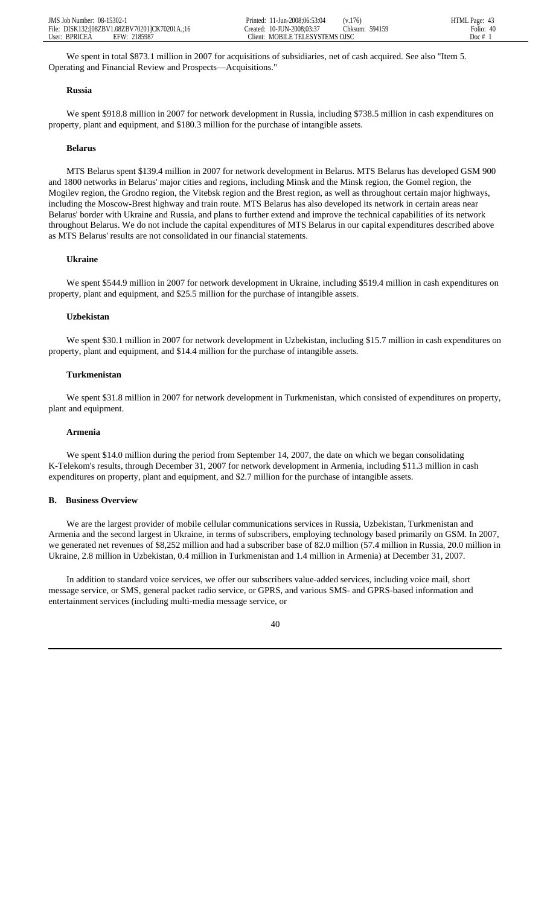We spent in total $873.1 million in 2007 for acquisitions of subsidiaries, net of cash acquired. See also "Item 5. Operating and Financial Review and Prospects—Acquisitions."

**Russia**

We spent $918.8 million in 2007 for network development in Russia, including $738.5 million in cash expenditures on property, plant and equipment, and $180.3 million for the purchase of intangible assets.

**Belarus**

MTS Belarus spent $139.4 million in 2007 for network development in Belarus. MTS Belarus has developed GSM 900 and 1800 networks in Belarus' major cities and regions, including Minsk and the Minsk region, the Gomel region, the Mogilev region, the Grodno region, the Vitebsk region and the Brest region, as well as throughout certain major highways, including the Moscow-Brest highway and train route. MTS Belarus has also developed its network in certain areas near Belarus' border with Ukraine and Russia, and plans to further extend and improve the technical capabilities of its network throughout Belarus. We do not include the capital expenditures of MTS Belarus in our capital expenditures described above as MTS Belarus' results are not consolidated in our financial statements.

**Ukraine**

We spent $544.9 million in 2007 for network development in Ukraine, including $519.4 million in cash expenditures on property, plant and equipment, and $25.5 million for the purchase of intangible assets.

**Uzbekistan**

We spent $30.1 million in 2007 for network development in Uzbekistan, including $15.7 million in cash expenditures on property, plant and equipment, and $14.4 million for the purchase of intangible assets.

**Turkmenistan**

We spent $31.8 million in 2007 for network development in Turkmenistan, which consisted of expenditures on property, plant and equipment.

**Armenia**

We spent $14.0 million during the period from September 14, 2007, the date on which we began consolidating K-Telekom's results, through December 31, 2007 for network development in Armenia, including $11.3 million in cash expenditures on property, plant and equipment, and $2.7 million for the purchase of intangible assets.

### B. Business Overview

We are the largest provider of mobile cellular communications services in Russia, Uzbekistan, Turkmenistan and Armenia and the second largest in Ukraine, in terms of subscribers, employing technology based primarily on GSM. In 2007, we generated net revenues of $8,252 million and had a subscriber base of 82.0 million (57.4 million in Russia, 20.0 million in Ukraine, 2.8 million in Uzbekistan, 0.4 million in Turkmenistan and 1.4 million in Armenia) at December 31, 2007.

In addition to standard voice services, we offer our subscribers value-added services, including voice mail, short message service, or SMS, general packet radio service, or GPRS, and various SMS- and GPRS-based information and entertainment services (including multi-media message service, or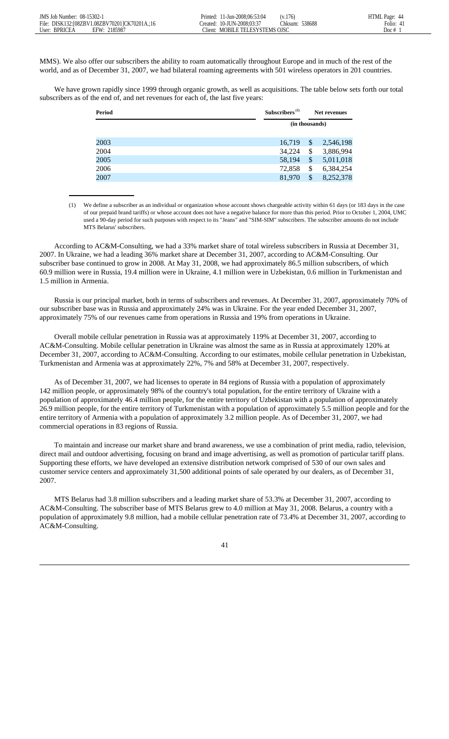MMS). We also offer our subscribers the ability to roam automatically throughout Europe and in much of the rest of the world, and as of December 31, 2007, we had bilateral roaming agreements with 501 wireless operators in 201 countries.

We have grown rapidly since 1999 through organic growth, as well as acquisitions. The table below sets forth our total subscribers as of the end of, and net revenues for each of, the last five years:

| Period | Subscribers [(1)] | Net revenues |
|---|---|---|
| | (in thousands) | |
| 2003 | 16,719 | $ 2,546,198 |
| 2004 | 34,224 | $ 3,886,994 |
| 2005 | 58,194 | $ 5,011,018 |
| 2006 | 72,858 | $ 6,384,254 |
| 2007 | 81,970 | $ 8,252,378 |

(1) We define a subscriber as an individual or organization whose account shows chargeable activity within 61 days (or 183 days in the case of our prepaid brand tariffs) or whose account does not have a negative balance for more than this period. Prior to October 1, 2004, UMC used a 90-day period for such purposes with respect to its "Jeans" and "SIM-SIM" subscribers. The subscriber amounts do not include MTS Belarus' subscribers.

According to AC&M-Consulting, we had a 33% market share of total wireless subscribers in Russia at December 31, 2007. In Ukraine, we had a leading 36% market share at December 31, 2007, according to AC&M-Consulting. Our subscriber base continued to grow in 2008. At May 31, 2008, we had approximately 86.5 million subscribers, of which 60.9 million were in Russia, 19.4 million were in Ukraine, 4.1 million were in Uzbekistan, 0.6 million in Turkmenistan and 1.5 million in Armenia.

Russia is our principal market, both in terms of subscribers and revenues. At December 31, 2007, approximately 70% of our subscriber base was in Russia and approximately 24% was in Ukraine. For the year ended December 31, 2007, approximately 75% of our revenues came from operations in Russia and 19% from operations in Ukraine.

Overall mobile cellular penetration in Russia was at approximately 119% at December 31, 2007, according to AC&M-Consulting. Mobile cellular penetration in Ukraine was almost the same as in Russia at approximately 120% at December 31, 2007, according to AC&M-Consulting. According to our estimates, mobile cellular penetration in Uzbekistan, Turkmenistan and Armenia was at approximately 22%, 7% and 58% at December 31, 2007, respectively.

As of December 31, 2007, we had licenses to operate in 84 regions of Russia with a population of approximately 142 million people, or approximately 98% of the country's total population, for the entire territory of Ukraine with a population of approximately 46.4 million people, for the entire territory of Uzbekistan with a population of approximately 26.9 million people, for the entire territory of Turkmenistan with a population of approximately 5.5 million people and for the entire territory of Armenia with a population of approximately 3.2 million people. As of December 31, 2007, we had commercial operations in 83 regions of Russia.

To maintain and increase our market share and brand awareness, we use a combination of print media, radio, television, direct mail and outdoor advertising, focusing on brand and image advertising, as well as promotion of particular tariff plans. Supporting these efforts, we have developed an extensive distribution network comprised of 530 of our own sales and customer service centers and approximately 31,500 additional points of sale operated by our dealers, as of December 31, 2007.

MTS Belarus had 3.8 million subscribers and a leading market share of 53.3% at December 31, 2007, according to AC&M-Consulting. The subscriber base of MTS Belarus grew to 4.0 million at May 31, 2008. Belarus, a country with a population of approximately 9.8 million, had a mobile cellular penetration rate of 73.4% at December 31, 2007, according to AC&M-Consulting.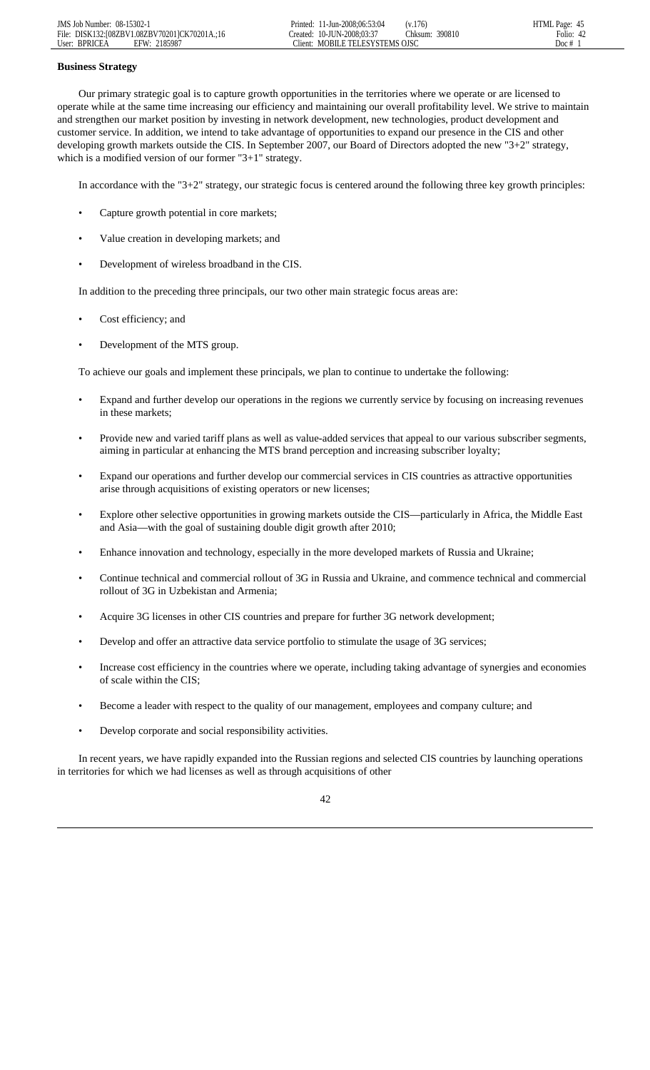**Business Strategy**

Our primary strategic goal is to capture growth opportunities in the territories where we operate or are licensed to operate while at the same time increasing our efficiency and maintaining our overall profitability level. We strive to maintain and strengthen our market position by investing in network development, new technologies, product development and customer service. In addition, we intend to take advantage of opportunities to expand our presence in the CIS and other developing growth markets outside the CIS. In September 2007, our Board of Directors adopted the new "3+2" strategy, which is a modified version of our former "3+1" strategy.

In accordance with the "3+2" strategy, our strategic focus is centered around the following three key growth principles:

- Capture growth potential in core markets;
- Value creation in developing markets; and
- Development of wireless broadband in the CIS.

In addition to the preceding three principals, our two other main strategic focus areas are:

- Cost efficiency; and
- Development of the MTS group.

To achieve our goals and implement these principals, we plan to continue to undertake the following:

- Expand and further develop our operations in the regions we currently service by focusing on increasing revenues in these markets;
- Provide new and varied tariff plans as well as value-added services that appeal to our various subscriber segments, aiming in particular at enhancing the MTS brand perception and increasing subscriber loyalty;
- Expand our operations and further develop our commercial services in CIS countries as attractive opportunities arise through acquisitions of existing operators or new licenses;
- Explore other selective opportunities in growing markets outside the CIS—particularly in Africa, the Middle East and Asia—with the goal of sustaining double digit growth after 2010;
- Enhance innovation and technology, especially in the more developed markets of Russia and Ukraine;
- Continue technical and commercial rollout of 3G in Russia and Ukraine, and commence technical and commercial rollout of 3G in Uzbekistan and Armenia;
- Acquire 3G licenses in other CIS countries and prepare for further 3G network development;
- Develop and offer an attractive data service portfolio to stimulate the usage of 3G services;
- Increase cost efficiency in the countries where we operate, including taking advantage of synergies and economies of scale within the CIS;
- Become a leader with respect to the quality of our management, employees and company culture; and
- Develop corporate and social responsibility activities.

In recent years, we have rapidly expanded into the Russian regions and selected CIS countries by launching operations in territories for which we had licenses as well as through acquisitions of other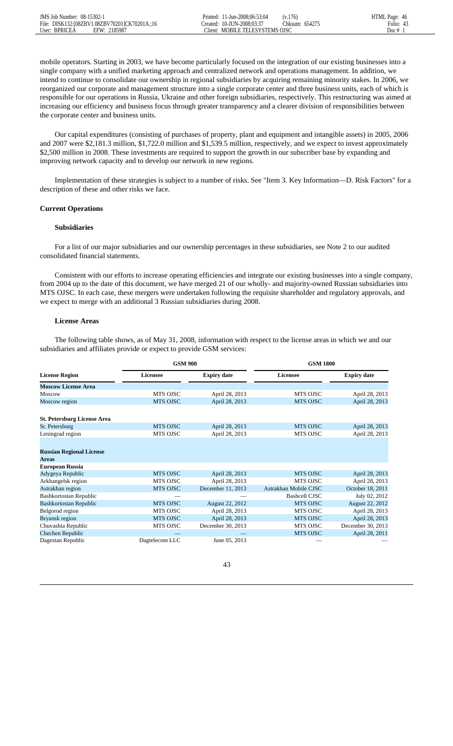mobile operators. Starting in 2003, we have become particularly focused on the integration of our existing businesses into a single company with a unified marketing approach and centralized network and operations management. In addition, we intend to continue to consolidate our ownership in regional subsidiaries by acquiring remaining minority stakes. In 2006, we reorganized our corporate and management structure into a single corporate center and three business units, each of which is responsible for our operations in Russia, Ukraine and other foreign subsidiaries, respectively. This restructuring was aimed at increasing our efficiency and business focus through greater transparency and a clearer division of responsibilities between the corporate center and business units.

Our capital expenditures (consisting of purchases of property, plant and equipment and intangible assets) in 2005, 2006 and 2007 were $2,181.3 million, $1,722.0 million and $1,539.5 million, respectively, and we expect to invest approximately $2,500 million in 2008. These investments are required to support the growth in our subscriber base by expanding and improving network capacity and to develop our network in new regions.

Implementation of these strategies is subject to a number of risks. See "Item 3. Key Information—D. Risk Factors" for a description of these and other risks we face.

### Current Operations

#### Subsidiaries

For a list of our major subsidiaries and our ownership percentages in these subsidiaries, see Note 2 to our audited consolidated financial statements.

Consistent with our efforts to increase operating efficiencies and integrate our existing businesses into a single company, from 2004 up to the date of this document, we have merged 21 of our wholly- and majority-owned Russian subsidiaries into MTS OJSC. In each case, these mergers were undertaken following the requisite shareholder and regulatory approvals, and we expect to merge with an additional 3 Russian subsidiaries during 2008.

#### License Areas

The following table shows, as of May 31, 2008, information with respect to the license areas in which we and our subsidiaries and affiliates provide or expect to provide GSM services:

| | GSM 900 | | GSM 1800 | |
|---|---|---|---|---|
| **License Region** | **Licensee** | **Expiry date** | **Licensee** | **Expiry date** |
| **Moscow License Area** | | | | |
| Moscow | MTS OJSC | April 28, 2013 | MTS OJSC | April 28, 2013 |
| Moscow region | MTS OJSC | April 28, 2013 | MTS OJSC | April 28, 2013 |
| **St. Petersburg License Area** | | | | |
| St. Petersburg | MTS OJSC | April 28, 2013 | MTS OJSC | April 28, 2013 |
| Leningrad region | MTS OJSC | April 28, 2013 | MTS OJSC | April 28, 2013 |
| **Russian Regional License Areas** | | | | |
| **European Russia** | | | | |
| Adygeya Republic | MTS OJSC | April 28, 2013 | MTS OJSC | April 28, 2013 |
| Arkhangelsk region | MTS OJSC | April 28, 2013 | MTS OJSC | April 28, 2013 |
| Astrakhan region | MTS OJSC | December 11, 2013 | Astrakhan Mobile CJSC | October 18, 2011 |
| Bashkortostan Republic | — | — | Bashcell CJSC | July 02, 2012 |
| Bashkortostan Republic | MTS OJSC | August 22, 2012 | MTS OJSC | August 22, 2012 |
| Belgorod region | MTS OJSC | April 28, 2013 | MTS OJSC | April 28, 2013 |
| Bryansk region | MTS OJSC | April 28, 2013 | MTS OJSC | April 28, 2013 |
| Chuvashia Republic | MTS OJSC | December 30, 2013 | MTS OJSC | December 30, 2013 |
| Chechen Republic | — | — | MTS OJSC | April 28, 2011 |
| Dagestan Republic | Dagtelecom LLC | June 05, 2013 | — | — |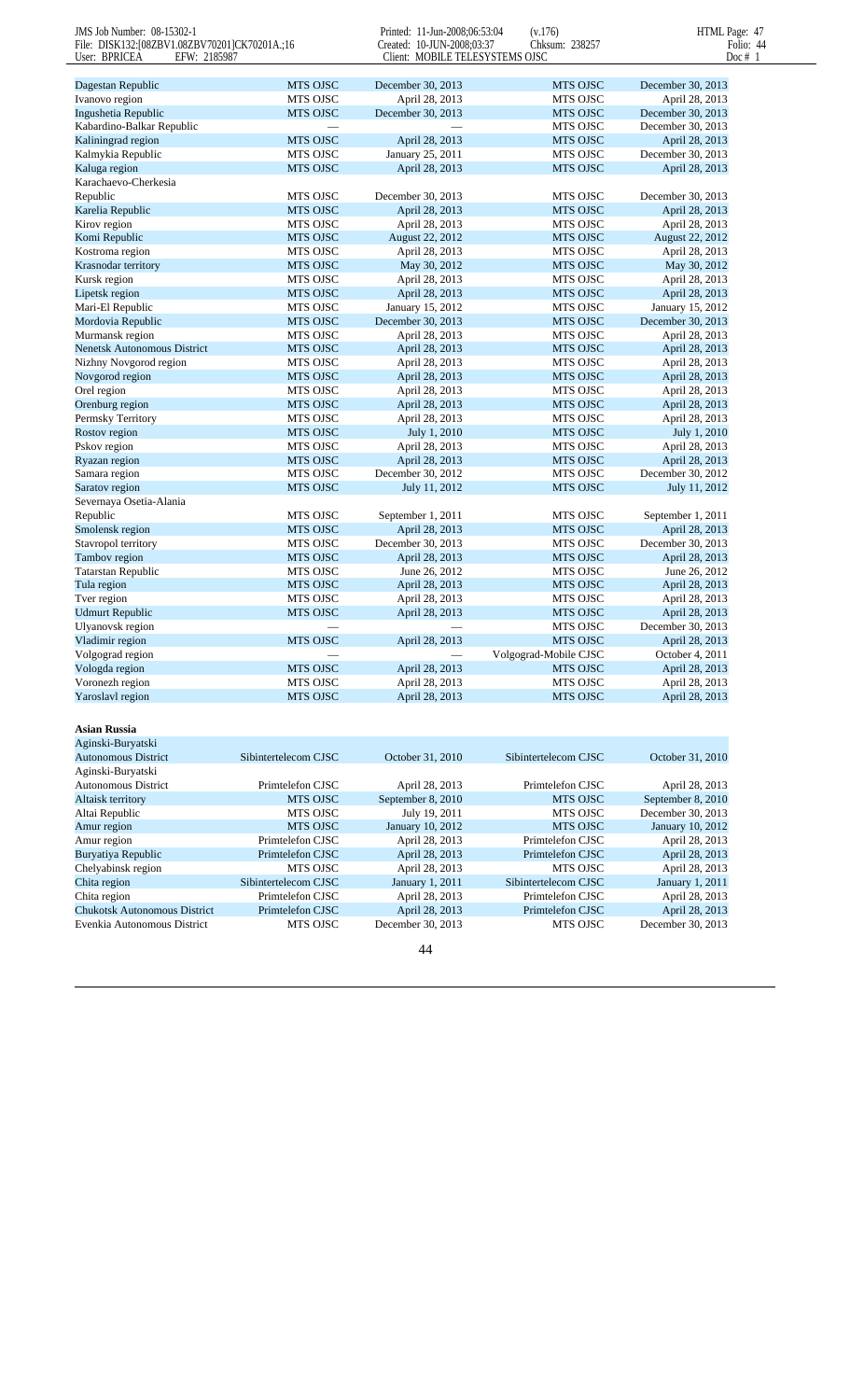| | | | | |
|---|---|---|---|---|
| Dagestan Republic | MTS OJSC | December 30, 2013 | MTS OJSC | December 30, 2013 |
| Ivanovo region | MTS OJSC | April 28, 2013 | MTS OJSC | April 28, 2013 |
| Ingushetia Republic | MTS OJSC | December 30, 2013 | MTS OJSC | December 30, 2013 |
| Kabardino-Balkar Republic | — | — | MTS OJSC | December 30, 2013 |
| Kaliningrad region | MTS OJSC | April 28, 2013 | MTS OJSC | April 28, 2013 |
| Kalmykia Republic | MTS OJSC | January 25, 2011 | MTS OJSC | December 30, 2013 |
| Kaluga region | MTS OJSC | April 28, 2013 | MTS OJSC | April 28, 2013 |
| Karachaevo-Cherkesia Republic | MTS OJSC | December 30, 2013 | MTS OJSC | December 30, 2013 |
| Karelia Republic | MTS OJSC | April 28, 2013 | MTS OJSC | April 28, 2013 |
| Kirov region | MTS OJSC | April 28, 2013 | MTS OJSC | April 28, 2013 |
| Komi Republic | MTS OJSC | August 22, 2012 | MTS OJSC | August 22, 2012 |
| Kostroma region | MTS OJSC | April 28, 2013 | MTS OJSC | April 28, 2013 |
| Krasnodar territory | MTS OJSC | May 30, 2012 | MTS OJSC | May 30, 2012 |
| Kursk region | MTS OJSC | April 28, 2013 | MTS OJSC | April 28, 2013 |
| Lipetsk region | MTS OJSC | April 28, 2013 | MTS OJSC | April 28, 2013 |
| Mari-El Republic | MTS OJSC | January 15, 2012 | MTS OJSC | January 15, 2012 |
| Mordovia Republic | MTS OJSC | December 30, 2013 | MTS OJSC | December 30, 2013 |
| Murmansk region | MTS OJSC | April 28, 2013 | MTS OJSC | April 28, 2013 |
| Nenetsk Autonomous District | MTS OJSC | April 28, 2013 | MTS OJSC | April 28, 2013 |
| Nizhny Novgorod region | MTS OJSC | April 28, 2013 | MTS OJSC | April 28, 2013 |
| Novgorod region | MTS OJSC | April 28, 2013 | MTS OJSC | April 28, 2013 |
| Orel region | MTS OJSC | April 28, 2013 | MTS OJSC | April 28, 2013 |
| Orenburg region | MTS OJSC | April 28, 2013 | MTS OJSC | April 28, 2013 |
| Permsky Territory | MTS OJSC | April 28, 2013 | MTS OJSC | April 28, 2013 |
| Rostov region | MTS OJSC | July 1, 2010 | MTS OJSC | July 1, 2010 |
| Pskov region | MTS OJSC | April 28, 2013 | MTS OJSC | April 28, 2013 |
| Ryazan region | MTS OJSC | April 28, 2013 | MTS OJSC | April 28, 2013 |
| Samara region | MTS OJSC | December 30, 2012 | MTS OJSC | December 30, 2012 |
| Saratov region | MTS OJSC | July 11, 2012 | MTS OJSC | July 11, 2012 |
| Severnaya Osetia-Alania Republic | MTS OJSC | September 1, 2011 | MTS OJSC | September 1, 2011 |
| Smolensk region | MTS OJSC | April 28, 2013 | MTS OJSC | April 28, 2013 |
| Stavropol territory | MTS OJSC | December 30, 2013 | MTS OJSC | December 30, 2013 |
| Tambov region | MTS OJSC | April 28, 2013 | MTS OJSC | April 28, 2013 |
| Tatarstan Republic | MTS OJSC | June 26, 2012 | MTS OJSC | June 26, 2012 |
| Tula region | MTS OJSC | April 28, 2013 | MTS OJSC | April 28, 2013 |
| Tver region | MTS OJSC | April 28, 2013 | MTS OJSC | April 28, 2013 |
| Udmurt Republic | MTS OJSC | April 28, 2013 | MTS OJSC | April 28, 2013 |
| Ulyanovsk region | — | — | MTS OJSC | December 30, 2013 |
| Vladimir region | MTS OJSC | April 28, 2013 | MTS OJSC | April 28, 2013 |
| Volgograd region | — | — | Volgograd-Mobile CJSC | October 4, 2011 |
| Vologda region | MTS OJSC | April 28, 2013 | MTS OJSC | April 28, 2013 |
| Voronezh region | MTS OJSC | April 28, 2013 | MTS OJSC | April 28, 2013 |
| Yaroslavl region | MTS OJSC | April 28, 2013 | MTS OJSC | April 28, 2013 |
| **Asian Russia** | | | | |
| Aginski-Buryatski Autonomous District | Sibintertelecom CJSC | October 31, 2010 | Sibintertelecom CJSC | October 31, 2010 |
| Aginski-Buryatski Autonomous District | Primtelefon CJSC | April 28, 2013 | Primtelefon CJSC | April 28, 2013 |
| Altaisk territory | MTS OJSC | September 8, 2010 | MTS OJSC | September 8, 2010 |
| Altai Republic | MTS OJSC | July 19, 2011 | MTS OJSC | December 30, 2013 |
| Amur region | MTS OJSC | January 10, 2012 | MTS OJSC | January 10, 2012 |
| Amur region | Primtelefon CJSC | April 28, 2013 | Primtelefon CJSC | April 28, 2013 |
| Buryatiya Republic | Primtelefon CJSC | April 28, 2013 | Primtelefon CJSC | April 28, 2013 |
| Chelyabinsk region | MTS OJSC | April 28, 2013 | MTS OJSC | April 28, 2013 |
| Chita region | Sibintertelecom CJSC | January 1, 2011 | Sibintertelecom CJSC | January 1, 2011 |
| Chita region | Primtelefon CJSC | April 28, 2013 | Primtelefon CJSC | April 28, 2013 |
| Chukotsk Autonomous District | Primtelefon CJSC | April 28, 2013 | Primtelefon CJSC | April 28, 2013 |
| Evenkia Autonomous District | MTS OJSC | December 30, 2013 | MTS OJSC | December 30, 2013 |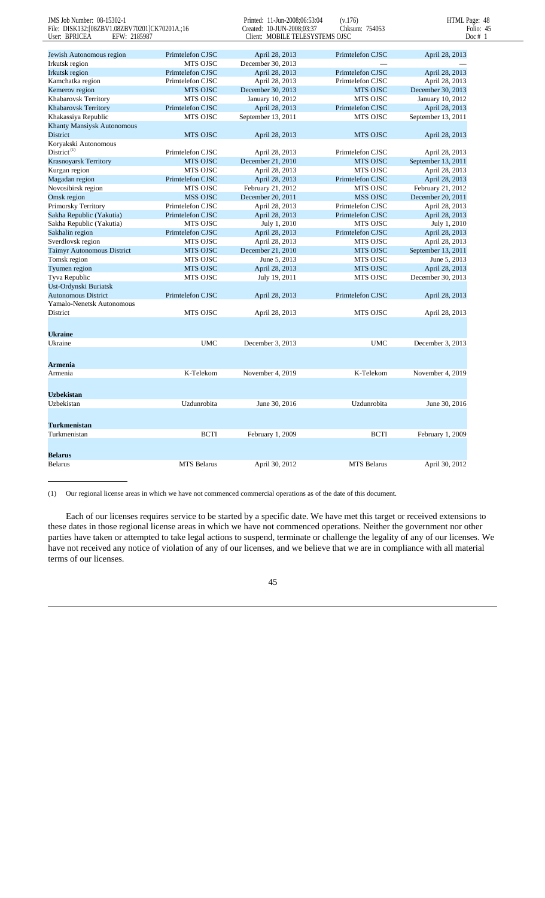| | | | | |
|---|---|---|---|---|
| Jewish Autonomous region | Primtelefon CJSC | April 28, 2013 | Primtelefon CJSC | April 28, 2013 |
| Irkutsk region | MTS OJSC | December 30, 2013 | — | — |
| Irkutsk region | Primtelefon CJSC | April 28, 2013 | Primtelefon CJSC | April 28, 2013 |
| Kamchatka region | Primtelefon CJSC | April 28, 2013 | Primtelefon CJSC | April 28, 2013 |
| Kemerov region | MTS OJSC | December 30, 2013 | MTS OJSC | December 30, 2013 |
| Khabarovsk Territory | MTS OJSC | January 10, 2012 | MTS OJSC | January 10, 2012 |
| Khabarovsk Territory | Primtelefon CJSC | April 28, 2013 | Primtelefon CJSC | April 28, 2013 |
| Khakassiya Republic | MTS OJSC | September 13, 2011 | MTS OJSC | September 13, 2011 |
| Khanty Mansiysk Autonomous District | MTS OJSC | April 28, 2013 | MTS OJSC | April 28, 2013 |
| Koryakski Autonomous District[(1)] | Primtelefon CJSC | April 28, 2013 | Primtelefon CJSC | April 28, 2013 |
| Krasnoyarsk Territory | MTS OJSC | December 21, 2010 | MTS OJSC | September 13, 2011 |
| Kurgan region | MTS OJSC | April 28, 2013 | MTS OJSC | April 28, 2013 |
| Magadan region | Primtelefon CJSC | April 28, 2013 | Primtelefon CJSC | April 28, 2013 |
| Novosibirsk region | MTS OJSC | February 21, 2012 | MTS OJSC | February 21, 2012 |
| Omsk region | MSS OJSC | December 20, 2011 | MSS OJSC | December 20, 2011 |
| Primorsky Territory | Primtelefon CJSC | April 28, 2013 | Primtelefon CJSC | April 28, 2013 |
| Sakha Republic (Yakutia) | Primtelefon CJSC | April 28, 2013 | Primtelefon CJSC | April 28, 2013 |
| Sakha Republic (Yakutia) | MTS OJSC | July 1, 2010 | MTS OJSC | July 1, 2010 |
| Sakhalin region | Primtelefon CJSC | April 28, 2013 | Primtelefon CJSC | April 28, 2013 |
| Sverdlovsk region | MTS OJSC | April 28, 2013 | MTS OJSC | April 28, 2013 |
| Taimyr Autonomous District | MTS OJSC | December 21, 2010 | MTS OJSC | September 13, 2011 |
| Tomsk region | MTS OJSC | June 5, 2013 | MTS OJSC | June 5, 2013 |
| Tyumen region | MTS OJSC | April 28, 2013 | MTS OJSC | April 28, 2013 |
| Tyva Republic | MTS OJSC | July 19, 2011 | MTS OJSC | December 30, 2013 |
| Ust-Ordynski Buriatsk Autonomous District | Primtelefon CJSC | April 28, 2013 | Primtelefon CJSC | April 28, 2013 |
| Yamalo-Nenetsk Autonomous District | MTS OJSC | April 28, 2013 | MTS OJSC | April 28, 2013 |
| **Ukraine** | | | | |
| Ukraine | UMC | December 3, 2013 | UMC | December 3, 2013 |
| **Armenia** | | | | |
| Armenia | K-Telekom | November 4, 2019 | K-Telekom | November 4, 2019 |
| **Uzbekistan** | | | | |
| Uzbekistan | Uzdunrobita | June 30, 2016 | Uzdunrobita | June 30, 2016 |
| **Turkmenistan** | | | | |
| Turkmenistan | BCTI | February 1, 2009 | BCTI | February 1, 2009 |
| **Belarus** | | | | |
| Belarus | MTS Belarus | April 30, 2012 | MTS Belarus | April 30, 2012 |

(1) Our regional license areas in which we have not commenced commercial operations as of the date of this document.

Each of our licenses requires service to be started by a specific date. We have met this target or received extensions to these dates in those regional license areas in which we have not commenced operations. Neither the government nor other parties have taken or attempted to take legal actions to suspend, terminate or challenge the legality of any of our licenses. We have not received any notice of violation of any of our licenses, and we believe that we are in compliance with all material terms of our licenses.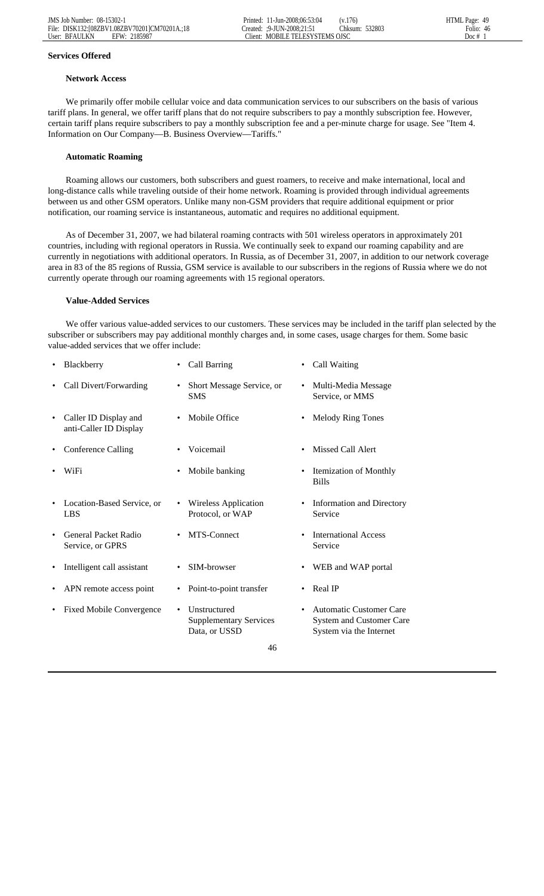**Services Offered**

**Network Access**

We primarily offer mobile cellular voice and data communication services to our subscribers on the basis of various tariff plans. In general, we offer tariff plans that do not require subscribers to pay a monthly subscription fee. However, certain tariff plans require subscribers to pay a monthly subscription fee and a per-minute charge for usage. See "Item 4. Information on Our Company—B. Business Overview—Tariffs."

**Automatic Roaming**

Roaming allows our customers, both subscribers and guest roamers, to receive and make international, local and long-distance calls while traveling outside of their home network. Roaming is provided through individual agreements between us and other GSM operators. Unlike many non-GSM providers that require additional equipment or prior notification, our roaming service is instantaneous, automatic and requires no additional equipment.

As of December 31, 2007, we had bilateral roaming contracts with 501 wireless operators in approximately 201 countries, including with regional operators in Russia. We continually seek to expand our roaming capability and are currently in negotiations with additional operators. In Russia, as of December 31, 2007, in addition to our network coverage area in 83 of the 85 regions of Russia, GSM service is available to our subscribers in the regions of Russia where we do not currently operate through our roaming agreements with 15 regional operators.

**Value-Added Services**

We offer various value-added services to our customers. These services may be included in the tariff plan selected by the subscriber or subscribers may pay additional monthly charges and, in some cases, usage charges for them. Some basic value-added services that we offer include:

- Blackberry
- Call Barring
- Call Waiting
- Call Divert/Forwarding
- Short Message Service, or SMS
- Multi-Media Message Service, or MMS
- Caller ID Display and anti-Caller ID Display
- Mobile Office
- Melody Ring Tones
- Conference Calling
- Voicemail
- Missed Call Alert
- WiFi
- Mobile banking
- Itemization of Monthly Bills
- Location-Based Service, or LBS
- Wireless Application Protocol, or WAP
- Information and Directory Service
- General Packet Radio Service, or GPRS
- MTS-Connect
- International Access Service
- Intelligent call assistant
- SIM-browser
- WEB and WAP portal
- APN remote access point
- Point-to-point transfer
- Real IP
- Fixed Mobile Convergence
- Unstructured Supplementary Services Data, or USSD
- Automatic Customer Care System and Customer Care System via the Internet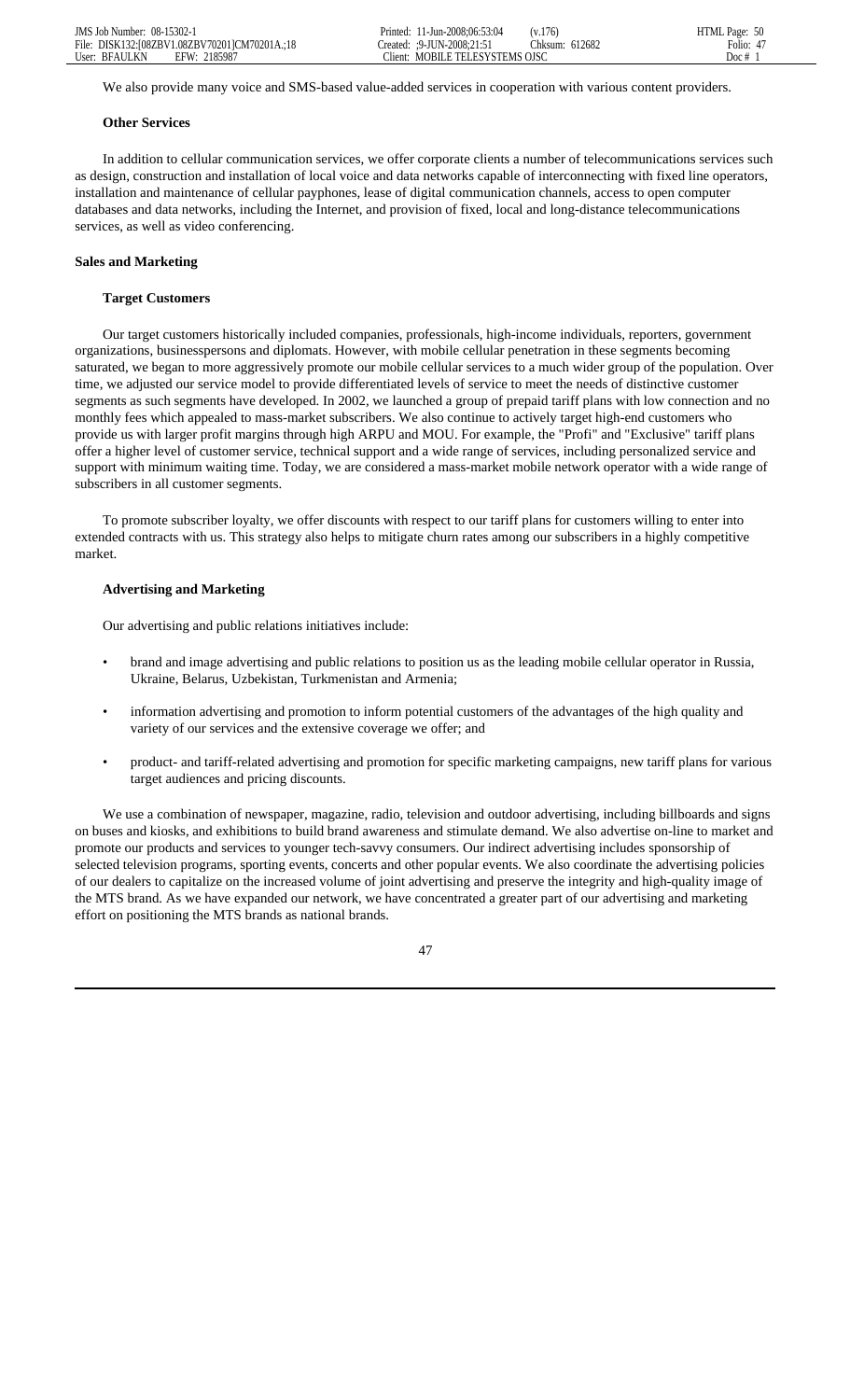We also provide many voice and SMS-based value-added services in cooperation with various content providers.

### Other Services

In addition to cellular communication services, we offer corporate clients a number of telecommunications services such as design, construction and installation of local voice and data networks capable of interconnecting with fixed line operators, installation and maintenance of cellular payphones, lease of digital communication channels, access to open computer databases and data networks, including the Internet, and provision of fixed, local and long-distance telecommunications services, as well as video conferencing.

## Sales and Marketing

### Target Customers

Our target customers historically included companies, professionals, high-income individuals, reporters, government organizations, businesspersons and diplomats. However, with mobile cellular penetration in these segments becoming saturated, we began to more aggressively promote our mobile cellular services to a much wider group of the population. Over time, we adjusted our service model to provide differentiated levels of service to meet the needs of distinctive customer segments as such segments have developed. In 2002, we launched a group of prepaid tariff plans with low connection and no monthly fees which appealed to mass-market subscribers. We also continue to actively target high-end customers who provide us with larger profit margins through high ARPU and MOU. For example, the "Profi" and "Exclusive" tariff plans offer a higher level of customer service, technical support and a wide range of services, including personalized service and support with minimum waiting time. Today, we are considered a mass-market mobile network operator with a wide range of subscribers in all customer segments.

To promote subscriber loyalty, we offer discounts with respect to our tariff plans for customers willing to enter into extended contracts with us. This strategy also helps to mitigate churn rates among our subscribers in a highly competitive market.

### Advertising and Marketing

Our advertising and public relations initiatives include:

- brand and image advertising and public relations to position us as the leading mobile cellular operator in Russia, Ukraine, Belarus, Uzbekistan, Turkmenistan and Armenia;
- information advertising and promotion to inform potential customers of the advantages of the high quality and variety of our services and the extensive coverage we offer; and
- product- and tariff-related advertising and promotion for specific marketing campaigns, new tariff plans for various target audiences and pricing discounts.

We use a combination of newspaper, magazine, radio, television and outdoor advertising, including billboards and signs on buses and kiosks, and exhibitions to build brand awareness and stimulate demand. We also advertise on-line to market and promote our products and services to younger tech-savvy consumers. Our indirect advertising includes sponsorship of selected television programs, sporting events, concerts and other popular events. We also coordinate the advertising policies of our dealers to capitalize on the increased volume of joint advertising and preserve the integrity and high-quality image of the MTS brand. As we have expanded our network, we have concentrated a greater part of our advertising and marketing effort on positioning the MTS brands as national brands.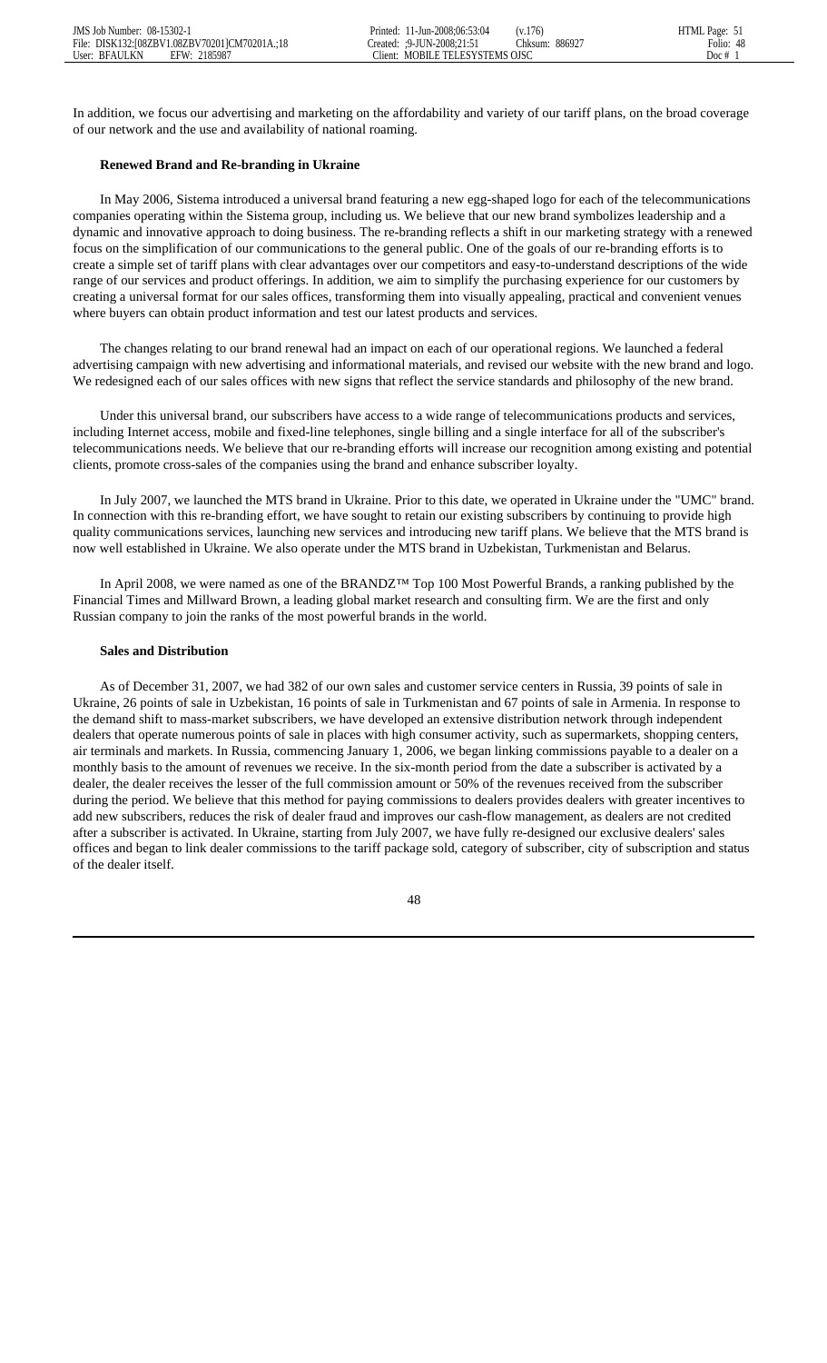In addition, we focus our advertising and marketing on the affordability and variety of our tariff plans, on the broad coverage of our network and the use and availability of national roaming.

**Renewed Brand and Re-branding in Ukraine**

In May 2006, Sistema introduced a universal brand featuring a new egg-shaped logo for each of the telecommunications companies operating within the Sistema group, including us. We believe that our new brand symbolizes leadership and a dynamic and innovative approach to doing business. The re-branding reflects a shift in our marketing strategy with a renewed focus on the simplification of our communications to the general public. One of the goals of our re-branding efforts is to create a simple set of tariff plans with clear advantages over our competitors and easy-to-understand descriptions of the wide range of our services and product offerings. In addition, we aim to simplify the purchasing experience for our customers by creating a universal format for our sales offices, transforming them into visually appealing, practical and convenient venues where buyers can obtain product information and test our latest products and services.

The changes relating to our brand renewal had an impact on each of our operational regions. We launched a federal advertising campaign with new advertising and informational materials, and revised our website with the new brand and logo. We redesigned each of our sales offices with new signs that reflect the service standards and philosophy of the new brand.

Under this universal brand, our subscribers have access to a wide range of telecommunications products and services, including Internet access, mobile and fixed-line telephones, single billing and a single interface for all of the subscriber's telecommunications needs. We believe that our re-branding efforts will increase our recognition among existing and potential clients, promote cross-sales of the companies using the brand and enhance subscriber loyalty.

In July 2007, we launched the MTS brand in Ukraine. Prior to this date, we operated in Ukraine under the "UMC" brand. In connection with this re-branding effort, we have sought to retain our existing subscribers by continuing to provide high quality communications services, launching new services and introducing new tariff plans. We believe that the MTS brand is now well established in Ukraine. We also operate under the MTS brand in Uzbekistan, Turkmenistan and Belarus.

In April 2008, we were named as one of the BRANDZ™ Top 100 Most Powerful Brands, a ranking published by the Financial Times and Millward Brown, a leading global market research and consulting firm. We are the first and only Russian company to join the ranks of the most powerful brands in the world.

**Sales and Distribution**

As of December 31, 2007, we had 382 of our own sales and customer service centers in Russia, 39 points of sale in Ukraine, 26 points of sale in Uzbekistan, 16 points of sale in Turkmenistan and 67 points of sale in Armenia. In response to the demand shift to mass-market subscribers, we have developed an extensive distribution network through independent dealers that operate numerous points of sale in places with high consumer activity, such as supermarkets, shopping centers, air terminals and markets. In Russia, commencing January 1, 2006, we began linking commissions payable to a dealer on a monthly basis to the amount of revenues we receive. In the six-month period from the date a subscriber is activated by a dealer, the dealer receives the lesser of the full commission amount or 50% of the revenues received from the subscriber during the period. We believe that this method for paying commissions to dealers provides dealers with greater incentives to add new subscribers, reduces the risk of dealer fraud and improves our cash-flow management, as dealers are not credited after a subscriber is activated. In Ukraine, starting from July 2007, we have fully re-designed our exclusive dealers' sales offices and began to link dealer commissions to the tariff package sold, category of subscriber, city of subscription and status of the dealer itself.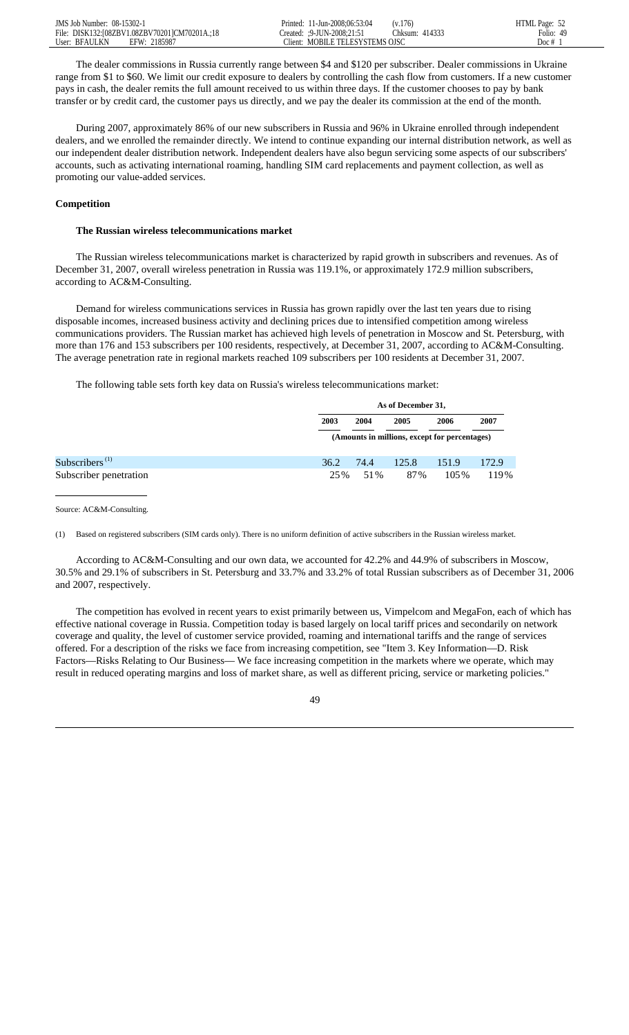The dealer commissions in Russia currently range between $4 and $120 per subscriber. Dealer commissions in Ukraine range from $1 to $60. We limit our credit exposure to dealers by controlling the cash flow from customers. If a new customer pays in cash, the dealer remits the full amount received to us within three days. If the customer chooses to pay by bank transfer or by credit card, the customer pays us directly, and we pay the dealer its commission at the end of the month.

During 2007, approximately 86% of our new subscribers in Russia and 96% in Ukraine enrolled through independent dealers, and we enrolled the remainder directly. We intend to continue expanding our internal distribution network, as well as our independent dealer distribution network. Independent dealers have also begun servicing some aspects of our subscribers' accounts, such as activating international roaming, handling SIM card replacements and payment collection, as well as promoting our value-added services.

**Competition**

**The Russian wireless telecommunications market**

The Russian wireless telecommunications market is characterized by rapid growth in subscribers and revenues. As of December 31, 2007, overall wireless penetration in Russia was 119.1%, or approximately 172.9 million subscribers, according to AC&M-Consulting.

Demand for wireless communications services in Russia has grown rapidly over the last ten years due to rising disposable incomes, increased business activity and declining prices due to intensified competition among wireless communications providers. The Russian market has achieved high levels of penetration in Moscow and St. Petersburg, with more than 176 and 153 subscribers per 100 residents, respectively, at December 31, 2007, according to AC&M-Consulting. The average penetration rate in regional markets reached 109 subscribers per 100 residents at December 31, 2007.

The following table sets forth key data on Russia's wireless telecommunications market:

| | As of December 31, | | | | |
|---|---|---|---|---|---|
| | 2003 | 2004 | 2005 | 2006 | 2007 |
| | (Amounts in millions, except for percentages) | | | | |
| Subscribers [(1)] | 36.2 | 74.4 | 125.8 | 151.9 | 172.9 |
| Subscriber penetration | 25% | 51% | 87% | 105% | 119% |

Source: AC&M-Consulting.

(1) Based on registered subscribers (SIM cards only). There is no uniform definition of active subscribers in the Russian wireless market.

According to AC&M-Consulting and our own data, we accounted for 42.2% and 44.9% of subscribers in Moscow, 30.5% and 29.1% of subscribers in St. Petersburg and 33.7% and 33.2% of total Russian subscribers as of December 31, 2006 and 2007, respectively.

The competition has evolved in recent years to exist primarily between us, Vimpelcom and MegaFon, each of which has effective national coverage in Russia. Competition today is based largely on local tariff prices and secondarily on network coverage and quality, the level of customer service provided, roaming and international tariffs and the range of services offered. For a description of the risks we face from increasing competition, see "Item 3. Key Information—D. Risk Factors—Risks Relating to Our Business— We face increasing competition in the markets where we operate, which may result in reduced operating margins and loss of market share, as well as different pricing, service or marketing policies."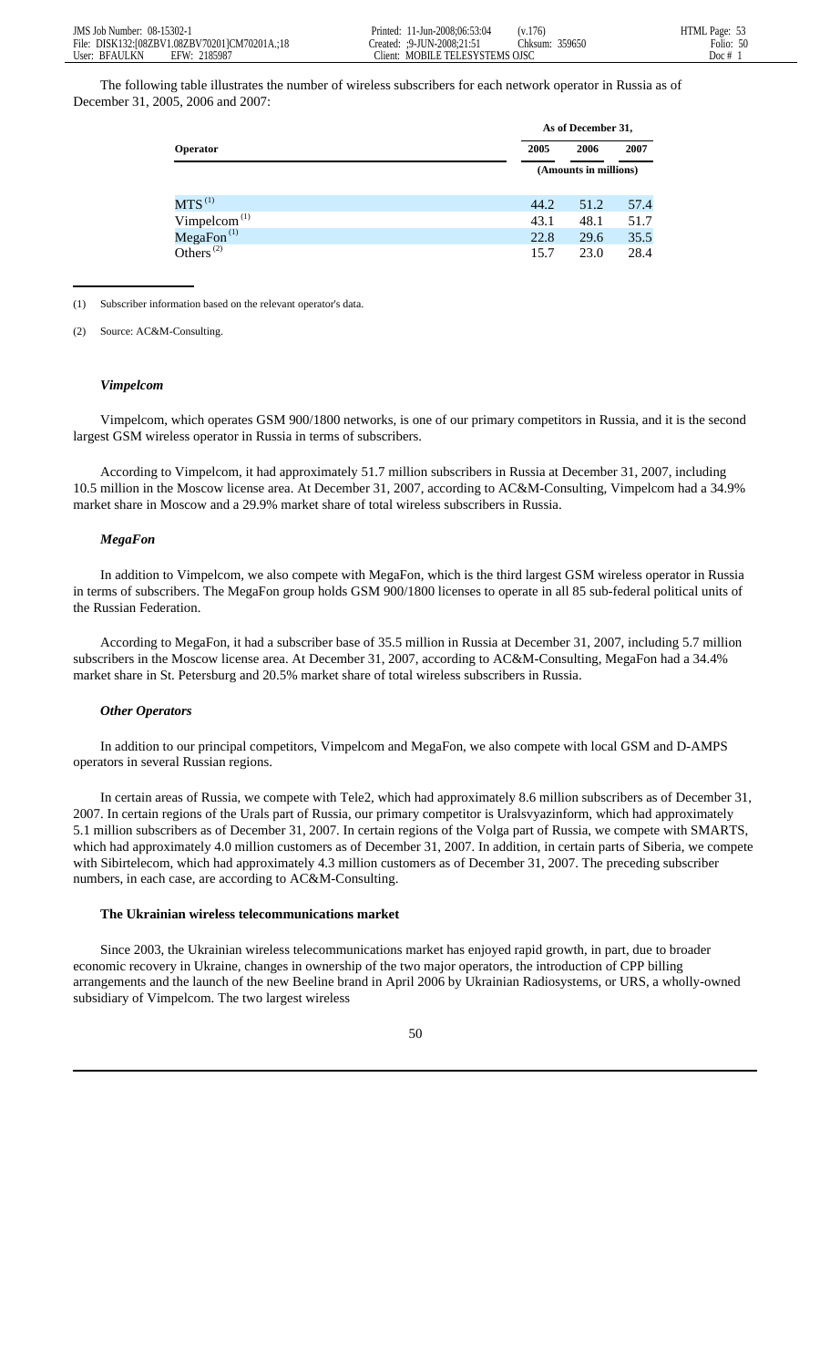The following table illustrates the number of wireless subscribers for each network operator in Russia as of December 31, 2005, 2006 and 2007:

| Operator | As of December 31, | | |
|---|---|---|---|
| | 2005 | 2006 | 2007 |
| | (Amounts in millions) | | |
| MTS [(1)] | 44.2 | 51.2 | 57.4 |
| Vimpelcom [(1)] | 43.1 | 48.1 | 51.7 |
| MegaFon [(1)] | 22.8 | 29.6 | 35.5 |
| Others [(2)] | 15.7 | 23.0 | 28.4 |

(1) Subscriber information based on the relevant operator's data.

(2) Source: AC&M-Consulting.

#### *Vimpelcom*

Vimpelcom, which operates GSM 900/1800 networks, is one of our primary competitors in Russia, and it is the second largest GSM wireless operator in Russia in terms of subscribers.

According to Vimpelcom, it had approximately 51.7 million subscribers in Russia at December 31, 2007, including 10.5 million in the Moscow license area. At December 31, 2007, according to AC&M-Consulting, Vimpelcom had a 34.9% market share in Moscow and a 29.9% market share of total wireless subscribers in Russia.

#### *MegaFon*

In addition to Vimpelcom, we also compete with MegaFon, which is the third largest GSM wireless operator in Russia in terms of subscribers. The MegaFon group holds GSM 900/1800 licenses to operate in all 85 sub-federal political units of the Russian Federation.

According to MegaFon, it had a subscriber base of 35.5 million in Russia at December 31, 2007, including 5.7 million subscribers in the Moscow license area. At December 31, 2007, according to AC&M-Consulting, MegaFon had a 34.4% market share in St. Petersburg and 20.5% market share of total wireless subscribers in Russia.

#### *Other Operators*

In addition to our principal competitors, Vimpelcom and MegaFon, we also compete with local GSM and D-AMPS operators in several Russian regions.

In certain areas of Russia, we compete with Tele2, which had approximately 8.6 million subscribers as of December 31, 2007. In certain regions of the Urals part of Russia, our primary competitor is Uralsvyazinform, which had approximately 5.1 million subscribers as of December 31, 2007. In certain regions of the Volga part of Russia, we compete with SMARTS, which had approximately 4.0 million customers as of December 31, 2007. In addition, in certain parts of Siberia, we compete with Sibirtelecom, which had approximately 4.3 million customers as of December 31, 2007. The preceding subscriber numbers, in each case, are according to AC&M-Consulting.

### The Ukrainian wireless telecommunications market

Since 2003, the Ukrainian wireless telecommunications market has enjoyed rapid growth, in part, due to broader economic recovery in Ukraine, changes in ownership of the two major operators, the introduction of CPP billing arrangements and the launch of the new Beeline brand in April 2006 by Ukrainian Radiosystems, or URS, a wholly-owned subsidiary of Vimpelcom. The two largest wireless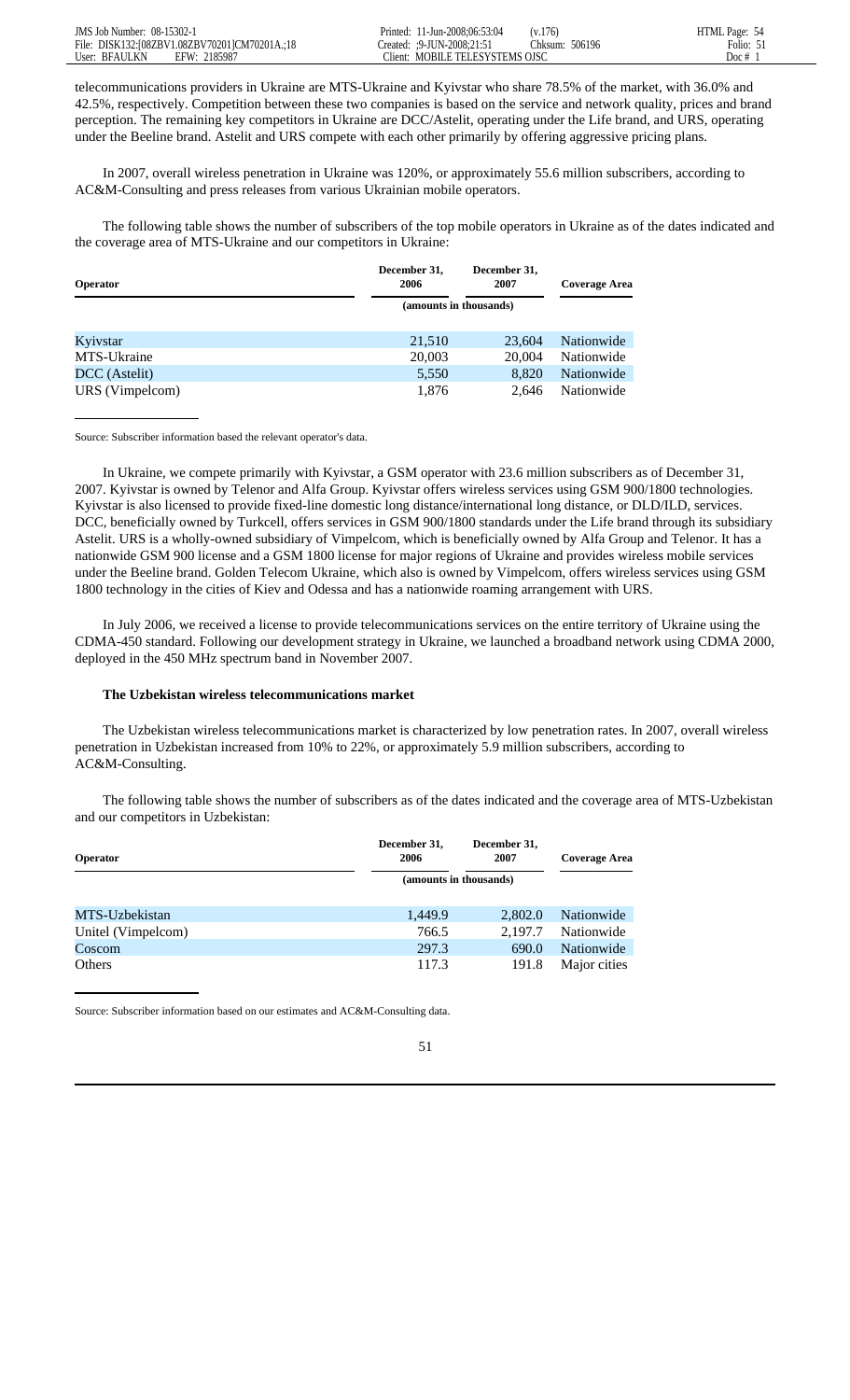telecommunications providers in Ukraine are MTS-Ukraine and Kyivstar who share 78.5% of the market, with 36.0% and 42.5%, respectively. Competition between these two companies is based on the service and network quality, prices and brand perception. The remaining key competitors in Ukraine are DCC/Astelit, operating under the Life brand, and URS, operating under the Beeline brand. Astelit and URS compete with each other primarily by offering aggressive pricing plans.

In 2007, overall wireless penetration in Ukraine was 120%, or approximately 55.6 million subscribers, according to AC&M-Consulting and press releases from various Ukrainian mobile operators.

The following table shows the number of subscribers of the top mobile operators in Ukraine as of the dates indicated and the coverage area of MTS-Ukraine and our competitors in Ukraine:

| Operator | December 31, 2006 | December 31, 2007 | Coverage Area |
|---|---|---|---|
| | (amounts in thousands) | | |
| Kyivstar | 21,510 | 23,604 | Nationwide |
| MTS-Ukraine | 20,003 | 20,004 | Nationwide |
| DCC (Astelit) | 5,550 | 8,820 | Nationwide |
| URS (Vimpelcom) | 1,876 | 2,646 | Nationwide |

Source: Subscriber information based the relevant operator's data.

In Ukraine, we compete primarily with Kyivstar, a GSM operator with 23.6 million subscribers as of December 31, 2007. Kyivstar is owned by Telenor and Alfa Group. Kyivstar offers wireless services using GSM 900/1800 technologies. Kyivstar is also licensed to provide fixed-line domestic long distance/international long distance, or DLD/ILD, services. DCC, beneficially owned by Turkcell, offers services in GSM 900/1800 standards under the Life brand through its subsidiary Astelit. URS is a wholly-owned subsidiary of Vimpelcom, which is beneficially owned by Alfa Group and Telenor. It has a nationwide GSM 900 license and a GSM 1800 license for major regions of Ukraine and provides wireless mobile services under the Beeline brand. Golden Telecom Ukraine, which also is owned by Vimpelcom, offers wireless services using GSM 1800 technology in the cities of Kiev and Odessa and has a nationwide roaming arrangement with URS.

In July 2006, we received a license to provide telecommunications services on the entire territory of Ukraine using the CDMA-450 standard. Following our development strategy in Ukraine, we launched a broadband network using CDMA 2000, deployed in the 450 MHz spectrum band in November 2007.

**The Uzbekistan wireless telecommunications market**

The Uzbekistan wireless telecommunications market is characterized by low penetration rates. In 2007, overall wireless penetration in Uzbekistan increased from 10% to 22%, or approximately 5.9 million subscribers, according to AC&M-Consulting.

The following table shows the number of subscribers as of the dates indicated and the coverage area of MTS-Uzbekistan and our competitors in Uzbekistan:

| Operator | December 31, 2006 | December 31, 2007 | Coverage Area |
|---|---|---|---|
| | (amounts in thousands) | | |
| MTS-Uzbekistan | 1,449.9 | 2,802.0 | Nationwide |
| Unitel (Vimpelcom) | 766.5 | 2,197.7 | Nationwide |
| Coscom | 297.3 | 690.0 | Nationwide |
| Others | 117.3 | 191.8 | Major cities |

Source: Subscriber information based on our estimates and AC&M-Consulting data.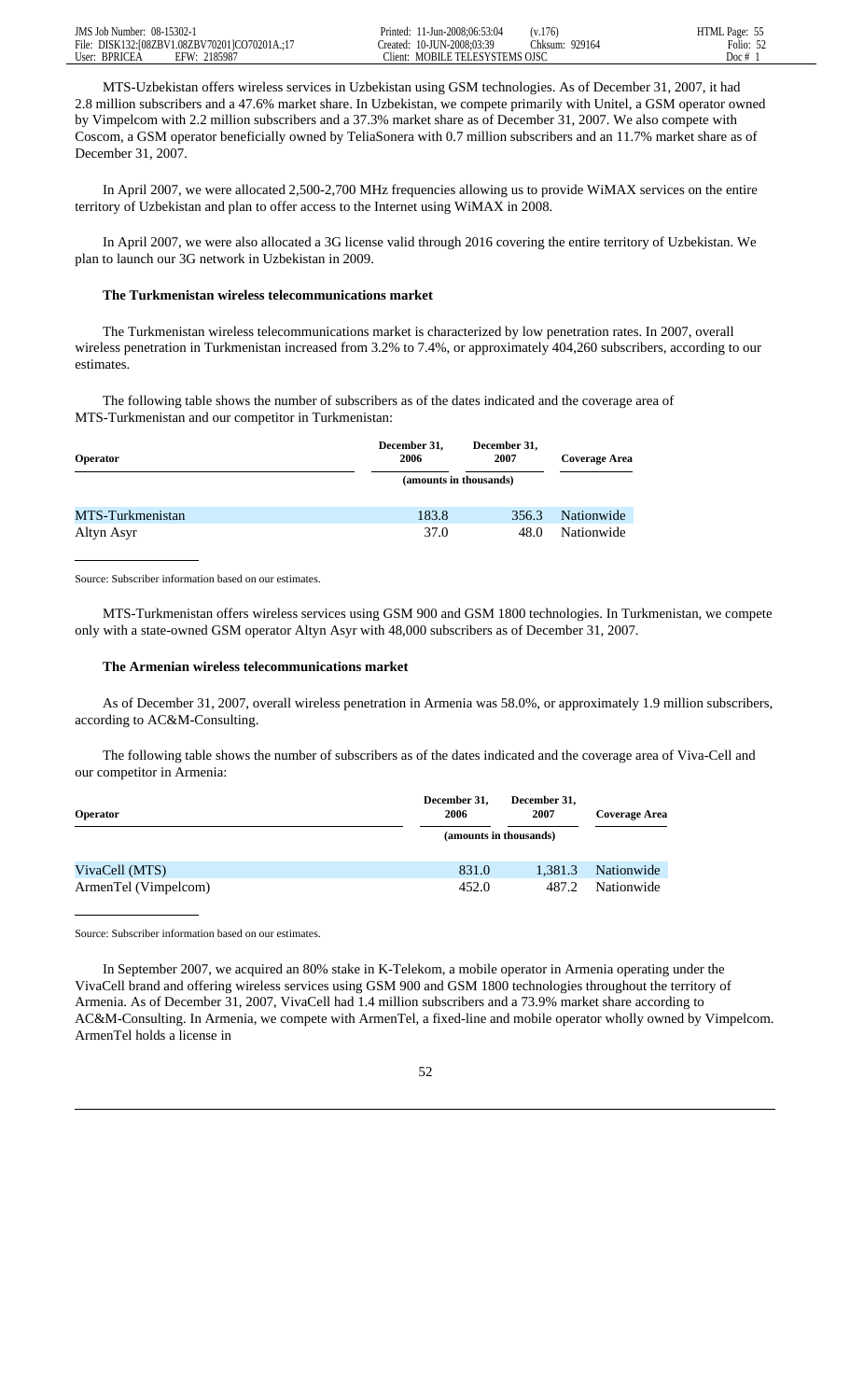MTS-Uzbekistan offers wireless services in Uzbekistan using GSM technologies. As of December 31, 2007, it had 2.8 million subscribers and a 47.6% market share. In Uzbekistan, we compete primarily with Unitel, a GSM operator owned by Vimpelcom with 2.2 million subscribers and a 37.3% market share as of December 31, 2007. We also compete with Coscom, a GSM operator beneficially owned by TeliaSonera with 0.7 million subscribers and an 11.7% market share as of December 31, 2007.

In April 2007, we were allocated 2,500-2,700 MHz frequencies allowing us to provide WiMAX services on the entire territory of Uzbekistan and plan to offer access to the Internet using WiMAX in 2008.

In April 2007, we were also allocated a 3G license valid through 2016 covering the entire territory of Uzbekistan. We plan to launch our 3G network in Uzbekistan in 2009.

**The Turkmenistan wireless telecommunications market**

The Turkmenistan wireless telecommunications market is characterized by low penetration rates. In 2007, overall wireless penetration in Turkmenistan increased from 3.2% to 7.4%, or approximately 404,260 subscribers, according to our estimates.

The following table shows the number of subscribers as of the dates indicated and the coverage area of MTS-Turkmenistan and our competitor in Turkmenistan:

| Operator | December 31, 2006 | December 31, 2007 | Coverage Area |
|---|---|---|---|
| | (amounts in thousands) | | |
| MTS-Turkmenistan | 183.8 | 356.3 | Nationwide |
| Altyn Asyr | 37.0 | 48.0 | Nationwide |

Source: Subscriber information based on our estimates.

MTS-Turkmenistan offers wireless services using GSM 900 and GSM 1800 technologies. In Turkmenistan, we compete only with a state-owned GSM operator Altyn Asyr with 48,000 subscribers as of December 31, 2007.

**The Armenian wireless telecommunications market**

As of December 31, 2007, overall wireless penetration in Armenia was 58.0%, or approximately 1.9 million subscribers, according to AC&M-Consulting.

The following table shows the number of subscribers as of the dates indicated and the coverage area of Viva-Cell and our competitor in Armenia:

| Operator | December 31, 2006 | December 31, 2007 | Coverage Area |
|---|---|---|---|
| | (amounts in thousands) | | |
| VivaCell (MTS) | 831.0 | 1,381.3 | Nationwide |
| ArmenTel (Vimpelcom) | 452.0 | 487.2 | Nationwide |

Source: Subscriber information based on our estimates.

In September 2007, we acquired an 80% stake in K-Telekom, a mobile operator in Armenia operating under the VivaCell brand and offering wireless services using GSM 900 and GSM 1800 technologies throughout the territory of Armenia. As of December 31, 2007, VivaCell had 1.4 million subscribers and a 73.9% market share according to AC&M-Consulting. In Armenia, we compete with ArmenTel, a fixed-line and mobile operator wholly owned by Vimpelcom. ArmenTel holds a license in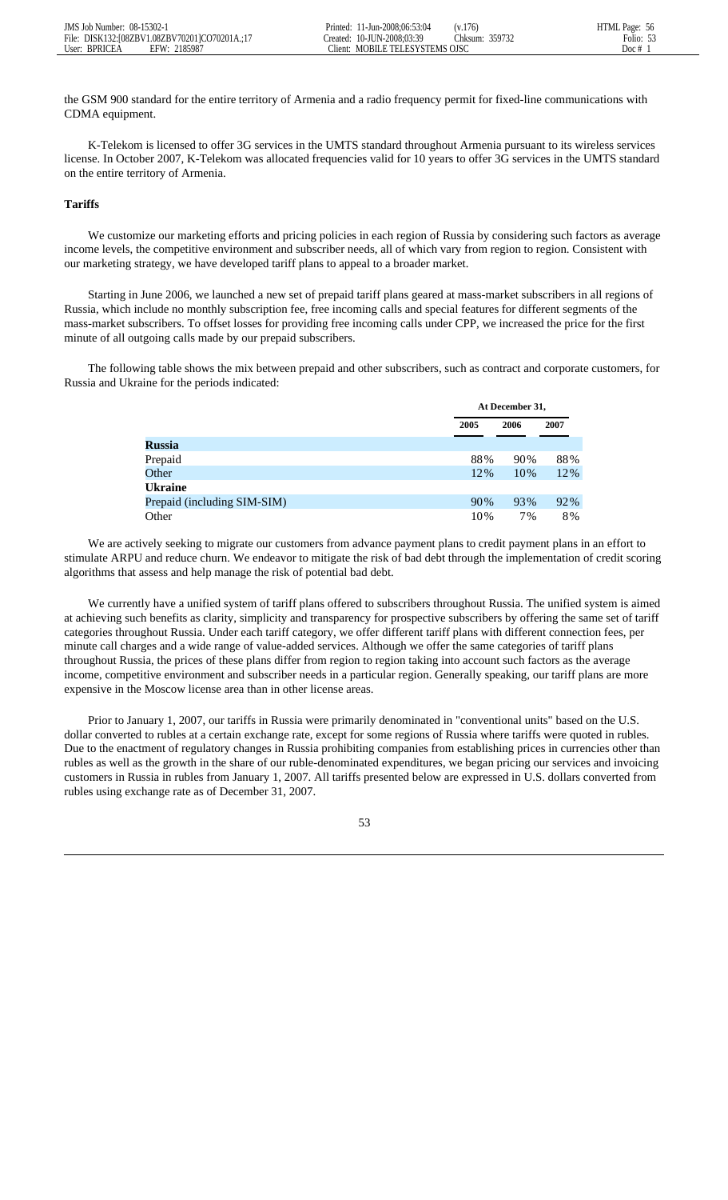the GSM 900 standard for the entire territory of Armenia and a radio frequency permit for fixed-line communications with CDMA equipment.

K-Telekom is licensed to offer 3G services in the UMTS standard throughout Armenia pursuant to its wireless services license. In October 2007, K-Telekom was allocated frequencies valid for 10 years to offer 3G services in the UMTS standard on the entire territory of Armenia.

**Tariffs**

We customize our marketing efforts and pricing policies in each region of Russia by considering such factors as average income levels, the competitive environment and subscriber needs, all of which vary from region to region. Consistent with our marketing strategy, we have developed tariff plans to appeal to a broader market.

Starting in June 2006, we launched a new set of prepaid tariff plans geared at mass-market subscribers in all regions of Russia, which include no monthly subscription fee, free incoming calls and special features for different segments of the mass-market subscribers. To offset losses for providing free incoming calls under CPP, we increased the price for the first minute of all outgoing calls made by our prepaid subscribers.

The following table shows the mix between prepaid and other subscribers, such as contract and corporate customers, for Russia and Ukraine for the periods indicated:

| | At December 31, | | |
|---|---|---|---|
| | 2005 | 2006 | 2007 |
| **Russia** | | | |
| Prepaid | 88% | 90% | 88% |
| Other | 12% | 10% | 12% |
| **Ukraine** | | | |
| Prepaid (including SIM-SIM) | 90% | 93% | 92% |
| Other | 10% | 7% | 8% |

We are actively seeking to migrate our customers from advance payment plans to credit payment plans in an effort to stimulate ARPU and reduce churn. We endeavor to mitigate the risk of bad debt through the implementation of credit scoring algorithms that assess and help manage the risk of potential bad debt.

We currently have a unified system of tariff plans offered to subscribers throughout Russia. The unified system is aimed at achieving such benefits as clarity, simplicity and transparency for prospective subscribers by offering the same set of tariff categories throughout Russia. Under each tariff category, we offer different tariff plans with different connection fees, per minute call charges and a wide range of value-added services. Although we offer the same categories of tariff plans throughout Russia, the prices of these plans differ from region to region taking into account such factors as the average income, competitive environment and subscriber needs in a particular region. Generally speaking, our tariff plans are more expensive in the Moscow license area than in other license areas.

Prior to January 1, 2007, our tariffs in Russia were primarily denominated in "conventional units" based on the U.S. dollar converted to rubles at a certain exchange rate, except for some regions of Russia where tariffs were quoted in rubles. Due to the enactment of regulatory changes in Russia prohibiting companies from establishing prices in currencies other than rubles as well as the growth in the share of our ruble-denominated expenditures, we began pricing our services and invoicing customers in Russia in rubles from January 1, 2007. All tariffs presented below are expressed in U.S. dollars converted from rubles using exchange rate as of December 31, 2007.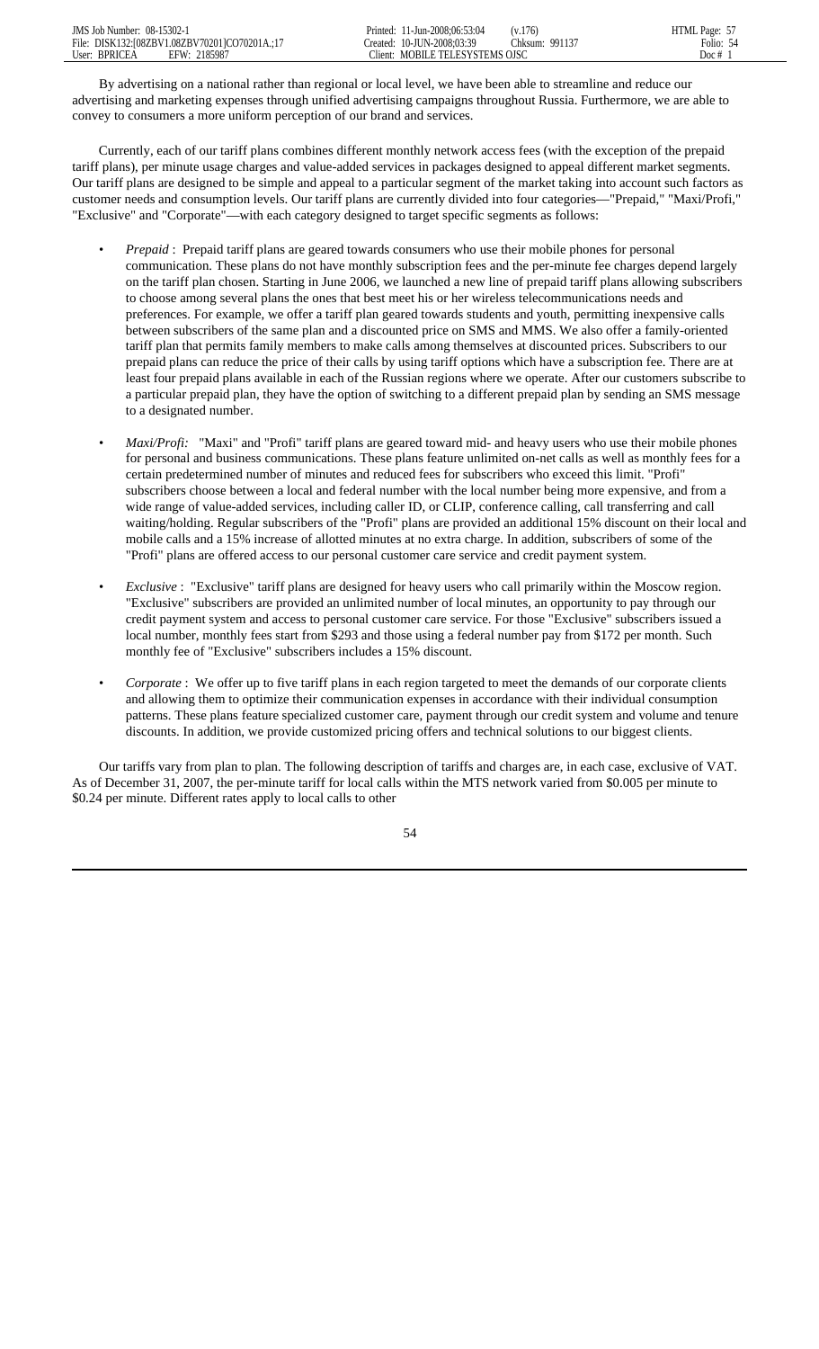By advertising on a national rather than regional or local level, we have been able to streamline and reduce our advertising and marketing expenses through unified advertising campaigns throughout Russia. Furthermore, we are able to convey to consumers a more uniform perception of our brand and services.

Currently, each of our tariff plans combines different monthly network access fees (with the exception of the prepaid tariff plans), per minute usage charges and value-added services in packages designed to appeal different market segments. Our tariff plans are designed to be simple and appeal to a particular segment of the market taking into account such factors as customer needs and consumption levels. Our tariff plans are currently divided into four categories—"Prepaid," "Maxi/Profi," "Exclusive" and "Corporate"—with each category designed to target specific segments as follows:

- *Prepaid* : Prepaid tariff plans are geared towards consumers who use their mobile phones for personal communication. These plans do not have monthly subscription fees and the per-minute fee charges depend largely on the tariff plan chosen. Starting in June 2006, we launched a new line of prepaid tariff plans allowing subscribers to choose among several plans the ones that best meet his or her wireless telecommunications needs and preferences. For example, we offer a tariff plan geared towards students and youth, permitting inexpensive calls between subscribers of the same plan and a discounted price on SMS and MMS. We also offer a family-oriented tariff plan that permits family members to make calls among themselves at discounted prices. Subscribers to our prepaid plans can reduce the price of their calls by using tariff options which have a subscription fee. There are at least four prepaid plans available in each of the Russian regions where we operate. After our customers subscribe to a particular prepaid plan, they have the option of switching to a different prepaid plan by sending an SMS message to a designated number.

- *Maxi/Profi:* "Maxi" and "Profi" tariff plans are geared toward mid- and heavy users who use their mobile phones for personal and business communications. These plans feature unlimited on-net calls as well as monthly fees for a certain predetermined number of minutes and reduced fees for subscribers who exceed this limit. "Profi" subscribers choose between a local and federal number with the local number being more expensive, and from a wide range of value-added services, including caller ID, or CLIP, conference calling, call transferring and call waiting/holding. Regular subscribers of the "Profi" plans are provided an additional 15% discount on their local and mobile calls and a 15% increase of allotted minutes at no extra charge. In addition, subscribers of some of the "Profi" plans are offered access to our personal customer care service and credit payment system.

- *Exclusive* : "Exclusive" tariff plans are designed for heavy users who call primarily within the Moscow region. "Exclusive" subscribers are provided an unlimited number of local minutes, an opportunity to pay through our credit payment system and access to personal customer care service. For those "Exclusive" subscribers issued a local number, monthly fees start from $293 and those using a federal number pay from $172 per month. Such monthly fee of "Exclusive" subscribers includes a 15% discount.

- *Corporate* : We offer up to five tariff plans in each region targeted to meet the demands of our corporate clients and allowing them to optimize their communication expenses in accordance with their individual consumption patterns. These plans feature specialized customer care, payment through our credit system and volume and tenure discounts. In addition, we provide customized pricing offers and technical solutions to our biggest clients.

Our tariffs vary from plan to plan. The following description of tariffs and charges are, in each case, exclusive of VAT. As of December 31, 2007, the per-minute tariff for local calls within the MTS network varied from $0.005 per minute to $0.24 per minute. Different rates apply to local calls to other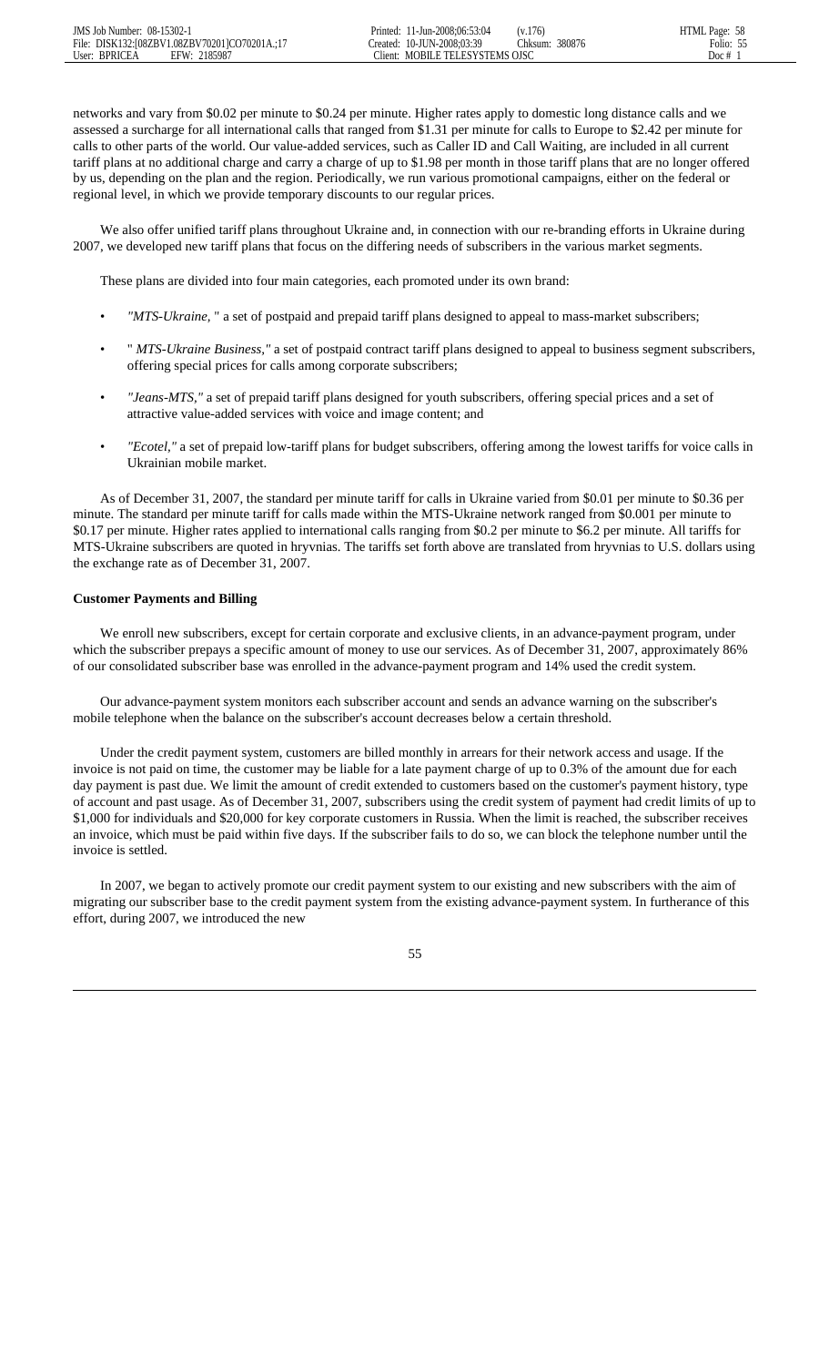networks and vary from \$0.02 per minute to \$0.24 per minute. Higher rates apply to domestic long distance calls and we assessed a surcharge for all international calls that ranged from \$1.31 per minute for calls to Europe to \$2.42 per minute for calls to other parts of the world. Our value-added services, such as Caller ID and Call Waiting, are included in all current tariff plans at no additional charge and carry a charge of up to \$1.98 per month in those tariff plans that are no longer offered by us, depending on the plan and the region. Periodically, we run various promotional campaigns, either on the federal or regional level, in which we provide temporary discounts to our regular prices.

We also offer unified tariff plans throughout Ukraine and, in connection with our re-branding efforts in Ukraine during 2007, we developed new tariff plans that focus on the differing needs of subscribers in the various market segments.

These plans are divided into four main categories, each promoted under its own brand:

- *"MTS-Ukraine,"* a set of postpaid and prepaid tariff plans designed to appeal to mass-market subscribers;
- *"MTS-Ukraine Business,"* a set of postpaid contract tariff plans designed to appeal to business segment subscribers, offering special prices for calls among corporate subscribers;
- *"Jeans-MTS,"* a set of prepaid tariff plans designed for youth subscribers, offering special prices and a set of attractive value-added services with voice and image content; and
- *"Ecotel,"* a set of prepaid low-tariff plans for budget subscribers, offering among the lowest tariffs for voice calls in Ukrainian mobile market.

As of December 31, 2007, the standard per minute tariff for calls in Ukraine varied from \$0.01 per minute to \$0.36 per minute. The standard per minute tariff for calls made within the MTS-Ukraine network ranged from \$0.001 per minute to \$0.17 per minute. Higher rates applied to international calls ranging from \$0.2 per minute to \$6.2 per minute. All tariffs for MTS-Ukraine subscribers are quoted in hryvnias. The tariffs set forth above are translated from hryvnias to U.S. dollars using the exchange rate as of December 31, 2007.

**Customer Payments and Billing**

We enroll new subscribers, except for certain corporate and exclusive clients, in an advance-payment program, under which the subscriber prepays a specific amount of money to use our services. As of December 31, 2007, approximately 86% of our consolidated subscriber base was enrolled in the advance-payment program and 14% used the credit system.

Our advance-payment system monitors each subscriber account and sends an advance warning on the subscriber's mobile telephone when the balance on the subscriber's account decreases below a certain threshold.

Under the credit payment system, customers are billed monthly in arrears for their network access and usage. If the invoice is not paid on time, the customer may be liable for a late payment charge of up to 0.3% of the amount due for each day payment is past due. We limit the amount of credit extended to customers based on the customer's payment history, type of account and past usage. As of December 31, 2007, subscribers using the credit system of payment had credit limits of up to \$1,000 for individuals and \$20,000 for key corporate customers in Russia. When the limit is reached, the subscriber receives an invoice, which must be paid within five days. If the subscriber fails to do so, we can block the telephone number until the invoice is settled.

In 2007, we began to actively promote our credit payment system to our existing and new subscribers with the aim of migrating our subscriber base to the credit payment system from the existing advance-payment system. In furtherance of this effort, during 2007, we introduced the new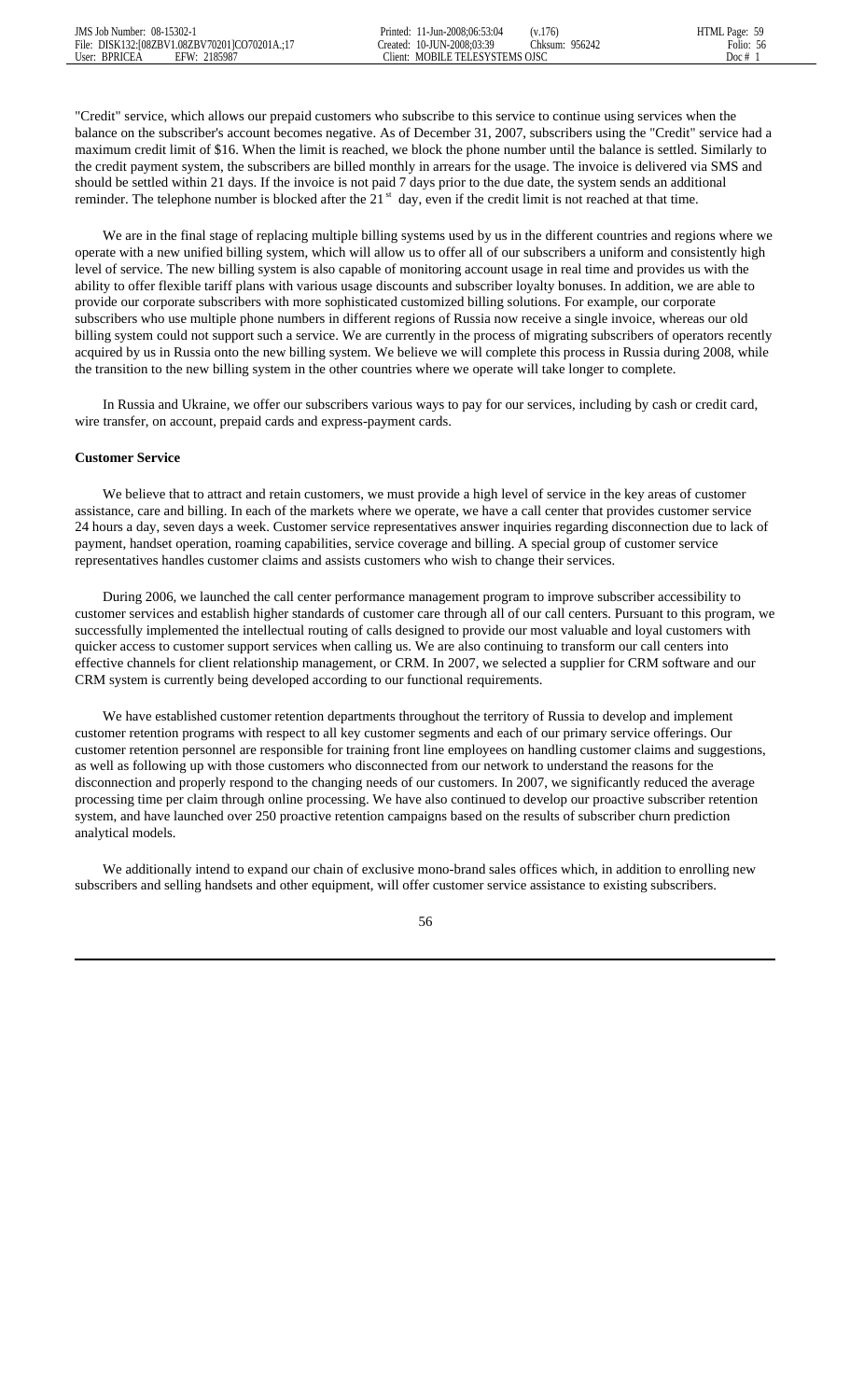"Credit" service, which allows our prepaid customers who subscribe to this service to continue using services when the balance on the subscriber's account becomes negative. As of December 31, 2007, subscribers using the "Credit" service had a maximum credit limit of $16. When the limit is reached, we block the phone number until the balance is settled. Similarly to the credit payment system, the subscribers are billed monthly in arrears for the usage. The invoice is delivered via SMS and should be settled within 21 days. If the invoice is not paid 7 days prior to the due date, the system sends an additional reminder. The telephone number is blocked after the 21st day, even if the credit limit is not reached at that time.

We are in the final stage of replacing multiple billing systems used by us in the different countries and regions where we operate with a new unified billing system, which will allow us to offer all of our subscribers a uniform and consistently high level of service. The new billing system is also capable of monitoring account usage in real time and provides us with the ability to offer flexible tariff plans with various usage discounts and subscriber loyalty bonuses. In addition, we are able to provide our corporate subscribers with more sophisticated customized billing solutions. For example, our corporate subscribers who use multiple phone numbers in different regions of Russia now receive a single invoice, whereas our old billing system could not support such a service. We are currently in the process of migrating subscribers of operators recently acquired by us in Russia onto the new billing system. We believe we will complete this process in Russia during 2008, while the transition to the new billing system in the other countries where we operate will take longer to complete.

In Russia and Ukraine, we offer our subscribers various ways to pay for our services, including by cash or credit card, wire transfer, on account, prepaid cards and express-payment cards.

**Customer Service**

We believe that to attract and retain customers, we must provide a high level of service in the key areas of customer assistance, care and billing. In each of the markets where we operate, we have a call center that provides customer service 24 hours a day, seven days a week. Customer service representatives answer inquiries regarding disconnection due to lack of payment, handset operation, roaming capabilities, service coverage and billing. A special group of customer service representatives handles customer claims and assists customers who wish to change their services.

During 2006, we launched the call center performance management program to improve subscriber accessibility to customer services and establish higher standards of customer care through all of our call centers. Pursuant to this program, we successfully implemented the intellectual routing of calls designed to provide our most valuable and loyal customers with quicker access to customer support services when calling us. We are also continuing to transform our call centers into effective channels for client relationship management, or CRM. In 2007, we selected a supplier for CRM software and our CRM system is currently being developed according to our functional requirements.

We have established customer retention departments throughout the territory of Russia to develop and implement customer retention programs with respect to all key customer segments and each of our primary service offerings. Our customer retention personnel are responsible for training front line employees on handling customer claims and suggestions, as well as following up with those customers who disconnected from our network to understand the reasons for the disconnection and properly respond to the changing needs of our customers. In 2007, we significantly reduced the average processing time per claim through online processing. We have also continued to develop our proactive subscriber retention system, and have launched over 250 proactive retention campaigns based on the results of subscriber churn prediction analytical models.

We additionally intend to expand our chain of exclusive mono-brand sales offices which, in addition to enrolling new subscribers and selling handsets and other equipment, will offer customer service assistance to existing subscribers.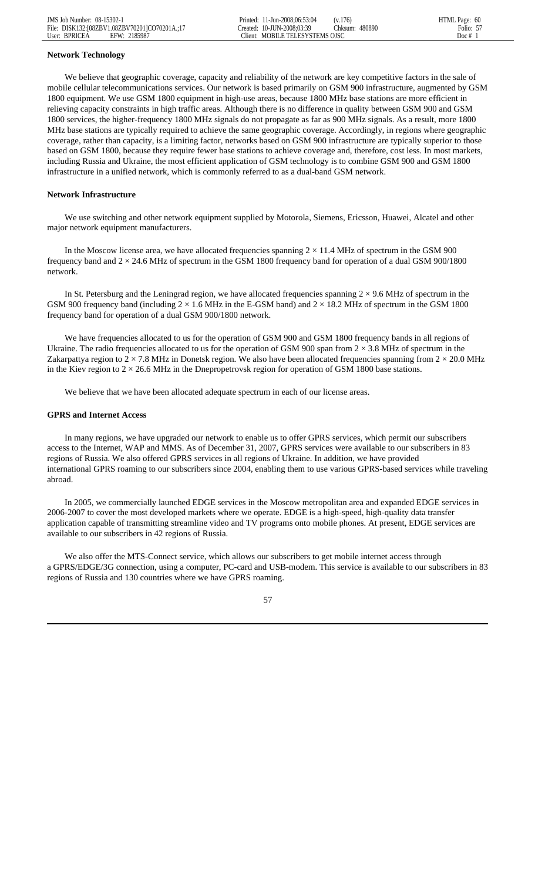**Network Technology**

We believe that geographic coverage, capacity and reliability of the network are key competitive factors in the sale of mobile cellular telecommunications services. Our network is based primarily on GSM 900 infrastructure, augmented by GSM 1800 equipment. We use GSM 1800 equipment in high-use areas, because 1800 MHz base stations are more efficient in relieving capacity constraints in high traffic areas. Although there is no difference in quality between GSM 900 and GSM 1800 services, the higher-frequency 1800 MHz signals do not propagate as far as 900 MHz signals. As a result, more 1800 MHz base stations are typically required to achieve the same geographic coverage. Accordingly, in regions where geographic coverage, rather than capacity, is a limiting factor, networks based on GSM 900 infrastructure are typically superior to those based on GSM 1800, because they require fewer base stations to achieve coverage and, therefore, cost less. In most markets, including Russia and Ukraine, the most efficient application of GSM technology is to combine GSM 900 and GSM 1800 infrastructure in a unified network, which is commonly referred to as a dual-band GSM network.

**Network Infrastructure**

We use switching and other network equipment supplied by Motorola, Siemens, Ericsson, Huawei, Alcatel and other major network equipment manufacturers.

In the Moscow license area, we have allocated frequencies spanning $2 \times 11.4$ MHz of spectrum in the GSM 900 frequency band and $2 \times 24.6$ MHz of spectrum in the GSM 1800 frequency band for operation of a dual GSM 900/1800 network.

In St. Petersburg and the Leningrad region, we have allocated frequencies spanning $2 \times 9.6$ MHz of spectrum in the GSM 900 frequency band (including $2 \times 1.6$ MHz in the E-GSM band) and $2 \times 18.2$ MHz of spectrum in the GSM 1800 frequency band for operation of a dual GSM 900/1800 network.

We have frequencies allocated to us for the operation of GSM 900 and GSM 1800 frequency bands in all regions of Ukraine. The radio frequencies allocated to us for the operation of GSM 900 span from $2 \times 3.8$ MHz of spectrum in the Zakarpattya region to $2 \times 7.8$ MHz in Donetsk region. We also have been allocated frequencies spanning from $2 \times 20.0$ MHz in the Kiev region to $2 \times 26.6$ MHz in the Dnepropetrovsk region for operation of GSM 1800 base stations.

We believe that we have been allocated adequate spectrum in each of our license areas.

**GPRS and Internet Access**

In many regions, we have upgraded our network to enable us to offer GPRS services, which permit our subscribers access to the Internet, WAP and MMS. As of December 31, 2007, GPRS services were available to our subscribers in 83 regions of Russia. We also offered GPRS services in all regions of Ukraine. In addition, we have provided international GPRS roaming to our subscribers since 2004, enabling them to use various GPRS-based services while traveling abroad.

In 2005, we commercially launched EDGE services in the Moscow metropolitan area and expanded EDGE services in 2006-2007 to cover the most developed markets where we operate. EDGE is a high-speed, high-quality data transfer application capable of transmitting streamline video and TV programs onto mobile phones. At present, EDGE services are available to our subscribers in 42 regions of Russia.

We also offer the MTS-Connect service, which allows our subscribers to get mobile internet access through a GPRS/EDGE/3G connection, using a computer, PC-card and USB-modem. This service is available to our subscribers in 83 regions of Russia and 130 countries where we have GPRS roaming.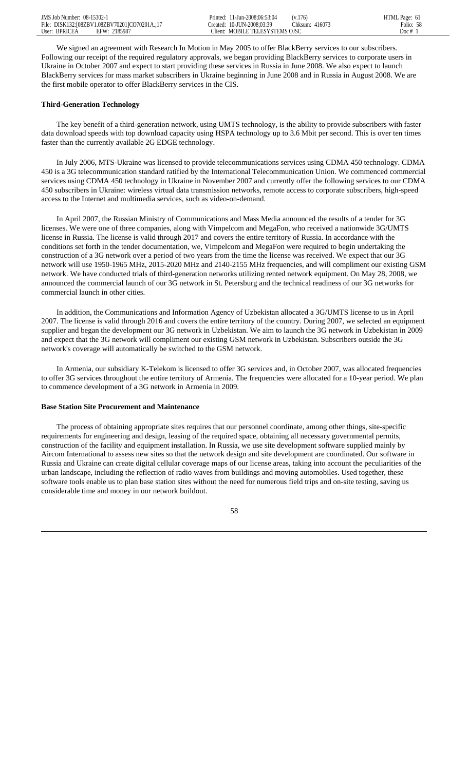We signed an agreement with Research In Motion in May 2005 to offer BlackBerry services to our subscribers. Following our receipt of the required regulatory approvals, we began providing BlackBerry services to corporate users in Ukraine in October 2007 and expect to start providing these services in Russia in June 2008. We also expect to launch BlackBerry services for mass market subscribers in Ukraine beginning in June 2008 and in Russia in August 2008. We are the first mobile operator to offer BlackBerry services in the CIS.

**Third-Generation Technology**

The key benefit of a third-generation network, using UMTS technology, is the ability to provide subscribers with faster data download speeds with top download capacity using HSPA technology up to 3.6 Mbit per second. This is over ten times faster than the currently available 2G EDGE technology.

In July 2006, MTS-Ukraine was licensed to provide telecommunications services using CDMA 450 technology. CDMA 450 is a 3G telecommunication standard ratified by the International Telecommunication Union. We commenced commercial services using CDMA 450 technology in Ukraine in November 2007 and currently offer the following services to our CDMA 450 subscribers in Ukraine: wireless virtual data transmission networks, remote access to corporate subscribers, high-speed access to the Internet and multimedia services, such as video-on-demand.

In April 2007, the Russian Ministry of Communications and Mass Media announced the results of a tender for 3G licenses. We were one of three companies, along with Vimpelcom and MegaFon, who received a nationwide 3G/UMTS license in Russia. The license is valid through 2017 and covers the entire territory of Russia. In accordance with the conditions set forth in the tender documentation, we, Vimpelcom and MegaFon were required to begin undertaking the construction of a 3G network over a period of two years from the time the license was received. We expect that our 3G network will use 1950-1965 MHz, 2015-2020 MHz and 2140-2155 MHz frequencies, and will compliment our existing GSM network. We have conducted trials of third-generation networks utilizing rented network equipment. On May 28, 2008, we announced the commercial launch of our 3G network in St. Petersburg and the technical readiness of our 3G networks for commercial launch in other cities.

In addition, the Communications and Information Agency of Uzbekistan allocated a 3G/UMTS license to us in April 2007. The license is valid through 2016 and covers the entire territory of the country. During 2007, we selected an equipment supplier and began the development our 3G network in Uzbekistan. We aim to launch the 3G network in Uzbekistan in 2009 and expect that the 3G network will compliment our existing GSM network in Uzbekistan. Subscribers outside the 3G network's coverage will automatically be switched to the GSM network.

In Armenia, our subsidiary K-Telekom is licensed to offer 3G services and, in October 2007, was allocated frequencies to offer 3G services throughout the entire territory of Armenia. The frequencies were allocated for a 10-year period. We plan to commence development of a 3G network in Armenia in 2009.

**Base Station Site Procurement and Maintenance**

The process of obtaining appropriate sites requires that our personnel coordinate, among other things, site-specific requirements for engineering and design, leasing of the required space, obtaining all necessary governmental permits, construction of the facility and equipment installation. In Russia, we use site development software supplied mainly by Aircom International to assess new sites so that the network design and site development are coordinated. Our software in Russia and Ukraine can create digital cellular coverage maps of our license areas, taking into account the peculiarities of the urban landscape, including the reflection of radio waves from buildings and moving automobiles. Used together, these software tools enable us to plan base station sites without the need for numerous field trips and on-site testing, saving us considerable time and money in our network buildout.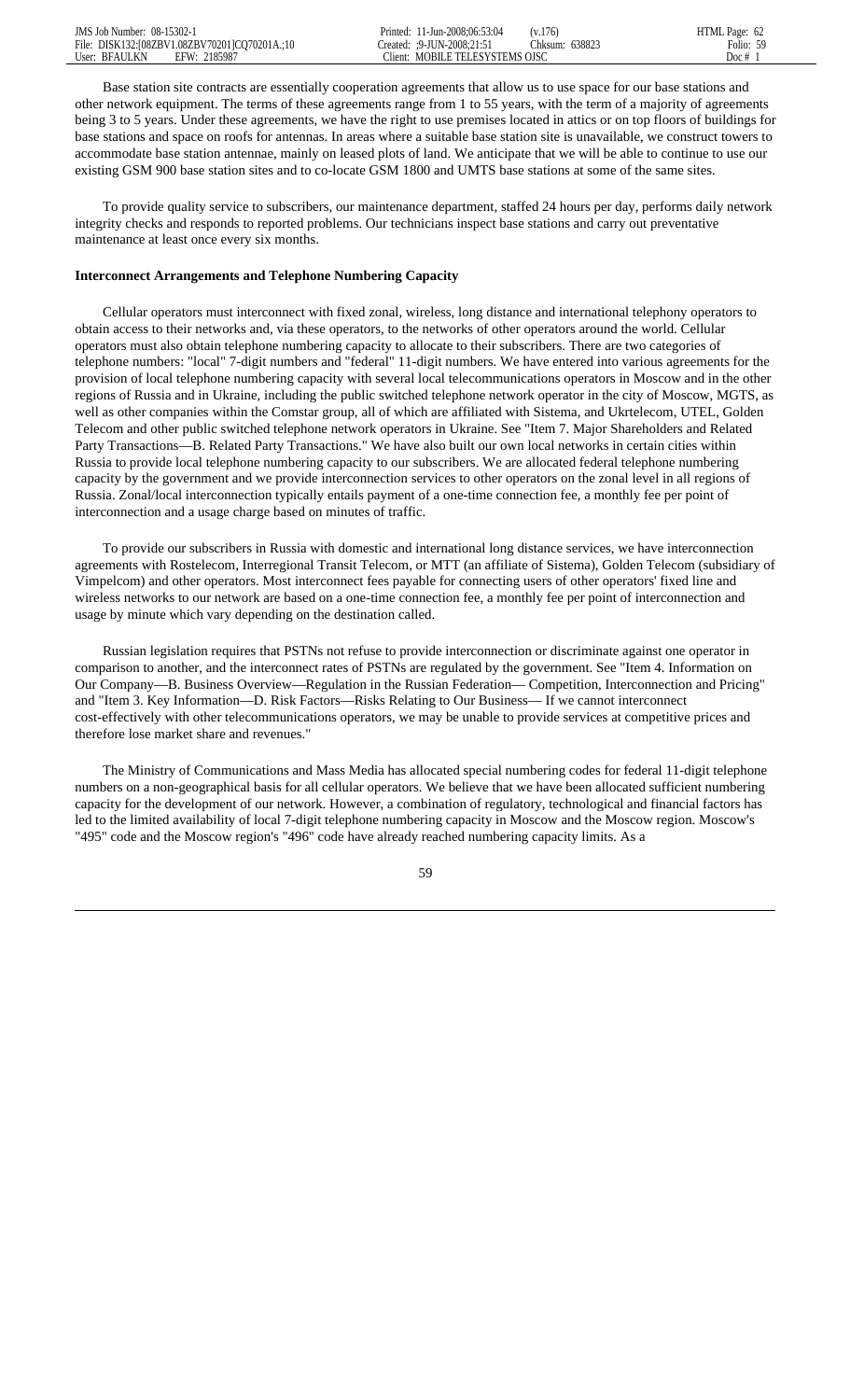Base station site contracts are essentially cooperation agreements that allow us to use space for our base stations and other network equipment. The terms of these agreements range from 1 to 55 years, with the term of a majority of agreements being 3 to 5 years. Under these agreements, we have the right to use premises located in attics or on top floors of buildings for base stations and space on roofs for antennas. In areas where a suitable base station site is unavailable, we construct towers to accommodate base station antennae, mainly on leased plots of land. We anticipate that we will be able to continue to use our existing GSM 900 base station sites and to co-locate GSM 1800 and UMTS base stations at some of the same sites.

To provide quality service to subscribers, our maintenance department, staffed 24 hours per day, performs daily network integrity checks and responds to reported problems. Our technicians inspect base stations and carry out preventative maintenance at least once every six months.

**Interconnect Arrangements and Telephone Numbering Capacity**

Cellular operators must interconnect with fixed zonal, wireless, long distance and international telephony operators to obtain access to their networks and, via these operators, to the networks of other operators around the world. Cellular operators must also obtain telephone numbering capacity to allocate to their subscribers. There are two categories of telephone numbers: "local" 7-digit numbers and "federal" 11-digit numbers. We have entered into various agreements for the provision of local telephone numbering capacity with several local telecommunications operators in Moscow and in the other regions of Russia and in Ukraine, including the public switched telephone network operator in the city of Moscow, MGTS, as well as other companies within the Comstar group, all of which are affiliated with Sistema, and Ukrtelecom, UTEL, Golden Telecom and other public switched telephone network operators in Ukraine. See "Item 7. Major Shareholders and Related Party Transactions—B. Related Party Transactions." We have also built our own local networks in certain cities within Russia to provide local telephone numbering capacity to our subscribers. We are allocated federal telephone numbering capacity by the government and we provide interconnection services to other operators on the zonal level in all regions of Russia. Zonal/local interconnection typically entails payment of a one-time connection fee, a monthly fee per point of interconnection and a usage charge based on minutes of traffic.

To provide our subscribers in Russia with domestic and international long distance services, we have interconnection agreements with Rostelecom, Interregional Transit Telecom, or MTT (an affiliate of Sistema), Golden Telecom (subsidiary of Vimpelcom) and other operators. Most interconnect fees payable for connecting users of other operators' fixed line and wireless networks to our network are based on a one-time connection fee, a monthly fee per point of interconnection and usage by minute which vary depending on the destination called.

Russian legislation requires that PSTNs not refuse to provide interconnection or discriminate against one operator in comparison to another, and the interconnect rates of PSTNs are regulated by the government. See "Item 4. Information on Our Company—B. Business Overview—Regulation in the Russian Federation— Competition, Interconnection and Pricing" and "Item 3. Key Information—D. Risk Factors—Risks Relating to Our Business— If we cannot interconnect cost-effectively with other telecommunications operators, we may be unable to provide services at competitive prices and therefore lose market share and revenues."

The Ministry of Communications and Mass Media has allocated special numbering codes for federal 11-digit telephone numbers on a non-geographical basis for all cellular operators. We believe that we have been allocated sufficient numbering capacity for the development of our network. However, a combination of regulatory, technological and financial factors has led to the limited availability of local 7-digit telephone numbering capacity in Moscow and the Moscow region. Moscow's "495" code and the Moscow region's "496" code have already reached numbering capacity limits. As a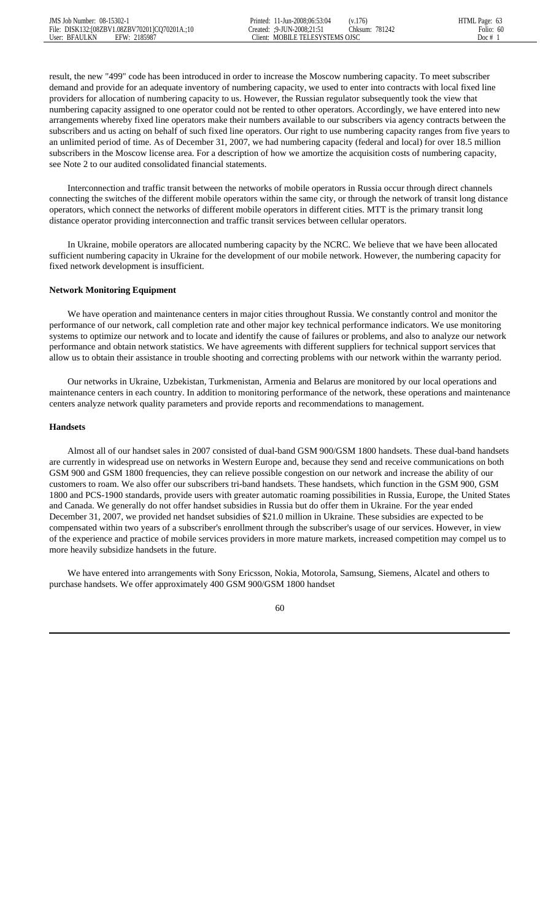result, the new "499" code has been introduced in order to increase the Moscow numbering capacity. To meet subscriber demand and provide for an adequate inventory of numbering capacity, we used to enter into contracts with local fixed line providers for allocation of numbering capacity to us. However, the Russian regulator subsequently took the view that numbering capacity assigned to one operator could not be rented to other operators. Accordingly, we have entered into new arrangements whereby fixed line operators make their numbers available to our subscribers via agency contracts between the subscribers and us acting on behalf of such fixed line operators. Our right to use numbering capacity ranges from five years to an unlimited period of time. As of December 31, 2007, we had numbering capacity (federal and local) for over 18.5 million subscribers in the Moscow license area. For a description of how we amortize the acquisition costs of numbering capacity, see Note 2 to our audited consolidated financial statements.

Interconnection and traffic transit between the networks of mobile operators in Russia occur through direct channels connecting the switches of the different mobile operators within the same city, or through the network of transit long distance operators, which connect the networks of different mobile operators in different cities. MTT is the primary transit long distance operator providing interconnection and traffic transit services between cellular operators.

In Ukraine, mobile operators are allocated numbering capacity by the NCRC. We believe that we have been allocated sufficient numbering capacity in Ukraine for the development of our mobile network. However, the numbering capacity for fixed network development is insufficient.

**Network Monitoring Equipment**

We have operation and maintenance centers in major cities throughout Russia. We constantly control and monitor the performance of our network, call completion rate and other major key technical performance indicators. We use monitoring systems to optimize our network and to locate and identify the cause of failures or problems, and also to analyze our network performance and obtain network statistics. We have agreements with different suppliers for technical support services that allow us to obtain their assistance in trouble shooting and correcting problems with our network within the warranty period.

Our networks in Ukraine, Uzbekistan, Turkmenistan, Armenia and Belarus are monitored by our local operations and maintenance centers in each country. In addition to monitoring performance of the network, these operations and maintenance centers analyze network quality parameters and provide reports and recommendations to management.

**Handsets**

Almost all of our handset sales in 2007 consisted of dual-band GSM 900/GSM 1800 handsets. These dual-band handsets are currently in widespread use on networks in Western Europe and, because they send and receive communications on both GSM 900 and GSM 1800 frequencies, they can relieve possible congestion on our network and increase the ability of our customers to roam. We also offer our subscribers tri-band handsets. These handsets, which function in the GSM 900, GSM 1800 and PCS-1900 standards, provide users with greater automatic roaming possibilities in Russia, Europe, the United States and Canada. We generally do not offer handset subsidies in Russia but do offer them in Ukraine. For the year ended December 31, 2007, we provided net handset subsidies of $21.0 million in Ukraine. These subsidies are expected to be compensated within two years of a subscriber's enrollment through the subscriber's usage of our services. However, in view of the experience and practice of mobile services providers in more mature markets, increased competition may compel us to more heavily subsidize handsets in the future.

We have entered into arrangements with Sony Ericsson, Nokia, Motorola, Samsung, Siemens, Alcatel and others to purchase handsets. We offer approximately 400 GSM 900/GSM 1800 handset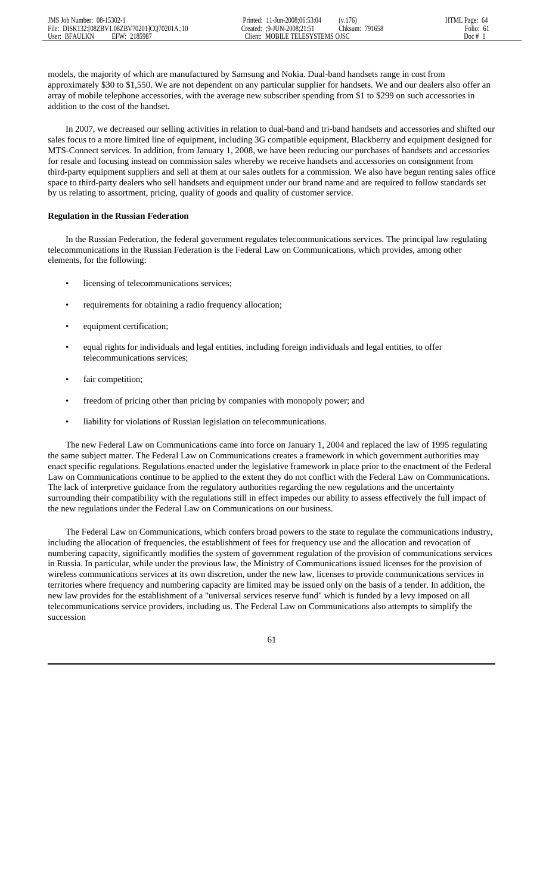models, the majority of which are manufactured by Samsung and Nokia. Dual-band handsets range in cost from approximately $30 to $1,550. We are not dependent on any particular supplier for handsets. We and our dealers also offer an array of mobile telephone accessories, with the average new subscriber spending from $1 to $299 on such accessories in addition to the cost of the handset.

In 2007, we decreased our selling activities in relation to dual-band and tri-band handsets and accessories and shifted our sales focus to a more limited line of equipment, including 3G compatible equipment, Blackberry and equipment designed for MTS-Connect services. In addition, from January 1, 2008, we have been reducing our purchases of handsets and accessories for resale and focusing instead on commission sales whereby we receive handsets and accessories on consignment from third-party equipment suppliers and sell at them at our sales outlets for a commission. We also have begun renting sales office space to third-party dealers who sell handsets and equipment under our brand name and are required to follow standards set by us relating to assortment, pricing, quality of goods and quality of customer service.

**Regulation in the Russian Federation**

In the Russian Federation, the federal government regulates telecommunications services. The principal law regulating telecommunications in the Russian Federation is the Federal Law on Communications, which provides, among other elements, for the following:

- licensing of telecommunications services;
- requirements for obtaining a radio frequency allocation;
- equipment certification;
- equal rights for individuals and legal entities, including foreign individuals and legal entities, to offer telecommunications services;
- fair competition;
- freedom of pricing other than pricing by companies with monopoly power; and
- liability for violations of Russian legislation on telecommunications.

The new Federal Law on Communications came into force on January 1, 2004 and replaced the law of 1995 regulating the same subject matter. The Federal Law on Communications creates a framework in which government authorities may enact specific regulations. Regulations enacted under the legislative framework in place prior to the enactment of the Federal Law on Communications continue to be applied to the extent they do not conflict with the Federal Law on Communications. The lack of interpretive guidance from the regulatory authorities regarding the new regulations and the uncertainty surrounding their compatibility with the regulations still in effect impedes our ability to assess effectively the full impact of the new regulations under the Federal Law on Communications on our business.

The Federal Law on Communications, which confers broad powers to the state to regulate the communications industry, including the allocation of frequencies, the establishment of fees for frequency use and the allocation and revocation of numbering capacity, significantly modifies the system of government regulation of the provision of communications services in Russia. In particular, while under the previous law, the Ministry of Communications issued licenses for the provision of wireless communications services at its own discretion, under the new law, licenses to provide communications services in territories where frequency and numbering capacity are limited may be issued only on the basis of a tender. In addition, the new law provides for the establishment of a "universal services reserve fund" which is funded by a levy imposed on all telecommunications service providers, including us. The Federal Law on Communications also attempts to simplify the succession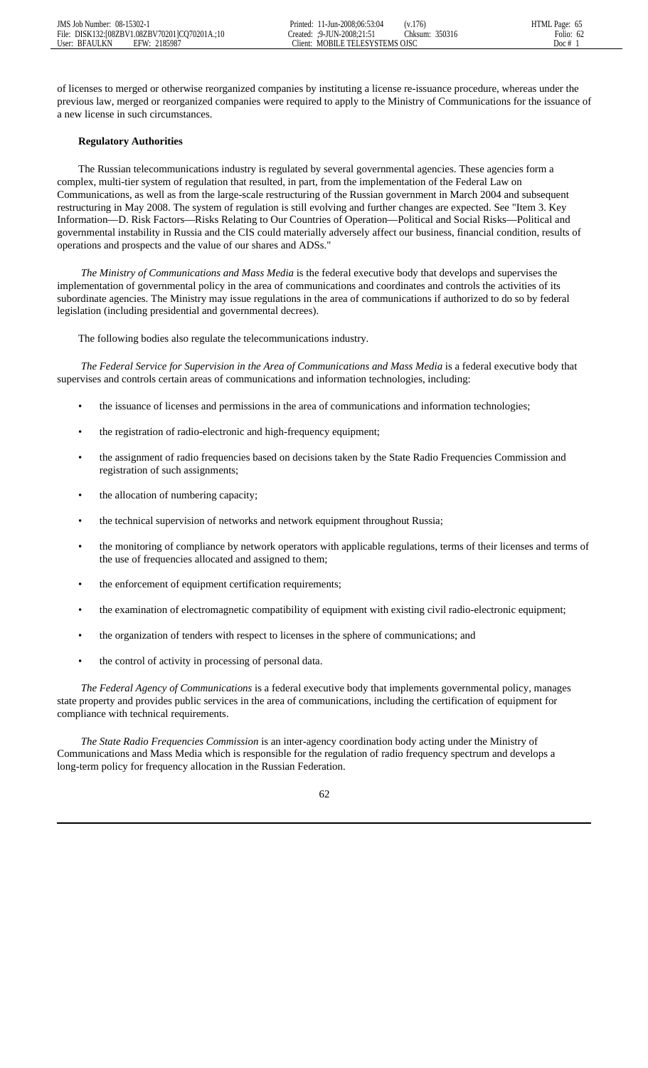of licenses to merged or otherwise reorganized companies by instituting a license re-issuance procedure, whereas under the previous law, merged or reorganized companies were required to apply to the Ministry of Communications for the issuance of a new license in such circumstances.

**Regulatory Authorities**

The Russian telecommunications industry is regulated by several governmental agencies. These agencies form a complex, multi-tier system of regulation that resulted, in part, from the implementation of the Federal Law on Communications, as well as from the large-scale restructuring of the Russian government in March 2004 and subsequent restructuring in May 2008. The system of regulation is still evolving and further changes are expected. See "Item 3. Key Information—D. Risk Factors—Risks Relating to Our Countries of Operation—Political and Social Risks—Political and governmental instability in Russia and the CIS could materially adversely affect our business, financial condition, results of operations and prospects and the value of our shares and ADSs."

*The Ministry of Communications and Mass Media* is the federal executive body that develops and supervises the implementation of governmental policy in the area of communications and coordinates and controls the activities of its subordinate agencies. The Ministry may issue regulations in the area of communications if authorized to do so by federal legislation (including presidential and governmental decrees).

The following bodies also regulate the telecommunications industry.

*The Federal Service for Supervision in the Area of Communications and Mass Media* is a federal executive body that supervises and controls certain areas of communications and information technologies, including:

- the issuance of licenses and permissions in the area of communications and information technologies;
- the registration of radio-electronic and high-frequency equipment;
- the assignment of radio frequencies based on decisions taken by the State Radio Frequencies Commission and registration of such assignments;
- the allocation of numbering capacity;
- the technical supervision of networks and network equipment throughout Russia;
- the monitoring of compliance by network operators with applicable regulations, terms of their licenses and terms of the use of frequencies allocated and assigned to them;
- the enforcement of equipment certification requirements;
- the examination of electromagnetic compatibility of equipment with existing civil radio-electronic equipment;
- the organization of tenders with respect to licenses in the sphere of communications; and
- the control of activity in processing of personal data.

*The Federal Agency of Communications* is a federal executive body that implements governmental policy, manages state property and provides public services in the area of communications, including the certification of equipment for compliance with technical requirements.

*The State Radio Frequencies Commission* is an inter-agency coordination body acting under the Ministry of Communications and Mass Media which is responsible for the regulation of radio frequency spectrum and develops a long-term policy for frequency allocation in the Russian Federation.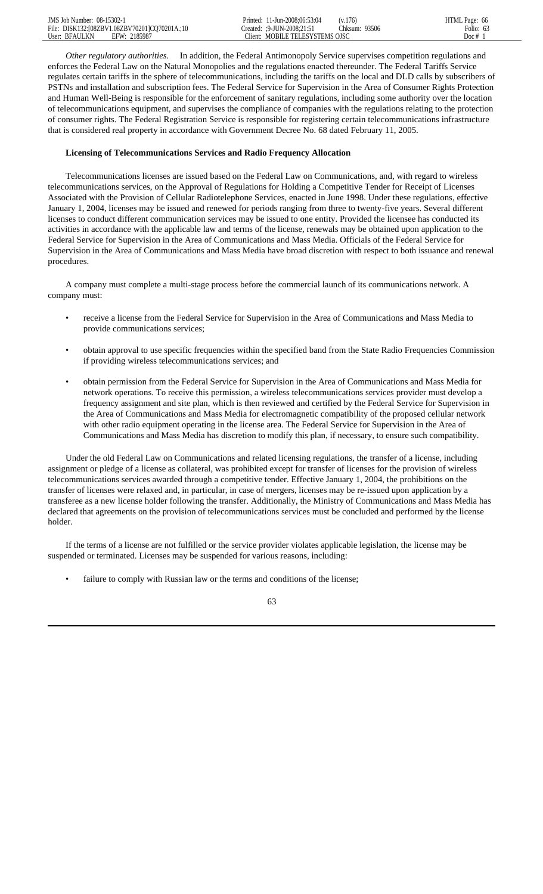*Other regulatory authorities.* In addition, the Federal Antimonopoly Service supervises competition regulations and enforces the Federal Law on the Natural Monopolies and the regulations enacted thereunder. The Federal Tariffs Service regulates certain tariffs in the sphere of telecommunications, including the tariffs on the local and DLD calls by subscribers of PSTNs and installation and subscription fees. The Federal Service for Supervision in the Area of Consumer Rights Protection and Human Well-Being is responsible for the enforcement of sanitary regulations, including some authority over the location of telecommunications equipment, and supervises the compliance of companies with the regulations relating to the protection of consumer rights. The Federal Registration Service is responsible for registering certain telecommunications infrastructure that is considered real property in accordance with Government Decree No. 68 dated February 11, 2005.

**Licensing of Telecommunications Services and Radio Frequency Allocation**

Telecommunications licenses are issued based on the Federal Law on Communications, and, with regard to wireless telecommunications services, on the Approval of Regulations for Holding a Competitive Tender for Receipt of Licenses Associated with the Provision of Cellular Radiotelephone Services, enacted in June 1998. Under these regulations, effective January 1, 2004, licenses may be issued and renewed for periods ranging from three to twenty-five years. Several different licenses to conduct different communication services may be issued to one entity. Provided the licensee has conducted its activities in accordance with the applicable law and terms of the license, renewals may be obtained upon application to the Federal Service for Supervision in the Area of Communications and Mass Media. Officials of the Federal Service for Supervision in the Area of Communications and Mass Media have broad discretion with respect to both issuance and renewal procedures.

A company must complete a multi-stage process before the commercial launch of its communications network. A company must:

- receive a license from the Federal Service for Supervision in the Area of Communications and Mass Media to provide communications services;
- obtain approval to use specific frequencies within the specified band from the State Radio Frequencies Commission if providing wireless telecommunications services; and
- obtain permission from the Federal Service for Supervision in the Area of Communications and Mass Media for network operations. To receive this permission, a wireless telecommunications services provider must develop a frequency assignment and site plan, which is then reviewed and certified by the Federal Service for Supervision in the Area of Communications and Mass Media for electromagnetic compatibility of the proposed cellular network with other radio equipment operating in the license area. The Federal Service for Supervision in the Area of Communications and Mass Media has discretion to modify this plan, if necessary, to ensure such compatibility.

Under the old Federal Law on Communications and related licensing regulations, the transfer of a license, including assignment or pledge of a license as collateral, was prohibited except for transfer of licenses for the provision of wireless telecommunications services awarded through a competitive tender. Effective January 1, 2004, the prohibitions on the transfer of licenses were relaxed and, in particular, in case of mergers, licenses may be re-issued upon application by a transferee as a new license holder following the transfer. Additionally, the Ministry of Communications and Mass Media has declared that agreements on the provision of telecommunications services must be concluded and performed by the license holder.

If the terms of a license are not fulfilled or the service provider violates applicable legislation, the license may be suspended or terminated. Licenses may be suspended for various reasons, including:

- failure to comply with Russian law or the terms and conditions of the license;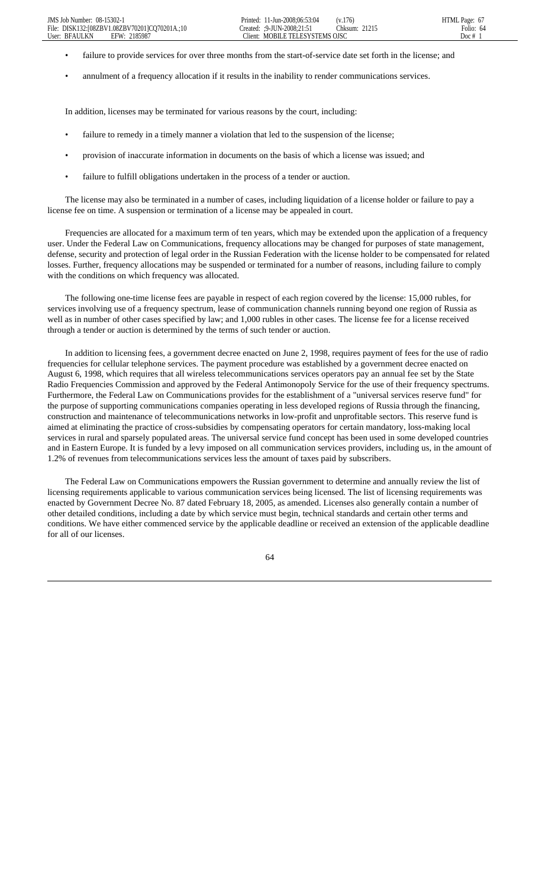- failure to provide services for over three months from the start-of-service date set forth in the license; and
- annulment of a frequency allocation if it results in the inability to render communications services.

In addition, licenses may be terminated for various reasons by the court, including:

- failure to remedy in a timely manner a violation that led to the suspension of the license;
- provision of inaccurate information in documents on the basis of which a license was issued; and
- failure to fulfill obligations undertaken in the process of a tender or auction.

The license may also be terminated in a number of cases, including liquidation of a license holder or failure to pay a license fee on time. A suspension or termination of a license may be appealed in court.

Frequencies are allocated for a maximum term of ten years, which may be extended upon the application of a frequency user. Under the Federal Law on Communications, frequency allocations may be changed for purposes of state management, defense, security and protection of legal order in the Russian Federation with the license holder to be compensated for related losses. Further, frequency allocations may be suspended or terminated for a number of reasons, including failure to comply with the conditions on which frequency was allocated.

The following one-time license fees are payable in respect of each region covered by the license: 15,000 rubles, for services involving use of a frequency spectrum, lease of communication channels running beyond one region of Russia as well as in number of other cases specified by law; and 1,000 rubles in other cases. The license fee for a license received through a tender or auction is determined by the terms of such tender or auction.

In addition to licensing fees, a government decree enacted on June 2, 1998, requires payment of fees for the use of radio frequencies for cellular telephone services. The payment procedure was established by a government decree enacted on August 6, 1998, which requires that all wireless telecommunications services operators pay an annual fee set by the State Radio Frequencies Commission and approved by the Federal Antimonopoly Service for the use of their frequency spectrums. Furthermore, the Federal Law on Communications provides for the establishment of a "universal services reserve fund" for the purpose of supporting communications companies operating in less developed regions of Russia through the financing, construction and maintenance of telecommunications networks in low-profit and unprofitable sectors. This reserve fund is aimed at eliminating the practice of cross-subsidies by compensating operators for certain mandatory, loss-making local services in rural and sparsely populated areas. The universal service fund concept has been used in some developed countries and in Eastern Europe. It is funded by a levy imposed on all communication services providers, including us, in the amount of 1.2% of revenues from telecommunications services less the amount of taxes paid by subscribers.

The Federal Law on Communications empowers the Russian government to determine and annually review the list of licensing requirements applicable to various communication services being licensed. The list of licensing requirements was enacted by Government Decree No. 87 dated February 18, 2005, as amended. Licenses also generally contain a number of other detailed conditions, including a date by which service must begin, technical standards and certain other terms and conditions. We have either commenced service by the applicable deadline or received an extension of the applicable deadline for all of our licenses.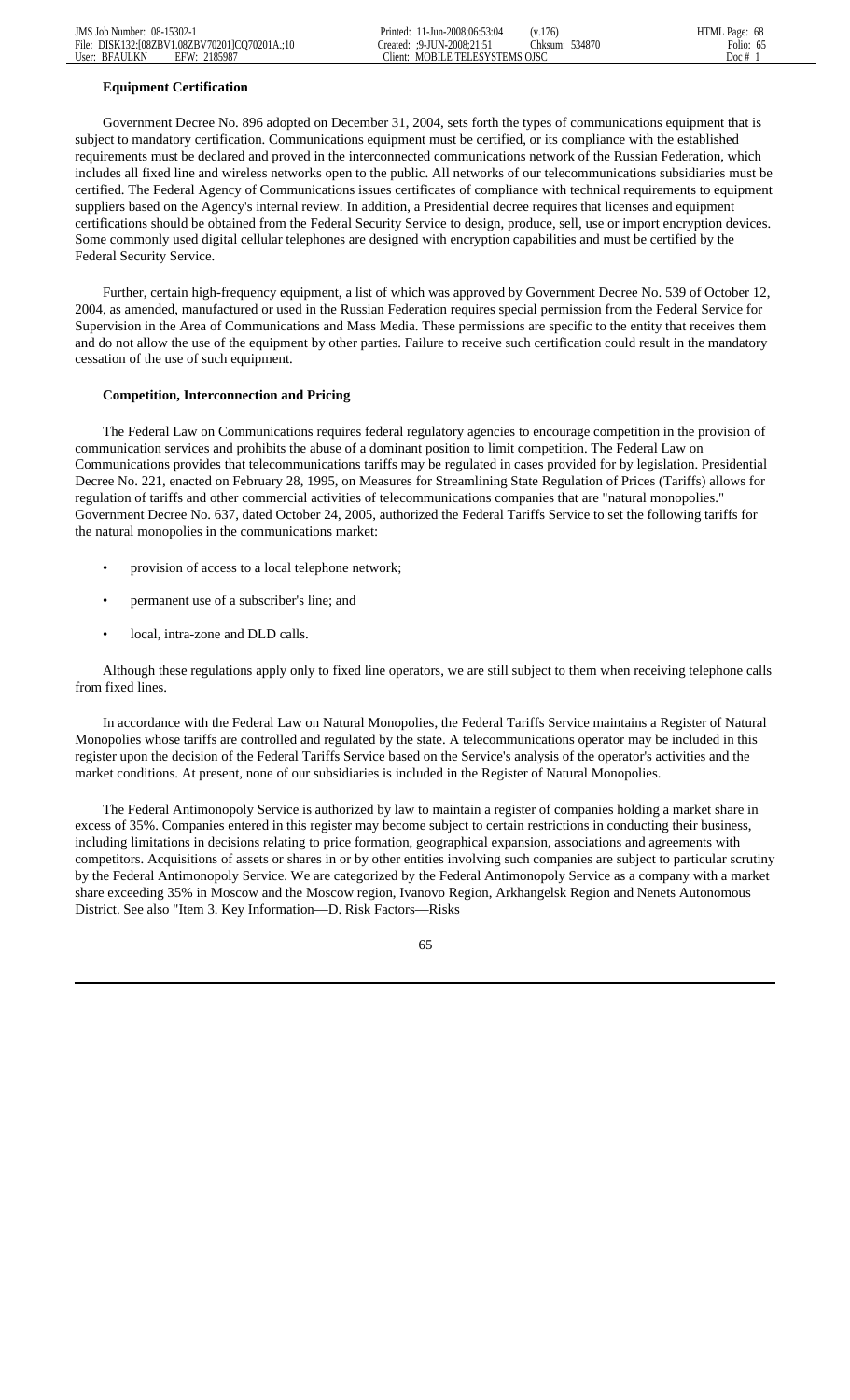### Equipment Certification

Government Decree No. 896 adopted on December 31, 2004, sets forth the types of communications equipment that is subject to mandatory certification. Communications equipment must be certified, or its compliance with the established requirements must be declared and proved in the interconnected communications network of the Russian Federation, which includes all fixed line and wireless networks open to the public. All networks of our telecommunications subsidiaries must be certified. The Federal Agency of Communications issues certificates of compliance with technical requirements to equipment suppliers based on the Agency's internal review. In addition, a Presidential decree requires that licenses and equipment certifications should be obtained from the Federal Security Service to design, produce, sell, use or import encryption devices. Some commonly used digital cellular telephones are designed with encryption capabilities and must be certified by the Federal Security Service.

Further, certain high-frequency equipment, a list of which was approved by Government Decree No. 539 of October 12, 2004, as amended, manufactured or used in the Russian Federation requires special permission from the Federal Service for Supervision in the Area of Communications and Mass Media. These permissions are specific to the entity that receives them and do not allow the use of the equipment by other parties. Failure to receive such certification could result in the mandatory cessation of the use of such equipment.

### Competition, Interconnection and Pricing

The Federal Law on Communications requires federal regulatory agencies to encourage competition in the provision of communication services and prohibits the abuse of a dominant position to limit competition. The Federal Law on Communications provides that telecommunications tariffs may be regulated in cases provided for by legislation. Presidential Decree No. 221, enacted on February 28, 1995, on Measures for Streamlining State Regulation of Prices (Tariffs) allows for regulation of tariffs and other commercial activities of telecommunications companies that are "natural monopolies." Government Decree No. 637, dated October 24, 2005, authorized the Federal Tariffs Service to set the following tariffs for the natural monopolies in the communications market:

- provision of access to a local telephone network;
- permanent use of a subscriber's line; and
- local, intra-zone and DLD calls.

Although these regulations apply only to fixed line operators, we are still subject to them when receiving telephone calls from fixed lines.

In accordance with the Federal Law on Natural Monopolies, the Federal Tariffs Service maintains a Register of Natural Monopolies whose tariffs are controlled and regulated by the state. A telecommunications operator may be included in this register upon the decision of the Federal Tariffs Service based on the Service's analysis of the operator's activities and the market conditions. At present, none of our subsidiaries is included in the Register of Natural Monopolies.

The Federal Antimonopoly Service is authorized by law to maintain a register of companies holding a market share in excess of 35%. Companies entered in this register may become subject to certain restrictions in conducting their business, including limitations in decisions relating to price formation, geographical expansion, associations and agreements with competitors. Acquisitions of assets or shares in or by other entities involving such companies are subject to particular scrutiny by the Federal Antimonopoly Service. We are categorized by the Federal Antimonopoly Service as a company with a market share exceeding 35% in Moscow and the Moscow region, Ivanovo Region, Arkhangelsk Region and Nenets Autonomous District. See also "Item 3. Key Information—D. Risk Factors—Risks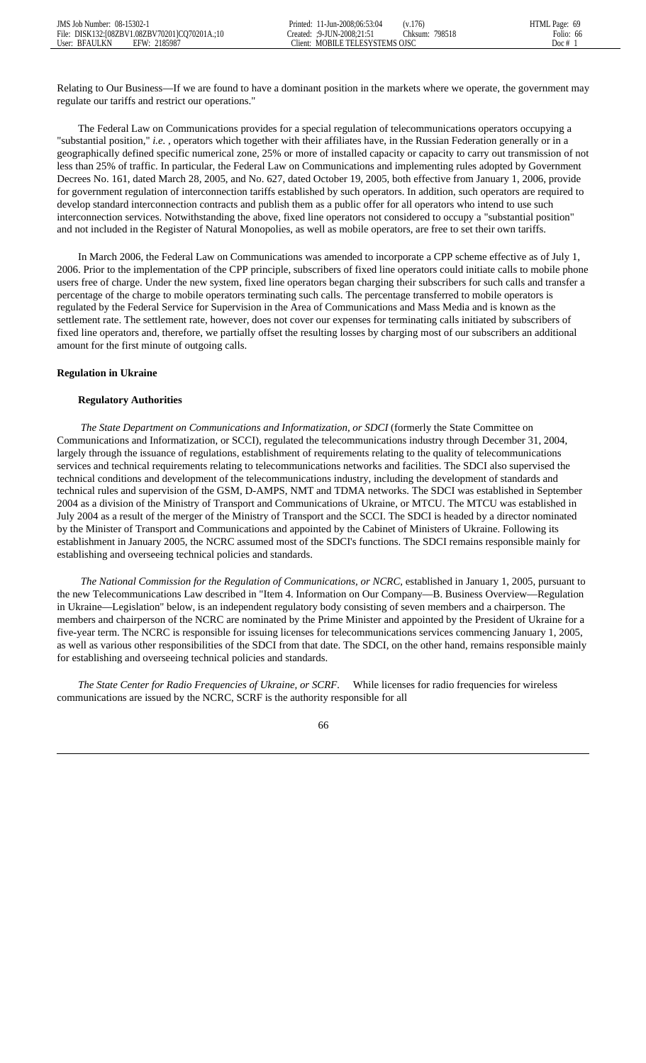Relating to Our Business—If we are found to have a dominant position in the markets where we operate, the government may regulate our tariffs and restrict our operations."

The Federal Law on Communications provides for a special regulation of telecommunications operators occupying a "substantial position," *i.e.* , operators which together with their affiliates have, in the Russian Federation generally or in a geographically defined specific numerical zone, 25% or more of installed capacity or capacity to carry out transmission of not less than 25% of traffic. In particular, the Federal Law on Communications and implementing rules adopted by Government Decrees No. 161, dated March 28, 2005, and No. 627, dated October 19, 2005, both effective from January 1, 2006, provide for government regulation of interconnection tariffs established by such operators. In addition, such operators are required to develop standard interconnection contracts and publish them as a public offer for all operators who intend to use such interconnection services. Notwithstanding the above, fixed line operators not considered to occupy a "substantial position" and not included in the Register of Natural Monopolies, as well as mobile operators, are free to set their own tariffs.

In March 2006, the Federal Law on Communications was amended to incorporate a CPP scheme effective as of July 1, 2006. Prior to the implementation of the CPP principle, subscribers of fixed line operators could initiate calls to mobile phone users free of charge. Under the new system, fixed line operators began charging their subscribers for such calls and transfer a percentage of the charge to mobile operators terminating such calls. The percentage transferred to mobile operators is regulated by the Federal Service for Supervision in the Area of Communications and Mass Media and is known as the settlement rate. The settlement rate, however, does not cover our expenses for terminating calls initiated by subscribers of fixed line operators and, therefore, we partially offset the resulting losses by charging most of our subscribers an additional amount for the first minute of outgoing calls.

**Regulation in Ukraine**

**Regulatory Authorities**

*The State Department on Communications and Informatization, or SDCI* (formerly the State Committee on Communications and Informatization, or SCCI), regulated the telecommunications industry through December 31, 2004, largely through the issuance of regulations, establishment of requirements relating to the quality of telecommunications services and technical requirements relating to telecommunications networks and facilities. The SDCI also supervised the technical conditions and development of the telecommunications industry, including the development of standards and technical rules and supervision of the GSM, D-AMPS, NMT and TDMA networks. The SDCI was established in September 2004 as a division of the Ministry of Transport and Communications of Ukraine, or MTCU. The MTCU was established in July 2004 as a result of the merger of the Ministry of Transport and the SCCI. The SDCI is headed by a director nominated by the Minister of Transport and Communications and appointed by the Cabinet of Ministers of Ukraine. Following its establishment in January 2005, the NCRC assumed most of the SDCI's functions. The SDCI remains responsible mainly for establishing and overseeing technical policies and standards.

*The National Commission for the Regulation of Communications, or NCRC*, established in January 1, 2005, pursuant to the new Telecommunications Law described in "Item 4. Information on Our Company—B. Business Overview—Regulation in Ukraine—Legislation" below, is an independent regulatory body consisting of seven members and a chairperson. The members and chairperson of the NCRC are nominated by the Prime Minister and appointed by the President of Ukraine for a five-year term. The NCRC is responsible for issuing licenses for telecommunications services commencing January 1, 2005, as well as various other responsibilities of the SDCI from that date. The SDCI, on the other hand, remains responsible mainly for establishing and overseeing technical policies and standards.

*The State Center for Radio Frequencies of Ukraine, or SCRF*. While licenses for radio frequencies for wireless communications are issued by the NCRC, SCRF is the authority responsible for all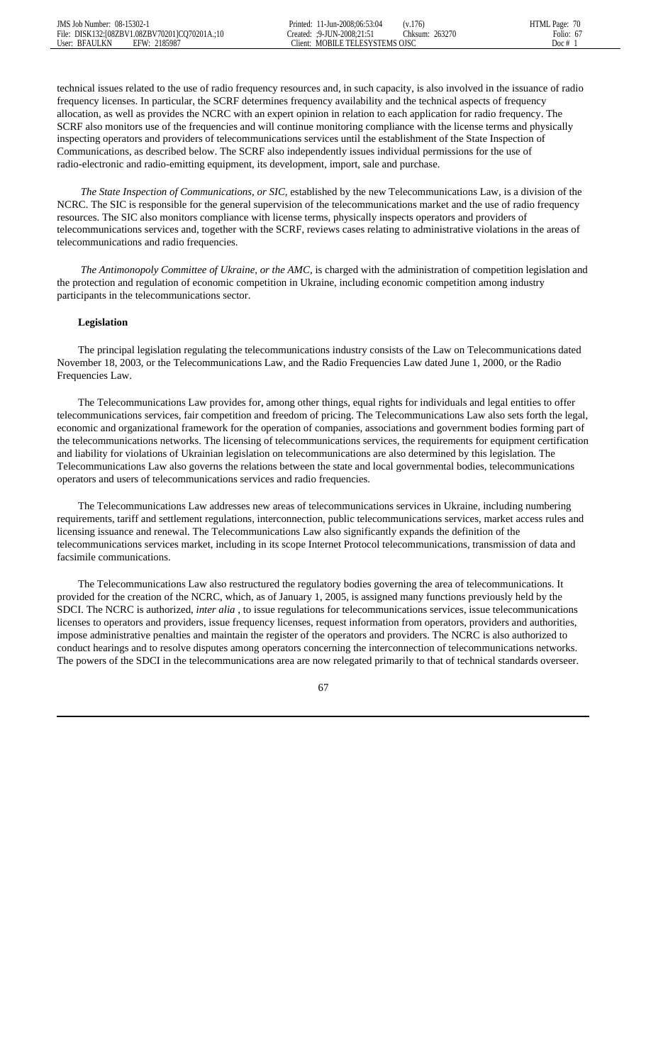technical issues related to the use of radio frequency resources and, in such capacity, is also involved in the issuance of radio frequency licenses. In particular, the SCRF determines frequency availability and the technical aspects of frequency allocation, as well as provides the NCRC with an expert opinion in relation to each application for radio frequency. The SCRF also monitors use of the frequencies and will continue monitoring compliance with the license terms and physically inspecting operators and providers of telecommunications services until the establishment of the State Inspection of Communications, as described below. The SCRF also independently issues individual permissions for the use of radio-electronic and radio-emitting equipment, its development, import, sale and purchase.

*The State Inspection of Communications, or SIC,* established by the new Telecommunications Law, is a division of the NCRC. The SIC is responsible for the general supervision of the telecommunications market and the use of radio frequency resources. The SIC also monitors compliance with license terms, physically inspects operators and providers of telecommunications services and, together with the SCRF, reviews cases relating to administrative violations in the areas of telecommunications and radio frequencies.

*The Antimonopoly Committee of Ukraine, or the AMC,* is charged with the administration of competition legislation and the protection and regulation of economic competition in Ukraine, including economic competition among industry participants in the telecommunications sector.

**Legislation**

The principal legislation regulating the telecommunications industry consists of the Law on Telecommunications dated November 18, 2003, or the Telecommunications Law, and the Radio Frequencies Law dated June 1, 2000, or the Radio Frequencies Law.

The Telecommunications Law provides for, among other things, equal rights for individuals and legal entities to offer telecommunications services, fair competition and freedom of pricing. The Telecommunications Law also sets forth the legal, economic and organizational framework for the operation of companies, associations and government bodies forming part of the telecommunications networks. The licensing of telecommunications services, the requirements for equipment certification and liability for violations of Ukrainian legislation on telecommunications are also determined by this legislation. The Telecommunications Law also governs the relations between the state and local governmental bodies, telecommunications operators and users of telecommunications services and radio frequencies.

The Telecommunications Law addresses new areas of telecommunications services in Ukraine, including numbering requirements, tariff and settlement regulations, interconnection, public telecommunications services, market access rules and licensing issuance and renewal. The Telecommunications Law also significantly expands the definition of the telecommunications services market, including in its scope Internet Protocol telecommunications, transmission of data and facsimile communications.

The Telecommunications Law also restructured the regulatory bodies governing the area of telecommunications. It provided for the creation of the NCRC, which, as of January 1, 2005, is assigned many functions previously held by the SDCI. The NCRC is authorized, *inter alia* , to issue regulations for telecommunications services, issue telecommunications licenses to operators and providers, issue frequency licenses, request information from operators, providers and authorities, impose administrative penalties and maintain the register of the operators and providers. The NCRC is also authorized to conduct hearings and to resolve disputes among operators concerning the interconnection of telecommunications networks. The powers of the SDCI in the telecommunications area are now relegated primarily to that of technical standards overseer.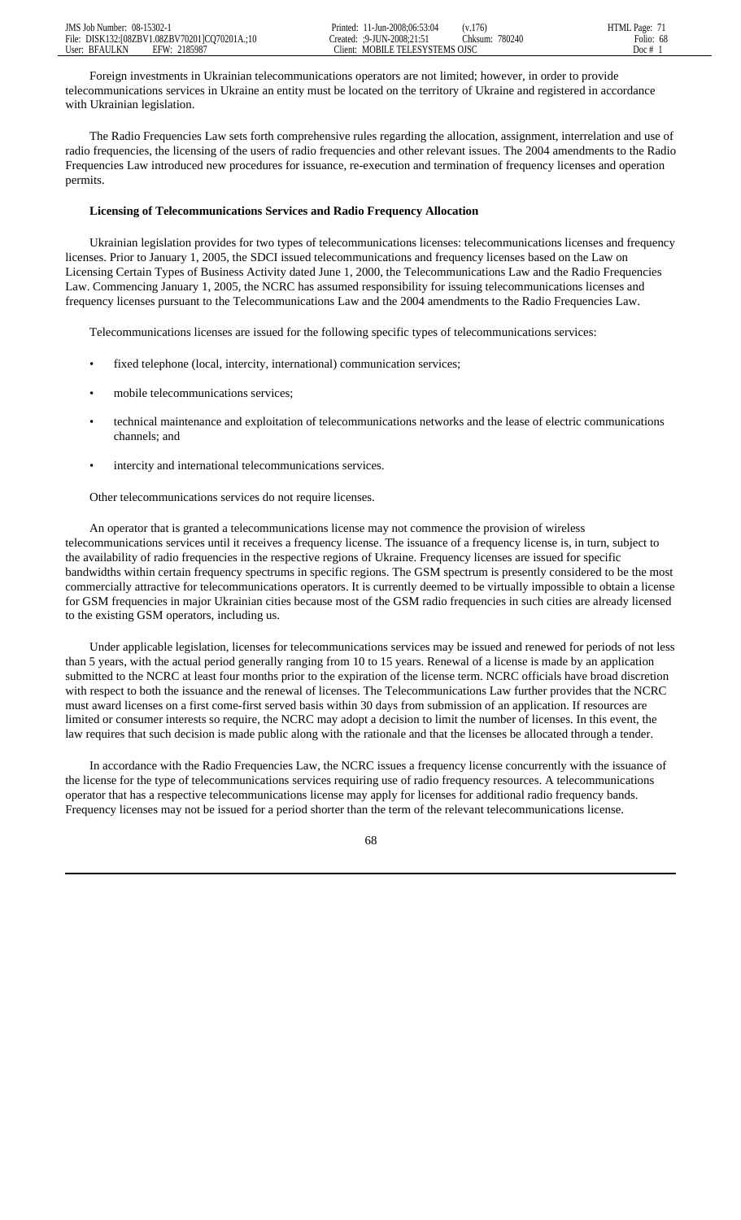Foreign investments in Ukrainian telecommunications operators are not limited; however, in order to provide telecommunications services in Ukraine an entity must be located on the territory of Ukraine and registered in accordance with Ukrainian legislation.

The Radio Frequencies Law sets forth comprehensive rules regarding the allocation, assignment, interrelation and use of radio frequencies, the licensing of the users of radio frequencies and other relevant issues. The 2004 amendments to the Radio Frequencies Law introduced new procedures for issuance, re-execution and termination of frequency licenses and operation permits.

**Licensing of Telecommunications Services and Radio Frequency Allocation**

Ukrainian legislation provides for two types of telecommunications licenses: telecommunications licenses and frequency licenses. Prior to January 1, 2005, the SDCI issued telecommunications and frequency licenses based on the Law on Licensing Certain Types of Business Activity dated June 1, 2000, the Telecommunications Law and the Radio Frequencies Law. Commencing January 1, 2005, the NCRC has assumed responsibility for issuing telecommunications licenses and frequency licenses pursuant to the Telecommunications Law and the 2004 amendments to the Radio Frequencies Law.

Telecommunications licenses are issued for the following specific types of telecommunications services:

- fixed telephone (local, intercity, international) communication services;
- mobile telecommunications services;
- technical maintenance and exploitation of telecommunications networks and the lease of electric communications channels; and
- intercity and international telecommunications services.

Other telecommunications services do not require licenses.

An operator that is granted a telecommunications license may not commence the provision of wireless telecommunications services until it receives a frequency license. The issuance of a frequency license is, in turn, subject to the availability of radio frequencies in the respective regions of Ukraine. Frequency licenses are issued for specific bandwidths within certain frequency spectrums in specific regions. The GSM spectrum is presently considered to be the most commercially attractive for telecommunications operators. It is currently deemed to be virtually impossible to obtain a license for GSM frequencies in major Ukrainian cities because most of the GSM radio frequencies in such cities are already licensed to the existing GSM operators, including us.

Under applicable legislation, licenses for telecommunications services may be issued and renewed for periods of not less than 5 years, with the actual period generally ranging from 10 to 15 years. Renewal of a license is made by an application submitted to the NCRC at least four months prior to the expiration of the license term. NCRC officials have broad discretion with respect to both the issuance and the renewal of licenses. The Telecommunications Law further provides that the NCRC must award licenses on a first come-first served basis within 30 days from submission of an application. If resources are limited or consumer interests so require, the NCRC may adopt a decision to limit the number of licenses. In this event, the law requires that such decision is made public along with the rationale and that the licenses be allocated through a tender.

In accordance with the Radio Frequencies Law, the NCRC issues a frequency license concurrently with the issuance of the license for the type of telecommunications services requiring use of radio frequency resources. A telecommunications operator that has a respective telecommunications license may apply for licenses for additional radio frequency bands. Frequency licenses may not be issued for a period shorter than the term of the relevant telecommunications license.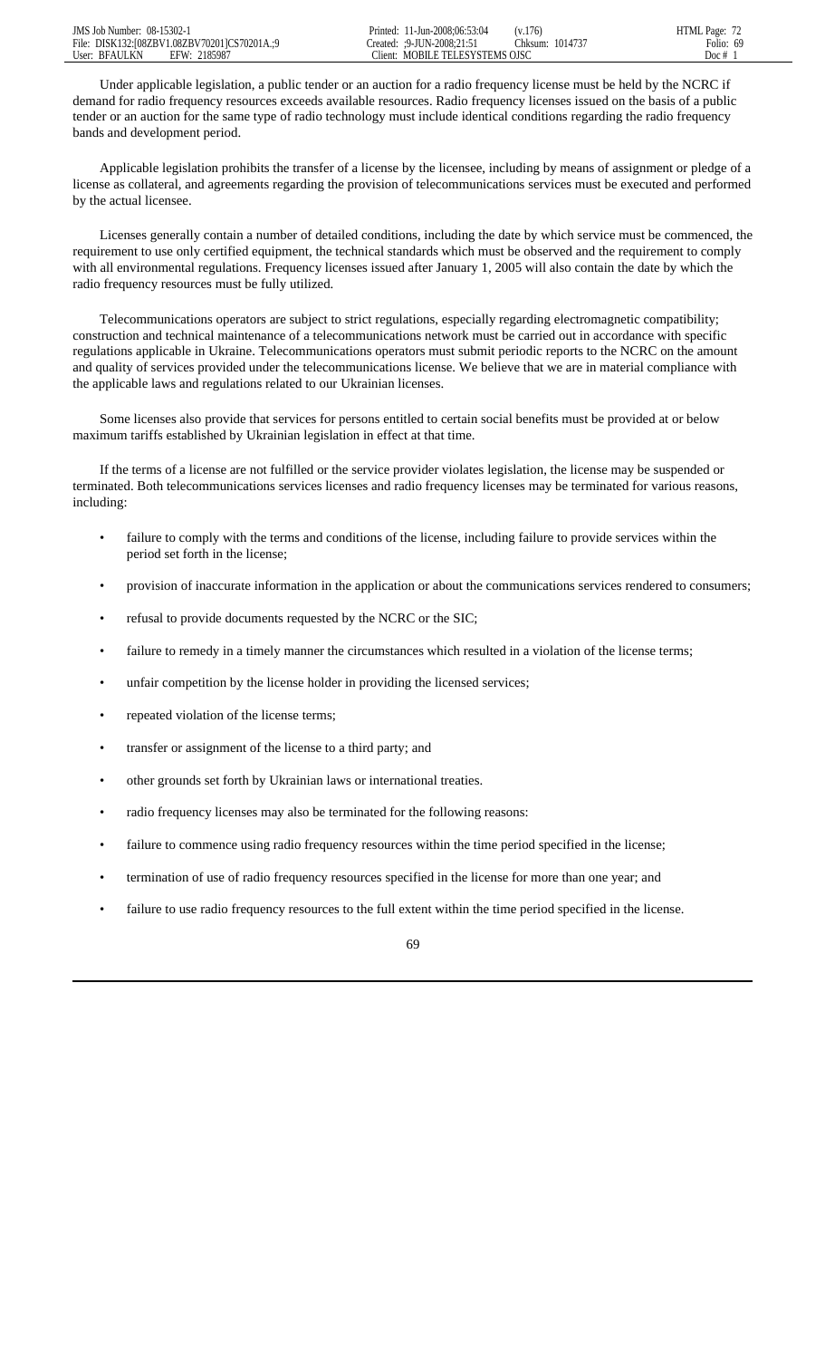Under applicable legislation, a public tender or an auction for a radio frequency license must be held by the NCRC if demand for radio frequency resources exceeds available resources. Radio frequency licenses issued on the basis of a public tender or an auction for the same type of radio technology must include identical conditions regarding the radio frequency bands and development period.

Applicable legislation prohibits the transfer of a license by the licensee, including by means of assignment or pledge of a license as collateral, and agreements regarding the provision of telecommunications services must be executed and performed by the actual licensee.

Licenses generally contain a number of detailed conditions, including the date by which service must be commenced, the requirement to use only certified equipment, the technical standards which must be observed and the requirement to comply with all environmental regulations. Frequency licenses issued after January 1, 2005 will also contain the date by which the radio frequency resources must be fully utilized.

Telecommunications operators are subject to strict regulations, especially regarding electromagnetic compatibility; construction and technical maintenance of a telecommunications network must be carried out in accordance with specific regulations applicable in Ukraine. Telecommunications operators must submit periodic reports to the NCRC on the amount and quality of services provided under the telecommunications license. We believe that we are in material compliance with the applicable laws and regulations related to our Ukrainian licenses.

Some licenses also provide that services for persons entitled to certain social benefits must be provided at or below maximum tariffs established by Ukrainian legislation in effect at that time.

If the terms of a license are not fulfilled or the service provider violates legislation, the license may be suspended or terminated. Both telecommunications services licenses and radio frequency licenses may be terminated for various reasons, including:

- failure to comply with the terms and conditions of the license, including failure to provide services within the period set forth in the license;
- provision of inaccurate information in the application or about the communications services rendered to consumers;
- refusal to provide documents requested by the NCRC or the SIC;
- failure to remedy in a timely manner the circumstances which resulted in a violation of the license terms;
- unfair competition by the license holder in providing the licensed services;
- repeated violation of the license terms;
- transfer or assignment of the license to a third party; and
- other grounds set forth by Ukrainian laws or international treaties.
- radio frequency licenses may also be terminated for the following reasons:
- failure to commence using radio frequency resources within the time period specified in the license;
- termination of use of radio frequency resources specified in the license for more than one year; and
- failure to use radio frequency resources to the full extent within the time period specified in the license.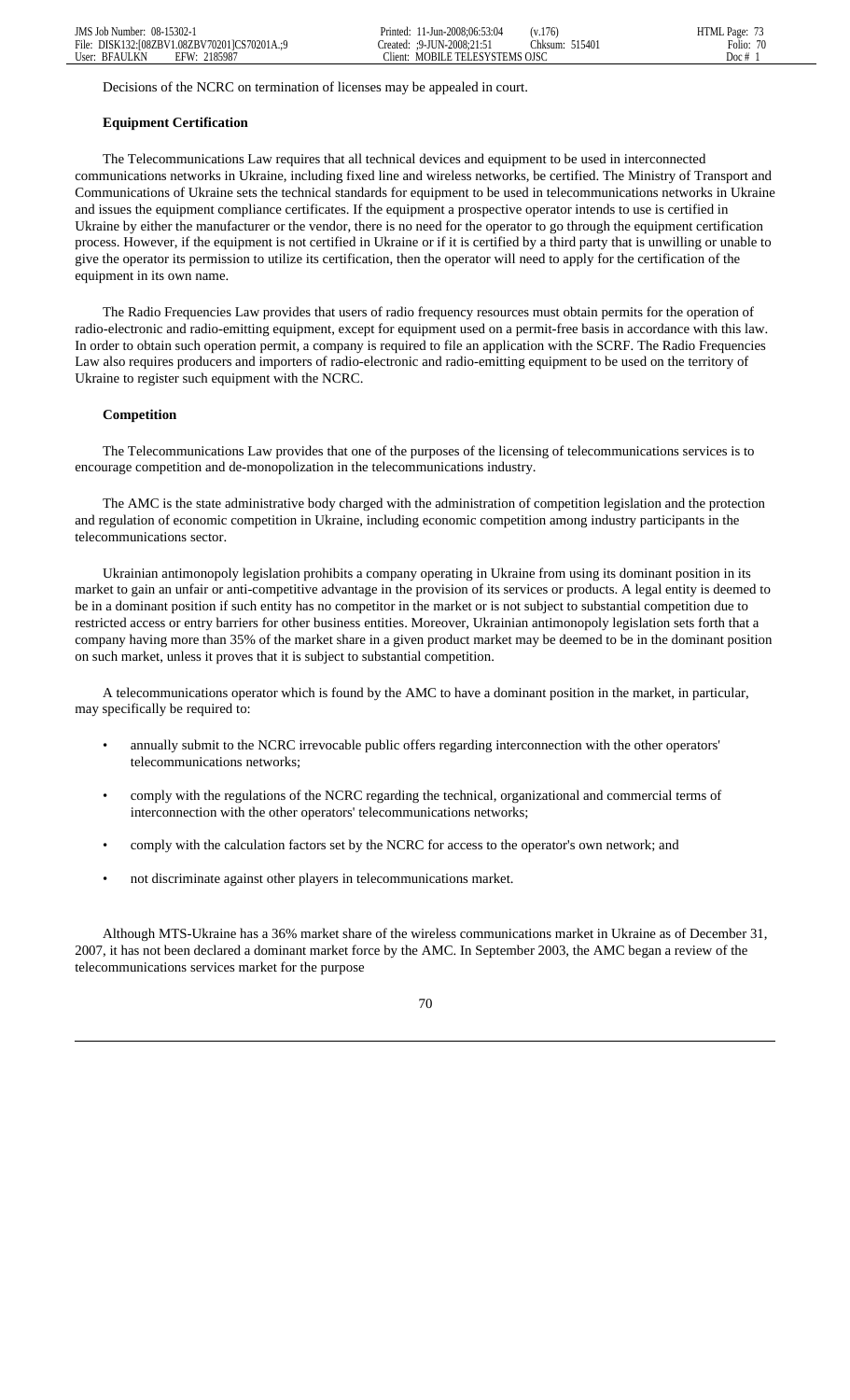Decisions of the NCRC on termination of licenses may be appealed in court.

**Equipment Certification**

The Telecommunications Law requires that all technical devices and equipment to be used in interconnected communications networks in Ukraine, including fixed line and wireless networks, be certified. The Ministry of Transport and Communications of Ukraine sets the technical standards for equipment to be used in telecommunications networks in Ukraine and issues the equipment compliance certificates. If the equipment a prospective operator intends to use is certified in Ukraine by either the manufacturer or the vendor, there is no need for the operator to go through the equipment certification process. However, if the equipment is not certified in Ukraine or if it is certified by a third party that is unwilling or unable to give the operator its permission to utilize its certification, then the operator will need to apply for the certification of the equipment in its own name.

The Radio Frequencies Law provides that users of radio frequency resources must obtain permits for the operation of radio-electronic and radio-emitting equipment, except for equipment used on a permit-free basis in accordance with this law. In order to obtain such operation permit, a company is required to file an application with the SCRF. The Radio Frequencies Law also requires producers and importers of radio-electronic and radio-emitting equipment to be used on the territory of Ukraine to register such equipment with the NCRC.

**Competition**

The Telecommunications Law provides that one of the purposes of the licensing of telecommunications services is to encourage competition and de-monopolization in the telecommunications industry.

The AMC is the state administrative body charged with the administration of competition legislation and the protection and regulation of economic competition in Ukraine, including economic competition among industry participants in the telecommunications sector.

Ukrainian antimonopoly legislation prohibits a company operating in Ukraine from using its dominant position in its market to gain an unfair or anti-competitive advantage in the provision of its services or products. A legal entity is deemed to be in a dominant position if such entity has no competitor in the market or is not subject to substantial competition due to restricted access or entry barriers for other business entities. Moreover, Ukrainian antimonopoly legislation sets forth that a company having more than 35% of the market share in a given product market may be deemed to be in the dominant position on such market, unless it proves that it is subject to substantial competition.

A telecommunications operator which is found by the AMC to have a dominant position in the market, in particular, may specifically be required to:

- annually submit to the NCRC irrevocable public offers regarding interconnection with the other operators' telecommunications networks;
- comply with the regulations of the NCRC regarding the technical, organizational and commercial terms of interconnection with the other operators' telecommunications networks;
- comply with the calculation factors set by the NCRC for access to the operator's own network; and
- not discriminate against other players in telecommunications market.

Although MTS-Ukraine has a 36% market share of the wireless communications market in Ukraine as of December 31, 2007, it has not been declared a dominant market force by the AMC. In September 2003, the AMC began a review of the telecommunications services market for the purpose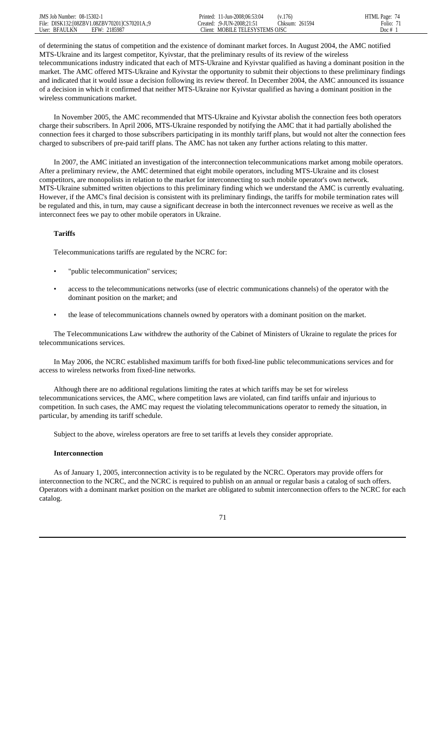of determining the status of competition and the existence of dominant market forces. In August 2004, the AMC notified MTS-Ukraine and its largest competitor, Kyivstar, that the preliminary results of its review of the wireless telecommunications industry indicated that each of MTS-Ukraine and Kyivstar qualified as having a dominant position in the market. The AMC offered MTS-Ukraine and Kyivstar the opportunity to submit their objections to these preliminary findings and indicated that it would issue a decision following its review thereof. In December 2004, the AMC announced its issuance of a decision in which it confirmed that neither MTS-Ukraine nor Kyivstar qualified as having a dominant position in the wireless communications market.

In November 2005, the AMC recommended that MTS-Ukraine and Kyivstar abolish the connection fees both operators charge their subscribers. In April 2006, MTS-Ukraine responded by notifying the AMC that it had partially abolished the connection fees it charged to those subscribers participating in its monthly tariff plans, but would not alter the connection fees charged to subscribers of pre-paid tariff plans. The AMC has not taken any further actions relating to this matter.

In 2007, the AMC initiated an investigation of the interconnection telecommunications market among mobile operators. After a preliminary review, the AMC determined that eight mobile operators, including MTS-Ukraine and its closest competitors, are monopolists in relation to the market for interconnecting to such mobile operator's own network. MTS-Ukraine submitted written objections to this preliminary finding which we understand the AMC is currently evaluating. However, if the AMC's final decision is consistent with its preliminary findings, the tariffs for mobile termination rates will be regulated and this, in turn, may cause a significant decrease in both the interconnect revenues we receive as well as the interconnect fees we pay to other mobile operators in Ukraine.

**Tariffs**

Telecommunications tariffs are regulated by the NCRC for:

- "public telecommunication" services;
- access to the telecommunications networks (use of electric communications channels) of the operator with the dominant position on the market; and
- the lease of telecommunications channels owned by operators with a dominant position on the market.

The Telecommunications Law withdrew the authority of the Cabinet of Ministers of Ukraine to regulate the prices for telecommunications services.

In May 2006, the NCRC established maximum tariffs for both fixed-line public telecommunications services and for access to wireless networks from fixed-line networks.

Although there are no additional regulations limiting the rates at which tariffs may be set for wireless telecommunications services, the AMC, where competition laws are violated, can find tariffs unfair and injurious to competition. In such cases, the AMC may request the violating telecommunications operator to remedy the situation, in particular, by amending its tariff schedule.

Subject to the above, wireless operators are free to set tariffs at levels they consider appropriate.

**Interconnection**

As of January 1, 2005, interconnection activity is to be regulated by the NCRC. Operators may provide offers for interconnection to the NCRC, and the NCRC is required to publish on an annual or regular basis a catalog of such offers. Operators with a dominant market position on the market are obligated to submit interconnection offers to the NCRC for each catalog.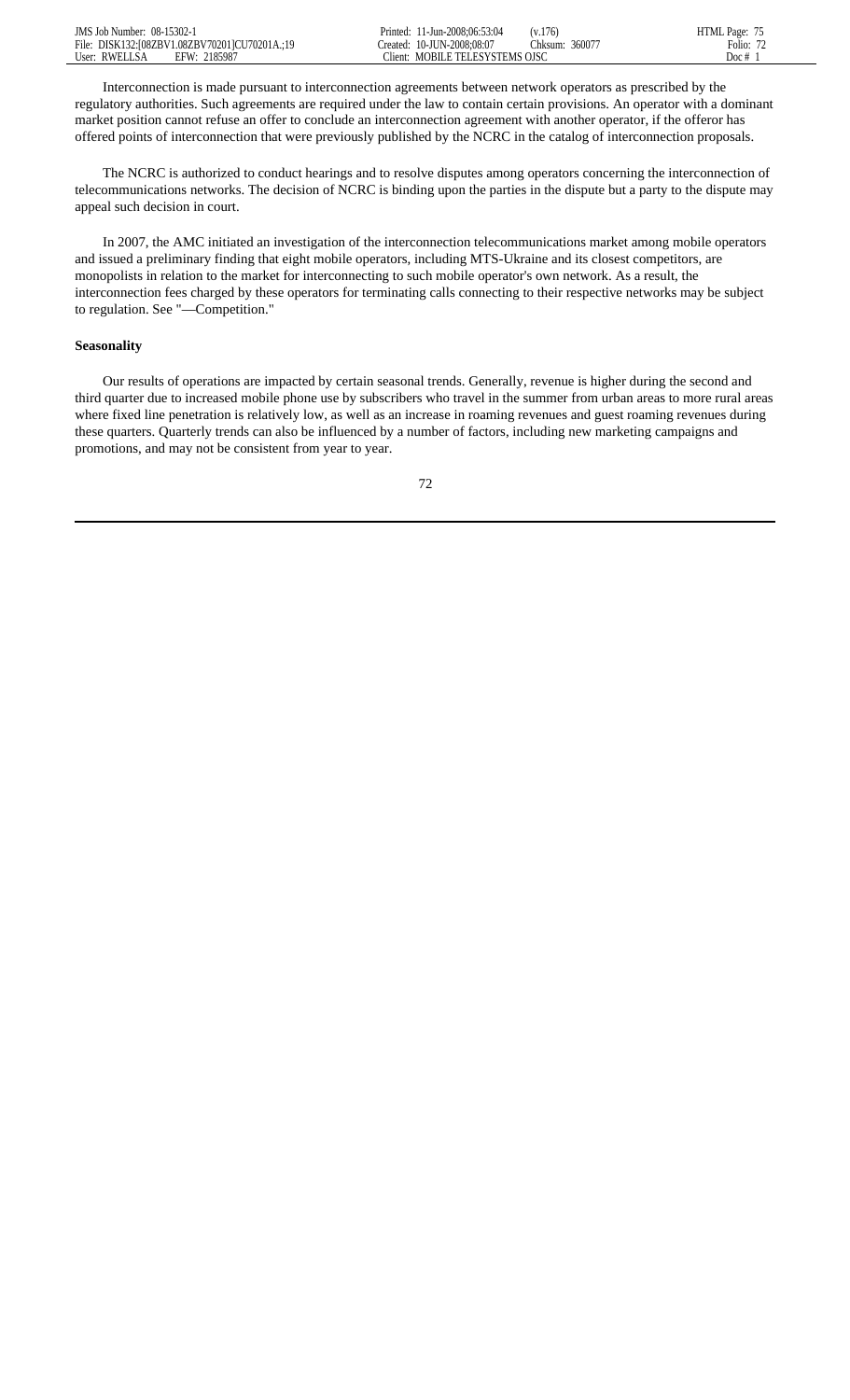Interconnection is made pursuant to interconnection agreements between network operators as prescribed by the regulatory authorities. Such agreements are required under the law to contain certain provisions. An operator with a dominant market position cannot refuse an offer to conclude an interconnection agreement with another operator, if the offeror has offered points of interconnection that were previously published by the NCRC in the catalog of interconnection proposals.

The NCRC is authorized to conduct hearings and to resolve disputes among operators concerning the interconnection of telecommunications networks. The decision of NCRC is binding upon the parties in the dispute but a party to the dispute may appeal such decision in court.

In 2007, the AMC initiated an investigation of the interconnection telecommunications market among mobile operators and issued a preliminary finding that eight mobile operators, including MTS-Ukraine and its closest competitors, are monopolists in relation to the market for interconnecting to such mobile operator's own network. As a result, the interconnection fees charged by these operators for terminating calls connecting to their respective networks may be subject to regulation. See "—Competition."

**Seasonality**

Our results of operations are impacted by certain seasonal trends. Generally, revenue is higher during the second and third quarter due to increased mobile phone use by subscribers who travel in the summer from urban areas to more rural areas where fixed line penetration is relatively low, as well as an increase in roaming revenues and guest roaming revenues during these quarters. Quarterly trends can also be influenced by a number of factors, including new marketing campaigns and promotions, and may not be consistent from year to year.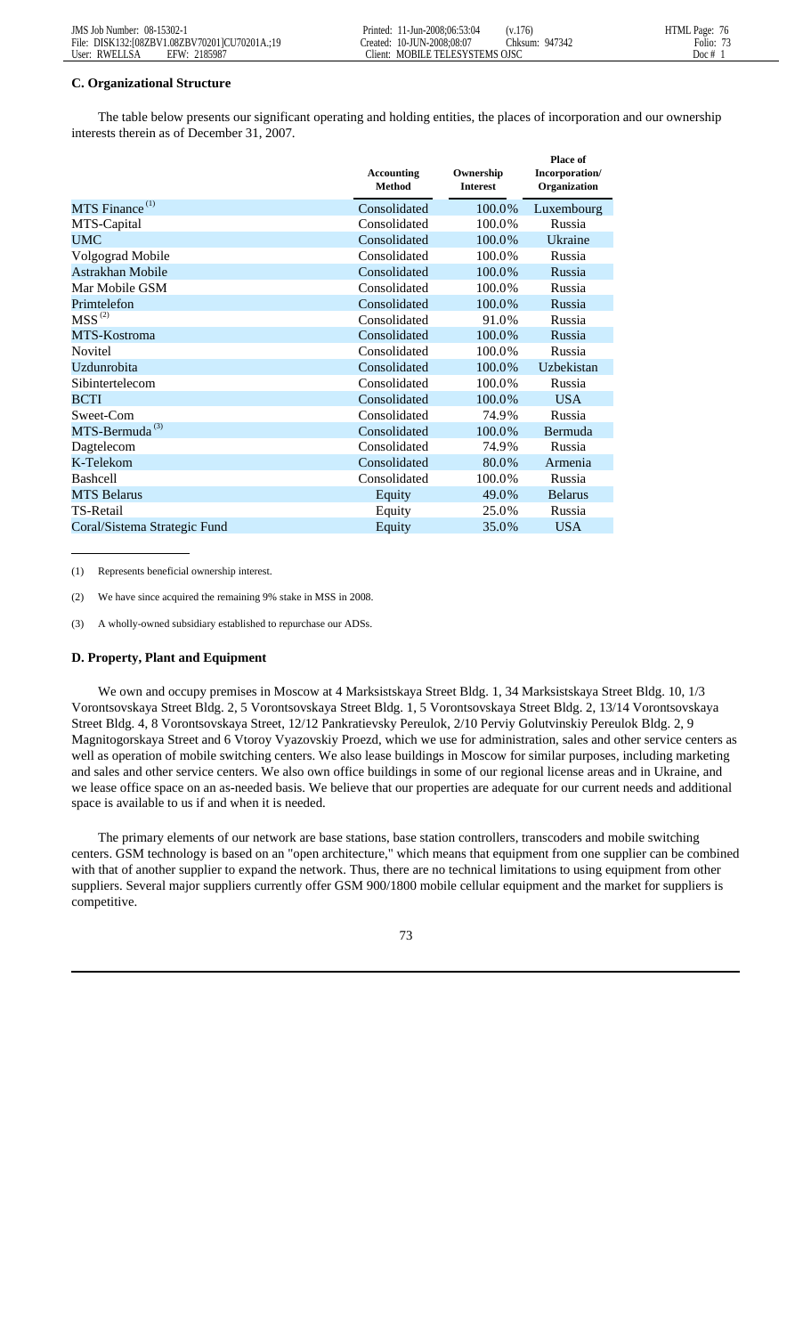### C. Organizational Structure

The table below presents our significant operating and holding entities, the places of incorporation and our ownership interests therein as of December 31, 2007.

| | Accounting Method | Ownership Interest | Place of Incorporation/ Organization |
|---|---|---|---|
| MTS Finance [(1)] | Consolidated | 100.0% | Luxembourg |
| MTS-Capital | Consolidated | 100.0% | Russia |
| UMC | Consolidated | 100.0% | Ukraine |
| Volgograd Mobile | Consolidated | 100.0% | Russia |
| Astrakhan Mobile | Consolidated | 100.0% | Russia |
| Mar Mobile GSM | Consolidated | 100.0% | Russia |
| Primtelefon | Consolidated | 100.0% | Russia |
| MSS [(2)] | Consolidated | 91.0% | Russia |
| MTS-Kostroma | Consolidated | 100.0% | Russia |
| Novitel | Consolidated | 100.0% | Russia |
| Uzdunrobita | Consolidated | 100.0% | Uzbekistan |
| Sibintertelecom | Consolidated | 100.0% | Russia |
| BCTI | Consolidated | 100.0% | USA |
| Sweet-Com | Consolidated | 74.9% | Russia |
| MTS-Bermuda [(3)] | Consolidated | 100.0% | Bermuda |
| Dagtelecom | Consolidated | 74.9% | Russia |
| K-Telekom | Consolidated | 80.0% | Armenia |
| Bashcell | Consolidated | 100.0% | Russia |
| MTS Belarus | Equity | 49.0% | Belarus |
| TS-Retail | Equity | 25.0% | Russia |
| Coral/Sistema Strategic Fund | Equity | 35.0% | USA |

(1) Represents beneficial ownership interest.

(2) We have since acquired the remaining 9% stake in MSS in 2008.

(3) A wholly-owned subsidiary established to repurchase our ADSs.

### D. Property, Plant and Equipment

We own and occupy premises in Moscow at 4 Marksistskaya Street Bldg. 1, 34 Marksistskaya Street Bldg. 10, 1/3 Vorontsovskaya Street Bldg. 2, 5 Vorontsovskaya Street Bldg. 1, 5 Vorontsovskaya Street Bldg. 2, 13/14 Vorontsovskaya Street Bldg. 4, 8 Vorontsovskaya Street, 12/12 Pankratievsky Pereulok, 2/10 Perviy Golutvinskiy Pereulok Bldg. 2, 9 Magnitogorskaya Street and 6 Vtoroy Vyazovskiy Proezd, which we use for administration, sales and other service centers as well as operation of mobile switching centers. We also lease buildings in Moscow for similar purposes, including marketing and sales and other service centers. We also own office buildings in some of our regional license areas and in Ukraine, and we lease office space on an as-needed basis. We believe that our properties are adequate for our current needs and additional space is available to us if and when it is needed.

The primary elements of our network are base stations, base station controllers, transcoders and mobile switching centers. GSM technology is based on an "open architecture," which means that equipment from one supplier can be combined with that of another supplier to expand the network. Thus, there are no technical limitations to using equipment from other suppliers. Several major suppliers currently offer GSM 900/1800 mobile cellular equipment and the market for suppliers is competitive.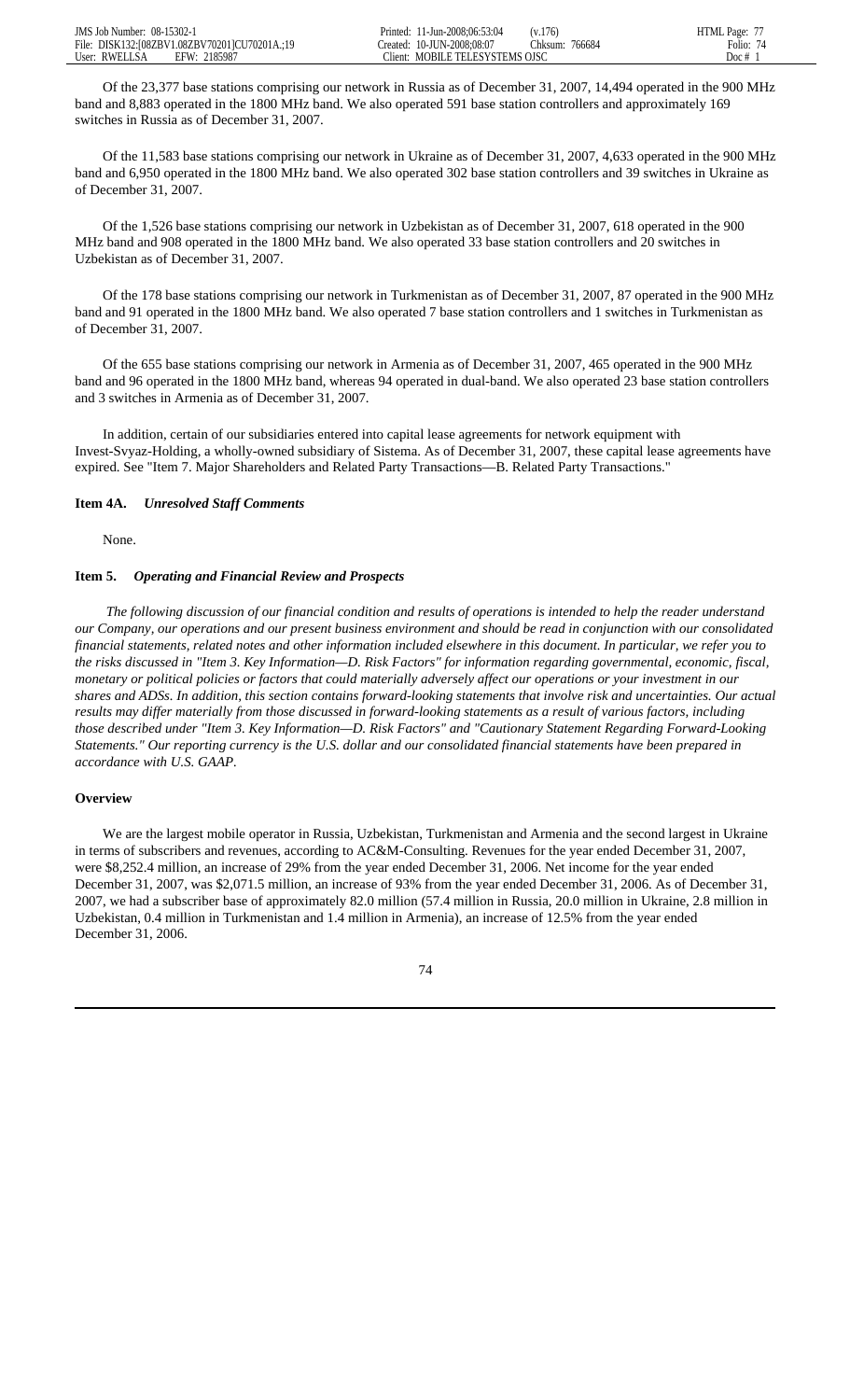Of the 23,377 base stations comprising our network in Russia as of December 31, 2007, 14,494 operated in the 900 MHz band and 8,883 operated in the 1800 MHz band. We also operated 591 base station controllers and approximately 169 switches in Russia as of December 31, 2007.

Of the 11,583 base stations comprising our network in Ukraine as of December 31, 2007, 4,633 operated in the 900 MHz band and 6,950 operated in the 1800 MHz band. We also operated 302 base station controllers and 39 switches in Ukraine as of December 31, 2007.

Of the 1,526 base stations comprising our network in Uzbekistan as of December 31, 2007, 618 operated in the 900 MHz band and 908 operated in the 1800 MHz band. We also operated 33 base station controllers and 20 switches in Uzbekistan as of December 31, 2007.

Of the 178 base stations comprising our network in Turkmenistan as of December 31, 2007, 87 operated in the 900 MHz band and 91 operated in the 1800 MHz band. We also operated 7 base station controllers and 1 switches in Turkmenistan as of December 31, 2007.

Of the 655 base stations comprising our network in Armenia as of December 31, 2007, 465 operated in the 900 MHz band and 96 operated in the 1800 MHz band, whereas 94 operated in dual-band. We also operated 23 base station controllers and 3 switches in Armenia as of December 31, 2007.

In addition, certain of our subsidiaries entered into capital lease agreements for network equipment with Invest-Svyaz-Holding, a wholly-owned subsidiary of Sistema. As of December 31, 2007, these capital lease agreements have expired. See "Item 7. Major Shareholders and Related Party Transactions—B. Related Party Transactions."

### Item 4A. *Unresolved Staff Comments*

None.

### Item 5. *Operating and Financial Review and Prospects*

*The following discussion of our financial condition and results of operations is intended to help the reader understand our Company, our operations and our present business environment and should be read in conjunction with our consolidated financial statements, related notes and other information included elsewhere in this document. In particular, we refer you to the risks discussed in "Item 3. Key Information—D. Risk Factors" for information regarding governmental, economic, fiscal, monetary or political policies or factors that could materially adversely affect our operations or your investment in our shares and ADSs. In addition, this section contains forward-looking statements that involve risk and uncertainties. Our actual results may differ materially from those discussed in forward-looking statements as a result of various factors, including those described under "Item 3. Key Information—D. Risk Factors" and "Cautionary Statement Regarding Forward-Looking Statements." Our reporting currency is the U.S. dollar and our consolidated financial statements have been prepared in accordance with U.S. GAAP.*

#### Overview

We are the largest mobile operator in Russia, Uzbekistan, Turkmenistan and Armenia and the second largest in Ukraine in terms of subscribers and revenues, according to AC&M-Consulting. Revenues for the year ended December 31, 2007, were $8,252.4 million, an increase of 29% from the year ended December 31, 2006. Net income for the year ended December 31, 2007, was $2,071.5 million, an increase of 93% from the year ended December 31, 2006. As of December 31, 2007, we had a subscriber base of approximately 82.0 million (57.4 million in Russia, 20.0 million in Ukraine, 2.8 million in Uzbekistan, 0.4 million in Turkmenistan and 1.4 million in Armenia), an increase of 12.5% from the year ended December 31, 2006.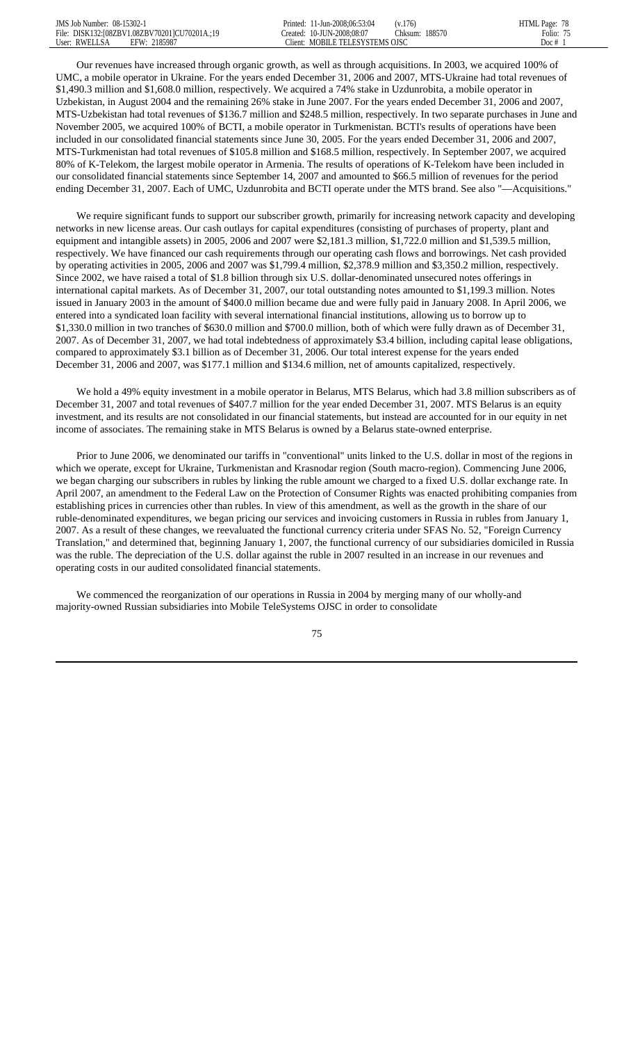Our revenues have increased through organic growth, as well as through acquisitions. In 2003, we acquired 100% of UMC, a mobile operator in Ukraine. For the years ended December 31, 2006 and 2007, MTS-Ukraine had total revenues of $1,490.3 million and $1,608.0 million, respectively. We acquired a 74% stake in Uzdunrobita, a mobile operator in Uzbekistan, in August 2004 and the remaining 26% stake in June 2007. For the years ended December 31, 2006 and 2007, MTS-Uzbekistan had total revenues of $136.7 million and $248.5 million, respectively. In two separate purchases in June and November 2005, we acquired 100% of BCTI, a mobile operator in Turkmenistan. BCTI's results of operations have been included in our consolidated financial statements since June 30, 2005. For the years ended December 31, 2006 and 2007, MTS-Turkmenistan had total revenues of $105.8 million and $168.5 million, respectively. In September 2007, we acquired 80% of K-Telekom, the largest mobile operator in Armenia. The results of operations of K-Telekom have been included in our consolidated financial statements since September 14, 2007 and amounted to $66.5 million of revenues for the period ending December 31, 2007. Each of UMC, Uzdunrobita and BCTI operate under the MTS brand. See also "—Acquisitions."

We require significant funds to support our subscriber growth, primarily for increasing network capacity and developing networks in new license areas. Our cash outlays for capital expenditures (consisting of purchases of property, plant and equipment and intangible assets) in 2005, 2006 and 2007 were $2,181.3 million, $1,722.0 million and $1,539.5 million, respectively. We have financed our cash requirements through our operating cash flows and borrowings. Net cash provided by operating activities in 2005, 2006 and 2007 was $1,799.4 million, $2,378.9 million and $3,350.2 million, respectively. Since 2002, we have raised a total of $1.8 billion through six U.S. dollar-denominated unsecured notes offerings in international capital markets. As of December 31, 2007, our total outstanding notes amounted to $1,199.3 million. Notes issued in January 2003 in the amount of $400.0 million became due and were fully paid in January 2008. In April 2006, we entered into a syndicated loan facility with several international financial institutions, allowing us to borrow up to $1,330.0 million in two tranches of $630.0 million and $700.0 million, both of which were fully drawn as of December 31, 2007. As of December 31, 2007, we had total indebtedness of approximately $3.4 billion, including capital lease obligations, compared to approximately $3.1 billion as of December 31, 2006. Our total interest expense for the years ended December 31, 2006 and 2007, was $177.1 million and $134.6 million, net of amounts capitalized, respectively.

We hold a 49% equity investment in a mobile operator in Belarus, MTS Belarus, which had 3.8 million subscribers as of December 31, 2007 and total revenues of $407.7 million for the year ended December 31, 2007. MTS Belarus is an equity investment, and its results are not consolidated in our financial statements, but instead are accounted for in our equity in net income of associates. The remaining stake in MTS Belarus is owned by a Belarus state-owned enterprise.

Prior to June 2006, we denominated our tariffs in "conventional" units linked to the U.S. dollar in most of the regions in which we operate, except for Ukraine, Turkmenistan and Krasnodar region (South macro-region). Commencing June 2006, we began charging our subscribers in rubles by linking the ruble amount we charged to a fixed U.S. dollar exchange rate. In April 2007, an amendment to the Federal Law on the Protection of Consumer Rights was enacted prohibiting companies from establishing prices in currencies other than rubles. In view of this amendment, as well as the growth in the share of our ruble-denominated expenditures, we began pricing our services and invoicing customers in Russia in rubles from January 1, 2007. As a result of these changes, we reevaluated the functional currency criteria under SFAS No. 52, "Foreign Currency Translation," and determined that, beginning January 1, 2007, the functional currency of our subsidiaries domiciled in Russia was the ruble. The depreciation of the U.S. dollar against the ruble in 2007 resulted in an increase in our revenues and operating costs in our audited consolidated financial statements.

We commenced the reorganization of our operations in Russia in 2004 by merging many of our wholly-and majority-owned Russian subsidiaries into Mobile TeleSystems OJSC in order to consolidate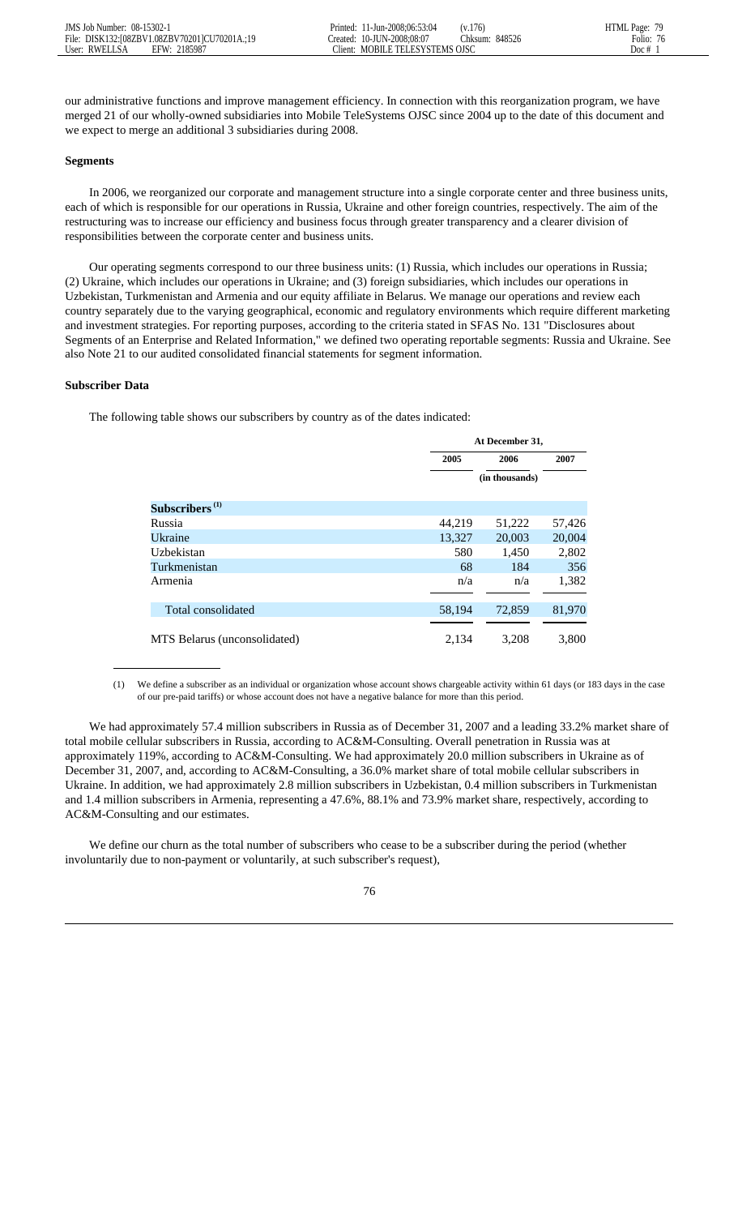our administrative functions and improve management efficiency. In connection with this reorganization program, we have merged 21 of our wholly-owned subsidiaries into Mobile TeleSystems OJSC since 2004 up to the date of this document and we expect to merge an additional 3 subsidiaries during 2008.

**Segments**

In 2006, we reorganized our corporate and management structure into a single corporate center and three business units, each of which is responsible for our operations in Russia, Ukraine and other foreign countries, respectively. The aim of the restructuring was to increase our efficiency and business focus through greater transparency and a clearer division of responsibilities between the corporate center and business units.

Our operating segments correspond to our three business units: (1) Russia, which includes our operations in Russia; (2) Ukraine, which includes our operations in Ukraine; and (3) foreign subsidiaries, which includes our operations in Uzbekistan, Turkmenistan and Armenia and our equity affiliate in Belarus. We manage our operations and review each country separately due to the varying geographical, economic and regulatory environments which require different marketing and investment strategies. For reporting purposes, according to the criteria stated in SFAS No. 131 "Disclosures about Segments of an Enterprise and Related Information," we defined two operating reportable segments: Russia and Ukraine. See also Note 21 to our audited consolidated financial statements for segment information.

**Subscriber Data**

The following table shows our subscribers by country as of the dates indicated:

| | At December 31, | | |
|---|---|---|---|
| | 2005 | 2006 | 2007 |
| | | (in thousands) | |
| **Subscribers** [(1)] | | | |
| Russia | 44,219 | 51,222 | 57,426 |
| Ukraine | 13,327 | 20,003 | 20,004 |
| Uzbekistan | 580 | 1,450 | 2,802 |
| Turkmenistan | 68 | 184 | 356 |
| Armenia | n/a | n/a | 1,382 |
| Total consolidated | 58,194 | 72,859 | 81,970 |
| MTS Belarus (unconsolidated) | 2,134 | 3,208 | 3,800 |

(1) We define a subscriber as an individual or organization whose account shows chargeable activity within 61 days (or 183 days in the case of our pre-paid tariffs) or whose account does not have a negative balance for more than this period.

We had approximately 57.4 million subscribers in Russia as of December 31, 2007 and a leading 33.2% market share of total mobile cellular subscribers in Russia, according to AC&M-Consulting. Overall penetration in Russia was at approximately 119%, according to AC&M-Consulting. We had approximately 20.0 million subscribers in Ukraine as of December 31, 2007, and, according to AC&M-Consulting, a 36.0% market share of total mobile cellular subscribers in Ukraine. In addition, we had approximately 2.8 million subscribers in Uzbekistan, 0.4 million subscribers in Turkmenistan and 1.4 million subscribers in Armenia, representing a 47.6%, 88.1% and 73.9% market share, respectively, according to AC&M-Consulting and our estimates.

We define our churn as the total number of subscribers who cease to be a subscriber during the period (whether involuntarily due to non-payment or voluntarily, at such subscriber's request),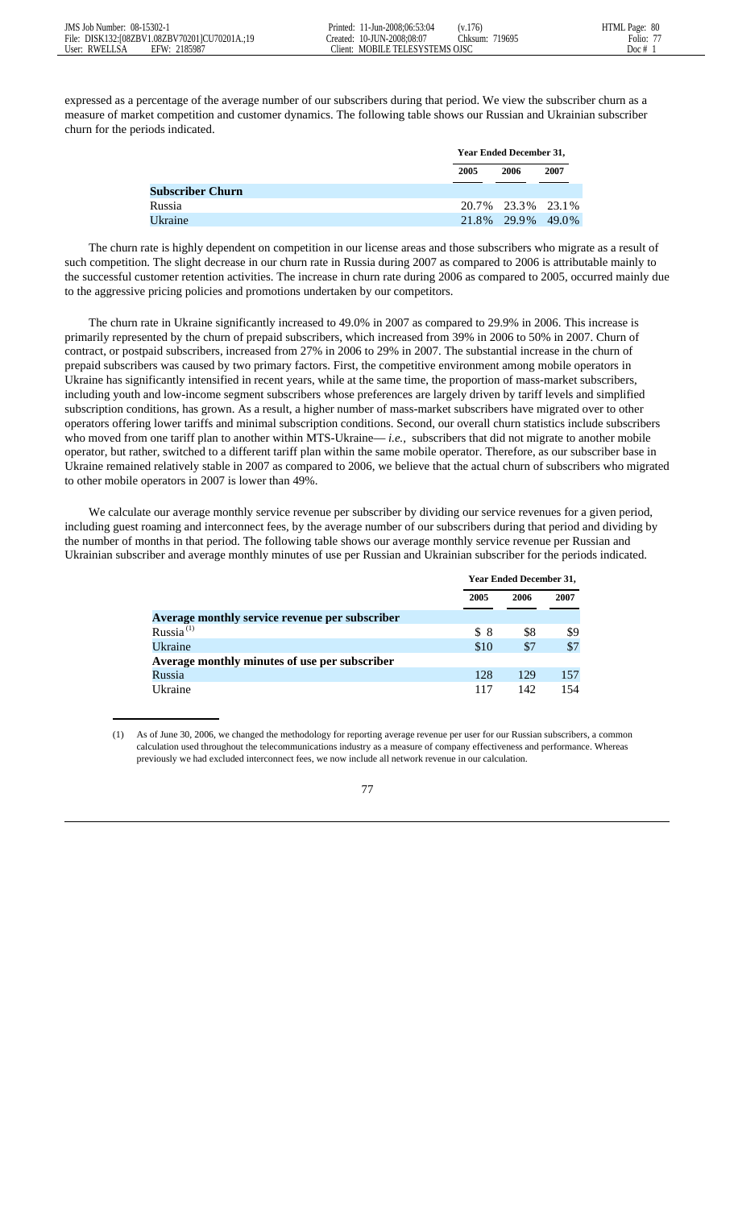expressed as a percentage of the average number of our subscribers during that period. We view the subscriber churn as a measure of market competition and customer dynamics. The following table shows our Russian and Ukrainian subscriber churn for the periods indicated.

| | Year Ended December 31, | | |
|---|---|---|---|
| | 2005 | 2006 | 2007 |
| **Subscriber Churn** | | | |
| Russia | 20.7% | 23.3% | 23.1% |
| Ukraine | 21.8% | 29.9% | 49.0% |

The churn rate is highly dependent on competition in our license areas and those subscribers who migrate as a result of such competition. The slight decrease in our churn rate in Russia during 2007 as compared to 2006 is attributable mainly to the successful customer retention activities. The increase in churn rate during 2006 as compared to 2005, occurred mainly due to the aggressive pricing policies and promotions undertaken by our competitors.

The churn rate in Ukraine significantly increased to 49.0% in 2007 as compared to 29.9% in 2006. This increase is primarily represented by the churn of prepaid subscribers, which increased from 39% in 2006 to 50% in 2007. Churn of contract, or postpaid subscribers, increased from 27% in 2006 to 29% in 2007. The substantial increase in the churn of prepaid subscribers was caused by two primary factors. First, the competitive environment among mobile operators in Ukraine has significantly intensified in recent years, while at the same time, the proportion of mass-market subscribers, including youth and low-income segment subscribers whose preferences are largely driven by tariff levels and simplified subscription conditions, has grown. As a result, a higher number of mass-market subscribers have migrated over to other operators offering lower tariffs and minimal subscription conditions. Second, our overall churn statistics include subscribers who moved from one tariff plan to another within MTS-Ukraine— *i.e.,* subscribers that did not migrate to another mobile operator, but rather, switched to a different tariff plan within the same mobile operator. Therefore, as our subscriber base in Ukraine remained relatively stable in 2007 as compared to 2006, we believe that the actual churn of subscribers who migrated to other mobile operators in 2007 is lower than 49%.

We calculate our average monthly service revenue per subscriber by dividing our service revenues for a given period, including guest roaming and interconnect fees, by the average number of our subscribers during that period and dividing by the number of months in that period. The following table shows our average monthly service revenue per Russian and Ukrainian subscriber and average monthly minutes of use per Russian and Ukrainian subscriber for the periods indicated.

| | Year Ended December 31, | | |
|---|---|---|---|
| | 2005 | 2006 | 2007 |
| **Average monthly service revenue per subscriber** | | | |
| Russia [(1)] | $ 8 | $8 | $9 |
| Ukraine | $10 | $7 | $7 |
| **Average monthly minutes of use per subscriber** | | | |
| Russia | 128 | 129 | 157 |
| Ukraine | 117 | 142 | 154 |

(1) As of June 30, 2006, we changed the methodology for reporting average revenue per user for our Russian subscribers, a common calculation used throughout the telecommunications industry as a measure of company effectiveness and performance. Whereas previously we had excluded interconnect fees, we now include all network revenue in our calculation.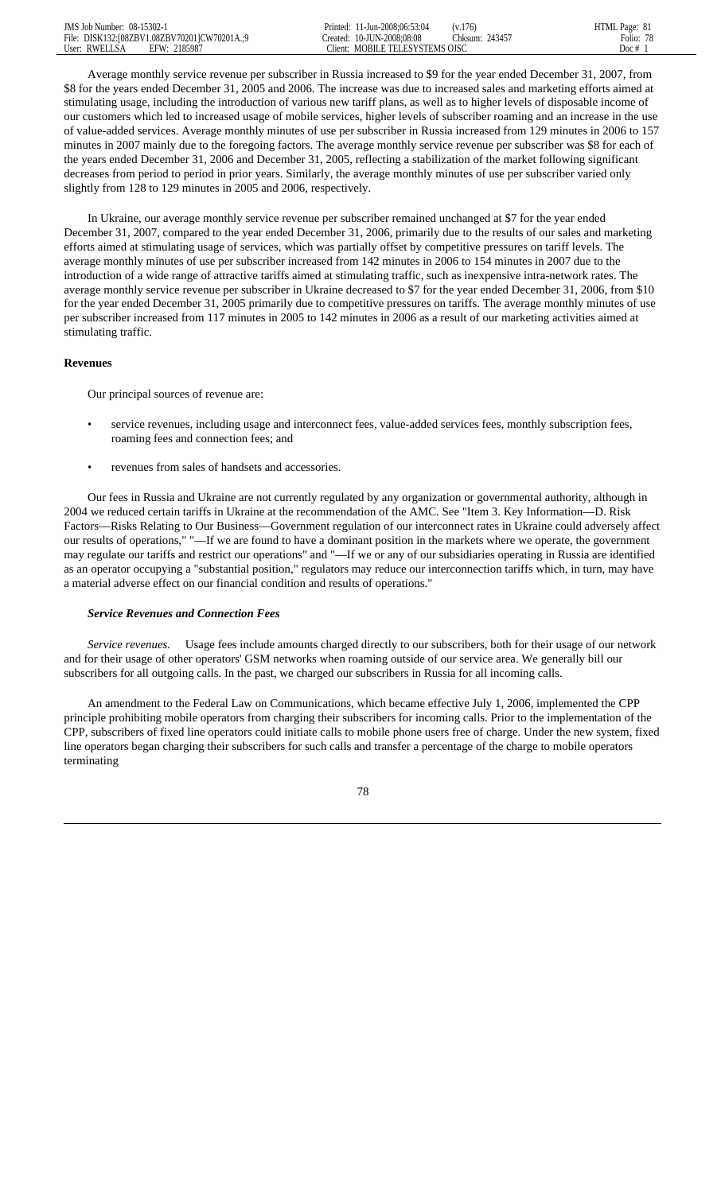Average monthly service revenue per subscriber in Russia increased to $9 for the year ended December 31, 2007, from $8 for the years ended December 31, 2005 and 2006. The increase was due to increased sales and marketing efforts aimed at stimulating usage, including the introduction of various new tariff plans, as well as to higher levels of disposable income of our customers which led to increased usage of mobile services, higher levels of subscriber roaming and an increase in the use of value-added services. Average monthly minutes of use per subscriber in Russia increased from 129 minutes in 2006 to 157 minutes in 2007 mainly due to the foregoing factors. The average monthly service revenue per subscriber was $8 for each of the years ended December 31, 2006 and December 31, 2005, reflecting a stabilization of the market following significant decreases from period to period in prior years. Similarly, the average monthly minutes of use per subscriber varied only slightly from 128 to 129 minutes in 2005 and 2006, respectively.

In Ukraine, our average monthly service revenue per subscriber remained unchanged at $7 for the year ended December 31, 2007, compared to the year ended December 31, 2006, primarily due to the results of our sales and marketing efforts aimed at stimulating usage of services, which was partially offset by competitive pressures on tariff levels. The average monthly minutes of use per subscriber increased from 142 minutes in 2006 to 154 minutes in 2007 due to the introduction of a wide range of attractive tariffs aimed at stimulating traffic, such as inexpensive intra-network rates. The average monthly service revenue per subscriber in Ukraine decreased to $7 for the year ended December 31, 2006, from $10 for the year ended December 31, 2005 primarily due to competitive pressures on tariffs. The average monthly minutes of use per subscriber increased from 117 minutes in 2005 to 142 minutes in 2006 as a result of our marketing activities aimed at stimulating traffic.

**Revenues**

Our principal sources of revenue are:

- service revenues, including usage and interconnect fees, value-added services fees, monthly subscription fees, roaming fees and connection fees; and
- revenues from sales of handsets and accessories.

Our fees in Russia and Ukraine are not currently regulated by any organization or governmental authority, although in 2004 we reduced certain tariffs in Ukraine at the recommendation of the AMC. See "Item 3. Key Information—D. Risk Factors—Risks Relating to Our Business—Government regulation of our interconnect rates in Ukraine could adversely affect our results of operations," "—If we are found to have a dominant position in the markets where we operate, the government may regulate our tariffs and restrict our operations" and "—If we or any of our subsidiaries operating in Russia are identified as an operator occupying a "substantial position," regulators may reduce our interconnection tariffs which, in turn, may have a material adverse effect on our financial condition and results of operations."

***Service Revenues and Connection Fees***

*Service revenues.* Usage fees include amounts charged directly to our subscribers, both for their usage of our network and for their usage of other operators' GSM networks when roaming outside of our service area. We generally bill our subscribers for all outgoing calls. In the past, we charged our subscribers in Russia for all incoming calls.

An amendment to the Federal Law on Communications, which became effective July 1, 2006, implemented the CPP principle prohibiting mobile operators from charging their subscribers for incoming calls. Prior to the implementation of the CPP, subscribers of fixed line operators could initiate calls to mobile phone users free of charge. Under the new system, fixed line operators began charging their subscribers for such calls and transfer a percentage of the charge to mobile operators terminating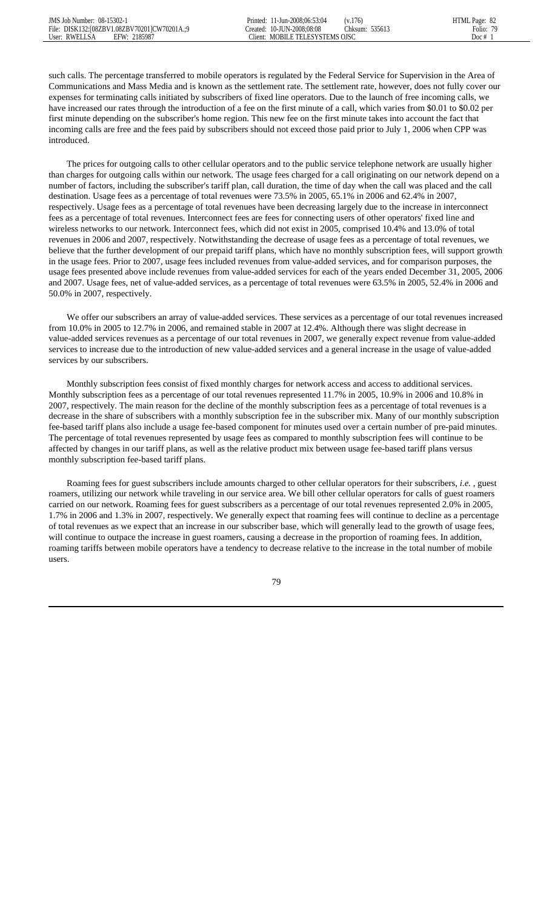such calls. The percentage transferred to mobile operators is regulated by the Federal Service for Supervision in the Area of Communications and Mass Media and is known as the settlement rate. The settlement rate, however, does not fully cover our expenses for terminating calls initiated by subscribers of fixed line operators. Due to the launch of free incoming calls, we have increased our rates through the introduction of a fee on the first minute of a call, which varies from \$0.01 to \$0.02 per first minute depending on the subscriber's home region. This new fee on the first minute takes into account the fact that incoming calls are free and the fees paid by subscribers should not exceed those paid prior to July 1, 2006 when CPP was introduced.

The prices for outgoing calls to other cellular operators and to the public service telephone network are usually higher than charges for outgoing calls within our network. The usage fees charged for a call originating on our network depend on a number of factors, including the subscriber's tariff plan, call duration, the time of day when the call was placed and the call destination. Usage fees as a percentage of total revenues were 73.5% in 2005, 65.1% in 2006 and 62.4% in 2007, respectively. Usage fees as a percentage of total revenues have been decreasing largely due to the increase in interconnect fees as a percentage of total revenues. Interconnect fees are fees for connecting users of other operators' fixed line and wireless networks to our network. Interconnect fees, which did not exist in 2005, comprised 10.4% and 13.0% of total revenues in 2006 and 2007, respectively. Notwithstanding the decrease of usage fees as a percentage of total revenues, we believe that the further development of our prepaid tariff plans, which have no monthly subscription fees, will support growth in the usage fees. Prior to 2007, usage fees included revenues from value-added services, and for comparison purposes, the usage fees presented above include revenues from value-added services for each of the years ended December 31, 2005, 2006 and 2007. Usage fees, net of value-added services, as a percentage of total revenues were 63.5% in 2005, 52.4% in 2006 and 50.0% in 2007, respectively.

We offer our subscribers an array of value-added services. These services as a percentage of our total revenues increased from 10.0% in 2005 to 12.7% in 2006, and remained stable in 2007 at 12.4%. Although there was slight decrease in value-added services revenues as a percentage of our total revenues in 2007, we generally expect revenue from value-added services to increase due to the introduction of new value-added services and a general increase in the usage of value-added services by our subscribers.

Monthly subscription fees consist of fixed monthly charges for network access and access to additional services. Monthly subscription fees as a percentage of our total revenues represented 11.7% in 2005, 10.9% in 2006 and 10.8% in 2007, respectively. The main reason for the decline of the monthly subscription fees as a percentage of total revenues is a decrease in the share of subscribers with a monthly subscription fee in the subscriber mix. Many of our monthly subscription fee-based tariff plans also include a usage fee-based component for minutes used over a certain number of pre-paid minutes. The percentage of total revenues represented by usage fees as compared to monthly subscription fees will continue to be affected by changes in our tariff plans, as well as the relative product mix between usage fee-based tariff plans versus monthly subscription fee-based tariff plans.

Roaming fees for guest subscribers include amounts charged to other cellular operators for their subscribers, *i.e.* , guest roamers, utilizing our network while traveling in our service area. We bill other cellular operators for calls of guest roamers carried on our network. Roaming fees for guest subscribers as a percentage of our total revenues represented 2.0% in 2005, 1.7% in 2006 and 1.3% in 2007, respectively. We generally expect that roaming fees will continue to decline as a percentage of total revenues as we expect that an increase in our subscriber base, which will generally lead to the growth of usage fees, will continue to outpace the increase in guest roamers, causing a decrease in the proportion of roaming fees. In addition, roaming tariffs between mobile operators have a tendency to decrease relative to the increase in the total number of mobile users.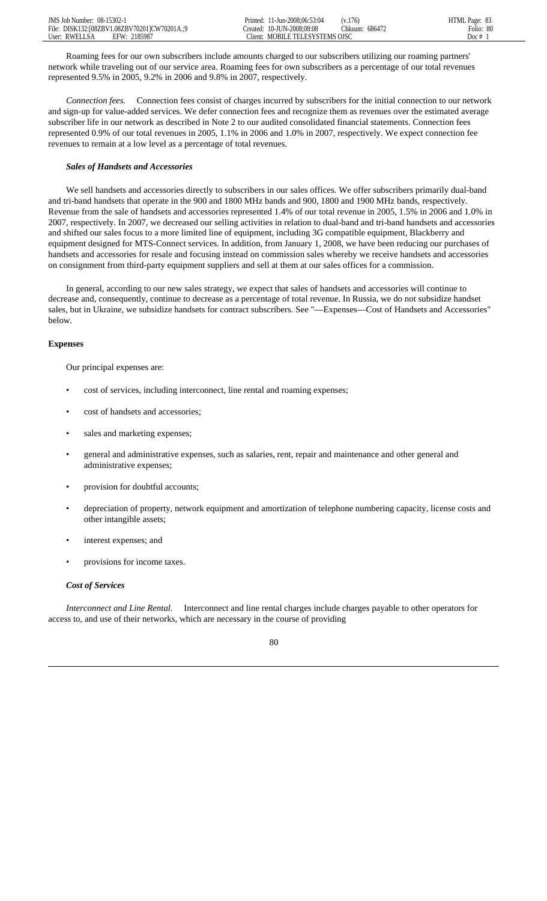Roaming fees for our own subscribers include amounts charged to our subscribers utilizing our roaming partners' network while traveling out of our service area. Roaming fees for own subscribers as a percentage of our total revenues represented 9.5% in 2005, 9.2% in 2006 and 9.8% in 2007, respectively.

*Connection fees.* Connection fees consist of charges incurred by subscribers for the initial connection to our network and sign-up for value-added services. We defer connection fees and recognize them as revenues over the estimated average subscriber life in our network as described in Note 2 to our audited consolidated financial statements. Connection fees represented 0.9% of our total revenues in 2005, 1.1% in 2006 and 1.0% in 2007, respectively. We expect connection fee revenues to remain at a low level as a percentage of total revenues.

### *Sales of Handsets and Accessories*

We sell handsets and accessories directly to subscribers in our sales offices. We offer subscribers primarily dual-band and tri-band handsets that operate in the 900 and 1800 MHz bands and 900, 1800 and 1900 MHz bands, respectively. Revenue from the sale of handsets and accessories represented 1.4% of our total revenue in 2005, 1.5% in 2006 and 1.0% in 2007, respectively. In 2007, we decreased our selling activities in relation to dual-band and tri-band handsets and accessories and shifted our sales focus to a more limited line of equipment, including 3G compatible equipment, Blackberry and equipment designed for MTS-Connect services. In addition, from January 1, 2008, we have been reducing our purchases of handsets and accessories for resale and focusing instead on commission sales whereby we receive handsets and accessories on consignment from third-party equipment suppliers and sell at them at our sales offices for a commission.

In general, according to our new sales strategy, we expect that sales of handsets and accessories will continue to decrease and, consequently, continue to decrease as a percentage of total revenue. In Russia, we do not subsidize handset sales, but in Ukraine, we subsidize handsets for contract subscribers. See "—Expenses—Cost of Handsets and Accessories" below.

## Expenses

Our principal expenses are:

- cost of services, including interconnect, line rental and roaming expenses;
- cost of handsets and accessories;
- sales and marketing expenses;
- general and administrative expenses, such as salaries, rent, repair and maintenance and other general and administrative expenses;
- provision for doubtful accounts;
- depreciation of property, network equipment and amortization of telephone numbering capacity, license costs and other intangible assets;
- interest expenses; and
- provisions for income taxes.

### *Cost of Services*

*Interconnect and Line Rental.* Interconnect and line rental charges include charges payable to other operators for access to, and use of their networks, which are necessary in the course of providing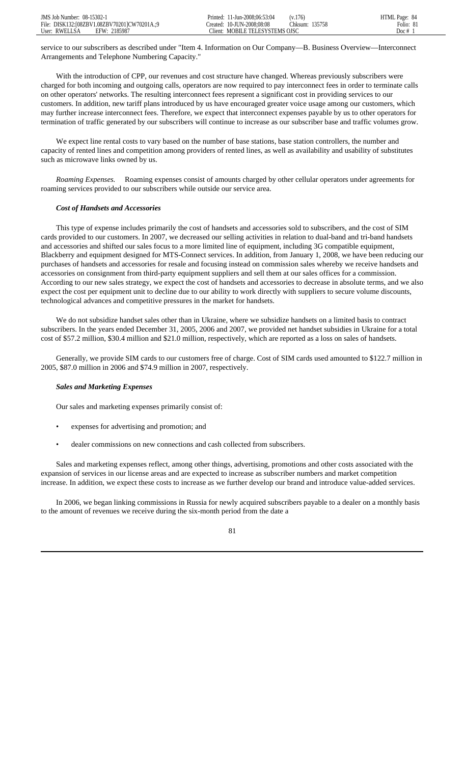service to our subscribers as described under "Item 4. Information on Our Company—B. Business Overview—Interconnect Arrangements and Telephone Numbering Capacity."

With the introduction of CPP, our revenues and cost structure have changed. Whereas previously subscribers were charged for both incoming and outgoing calls, operators are now required to pay interconnect fees in order to terminate calls on other operators' networks. The resulting interconnect fees represent a significant cost in providing services to our customers. In addition, new tariff plans introduced by us have encouraged greater voice usage among our customers, which may further increase interconnect fees. Therefore, we expect that interconnect expenses payable by us to other operators for termination of traffic generated by our subscribers will continue to increase as our subscriber base and traffic volumes grow.

We expect line rental costs to vary based on the number of base stations, base station controllers, the number and capacity of rented lines and competition among providers of rented lines, as well as availability and usability of substitutes such as microwave links owned by us.

*Roaming Expenses.* Roaming expenses consist of amounts charged by other cellular operators under agreements for roaming services provided to our subscribers while outside our service area.

***Cost of Handsets and Accessories***

This type of expense includes primarily the cost of handsets and accessories sold to subscribers, and the cost of SIM cards provided to our customers. In 2007, we decreased our selling activities in relation to dual-band and tri-band handsets and accessories and shifted our sales focus to a more limited line of equipment, including 3G compatible equipment, Blackberry and equipment designed for MTS-Connect services. In addition, from January 1, 2008, we have been reducing our purchases of handsets and accessories for resale and focusing instead on commission sales whereby we receive handsets and accessories on consignment from third-party equipment suppliers and sell them at our sales offices for a commission. According to our new sales strategy, we expect the cost of handsets and accessories to decrease in absolute terms, and we also expect the cost per equipment unit to decline due to our ability to work directly with suppliers to secure volume discounts, technological advances and competitive pressures in the market for handsets.

We do not subsidize handset sales other than in Ukraine, where we subsidize handsets on a limited basis to contract subscribers. In the years ended December 31, 2005, 2006 and 2007, we provided net handset subsidies in Ukraine for a total cost of $57.2 million, $30.4 million and $21.0 million, respectively, which are reported as a loss on sales of handsets.

Generally, we provide SIM cards to our customers free of charge. Cost of SIM cards used amounted to $122.7 million in 2005, $87.0 million in 2006 and $74.9 million in 2007, respectively.

***Sales and Marketing Expenses***

Our sales and marketing expenses primarily consist of:

- expenses for advertising and promotion; and
- dealer commissions on new connections and cash collected from subscribers.

Sales and marketing expenses reflect, among other things, advertising, promotions and other costs associated with the expansion of services in our license areas and are expected to increase as subscriber numbers and market competition increase. In addition, we expect these costs to increase as we further develop our brand and introduce value-added services.

In 2006, we began linking commissions in Russia for newly acquired subscribers payable to a dealer on a monthly basis to the amount of revenues we receive during the six-month period from the date a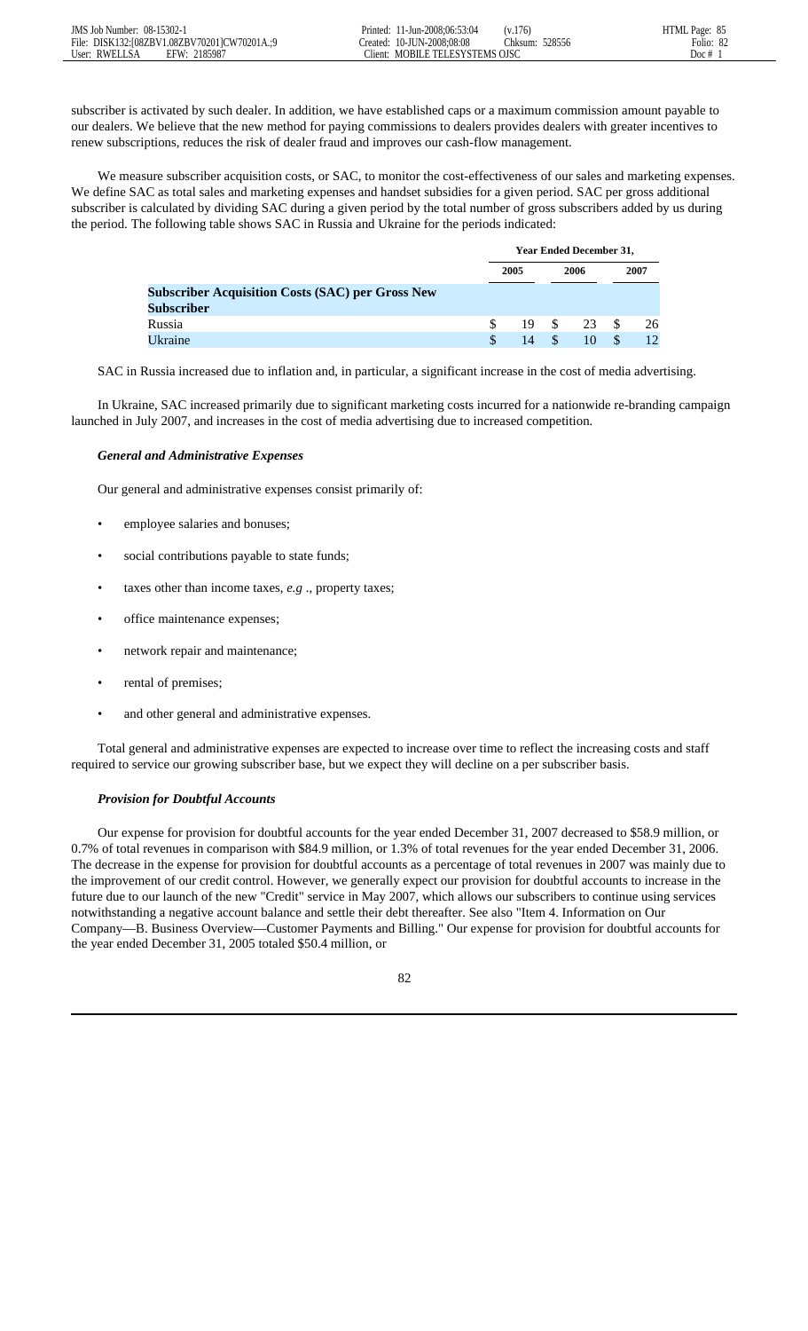subscriber is activated by such dealer. In addition, we have established caps or a maximum commission amount payable to our dealers. We believe that the new method for paying commissions to dealers provides dealers with greater incentives to renew subscriptions, reduces the risk of dealer fraud and improves our cash-flow management.

We measure subscriber acquisition costs, or SAC, to monitor the cost-effectiveness of our sales and marketing expenses. We define SAC as total sales and marketing expenses and handset subsidies for a given period. SAC per gross additional subscriber is calculated by dividing SAC during a given period by the total number of gross subscribers added by us during the period. The following table shows SAC in Russia and Ukraine for the periods indicated:

| | Year Ended December 31, | | |
|---|---|---|---|
| | 2005 | 2006 | 2007 |
| **Subscriber Acquisition Costs (SAC) per Gross New Subscriber** | | | |
| Russia | $ 19 | $ 23 | $ 26 |
| Ukraine | $ 14 | $ 10 | $ 12 |

SAC in Russia increased due to inflation and, in particular, a significant increase in the cost of media advertising.

In Ukraine, SAC increased primarily due to significant marketing costs incurred for a nationwide re-branding campaign launched in July 2007, and increases in the cost of media advertising due to increased competition.

***General and Administrative Expenses***

Our general and administrative expenses consist primarily of:

- employee salaries and bonuses;
- social contributions payable to state funds;
- taxes other than income taxes, *e.g* ., property taxes;
- office maintenance expenses;
- network repair and maintenance;
- rental of premises;
- and other general and administrative expenses.

Total general and administrative expenses are expected to increase over time to reflect the increasing costs and staff required to service our growing subscriber base, but we expect they will decline on a per subscriber basis.

***Provision for Doubtful Accounts***

Our expense for provision for doubtful accounts for the year ended December 31, 2007 decreased to $58.9 million, or 0.7% of total revenues in comparison with $84.9 million, or 1.3% of total revenues for the year ended December 31, 2006. The decrease in the expense for provision for doubtful accounts as a percentage of total revenues in 2007 was mainly due to the improvement of our credit control. However, we generally expect our provision for doubtful accounts to increase in the future due to our launch of the new "Credit" service in May 2007, which allows our subscribers to continue using services notwithstanding a negative account balance and settle their debt thereafter. See also "Item 4. Information on Our Company—B. Business Overview—Customer Payments and Billing." Our expense for provision for doubtful accounts for the year ended December 31, 2005 totaled $50.4 million, or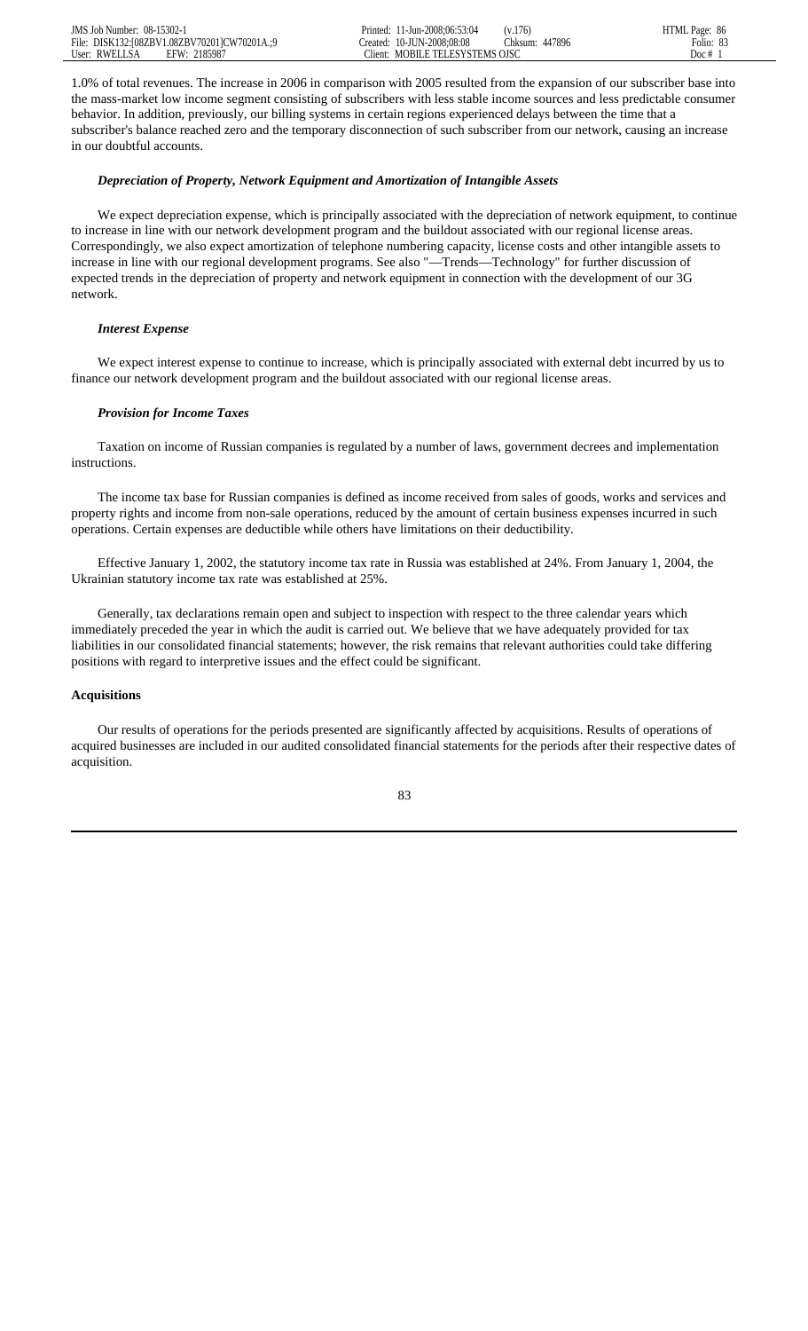1.0% of total revenues. The increase in 2006 in comparison with 2005 resulted from the expansion of our subscriber base into the mass-market low income segment consisting of subscribers with less stable income sources and less predictable consumer behavior. In addition, previously, our billing systems in certain regions experienced delays between the time that a subscriber's balance reached zero and the temporary disconnection of such subscriber from our network, causing an increase in our doubtful accounts.

***Depreciation of Property, Network Equipment and Amortization of Intangible Assets***

We expect depreciation expense, which is principally associated with the depreciation of network equipment, to continue to increase in line with our network development program and the buildout associated with our regional license areas. Correspondingly, we also expect amortization of telephone numbering capacity, license costs and other intangible assets to increase in line with our regional development programs. See also "—Trends—Technology" for further discussion of expected trends in the depreciation of property and network equipment in connection with the development of our 3G network.

***Interest Expense***

We expect interest expense to continue to increase, which is principally associated with external debt incurred by us to finance our network development program and the buildout associated with our regional license areas.

***Provision for Income Taxes***

Taxation on income of Russian companies is regulated by a number of laws, government decrees and implementation instructions.

The income tax base for Russian companies is defined as income received from sales of goods, works and services and property rights and income from non-sale operations, reduced by the amount of certain business expenses incurred in such operations. Certain expenses are deductible while others have limitations on their deductibility.

Effective January 1, 2002, the statutory income tax rate in Russia was established at 24%. From January 1, 2004, the Ukrainian statutory income tax rate was established at 25%.

Generally, tax declarations remain open and subject to inspection with respect to the three calendar years which immediately preceded the year in which the audit is carried out. We believe that we have adequately provided for tax liabilities in our consolidated financial statements; however, the risk remains that relevant authorities could take differing positions with regard to interpretive issues and the effect could be significant.

**Acquisitions**

Our results of operations for the periods presented are significantly affected by acquisitions. Results of operations of acquired businesses are included in our audited consolidated financial statements for the periods after their respective dates of acquisition.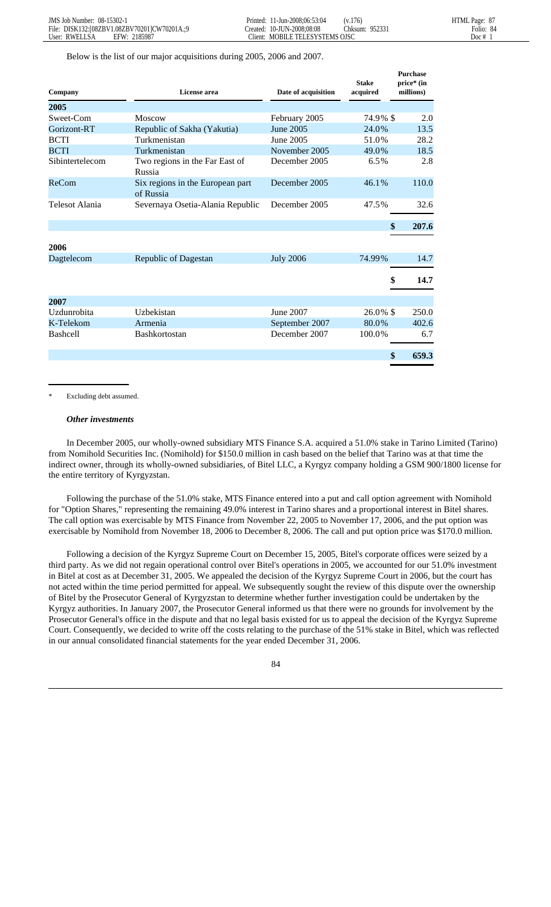Below is the list of our major acquisitions during 2005, 2006 and 2007.

| Company | License area | Date of acquisition | Stake acquired | Purchase price* (in millions) |
|---|---|---|---|---|
| **2005** | | | | |
| Sweet-Com | Moscow | February 2005 | 74.9% | $ 2.0 |
| Gorizont-RT | Republic of Sakha (Yakutia) | June 2005 | 24.0% | 13.5 |
| BCTI | Turkmenistan | June 2005 | 51.0% | 28.2 |
| BCTI | Turkmenistan | November 2005 | 49.0% | 18.5 |
| Sibintertelecom | Two regions in the Far East of Russia | December 2005 | 6.5% | 2.8 |
| ReCom | Six regions in the European part of Russia | December 2005 | 46.1% | 110.0 |
| Telesot Alania | Severnaya Osetia-Alania Republic | December 2005 | 47.5% | 32.6 |
| | | | | $ 207.6 |
| **2006** | | | | |
| Dagtelecom | Republic of Dagestan | July 2006 | 74.99% | 14.7 |
| | | | | $ 14.7 |
| **2007** | | | | |
| Uzdunrobita | Uzbekistan | June 2007 | 26.0% | $ 250.0 |
| K-Telekom | Armenia | September 2007 | 80.0% | 402.6 |
| Bashcell | Bashkortostan | December 2007 | 100.0% | 6.7 |
| | | | | $ 659.3 |

\* Excluding debt assumed.

***Other investments***

In December 2005, our wholly-owned subsidiary MTS Finance S.A. acquired a 51.0% stake in Tarino Limited (Tarino) from Nomihold Securities Inc. (Nomihold) for $150.0 million in cash based on the belief that Tarino was at that time the indirect owner, through its wholly-owned subsidiaries, of Bitel LLC, a Kyrgyz company holding a GSM 900/1800 license for the entire territory of Kyrgyzstan.

Following the purchase of the 51.0% stake, MTS Finance entered into a put and call option agreement with Nomihold for "Option Shares," representing the remaining 49.0% interest in Tarino shares and a proportional interest in Bitel shares. The call option was exercisable by MTS Finance from November 22, 2005 to November 17, 2006, and the put option was exercisable by Nomihold from November 18, 2006 to December 8, 2006. The call and put option price was $170.0 million.

Following a decision of the Kyrgyz Supreme Court on December 15, 2005, Bitel's corporate offices were seized by a third party. As we did not regain operational control over Bitel's operations in 2005, we accounted for our 51.0% investment in Bitel at cost as at December 31, 2005. We appealed the decision of the Kyrgyz Supreme Court in 2006, but the court has not acted within the time period permitted for appeal. We subsequently sought the review of this dispute over the ownership of Bitel by the Prosecutor General of Kyrgyzstan to determine whether further investigation could be undertaken by the Kyrgyz authorities. In January 2007, the Prosecutor General informed us that there were no grounds for involvement by the Prosecutor General's office in the dispute and that no legal basis existed for us to appeal the decision of the Kyrgyz Supreme Court. Consequently, we decided to write off the costs relating to the purchase of the 51% stake in Bitel, which was reflected in our annual consolidated financial statements for the year ended December 31, 2006.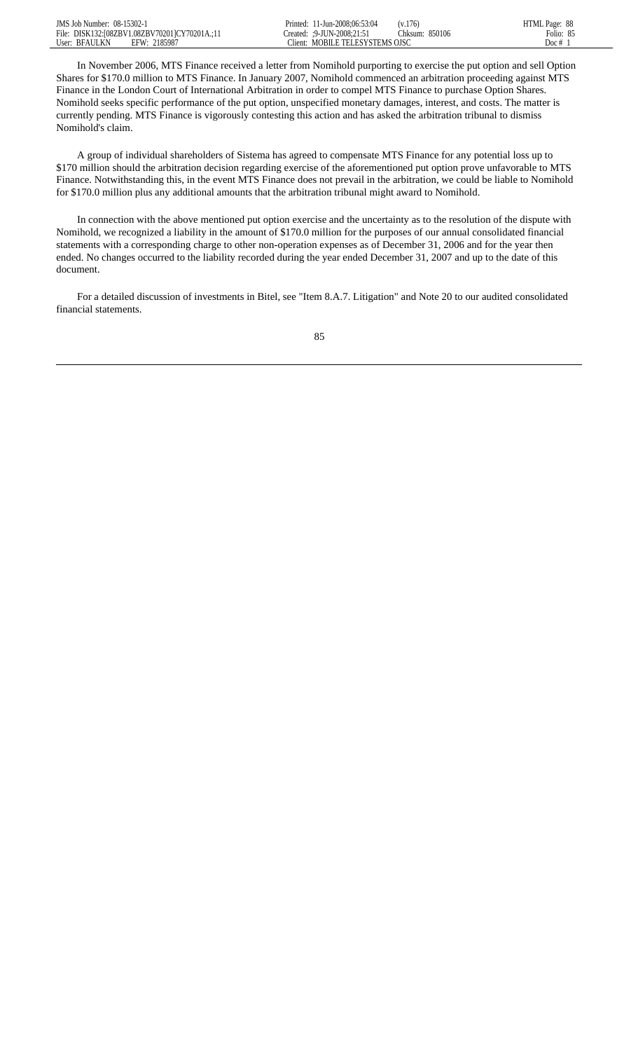In November 2006, MTS Finance received a letter from Nomihold purporting to exercise the put option and sell Option Shares for $170.0 million to MTS Finance. In January 2007, Nomihold commenced an arbitration proceeding against MTS Finance in the London Court of International Arbitration in order to compel MTS Finance to purchase Option Shares. Nomihold seeks specific performance of the put option, unspecified monetary damages, interest, and costs. The matter is currently pending. MTS Finance is vigorously contesting this action and has asked the arbitration tribunal to dismiss Nomihold's claim.

A group of individual shareholders of Sistema has agreed to compensate MTS Finance for any potential loss up to $170 million should the arbitration decision regarding exercise of the aforementioned put option prove unfavorable to MTS Finance. Notwithstanding this, in the event MTS Finance does not prevail in the arbitration, we could be liable to Nomihold for $170.0 million plus any additional amounts that the arbitration tribunal might award to Nomihold.

In connection with the above mentioned put option exercise and the uncertainty as to the resolution of the dispute with Nomihold, we recognized a liability in the amount of $170.0 million for the purposes of our annual consolidated financial statements with a corresponding charge to other non-operation expenses as of December 31, 2006 and for the year then ended. No changes occurred to the liability recorded during the year ended December 31, 2007 and up to the date of this document.

For a detailed discussion of investments in Bitel, see "Item 8.A.7. Litigation" and Note 20 to our audited consolidated financial statements.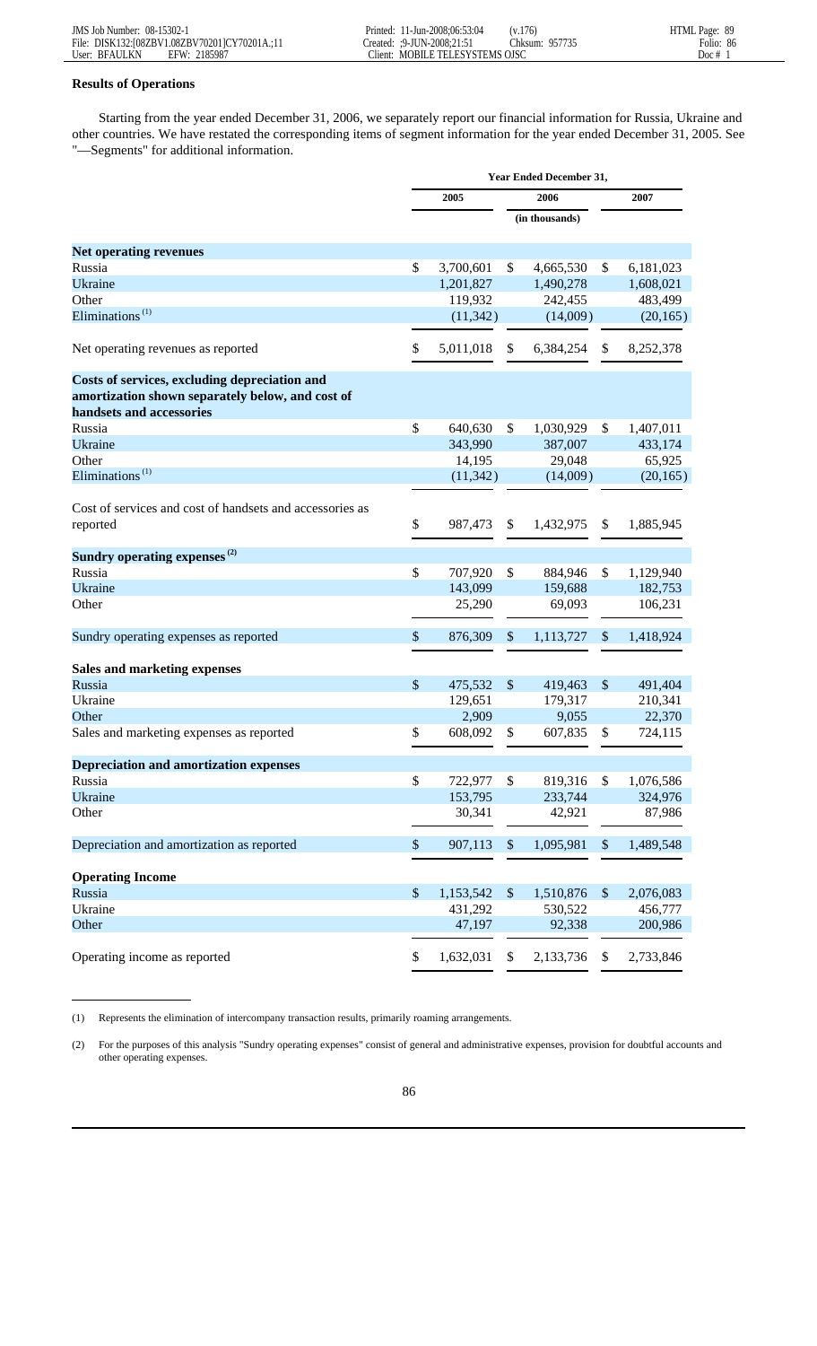### Results of Operations

Starting from the year ended December 31, 2006, we separately report our financial information for Russia, Ukraine and other countries. We have restated the corresponding items of segment information for the year ended December 31, 2005. See "—Segments" for additional information.

| | Year Ended December 31, | | |
|---|---|---|---|
| | 2005 | 2006 | 2007 |
| | (in thousands) | | |
| **Net operating revenues** | | | |
| Russia | $ 3,700,601 | $ 4,665,530 | $ 6,181,023 |
| Ukraine | 1,201,827 | 1,490,278 | 1,608,021 |
| Other | 119,932 | 242,455 | 483,499 |
| Eliminations [(1)] | (11,342) | (14,009) | (20,165) |
| Net operating revenues as reported | $ 5,011,018 | $ 6,384,254 | $ 8,252,378 |
| **Costs of services, excluding depreciation and amortization shown separately below, and cost of handsets and accessories** | | | |
| Russia | $ 640,630 | $ 1,030,929 | $ 1,407,011 |
| Ukraine | 343,990 | 387,007 | 433,174 |
| Other | 14,195 | 29,048 | 65,925 |
| Eliminations [(1)] | (11,342) | (14,009) | (20,165) |
| Cost of services and cost of handsets and accessories as reported | $ 987,473 | $ 1,432,975 | $ 1,885,945 |
| **Sundry operating expenses [(2)]** | | | |
| Russia | $ 707,920 | $ 884,946 | $ 1,129,940 |
| Ukraine | 143,099 | 159,688 | 182,753 |
| Other | 25,290 | 69,093 | 106,231 |
| Sundry operating expenses as reported | $ 876,309 | $ 1,113,727 | $ 1,418,924 |
| **Sales and marketing expenses** | | | |
| Russia | $ 475,532 | $ 419,463 | $ 491,404 |
| Ukraine | 129,651 | 179,317 | 210,341 |
| Other | 2,909 | 9,055 | 22,370 |
| Sales and marketing expenses as reported | $ 608,092 | $ 607,835 | $ 724,115 |
| **Depreciation and amortization expenses** | | | |
| Russia | $ 722,977 | $ 819,316 | $ 1,076,586 |
| Ukraine | 153,795 | 233,744 | 324,976 |
| Other | 30,341 | 42,921 | 87,986 |
| Depreciation and amortization as reported | $ 907,113 | $ 1,095,981 | $ 1,489,548 |
| **Operating Income** | | | |
| Russia | $ 1,153,542 | $ 1,510,876 | $ 2,076,083 |
| Ukraine | 431,292 | 530,522 | 456,777 |
| Other | 47,197 | 92,338 | 200,986 |
| Operating income as reported | $ 1,632,031 | $ 2,133,736 | $ 2,733,846 |

(1) Represents the elimination of intercompany transaction results, primarily roaming arrangements.

(2) For the purposes of this analysis "Sundry operating expenses" consist of general and administrative expenses, provision for doubtful accounts and other operating expenses.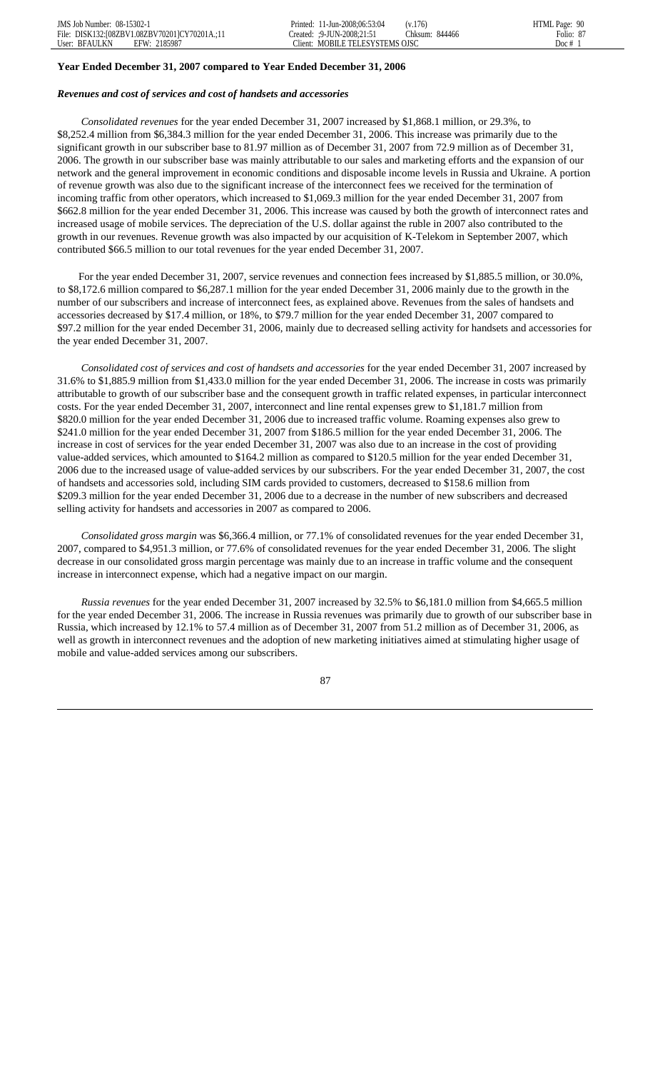**Year Ended December 31, 2007 compared to Year Ended December 31, 2006**

***Revenues and cost of services and cost of handsets and accessories***

*Consolidated revenues* for the year ended December 31, 2007 increased by $1,868.1 million, or 29.3%, to $8,252.4 million from $6,384.3 million for the year ended December 31, 2006. This increase was primarily due to the significant growth in our subscriber base to 81.97 million as of December 31, 2007 from 72.9 million as of December 31, 2006. The growth in our subscriber base was mainly attributable to our sales and marketing efforts and the expansion of our network and the general improvement in economic conditions and disposable income levels in Russia and Ukraine. A portion of revenue growth was also due to the significant increase of the interconnect fees we received for the termination of incoming traffic from other operators, which increased to $1,069.3 million for the year ended December 31, 2007 from $662.8 million for the year ended December 31, 2006. This increase was caused by both the growth of interconnect rates and increased usage of mobile services. The depreciation of the U.S. dollar against the ruble in 2007 also contributed to the growth in our revenues. Revenue growth was also impacted by our acquisition of K-Telekom in September 2007, which contributed $66.5 million to our total revenues for the year ended December 31, 2007.

For the year ended December 31, 2007, service revenues and connection fees increased by $1,885.5 million, or 30.0%, to $8,172.6 million compared to $6,287.1 million for the year ended December 31, 2006 mainly due to the growth in the number of our subscribers and increase of interconnect fees, as explained above. Revenues from the sales of handsets and accessories decreased by $17.4 million, or 18%, to $79.7 million for the year ended December 31, 2007 compared to $97.2 million for the year ended December 31, 2006, mainly due to decreased selling activity for handsets and accessories for the year ended December 31, 2007.

*Consolidated cost of services and cost of handsets and accessories* for the year ended December 31, 2007 increased by 31.6% to $1,885.9 million from $1,433.0 million for the year ended December 31, 2006. The increase in costs was primarily attributable to growth of our subscriber base and the consequent growth in traffic related expenses, in particular interconnect costs. For the year ended December 31, 2007, interconnect and line rental expenses grew to $1,181.7 million from $820.0 million for the year ended December 31, 2006 due to increased traffic volume. Roaming expenses also grew to $241.0 million for the year ended December 31, 2007 from $186.5 million for the year ended December 31, 2006. The increase in cost of services for the year ended December 31, 2007 was also due to an increase in the cost of providing value-added services, which amounted to $164.2 million as compared to $120.5 million for the year ended December 31, 2006 due to the increased usage of value-added services by our subscribers. For the year ended December 31, 2007, the cost of handsets and accessories sold, including SIM cards provided to customers, decreased to $158.6 million from $209.3 million for the year ended December 31, 2006 due to a decrease in the number of new subscribers and decreased selling activity for handsets and accessories in 2007 as compared to 2006.

*Consolidated gross margin* was $6,366.4 million, or 77.1% of consolidated revenues for the year ended December 31, 2007, compared to $4,951.3 million, or 77.6% of consolidated revenues for the year ended December 31, 2006. The slight decrease in our consolidated gross margin percentage was mainly due to an increase in traffic volume and the consequent increase in interconnect expense, which had a negative impact on our margin.

*Russia revenues* for the year ended December 31, 2007 increased by 32.5% to $6,181.0 million from $4,665.5 million for the year ended December 31, 2006. The increase in Russia revenues was primarily due to growth of our subscriber base in Russia, which increased by 12.1% to 57.4 million as of December 31, 2007 from 51.2 million as of December 31, 2006, as well as growth in interconnect revenues and the adoption of new marketing initiatives aimed at stimulating higher usage of mobile and value-added services among our subscribers.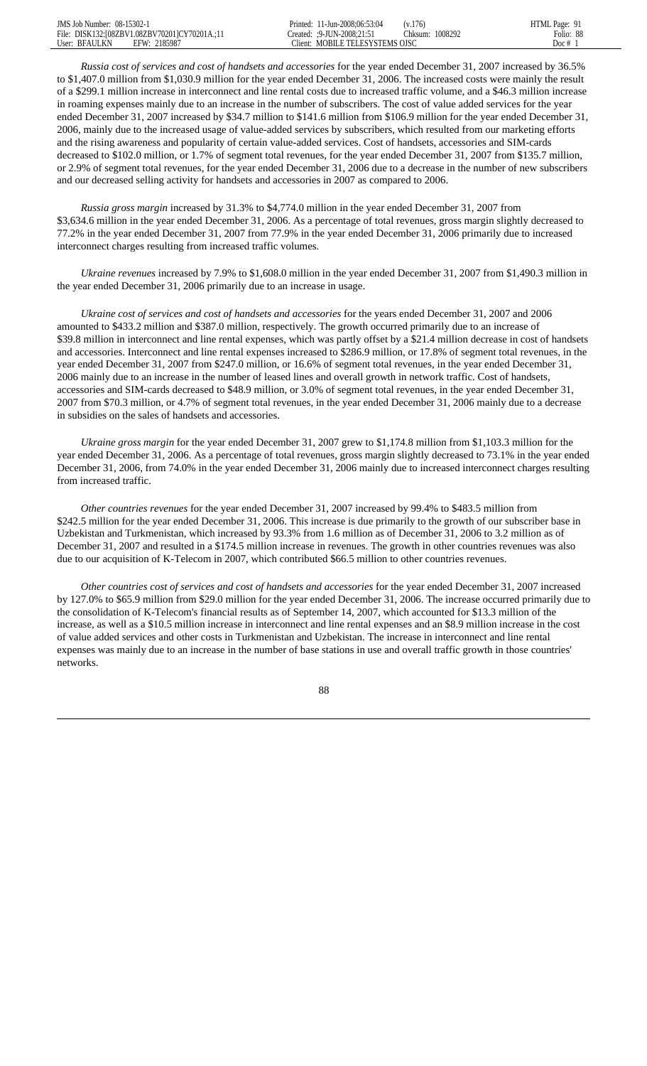*Russia cost of services and cost of handsets and accessories* for the year ended December 31, 2007 increased by 36.5% to $1,407.0 million from $1,030.9 million for the year ended December 31, 2006. The increased costs were mainly the result of a $299.1 million increase in interconnect and line rental costs due to increased traffic volume, and a $46.3 million increase in roaming expenses mainly due to an increase in the number of subscribers. The cost of value added services for the year ended December 31, 2007 increased by $34.7 million to $141.6 million from $106.9 million for the year ended December 31, 2006, mainly due to the increased usage of value-added services by subscribers, which resulted from our marketing efforts and the rising awareness and popularity of certain value-added services. Cost of handsets, accessories and SIM-cards decreased to $102.0 million, or 1.7% of segment total revenues, for the year ended December 31, 2007 from $135.7 million, or 2.9% of segment total revenues, for the year ended December 31, 2006 due to a decrease in the number of new subscribers and our decreased selling activity for handsets and accessories in 2007 as compared to 2006.

*Russia gross margin* increased by 31.3% to $4,774.0 million in the year ended December 31, 2007 from $3,634.6 million in the year ended December 31, 2006. As a percentage of total revenues, gross margin slightly decreased to 77.2% in the year ended December 31, 2007 from 77.9% in the year ended December 31, 2006 primarily due to increased interconnect charges resulting from increased traffic volumes.

*Ukraine revenues* increased by 7.9% to $1,608.0 million in the year ended December 31, 2007 from $1,490.3 million in the year ended December 31, 2006 primarily due to an increase in usage.

*Ukraine cost of services and cost of handsets and accessories* for the years ended December 31, 2007 and 2006 amounted to $433.2 million and $387.0 million, respectively. The growth occurred primarily due to an increase of $39.8 million in interconnect and line rental expenses, which was partly offset by a $21.4 million decrease in cost of handsets and accessories. Interconnect and line rental expenses increased to $286.9 million, or 17.8% of segment total revenues, in the year ended December 31, 2007 from $247.0 million, or 16.6% of segment total revenues, in the year ended December 31, 2006 mainly due to an increase in the number of leased lines and overall growth in network traffic. Cost of handsets, accessories and SIM-cards decreased to $48.9 million, or 3.0% of segment total revenues, in the year ended December 31, 2007 from $70.3 million, or 4.7% of segment total revenues, in the year ended December 31, 2006 mainly due to a decrease in subsidies on the sales of handsets and accessories.

*Ukraine gross margin* for the year ended December 31, 2007 grew to $1,174.8 million from $1,103.3 million for the year ended December 31, 2006. As a percentage of total revenues, gross margin slightly decreased to 73.1% in the year ended December 31, 2006, from 74.0% in the year ended December 31, 2006 mainly due to increased interconnect charges resulting from increased traffic.

*Other countries revenues* for the year ended December 31, 2007 increased by 99.4% to $483.5 million from $242.5 million for the year ended December 31, 2006. This increase is due primarily to the growth of our subscriber base in Uzbekistan and Turkmenistan, which increased by 93.3% from 1.6 million as of December 31, 2006 to 3.2 million as of December 31, 2007 and resulted in a $174.5 million increase in revenues. The growth in other countries revenues was also due to our acquisition of K-Telecom in 2007, which contributed $66.5 million to other countries revenues.

*Other countries cost of services and cost of handsets and accessories* for the year ended December 31, 2007 increased by 127.0% to $65.9 million from $29.0 million for the year ended December 31, 2006. The increase occurred primarily due to the consolidation of K-Telecom's financial results as of September 14, 2007, which accounted for $13.3 million of the increase, as well as a $10.5 million increase in interconnect and line rental expenses and an $8.9 million increase in the cost of value added services and other costs in Turkmenistan and Uzbekistan. The increase in interconnect and line rental expenses was mainly due to an increase in the number of base stations in use and overall traffic growth in those countries' networks.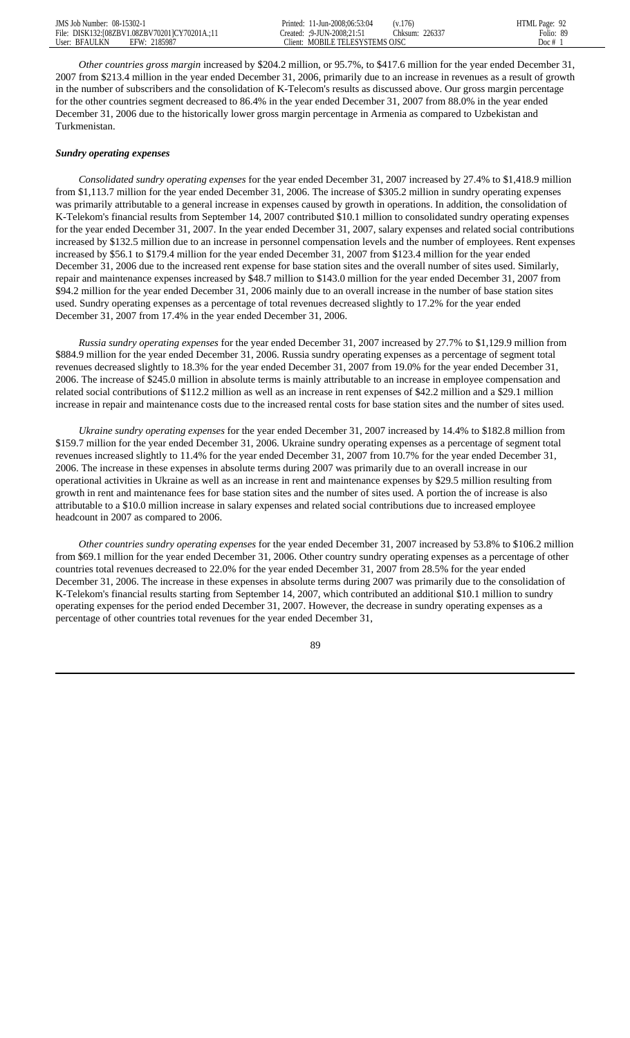*Other countries gross margin* increased by $204.2 million, or 95.7%, to $417.6 million for the year ended December 31, 2007 from $213.4 million in the year ended December 31, 2006, primarily due to an increase in revenues as a result of growth in the number of subscribers and the consolidation of K-Telecom's results as discussed above. Our gross margin percentage for the other countries segment decreased to 86.4% in the year ended December 31, 2007 from 88.0% in the year ended December 31, 2006 due to the historically lower gross margin percentage in Armenia as compared to Uzbekistan and Turkmenistan.

***Sundry operating expenses***

*Consolidated sundry operating expenses* for the year ended December 31, 2007 increased by 27.4% to $1,418.9 million from $1,113.7 million for the year ended December 31, 2006. The increase of $305.2 million in sundry operating expenses was primarily attributable to a general increase in expenses caused by growth in operations. In addition, the consolidation of K-Telekom's financial results from September 14, 2007 contributed $10.1 million to consolidated sundry operating expenses for the year ended December 31, 2007. In the year ended December 31, 2007, salary expenses and related social contributions increased by $132.5 million due to an increase in personnel compensation levels and the number of employees. Rent expenses increased by $56.1 to $179.4 million for the year ended December 31, 2007 from $123.4 million for the year ended December 31, 2006 due to the increased rent expense for base station sites and the overall number of sites used. Similarly, repair and maintenance expenses increased by $48.7 million to $143.0 million for the year ended December 31, 2007 from $94.2 million for the year ended December 31, 2006 mainly due to an overall increase in the number of base station sites used. Sundry operating expenses as a percentage of total revenues decreased slightly to 17.2% for the year ended December 31, 2007 from 17.4% in the year ended December 31, 2006.

*Russia sundry operating expenses* for the year ended December 31, 2007 increased by 27.7% to $1,129.9 million from $884.9 million for the year ended December 31, 2006. Russia sundry operating expenses as a percentage of segment total revenues decreased slightly to 18.3% for the year ended December 31, 2007 from 19.0% for the year ended December 31, 2006. The increase of $245.0 million in absolute terms is mainly attributable to an increase in employee compensation and related social contributions of $112.2 million as well as an increase in rent expenses of $42.2 million and a $29.1 million increase in repair and maintenance costs due to the increased rental costs for base station sites and the number of sites used.

*Ukraine sundry operating expenses* for the year ended December 31, 2007 increased by 14.4% to $182.8 million from $159.7 million for the year ended December 31, 2006. Ukraine sundry operating expenses as a percentage of segment total revenues increased slightly to 11.4% for the year ended December 31, 2007 from 10.7% for the year ended December 31, 2006. The increase in these expenses in absolute terms during 2007 was primarily due to an overall increase in our operational activities in Ukraine as well as an increase in rent and maintenance expenses by $29.5 million resulting from growth in rent and maintenance fees for base station sites and the number of sites used. A portion the of increase is also attributable to a $10.0 million increase in salary expenses and related social contributions due to increased employee headcount in 2007 as compared to 2006.

*Other countries sundry operating expenses* for the year ended December 31, 2007 increased by 53.8% to $106.2 million from $69.1 million for the year ended December 31, 2006. Other country sundry operating expenses as a percentage of other countries total revenues decreased to 22.0% for the year ended December 31, 2007 from 28.5% for the year ended December 31, 2006. The increase in these expenses in absolute terms during 2007 was primarily due to the consolidation of K-Telekom's financial results starting from September 14, 2007, which contributed an additional $10.1 million to sundry operating expenses for the period ended December 31, 2007. However, the decrease in sundry operating expenses as a percentage of other countries total revenues for the year ended December 31,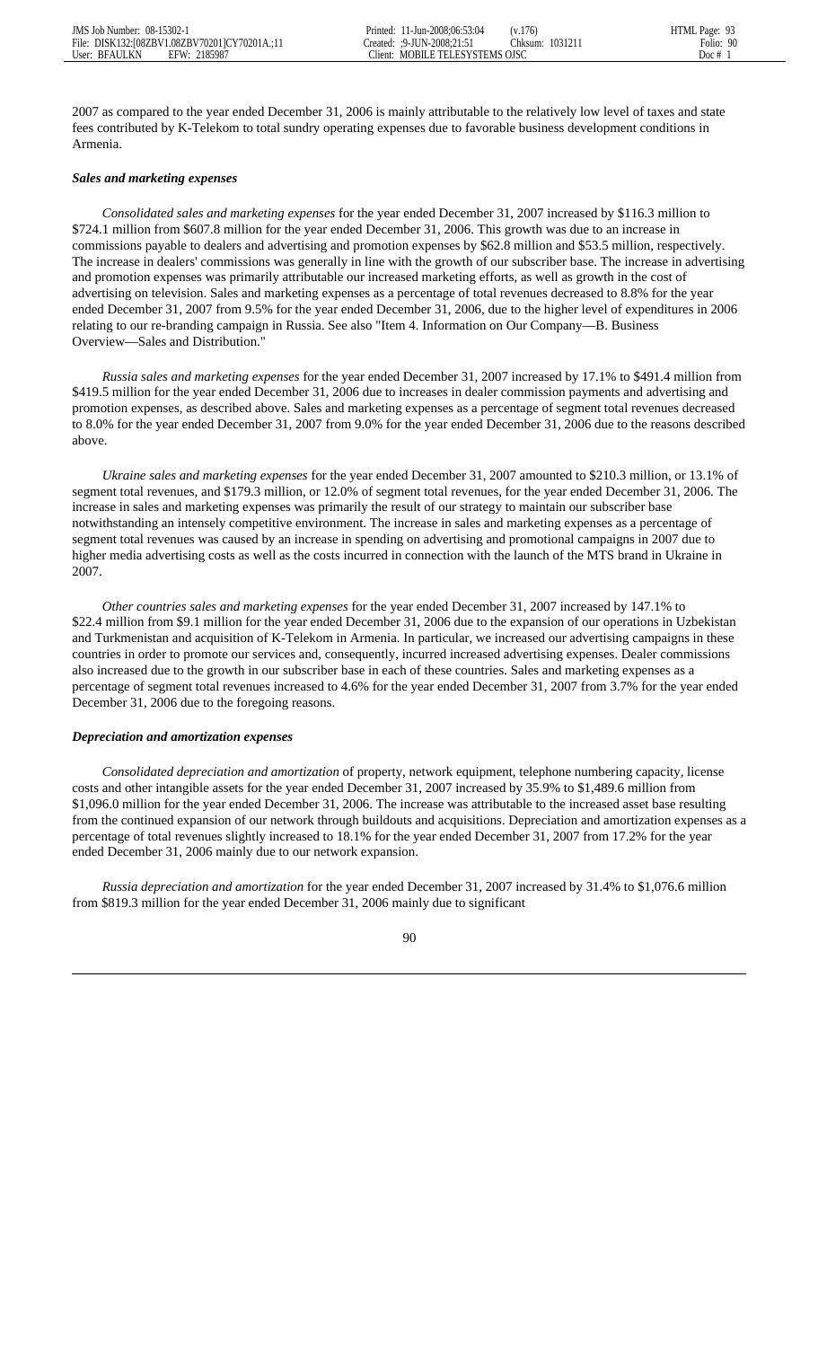2007 as compared to the year ended December 31, 2006 is mainly attributable to the relatively low level of taxes and state fees contributed by K-Telekom to total sundry operating expenses due to favorable business development conditions in Armenia.

***Sales and marketing expenses***

*Consolidated sales and marketing expenses* for the year ended December 31, 2007 increased by $116.3 million to $724.1 million from $607.8 million for the year ended December 31, 2006. This growth was due to an increase in commissions payable to dealers and advertising and promotion expenses by $62.8 million and $53.5 million, respectively. The increase in dealers' commissions was generally in line with the growth of our subscriber base. The increase in advertising and promotion expenses was primarily attributable our increased marketing efforts, as well as growth in the cost of advertising on television. Sales and marketing expenses as a percentage of total revenues decreased to 8.8% for the year ended December 31, 2007 from 9.5% for the year ended December 31, 2006, due to the higher level of expenditures in 2006 relating to our re-branding campaign in Russia. See also "Item 4. Information on Our Company—B. Business Overview—Sales and Distribution."

*Russia sales and marketing expenses* for the year ended December 31, 2007 increased by 17.1% to $491.4 million from $419.5 million for the year ended December 31, 2006 due to increases in dealer commission payments and advertising and promotion expenses, as described above. Sales and marketing expenses as a percentage of segment total revenues decreased to 8.0% for the year ended December 31, 2007 from 9.0% for the year ended December 31, 2006 due to the reasons described above.

*Ukraine sales and marketing expenses* for the year ended December 31, 2007 amounted to $210.3 million, or 13.1% of segment total revenues, and $179.3 million, or 12.0% of segment total revenues, for the year ended December 31, 2006. The increase in sales and marketing expenses was primarily the result of our strategy to maintain our subscriber base notwithstanding an intensely competitive environment. The increase in sales and marketing expenses as a percentage of segment total revenues was caused by an increase in spending on advertising and promotional campaigns in 2007 due to higher media advertising costs as well as the costs incurred in connection with the launch of the MTS brand in Ukraine in 2007.

*Other countries sales and marketing expenses* for the year ended December 31, 2007 increased by 147.1% to $22.4 million from $9.1 million for the year ended December 31, 2006 due to the expansion of our operations in Uzbekistan and Turkmenistan and acquisition of K-Telekom in Armenia. In particular, we increased our advertising campaigns in these countries in order to promote our services and, consequently, incurred increased advertising expenses. Dealer commissions also increased due to the growth in our subscriber base in each of these countries. Sales and marketing expenses as a percentage of segment total revenues increased to 4.6% for the year ended December 31, 2007 from 3.7% for the year ended December 31, 2006 due to the foregoing reasons.

***Depreciation and amortization expenses***

*Consolidated depreciation and amortization* of property, network equipment, telephone numbering capacity, license costs and other intangible assets for the year ended December 31, 2007 increased by 35.9% to $1,489.6 million from $1,096.0 million for the year ended December 31, 2006. The increase was attributable to the increased asset base resulting from the continued expansion of our network through buildouts and acquisitions. Depreciation and amortization expenses as a percentage of total revenues slightly increased to 18.1% for the year ended December 31, 2007 from 17.2% for the year ended December 31, 2006 mainly due to our network expansion.

*Russia depreciation and amortization* for the year ended December 31, 2007 increased by 31.4% to $1,076.6 million from $819.3 million for the year ended December 31, 2006 mainly due to significant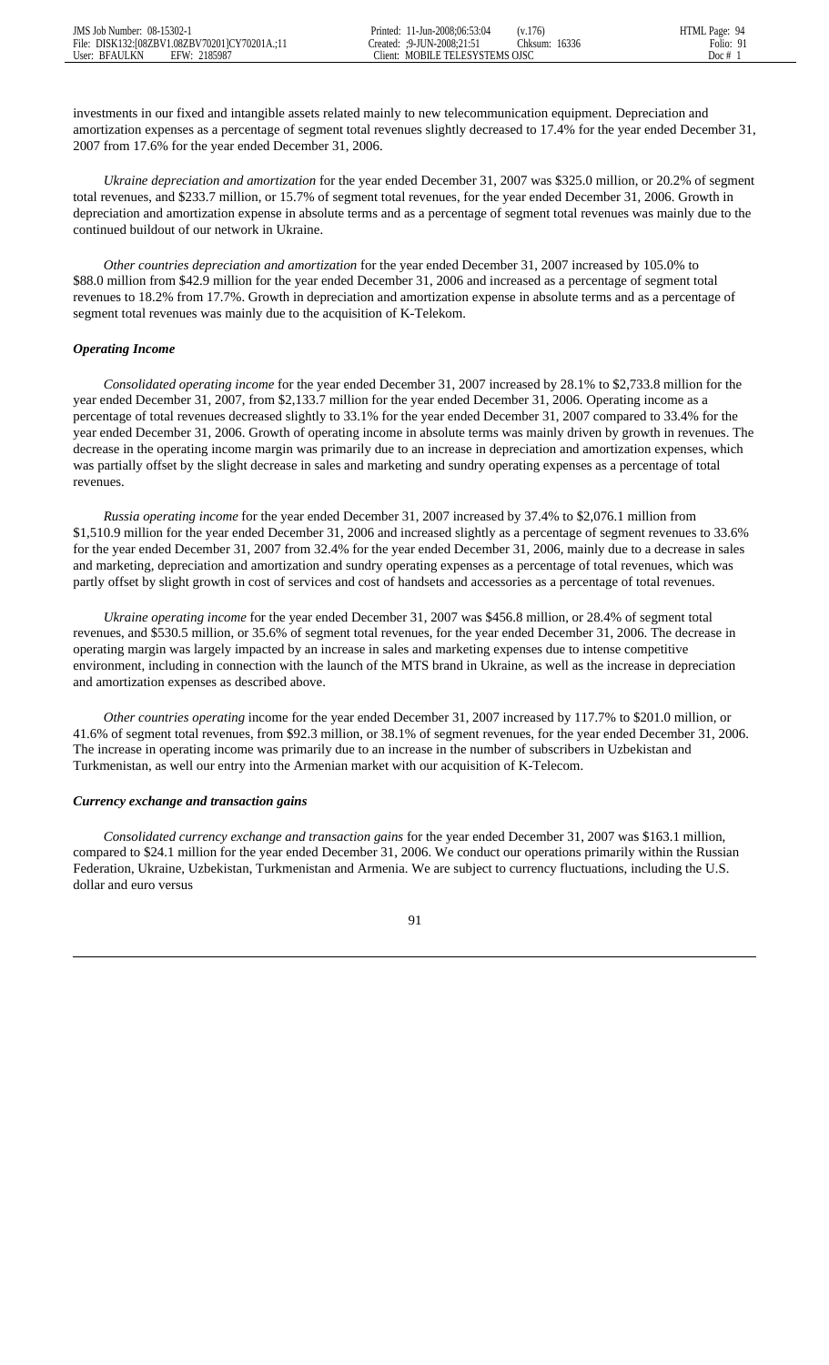investments in our fixed and intangible assets related mainly to new telecommunication equipment. Depreciation and amortization expenses as a percentage of segment total revenues slightly decreased to 17.4% for the year ended December 31, 2007 from 17.6% for the year ended December 31, 2006.

*Ukraine depreciation and amortization* for the year ended December 31, 2007 was $325.0 million, or 20.2% of segment total revenues, and $233.7 million, or 15.7% of segment total revenues, for the year ended December 31, 2006. Growth in depreciation and amortization expense in absolute terms and as a percentage of segment total revenues was mainly due to the continued buildout of our network in Ukraine.

*Other countries depreciation and amortization* for the year ended December 31, 2007 increased by 105.0% to $88.0 million from $42.9 million for the year ended December 31, 2006 and increased as a percentage of segment total revenues to 18.2% from 17.7%. Growth in depreciation and amortization expense in absolute terms and as a percentage of segment total revenues was mainly due to the acquisition of K-Telekom.

***Operating Income***

*Consolidated operating income* for the year ended December 31, 2007 increased by 28.1% to $2,733.8 million for the year ended December 31, 2007, from $2,133.7 million for the year ended December 31, 2006. Operating income as a percentage of total revenues decreased slightly to 33.1% for the year ended December 31, 2007 compared to 33.4% for the year ended December 31, 2006. Growth of operating income in absolute terms was mainly driven by growth in revenues. The decrease in the operating income margin was primarily due to an increase in depreciation and amortization expenses, which was partially offset by the slight decrease in sales and marketing and sundry operating expenses as a percentage of total revenues.

*Russia operating income* for the year ended December 31, 2007 increased by 37.4% to $2,076.1 million from $1,510.9 million for the year ended December 31, 2006 and increased slightly as a percentage of segment revenues to 33.6% for the year ended December 31, 2007 from 32.4% for the year ended December 31, 2006, mainly due to a decrease in sales and marketing, depreciation and amortization and sundry operating expenses as a percentage of total revenues, which was partly offset by slight growth in cost of services and cost of handsets and accessories as a percentage of total revenues.

*Ukraine operating income* for the year ended December 31, 2007 was $456.8 million, or 28.4% of segment total revenues, and $530.5 million, or 35.6% of segment total revenues, for the year ended December 31, 2006. The decrease in operating margin was largely impacted by an increase in sales and marketing expenses due to intense competitive environment, including in connection with the launch of the MTS brand in Ukraine, as well as the increase in depreciation and amortization expenses as described above.

*Other countries operating* income for the year ended December 31, 2007 increased by 117.7% to $201.0 million, or 41.6% of segment total revenues, from $92.3 million, or 38.1% of segment revenues, for the year ended December 31, 2006. The increase in operating income was primarily due to an increase in the number of subscribers in Uzbekistan and Turkmenistan, as well our entry into the Armenian market with our acquisition of K-Telecom.

***Currency exchange and transaction gains***

*Consolidated currency exchange and transaction gains* for the year ended December 31, 2007 was $163.1 million, compared to $24.1 million for the year ended December 31, 2006. We conduct our operations primarily within the Russian Federation, Ukraine, Uzbekistan, Turkmenistan and Armenia. We are subject to currency fluctuations, including the U.S. dollar and euro versus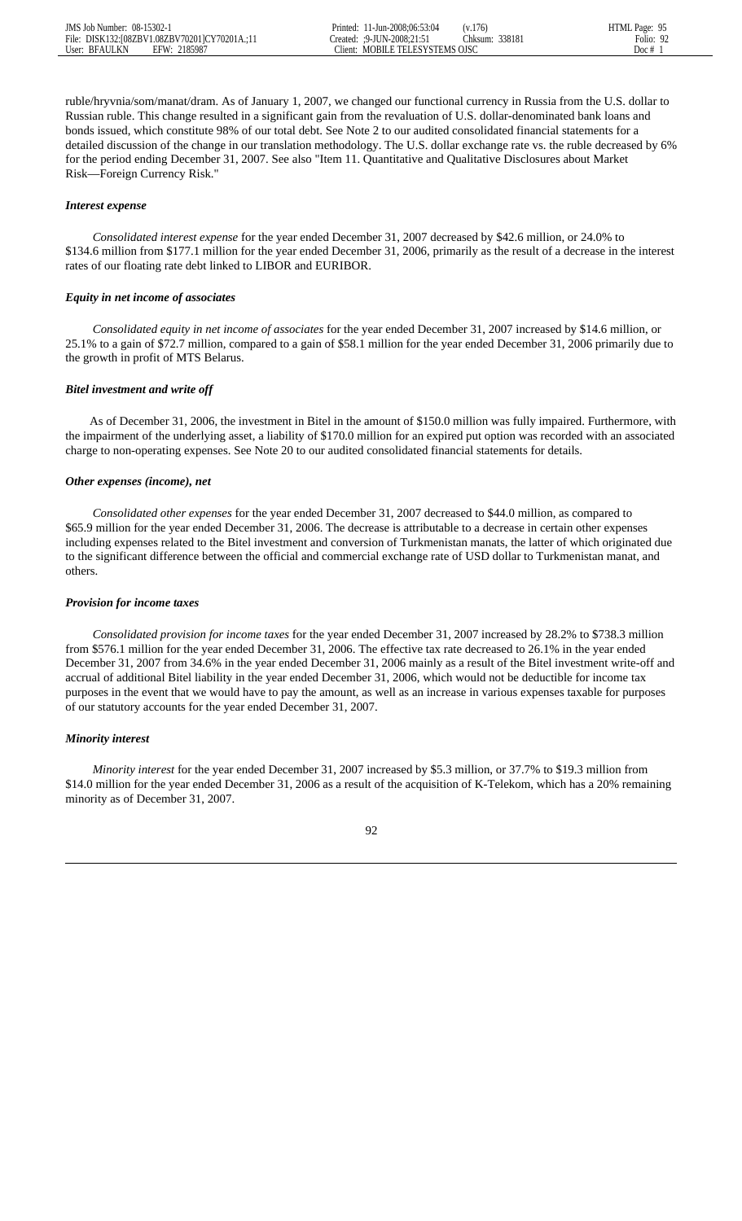ruble/hryvnia/som/manat/dram. As of January 1, 2007, we changed our functional currency in Russia from the U.S. dollar to Russian ruble. This change resulted in a significant gain from the revaluation of U.S. dollar-denominated bank loans and bonds issued, which constitute 98% of our total debt. See Note 2 to our audited consolidated financial statements for a detailed discussion of the change in our translation methodology. The U.S. dollar exchange rate vs. the ruble decreased by 6% for the period ending December 31, 2007. See also "Item 11. Quantitative and Qualitative Disclosures about Market Risk—Foreign Currency Risk."

***Interest expense***

*Consolidated interest expense* for the year ended December 31, 2007 decreased by $42.6 million, or 24.0% to $134.6 million from $177.1 million for the year ended December 31, 2006, primarily as the result of a decrease in the interest rates of our floating rate debt linked to LIBOR and EURIBOR.

***Equity in net income of associates***

*Consolidated equity in net income of associates* for the year ended December 31, 2007 increased by $14.6 million, or 25.1% to a gain of $72.7 million, compared to a gain of $58.1 million for the year ended December 31, 2006 primarily due to the growth in profit of MTS Belarus.

***Bitel investment and write off***

As of December 31, 2006, the investment in Bitel in the amount of $150.0 million was fully impaired. Furthermore, with the impairment of the underlying asset, a liability of $170.0 million for an expired put option was recorded with an associated charge to non-operating expenses. See Note 20 to our audited consolidated financial statements for details.

***Other expenses (income), net***

*Consolidated other expenses* for the year ended December 31, 2007 decreased to $44.0 million, as compared to $65.9 million for the year ended December 31, 2006. The decrease is attributable to a decrease in certain other expenses including expenses related to the Bitel investment and conversion of Turkmenistan manats, the latter of which originated due to the significant difference between the official and commercial exchange rate of USD dollar to Turkmenistan manat, and others.

***Provision for income taxes***

*Consolidated provision for income taxes* for the year ended December 31, 2007 increased by 28.2% to $738.3 million from $576.1 million for the year ended December 31, 2006. The effective tax rate decreased to 26.1% in the year ended December 31, 2007 from 34.6% in the year ended December 31, 2006 mainly as a result of the Bitel investment write-off and accrual of additional Bitel liability in the year ended December 31, 2006, which would not be deductible for income tax purposes in the event that we would have to pay the amount, as well as an increase in various expenses taxable for purposes of our statutory accounts for the year ended December 31, 2007.

***Minority interest***

*Minority interest* for the year ended December 31, 2007 increased by $5.3 million, or 37.7% to $19.3 million from $14.0 million for the year ended December 31, 2006 as a result of the acquisition of K-Telekom, which has a 20% remaining minority as of December 31, 2007.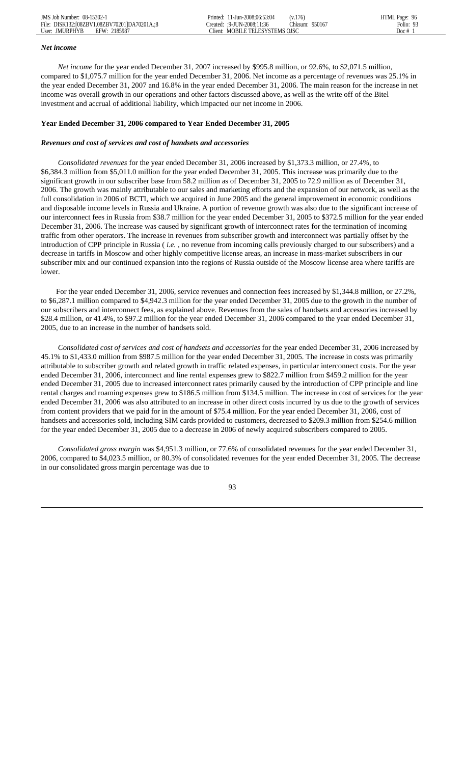### *Net income*

*Net income* for the year ended December 31, 2007 increased by $995.8 million, or 92.6%, to $2,071.5 million, compared to $1,075.7 million for the year ended December 31, 2006. Net income as a percentage of revenues was 25.1% in the year ended December 31, 2007 and 16.8% in the year ended December 31, 2006. The main reason for the increase in net income was overall growth in our operations and other factors discussed above, as well as the write off of the Bitel investment and accrual of additional liability, which impacted our net income in 2006.

### **Year Ended December 31, 2006 compared to Year Ended December 31, 2005**

### *Revenues and cost of services and cost of handsets and accessories*

*Consolidated revenues* for the year ended December 31, 2006 increased by $1,373.3 million, or 27.4%, to $6,384.3 million from $5,011.0 million for the year ended December 31, 2005. This increase was primarily due to the significant growth in our subscriber base from 58.2 million as of December 31, 2005 to 72.9 million as of December 31, 2006. The growth was mainly attributable to our sales and marketing efforts and the expansion of our network, as well as the full consolidation in 2006 of BCTI, which we acquired in June 2005 and the general improvement in economic conditions and disposable income levels in Russia and Ukraine. A portion of revenue growth was also due to the significant increase of our interconnect fees in Russia from $38.7 million for the year ended December 31, 2005 to $372.5 million for the year ended December 31, 2006. The increase was caused by significant growth of interconnect rates for the termination of incoming traffic from other operators. The increase in revenues from subscriber growth and interconnect was partially offset by the introduction of CPP principle in Russia ( *i.e.* , no revenue from incoming calls previously charged to our subscribers) and a decrease in tariffs in Moscow and other highly competitive license areas, an increase in mass-market subscribers in our subscriber mix and our continued expansion into the regions of Russia outside of the Moscow license area where tariffs are lower.

For the year ended December 31, 2006, service revenues and connection fees increased by $1,344.8 million, or 27.2%, to $6,287.1 million compared to $4,942.3 million for the year ended December 31, 2005 due to the growth in the number of our subscribers and interconnect fees, as explained above. Revenues from the sales of handsets and accessories increased by $28.4 million, or 41.4%, to $97.2 million for the year ended December 31, 2006 compared to the year ended December 31, 2005, due to an increase in the number of handsets sold.

*Consolidated cost of services and cost of handsets and accessories* for the year ended December 31, 2006 increased by 45.1% to $1,433.0 million from $987.5 million for the year ended December 31, 2005. The increase in costs was primarily attributable to subscriber growth and related growth in traffic related expenses, in particular interconnect costs. For the year ended December 31, 2006, interconnect and line rental expenses grew to $822.7 million from $459.2 million for the year ended December 31, 2005 due to increased interconnect rates primarily caused by the introduction of CPP principle and line rental charges and roaming expenses grew to $186.5 million from $134.5 million. The increase in cost of services for the year ended December 31, 2006 was also attributed to an increase in other direct costs incurred by us due to the growth of services from content providers that we paid for in the amount of $75.4 million. For the year ended December 31, 2006, cost of handsets and accessories sold, including SIM cards provided to customers, decreased to $209.3 million from $254.6 million for the year ended December 31, 2005 due to a decrease in 2006 of newly acquired subscribers compared to 2005.

*Consolidated gross margin* was $4,951.3 million, or 77.6% of consolidated revenues for the year ended December 31, 2006, compared to $4,023.5 million, or 80.3% of consolidated revenues for the year ended December 31, 2005. The decrease in our consolidated gross margin percentage was due to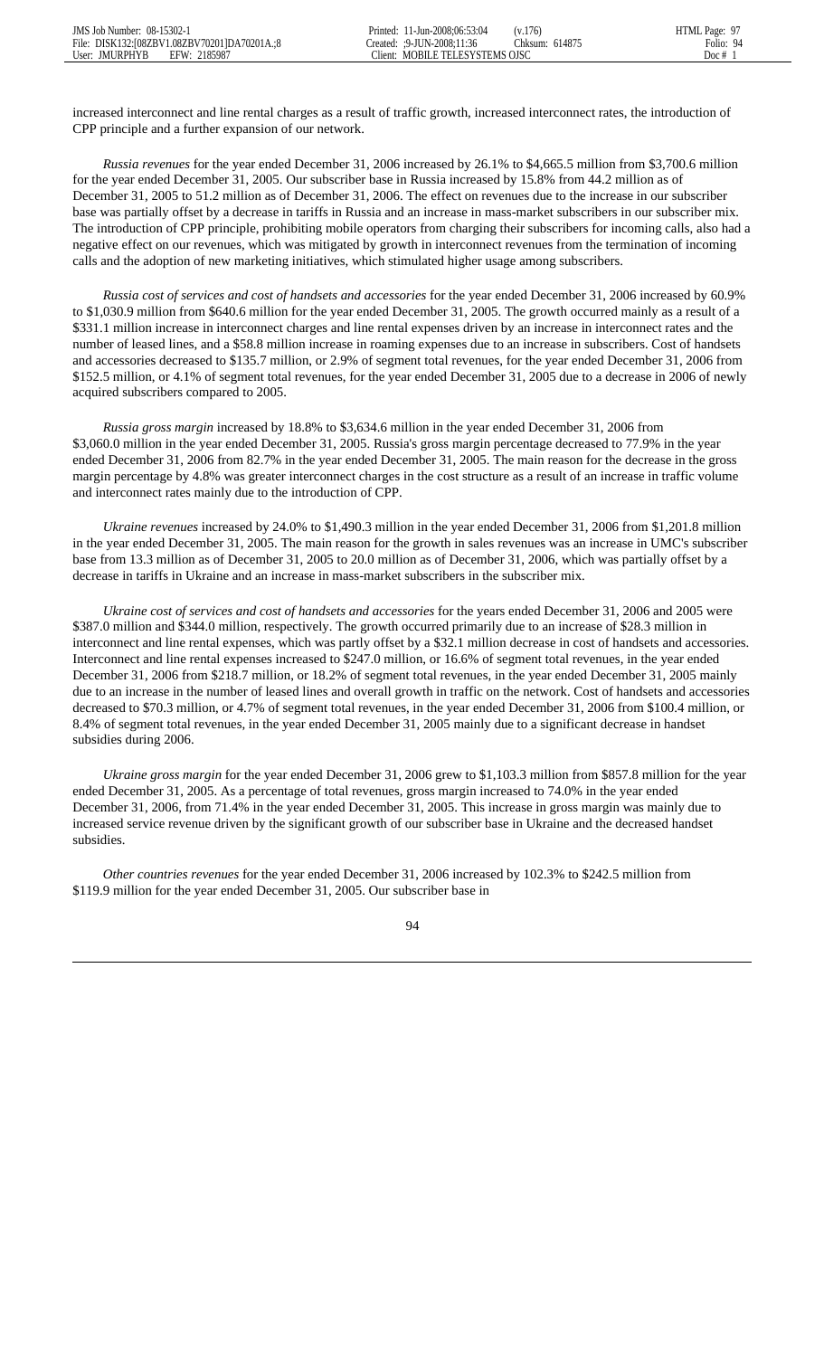increased interconnect and line rental charges as a result of traffic growth, increased interconnect rates, the introduction of CPP principle and a further expansion of our network.

*Russia revenues* for the year ended December 31, 2006 increased by 26.1% to $4,665.5 million from $3,700.6 million for the year ended December 31, 2005. Our subscriber base in Russia increased by 15.8% from 44.2 million as of December 31, 2005 to 51.2 million as of December 31, 2006. The effect on revenues due to the increase in our subscriber base was partially offset by a decrease in tariffs in Russia and an increase in mass-market subscribers in our subscriber mix. The introduction of CPP principle, prohibiting mobile operators from charging their subscribers for incoming calls, also had a negative effect on our revenues, which was mitigated by growth in interconnect revenues from the termination of incoming calls and the adoption of new marketing initiatives, which stimulated higher usage among subscribers.

*Russia cost of services and cost of handsets and accessories* for the year ended December 31, 2006 increased by 60.9% to $1,030.9 million from $640.6 million for the year ended December 31, 2005. The growth occurred mainly as a result of a $331.1 million increase in interconnect charges and line rental expenses driven by an increase in interconnect rates and the number of leased lines, and a $58.8 million increase in roaming expenses due to an increase in subscribers. Cost of handsets and accessories decreased to $135.7 million, or 2.9% of segment total revenues, for the year ended December 31, 2006 from $152.5 million, or 4.1% of segment total revenues, for the year ended December 31, 2005 due to a decrease in 2006 of newly acquired subscribers compared to 2005.

*Russia gross margin* increased by 18.8% to $3,634.6 million in the year ended December 31, 2006 from $3,060.0 million in the year ended December 31, 2005. Russia's gross margin percentage decreased to 77.9% in the year ended December 31, 2006 from 82.7% in the year ended December 31, 2005. The main reason for the decrease in the gross margin percentage by 4.8% was greater interconnect charges in the cost structure as a result of an increase in traffic volume and interconnect rates mainly due to the introduction of CPP.

*Ukraine revenues* increased by 24.0% to $1,490.3 million in the year ended December 31, 2006 from $1,201.8 million in the year ended December 31, 2005. The main reason for the growth in sales revenues was an increase in UMC's subscriber base from 13.3 million as of December 31, 2005 to 20.0 million as of December 31, 2006, which was partially offset by a decrease in tariffs in Ukraine and an increase in mass-market subscribers in the subscriber mix.

*Ukraine cost of services and cost of handsets and accessories* for the years ended December 31, 2006 and 2005 were $387.0 million and $344.0 million, respectively. The growth occurred primarily due to an increase of $28.3 million in interconnect and line rental expenses, which was partly offset by a $32.1 million decrease in cost of handsets and accessories. Interconnect and line rental expenses increased to $247.0 million, or 16.6% of segment total revenues, in the year ended December 31, 2006 from $218.7 million, or 18.2% of segment total revenues, in the year ended December 31, 2005 mainly due to an increase in the number of leased lines and overall growth in traffic on the network. Cost of handsets and accessories decreased to $70.3 million, or 4.7% of segment total revenues, in the year ended December 31, 2006 from $100.4 million, or 8.4% of segment total revenues, in the year ended December 31, 2005 mainly due to a significant decrease in handset subsidies during 2006.

*Ukraine gross margin* for the year ended December 31, 2006 grew to $1,103.3 million from $857.8 million for the year ended December 31, 2005. As a percentage of total revenues, gross margin increased to 74.0% in the year ended December 31, 2006, from 71.4% in the year ended December 31, 2005. This increase in gross margin was mainly due to increased service revenue driven by the significant growth of our subscriber base in Ukraine and the decreased handset subsidies.

*Other countries revenues* for the year ended December 31, 2006 increased by 102.3% to $242.5 million from $119.9 million for the year ended December 31, 2005. Our subscriber base in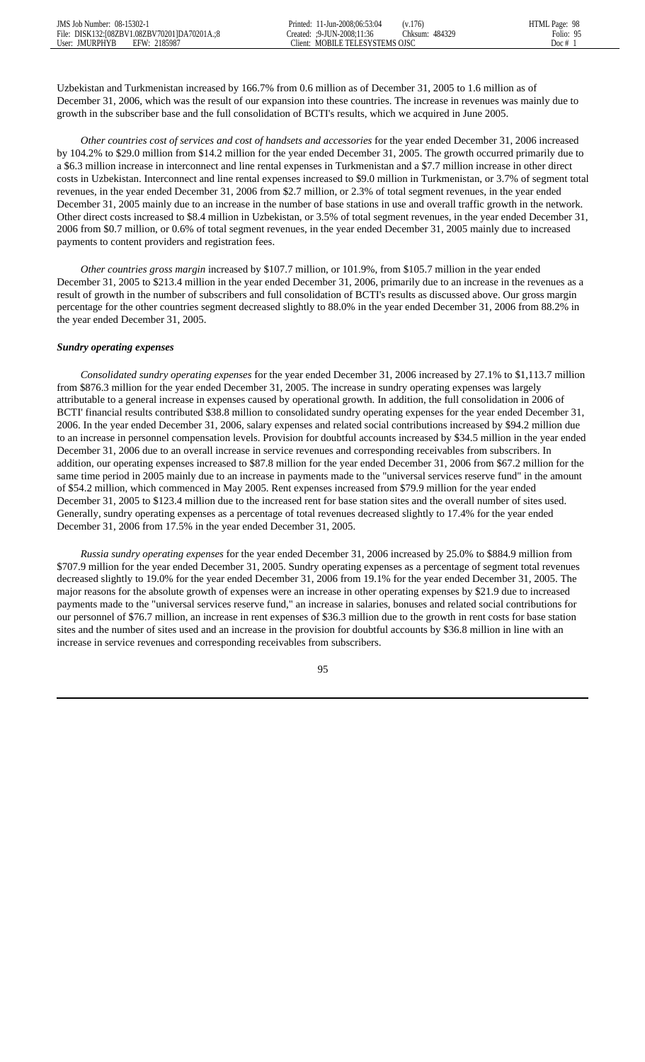Uzbekistan and Turkmenistan increased by 166.7% from 0.6 million as of December 31, 2005 to 1.6 million as of December 31, 2006, which was the result of our expansion into these countries. The increase in revenues was mainly due to growth in the subscriber base and the full consolidation of BCTI's results, which we acquired in June 2005.

*Other countries cost of services and cost of handsets and accessories* for the year ended December 31, 2006 increased by 104.2% to $29.0 million from $14.2 million for the year ended December 31, 2005. The growth occurred primarily due to a $6.3 million increase in interconnect and line rental expenses in Turkmenistan and a $7.7 million increase in other direct costs in Uzbekistan. Interconnect and line rental expenses increased to $9.0 million in Turkmenistan, or 3.7% of segment total revenues, in the year ended December 31, 2006 from $2.7 million, or 2.3% of total segment revenues, in the year ended December 31, 2005 mainly due to an increase in the number of base stations in use and overall traffic growth in the network. Other direct costs increased to $8.4 million in Uzbekistan, or 3.5% of total segment revenues, in the year ended December 31, 2006 from $0.7 million, or 0.6% of total segment revenues, in the year ended December 31, 2005 mainly due to increased payments to content providers and registration fees.

*Other countries gross margin* increased by $107.7 million, or 101.9%, from $105.7 million in the year ended December 31, 2005 to $213.4 million in the year ended December 31, 2006, primarily due to an increase in the revenues as a result of growth in the number of subscribers and full consolidation of BCTI's results as discussed above. Our gross margin percentage for the other countries segment decreased slightly to 88.0% in the year ended December 31, 2006 from 88.2% in the year ended December 31, 2005.

***Sundry operating expenses***

*Consolidated sundry operating expenses* for the year ended December 31, 2006 increased by 27.1% to $1,113.7 million from $876.3 million for the year ended December 31, 2005. The increase in sundry operating expenses was largely attributable to a general increase in expenses caused by operational growth. In addition, the full consolidation in 2006 of BCTI' financial results contributed $38.8 million to consolidated sundry operating expenses for the year ended December 31, 2006. In the year ended December 31, 2006, salary expenses and related social contributions increased by $94.2 million due to an increase in personnel compensation levels. Provision for doubtful accounts increased by $34.5 million in the year ended December 31, 2006 due to an overall increase in service revenues and corresponding receivables from subscribers. In addition, our operating expenses increased to $87.8 million for the year ended December 31, 2006 from $67.2 million for the same time period in 2005 mainly due to an increase in payments made to the "universal services reserve fund" in the amount of $54.2 million, which commenced in May 2005. Rent expenses increased from $79.9 million for the year ended December 31, 2005 to $123.4 million due to the increased rent for base station sites and the overall number of sites used. Generally, sundry operating expenses as a percentage of total revenues decreased slightly to 17.4% for the year ended December 31, 2006 from 17.5% in the year ended December 31, 2005.

*Russia sundry operating expenses* for the year ended December 31, 2006 increased by 25.0% to $884.9 million from $707.9 million for the year ended December 31, 2005. Sundry operating expenses as a percentage of segment total revenues decreased slightly to 19.0% for the year ended December 31, 2006 from 19.1% for the year ended December 31, 2005. The major reasons for the absolute growth of expenses were an increase in other operating expenses by $21.9 due to increased payments made to the "universal services reserve fund," an increase in salaries, bonuses and related social contributions for our personnel of $76.7 million, an increase in rent expenses of $36.3 million due to the growth in rent costs for base station sites and the number of sites used and an increase in the provision for doubtful accounts by $36.8 million in line with an increase in service revenues and corresponding receivables from subscribers.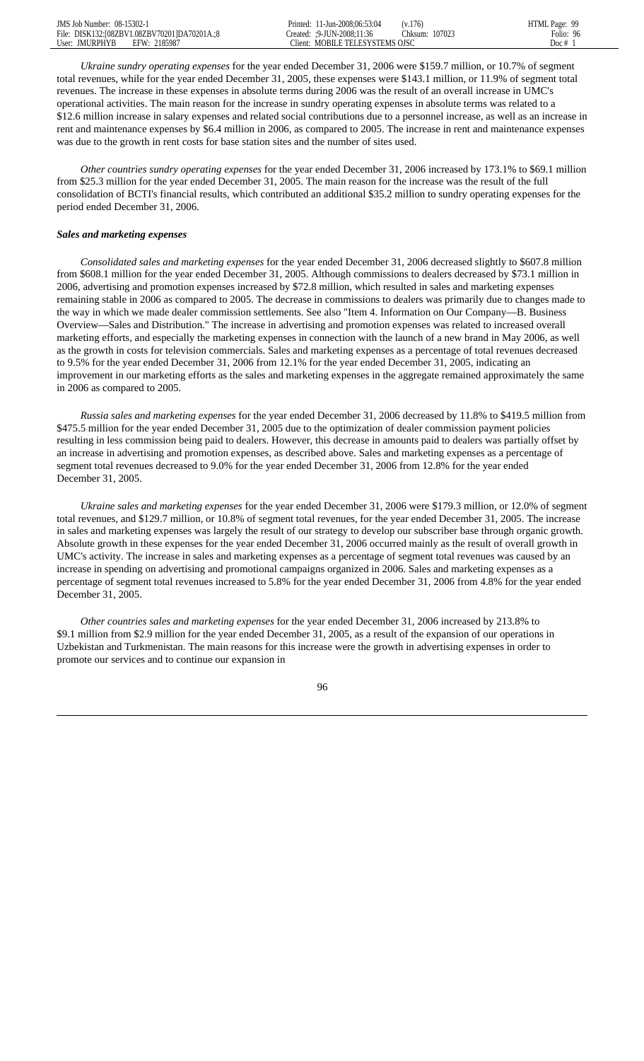*Ukraine sundry operating expenses* for the year ended December 31, 2006 were $159.7 million, or 10.7% of segment total revenues, while for the year ended December 31, 2005, these expenses were $143.1 million, or 11.9% of segment total revenues. The increase in these expenses in absolute terms during 2006 was the result of an overall increase in UMC's operational activities. The main reason for the increase in sundry operating expenses in absolute terms was related to a $12.6 million increase in salary expenses and related social contributions due to a personnel increase, as well as an increase in rent and maintenance expenses by $6.4 million in 2006, as compared to 2005. The increase in rent and maintenance expenses was due to the growth in rent costs for base station sites and the number of sites used.

*Other countries sundry operating expenses* for the year ended December 31, 2006 increased by 173.1% to $69.1 million from $25.3 million for the year ended December 31, 2005. The main reason for the increase was the result of the full consolidation of BCTI's financial results, which contributed an additional $35.2 million to sundry operating expenses for the period ended December 31, 2006.

***Sales and marketing expenses***

*Consolidated sales and marketing expenses* for the year ended December 31, 2006 decreased slightly to $607.8 million from $608.1 million for the year ended December 31, 2005. Although commissions to dealers decreased by $73.1 million in 2006, advertising and promotion expenses increased by $72.8 million, which resulted in sales and marketing expenses remaining stable in 2006 as compared to 2005. The decrease in commissions to dealers was primarily due to changes made to the way in which we made dealer commission settlements. See also "Item 4. Information on Our Company—B. Business Overview—Sales and Distribution." The increase in advertising and promotion expenses was related to increased overall marketing efforts, and especially the marketing expenses in connection with the launch of a new brand in May 2006, as well as the growth in costs for television commercials. Sales and marketing expenses as a percentage of total revenues decreased to 9.5% for the year ended December 31, 2006 from 12.1% for the year ended December 31, 2005, indicating an improvement in our marketing efforts as the sales and marketing expenses in the aggregate remained approximately the same in 2006 as compared to 2005.

*Russia sales and marketing expenses* for the year ended December 31, 2006 decreased by 11.8% to $419.5 million from $475.5 million for the year ended December 31, 2005 due to the optimization of dealer commission payment policies resulting in less commission being paid to dealers. However, this decrease in amounts paid to dealers was partially offset by an increase in advertising and promotion expenses, as described above. Sales and marketing expenses as a percentage of segment total revenues decreased to 9.0% for the year ended December 31, 2006 from 12.8% for the year ended December 31, 2005.

*Ukraine sales and marketing expenses* for the year ended December 31, 2006 were $179.3 million, or 12.0% of segment total revenues, and $129.7 million, or 10.8% of segment total revenues, for the year ended December 31, 2005. The increase in sales and marketing expenses was largely the result of our strategy to develop our subscriber base through organic growth. Absolute growth in these expenses for the year ended December 31, 2006 occurred mainly as the result of overall growth in UMC's activity. The increase in sales and marketing expenses as a percentage of segment total revenues was caused by an increase in spending on advertising and promotional campaigns organized in 2006. Sales and marketing expenses as a percentage of segment total revenues increased to 5.8% for the year ended December 31, 2006 from 4.8% for the year ended December 31, 2005.

*Other countries sales and marketing expenses* for the year ended December 31, 2006 increased by 213.8% to $9.1 million from $2.9 million for the year ended December 31, 2005, as a result of the expansion of our operations in Uzbekistan and Turkmenistan. The main reasons for this increase were the growth in advertising expenses in order to promote our services and to continue our expansion in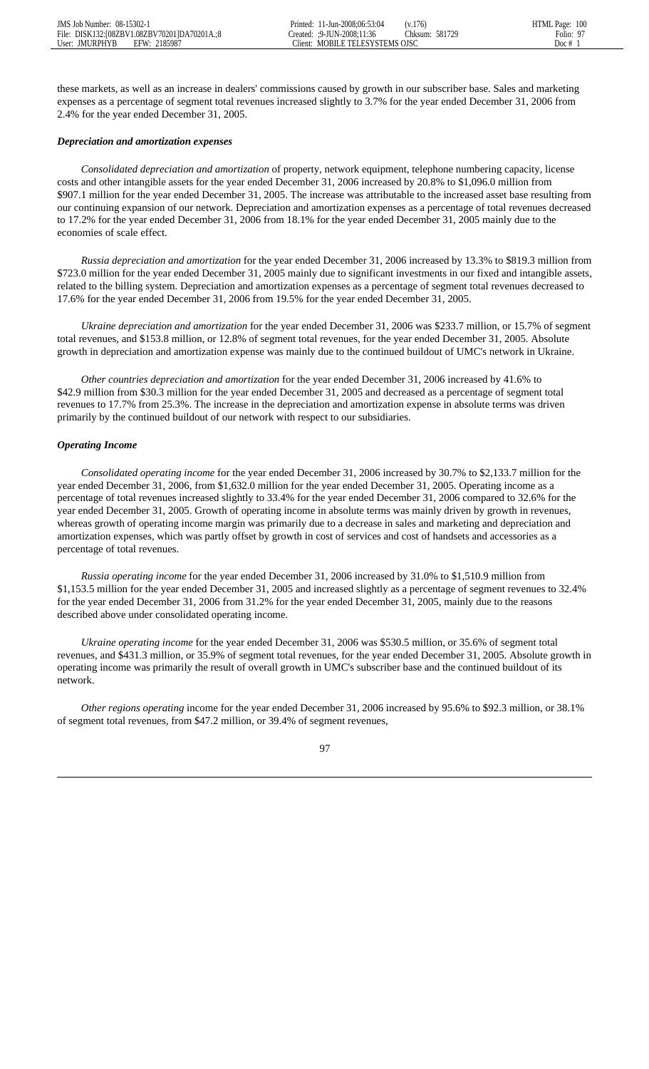these markets, as well as an increase in dealers' commissions caused by growth in our subscriber base. Sales and marketing expenses as a percentage of segment total revenues increased slightly to 3.7% for the year ended December 31, 2006 from 2.4% for the year ended December 31, 2005.

### *Depreciation and amortization expenses*

*Consolidated depreciation and amortization* of property, network equipment, telephone numbering capacity, license costs and other intangible assets for the year ended December 31, 2006 increased by 20.8% to $1,096.0 million from $907.1 million for the year ended December 31, 2005. The increase was attributable to the increased asset base resulting from our continuing expansion of our network. Depreciation and amortization expenses as a percentage of total revenues decreased to 17.2% for the year ended December 31, 2006 from 18.1% for the year ended December 31, 2005 mainly due to the economies of scale effect.

*Russia depreciation and amortization* for the year ended December 31, 2006 increased by 13.3% to $819.3 million from $723.0 million for the year ended December 31, 2005 mainly due to significant investments in our fixed and intangible assets, related to the billing system. Depreciation and amortization expenses as a percentage of segment total revenues decreased to 17.6% for the year ended December 31, 2006 from 19.5% for the year ended December 31, 2005.

*Ukraine depreciation and amortization* for the year ended December 31, 2006 was $233.7 million, or 15.7% of segment total revenues, and $153.8 million, or 12.8% of segment total revenues, for the year ended December 31, 2005. Absolute growth in depreciation and amortization expense was mainly due to the continued buildout of UMC's network in Ukraine.

*Other countries depreciation and amortization* for the year ended December 31, 2006 increased by 41.6% to $42.9 million from $30.3 million for the year ended December 31, 2005 and decreased as a percentage of segment total revenues to 17.7% from 25.3%. The increase in the depreciation and amortization expense in absolute terms was driven primarily by the continued buildout of our network with respect to our subsidiaries.

### *Operating Income*

*Consolidated operating income* for the year ended December 31, 2006 increased by 30.7% to $2,133.7 million for the year ended December 31, 2006, from $1,632.0 million for the year ended December 31, 2005. Operating income as a percentage of total revenues increased slightly to 33.4% for the year ended December 31, 2006 compared to 32.6% for the year ended December 31, 2005. Growth of operating income in absolute terms was mainly driven by growth in revenues, whereas growth of operating income margin was primarily due to a decrease in sales and marketing and depreciation and amortization expenses, which was partly offset by growth in cost of services and cost of handsets and accessories as a percentage of total revenues.

*Russia operating income* for the year ended December 31, 2006 increased by 31.0% to $1,510.9 million from $1,153.5 million for the year ended December 31, 2005 and increased slightly as a percentage of segment revenues to 32.4% for the year ended December 31, 2006 from 31.2% for the year ended December 31, 2005, mainly due to the reasons described above under consolidated operating income.

*Ukraine operating income* for the year ended December 31, 2006 was $530.5 million, or 35.6% of segment total revenues, and $431.3 million, or 35.9% of segment total revenues, for the year ended December 31, 2005. Absolute growth in operating income was primarily the result of overall growth in UMC's subscriber base and the continued buildout of its network.

*Other regions operating* income for the year ended December 31, 2006 increased by 95.6% to $92.3 million, or 38.1% of segment total revenues, from $47.2 million, or 39.4% of segment revenues,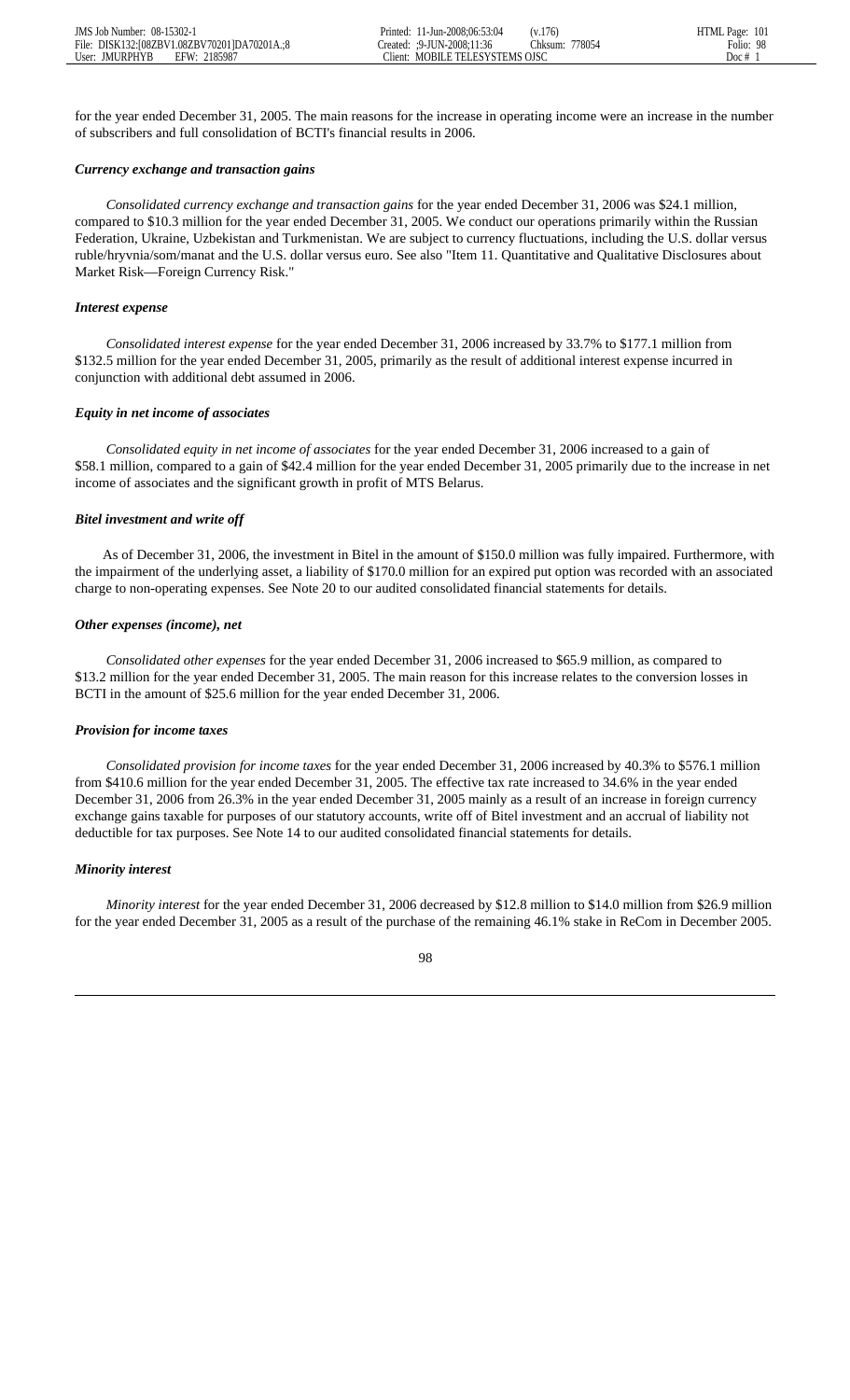for the year ended December 31, 2005. The main reasons for the increase in operating income were an increase in the number of subscribers and full consolidation of BCTI's financial results in 2006.

***Currency exchange and transaction gains***

*Consolidated currency exchange and transaction gains* for the year ended December 31, 2006 was $24.1 million, compared to $10.3 million for the year ended December 31, 2005. We conduct our operations primarily within the Russian Federation, Ukraine, Uzbekistan and Turkmenistan. We are subject to currency fluctuations, including the U.S. dollar versus ruble/hryvnia/som/manat and the U.S. dollar versus euro. See also "Item 11. Quantitative and Qualitative Disclosures about Market Risk—Foreign Currency Risk."

***Interest expense***

*Consolidated interest expense* for the year ended December 31, 2006 increased by 33.7% to $177.1 million from $132.5 million for the year ended December 31, 2005, primarily as the result of additional interest expense incurred in conjunction with additional debt assumed in 2006.

***Equity in net income of associates***

*Consolidated equity in net income of associates* for the year ended December 31, 2006 increased to a gain of $58.1 million, compared to a gain of $42.4 million for the year ended December 31, 2005 primarily due to the increase in net income of associates and the significant growth in profit of MTS Belarus.

***Bitel investment and write off***

As of December 31, 2006, the investment in Bitel in the amount of $150.0 million was fully impaired. Furthermore, with the impairment of the underlying asset, a liability of $170.0 million for an expired put option was recorded with an associated charge to non-operating expenses. See Note 20 to our audited consolidated financial statements for details.

***Other expenses (income), net***

*Consolidated other expenses* for the year ended December 31, 2006 increased to $65.9 million, as compared to $13.2 million for the year ended December 31, 2005. The main reason for this increase relates to the conversion losses in BCTI in the amount of $25.6 million for the year ended December 31, 2006.

***Provision for income taxes***

*Consolidated provision for income taxes* for the year ended December 31, 2006 increased by 40.3% to $576.1 million from $410.6 million for the year ended December 31, 2005. The effective tax rate increased to 34.6% in the year ended December 31, 2006 from 26.3% in the year ended December 31, 2005 mainly as a result of an increase in foreign currency exchange gains taxable for purposes of our statutory accounts, write off of Bitel investment and an accrual of liability not deductible for tax purposes. See Note 14 to our audited consolidated financial statements for details.

***Minority interest***

*Minority interest* for the year ended December 31, 2006 decreased by $12.8 million to $14.0 million from $26.9 million for the year ended December 31, 2005 as a result of the purchase of the remaining 46.1% stake in ReCom in December 2005.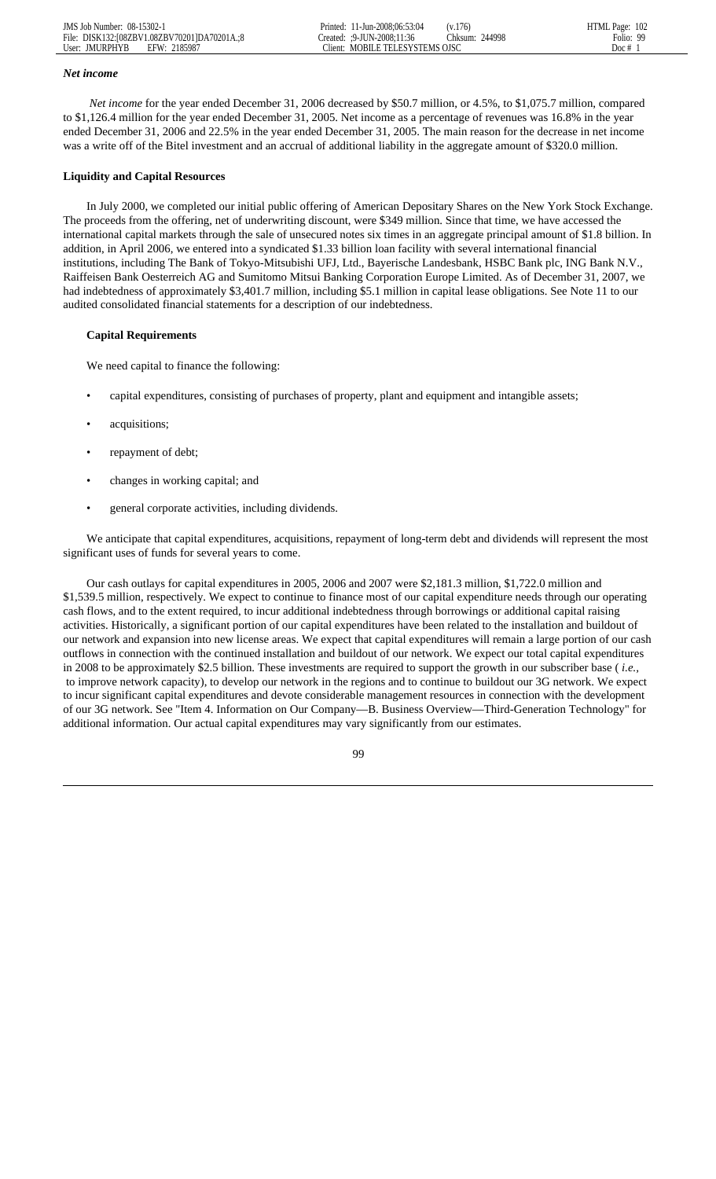### *Net income*

*Net income* for the year ended December 31, 2006 decreased by $50.7 million, or 4.5%, to $1,075.7 million, compared to $1,126.4 million for the year ended December 31, 2005. Net income as a percentage of revenues was 16.8% in the year ended December 31, 2006 and 22.5% in the year ended December 31, 2005. The main reason for the decrease in net income was a write off of the Bitel investment and an accrual of additional liability in the aggregate amount of $320.0 million.

## Liquidity and Capital Resources

In July 2000, we completed our initial public offering of American Depositary Shares on the New York Stock Exchange. The proceeds from the offering, net of underwriting discount, were $349 million. Since that time, we have accessed the international capital markets through the sale of unsecured notes six times in an aggregate principal amount of $1.8 billion. In addition, in April 2006, we entered into a syndicated $1.33 billion loan facility with several international financial institutions, including The Bank of Tokyo-Mitsubishi UFJ, Ltd., Bayerische Landesbank, HSBC Bank plc, ING Bank N.V., Raiffeisen Bank Oesterreich AG and Sumitomo Mitsui Banking Corporation Europe Limited. As of December 31, 2007, we had indebtedness of approximately $3,401.7 million, including $5.1 million in capital lease obligations. See Note 11 to our audited consolidated financial statements for a description of our indebtedness.

### Capital Requirements

We need capital to finance the following:

- capital expenditures, consisting of purchases of property, plant and equipment and intangible assets;
- acquisitions;
- repayment of debt;
- changes in working capital; and
- general corporate activities, including dividends.

We anticipate that capital expenditures, acquisitions, repayment of long-term debt and dividends will represent the most significant uses of funds for several years to come.

Our cash outlays for capital expenditures in 2005, 2006 and 2007 were $2,181.3 million, $1,722.0 million and $1,539.5 million, respectively. We expect to continue to finance most of our capital expenditure needs through our operating cash flows, and to the extent required, to incur additional indebtedness through borrowings or additional capital raising activities. Historically, a significant portion of our capital expenditures have been related to the installation and buildout of our network and expansion into new license areas. We expect that capital expenditures will remain a large portion of our cash outflows in connection with the continued installation and buildout of our network. We expect our total capital expenditures in 2008 to be approximately $2.5 billion. These investments are required to support the growth in our subscriber base ( *i.e.,* to improve network capacity), to develop our network in the regions and to continue to buildout our 3G network. We expect to incur significant capital expenditures and devote considerable management resources in connection with the development of our 3G network. See "Item 4. Information on Our Company—B. Business Overview—Third-Generation Technology" for additional information. Our actual capital expenditures may vary significantly from our estimates.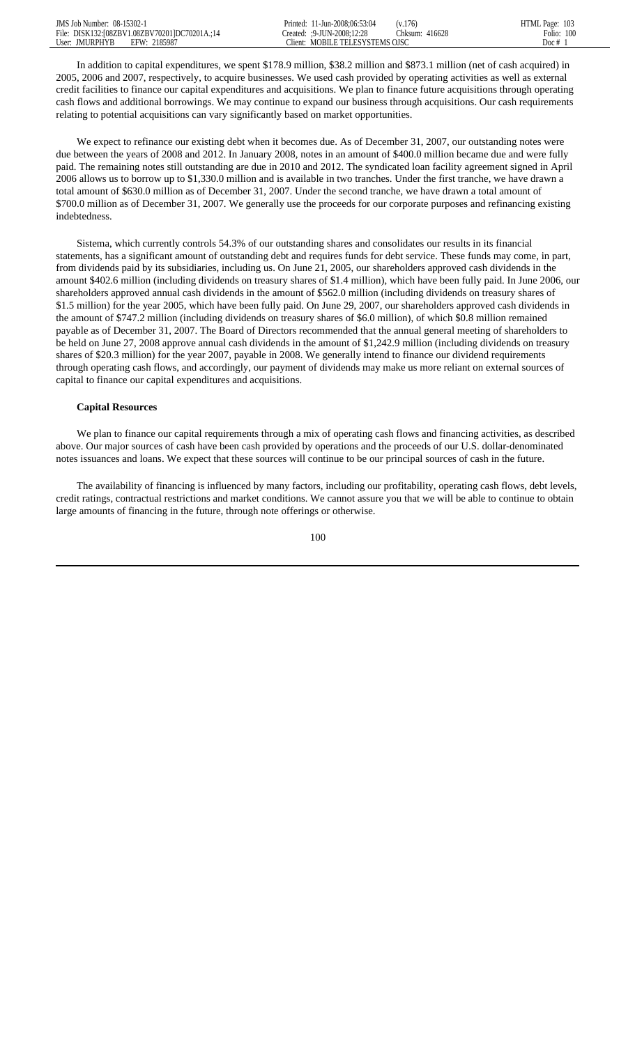In addition to capital expenditures, we spent $178.9 million, $38.2 million and $873.1 million (net of cash acquired) in 2005, 2006 and 2007, respectively, to acquire businesses. We used cash provided by operating activities as well as external credit facilities to finance our capital expenditures and acquisitions. We plan to finance future acquisitions through operating cash flows and additional borrowings. We may continue to expand our business through acquisitions. Our cash requirements relating to potential acquisitions can vary significantly based on market opportunities.

We expect to refinance our existing debt when it becomes due. As of December 31, 2007, our outstanding notes were due between the years of 2008 and 2012. In January 2008, notes in an amount of $400.0 million became due and were fully paid. The remaining notes still outstanding are due in 2010 and 2012. The syndicated loan facility agreement signed in April 2006 allows us to borrow up to $1,330.0 million and is available in two tranches. Under the first tranche, we have drawn a total amount of $630.0 million as of December 31, 2007. Under the second tranche, we have drawn a total amount of $700.0 million as of December 31, 2007. We generally use the proceeds for our corporate purposes and refinancing existing indebtedness.

Sistema, which currently controls 54.3% of our outstanding shares and consolidates our results in its financial statements, has a significant amount of outstanding debt and requires funds for debt service. These funds may come, in part, from dividends paid by its subsidiaries, including us. On June 21, 2005, our shareholders approved cash dividends in the amount $402.6 million (including dividends on treasury shares of $1.4 million), which have been fully paid. In June 2006, our shareholders approved annual cash dividends in the amount of $562.0 million (including dividends on treasury shares of $1.5 million) for the year 2005, which have been fully paid. On June 29, 2007, our shareholders approved cash dividends in the amount of $747.2 million (including dividends on treasury shares of $6.0 million), of which $0.8 million remained payable as of December 31, 2007. The Board of Directors recommended that the annual general meeting of shareholders to be held on June 27, 2008 approve annual cash dividends in the amount of $1,242.9 million (including dividends on treasury shares of $20.3 million) for the year 2007, payable in 2008. We generally intend to finance our dividend requirements through operating cash flows, and accordingly, our payment of dividends may make us more reliant on external sources of capital to finance our capital expenditures and acquisitions.

**Capital Resources**

We plan to finance our capital requirements through a mix of operating cash flows and financing activities, as described above. Our major sources of cash have been cash provided by operations and the proceeds of our U.S. dollar-denominated notes issuances and loans. We expect that these sources will continue to be our principal sources of cash in the future.

The availability of financing is influenced by many factors, including our profitability, operating cash flows, debt levels, credit ratings, contractual restrictions and market conditions. We cannot assure you that we will be able to continue to obtain large amounts of financing in the future, through note offerings or otherwise.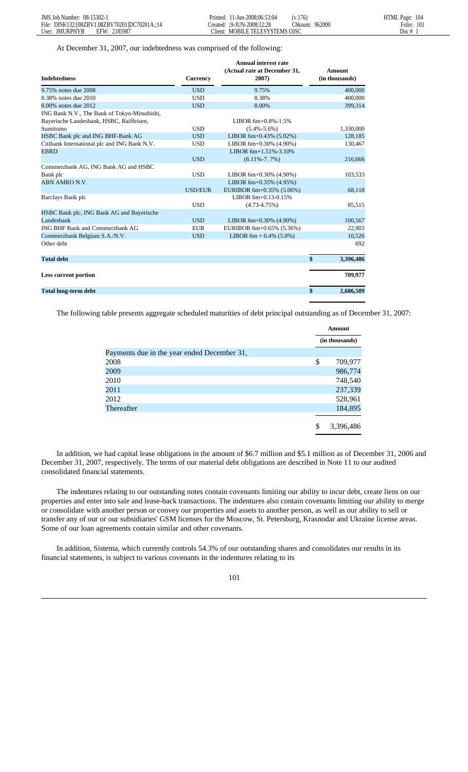At December 31, 2007, our indebtedness was comprised of the following:

| Indebtedness | Currency | Annual interest rate (Actual rate at December 31, 2007) | Amount (in thousands) |
|---|---|---|---|
| 9.75% notes due 2008 | USD | 9.75% | 400,000 |
| 8.38% notes due 2010 | USD | 8.38% | 400,000 |
| 8.00% notes due 2012 | USD | 8.00% | 399,314 |
| ING Bank N.V., The Bank of Tokyo-Mitsubishi, Bayerische Landesbank, HSBC, Raiffeisen, Sumitomo | USD | LIBOR 6m+0.8%-1.5% (5.4%-5.6%) | 1,330,000 |
| HSBC Bank plc and ING BHF-Bank AG | USD | LIBOR 6m+0.43% (5.02%) | 128,185 |
| Citibank International plc and ING Bank N.V. | USD | LIBOR 6m+0.30% (4.90%) | 130,467 |
| EBRD | USD | LIBOR 6m+1.51%-3.10% (6.11%-7. 7%) | 216,666 |
| Commerzbank AG, ING Bank AG and HSBC Bank plc | USD | LIBOR 6m+0.30% (4.90%) | 103,533 |
| ABN AMRO N.V. | USD/EUR | LIBOR 6m+0.35% (4.95%) EURIBOR 6m+0.35% (5.06%) | 68,118 |
| Barclays Bank plc | USD | LIBOR 6m+0.13-0.15% (4.73-4.75%) | 85,515 |
| HSBC Bank plc, ING Bank AG and Bayerische Landesbank | USD | LIBOR 6m+0.30% (4.90%) | 100,567 |
| ING BHF Bank and Commerzbank AG | EUR | EURIBOR 6m+0.65% (5.36%) | 22,903 |
| Commerzbank Belgium S.A./N.V. | USD | LIBOR 6m + 0.4% (5.0%) | 10,526 |
| Other debt | | | 692 |
| **Total debt** | | | **$ 3,396,486** |
| **Less current portion** | | | **709,977** |
| **Total long-term debt** | | | **$ 2,686,509** |

The following table presents aggregate scheduled maturities of debt principal outstanding as of December 31, 2007:

| | Amount (in thousands) |
|---|---|
| Payments due in the year ended December 31, | |
| 2008 | $ 709,977 |
| 2009 | 986,774 |
| 2010 | 748,540 |
| 2011 | 237,339 |
| 2012 | 528,961 |
| Thereafter | 184,895 |
| | $ 3,396,486 |

In addition, we had capital lease obligations in the amount of $6.7 million and $5.1 million as of December 31, 2006 and December 31, 2007, respectively. The terms of our material debt obligations are described in Note 11 to our audited consolidated financial statements.

The indentures relating to our outstanding notes contain covenants limiting our ability to incur debt, create liens on our properties and enter into sale and lease-back transactions. The indentures also contain covenants limiting our ability to merge or consolidate with another person or convey our properties and assets to another person, as well as our ability to sell or transfer any of our or our subsidiaries' GSM licenses for the Moscow, St. Petersburg, Krasnodar and Ukraine license areas. Some of our loan agreements contain similar and other covenants.

In addition, Sistema, which currently controls 54.3% of our outstanding shares and consolidates our results in its financial statements, is subject to various covenants in the indentures relating to its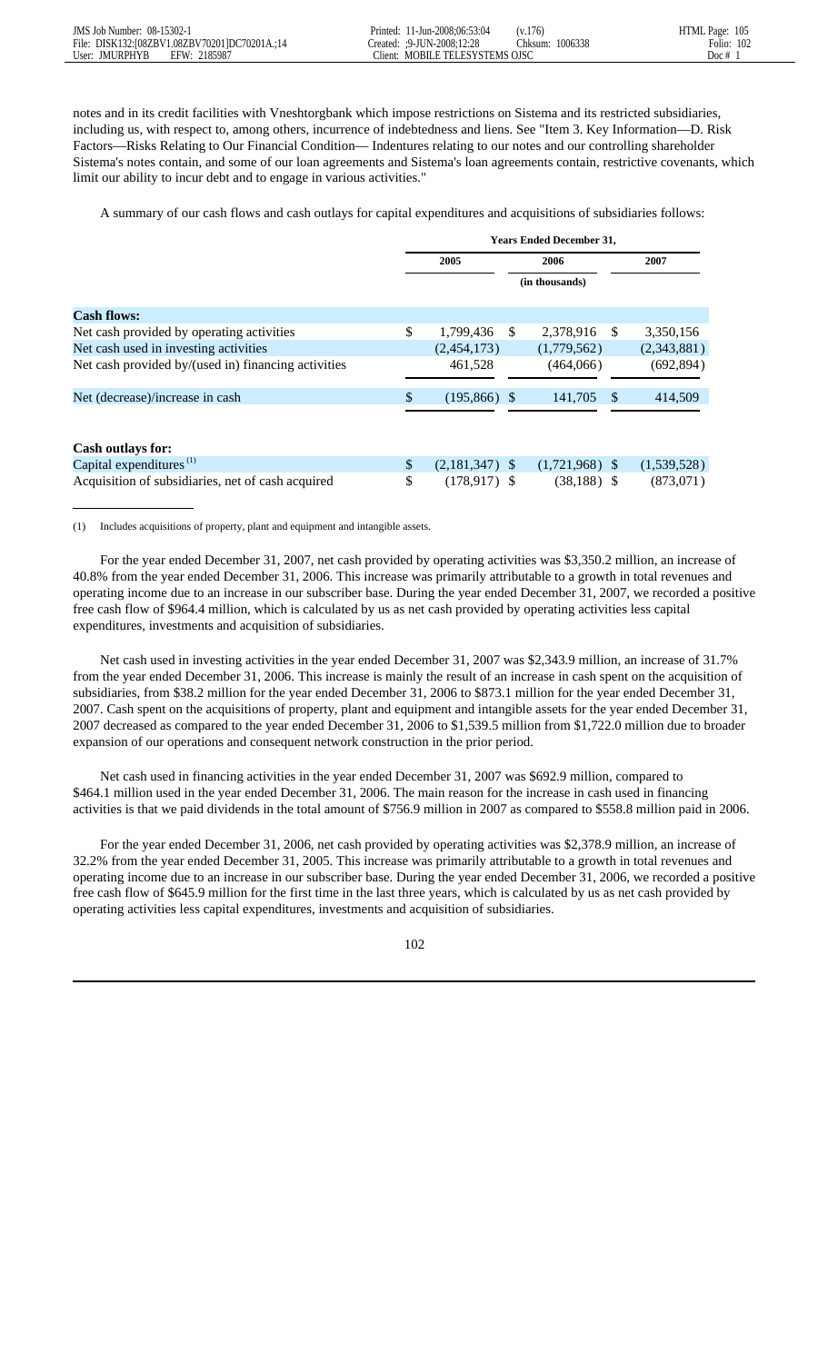notes and in its credit facilities with Vneshtorgbank which impose restrictions on Sistema and its restricted subsidiaries, including us, with respect to, among others, incurrence of indebtedness and liens. See "Item 3. Key Information—D. Risk Factors—Risks Relating to Our Financial Condition— Indentures relating to our notes and our controlling shareholder Sistema's notes contain, and some of our loan agreements and Sistema's loan agreements contain, restrictive covenants, which limit our ability to incur debt and to engage in various activities."

A summary of our cash flows and cash outlays for capital expenditures and acquisitions of subsidiaries follows:

| | Years Ended December 31, | | |
|---|---|---|---|
| | 2005 | 2006 | 2007 |
| | | (in thousands) | |
| **Cash flows:** | | | |
| Net cash provided by operating activities | $ 1,799,436 | $ 2,378,916 | $ 3,350,156 |
| Net cash used in investing activities | (2,454,173) | (1,779,562) | (2,343,881) |
| Net cash provided by/(used in) financing activities | 461,528 | (464,066) | (692,894) |
| Net (decrease)/increase in cash | $ (195,866) | $ 141,705 | $ 414,509 |
| **Cash outlays for:** | | | |
| Capital expenditures [(1)] | $ (2,181,347) | $ (1,721,968) | $ (1,539,528) |
| Acquisition of subsidiaries, net of cash acquired | $ (178,917) | $ (38,188) | $ (873,071) |

(1) Includes acquisitions of property, plant and equipment and intangible assets.

For the year ended December 31, 2007, net cash provided by operating activities was $3,350.2 million, an increase of 40.8% from the year ended December 31, 2006. This increase was primarily attributable to a growth in total revenues and operating income due to an increase in our subscriber base. During the year ended December 31, 2007, we recorded a positive free cash flow of $964.4 million, which is calculated by us as net cash provided by operating activities less capital expenditures, investments and acquisition of subsidiaries.

Net cash used in investing activities in the year ended December 31, 2007 was $2,343.9 million, an increase of 31.7% from the year ended December 31, 2006. This increase is mainly the result of an increase in cash spent on the acquisition of subsidiaries, from $38.2 million for the year ended December 31, 2006 to $873.1 million for the year ended December 31, 2007. Cash spent on the acquisitions of property, plant and equipment and intangible assets for the year ended December 31, 2007 decreased as compared to the year ended December 31, 2006 to $1,539.5 million from $1,722.0 million due to broader expansion of our operations and consequent network construction in the prior period.

Net cash used in financing activities in the year ended December 31, 2007 was $692.9 million, compared to $464.1 million used in the year ended December 31, 2006. The main reason for the increase in cash used in financing activities is that we paid dividends in the total amount of $756.9 million in 2007 as compared to $558.8 million paid in 2006.

For the year ended December 31, 2006, net cash provided by operating activities was $2,378.9 million, an increase of 32.2% from the year ended December 31, 2005. This increase was primarily attributable to a growth in total revenues and operating income due to an increase in our subscriber base. During the year ended December 31, 2006, we recorded a positive free cash flow of $645.9 million for the first time in the last three years, which is calculated by us as net cash provided by operating activities less capital expenditures, investments and acquisition of subsidiaries.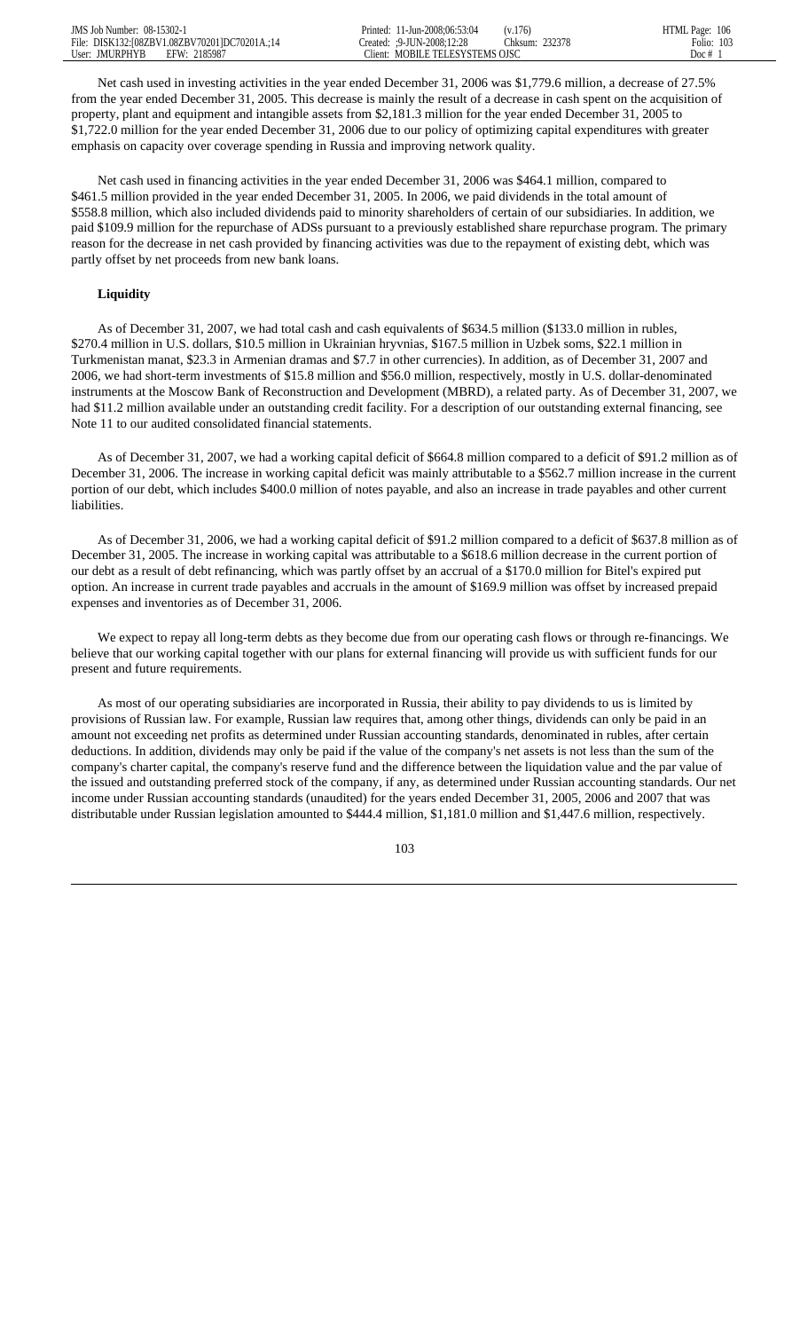Net cash used in investing activities in the year ended December 31, 2006 was $1,779.6 million, a decrease of 27.5% from the year ended December 31, 2005. This decrease is mainly the result of a decrease in cash spent on the acquisition of property, plant and equipment and intangible assets from $2,181.3 million for the year ended December 31, 2005 to $1,722.0 million for the year ended December 31, 2006 due to our policy of optimizing capital expenditures with greater emphasis on capacity over coverage spending in Russia and improving network quality.

Net cash used in financing activities in the year ended December 31, 2006 was $464.1 million, compared to $461.5 million provided in the year ended December 31, 2005. In 2006, we paid dividends in the total amount of $558.8 million, which also included dividends paid to minority shareholders of certain of our subsidiaries. In addition, we paid $109.9 million for the repurchase of ADSs pursuant to a previously established share repurchase program. The primary reason for the decrease in net cash provided by financing activities was due to the repayment of existing debt, which was partly offset by net proceeds from new bank loans.

**Liquidity**

As of December 31, 2007, we had total cash and cash equivalents of $634.5 million ($133.0 million in rubles, $270.4 million in U.S. dollars, $10.5 million in Ukrainian hryvnias, $167.5 million in Uzbek soms, $22.1 million in Turkmenistan manat, $23.3 in Armenian dramas and $7.7 in other currencies). In addition, as of December 31, 2007 and 2006, we had short-term investments of $15.8 million and $56.0 million, respectively, mostly in U.S. dollar-denominated instruments at the Moscow Bank of Reconstruction and Development (MBRD), a related party. As of December 31, 2007, we had $11.2 million available under an outstanding credit facility. For a description of our outstanding external financing, see Note 11 to our audited consolidated financial statements.

As of December 31, 2007, we had a working capital deficit of $664.8 million compared to a deficit of $91.2 million as of December 31, 2006. The increase in working capital deficit was mainly attributable to a $562.7 million increase in the current portion of our debt, which includes $400.0 million of notes payable, and also an increase in trade payables and other current liabilities.

As of December 31, 2006, we had a working capital deficit of $91.2 million compared to a deficit of $637.8 million as of December 31, 2005. The increase in working capital was attributable to a $618.6 million decrease in the current portion of our debt as a result of debt refinancing, which was partly offset by an accrual of a $170.0 million for Bitel's expired put option. An increase in current trade payables and accruals in the amount of $169.9 million was offset by increased prepaid expenses and inventories as of December 31, 2006.

We expect to repay all long-term debts as they become due from our operating cash flows or through re-financings. We believe that our working capital together with our plans for external financing will provide us with sufficient funds for our present and future requirements.

As most of our operating subsidiaries are incorporated in Russia, their ability to pay dividends to us is limited by provisions of Russian law. For example, Russian law requires that, among other things, dividends can only be paid in an amount not exceeding net profits as determined under Russian accounting standards, denominated in rubles, after certain deductions. In addition, dividends may only be paid if the value of the company's net assets is not less than the sum of the company's charter capital, the company's reserve fund and the difference between the liquidation value and the par value of the issued and outstanding preferred stock of the company, if any, as determined under Russian accounting standards. Our net income under Russian accounting standards (unaudited) for the years ended December 31, 2005, 2006 and 2007 that was distributable under Russian legislation amounted to $444.4 million, $1,181.0 million and $1,447.6 million, respectively.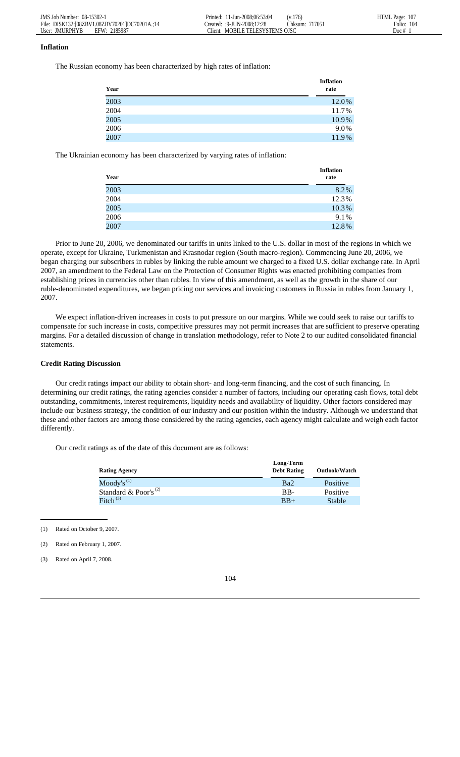## Inflation

The Russian economy has been characterized by high rates of inflation:

| Year | Inflation rate |
|---|---|
| 2003 | 12.0% |
| 2004 | 11.7% |
| 2005 | 10.9% |
| 2006 | 9.0% |
| 2007 | 11.9% |

The Ukrainian economy has been characterized by varying rates of inflation:

| Year | Inflation rate |
|---|---|
| 2003 | 8.2% |
| 2004 | 12.3% |
| 2005 | 10.3% |
| 2006 | 9.1% |
| 2007 | 12.8% |

Prior to June 20, 2006, we denominated our tariffs in units linked to the U.S. dollar in most of the regions in which we operate, except for Ukraine, Turkmenistan and Krasnodar region (South macro-region). Commencing June 20, 2006, we began charging our subscribers in rubles by linking the ruble amount we charged to a fixed U.S. dollar exchange rate. In April 2007, an amendment to the Federal Law on the Protection of Consumer Rights was enacted prohibiting companies from establishing prices in currencies other than rubles. In view of this amendment, as well as the growth in the share of our ruble-denominated expenditures, we began pricing our services and invoicing customers in Russia in rubles from January 1, 2007.

We expect inflation-driven increases in costs to put pressure on our margins. While we could seek to raise our tariffs to compensate for such increase in costs, competitive pressures may not permit increases that are sufficient to preserve operating margins. For a detailed discussion of change in translation methodology, refer to Note 2 to our audited consolidated financial statements.

## Credit Rating Discussion

Our credit ratings impact our ability to obtain short- and long-term financing, and the cost of such financing. In determining our credit ratings, the rating agencies consider a number of factors, including our operating cash flows, total debt outstanding, commitments, interest requirements, liquidity needs and availability of liquidity. Other factors considered may include our business strategy, the condition of our industry and our position within the industry. Although we understand that these and other factors are among those considered by the rating agencies, each agency might calculate and weigh each factor differently.

Our credit ratings as of the date of this document are as follows:

| Rating Agency | Long-Term Debt Rating | Outlook/Watch |
|---|---|---|
| Moody's [(1)] | Ba2 | Positive |
| Standard & Poor's [(2)] | BB- | Positive |
| Fitch [(3)] | BB+ | Stable |

(1) Rated on October 9, 2007.

(2) Rated on February 1, 2007.

(3) Rated on April 7, 2008.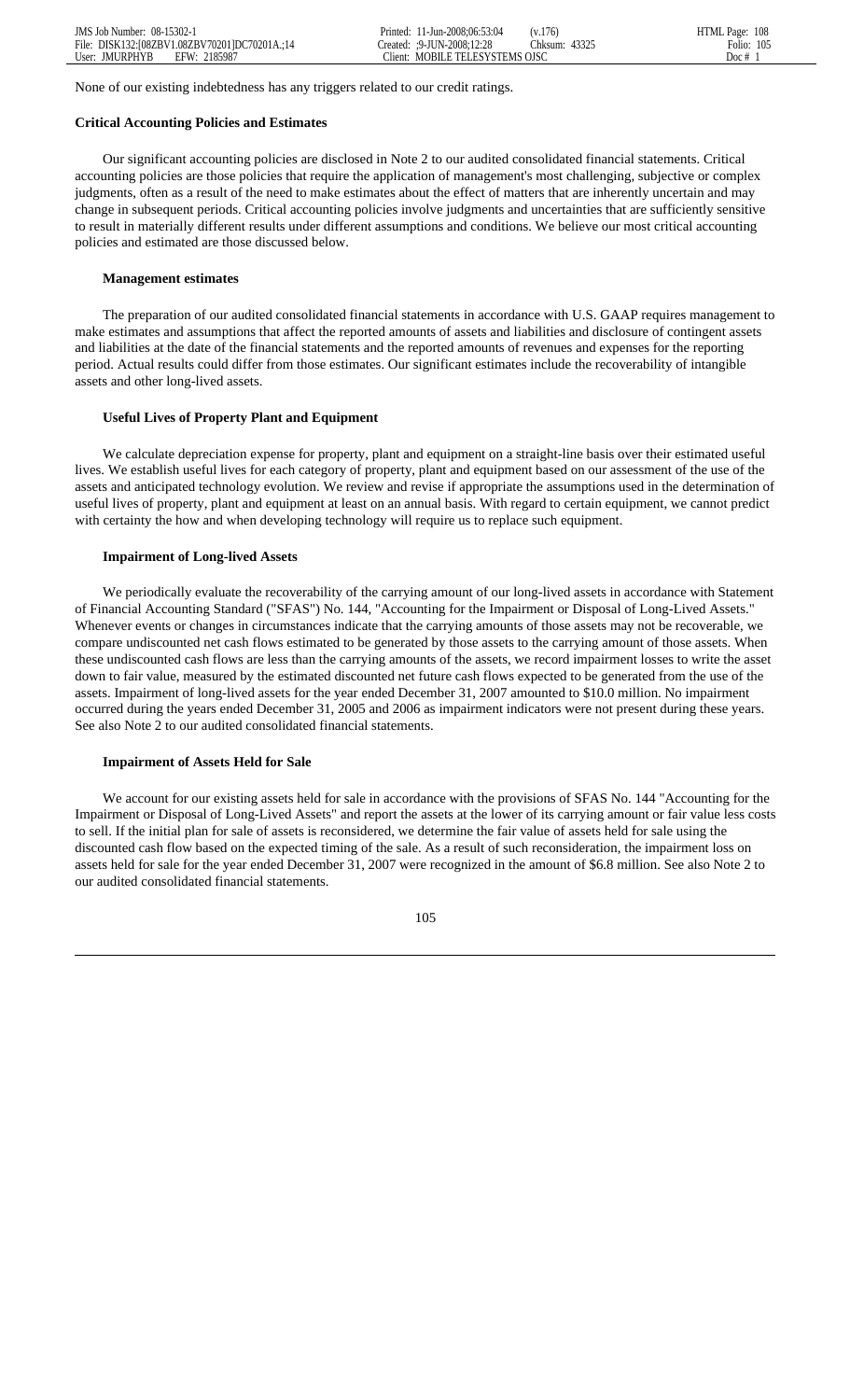None of our existing indebtedness has any triggers related to our credit ratings.

**Critical Accounting Policies and Estimates**

Our significant accounting policies are disclosed in Note 2 to our audited consolidated financial statements. Critical accounting policies are those policies that require the application of management's most challenging, subjective or complex judgments, often as a result of the need to make estimates about the effect of matters that are inherently uncertain and may change in subsequent periods. Critical accounting policies involve judgments and uncertainties that are sufficiently sensitive to result in materially different results under different assumptions and conditions. We believe our most critical accounting policies and estimated are those discussed below.

**Management estimates**

The preparation of our audited consolidated financial statements in accordance with U.S. GAAP requires management to make estimates and assumptions that affect the reported amounts of assets and liabilities and disclosure of contingent assets and liabilities at the date of the financial statements and the reported amounts of revenues and expenses for the reporting period. Actual results could differ from those estimates. Our significant estimates include the recoverability of intangible assets and other long-lived assets.

**Useful Lives of Property Plant and Equipment**

We calculate depreciation expense for property, plant and equipment on a straight-line basis over their estimated useful lives. We establish useful lives for each category of property, plant and equipment based on our assessment of the use of the assets and anticipated technology evolution. We review and revise if appropriate the assumptions used in the determination of useful lives of property, plant and equipment at least on an annual basis. With regard to certain equipment, we cannot predict with certainty the how and when developing technology will require us to replace such equipment.

**Impairment of Long-lived Assets**

We periodically evaluate the recoverability of the carrying amount of our long-lived assets in accordance with Statement of Financial Accounting Standard ("SFAS") No. 144, "Accounting for the Impairment or Disposal of Long-Lived Assets." Whenever events or changes in circumstances indicate that the carrying amounts of those assets may not be recoverable, we compare undiscounted net cash flows estimated to be generated by those assets to the carrying amount of those assets. When these undiscounted cash flows are less than the carrying amounts of the assets, we record impairment losses to write the asset down to fair value, measured by the estimated discounted net future cash flows expected to be generated from the use of the assets. Impairment of long-lived assets for the year ended December 31, 2007 amounted to $10.0 million. No impairment occurred during the years ended December 31, 2005 and 2006 as impairment indicators were not present during these years. See also Note 2 to our audited consolidated financial statements.

**Impairment of Assets Held for Sale**

We account for our existing assets held for sale in accordance with the provisions of SFAS No. 144 "Accounting for the Impairment or Disposal of Long-Lived Assets" and report the assets at the lower of its carrying amount or fair value less costs to sell. If the initial plan for sale of assets is reconsidered, we determine the fair value of assets held for sale using the discounted cash flow based on the expected timing of the sale. As a result of such reconsideration, the impairment loss on assets held for sale for the year ended December 31, 2007 were recognized in the amount of $6.8 million. See also Note 2 to our audited consolidated financial statements.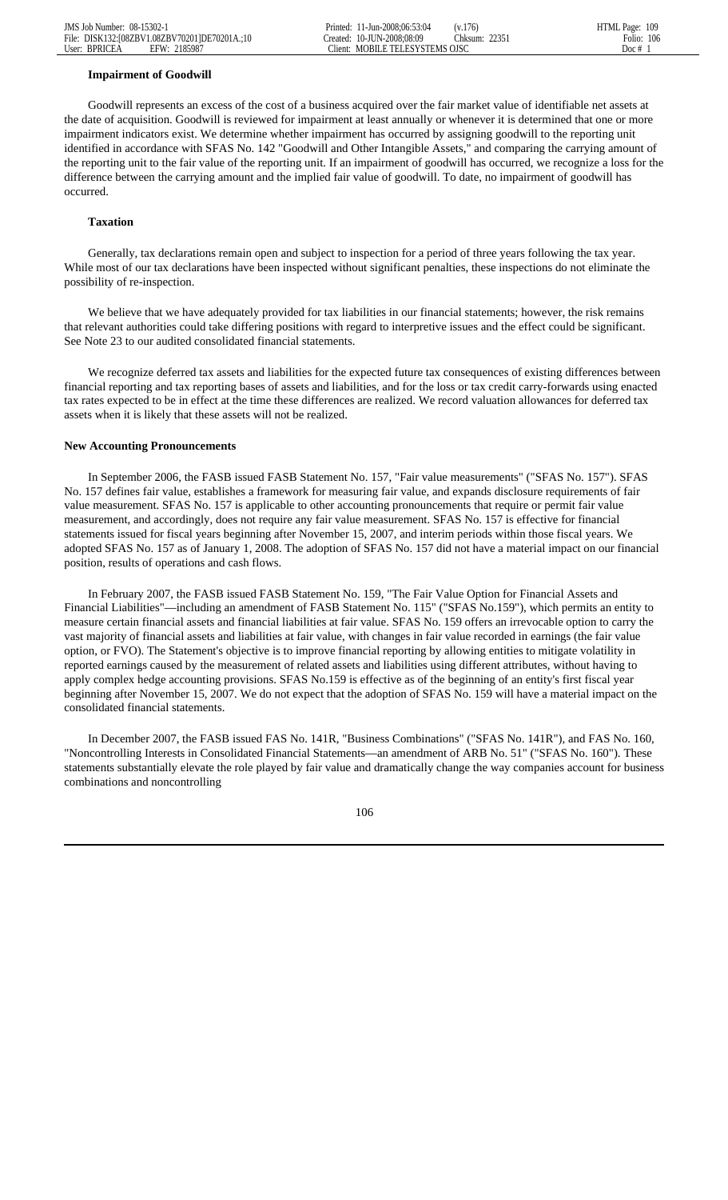**Impairment of Goodwill**

Goodwill represents an excess of the cost of a business acquired over the fair market value of identifiable net assets at the date of acquisition. Goodwill is reviewed for impairment at least annually or whenever it is determined that one or more impairment indicators exist. We determine whether impairment has occurred by assigning goodwill to the reporting unit identified in accordance with SFAS No. 142 "Goodwill and Other Intangible Assets," and comparing the carrying amount of the reporting unit to the fair value of the reporting unit. If an impairment of goodwill has occurred, we recognize a loss for the difference between the carrying amount and the implied fair value of goodwill. To date, no impairment of goodwill has occurred.

**Taxation**

Generally, tax declarations remain open and subject to inspection for a period of three years following the tax year. While most of our tax declarations have been inspected without significant penalties, these inspections do not eliminate the possibility of re-inspection.

We believe that we have adequately provided for tax liabilities in our financial statements; however, the risk remains that relevant authorities could take differing positions with regard to interpretive issues and the effect could be significant. See Note 23 to our audited consolidated financial statements.

We recognize deferred tax assets and liabilities for the expected future tax consequences of existing differences between financial reporting and tax reporting bases of assets and liabilities, and for the loss or tax credit carry-forwards using enacted tax rates expected to be in effect at the time these differences are realized. We record valuation allowances for deferred tax assets when it is likely that these assets will not be realized.

**New Accounting Pronouncements**

In September 2006, the FASB issued FASB Statement No. 157, "Fair value measurements" ("SFAS No. 157"). SFAS No. 157 defines fair value, establishes a framework for measuring fair value, and expands disclosure requirements of fair value measurement. SFAS No. 157 is applicable to other accounting pronouncements that require or permit fair value measurement, and accordingly, does not require any fair value measurement. SFAS No. 157 is effective for financial statements issued for fiscal years beginning after November 15, 2007, and interim periods within those fiscal years. We adopted SFAS No. 157 as of January 1, 2008. The adoption of SFAS No. 157 did not have a material impact on our financial position, results of operations and cash flows.

In February 2007, the FASB issued FASB Statement No. 159, "The Fair Value Option for Financial Assets and Financial Liabilities"—including an amendment of FASB Statement No. 115" ("SFAS No.159"), which permits an entity to measure certain financial assets and financial liabilities at fair value. SFAS No. 159 offers an irrevocable option to carry the vast majority of financial assets and financial liabilities at fair value, with changes in fair value recorded in earnings (the fair value option, or FVO). The Statement's objective is to improve financial reporting by allowing entities to mitigate volatility in reported earnings caused by the measurement of related assets and liabilities using different attributes, without having to apply complex hedge accounting provisions. SFAS No.159 is effective as of the beginning of an entity's first fiscal year beginning after November 15, 2007. We do not expect that the adoption of SFAS No. 159 will have a material impact on the consolidated financial statements.

In December 2007, the FASB issued FAS No. 141R, "Business Combinations" ("SFAS No. 141R"), and FAS No. 160, "Noncontrolling Interests in Consolidated Financial Statements—an amendment of ARB No. 51" ("SFAS No. 160"). These statements substantially elevate the role played by fair value and dramatically change the way companies account for business combinations and noncontrolling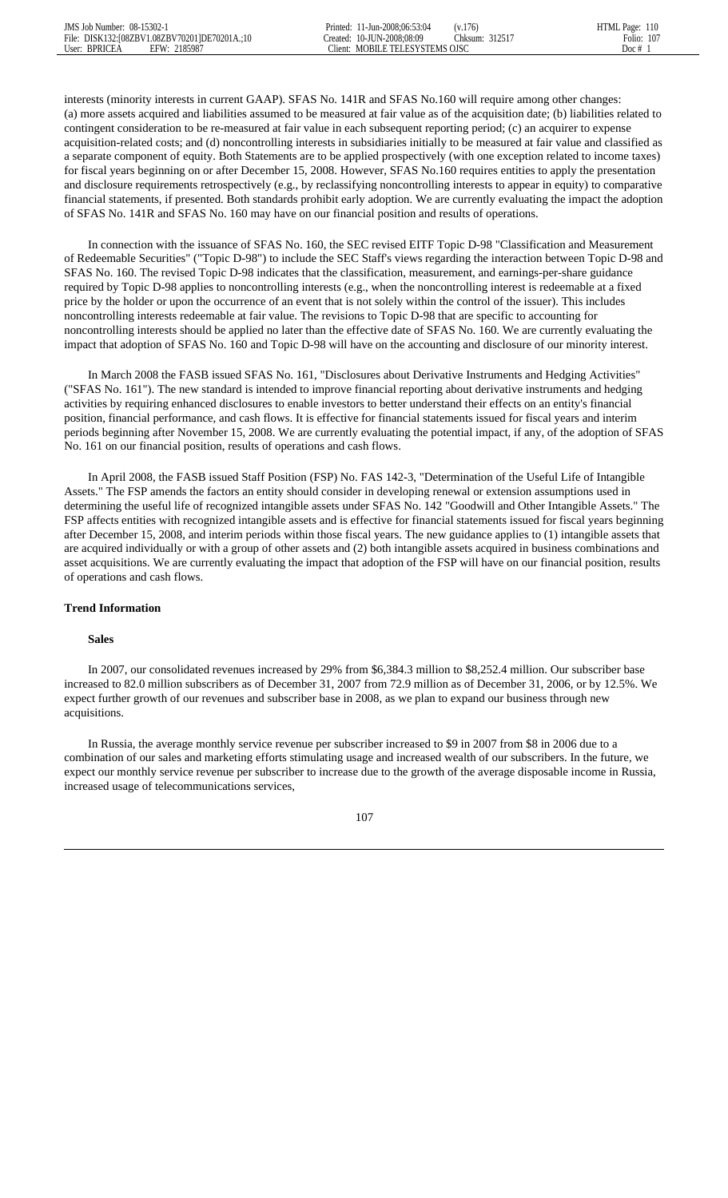interests (minority interests in current GAAP). SFAS No. 141R and SFAS No.160 will require among other changes: (a) more assets acquired and liabilities assumed to be measured at fair value as of the acquisition date; (b) liabilities related to contingent consideration to be re-measured at fair value in each subsequent reporting period; (c) an acquirer to expense acquisition-related costs; and (d) noncontrolling interests in subsidiaries initially to be measured at fair value and classified as a separate component of equity. Both Statements are to be applied prospectively (with one exception related to income taxes) for fiscal years beginning on or after December 15, 2008. However, SFAS No.160 requires entities to apply the presentation and disclosure requirements retrospectively (e.g., by reclassifying noncontrolling interests to appear in equity) to comparative financial statements, if presented. Both standards prohibit early adoption. We are currently evaluating the impact the adoption of SFAS No. 141R and SFAS No. 160 may have on our financial position and results of operations.

In connection with the issuance of SFAS No. 160, the SEC revised EITF Topic D-98 "Classification and Measurement of Redeemable Securities" ("Topic D-98") to include the SEC Staff's views regarding the interaction between Topic D-98 and SFAS No. 160. The revised Topic D-98 indicates that the classification, measurement, and earnings-per-share guidance required by Topic D-98 applies to noncontrolling interests (e.g., when the noncontrolling interest is redeemable at a fixed price by the holder or upon the occurrence of an event that is not solely within the control of the issuer). This includes noncontrolling interests redeemable at fair value. The revisions to Topic D-98 that are specific to accounting for noncontrolling interests should be applied no later than the effective date of SFAS No. 160. We are currently evaluating the impact that adoption of SFAS No. 160 and Topic D-98 will have on the accounting and disclosure of our minority interest.

In March 2008 the FASB issued SFAS No. 161, "Disclosures about Derivative Instruments and Hedging Activities" ("SFAS No. 161"). The new standard is intended to improve financial reporting about derivative instruments and hedging activities by requiring enhanced disclosures to enable investors to better understand their effects on an entity's financial position, financial performance, and cash flows. It is effective for financial statements issued for fiscal years and interim periods beginning after November 15, 2008. We are currently evaluating the potential impact, if any, of the adoption of SFAS No. 161 on our financial position, results of operations and cash flows.

In April 2008, the FASB issued Staff Position (FSP) No. FAS 142-3, "Determination of the Useful Life of Intangible Assets." The FSP amends the factors an entity should consider in developing renewal or extension assumptions used in determining the useful life of recognized intangible assets under SFAS No. 142 "Goodwill and Other Intangible Assets." The FSP affects entities with recognized intangible assets and is effective for financial statements issued for fiscal years beginning after December 15, 2008, and interim periods within those fiscal years. The new guidance applies to (1) intangible assets that are acquired individually or with a group of other assets and (2) both intangible assets acquired in business combinations and asset acquisitions. We are currently evaluating the impact that adoption of the FSP will have on our financial position, results of operations and cash flows.

### Trend Information

#### Sales

In 2007, our consolidated revenues increased by 29% from $6,384.3 million to $8,252.4 million. Our subscriber base increased to 82.0 million subscribers as of December 31, 2007 from 72.9 million as of December 31, 2006, or by 12.5%. We expect further growth of our revenues and subscriber base in 2008, as we plan to expand our business through new acquisitions.

In Russia, the average monthly service revenue per subscriber increased to $9 in 2007 from $8 in 2006 due to a combination of our sales and marketing efforts stimulating usage and increased wealth of our subscribers. In the future, we expect our monthly service revenue per subscriber to increase due to the growth of the average disposable income in Russia, increased usage of telecommunications services,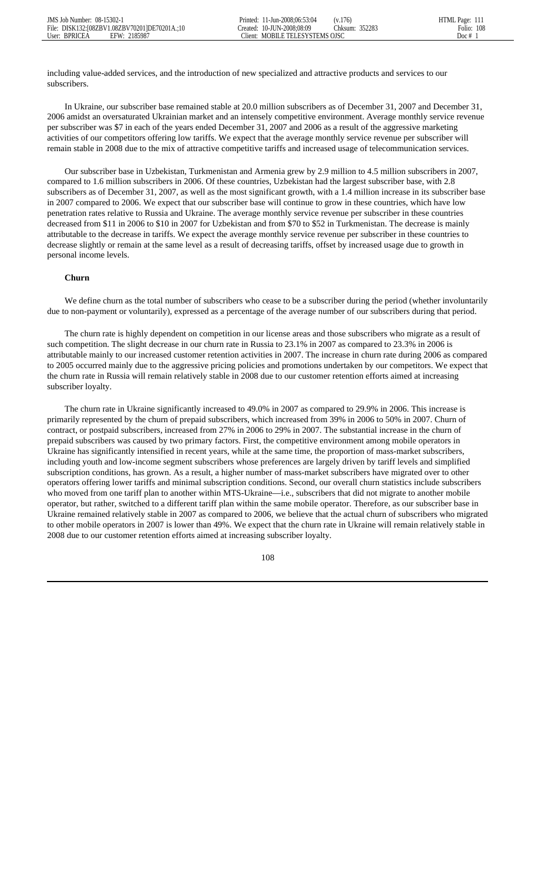including value-added services, and the introduction of new specialized and attractive products and services to our subscribers.

In Ukraine, our subscriber base remained stable at 20.0 million subscribers as of December 31, 2007 and December 31, 2006 amidst an oversaturated Ukrainian market and an intensely competitive environment. Average monthly service revenue per subscriber was $7 in each of the years ended December 31, 2007 and 2006 as a result of the aggressive marketing activities of our competitors offering low tariffs. We expect that the average monthly service revenue per subscriber will remain stable in 2008 due to the mix of attractive competitive tariffs and increased usage of telecommunication services.

Our subscriber base in Uzbekistan, Turkmenistan and Armenia grew by 2.9 million to 4.5 million subscribers in 2007, compared to 1.6 million subscribers in 2006. Of these countries, Uzbekistan had the largest subscriber base, with 2.8 subscribers as of December 31, 2007, as well as the most significant growth, with a 1.4 million increase in its subscriber base in 2007 compared to 2006. We expect that our subscriber base will continue to grow in these countries, which have low penetration rates relative to Russia and Ukraine. The average monthly service revenue per subscriber in these countries decreased from $11 in 2006 to $10 in 2007 for Uzbekistan and from $70 to $52 in Turkmenistan. The decrease is mainly attributable to the decrease in tariffs. We expect the average monthly service revenue per subscriber in these countries to decrease slightly or remain at the same level as a result of decreasing tariffs, offset by increased usage due to growth in personal income levels.

**Churn**

We define churn as the total number of subscribers who cease to be a subscriber during the period (whether involuntarily due to non-payment or voluntarily), expressed as a percentage of the average number of our subscribers during that period.

The churn rate is highly dependent on competition in our license areas and those subscribers who migrate as a result of such competition. The slight decrease in our churn rate in Russia to 23.1% in 2007 as compared to 23.3% in 2006 is attributable mainly to our increased customer retention activities in 2007. The increase in churn rate during 2006 as compared to 2005 occurred mainly due to the aggressive pricing policies and promotions undertaken by our competitors. We expect that the churn rate in Russia will remain relatively stable in 2008 due to our customer retention efforts aimed at increasing subscriber loyalty.

The churn rate in Ukraine significantly increased to 49.0% in 2007 as compared to 29.9% in 2006. This increase is primarily represented by the churn of prepaid subscribers, which increased from 39% in 2006 to 50% in 2007. Churn of contract, or postpaid subscribers, increased from 27% in 2006 to 29% in 2007. The substantial increase in the churn of prepaid subscribers was caused by two primary factors. First, the competitive environment among mobile operators in Ukraine has significantly intensified in recent years, while at the same time, the proportion of mass-market subscribers, including youth and low-income segment subscribers whose preferences are largely driven by tariff levels and simplified subscription conditions, has grown. As a result, a higher number of mass-market subscribers have migrated over to other operators offering lower tariffs and minimal subscription conditions. Second, our overall churn statistics include subscribers who moved from one tariff plan to another within MTS-Ukraine—i.e., subscribers that did not migrate to another mobile operator, but rather, switched to a different tariff plan within the same mobile operator. Therefore, as our subscriber base in Ukraine remained relatively stable in 2007 as compared to 2006, we believe that the actual churn of subscribers who migrated to other mobile operators in 2007 is lower than 49%. We expect that the churn rate in Ukraine will remain relatively stable in 2008 due to our customer retention efforts aimed at increasing subscriber loyalty.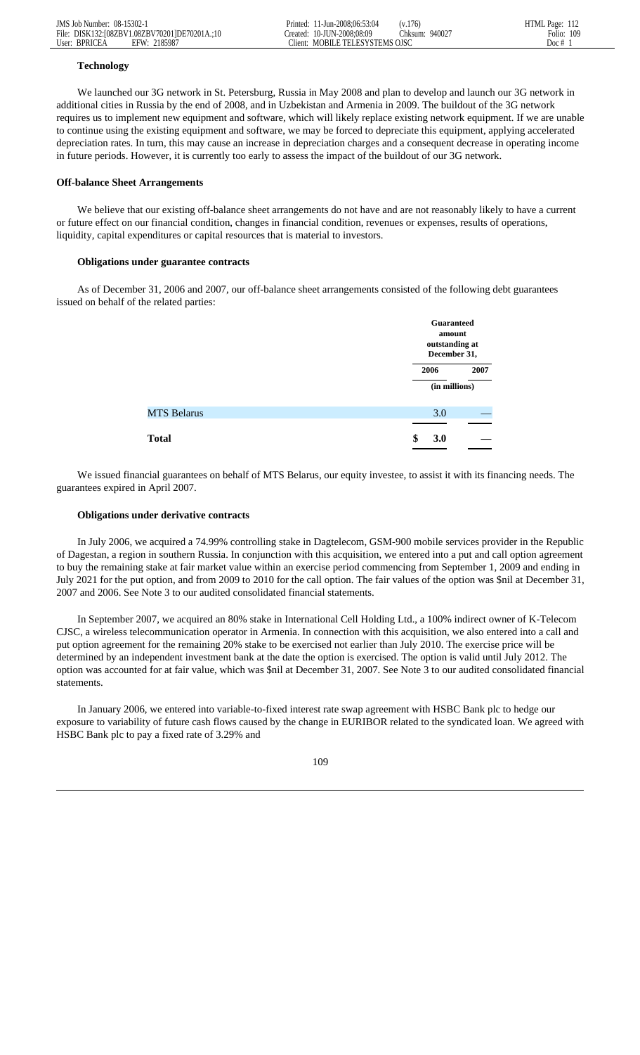**Technology**

We launched our 3G network in St. Petersburg, Russia in May 2008 and plan to develop and launch our 3G network in additional cities in Russia by the end of 2008, and in Uzbekistan and Armenia in 2009. The buildout of the 3G network requires us to implement new equipment and software, which will likely replace existing network equipment. If we are unable to continue using the existing equipment and software, we may be forced to depreciate this equipment, applying accelerated depreciation rates. In turn, this may cause an increase in depreciation charges and a consequent decrease in operating income in future periods. However, it is currently too early to assess the impact of the buildout of our 3G network.

**Off-balance Sheet Arrangements**

We believe that our existing off-balance sheet arrangements do not have and are not reasonably likely to have a current or future effect on our financial condition, changes in financial condition, revenues or expenses, results of operations, liquidity, capital expenditures or capital resources that is material to investors.

**Obligations under guarantee contracts**

As of December 31, 2006 and 2007, our off-balance sheet arrangements consisted of the following debt guarantees issued on behalf of the related parties:

| | Guaranteed amount outstanding at December 31, | |
|---|---|---|
| | 2006 | 2007 |
| | (in millions) | |
| MTS Belarus | 3.0 | — |
| **Total** | **$ 3.0** | — |

We issued financial guarantees on behalf of MTS Belarus, our equity investee, to assist it with its financing needs. The guarantees expired in April 2007.

**Obligations under derivative contracts**

In July 2006, we acquired a 74.99% controlling stake in Dagtelecom, GSM-900 mobile services provider in the Republic of Dagestan, a region in southern Russia. In conjunction with this acquisition, we entered into a put and call option agreement to buy the remaining stake at fair market value within an exercise period commencing from September 1, 2009 and ending in July 2021 for the put option, and from 2009 to 2010 for the call option. The fair values of the option was $nil at December 31, 2007 and 2006. See Note 3 to our audited consolidated financial statements.

In September 2007, we acquired an 80% stake in International Cell Holding Ltd., a 100% indirect owner of K-Telecom CJSC, a wireless telecommunication operator in Armenia. In connection with this acquisition, we also entered into a call and put option agreement for the remaining 20% stake to be exercised not earlier than July 2010. The exercise price will be determined by an independent investment bank at the date the option is exercised. The option is valid until July 2012. The option was accounted for at fair value, which was $nil at December 31, 2007. See Note 3 to our audited consolidated financial statements.

In January 2006, we entered into variable-to-fixed interest rate swap agreement with HSBC Bank plc to hedge our exposure to variability of future cash flows caused by the change in EURIBOR related to the syndicated loan. We agreed with HSBC Bank plc to pay a fixed rate of 3.29% and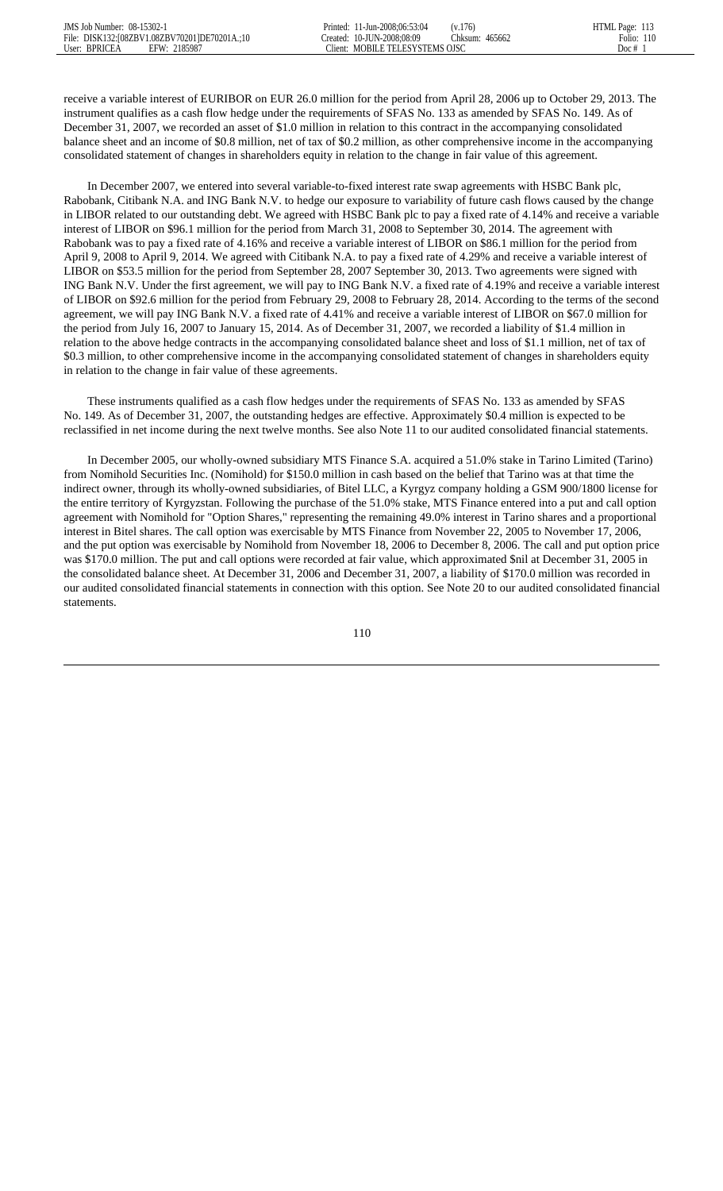receive a variable interest of EURIBOR on EUR 26.0 million for the period from April 28, 2006 up to October 29, 2013. The instrument qualifies as a cash flow hedge under the requirements of SFAS No. 133 as amended by SFAS No. 149. As of December 31, 2007, we recorded an asset of $1.0 million in relation to this contract in the accompanying consolidated balance sheet and an income of $0.8 million, net of tax of $0.2 million, as other comprehensive income in the accompanying consolidated statement of changes in shareholders equity in relation to the change in fair value of this agreement.

In December 2007, we entered into several variable-to-fixed interest rate swap agreements with HSBC Bank plc, Rabobank, Citibank N.A. and ING Bank N.V. to hedge our exposure to variability of future cash flows caused by the change in LIBOR related to our outstanding debt. We agreed with HSBC Bank plc to pay a fixed rate of 4.14% and receive a variable interest of LIBOR on $96.1 million for the period from March 31, 2008 to September 30, 2014. The agreement with Rabobank was to pay a fixed rate of 4.16% and receive a variable interest of LIBOR on $86.1 million for the period from April 9, 2008 to April 9, 2014. We agreed with Citibank N.A. to pay a fixed rate of 4.29% and receive a variable interest of LIBOR on $53.5 million for the period from September 28, 2007 September 30, 2013. Two agreements were signed with ING Bank N.V. Under the first agreement, we will pay to ING Bank N.V. a fixed rate of 4.19% and receive a variable interest of LIBOR on $92.6 million for the period from February 29, 2008 to February 28, 2014. According to the terms of the second agreement, we will pay ING Bank N.V. a fixed rate of 4.41% and receive a variable interest of LIBOR on $67.0 million for the period from July 16, 2007 to January 15, 2014. As of December 31, 2007, we recorded a liability of $1.4 million in relation to the above hedge contracts in the accompanying consolidated balance sheet and loss of $1.1 million, net of tax of $0.3 million, to other comprehensive income in the accompanying consolidated statement of changes in shareholders equity in relation to the change in fair value of these agreements.

These instruments qualified as a cash flow hedges under the requirements of SFAS No. 133 as amended by SFAS No. 149. As of December 31, 2007, the outstanding hedges are effective. Approximately $0.4 million is expected to be reclassified in net income during the next twelve months. See also Note 11 to our audited consolidated financial statements.

In December 2005, our wholly-owned subsidiary MTS Finance S.A. acquired a 51.0% stake in Tarino Limited (Tarino) from Nomihold Securities Inc. (Nomihold) for $150.0 million in cash based on the belief that Tarino was at that time the indirect owner, through its wholly-owned subsidiaries, of Bitel LLC, a Kyrgyz company holding a GSM 900/1800 license for the entire territory of Kyrgyzstan. Following the purchase of the 51.0% stake, MTS Finance entered into a put and call option agreement with Nomihold for "Option Shares," representing the remaining 49.0% interest in Tarino shares and a proportional interest in Bitel shares. The call option was exercisable by MTS Finance from November 22, 2005 to November 17, 2006, and the put option was exercisable by Nomihold from November 18, 2006 to December 8, 2006. The call and put option price was $170.0 million. The put and call options were recorded at fair value, which approximated $nil at December 31, 2005 in the consolidated balance sheet. At December 31, 2006 and December 31, 2007, a liability of $170.0 million was recorded in our audited consolidated financial statements in connection with this option. See Note 20 to our audited consolidated financial statements.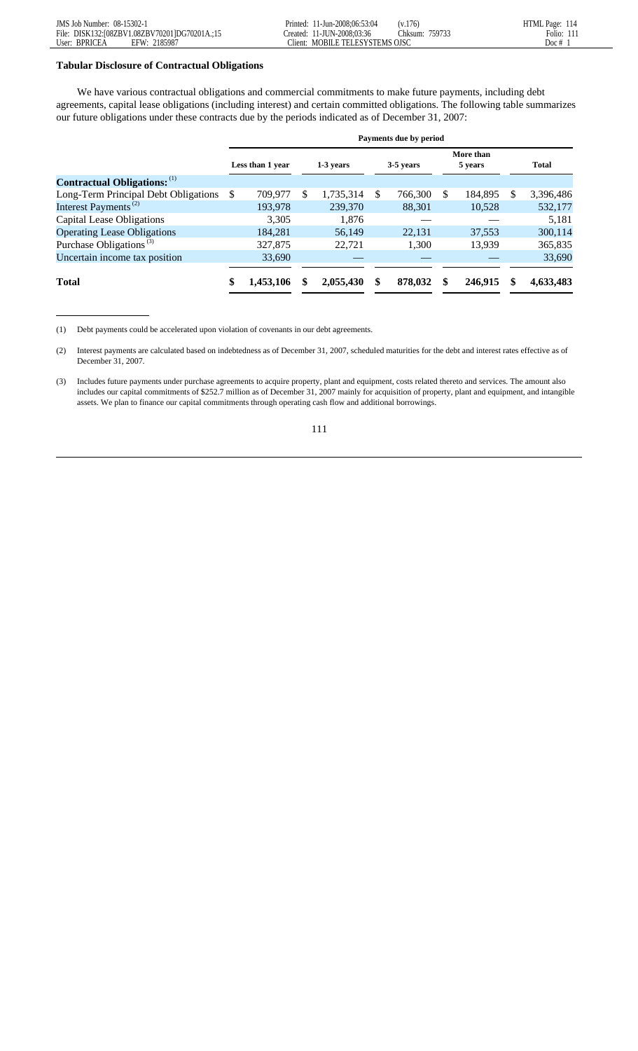### Tabular Disclosure of Contractual Obligations

We have various contractual obligations and commercial commitments to make future payments, including debt agreements, capital lease obligations (including interest) and certain committed obligations. The following table summarizes our future obligations under these contracts due by the periods indicated as of December 31, 2007:

| | Payments due by period | | | | |
|---|---|---|---|---|---|
| | Less than 1 year | 1-3 years | 3-5 years | More than 5 years | Total |
| **Contractual Obligations:** [(1)] | | | | | |
| Long-Term Principal Debt Obligations | $ 709,977 | $ 1,735,314 | $ 766,300 | $ 184,895 | $ 3,396,486 |
| Interest Payments [(2)] | 193,978 | 239,370 | 88,301 | 10,528 | 532,177 |
| Capital Lease Obligations | 3,305 | 1,876 | — | — | 5,181 |
| Operating Lease Obligations | 184,281 | 56,149 | 22,131 | 37,553 | 300,114 |
| Purchase Obligations [(3)] | 327,875 | 22,721 | 1,300 | 13,939 | 365,835 |
| Uncertain income tax position | 33,690 | — | — | — | 33,690 |
| **Total** | **$ 1,453,106** | **$ 2,055,430** | **$ 878,032** | **$ 246,915** | **$ 4,633,483** |

(1) Debt payments could be accelerated upon violation of covenants in our debt agreements.

(2) Interest payments are calculated based on indebtedness as of December 31, 2007, scheduled maturities for the debt and interest rates effective as of December 31, 2007.

(3) Includes future payments under purchase agreements to acquire property, plant and equipment, costs related thereto and services. The amount also includes our capital commitments of $252.7 million as of December 31, 2007 mainly for acquisition of property, plant and equipment, and intangible assets. We plan to finance our capital commitments through operating cash flow and additional borrowings.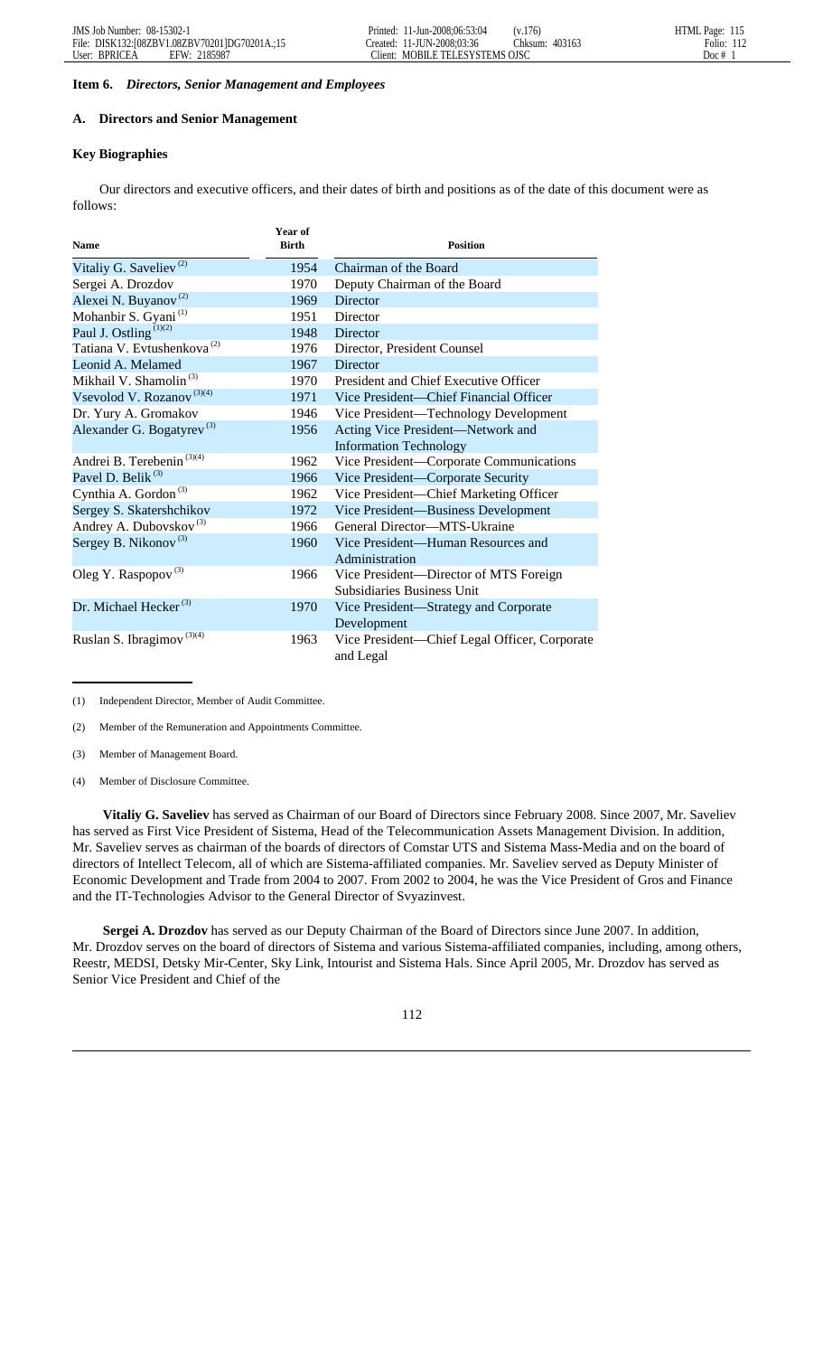### Item 6. *Directors, Senior Management and Employees*

### A. Directors and Senior Management

**Key Biographies**

Our directors and executive officers, and their dates of birth and positions as of the date of this document were as follows:

| Name | Year of Birth | Position |
|---|---|---|
| Vitaliy G. Saveliev [(2)] | 1954 | Chairman of the Board |
| Sergei A. Drozdov | 1970 | Deputy Chairman of the Board |
| Alexei N. Buyanov [(2)] | 1969 | Director |
| Mohanbir S. Gyani [(1)] | 1951 | Director |
| Paul J. Ostling [(1)(2)] | 1948 | Director |
| Tatiana V. Evtushenkova [(2)] | 1976 | Director, President Counsel |
| Leonid A. Melamed | 1967 | Director |
| Mikhail V. Shamolin [(3)] | 1970 | President and Chief Executive Officer |
| Vsevolod V. Rozanov [(3)(4)] | 1971 | Vice President—Chief Financial Officer |
| Dr. Yury A. Gromakov | 1946 | Vice President—Technology Development |
| Alexander G. Bogatyrev [(3)] | 1956 | Acting Vice President—Network and Information Technology |
| Andrei B. Terebenin [(3)(4)] | 1962 | Vice President—Corporate Communications |
| Pavel D. Belik [(3)] | 1966 | Vice President—Corporate Security |
| Cynthia A. Gordon [(3)] | 1962 | Vice President—Chief Marketing Officer |
| Sergey S. Skatershchikov | 1972 | Vice President—Business Development |
| Andrey A. Dubovskov [(3)] | 1966 | General Director—MTS-Ukraine |
| Sergey B. Nikonov [(3)] | 1960 | Vice President—Human Resources and Administration |
| Oleg Y. Raspopov [(3)] | 1966 | Vice President—Director of MTS Foreign Subsidiaries Business Unit |
| Dr. Michael Hecker [(3)] | 1970 | Vice President—Strategy and Corporate Development |
| Ruslan S. Ibragimov [(3)(4)] | 1963 | Vice President—Chief Legal Officer, Corporate and Legal |

(1) Independent Director, Member of Audit Committee.

(2) Member of the Remuneration and Appointments Committee.

(3) Member of Management Board.

(4) Member of Disclosure Committee.

**Vitaliy G. Saveliev** has served as Chairman of our Board of Directors since February 2008. Since 2007, Mr. Saveliev has served as First Vice President of Sistema, Head of the Telecommunication Assets Management Division. In addition, Mr. Saveliev serves as chairman of the boards of directors of Comstar UTS and Sistema Mass-Media and on the board of directors of Intellect Telecom, all of which are Sistema-affiliated companies. Mr. Saveliev served as Deputy Minister of Economic Development and Trade from 2004 to 2007. From 2002 to 2004, he was the Vice President of Gros and Finance and the IT-Technologies Advisor to the General Director of Svyazinvest.

**Sergei A. Drozdov** has served as our Deputy Chairman of the Board of Directors since June 2007. In addition, Mr. Drozdov serves on the board of directors of Sistema and various Sistema-affiliated companies, including, among others, Reestr, MEDSI, Detsky Mir-Center, Sky Link, Intourist and Sistema Hals. Since April 2005, Mr. Drozdov has served as Senior Vice President and Chief of the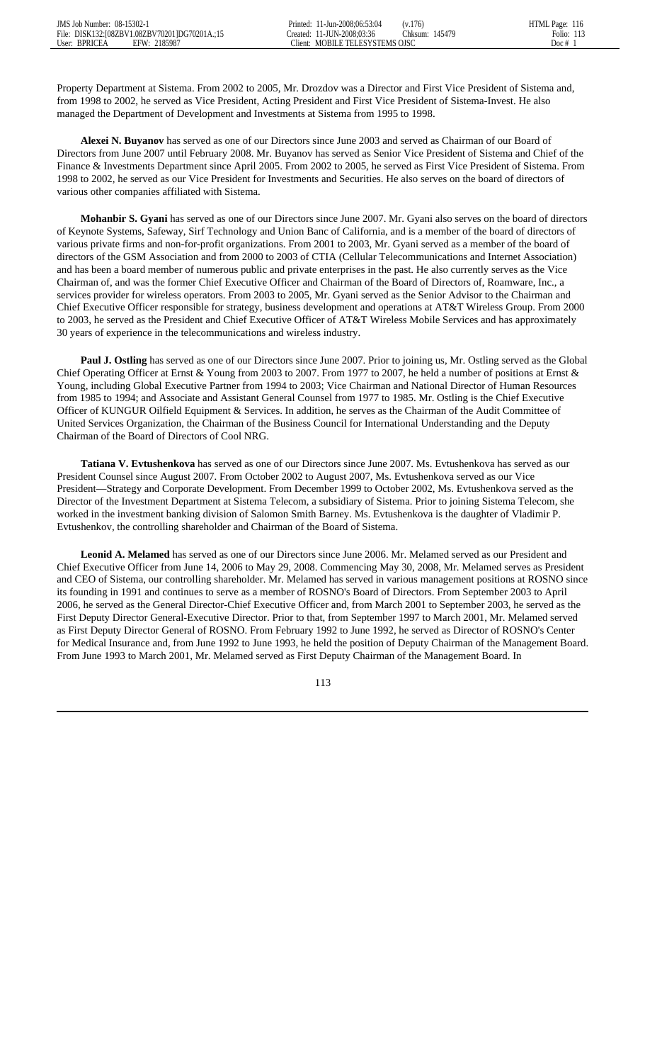Property Department at Sistema. From 2002 to 2005, Mr. Drozdov was a Director and First Vice President of Sistema and, from 1998 to 2002, he served as Vice President, Acting President and First Vice President of Sistema-Invest. He also managed the Department of Development and Investments at Sistema from 1995 to 1998.

**Alexei N. Buyanov** has served as one of our Directors since June 2003 and served as Chairman of our Board of Directors from June 2007 until February 2008. Mr. Buyanov has served as Senior Vice President of Sistema and Chief of the Finance & Investments Department since April 2005. From 2002 to 2005, he served as First Vice President of Sistema. From 1998 to 2002, he served as our Vice President for Investments and Securities. He also serves on the board of directors of various other companies affiliated with Sistema.

**Mohanbir S. Gyani** has served as one of our Directors since June 2007. Mr. Gyani also serves on the board of directors of Keynote Systems, Safeway, Sirf Technology and Union Banc of California, and is a member of the board of directors of various private firms and non-for-profit organizations. From 2001 to 2003, Mr. Gyani served as a member of the board of directors of the GSM Association and from 2000 to 2003 of CTIA (Cellular Telecommunications and Internet Association) and has been a board member of numerous public and private enterprises in the past. He also currently serves as the Vice Chairman of, and was the former Chief Executive Officer and Chairman of the Board of Directors of, Roamware, Inc., a services provider for wireless operators. From 2003 to 2005, Mr. Gyani served as the Senior Advisor to the Chairman and Chief Executive Officer responsible for strategy, business development and operations at AT&T Wireless Group. From 2000 to 2003, he served as the President and Chief Executive Officer of AT&T Wireless Mobile Services and has approximately 30 years of experience in the telecommunications and wireless industry.

**Paul J. Ostling** has served as one of our Directors since June 2007. Prior to joining us, Mr. Ostling served as the Global Chief Operating Officer at Ernst & Young from 2003 to 2007. From 1977 to 2007, he held a number of positions at Ernst & Young, including Global Executive Partner from 1994 to 2003; Vice Chairman and National Director of Human Resources from 1985 to 1994; and Associate and Assistant General Counsel from 1977 to 1985. Mr. Ostling is the Chief Executive Officer of KUNGUR Oilfield Equipment & Services. In addition, he serves as the Chairman of the Audit Committee of United Services Organization, the Chairman of the Business Council for International Understanding and the Deputy Chairman of the Board of Directors of Cool NRG.

**Tatiana V. Evtushenkova** has served as one of our Directors since June 2007. Ms. Evtushenkova has served as our President Counsel since August 2007. From October 2002 to August 2007, Ms. Evtushenkova served as our Vice President—Strategy and Corporate Development. From December 1999 to October 2002, Ms. Evtushenkova served as the Director of the Investment Department at Sistema Telecom, a subsidiary of Sistema. Prior to joining Sistema Telecom, she worked in the investment banking division of Salomon Smith Barney. Ms. Evtushenkova is the daughter of Vladimir P. Evtushenkov, the controlling shareholder and Chairman of the Board of Sistema.

**Leonid A. Melamed** has served as one of our Directors since June 2006. Mr. Melamed served as our President and Chief Executive Officer from June 14, 2006 to May 29, 2008. Commencing May 30, 2008, Mr. Melamed serves as President and CEO of Sistema, our controlling shareholder. Mr. Melamed has served in various management positions at ROSNO since its founding in 1991 and continues to serve as a member of ROSNO's Board of Directors. From September 2003 to April 2006, he served as the General Director-Chief Executive Officer and, from March 2001 to September 2003, he served as the First Deputy Director General-Executive Director. Prior to that, from September 1997 to March 2001, Mr. Melamed served as First Deputy Director General of ROSNO. From February 1992 to June 1992, he served as Director of ROSNO's Center for Medical Insurance and, from June 1992 to June 1993, he held the position of Deputy Chairman of the Management Board. From June 1993 to March 2001, Mr. Melamed served as First Deputy Chairman of the Management Board. In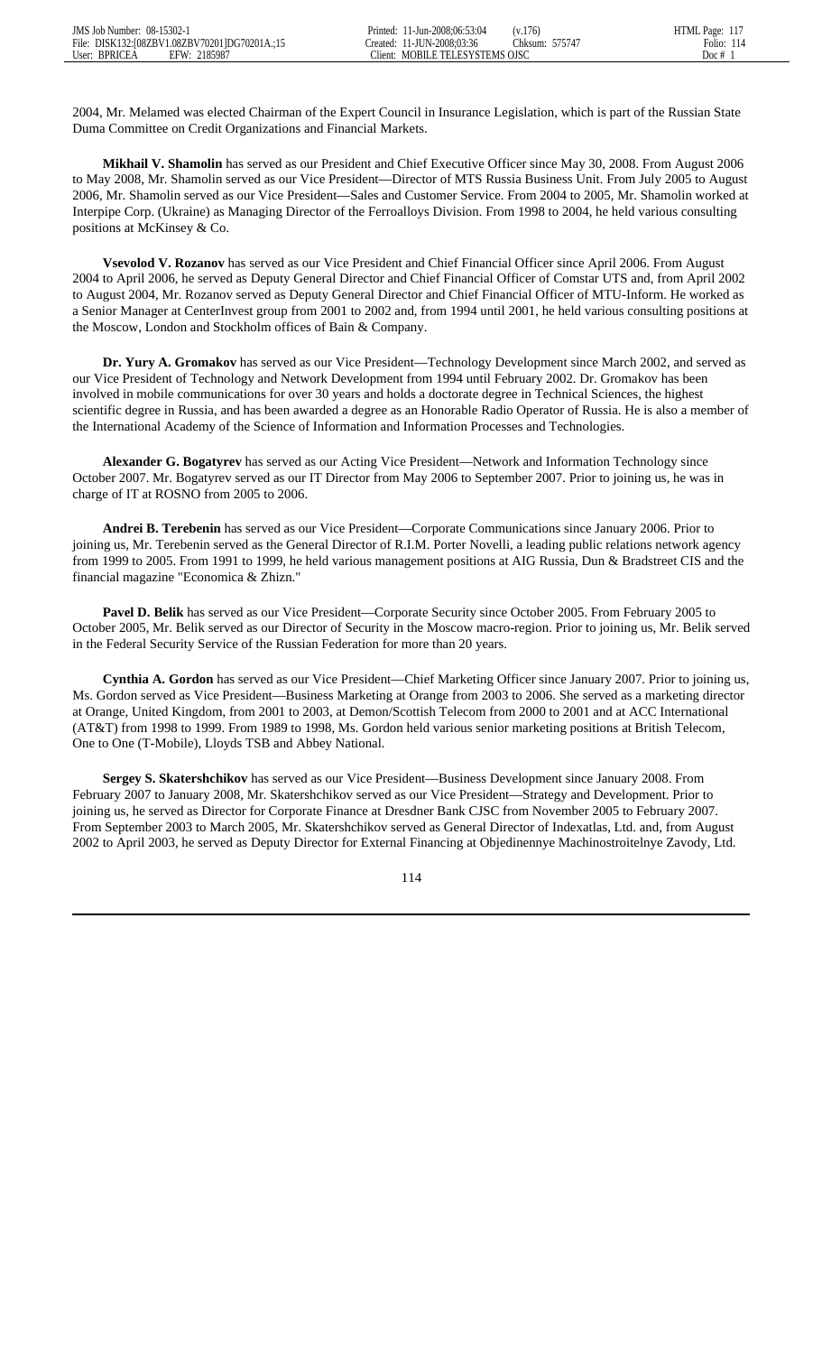2004, Mr. Melamed was elected Chairman of the Expert Council in Insurance Legislation, which is part of the Russian State Duma Committee on Credit Organizations and Financial Markets.

**Mikhail V. Shamolin** has served as our President and Chief Executive Officer since May 30, 2008. From August 2006 to May 2008, Mr. Shamolin served as our Vice President—Director of MTS Russia Business Unit. From July 2005 to August 2006, Mr. Shamolin served as our Vice President—Sales and Customer Service. From 2004 to 2005, Mr. Shamolin worked at Interpipe Corp. (Ukraine) as Managing Director of the Ferroalloys Division. From 1998 to 2004, he held various consulting positions at McKinsey & Co.

**Vsevolod V. Rozanov** has served as our Vice President and Chief Financial Officer since April 2006. From August 2004 to April 2006, he served as Deputy General Director and Chief Financial Officer of Comstar UTS and, from April 2002 to August 2004, Mr. Rozanov served as Deputy General Director and Chief Financial Officer of MTU-Inform. He worked as a Senior Manager at CenterInvest group from 2001 to 2002 and, from 1994 until 2001, he held various consulting positions at the Moscow, London and Stockholm offices of Bain & Company.

**Dr. Yury A. Gromakov** has served as our Vice President—Technology Development since March 2002, and served as our Vice President of Technology and Network Development from 1994 until February 2002. Dr. Gromakov has been involved in mobile communications for over 30 years and holds a doctorate degree in Technical Sciences, the highest scientific degree in Russia, and has been awarded a degree as an Honorable Radio Operator of Russia. He is also a member of the International Academy of the Science of Information and Information Processes and Technologies.

**Alexander G. Bogatyrev** has served as our Acting Vice President—Network and Information Technology since October 2007. Mr. Bogatyrev served as our IT Director from May 2006 to September 2007. Prior to joining us, he was in charge of IT at ROSNO from 2005 to 2006.

**Andrei B. Terebenin** has served as our Vice President—Corporate Communications since January 2006. Prior to joining us, Mr. Terebenin served as the General Director of R.I.M. Porter Novelli, a leading public relations network agency from 1999 to 2005. From 1991 to 1999, he held various management positions at AIG Russia, Dun & Bradstreet CIS and the financial magazine "Economica & Zhizn."

**Pavel D. Belik** has served as our Vice President—Corporate Security since October 2005. From February 2005 to October 2005, Mr. Belik served as our Director of Security in the Moscow macro-region. Prior to joining us, Mr. Belik served in the Federal Security Service of the Russian Federation for more than 20 years.

**Cynthia A. Gordon** has served as our Vice President—Chief Marketing Officer since January 2007. Prior to joining us, Ms. Gordon served as Vice President—Business Marketing at Orange from 2003 to 2006. She served as a marketing director at Orange, United Kingdom, from 2001 to 2003, at Demon/Scottish Telecom from 2000 to 2001 and at ACC International (AT&T) from 1998 to 1999. From 1989 to 1998, Ms. Gordon held various senior marketing positions at British Telecom, One to One (T-Mobile), Lloyds TSB and Abbey National.

**Sergey S. Skatershchikov** has served as our Vice President—Business Development since January 2008. From February 2007 to January 2008, Mr. Skatershchikov served as our Vice President—Strategy and Development. Prior to joining us, he served as Director for Corporate Finance at Dresdner Bank CJSC from November 2005 to February 2007. From September 2003 to March 2005, Mr. Skatershchikov served as General Director of Indexatlas, Ltd. and, from August 2002 to April 2003, he served as Deputy Director for External Financing at Objedinennye Machinostroitelnye Zavody, Ltd.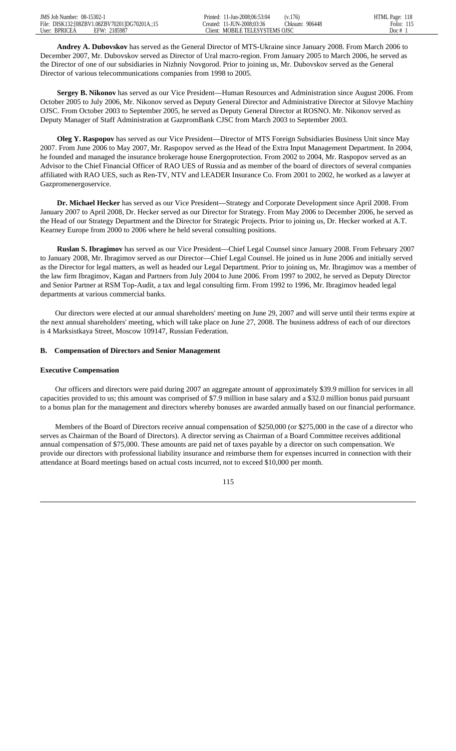**Andrey A. Dubovskov** has served as the General Director of MTS-Ukraine since January 2008. From March 2006 to December 2007, Mr. Dubovskov served as Director of Ural macro-region. From January 2005 to March 2006, he served as the Director of one of our subsidiaries in Nizhniy Novgorod. Prior to joining us, Mr. Dubovskov served as the General Director of various telecommunications companies from 1998 to 2005.

**Sergey B. Nikonov** has served as our Vice President—Human Resources and Administration since August 2006. From October 2005 to July 2006, Mr. Nikonov served as Deputy General Director and Administrative Director at Silovye Machiny OJSC. From October 2003 to September 2005, he served as Deputy General Director at ROSNO. Mr. Nikonov served as Deputy Manager of Staff Administration at GazpromBank CJSC from March 2003 to September 2003.

**Oleg Y. Raspopov** has served as our Vice President—Director of MTS Foreign Subsidiaries Business Unit since May 2007. From June 2006 to May 2007, Mr. Raspopov served as the Head of the Extra Input Management Department. In 2004, he founded and managed the insurance brokerage house Energoprotection. From 2002 to 2004, Mr. Raspopov served as an Advisor to the Chief Financial Officer of RAO UES of Russia and as member of the board of directors of several companies affiliated with RAO UES, such as Ren-TV, NTV and LEADER Insurance Co. From 2001 to 2002, he worked as a lawyer at Gazpromenergoservice.

**Dr. Michael Hecker** has served as our Vice President—Strategy and Corporate Development since April 2008. From January 2007 to April 2008, Dr. Hecker served as our Director for Strategy. From May 2006 to December 2006, he served as the Head of our Strategy Department and the Director for Strategic Projects. Prior to joining us, Dr. Hecker worked at A.T. Kearney Europe from 2000 to 2006 where he held several consulting positions.

**Ruslan S. Ibragimov** has served as our Vice President—Chief Legal Counsel since January 2008. From February 2007 to January 2008, Mr. Ibragimov served as our Director—Chief Legal Counsel. He joined us in June 2006 and initially served as the Director for legal matters, as well as headed our Legal Department. Prior to joining us, Mr. Ibragimov was a member of the law firm Ibragimov, Kagan and Partners from July 2004 to June 2006. From 1997 to 2002, he served as Deputy Director and Senior Partner at RSM Top-Audit, a tax and legal consulting firm. From 1992 to 1996, Mr. Ibragimov headed legal departments at various commercial banks.

Our directors were elected at our annual shareholders' meeting on June 29, 2007 and will serve until their terms expire at the next annual shareholders' meeting, which will take place on June 27, 2008. The business address of each of our directors is 4 Marksistkaya Street, Moscow 109147, Russian Federation.

### B. Compensation of Directors and Senior Management

#### Executive Compensation

Our officers and directors were paid during 2007 an aggregate amount of approximately $39.9 million for services in all capacities provided to us; this amount was comprised of $7.9 million in base salary and a $32.0 million bonus paid pursuant to a bonus plan for the management and directors whereby bonuses are awarded annually based on our financial performance.

Members of the Board of Directors receive annual compensation of $250,000 (or $275,000 in the case of a director who serves as Chairman of the Board of Directors). A director serving as Chairman of a Board Committee receives additional annual compensation of $75,000. These amounts are paid net of taxes payable by a director on such compensation. We provide our directors with professional liability insurance and reimburse them for expenses incurred in connection with their attendance at Board meetings based on actual costs incurred, not to exceed $10,000 per month.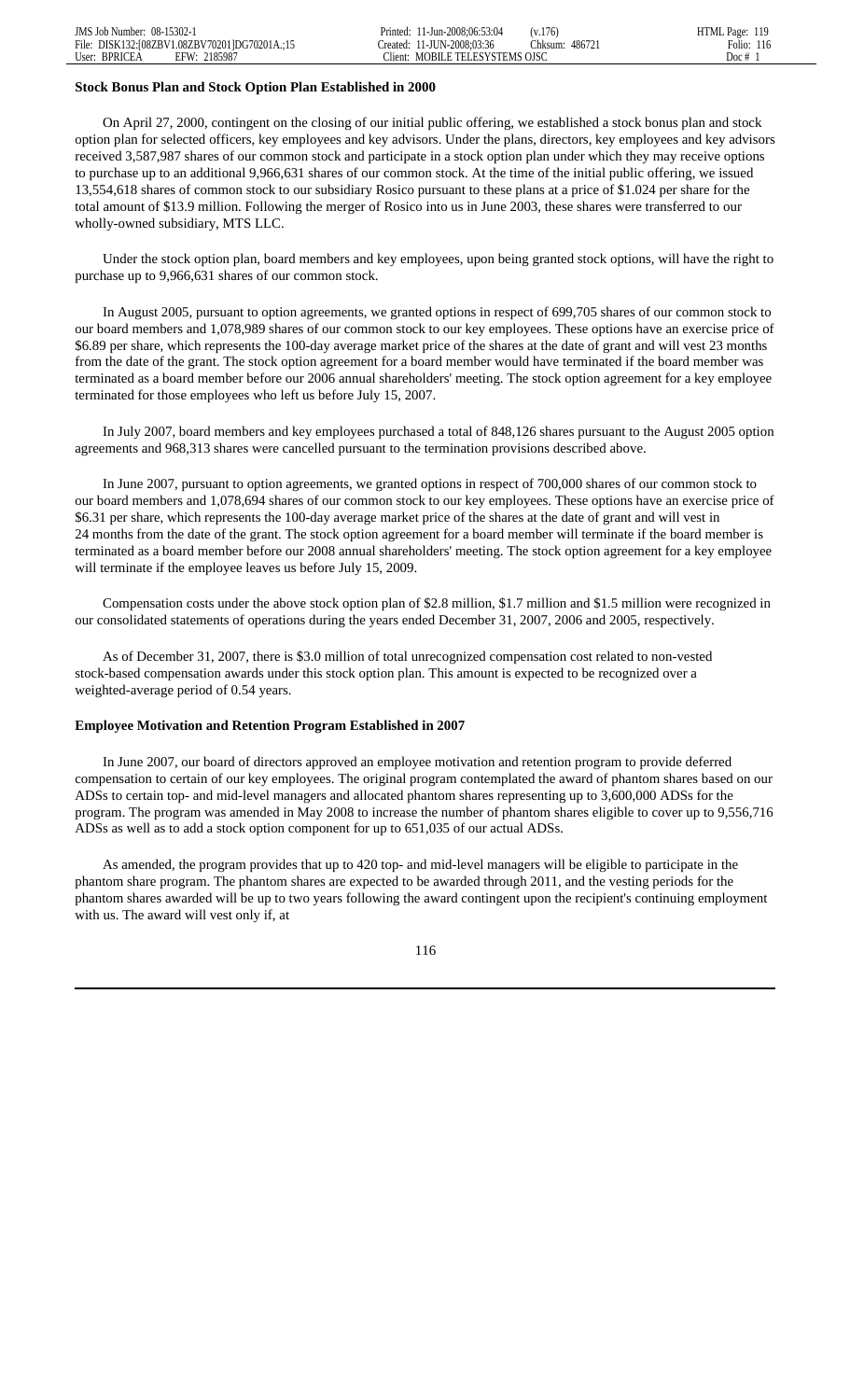**Stock Bonus Plan and Stock Option Plan Established in 2000**

On April 27, 2000, contingent on the closing of our initial public offering, we established a stock bonus plan and stock option plan for selected officers, key employees and key advisors. Under the plans, directors, key employees and key advisors received 3,587,987 shares of our common stock and participate in a stock option plan under which they may receive options to purchase up to an additional 9,966,631 shares of our common stock. At the time of the initial public offering, we issued 13,554,618 shares of common stock to our subsidiary Rosico pursuant to these plans at a price of $1.024 per share for the total amount of $13.9 million. Following the merger of Rosico into us in June 2003, these shares were transferred to our wholly-owned subsidiary, MTS LLC.

Under the stock option plan, board members and key employees, upon being granted stock options, will have the right to purchase up to 9,966,631 shares of our common stock.

In August 2005, pursuant to option agreements, we granted options in respect of 699,705 shares of our common stock to our board members and 1,078,989 shares of our common stock to our key employees. These options have an exercise price of $6.89 per share, which represents the 100-day average market price of the shares at the date of grant and will vest 23 months from the date of the grant. The stock option agreement for a board member would have terminated if the board member was terminated as a board member before our 2006 annual shareholders' meeting. The stock option agreement for a key employee terminated for those employees who left us before July 15, 2007.

In July 2007, board members and key employees purchased a total of 848,126 shares pursuant to the August 2005 option agreements and 968,313 shares were cancelled pursuant to the termination provisions described above.

In June 2007, pursuant to option agreements, we granted options in respect of 700,000 shares of our common stock to our board members and 1,078,694 shares of our common stock to our key employees. These options have an exercise price of $6.31 per share, which represents the 100-day average market price of the shares at the date of grant and will vest in 24 months from the date of the grant. The stock option agreement for a board member will terminate if the board member is terminated as a board member before our 2008 annual shareholders' meeting. The stock option agreement for a key employee will terminate if the employee leaves us before July 15, 2009.

Compensation costs under the above stock option plan of $2.8 million, $1.7 million and $1.5 million were recognized in our consolidated statements of operations during the years ended December 31, 2007, 2006 and 2005, respectively.

As of December 31, 2007, there is $3.0 million of total unrecognized compensation cost related to non-vested stock-based compensation awards under this stock option plan. This amount is expected to be recognized over a weighted-average period of 0.54 years.

**Employee Motivation and Retention Program Established in 2007**

In June 2007, our board of directors approved an employee motivation and retention program to provide deferred compensation to certain of our key employees. The original program contemplated the award of phantom shares based on our ADSs to certain top- and mid-level managers and allocated phantom shares representing up to 3,600,000 ADSs for the program. The program was amended in May 2008 to increase the number of phantom shares eligible to cover up to 9,556,716 ADSs as well as to add a stock option component for up to 651,035 of our actual ADSs.

As amended, the program provides that up to 420 top- and mid-level managers will be eligible to participate in the phantom share program. The phantom shares are expected to be awarded through 2011, and the vesting periods for the phantom shares awarded will be up to two years following the award contingent upon the recipient's continuing employment with us. The award will vest only if, at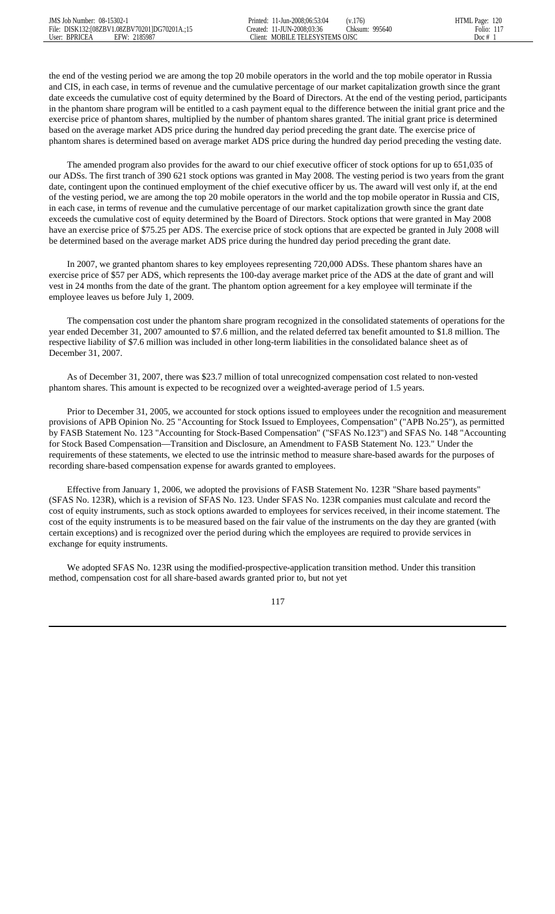the end of the vesting period we are among the top 20 mobile operators in the world and the top mobile operator in Russia and CIS, in each case, in terms of revenue and the cumulative percentage of our market capitalization growth since the grant date exceeds the cumulative cost of equity determined by the Board of Directors. At the end of the vesting period, participants in the phantom share program will be entitled to a cash payment equal to the difference between the initial grant price and the exercise price of phantom shares, multiplied by the number of phantom shares granted. The initial grant price is determined based on the average market ADS price during the hundred day period preceding the grant date. The exercise price of phantom shares is determined based on average market ADS price during the hundred day period preceding the vesting date.

The amended program also provides for the award to our chief executive officer of stock options for up to 651,035 of our ADSs. The first tranch of 390 621 stock options was granted in May 2008. The vesting period is two years from the grant date, contingent upon the continued employment of the chief executive officer by us. The award will vest only if, at the end of the vesting period, we are among the top 20 mobile operators in the world and the top mobile operator in Russia and CIS, in each case, in terms of revenue and the cumulative percentage of our market capitalization growth since the grant date exceeds the cumulative cost of equity determined by the Board of Directors. Stock options that were granted in May 2008 have an exercise price of $75.25 per ADS. The exercise price of stock options that are expected be granted in July 2008 will be determined based on the average market ADS price during the hundred day period preceding the grant date.

In 2007, we granted phantom shares to key employees representing 720,000 ADSs. These phantom shares have an exercise price of $57 per ADS, which represents the 100-day average market price of the ADS at the date of grant and will vest in 24 months from the date of the grant. The phantom option agreement for a key employee will terminate if the employee leaves us before July 1, 2009.

The compensation cost under the phantom share program recognized in the consolidated statements of operations for the year ended December 31, 2007 amounted to $7.6 million, and the related deferred tax benefit amounted to $1.8 million. The respective liability of $7.6 million was included in other long-term liabilities in the consolidated balance sheet as of December 31, 2007.

As of December 31, 2007, there was $23.7 million of total unrecognized compensation cost related to non-vested phantom shares. This amount is expected to be recognized over a weighted-average period of 1.5 years.

Prior to December 31, 2005, we accounted for stock options issued to employees under the recognition and measurement provisions of APB Opinion No. 25 "Accounting for Stock Issued to Employees, Compensation" ("APB No.25"), as permitted by FASB Statement No. 123 "Accounting for Stock-Based Compensation" ("SFAS No.123") and SFAS No. 148 "Accounting for Stock Based Compensation—Transition and Disclosure, an Amendment to FASB Statement No. 123." Under the requirements of these statements, we elected to use the intrinsic method to measure share-based awards for the purposes of recording share-based compensation expense for awards granted to employees.

Effective from January 1, 2006, we adopted the provisions of FASB Statement No. 123R "Share based payments" (SFAS No. 123R), which is a revision of SFAS No. 123. Under SFAS No. 123R companies must calculate and record the cost of equity instruments, such as stock options awarded to employees for services received, in their income statement. The cost of the equity instruments is to be measured based on the fair value of the instruments on the day they are granted (with certain exceptions) and is recognized over the period during which the employees are required to provide services in exchange for equity instruments.

We adopted SFAS No. 123R using the modified-prospective-application transition method. Under this transition method, compensation cost for all share-based awards granted prior to, but not yet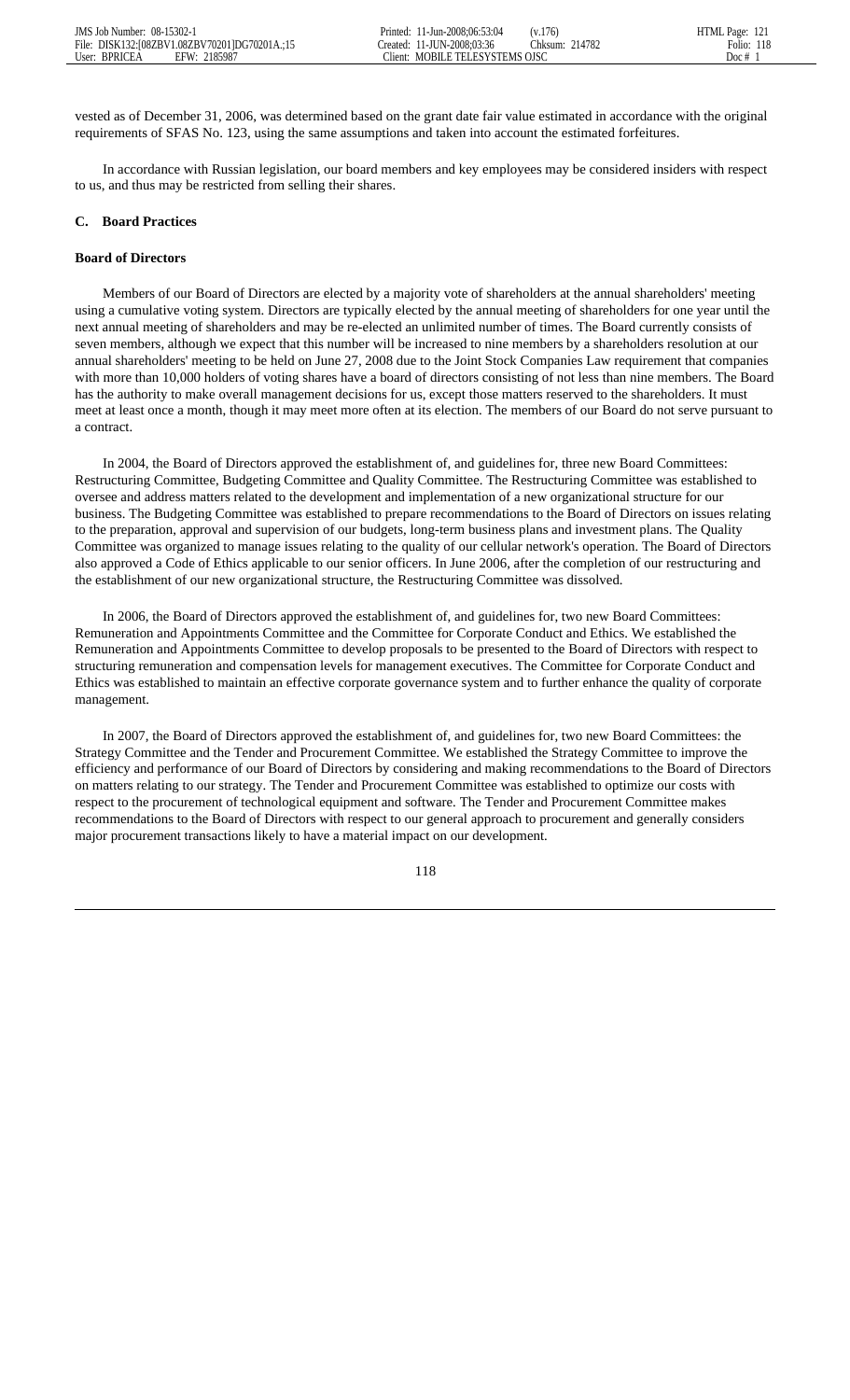vested as of December 31, 2006, was determined based on the grant date fair value estimated in accordance with the original requirements of SFAS No. 123, using the same assumptions and taken into account the estimated forfeitures.

In accordance with Russian legislation, our board members and key employees may be considered insiders with respect to us, and thus may be restricted from selling their shares.

### C. Board Practices

#### Board of Directors

Members of our Board of Directors are elected by a majority vote of shareholders at the annual shareholders' meeting using a cumulative voting system. Directors are typically elected by the annual meeting of shareholders for one year until the next annual meeting of shareholders and may be re-elected an unlimited number of times. The Board currently consists of seven members, although we expect that this number will be increased to nine members by a shareholders resolution at our annual shareholders' meeting to be held on June 27, 2008 due to the Joint Stock Companies Law requirement that companies with more than 10,000 holders of voting shares have a board of directors consisting of not less than nine members. The Board has the authority to make overall management decisions for us, except those matters reserved to the shareholders. It must meet at least once a month, though it may meet more often at its election. The members of our Board do not serve pursuant to a contract.

In 2004, the Board of Directors approved the establishment of, and guidelines for, three new Board Committees: Restructuring Committee, Budgeting Committee and Quality Committee. The Restructuring Committee was established to oversee and address matters related to the development and implementation of a new organizational structure for our business. The Budgeting Committee was established to prepare recommendations to the Board of Directors on issues relating to the preparation, approval and supervision of our budgets, long-term business plans and investment plans. The Quality Committee was organized to manage issues relating to the quality of our cellular network's operation. The Board of Directors also approved a Code of Ethics applicable to our senior officers. In June 2006, after the completion of our restructuring and the establishment of our new organizational structure, the Restructuring Committee was dissolved.

In 2006, the Board of Directors approved the establishment of, and guidelines for, two new Board Committees: Remuneration and Appointments Committee and the Committee for Corporate Conduct and Ethics. We established the Remuneration and Appointments Committee to develop proposals to be presented to the Board of Directors with respect to structuring remuneration and compensation levels for management executives. The Committee for Corporate Conduct and Ethics was established to maintain an effective corporate governance system and to further enhance the quality of corporate management.

In 2007, the Board of Directors approved the establishment of, and guidelines for, two new Board Committees: the Strategy Committee and the Tender and Procurement Committee. We established the Strategy Committee to improve the efficiency and performance of our Board of Directors by considering and making recommendations to the Board of Directors on matters relating to our strategy. The Tender and Procurement Committee was established to optimize our costs with respect to the procurement of technological equipment and software. The Tender and Procurement Committee makes recommendations to the Board of Directors with respect to our general approach to procurement and generally considers major procurement transactions likely to have a material impact on our development.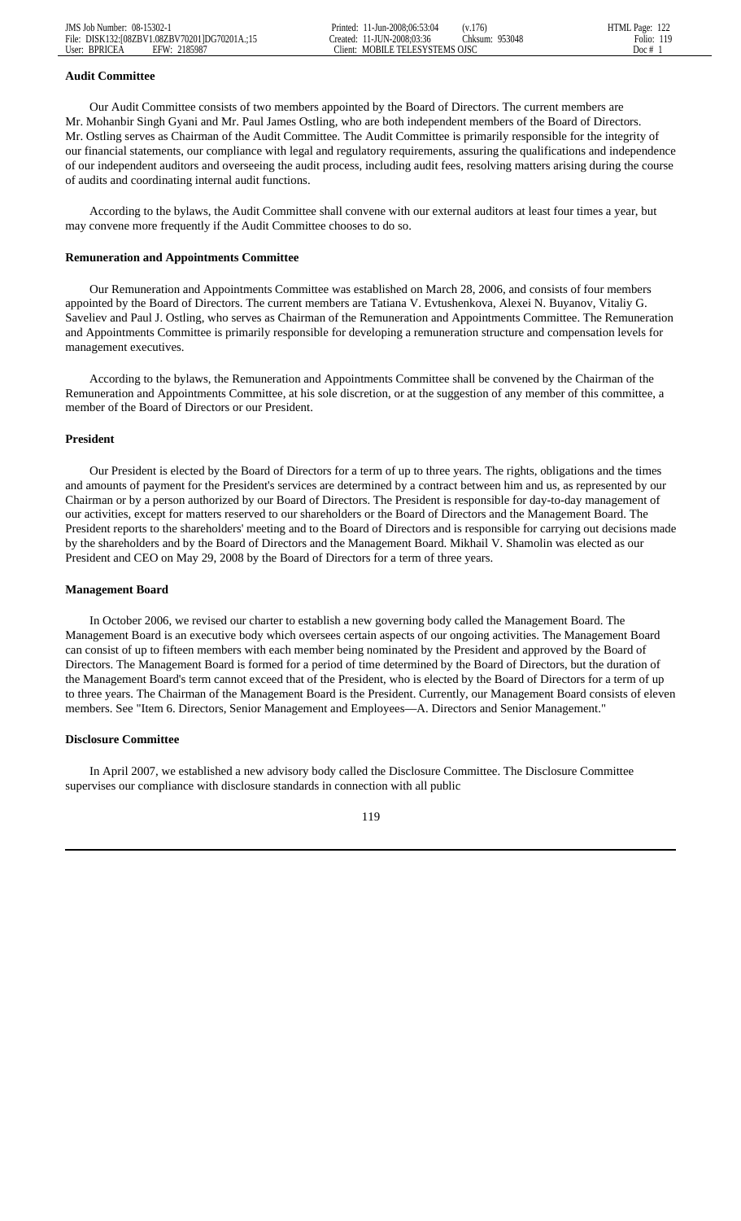**Audit Committee**

Our Audit Committee consists of two members appointed by the Board of Directors. The current members are Mr. Mohanbir Singh Gyani and Mr. Paul James Ostling, who are both independent members of the Board of Directors. Mr. Ostling serves as Chairman of the Audit Committee. The Audit Committee is primarily responsible for the integrity of our financial statements, our compliance with legal and regulatory requirements, assuring the qualifications and independence of our independent auditors and overseeing the audit process, including audit fees, resolving matters arising during the course of audits and coordinating internal audit functions.

According to the bylaws, the Audit Committee shall convene with our external auditors at least four times a year, but may convene more frequently if the Audit Committee chooses to do so.

**Remuneration and Appointments Committee**

Our Remuneration and Appointments Committee was established on March 28, 2006, and consists of four members appointed by the Board of Directors. The current members are Tatiana V. Evtushenkova, Alexei N. Buyanov, Vitaliy G. Saveliev and Paul J. Ostling, who serves as Chairman of the Remuneration and Appointments Committee. The Remuneration and Appointments Committee is primarily responsible for developing a remuneration structure and compensation levels for management executives.

According to the bylaws, the Remuneration and Appointments Committee shall be convened by the Chairman of the Remuneration and Appointments Committee, at his sole discretion, or at the suggestion of any member of this committee, a member of the Board of Directors or our President.

**President**

Our President is elected by the Board of Directors for a term of up to three years. The rights, obligations and the times and amounts of payment for the President's services are determined by a contract between him and us, as represented by our Chairman or by a person authorized by our Board of Directors. The President is responsible for day-to-day management of our activities, except for matters reserved to our shareholders or the Board of Directors and the Management Board. The President reports to the shareholders' meeting and to the Board of Directors and is responsible for carrying out decisions made by the shareholders and by the Board of Directors and the Management Board. Mikhail V. Shamolin was elected as our President and CEO on May 29, 2008 by the Board of Directors for a term of three years.

**Management Board**

In October 2006, we revised our charter to establish a new governing body called the Management Board. The Management Board is an executive body which oversees certain aspects of our ongoing activities. The Management Board can consist of up to fifteen members with each member being nominated by the President and approved by the Board of Directors. The Management Board is formed for a period of time determined by the Board of Directors, but the duration of the Management Board's term cannot exceed that of the President, who is elected by the Board of Directors for a term of up to three years. The Chairman of the Management Board is the President. Currently, our Management Board consists of eleven members. See "Item 6. Directors, Senior Management and Employees—A. Directors and Senior Management."

**Disclosure Committee**

In April 2007, we established a new advisory body called the Disclosure Committee. The Disclosure Committee supervises our compliance with disclosure standards in connection with all public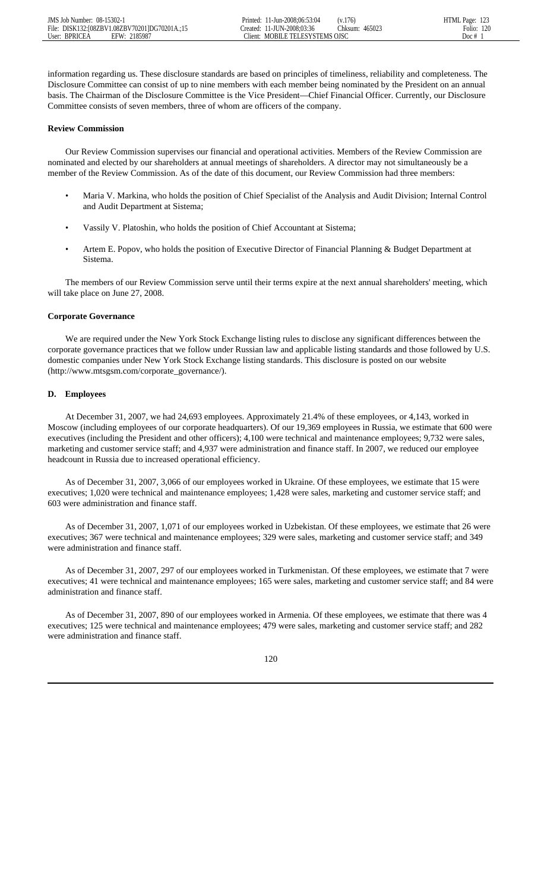information regarding us. These disclosure standards are based on principles of timeliness, reliability and completeness. The Disclosure Committee can consist of up to nine members with each member being nominated by the President on an annual basis. The Chairman of the Disclosure Committee is the Vice President—Chief Financial Officer. Currently, our Disclosure Committee consists of seven members, three of whom are officers of the company.

**Review Commission**

Our Review Commission supervises our financial and operational activities. Members of the Review Commission are nominated and elected by our shareholders at annual meetings of shareholders. A director may not simultaneously be a member of the Review Commission. As of the date of this document, our Review Commission had three members:

- Maria V. Markina, who holds the position of Chief Specialist of the Analysis and Audit Division; Internal Control and Audit Department at Sistema;
- Vassily V. Platoshin, who holds the position of Chief Accountant at Sistema;
- Artem E. Popov, who holds the position of Executive Director of Financial Planning & Budget Department at Sistema.

The members of our Review Commission serve until their terms expire at the next annual shareholders' meeting, which will take place on June 27, 2008.

**Corporate Governance**

We are required under the New York Stock Exchange listing rules to disclose any significant differences between the corporate governance practices that we follow under Russian law and applicable listing standards and those followed by U.S. domestic companies under New York Stock Exchange listing standards. This disclosure is posted on our website (http://www.mtsgsm.com/corporate_governance/).

### D. Employees

At December 31, 2007, we had 24,693 employees. Approximately 21.4% of these employees, or 4,143, worked in Moscow (including employees of our corporate headquarters). Of our 19,369 employees in Russia, we estimate that 600 were executives (including the President and other officers); 4,100 were technical and maintenance employees; 9,732 were sales, marketing and customer service staff; and 4,937 were administration and finance staff. In 2007, we reduced our employee headcount in Russia due to increased operational efficiency.

As of December 31, 2007, 3,066 of our employees worked in Ukraine. Of these employees, we estimate that 15 were executives; 1,020 were technical and maintenance employees; 1,428 were sales, marketing and customer service staff; and 603 were administration and finance staff.

As of December 31, 2007, 1,071 of our employees worked in Uzbekistan. Of these employees, we estimate that 26 were executives; 367 were technical and maintenance employees; 329 were sales, marketing and customer service staff; and 349 were administration and finance staff.

As of December 31, 2007, 297 of our employees worked in Turkmenistan. Of these employees, we estimate that 7 were executives; 41 were technical and maintenance employees; 165 were sales, marketing and customer service staff; and 84 were administration and finance staff.

As of December 31, 2007, 890 of our employees worked in Armenia. Of these employees, we estimate that there was 4 executives; 125 were technical and maintenance employees; 479 were sales, marketing and customer service staff; and 282 were administration and finance staff.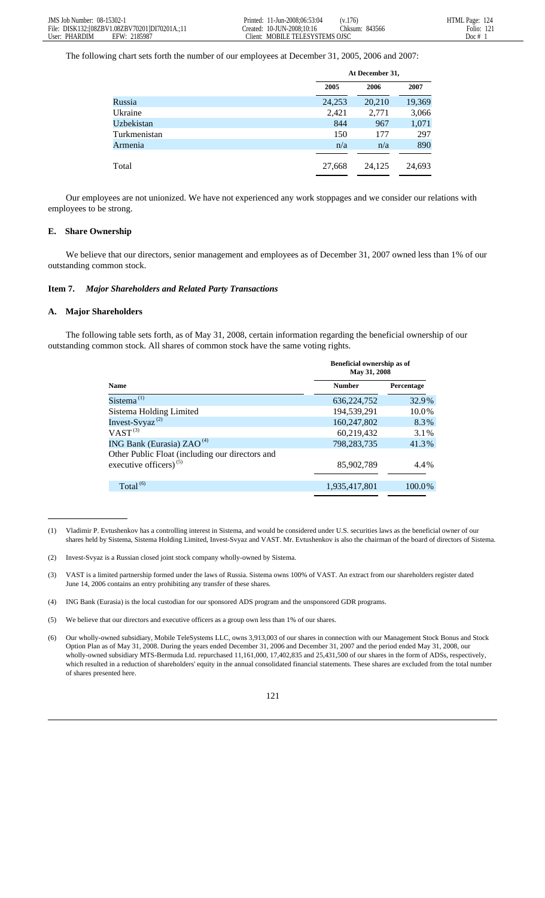The following chart sets forth the number of our employees at December 31, 2005, 2006 and 2007:

| | At December 31, | | |
|---|---|---|---|
| | 2005 | 2006 | 2007 |
| Russia | 24,253 | 20,210 | 19,369 |
| Ukraine | 2,421 | 2,771 | 3,066 |
| Uzbekistan | 844 | 967 | 1,071 |
| Turkmenistan | 150 | 177 | 297 |
| Armenia | n/a | n/a | 890 |
| Total | 27,668 | 24,125 | 24,693 |

Our employees are not unionized. We have not experienced any work stoppages and we consider our relations with employees to be strong.

### E. Share Ownership

We believe that our directors, senior management and employees as of December 31, 2007 owned less than 1% of our outstanding common stock.

## Item 7. *Major Shareholders and Related Party Transactions*

### A. Major Shareholders

The following table sets forth, as of May 31, 2008, certain information regarding the beneficial ownership of our outstanding common stock. All shares of common stock have the same voting rights.

| | Beneficial ownership as of May 31, 2008 | |
|---|---|---|
| Name | Number | Percentage |
| Sistema [(1)] | 636,224,752 | 32.9% |
| Sistema Holding Limited | 194,539,291 | 10.0% |
| Invest-Svyaz [(2)] | 160,247,802 | 8.3% |
| VAST [(3)] | 60,219,432 | 3.1% |
| ING Bank (Eurasia) ZAO [(4)] | 798,283,735 | 41.3% |
| Other Public Float (including our directors and executive officers) [(5)] | 85,902,789 | 4.4% |
| Total [(6)] | 1,935,417,801 | 100.0% |

(1) Vladimir P. Evtushenkov has a controlling interest in Sistema, and would be considered under U.S. securities laws as the beneficial owner of our shares held by Sistema, Sistema Holding Limited, Invest-Svyaz and VAST. Mr. Evtushenkov is also the chairman of the board of directors of Sistema.

(2) Invest-Svyaz is a Russian closed joint stock company wholly-owned by Sistema.

(3) VAST is a limited partnership formed under the laws of Russia. Sistema owns 100% of VAST. An extract from our shareholders register dated June 14, 2006 contains an entry prohibiting any transfer of these shares.

(4) ING Bank (Eurasia) is the local custodian for our sponsored ADS program and the unsponsored GDR programs.

(5) We believe that our directors and executive officers as a group own less than 1% of our shares.

(6) Our wholly-owned subsidiary, Mobile TeleSystems LLC, owns 3,913,003 of our shares in connection with our Management Stock Bonus and Stock Option Plan as of May 31, 2008. During the years ended December 31, 2006 and December 31, 2007 and the period ended May 31, 2008, our wholly-owned subsidiary MTS-Bermuda Ltd. repurchased 11,161,000, 17,402,835 and 25,431,500 of our shares in the form of ADSs, respectively, which resulted in a reduction of shareholders' equity in the annual consolidated financial statements. These shares are excluded from the total number of shares presented here.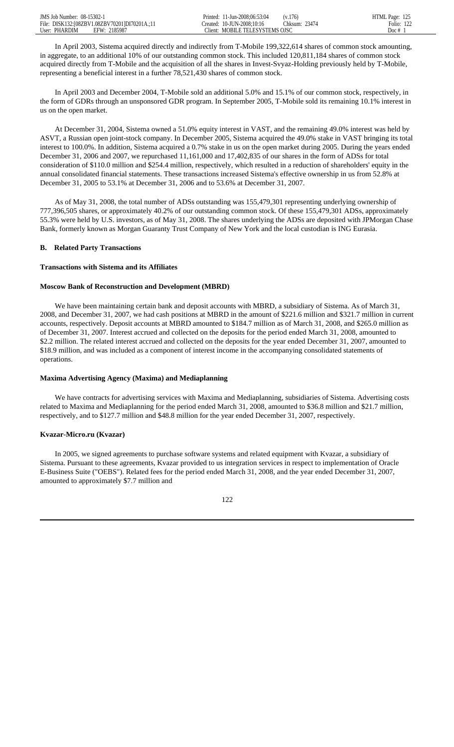In April 2003, Sistema acquired directly and indirectly from T-Mobile 199,322,614 shares of common stock amounting, in aggregate, to an additional 10% of our outstanding common stock. This included 120,811,184 shares of common stock acquired directly from T-Mobile and the acquisition of all the shares in Invest-Svyaz-Holding previously held by T-Mobile, representing a beneficial interest in a further 78,521,430 shares of common stock.

In April 2003 and December 2004, T-Mobile sold an additional 5.0% and 15.1% of our common stock, respectively, in the form of GDRs through an unsponsored GDR program. In September 2005, T-Mobile sold its remaining 10.1% interest in us on the open market.

At December 31, 2004, Sistema owned a 51.0% equity interest in VAST, and the remaining 49.0% interest was held by ASVT, a Russian open joint-stock company. In December 2005, Sistema acquired the 49.0% stake in VAST bringing its total interest to 100.0%. In addition, Sistema acquired a 0.7% stake in us on the open market during 2005. During the years ended December 31, 2006 and 2007, we repurchased 11,161,000 and 17,402,835 of our shares in the form of ADSs for total consideration of $110.0 million and $254.4 million, respectively, which resulted in a reduction of shareholders' equity in the annual consolidated financial statements. These transactions increased Sistema's effective ownership in us from 52.8% at December 31, 2005 to 53.1% at December 31, 2006 and to 53.6% at December 31, 2007.

As of May 31, 2008, the total number of ADSs outstanding was 155,479,301 representing underlying ownership of 777,396,505 shares, or approximately 40.2% of our outstanding common stock. Of these 155,479,301 ADSs, approximately 55.3% were held by U.S. investors, as of May 31, 2008. The shares underlying the ADSs are deposited with JPMorgan Chase Bank, formerly known as Morgan Guaranty Trust Company of New York and the local custodian is ING Eurasia.

### B. Related Party Transactions

#### Transactions with Sistema and its Affiliates

#### Moscow Bank of Reconstruction and Development (MBRD)

We have been maintaining certain bank and deposit accounts with MBRD, a subsidiary of Sistema. As of March 31, 2008, and December 31, 2007, we had cash positions at MBRD in the amount of $221.6 million and $321.7 million in current accounts, respectively. Deposit accounts at MBRD amounted to $184.7 million as of March 31, 2008, and $265.0 million as of December 31, 2007. Interest accrued and collected on the deposits for the period ended March 31, 2008, amounted to $2.2 million. The related interest accrued and collected on the deposits for the year ended December 31, 2007, amounted to $18.9 million, and was included as a component of interest income in the accompanying consolidated statements of operations.

#### Maxima Advertising Agency (Maxima) and Mediaplanning

We have contracts for advertising services with Maxima and Mediaplanning, subsidiaries of Sistema. Advertising costs related to Maxima and Mediaplanning for the period ended March 31, 2008, amounted to $36.8 million and $21.7 million, respectively, and to $127.7 million and $48.8 million for the year ended December 31, 2007, respectively.

#### Kvazar-Micro.ru (Kvazar)

In 2005, we signed agreements to purchase software systems and related equipment with Kvazar, a subsidiary of Sistema. Pursuant to these agreements, Kvazar provided to us integration services in respect to implementation of Oracle E-Business Suite ("OEBS"). Related fees for the period ended March 31, 2008, and the year ended December 31, 2007, amounted to approximately $7.7 million and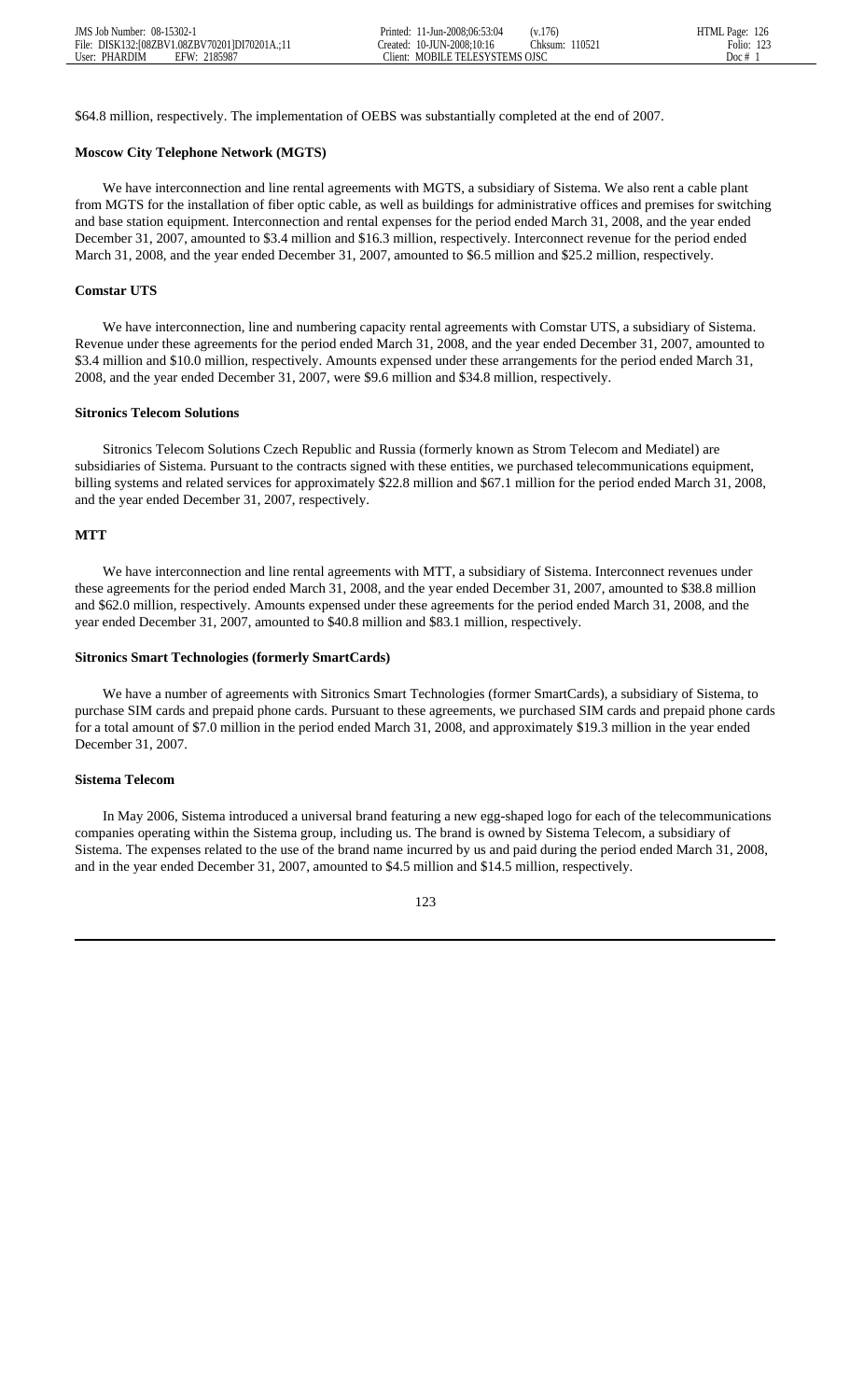$64.8 million, respectively. The implementation of OEBS was substantially completed at the end of 2007.

**Moscow City Telephone Network (MGTS)**

We have interconnection and line rental agreements with MGTS, a subsidiary of Sistema. We also rent a cable plant from MGTS for the installation of fiber optic cable, as well as buildings for administrative offices and premises for switching and base station equipment. Interconnection and rental expenses for the period ended March 31, 2008, and the year ended December 31, 2007, amounted to $3.4 million and $16.3 million, respectively. Interconnect revenue for the period ended March 31, 2008, and the year ended December 31, 2007, amounted to $6.5 million and $25.2 million, respectively.

**Comstar UTS**

We have interconnection, line and numbering capacity rental agreements with Comstar UTS, a subsidiary of Sistema. Revenue under these agreements for the period ended March 31, 2008, and the year ended December 31, 2007, amounted to $3.4 million and $10.0 million, respectively. Amounts expensed under these arrangements for the period ended March 31, 2008, and the year ended December 31, 2007, were $9.6 million and $34.8 million, respectively.

**Sitronics Telecom Solutions**

Sitronics Telecom Solutions Czech Republic and Russia (formerly known as Strom Telecom and Mediatel) are subsidiaries of Sistema. Pursuant to the contracts signed with these entities, we purchased telecommunications equipment, billing systems and related services for approximately $22.8 million and $67.1 million for the period ended March 31, 2008, and the year ended December 31, 2007, respectively.

**MTT**

We have interconnection and line rental agreements with MTT, a subsidiary of Sistema. Interconnect revenues under these agreements for the period ended March 31, 2008, and the year ended December 31, 2007, amounted to $38.8 million and $62.0 million, respectively. Amounts expensed under these agreements for the period ended March 31, 2008, and the year ended December 31, 2007, amounted to $40.8 million and $83.1 million, respectively.

**Sitronics Smart Technologies (formerly SmartCards)**

We have a number of agreements with Sitronics Smart Technologies (former SmartCards), a subsidiary of Sistema, to purchase SIM cards and prepaid phone cards. Pursuant to these agreements, we purchased SIM cards and prepaid phone cards for a total amount of $7.0 million in the period ended March 31, 2008, and approximately $19.3 million in the year ended December 31, 2007.

**Sistema Telecom**

In May 2006, Sistema introduced a universal brand featuring a new egg-shaped logo for each of the telecommunications companies operating within the Sistema group, including us. The brand is owned by Sistema Telecom, a subsidiary of Sistema. The expenses related to the use of the brand name incurred by us and paid during the period ended March 31, 2008, and in the year ended December 31, 2007, amounted to $4.5 million and $14.5 million, respectively.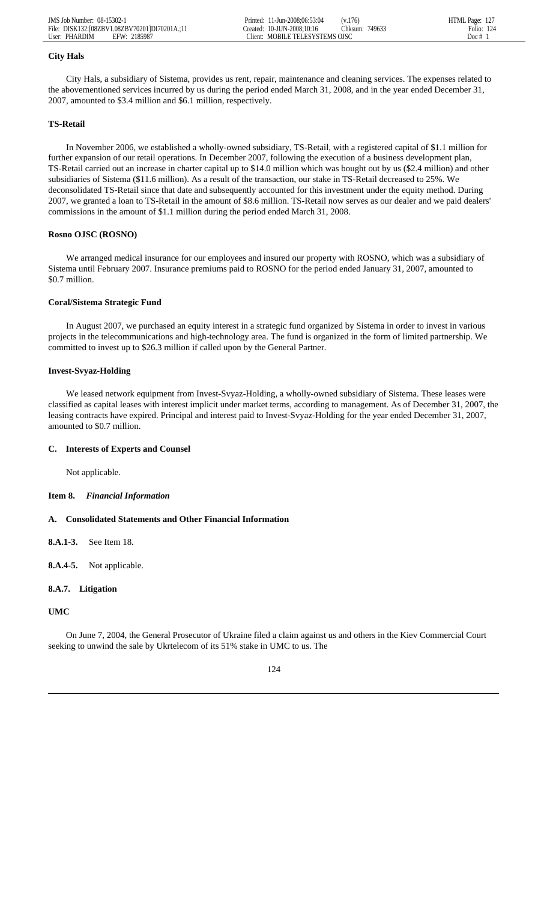### City Hals

City Hals, a subsidiary of Sistema, provides us rent, repair, maintenance and cleaning services. The expenses related to the abovementioned services incurred by us during the period ended March 31, 2008, and in the year ended December 31, 2007, amounted to $3.4 million and $6.1 million, respectively.

### TS-Retail

In November 2006, we established a wholly-owned subsidiary, TS-Retail, with a registered capital of $1.1 million for further expansion of our retail operations. In December 2007, following the execution of a business development plan, TS-Retail carried out an increase in charter capital up to $14.0 million which was bought out by us ($2.4 million) and other subsidiaries of Sistema ($11.6 million). As a result of the transaction, our stake in TS-Retail decreased to 25%. We deconsolidated TS-Retail since that date and subsequently accounted for this investment under the equity method. During 2007, we granted a loan to TS-Retail in the amount of $8.6 million. TS-Retail now serves as our dealer and we paid dealers' commissions in the amount of $1.1 million during the period ended March 31, 2008.

### Rosno OJSC (ROSNO)

We arranged medical insurance for our employees and insured our property with ROSNO, which was a subsidiary of Sistema until February 2007. Insurance premiums paid to ROSNO for the period ended January 31, 2007, amounted to $0.7 million.

### Coral/Sistema Strategic Fund

In August 2007, we purchased an equity interest in a strategic fund organized by Sistema in order to invest in various projects in the telecommunications and high-technology area. The fund is organized in the form of limited partnership. We committed to invest up to $26.3 million if called upon by the General Partner.

### Invest-Svyaz-Holding

We leased network equipment from Invest-Svyaz-Holding, a wholly-owned subsidiary of Sistema. These leases were classified as capital leases with interest implicit under market terms, according to management. As of December 31, 2007, the leasing contracts have expired. Principal and interest paid to Invest-Svyaz-Holding for the year ended December 31, 2007, amounted to $0.7 million.

### C. Interests of Experts and Counsel

Not applicable.

## Item 8. *Financial Information*

### A. Consolidated Statements and Other Financial Information

**8.A.1-3.** See Item 18.

**8.A.4-5.** Not applicable.

### 8.A.7. Litigation

### UMC

On June 7, 2004, the General Prosecutor of Ukraine filed a claim against us and others in the Kiev Commercial Court seeking to unwind the sale by Ukrtelecom of its 51% stake in UMC to us. The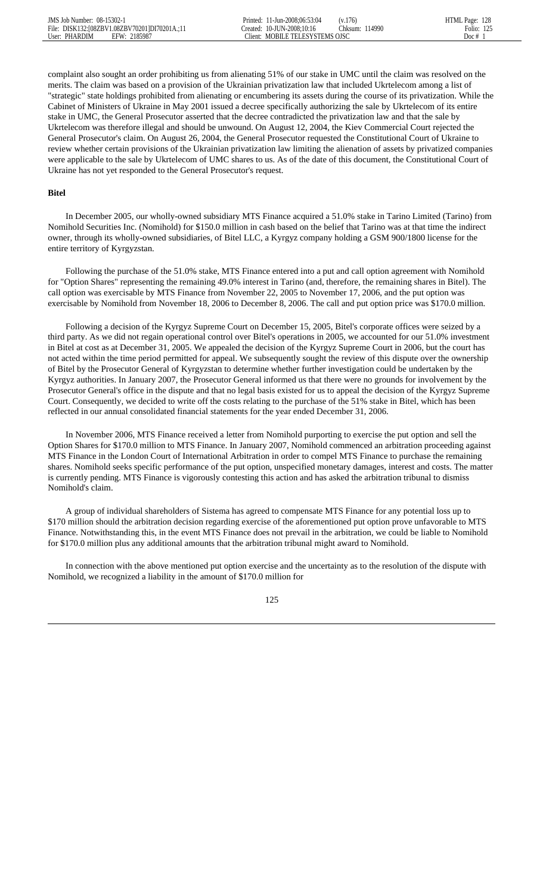complaint also sought an order prohibiting us from alienating 51% of our stake in UMC until the claim was resolved on the merits. The claim was based on a provision of the Ukrainian privatization law that included Ukrtelecom among a list of "strategic" state holdings prohibited from alienating or encumbering its assets during the course of its privatization. While the Cabinet of Ministers of Ukraine in May 2001 issued a decree specifically authorizing the sale by Ukrtelecom of its entire stake in UMC, the General Prosecutor asserted that the decree contradicted the privatization law and that the sale by Ukrtelecom was therefore illegal and should be unwound. On August 12, 2004, the Kiev Commercial Court rejected the General Prosecutor's claim. On August 26, 2004, the General Prosecutor requested the Constitutional Court of Ukraine to review whether certain provisions of the Ukrainian privatization law limiting the alienation of assets by privatized companies were applicable to the sale by Ukrtelecom of UMC shares to us. As of the date of this document, the Constitutional Court of Ukraine has not yet responded to the General Prosecutor's request.

**Bitel**

In December 2005, our wholly-owned subsidiary MTS Finance acquired a 51.0% stake in Tarino Limited (Tarino) from Nomihold Securities Inc. (Nomihold) for $150.0 million in cash based on the belief that Tarino was at that time the indirect owner, through its wholly-owned subsidiaries, of Bitel LLC, a Kyrgyz company holding a GSM 900/1800 license for the entire territory of Kyrgyzstan.

Following the purchase of the 51.0% stake, MTS Finance entered into a put and call option agreement with Nomihold for "Option Shares" representing the remaining 49.0% interest in Tarino (and, therefore, the remaining shares in Bitel). The call option was exercisable by MTS Finance from November 22, 2005 to November 17, 2006, and the put option was exercisable by Nomihold from November 18, 2006 to December 8, 2006. The call and put option price was $170.0 million.

Following a decision of the Kyrgyz Supreme Court on December 15, 2005, Bitel's corporate offices were seized by a third party. As we did not regain operational control over Bitel's operations in 2005, we accounted for our 51.0% investment in Bitel at cost as at December 31, 2005. We appealed the decision of the Kyrgyz Supreme Court in 2006, but the court has not acted within the time period permitted for appeal. We subsequently sought the review of this dispute over the ownership of Bitel by the Prosecutor General of Kyrgyzstan to determine whether further investigation could be undertaken by the Kyrgyz authorities. In January 2007, the Prosecutor General informed us that there were no grounds for involvement by the Prosecutor General's office in the dispute and that no legal basis existed for us to appeal the decision of the Kyrgyz Supreme Court. Consequently, we decided to write off the costs relating to the purchase of the 51% stake in Bitel, which has been reflected in our annual consolidated financial statements for the year ended December 31, 2006.

In November 2006, MTS Finance received a letter from Nomihold purporting to exercise the put option and sell the Option Shares for $170.0 million to MTS Finance. In January 2007, Nomihold commenced an arbitration proceeding against MTS Finance in the London Court of International Arbitration in order to compel MTS Finance to purchase the remaining shares. Nomihold seeks specific performance of the put option, unspecified monetary damages, interest and costs. The matter is currently pending. MTS Finance is vigorously contesting this action and has asked the arbitration tribunal to dismiss Nomihold's claim.

A group of individual shareholders of Sistema has agreed to compensate MTS Finance for any potential loss up to $170 million should the arbitration decision regarding exercise of the aforementioned put option prove unfavorable to MTS Finance. Notwithstanding this, in the event MTS Finance does not prevail in the arbitration, we could be liable to Nomihold for $170.0 million plus any additional amounts that the arbitration tribunal might award to Nomihold.

In connection with the above mentioned put option exercise and the uncertainty as to the resolution of the dispute with Nomihold, we recognized a liability in the amount of $170.0 million for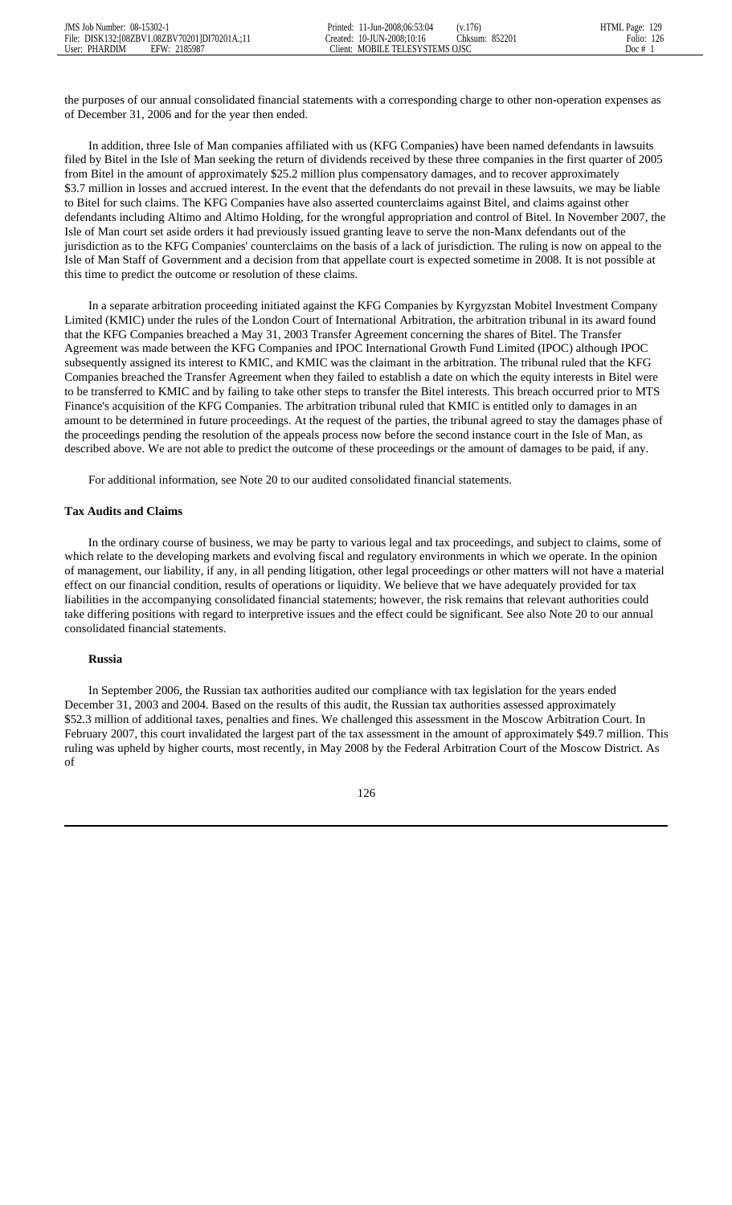the purposes of our annual consolidated financial statements with a corresponding charge to other non-operation expenses as of December 31, 2006 and for the year then ended.

In addition, three Isle of Man companies affiliated with us (KFG Companies) have been named defendants in lawsuits filed by Bitel in the Isle of Man seeking the return of dividends received by these three companies in the first quarter of 2005 from Bitel in the amount of approximately $25.2 million plus compensatory damages, and to recover approximately $3.7 million in losses and accrued interest. In the event that the defendants do not prevail in these lawsuits, we may be liable to Bitel for such claims. The KFG Companies have also asserted counterclaims against Bitel, and claims against other defendants including Altimo and Altimo Holding, for the wrongful appropriation and control of Bitel. In November 2007, the Isle of Man court set aside orders it had previously issued granting leave to serve the non-Manx defendants out of the jurisdiction as to the KFG Companies' counterclaims on the basis of a lack of jurisdiction. The ruling is now on appeal to the Isle of Man Staff of Government and a decision from that appellate court is expected sometime in 2008. It is not possible at this time to predict the outcome or resolution of these claims.

In a separate arbitration proceeding initiated against the KFG Companies by Kyrgyzstan Mobitel Investment Company Limited (KMIC) under the rules of the London Court of International Arbitration, the arbitration tribunal in its award found that the KFG Companies breached a May 31, 2003 Transfer Agreement concerning the shares of Bitel. The Transfer Agreement was made between the KFG Companies and IPOC International Growth Fund Limited (IPOC) although IPOC subsequently assigned its interest to KMIC, and KMIC was the claimant in the arbitration. The tribunal ruled that the KFG Companies breached the Transfer Agreement when they failed to establish a date on which the equity interests in Bitel were to be transferred to KMIC and by failing to take other steps to transfer the Bitel interests. This breach occurred prior to MTS Finance's acquisition of the KFG Companies. The arbitration tribunal ruled that KMIC is entitled only to damages in an amount to be determined in future proceedings. At the request of the parties, the tribunal agreed to stay the damages phase of the proceedings pending the resolution of the appeals process now before the second instance court in the Isle of Man, as described above. We are not able to predict the outcome of these proceedings or the amount of damages to be paid, if any.

For additional information, see Note 20 to our audited consolidated financial statements.

**Tax Audits and Claims**

In the ordinary course of business, we may be party to various legal and tax proceedings, and subject to claims, some of which relate to the developing markets and evolving fiscal and regulatory environments in which we operate. In the opinion of management, our liability, if any, in all pending litigation, other legal proceedings or other matters will not have a material effect on our financial condition, results of operations or liquidity. We believe that we have adequately provided for tax liabilities in the accompanying consolidated financial statements; however, the risk remains that relevant authorities could take differing positions with regard to interpretive issues and the effect could be significant. See also Note 20 to our annual consolidated financial statements.

**Russia**

In September 2006, the Russian tax authorities audited our compliance with tax legislation for the years ended December 31, 2003 and 2004. Based on the results of this audit, the Russian tax authorities assessed approximately $52.3 million of additional taxes, penalties and fines. We challenged this assessment in the Moscow Arbitration Court. In February 2007, this court invalidated the largest part of the tax assessment in the amount of approximately $49.7 million. This ruling was upheld by higher courts, most recently, in May 2008 by the Federal Arbitration Court of the Moscow District. As of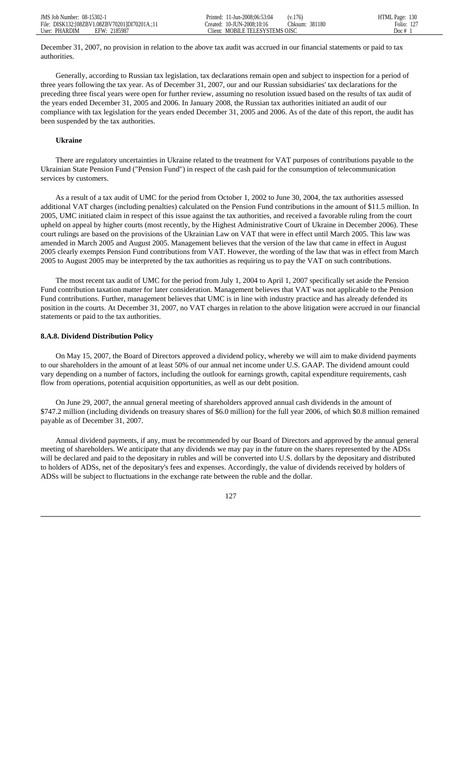December 31, 2007, no provision in relation to the above tax audit was accrued in our financial statements or paid to tax authorities.

Generally, according to Russian tax legislation, tax declarations remain open and subject to inspection for a period of three years following the tax year. As of December 31, 2007, our and our Russian subsidiaries' tax declarations for the preceding three fiscal years were open for further review, assuming no resolution issued based on the results of tax audit of the years ended December 31, 2005 and 2006. In January 2008, the Russian tax authorities initiated an audit of our compliance with tax legislation for the years ended December 31, 2005 and 2006. As of the date of this report, the audit has been suspended by the tax authorities.

**Ukraine**

There are regulatory uncertainties in Ukraine related to the treatment for VAT purposes of contributions payable to the Ukrainian State Pension Fund ("Pension Fund") in respect of the cash paid for the consumption of telecommunication services by customers.

As a result of a tax audit of UMC for the period from October 1, 2002 to June 30, 2004, the tax authorities assessed additional VAT charges (including penalties) calculated on the Pension Fund contributions in the amount of $11.5 million. In 2005, UMC initiated claim in respect of this issue against the tax authorities, and received a favorable ruling from the court upheld on appeal by higher courts (most recently, by the Highest Administrative Court of Ukraine in December 2006). These court rulings are based on the provisions of the Ukrainian Law on VAT that were in effect until March 2005. This law was amended in March 2005 and August 2005. Management believes that the version of the law that came in effect in August 2005 clearly exempts Pension Fund contributions from VAT. However, the wording of the law that was in effect from March 2005 to August 2005 may be interpreted by the tax authorities as requiring us to pay the VAT on such contributions.

The most recent tax audit of UMC for the period from July 1, 2004 to April 1, 2007 specifically set aside the Pension Fund contribution taxation matter for later consideration. Management believes that VAT was not applicable to the Pension Fund contributions. Further, management believes that UMC is in line with industry practice and has already defended its position in the courts. At December 31, 2007, no VAT charges in relation to the above litigation were accrued in our financial statements or paid to the tax authorities.

**8.A.8. Dividend Distribution Policy**

On May 15, 2007, the Board of Directors approved a dividend policy, whereby we will aim to make dividend payments to our shareholders in the amount of at least 50% of our annual net income under U.S. GAAP. The dividend amount could vary depending on a number of factors, including the outlook for earnings growth, capital expenditure requirements, cash flow from operations, potential acquisition opportunities, as well as our debt position.

On June 29, 2007, the annual general meeting of shareholders approved annual cash dividends in the amount of $747.2 million (including dividends on treasury shares of $6.0 million) for the full year 2006, of which $0.8 million remained payable as of December 31, 2007.

Annual dividend payments, if any, must be recommended by our Board of Directors and approved by the annual general meeting of shareholders. We anticipate that any dividends we may pay in the future on the shares represented by the ADSs will be declared and paid to the depositary in rubles and will be converted into U.S. dollars by the depositary and distributed to holders of ADSs, net of the depositary's fees and expenses. Accordingly, the value of dividends received by holders of ADSs will be subject to fluctuations in the exchange rate between the ruble and the dollar.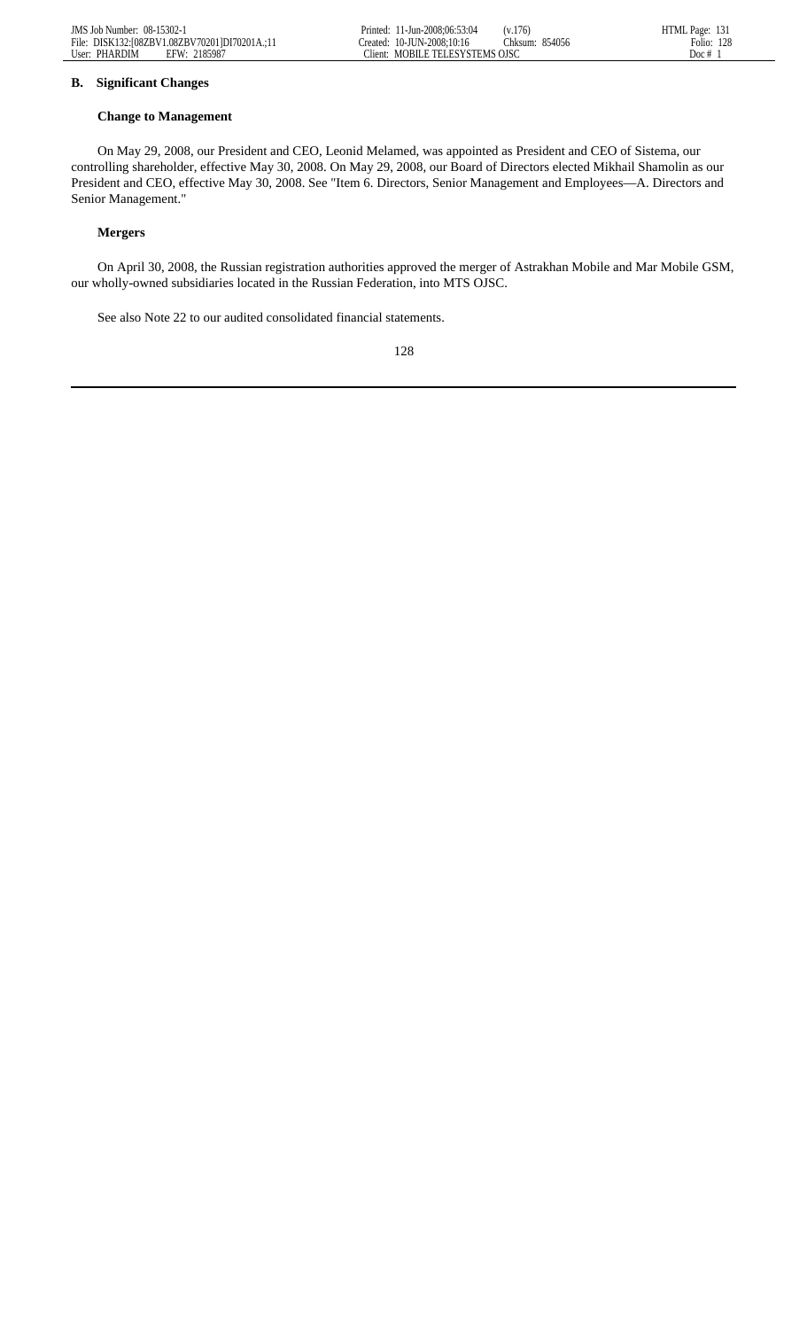## B. Significant Changes

### Change to Management

On May 29, 2008, our President and CEO, Leonid Melamed, was appointed as President and CEO of Sistema, our controlling shareholder, effective May 30, 2008. On May 29, 2008, our Board of Directors elected Mikhail Shamolin as our President and CEO, effective May 30, 2008. See "Item 6. Directors, Senior Management and Employees—A. Directors and Senior Management."

### Mergers

On April 30, 2008, the Russian registration authorities approved the merger of Astrakhan Mobile and Mar Mobile GSM, our wholly-owned subsidiaries located in the Russian Federation, into MTS OJSC.

See also Note 22 to our audited consolidated financial statements.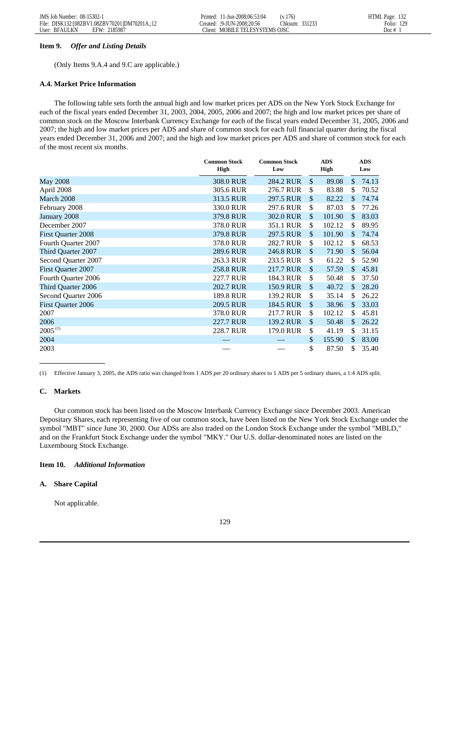### Item 9. *Offer and Listing Details*

(Only Items 9.A.4 and 9.C are applicable.)

#### A.4. Market Price Information

The following table sets forth the annual high and low market prices per ADS on the New York Stock Exchange for each of the fiscal years ended December 31, 2003, 2004, 2005, 2006 and 2007; the high and low market prices per share of common stock on the Moscow Interbank Currency Exchange for each of the fiscal years ended December 31, 2005, 2006 and 2007; the high and low market prices per ADS and share of common stock for each full financial quarter during the fiscal years ended December 31, 2006 and 2007; and the high and low market prices per ADS and share of common stock for each of the most recent six months.

| | Common Stock High | Common Stock Low | ADS High | ADS Low |
|---|---|---|---|---|
| May 2008 | 308.0 RUR | 284.2 RUR | $ 89.08 | $ 74.13 |
| April 2008 | 305.6 RUR | 276.7 RUR | $ 83.88 | $ 70.52 |
| March 2008 | 313.5 RUR | 297.5 RUR | $ 82.22 | $ 74.74 |
| February 2008 | 330.0 RUR | 297.6 RUR | $ 87.03 | $ 77.26 |
| January 2008 | 379.8 RUR | 302.0 RUR | $ 101.90 | $ 83.03 |
| December 2007 | 378.0 RUR | 351.1 RUR | $ 102.12 | $ 89.95 |
| First Quarter 2008 | 379.8 RUR | 297.5 RUR | $ 101.90 | $ 74.74 |
| Fourth Quarter 2007 | 378.0 RUR | 282.7 RUR | $ 102.12 | $ 68.53 |
| Third Quarter 2007 | 289.6 RUR | 246.8 RUR | $ 71.90 | $ 56.04 |
| Second Quarter 2007 | 263.3 RUR | 233.5 RUR | $ 61.22 | $ 52.90 |
| First Quarter 2007 | 258.8 RUR | 217.7 RUR | $ 57.59 | $ 45.81 |
| Fourth Quarter 2006 | 227.7 RUR | 184.3 RUR | $ 50.48 | $ 37.50 |
| Third Quarter 2006 | 202.7 RUR | 150.9 RUR | $ 40.72 | $ 28.20 |
| Second Quarter 2006 | 189.8 RUR | 139.2 RUR | $ 35.14 | $ 26.22 |
| First Quarter 2006 | 209.5 RUR | 184.5 RUR | $ 38.96 | $ 33.03 |
| 2007 | 378.0 RUR | 217.7 RUR | $ 102.12 | $ 45.81 |
| 2006 | 227.7 RUR | 139.2 RUR | $ 50.48 | $ 26.22 |
| 2005 (1) | 228.7 RUR | 179.0 RUR | $ 41.19 | $ 31.15 |
| 2004 | — | — | $ 155.90 | $ 83.00 |
| 2003 | — | — | $ 87.50 | $ 35.40 |

(1) Effective January 3, 2005, the ADS ratio was changed from 1 ADS per 20 ordinary shares to 1 ADS per 5 ordinary shares, a 1:4 ADS split.

#### C. Markets

Our common stock has been listed on the Moscow Interbank Currency Exchange since December 2003. American Depositary Shares, each representing five of our common stock, have been listed on the New York Stock Exchange under the symbol "MBT" since June 30, 2000. Our ADSs are also traded on the London Stock Exchange under the symbol "MBLD," and on the Frankfurt Stock Exchange under the symbol "MKY." Our U.S. dollar-denominated notes are listed on the Luxembourg Stock Exchange.

### Item 10. *Additional Information*

#### A. Share Capital

Not applicable.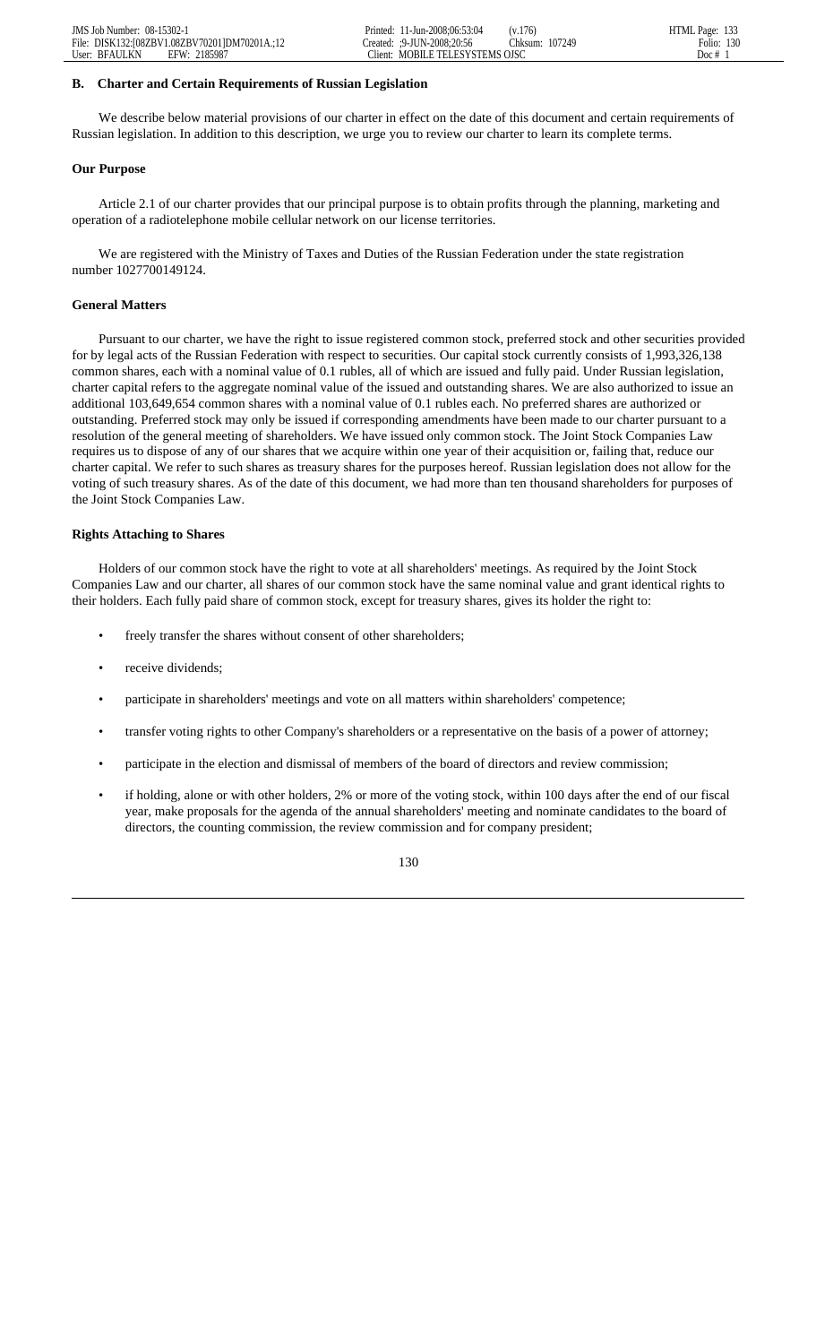### B. Charter and Certain Requirements of Russian Legislation

We describe below material provisions of our charter in effect on the date of this document and certain requirements of Russian legislation. In addition to this description, we urge you to review our charter to learn its complete terms.

#### Our Purpose

Article 2.1 of our charter provides that our principal purpose is to obtain profits through the planning, marketing and operation of a radiotelephone mobile cellular network on our license territories.

We are registered with the Ministry of Taxes and Duties of the Russian Federation under the state registration number 1027700149124.

#### General Matters

Pursuant to our charter, we have the right to issue registered common stock, preferred stock and other securities provided for by legal acts of the Russian Federation with respect to securities. Our capital stock currently consists of 1,993,326,138 common shares, each with a nominal value of 0.1 rubles, all of which are issued and fully paid. Under Russian legislation, charter capital refers to the aggregate nominal value of the issued and outstanding shares. We are also authorized to issue an additional 103,649,654 common shares with a nominal value of 0.1 rubles each. No preferred shares are authorized or outstanding. Preferred stock may only be issued if corresponding amendments have been made to our charter pursuant to a resolution of the general meeting of shareholders. We have issued only common stock. The Joint Stock Companies Law requires us to dispose of any of our shares that we acquire within one year of their acquisition or, failing that, reduce our charter capital. We refer to such shares as treasury shares for the purposes hereof. Russian legislation does not allow for the voting of such treasury shares. As of the date of this document, we had more than ten thousand shareholders for purposes of the Joint Stock Companies Law.

#### Rights Attaching to Shares

Holders of our common stock have the right to vote at all shareholders' meetings. As required by the Joint Stock Companies Law and our charter, all shares of our common stock have the same nominal value and grant identical rights to their holders. Each fully paid share of common stock, except for treasury shares, gives its holder the right to:

- freely transfer the shares without consent of other shareholders;
- receive dividends;
- participate in shareholders' meetings and vote on all matters within shareholders' competence;
- transfer voting rights to other Company's shareholders or a representative on the basis of a power of attorney;
- participate in the election and dismissal of members of the board of directors and review commission;
- if holding, alone or with other holders, 2% or more of the voting stock, within 100 days after the end of our fiscal year, make proposals for the agenda of the annual shareholders' meeting and nominate candidates to the board of directors, the counting commission, the review commission and for company president;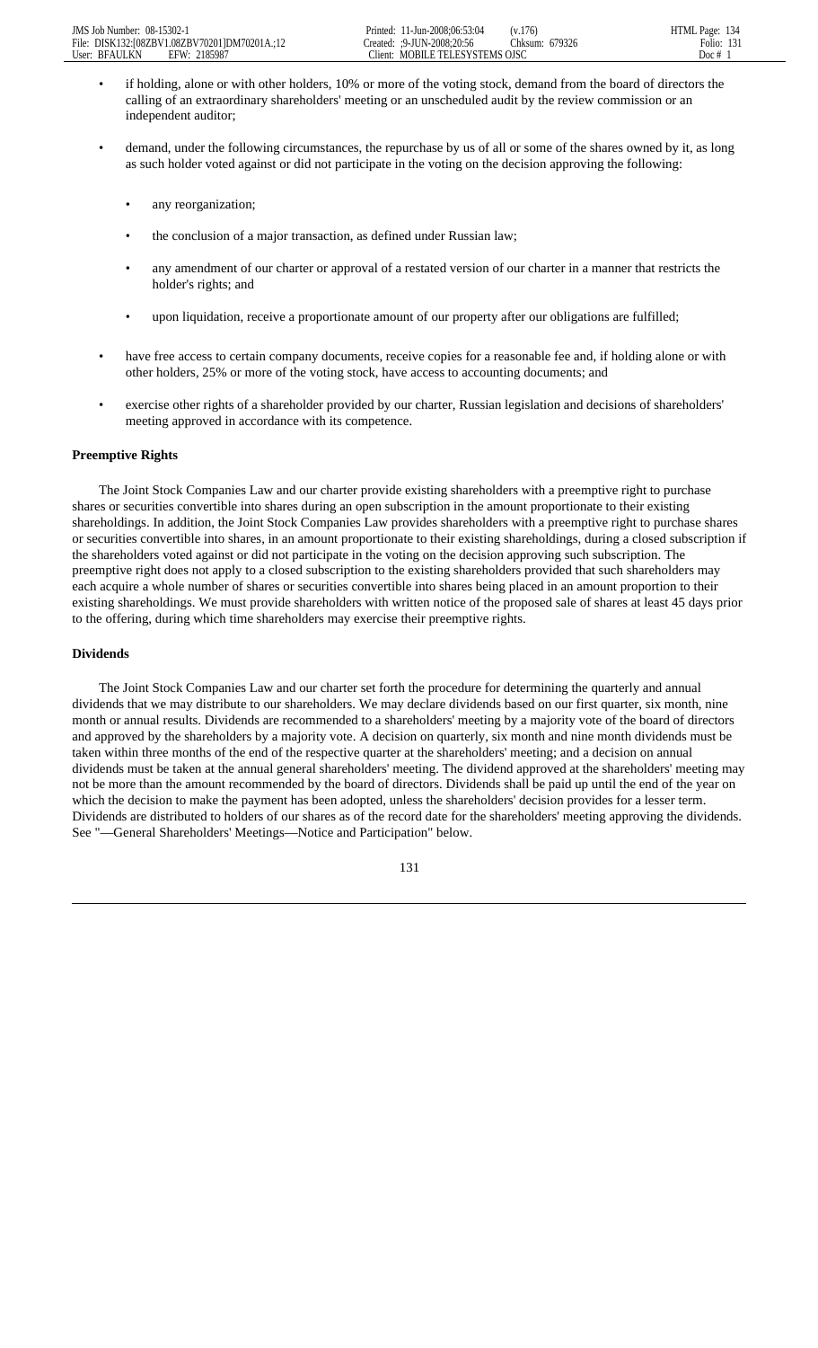- if holding, alone or with other holders, 10% or more of the voting stock, demand from the board of directors the calling of an extraordinary shareholders' meeting or an unscheduled audit by the review commission or an independent auditor;
- demand, under the following circumstances, the repurchase by us of all or some of the shares owned by it, as long as such holder voted against or did not participate in the voting on the decision approving the following:
  - any reorganization;
  - the conclusion of a major transaction, as defined under Russian law;
  - any amendment of our charter or approval of a restated version of our charter in a manner that restricts the holder's rights; and
  - upon liquidation, receive a proportionate amount of our property after our obligations are fulfilled;
- have free access to certain company documents, receive copies for a reasonable fee and, if holding alone or with other holders, 25% or more of the voting stock, have access to accounting documents; and
- exercise other rights of a shareholder provided by our charter, Russian legislation and decisions of shareholders' meeting approved in accordance with its competence.

**Preemptive Rights**

The Joint Stock Companies Law and our charter provide existing shareholders with a preemptive right to purchase shares or securities convertible into shares during an open subscription in the amount proportionate to their existing shareholdings. In addition, the Joint Stock Companies Law provides shareholders with a preemptive right to purchase shares or securities convertible into shares, in an amount proportionate to their existing shareholdings, during a closed subscription if the shareholders voted against or did not participate in the voting on the decision approving such subscription. The preemptive right does not apply to a closed subscription to the existing shareholders provided that such shareholders may each acquire a whole number of shares or securities convertible into shares being placed in an amount proportion to their existing shareholdings. We must provide shareholders with written notice of the proposed sale of shares at least 45 days prior to the offering, during which time shareholders may exercise their preemptive rights.

**Dividends**

The Joint Stock Companies Law and our charter set forth the procedure for determining the quarterly and annual dividends that we may distribute to our shareholders. We may declare dividends based on our first quarter, six month, nine month or annual results. Dividends are recommended to a shareholders' meeting by a majority vote of the board of directors and approved by the shareholders by a majority vote. A decision on quarterly, six month and nine month dividends must be taken within three months of the end of the respective quarter at the shareholders' meeting; and a decision on annual dividends must be taken at the annual general shareholders' meeting. The dividend approved at the shareholders' meeting may not be more than the amount recommended by the board of directors. Dividends shall be paid up until the end of the year on which the decision to make the payment has been adopted, unless the shareholders' decision provides for a lesser term. Dividends are distributed to holders of our shares as of the record date for the shareholders' meeting approving the dividends. See "—General Shareholders' Meetings—Notice and Participation" below.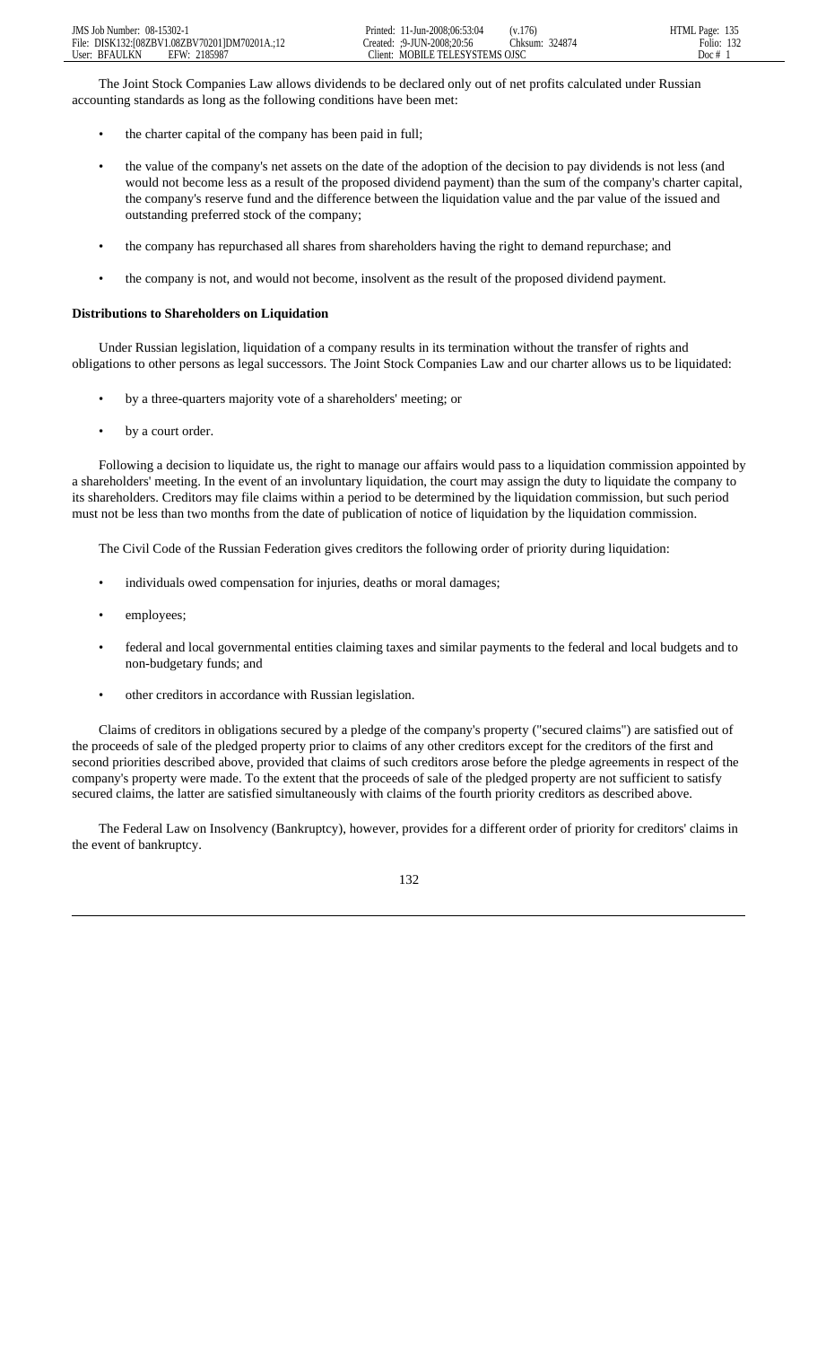The Joint Stock Companies Law allows dividends to be declared only out of net profits calculated under Russian accounting standards as long as the following conditions have been met:

- the charter capital of the company has been paid in full;
- the value of the company's net assets on the date of the adoption of the decision to pay dividends is not less (and would not become less as a result of the proposed dividend payment) than the sum of the company's charter capital, the company's reserve fund and the difference between the liquidation value and the par value of the issued and outstanding preferred stock of the company;
- the company has repurchased all shares from shareholders having the right to demand repurchase; and
- the company is not, and would not become, insolvent as the result of the proposed dividend payment.

**Distributions to Shareholders on Liquidation**

Under Russian legislation, liquidation of a company results in its termination without the transfer of rights and obligations to other persons as legal successors. The Joint Stock Companies Law and our charter allows us to be liquidated:

- by a three-quarters majority vote of a shareholders' meeting; or
- by a court order.

Following a decision to liquidate us, the right to manage our affairs would pass to a liquidation commission appointed by a shareholders' meeting. In the event of an involuntary liquidation, the court may assign the duty to liquidate the company to its shareholders. Creditors may file claims within a period to be determined by the liquidation commission, but such period must not be less than two months from the date of publication of notice of liquidation by the liquidation commission.

The Civil Code of the Russian Federation gives creditors the following order of priority during liquidation:

- individuals owed compensation for injuries, deaths or moral damages;
- employees;
- federal and local governmental entities claiming taxes and similar payments to the federal and local budgets and to non-budgetary funds; and
- other creditors in accordance with Russian legislation.

Claims of creditors in obligations secured by a pledge of the company's property ("secured claims") are satisfied out of the proceeds of sale of the pledged property prior to claims of any other creditors except for the creditors of the first and second priorities described above, provided that claims of such creditors arose before the pledge agreements in respect of the company's property were made. To the extent that the proceeds of sale of the pledged property are not sufficient to satisfy secured claims, the latter are satisfied simultaneously with claims of the fourth priority creditors as described above.

The Federal Law on Insolvency (Bankruptcy), however, provides for a different order of priority for creditors' claims in the event of bankruptcy.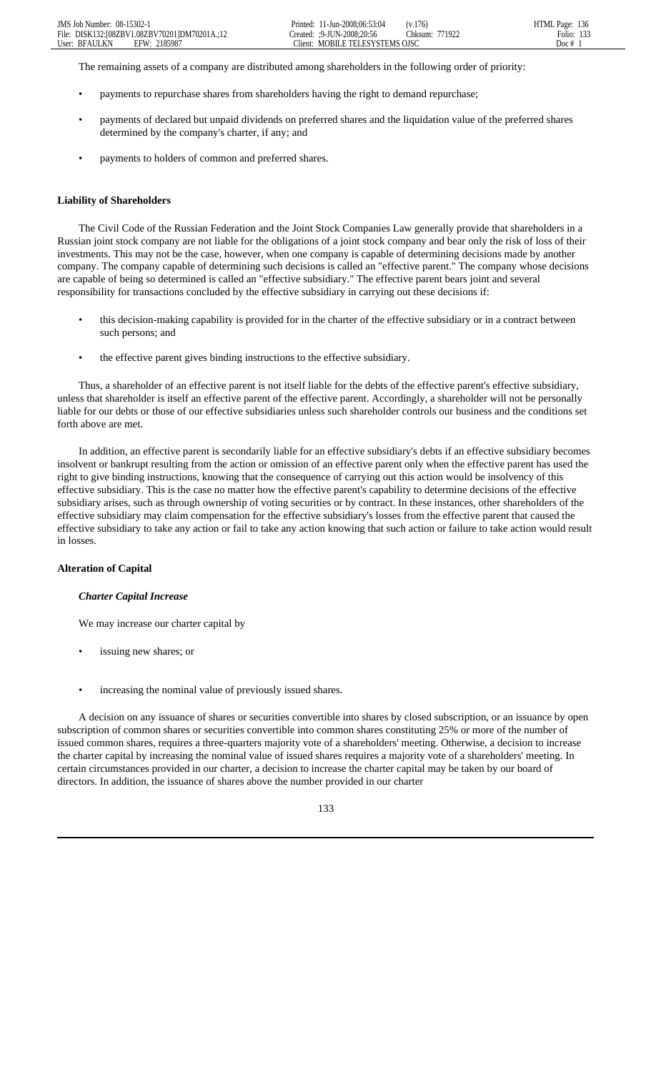The remaining assets of a company are distributed among shareholders in the following order of priority:

- payments to repurchase shares from shareholders having the right to demand repurchase;
- payments of declared but unpaid dividends on preferred shares and the liquidation value of the preferred shares determined by the company's charter, if any; and
- payments to holders of common and preferred shares.

**Liability of Shareholders**

The Civil Code of the Russian Federation and the Joint Stock Companies Law generally provide that shareholders in a Russian joint stock company are not liable for the obligations of a joint stock company and bear only the risk of loss of their investments. This may not be the case, however, when one company is capable of determining decisions made by another company. The company capable of determining such decisions is called an "effective parent." The company whose decisions are capable of being so determined is called an "effective subsidiary." The effective parent bears joint and several responsibility for transactions concluded by the effective subsidiary in carrying out these decisions if:

- this decision-making capability is provided for in the charter of the effective subsidiary or in a contract between such persons; and
- the effective parent gives binding instructions to the effective subsidiary.

Thus, a shareholder of an effective parent is not itself liable for the debts of the effective parent's effective subsidiary, unless that shareholder is itself an effective parent of the effective parent. Accordingly, a shareholder will not be personally liable for our debts or those of our effective subsidiaries unless such shareholder controls our business and the conditions set forth above are met.

In addition, an effective parent is secondarily liable for an effective subsidiary's debts if an effective subsidiary becomes insolvent or bankrupt resulting from the action or omission of an effective parent only when the effective parent has used the right to give binding instructions, knowing that the consequence of carrying out this action would be insolvency of this effective subsidiary. This is the case no matter how the effective parent's capability to determine decisions of the effective subsidiary arises, such as through ownership of voting securities or by contract. In these instances, other shareholders of the effective subsidiary may claim compensation for the effective subsidiary's losses from the effective parent that caused the effective subsidiary to take any action or fail to take any action knowing that such action or failure to take action would result in losses.

**Alteration of Capital**

***Charter Capital Increase***

We may increase our charter capital by

- issuing new shares; or
- increasing the nominal value of previously issued shares.

A decision on any issuance of shares or securities convertible into shares by closed subscription, or an issuance by open subscription of common shares or securities convertible into common shares constituting 25% or more of the number of issued common shares, requires a three-quarters majority vote of a shareholders' meeting. Otherwise, a decision to increase the charter capital by increasing the nominal value of issued shares requires a majority vote of a shareholders' meeting. In certain circumstances provided in our charter, a decision to increase the charter capital may be taken by our board of directors. In addition, the issuance of shares above the number provided in our charter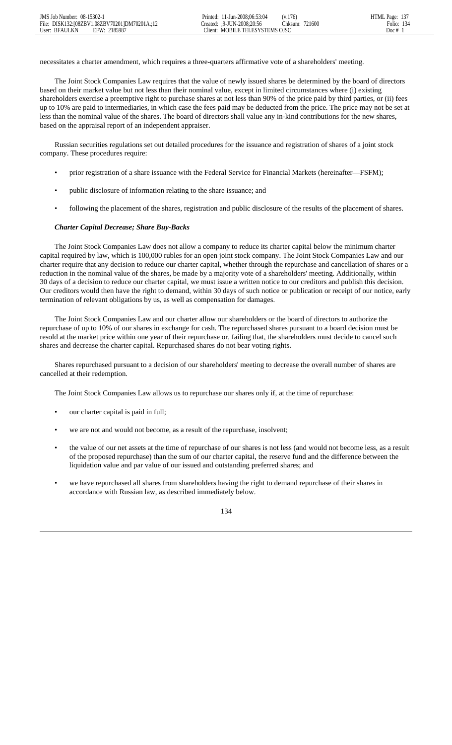necessitates a charter amendment, which requires a three-quarters affirmative vote of a shareholders' meeting.

The Joint Stock Companies Law requires that the value of newly issued shares be determined by the board of directors based on their market value but not less than their nominal value, except in limited circumstances where (i) existing shareholders exercise a preemptive right to purchase shares at not less than 90% of the price paid by third parties, or (ii) fees up to 10% are paid to intermediaries, in which case the fees paid may be deducted from the price. The price may not be set at less than the nominal value of the shares. The board of directors shall value any in-kind contributions for the new shares, based on the appraisal report of an independent appraiser.

Russian securities regulations set out detailed procedures for the issuance and registration of shares of a joint stock company. These procedures require:

- prior registration of a share issuance with the Federal Service for Financial Markets (hereinafter—FSFM);
- public disclosure of information relating to the share issuance; and
- following the placement of the shares, registration and public disclosure of the results of the placement of shares.

***Charter Capital Decrease; Share Buy-Backs***

The Joint Stock Companies Law does not allow a company to reduce its charter capital below the minimum charter capital required by law, which is 100,000 rubles for an open joint stock company. The Joint Stock Companies Law and our charter require that any decision to reduce our charter capital, whether through the repurchase and cancellation of shares or a reduction in the nominal value of the shares, be made by a majority vote of a shareholders' meeting. Additionally, within 30 days of a decision to reduce our charter capital, we must issue a written notice to our creditors and publish this decision. Our creditors would then have the right to demand, within 30 days of such notice or publication or receipt of our notice, early termination of relevant obligations by us, as well as compensation for damages.

The Joint Stock Companies Law and our charter allow our shareholders or the board of directors to authorize the repurchase of up to 10% of our shares in exchange for cash. The repurchased shares pursuant to a board decision must be resold at the market price within one year of their repurchase or, failing that, the shareholders must decide to cancel such shares and decrease the charter capital. Repurchased shares do not bear voting rights.

Shares repurchased pursuant to a decision of our shareholders' meeting to decrease the overall number of shares are cancelled at their redemption.

The Joint Stock Companies Law allows us to repurchase our shares only if, at the time of repurchase:

- our charter capital is paid in full;
- we are not and would not become, as a result of the repurchase, insolvent;
- the value of our net assets at the time of repurchase of our shares is not less (and would not become less, as a result of the proposed repurchase) than the sum of our charter capital, the reserve fund and the difference between the liquidation value and par value of our issued and outstanding preferred shares; and
- we have repurchased all shares from shareholders having the right to demand repurchase of their shares in accordance with Russian law, as described immediately below.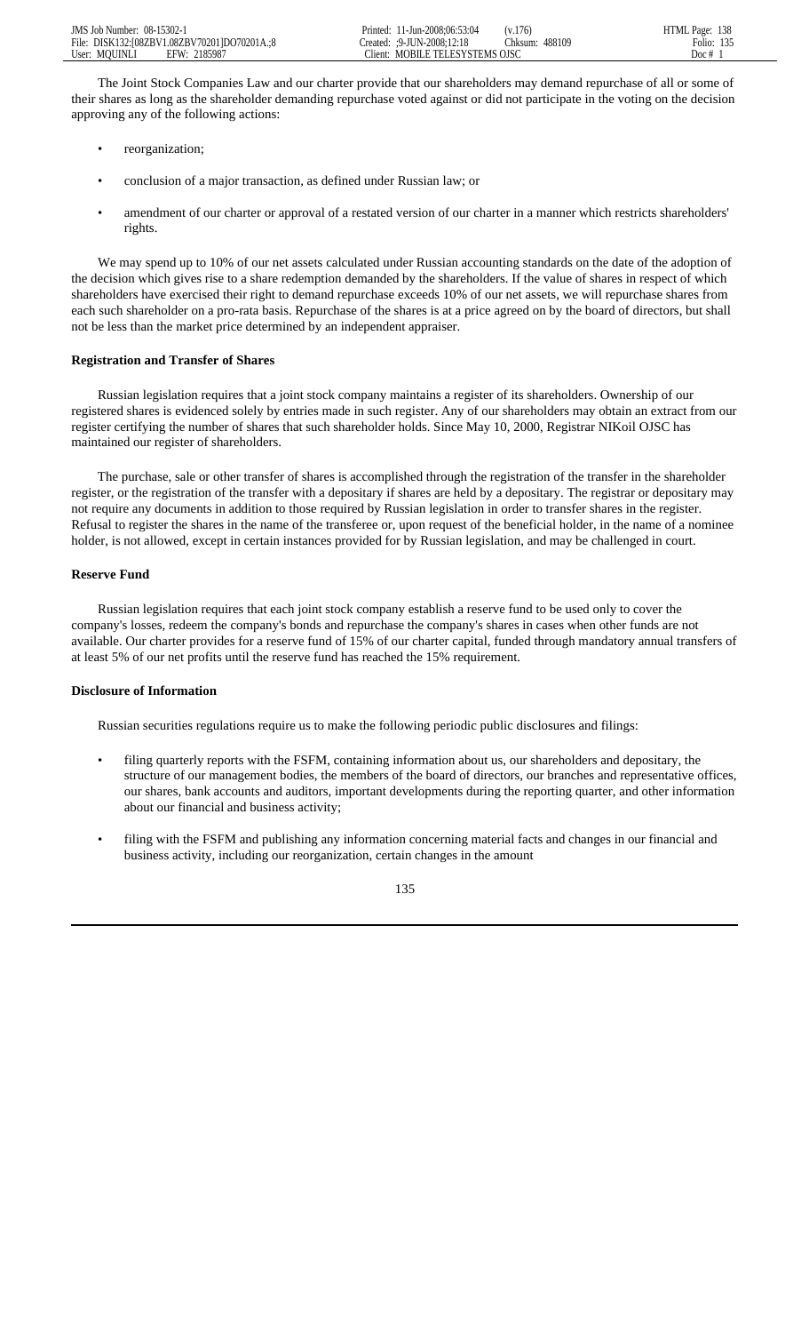The Joint Stock Companies Law and our charter provide that our shareholders may demand repurchase of all or some of their shares as long as the shareholder demanding repurchase voted against or did not participate in the voting on the decision approving any of the following actions:

- reorganization;
- conclusion of a major transaction, as defined under Russian law; or
- amendment of our charter or approval of a restated version of our charter in a manner which restricts shareholders' rights.

We may spend up to 10% of our net assets calculated under Russian accounting standards on the date of the adoption of the decision which gives rise to a share redemption demanded by the shareholders. If the value of shares in respect of which shareholders have exercised their right to demand repurchase exceeds 10% of our net assets, we will repurchase shares from each such shareholder on a pro-rata basis. Repurchase of the shares is at a price agreed on by the board of directors, but shall not be less than the market price determined by an independent appraiser.

**Registration and Transfer of Shares**

Russian legislation requires that a joint stock company maintains a register of its shareholders. Ownership of our registered shares is evidenced solely by entries made in such register. Any of our shareholders may obtain an extract from our register certifying the number of shares that such shareholder holds. Since May 10, 2000, Registrar NIKoil OJSC has maintained our register of shareholders.

The purchase, sale or other transfer of shares is accomplished through the registration of the transfer in the shareholder register, or the registration of the transfer with a depositary if shares are held by a depositary. The registrar or depositary may not require any documents in addition to those required by Russian legislation in order to transfer shares in the register. Refusal to register the shares in the name of the transferee or, upon request of the beneficial holder, in the name of a nominee holder, is not allowed, except in certain instances provided for by Russian legislation, and may be challenged in court.

**Reserve Fund**

Russian legislation requires that each joint stock company establish a reserve fund to be used only to cover the company's losses, redeem the company's bonds and repurchase the company's shares in cases when other funds are not available. Our charter provides for a reserve fund of 15% of our charter capital, funded through mandatory annual transfers of at least 5% of our net profits until the reserve fund has reached the 15% requirement.

**Disclosure of Information**

Russian securities regulations require us to make the following periodic public disclosures and filings:

- filing quarterly reports with the FSFM, containing information about us, our shareholders and depositary, the structure of our management bodies, the members of the board of directors, our branches and representative offices, our shares, bank accounts and auditors, important developments during the reporting quarter, and other information about our financial and business activity;
- filing with the FSFM and publishing any information concerning material facts and changes in our financial and business activity, including our reorganization, certain changes in the amount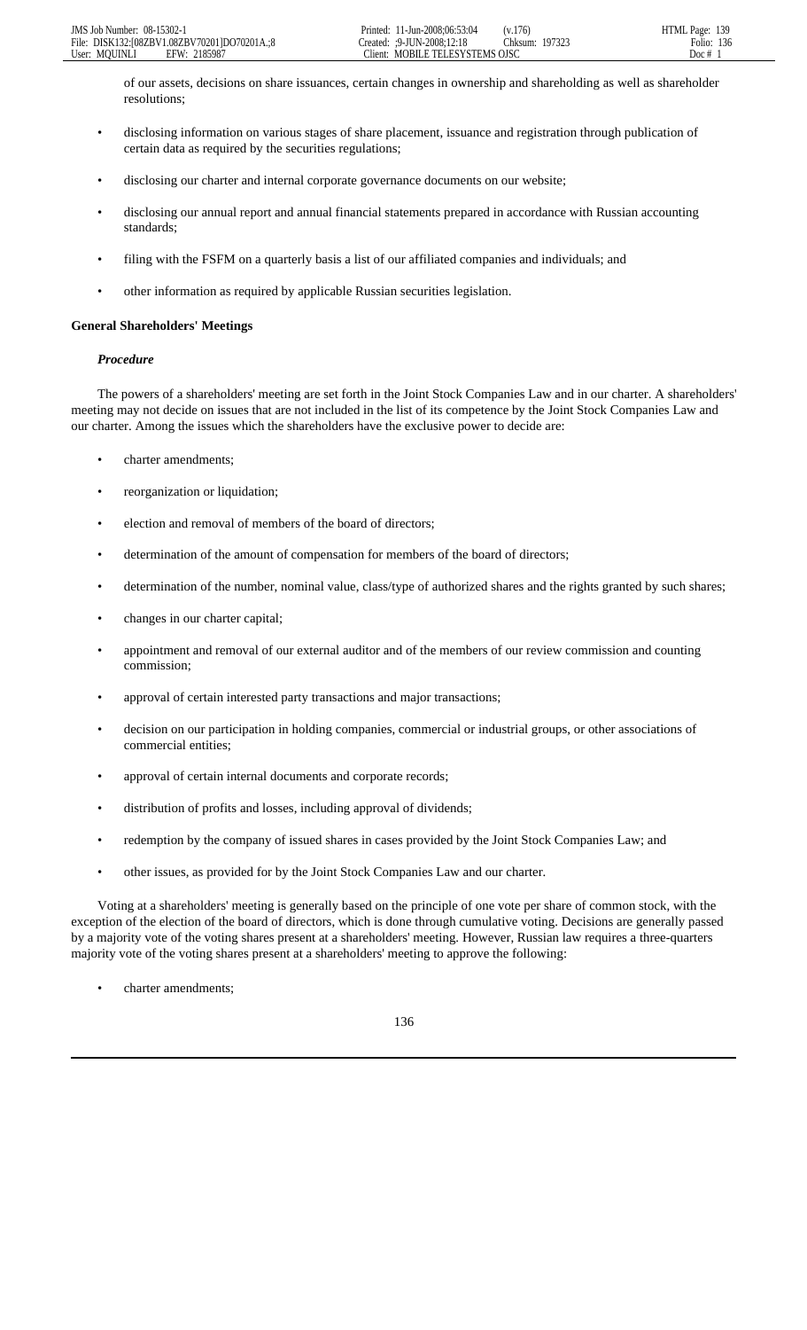of our assets, decisions on share issuances, certain changes in ownership and shareholding as well as shareholder resolutions;

- disclosing information on various stages of share placement, issuance and registration through publication of certain data as required by the securities regulations;
- disclosing our charter and internal corporate governance documents on our website;
- disclosing our annual report and annual financial statements prepared in accordance with Russian accounting standards;
- filing with the FSFM on a quarterly basis a list of our affiliated companies and individuals; and
- other information as required by applicable Russian securities legislation.

**General Shareholders' Meetings**

***Procedure***

The powers of a shareholders' meeting are set forth in the Joint Stock Companies Law and in our charter. A shareholders' meeting may not decide on issues that are not included in the list of its competence by the Joint Stock Companies Law and our charter. Among the issues which the shareholders have the exclusive power to decide are:

- charter amendments;
- reorganization or liquidation;
- election and removal of members of the board of directors;
- determination of the amount of compensation for members of the board of directors;
- determination of the number, nominal value, class/type of authorized shares and the rights granted by such shares;
- changes in our charter capital;
- appointment and removal of our external auditor and of the members of our review commission and counting commission;
- approval of certain interested party transactions and major transactions;
- decision on our participation in holding companies, commercial or industrial groups, or other associations of commercial entities;
- approval of certain internal documents and corporate records;
- distribution of profits and losses, including approval of dividends;
- redemption by the company of issued shares in cases provided by the Joint Stock Companies Law; and
- other issues, as provided for by the Joint Stock Companies Law and our charter.

Voting at a shareholders' meeting is generally based on the principle of one vote per share of common stock, with the exception of the election of the board of directors, which is done through cumulative voting. Decisions are generally passed by a majority vote of the voting shares present at a shareholders' meeting. However, Russian law requires a three-quarters majority vote of the voting shares present at a shareholders' meeting to approve the following:

- charter amendments;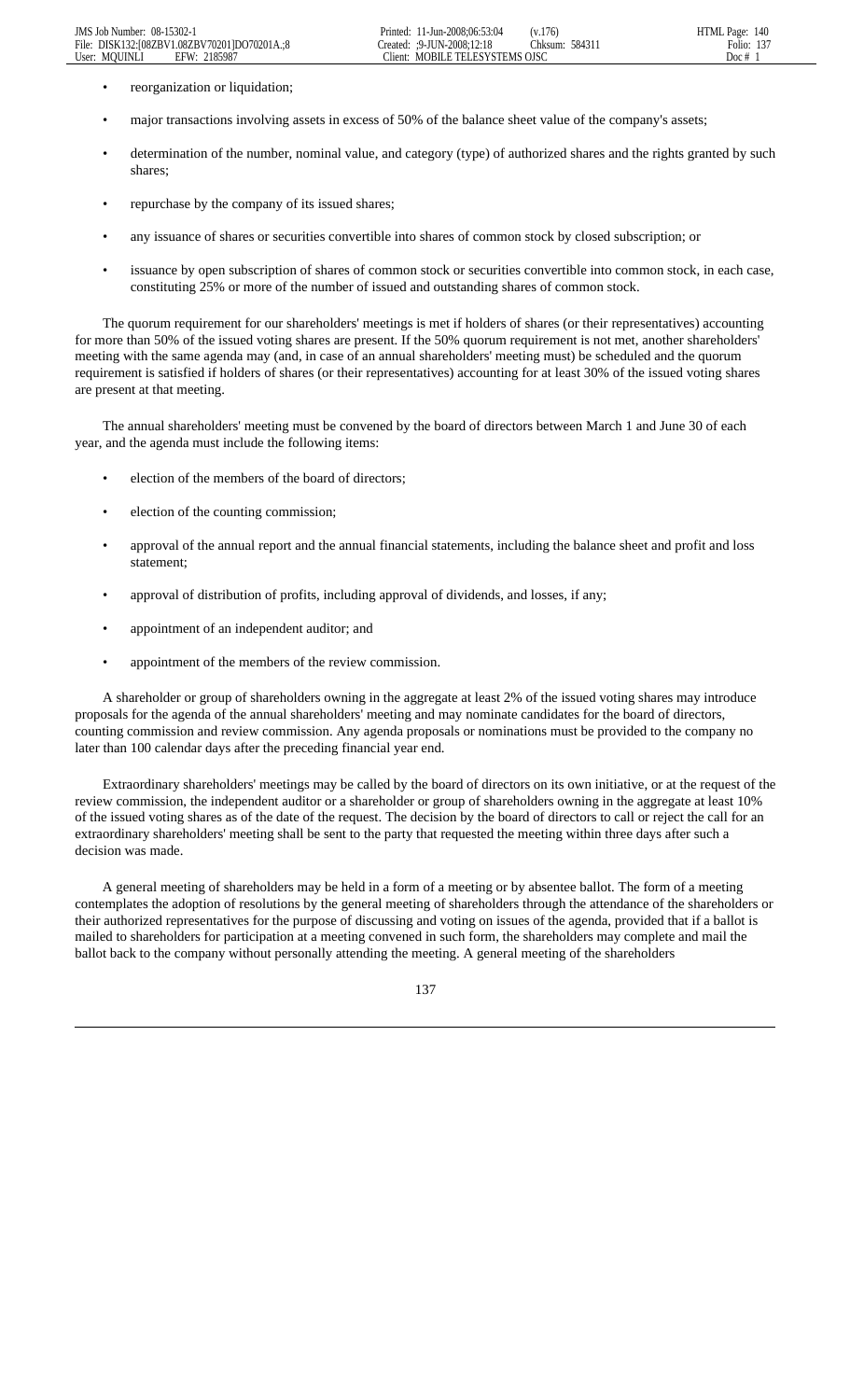- reorganization or liquidation;
- major transactions involving assets in excess of 50% of the balance sheet value of the company's assets;
- determination of the number, nominal value, and category (type) of authorized shares and the rights granted by such shares;
- repurchase by the company of its issued shares;
- any issuance of shares or securities convertible into shares of common stock by closed subscription; or
- issuance by open subscription of shares of common stock or securities convertible into common stock, in each case, constituting 25% or more of the number of issued and outstanding shares of common stock.

The quorum requirement for our shareholders' meetings is met if holders of shares (or their representatives) accounting for more than 50% of the issued voting shares are present. If the 50% quorum requirement is not met, another shareholders' meeting with the same agenda may (and, in case of an annual shareholders' meeting must) be scheduled and the quorum requirement is satisfied if holders of shares (or their representatives) accounting for at least 30% of the issued voting shares are present at that meeting.

The annual shareholders' meeting must be convened by the board of directors between March 1 and June 30 of each year, and the agenda must include the following items:

- election of the members of the board of directors;
- election of the counting commission;
- approval of the annual report and the annual financial statements, including the balance sheet and profit and loss statement;
- approval of distribution of profits, including approval of dividends, and losses, if any;
- appointment of an independent auditor; and
- appointment of the members of the review commission.

A shareholder or group of shareholders owning in the aggregate at least 2% of the issued voting shares may introduce proposals for the agenda of the annual shareholders' meeting and may nominate candidates for the board of directors, counting commission and review commission. Any agenda proposals or nominations must be provided to the company no later than 100 calendar days after the preceding financial year end.

Extraordinary shareholders' meetings may be called by the board of directors on its own initiative, or at the request of the review commission, the independent auditor or a shareholder or group of shareholders owning in the aggregate at least 10% of the issued voting shares as of the date of the request. The decision by the board of directors to call or reject the call for an extraordinary shareholders' meeting shall be sent to the party that requested the meeting within three days after such a decision was made.

A general meeting of shareholders may be held in a form of a meeting or by absentee ballot. The form of a meeting contemplates the adoption of resolutions by the general meeting of shareholders through the attendance of the shareholders or their authorized representatives for the purpose of discussing and voting on issues of the agenda, provided that if a ballot is mailed to shareholders for participation at a meeting convened in such form, the shareholders may complete and mail the ballot back to the company without personally attending the meeting. A general meeting of the shareholders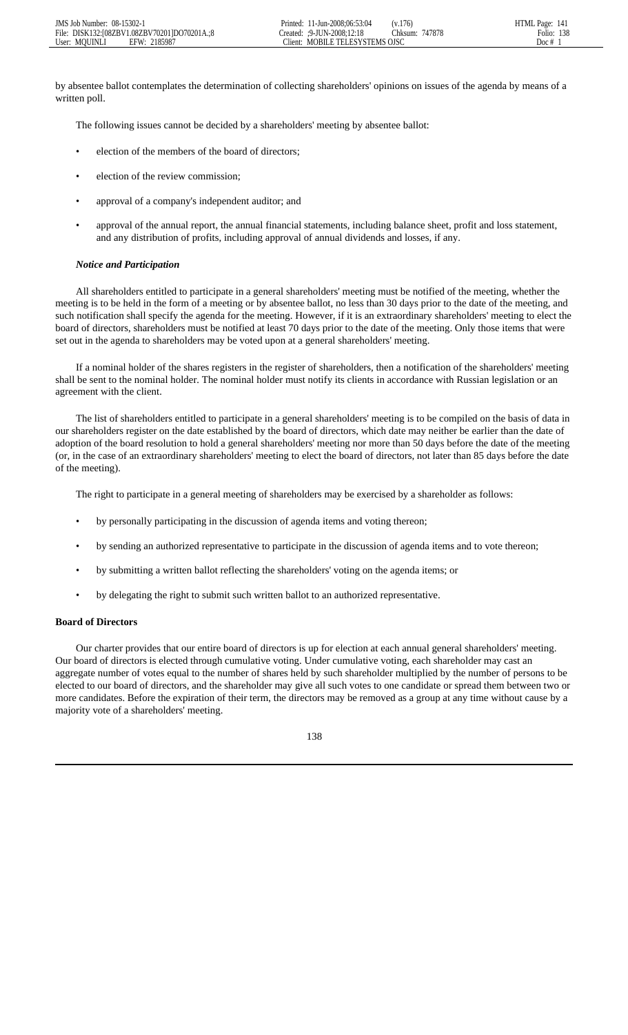by absentee ballot contemplates the determination of collecting shareholders' opinions on issues of the agenda by means of a written poll.

The following issues cannot be decided by a shareholders' meeting by absentee ballot:

- election of the members of the board of directors;
- election of the review commission;
- approval of a company's independent auditor; and
- approval of the annual report, the annual financial statements, including balance sheet, profit and loss statement, and any distribution of profits, including approval of annual dividends and losses, if any.

***Notice and Participation***

All shareholders entitled to participate in a general shareholders' meeting must be notified of the meeting, whether the meeting is to be held in the form of a meeting or by absentee ballot, no less than 30 days prior to the date of the meeting, and such notification shall specify the agenda for the meeting. However, if it is an extraordinary shareholders' meeting to elect the board of directors, shareholders must be notified at least 70 days prior to the date of the meeting. Only those items that were set out in the agenda to shareholders may be voted upon at a general shareholders' meeting.

If a nominal holder of the shares registers in the register of shareholders, then a notification of the shareholders' meeting shall be sent to the nominal holder. The nominal holder must notify its clients in accordance with Russian legislation or an agreement with the client.

The list of shareholders entitled to participate in a general shareholders' meeting is to be compiled on the basis of data in our shareholders register on the date established by the board of directors, which date may neither be earlier than the date of adoption of the board resolution to hold a general shareholders' meeting nor more than 50 days before the date of the meeting (or, in the case of an extraordinary shareholders' meeting to elect the board of directors, not later than 85 days before the date of the meeting).

The right to participate in a general meeting of shareholders may be exercised by a shareholder as follows:

- by personally participating in the discussion of agenda items and voting thereon;
- by sending an authorized representative to participate in the discussion of agenda items and to vote thereon;
- by submitting a written ballot reflecting the shareholders' voting on the agenda items; or
- by delegating the right to submit such written ballot to an authorized representative.

**Board of Directors**

Our charter provides that our entire board of directors is up for election at each annual general shareholders' meeting. Our board of directors is elected through cumulative voting. Under cumulative voting, each shareholder may cast an aggregate number of votes equal to the number of shares held by such shareholder multiplied by the number of persons to be elected to our board of directors, and the shareholder may give all such votes to one candidate or spread them between two or more candidates. Before the expiration of their term, the directors may be removed as a group at any time without cause by a majority vote of a shareholders' meeting.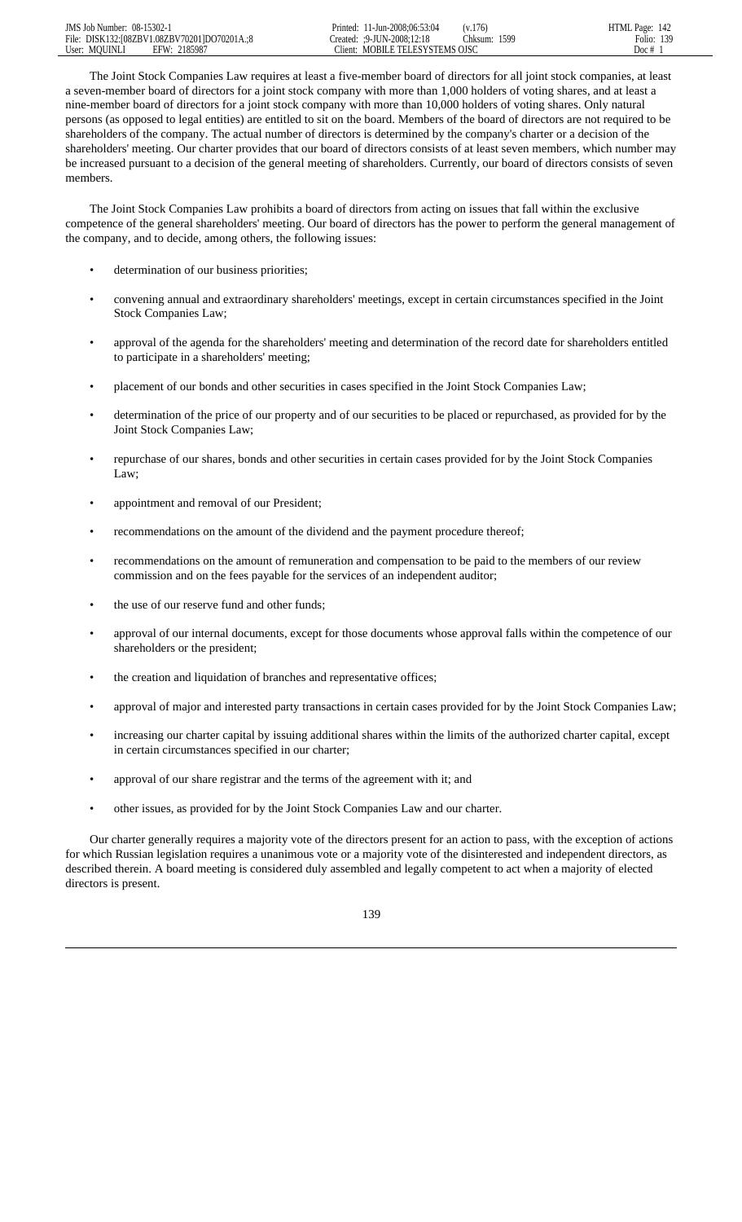The Joint Stock Companies Law requires at least a five-member board of directors for all joint stock companies, at least a seven-member board of directors for a joint stock company with more than 1,000 holders of voting shares, and at least a nine-member board of directors for a joint stock company with more than 10,000 holders of voting shares. Only natural persons (as opposed to legal entities) are entitled to sit on the board. Members of the board of directors are not required to be shareholders of the company. The actual number of directors is determined by the company's charter or a decision of the shareholders' meeting. Our charter provides that our board of directors consists of at least seven members, which number may be increased pursuant to a decision of the general meeting of shareholders. Currently, our board of directors consists of seven members.

The Joint Stock Companies Law prohibits a board of directors from acting on issues that fall within the exclusive competence of the general shareholders' meeting. Our board of directors has the power to perform the general management of the company, and to decide, among others, the following issues:

- determination of our business priorities;
- convening annual and extraordinary shareholders' meetings, except in certain circumstances specified in the Joint Stock Companies Law;
- approval of the agenda for the shareholders' meeting and determination of the record date for shareholders entitled to participate in a shareholders' meeting;
- placement of our bonds and other securities in cases specified in the Joint Stock Companies Law;
- determination of the price of our property and of our securities to be placed or repurchased, as provided for by the Joint Stock Companies Law;
- repurchase of our shares, bonds and other securities in certain cases provided for by the Joint Stock Companies Law;
- appointment and removal of our President;
- recommendations on the amount of the dividend and the payment procedure thereof;
- recommendations on the amount of remuneration and compensation to be paid to the members of our review commission and on the fees payable for the services of an independent auditor;
- the use of our reserve fund and other funds;
- approval of our internal documents, except for those documents whose approval falls within the competence of our shareholders or the president;
- the creation and liquidation of branches and representative offices;
- approval of major and interested party transactions in certain cases provided for by the Joint Stock Companies Law;
- increasing our charter capital by issuing additional shares within the limits of the authorized charter capital, except in certain circumstances specified in our charter;
- approval of our share registrar and the terms of the agreement with it; and
- other issues, as provided for by the Joint Stock Companies Law and our charter.

Our charter generally requires a majority vote of the directors present for an action to pass, with the exception of actions for which Russian legislation requires a unanimous vote or a majority vote of the disinterested and independent directors, as described therein. A board meeting is considered duly assembled and legally competent to act when a majority of elected directors is present.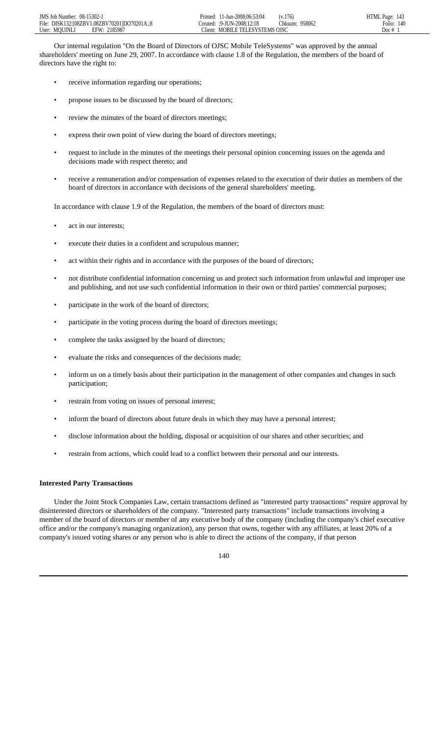Our internal regulation "On the Board of Directors of OJSC Mobile TeleSystems" was approved by the annual shareholders' meeting on June 29, 2007. In accordance with clause 1.8 of the Regulation, the members of the board of directors have the right to:

- receive information regarding our operations;
- propose issues to be discussed by the board of directors;
- review the minutes of the board of directors meetings;
- express their own point of view during the board of directors meetings;
- request to include in the minutes of the meetings their personal opinion concerning issues on the agenda and decisions made with respect thereto; and
- receive a remuneration and/or compensation of expenses related to the execution of their duties as members of the board of directors in accordance with decisions of the general shareholders' meeting.

In accordance with clause 1.9 of the Regulation, the members of the board of directors must:

- act in our interests;
- execute their duties in a confident and scrupulous manner;
- act within their rights and in accordance with the purposes of the board of directors;
- not distribute confidential information concerning us and protect such information from unlawful and improper use and publishing, and not use such confidential information in their own or third parties' commercial purposes;
- participate in the work of the board of directors;
- participate in the voting process during the board of directors meetings;
- complete the tasks assigned by the board of directors;
- evaluate the risks and consequences of the decisions made;
- inform us on a timely basis about their participation in the management of other companies and changes in such participation;
- restrain from voting on issues of personal interest;
- inform the board of directors about future deals in which they may have a personal interest;
- disclose information about the holding, disposal or acquisition of our shares and other securities; and
- restrain from actions, which could lead to a conflict between their personal and our interests.

**Interested Party Transactions**

Under the Joint Stock Companies Law, certain transactions defined as "interested party transactions" require approval by disinterested directors or shareholders of the company. "Interested party transactions" include transactions involving a member of the board of directors or member of any executive body of the company (including the company's chief executive office and/or the company's managing organization), any person that owns, together with any affiliates, at least 20% of a company's issued voting shares or any person who is able to direct the actions of the company, if that person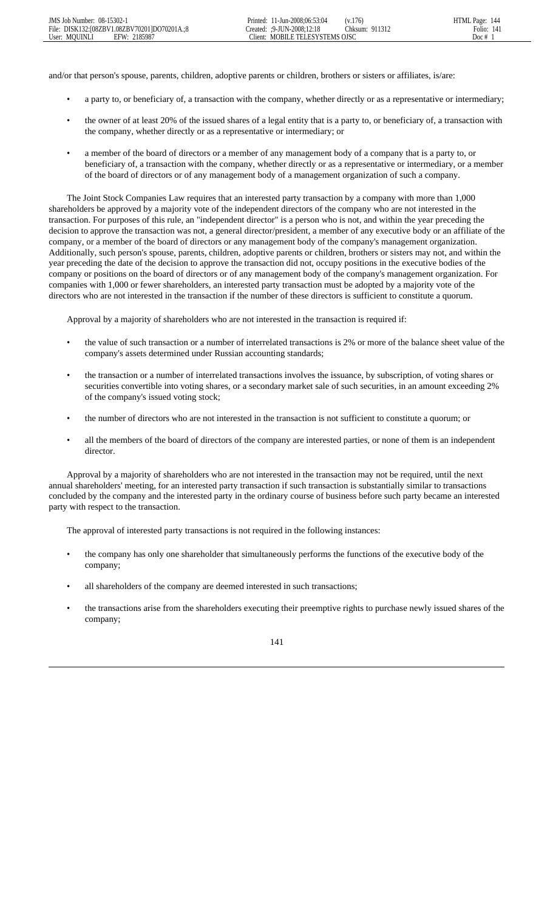and/or that person's spouse, parents, children, adoptive parents or children, brothers or sisters or affiliates, is/are:

- a party to, or beneficiary of, a transaction with the company, whether directly or as a representative or intermediary;
- the owner of at least 20% of the issued shares of a legal entity that is a party to, or beneficiary of, a transaction with the company, whether directly or as a representative or intermediary; or
- a member of the board of directors or a member of any management body of a company that is a party to, or beneficiary of, a transaction with the company, whether directly or as a representative or intermediary, or a member of the board of directors or of any management body of a management organization of such a company.

The Joint Stock Companies Law requires that an interested party transaction by a company with more than 1,000 shareholders be approved by a majority vote of the independent directors of the company who are not interested in the transaction. For purposes of this rule, an "independent director" is a person who is not, and within the year preceding the decision to approve the transaction was not, a general director/president, a member of any executive body or an affiliate of the company, or a member of the board of directors or any management body of the company's management organization. Additionally, such person's spouse, parents, children, adoptive parents or children, brothers or sisters may not, and within the year preceding the date of the decision to approve the transaction did not, occupy positions in the executive bodies of the company or positions on the board of directors or of any management body of the company's management organization. For companies with 1,000 or fewer shareholders, an interested party transaction must be adopted by a majority vote of the directors who are not interested in the transaction if the number of these directors is sufficient to constitute a quorum.

Approval by a majority of shareholders who are not interested in the transaction is required if:

- the value of such transaction or a number of interrelated transactions is 2% or more of the balance sheet value of the company's assets determined under Russian accounting standards;
- the transaction or a number of interrelated transactions involves the issuance, by subscription, of voting shares or securities convertible into voting shares, or a secondary market sale of such securities, in an amount exceeding 2% of the company's issued voting stock;
- the number of directors who are not interested in the transaction is not sufficient to constitute a quorum; or
- all the members of the board of directors of the company are interested parties, or none of them is an independent director.

Approval by a majority of shareholders who are not interested in the transaction may not be required, until the next annual shareholders' meeting, for an interested party transaction if such transaction is substantially similar to transactions concluded by the company and the interested party in the ordinary course of business before such party became an interested party with respect to the transaction.

The approval of interested party transactions is not required in the following instances:

- the company has only one shareholder that simultaneously performs the functions of the executive body of the company;
- all shareholders of the company are deemed interested in such transactions;
- the transactions arise from the shareholders executing their preemptive rights to purchase newly issued shares of the company;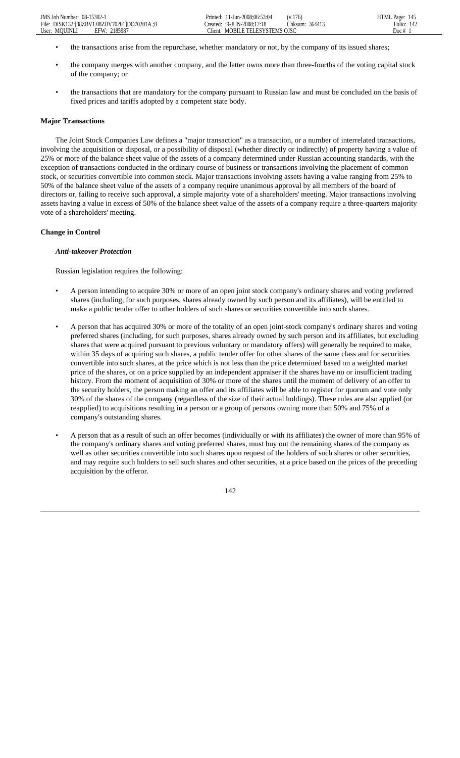- the transactions arise from the repurchase, whether mandatory or not, by the company of its issued shares;
- the company merges with another company, and the latter owns more than three-fourths of the voting capital stock of the company; or
- the transactions that are mandatory for the company pursuant to Russian law and must be concluded on the basis of fixed prices and tariffs adopted by a competent state body.

**Major Transactions**

The Joint Stock Companies Law defines a "major transaction" as a transaction, or a number of interrelated transactions, involving the acquisition or disposal, or a possibility of disposal (whether directly or indirectly) of property having a value of 25% or more of the balance sheet value of the assets of a company determined under Russian accounting standards, with the exception of transactions conducted in the ordinary course of business or transactions involving the placement of common stock, or securities convertible into common stock. Major transactions involving assets having a value ranging from 25% to 50% of the balance sheet value of the assets of a company require unanimous approval by all members of the board of directors or, failing to receive such approval, a simple majority vote of a shareholders' meeting. Major transactions involving assets having a value in excess of 50% of the balance sheet value of the assets of a company require a three-quarters majority vote of a shareholders' meeting.

**Change in Control**

***Anti-takeover Protection***

Russian legislation requires the following:

- A person intending to acquire 30% or more of an open joint stock company's ordinary shares and voting preferred shares (including, for such purposes, shares already owned by such person and its affiliates), will be entitled to make a public tender offer to other holders of such shares or securities convertible into such shares.
- A person that has acquired 30% or more of the totality of an open joint-stock company's ordinary shares and voting preferred shares (including, for such purposes, shares already owned by such person and its affiliates, but excluding shares that were acquired pursuant to previous voluntary or mandatory offers) will generally be required to make, within 35 days of acquiring such shares, a public tender offer for other shares of the same class and for securities convertible into such shares, at the price which is not less than the price determined based on a weighted market price of the shares, or on a price supplied by an independent appraiser if the shares have no or insufficient trading history. From the moment of acquisition of 30% or more of the shares until the moment of delivery of an offer to the security holders, the person making an offer and its affiliates will be able to register for quorum and vote only 30% of the shares of the company (regardless of the size of their actual holdings). These rules are also applied (or reapplied) to acquisitions resulting in a person or a group of persons owning more than 50% and 75% of a company's outstanding shares.
- A person that as a result of such an offer becomes (individually or with its affiliates) the owner of more than 95% of the company's ordinary shares and voting preferred shares, must buy out the remaining shares of the company as well as other securities convertible into such shares upon request of the holders of such shares or other securities, and may require such holders to sell such shares and other securities, at a price based on the prices of the preceding acquisition by the offeror.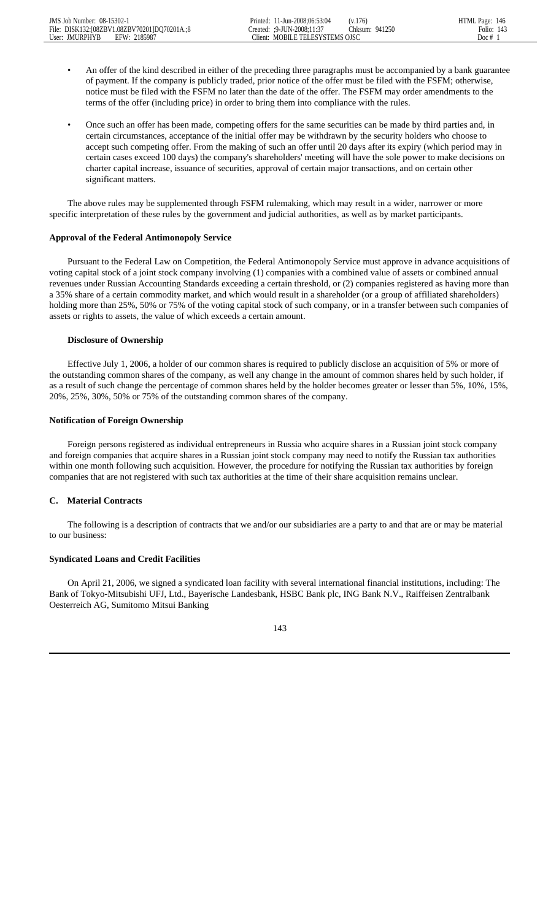- An offer of the kind described in either of the preceding three paragraphs must be accompanied by a bank guarantee of payment. If the company is publicly traded, prior notice of the offer must be filed with the FSFM; otherwise, notice must be filed with the FSFM no later than the date of the offer. The FSFM may order amendments to the terms of the offer (including price) in order to bring them into compliance with the rules.

- Once such an offer has been made, competing offers for the same securities can be made by third parties and, in certain circumstances, acceptance of the initial offer may be withdrawn by the security holders who choose to accept such competing offer. From the making of such an offer until 20 days after its expiry (which period may in certain cases exceed 100 days) the company's shareholders' meeting will have the sole power to make decisions on charter capital increase, issuance of securities, approval of certain major transactions, and on certain other significant matters.

The above rules may be supplemented through FSFM rulemaking, which may result in a wider, narrower or more specific interpretation of these rules by the government and judicial authorities, as well as by market participants.

**Approval of the Federal Antimonopoly Service**

Pursuant to the Federal Law on Competition, the Federal Antimonopoly Service must approve in advance acquisitions of voting capital stock of a joint stock company involving (1) companies with a combined value of assets or combined annual revenues under Russian Accounting Standards exceeding a certain threshold, or (2) companies registered as having more than a 35% share of a certain commodity market, and which would result in a shareholder (or a group of affiliated shareholders) holding more than 25%, 50% or 75% of the voting capital stock of such company, or in a transfer between such companies of assets or rights to assets, the value of which exceeds a certain amount.

**Disclosure of Ownership**

Effective July 1, 2006, a holder of our common shares is required to publicly disclose an acquisition of 5% or more of the outstanding common shares of the company, as well any change in the amount of common shares held by such holder, if as a result of such change the percentage of common shares held by the holder becomes greater or lesser than 5%, 10%, 15%, 20%, 25%, 30%, 50% or 75% of the outstanding common shares of the company.

**Notification of Foreign Ownership**

Foreign persons registered as individual entrepreneurs in Russia who acquire shares in a Russian joint stock company and foreign companies that acquire shares in a Russian joint stock company may need to notify the Russian tax authorities within one month following such acquisition. However, the procedure for notifying the Russian tax authorities by foreign companies that are not registered with such tax authorities at the time of their share acquisition remains unclear.

### C. Material Contracts

The following is a description of contracts that we and/or our subsidiaries are a party to and that are or may be material to our business:

**Syndicated Loans and Credit Facilities**

On April 21, 2006, we signed a syndicated loan facility with several international financial institutions, including: The Bank of Tokyo-Mitsubishi UFJ, Ltd., Bayerische Landesbank, HSBC Bank plc, ING Bank N.V., Raiffeisen Zentralbank Oesterreich AG, Sumitomo Mitsui Banking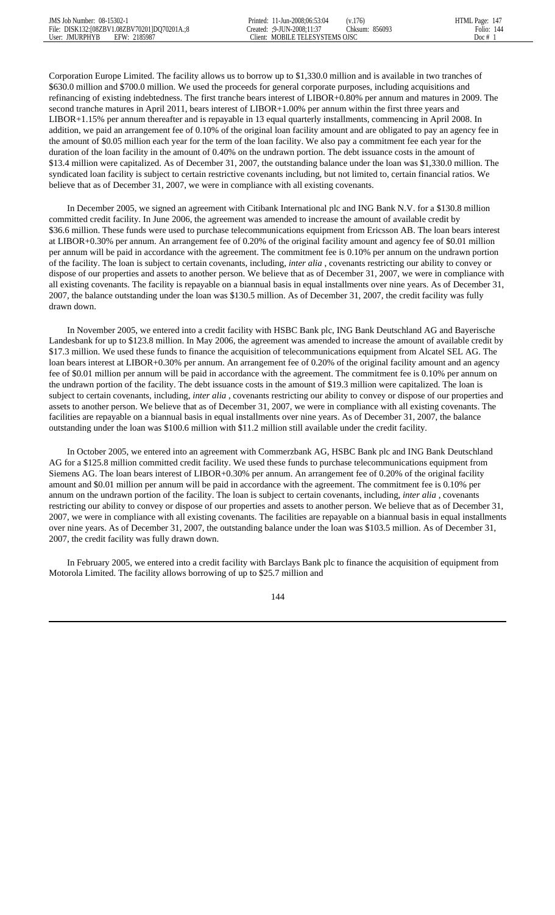Corporation Europe Limited. The facility allows us to borrow up to $1,330.0 million and is available in two tranches of $630.0 million and $700.0 million. We used the proceeds for general corporate purposes, including acquisitions and refinancing of existing indebtedness. The first tranche bears interest of LIBOR+0.80% per annum and matures in 2009. The second tranche matures in April 2011, bears interest of LIBOR+1.00% per annum within the first three years and LIBOR+1.15% per annum thereafter and is repayable in 13 equal quarterly installments, commencing in April 2008. In addition, we paid an arrangement fee of 0.10% of the original loan facility amount and are obligated to pay an agency fee in the amount of $0.05 million each year for the term of the loan facility. We also pay a commitment fee each year for the duration of the loan facility in the amount of 0.40% on the undrawn portion. The debt issuance costs in the amount of $13.4 million were capitalized. As of December 31, 2007, the outstanding balance under the loan was $1,330.0 million. The syndicated loan facility is subject to certain restrictive covenants including, but not limited to, certain financial ratios. We believe that as of December 31, 2007, we were in compliance with all existing covenants.

In December 2005, we signed an agreement with Citibank International plc and ING Bank N.V. for a $130.8 million committed credit facility. In June 2006, the agreement was amended to increase the amount of available credit by $36.6 million. These funds were used to purchase telecommunications equipment from Ericsson AB. The loan bears interest at LIBOR+0.30% per annum. An arrangement fee of 0.20% of the original facility amount and agency fee of $0.01 million per annum will be paid in accordance with the agreement. The commitment fee is 0.10% per annum on the undrawn portion of the facility. The loan is subject to certain covenants, including, *inter alia* , covenants restricting our ability to convey or dispose of our properties and assets to another person. We believe that as of December 31, 2007, we were in compliance with all existing covenants. The facility is repayable on a biannual basis in equal installments over nine years. As of December 31, 2007, the balance outstanding under the loan was $130.5 million. As of December 31, 2007, the credit facility was fully drawn down.

In November 2005, we entered into a credit facility with HSBC Bank plc, ING Bank Deutschland AG and Bayerische Landesbank for up to $123.8 million. In May 2006, the agreement was amended to increase the amount of available credit by $17.3 million. We used these funds to finance the acquisition of telecommunications equipment from Alcatel SEL AG. The loan bears interest at LIBOR+0.30% per annum. An arrangement fee of 0.20% of the original facility amount and an agency fee of $0.01 million per annum will be paid in accordance with the agreement. The commitment fee is 0.10% per annum on the undrawn portion of the facility. The debt issuance costs in the amount of $19.3 million were capitalized. The loan is subject to certain covenants, including, *inter alia* , covenants restricting our ability to convey or dispose of our properties and assets to another person. We believe that as of December 31, 2007, we were in compliance with all existing covenants. The facilities are repayable on a biannual basis in equal installments over nine years. As of December 31, 2007, the balance outstanding under the loan was $100.6 million with $11.2 million still available under the credit facility.

In October 2005, we entered into an agreement with Commerzbank AG, HSBC Bank plc and ING Bank Deutschland AG for a $125.8 million committed credit facility. We used these funds to purchase telecommunications equipment from Siemens AG. The loan bears interest of LIBOR+0.30% per annum. An arrangement fee of 0.20% of the original facility amount and $0.01 million per annum will be paid in accordance with the agreement. The commitment fee is 0.10% per annum on the undrawn portion of the facility. The loan is subject to certain covenants, including, *inter alia* , covenants restricting our ability to convey or dispose of our properties and assets to another person. We believe that as of December 31, 2007, we were in compliance with all existing covenants. The facilities are repayable on a biannual basis in equal installments over nine years. As of December 31, 2007, the outstanding balance under the loan was $103.5 million. As of December 31, 2007, the credit facility was fully drawn down.

In February 2005, we entered into a credit facility with Barclays Bank plc to finance the acquisition of equipment from Motorola Limited. The facility allows borrowing of up to $25.7 million and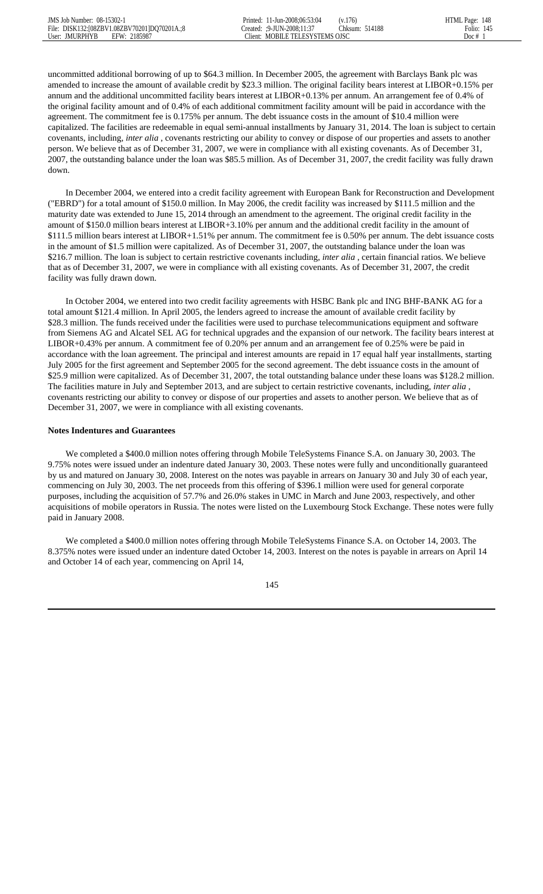uncommitted additional borrowing of up to $64.3 million. In December 2005, the agreement with Barclays Bank plc was amended to increase the amount of available credit by $23.3 million. The original facility bears interest at LIBOR+0.15% per annum and the additional uncommitted facility bears interest at LIBOR+0.13% per annum. An arrangement fee of 0.4% of the original facility amount and of 0.4% of each additional commitment facility amount will be paid in accordance with the agreement. The commitment fee is 0.175% per annum. The debt issuance costs in the amount of $10.4 million were capitalized. The facilities are redeemable in equal semi-annual installments by January 31, 2014. The loan is subject to certain covenants, including, *inter alia* , covenants restricting our ability to convey or dispose of our properties and assets to another person. We believe that as of December 31, 2007, we were in compliance with all existing covenants. As of December 31, 2007, the outstanding balance under the loan was $85.5 million. As of December 31, 2007, the credit facility was fully drawn down.

In December 2004, we entered into a credit facility agreement with European Bank for Reconstruction and Development ("EBRD") for a total amount of $150.0 million. In May 2006, the credit facility was increased by $111.5 million and the maturity date was extended to June 15, 2014 through an amendment to the agreement. The original credit facility in the amount of $150.0 million bears interest at LIBOR+3.10% per annum and the additional credit facility in the amount of $111.5 million bears interest at LIBOR+1.51% per annum. The commitment fee is 0.50% per annum. The debt issuance costs in the amount of $1.5 million were capitalized. As of December 31, 2007, the outstanding balance under the loan was $216.7 million. The loan is subject to certain restrictive covenants including, *inter alia* , certain financial ratios. We believe that as of December 31, 2007, we were in compliance with all existing covenants. As of December 31, 2007, the credit facility was fully drawn down.

In October 2004, we entered into two credit facility agreements with HSBC Bank plc and ING BHF-BANK AG for a total amount $121.4 million. In April 2005, the lenders agreed to increase the amount of available credit facility by $28.3 million. The funds received under the facilities were used to purchase telecommunications equipment and software from Siemens AG and Alcatel SEL AG for technical upgrades and the expansion of our network. The facility bears interest at LIBOR+0.43% per annum. A commitment fee of 0.20% per annum and an arrangement fee of 0.25% were be paid in accordance with the loan agreement. The principal and interest amounts are repaid in 17 equal half year installments, starting July 2005 for the first agreement and September 2005 for the second agreement. The debt issuance costs in the amount of $25.9 million were capitalized. As of December 31, 2007, the total outstanding balance under these loans was $128.2 million. The facilities mature in July and September 2013, and are subject to certain restrictive covenants, including, *inter alia* , covenants restricting our ability to convey or dispose of our properties and assets to another person. We believe that as of December 31, 2007, we were in compliance with all existing covenants.

**Notes Indentures and Guarantees**

We completed a $400.0 million notes offering through Mobile TeleSystems Finance S.A. on January 30, 2003. The 9.75% notes were issued under an indenture dated January 30, 2003. These notes were fully and unconditionally guaranteed by us and matured on January 30, 2008. Interest on the notes was payable in arrears on January 30 and July 30 of each year, commencing on July 30, 2003. The net proceeds from this offering of $396.1 million were used for general corporate purposes, including the acquisition of 57.7% and 26.0% stakes in UMC in March and June 2003, respectively, and other acquisitions of mobile operators in Russia. The notes were listed on the Luxembourg Stock Exchange. These notes were fully paid in January 2008.

We completed a $400.0 million notes offering through Mobile TeleSystems Finance S.A. on October 14, 2003. The 8.375% notes were issued under an indenture dated October 14, 2003. Interest on the notes is payable in arrears on April 14 and October 14 of each year, commencing on April 14,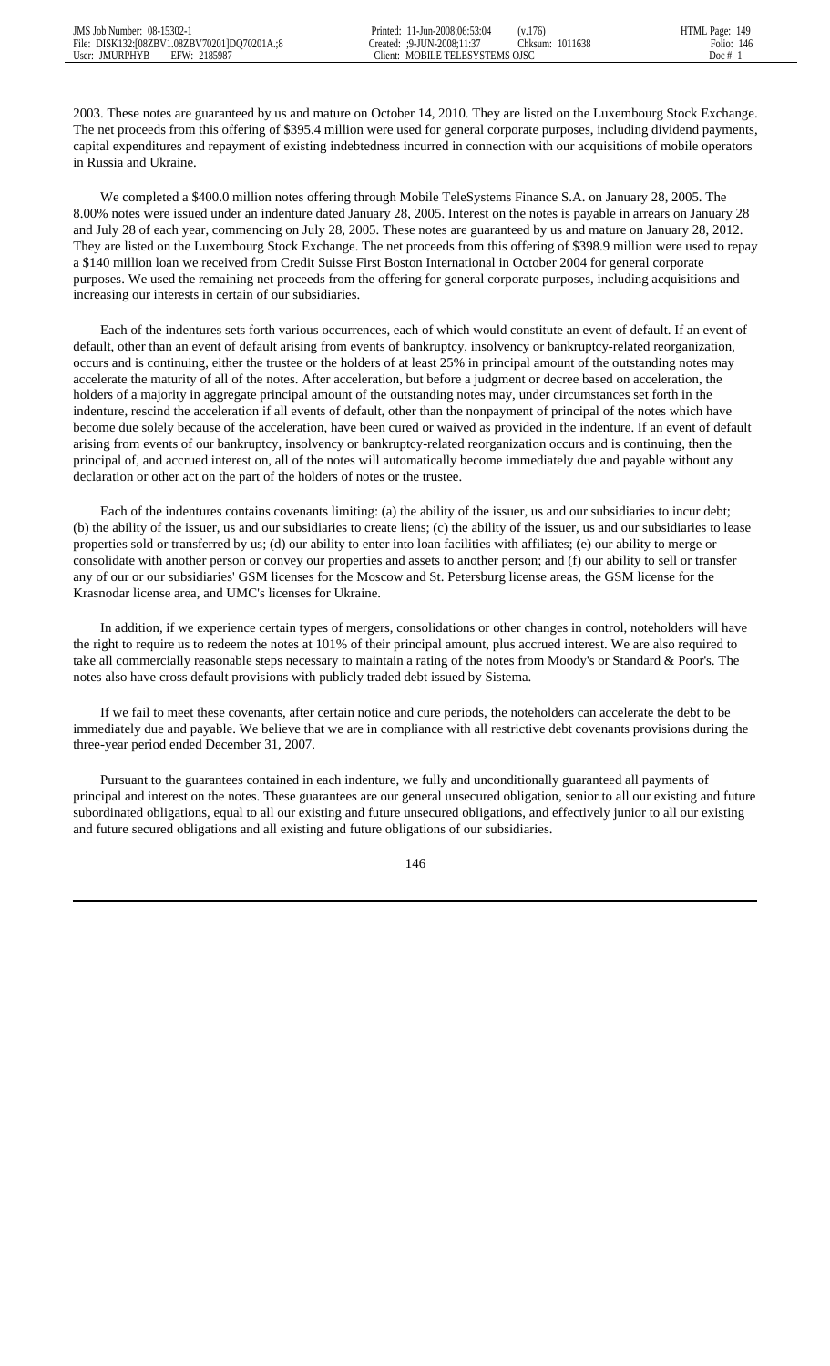2003. These notes are guaranteed by us and mature on October 14, 2010. They are listed on the Luxembourg Stock Exchange. The net proceeds from this offering of $395.4 million were used for general corporate purposes, including dividend payments, capital expenditures and repayment of existing indebtedness incurred in connection with our acquisitions of mobile operators in Russia and Ukraine.

We completed a $400.0 million notes offering through Mobile TeleSystems Finance S.A. on January 28, 2005. The 8.00% notes were issued under an indenture dated January 28, 2005. Interest on the notes is payable in arrears on January 28 and July 28 of each year, commencing on July 28, 2005. These notes are guaranteed by us and mature on January 28, 2012. They are listed on the Luxembourg Stock Exchange. The net proceeds from this offering of $398.9 million were used to repay a $140 million loan we received from Credit Suisse First Boston International in October 2004 for general corporate purposes. We used the remaining net proceeds from the offering for general corporate purposes, including acquisitions and increasing our interests in certain of our subsidiaries.

Each of the indentures sets forth various occurrences, each of which would constitute an event of default. If an event of default, other than an event of default arising from events of bankruptcy, insolvency or bankruptcy-related reorganization, occurs and is continuing, either the trustee or the holders of at least 25% in principal amount of the outstanding notes may accelerate the maturity of all of the notes. After acceleration, but before a judgment or decree based on acceleration, the holders of a majority in aggregate principal amount of the outstanding notes may, under circumstances set forth in the indenture, rescind the acceleration if all events of default, other than the nonpayment of principal of the notes which have become due solely because of the acceleration, have been cured or waived as provided in the indenture. If an event of default arising from events of our bankruptcy, insolvency or bankruptcy-related reorganization occurs and is continuing, then the principal of, and accrued interest on, all of the notes will automatically become immediately due and payable without any declaration or other act on the part of the holders of notes or the trustee.

Each of the indentures contains covenants limiting: (a) the ability of the issuer, us and our subsidiaries to incur debt; (b) the ability of the issuer, us and our subsidiaries to create liens; (c) the ability of the issuer, us and our subsidiaries to lease properties sold or transferred by us; (d) our ability to enter into loan facilities with affiliates; (e) our ability to merge or consolidate with another person or convey our properties and assets to another person; and (f) our ability to sell or transfer any of our or our subsidiaries' GSM licenses for the Moscow and St. Petersburg license areas, the GSM license for the Krasnodar license area, and UMC's licenses for Ukraine.

In addition, if we experience certain types of mergers, consolidations or other changes in control, noteholders will have the right to require us to redeem the notes at 101% of their principal amount, plus accrued interest. We are also required to take all commercially reasonable steps necessary to maintain a rating of the notes from Moody's or Standard & Poor's. The notes also have cross default provisions with publicly traded debt issued by Sistema.

If we fail to meet these covenants, after certain notice and cure periods, the noteholders can accelerate the debt to be immediately due and payable. We believe that we are in compliance with all restrictive debt covenants provisions during the three-year period ended December 31, 2007.

Pursuant to the guarantees contained in each indenture, we fully and unconditionally guaranteed all payments of principal and interest on the notes. These guarantees are our general unsecured obligation, senior to all our existing and future subordinated obligations, equal to all our existing and future unsecured obligations, and effectively junior to all our existing and future secured obligations and all existing and future obligations of our subsidiaries.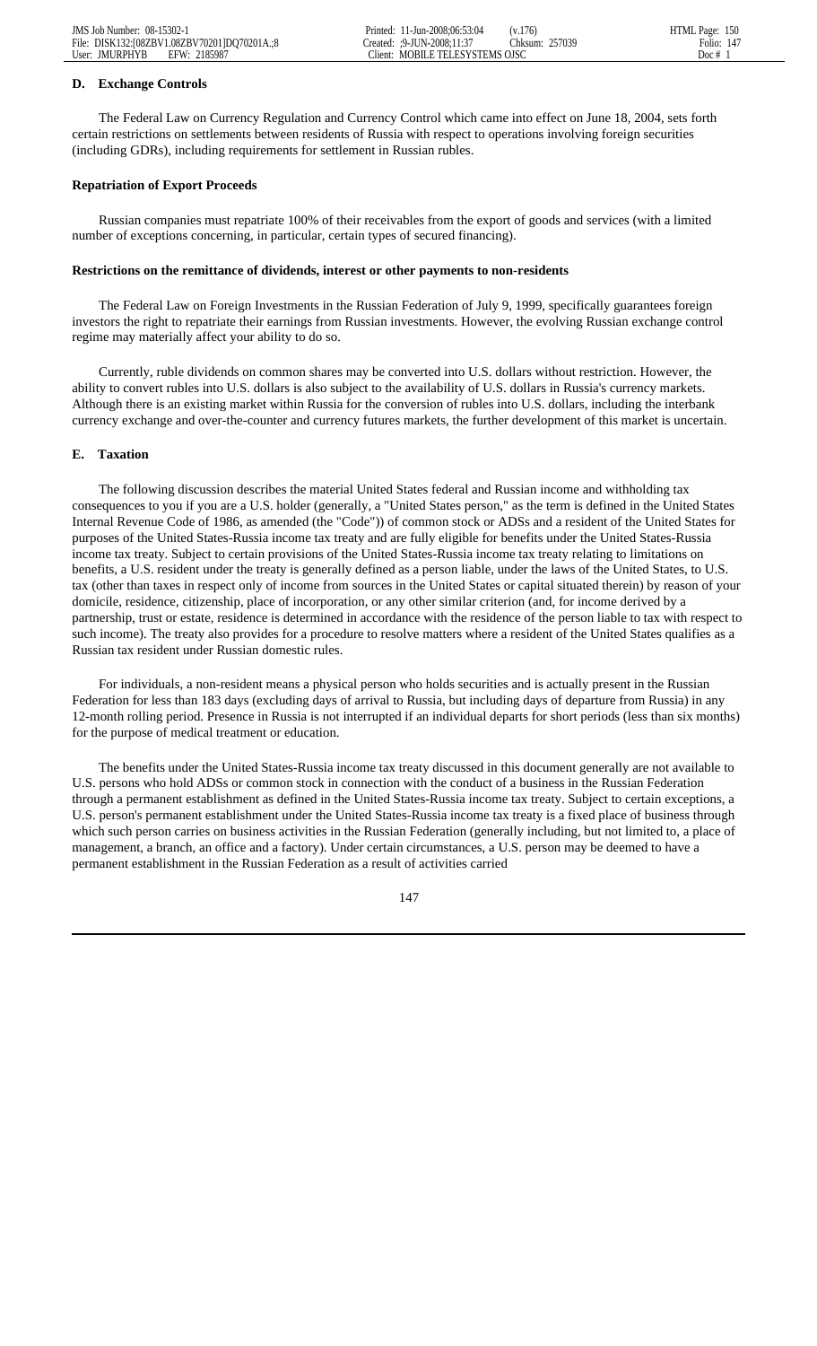### D. Exchange Controls

The Federal Law on Currency Regulation and Currency Control which came into effect on June 18, 2004, sets forth certain restrictions on settlements between residents of Russia with respect to operations involving foreign securities (including GDRs), including requirements for settlement in Russian rubles.

#### Repatriation of Export Proceeds

Russian companies must repatriate 100% of their receivables from the export of goods and services (with a limited number of exceptions concerning, in particular, certain types of secured financing).

#### Restrictions on the remittance of dividends, interest or other payments to non-residents

The Federal Law on Foreign Investments in the Russian Federation of July 9, 1999, specifically guarantees foreign investors the right to repatriate their earnings from Russian investments. However, the evolving Russian exchange control regime may materially affect your ability to do so.

Currently, ruble dividends on common shares may be converted into U.S. dollars without restriction. However, the ability to convert rubles into U.S. dollars is also subject to the availability of U.S. dollars in Russia's currency markets. Although there is an existing market within Russia for the conversion of rubles into U.S. dollars, including the interbank currency exchange and over-the-counter and currency futures markets, the further development of this market is uncertain.

### E. Taxation

The following discussion describes the material United States federal and Russian income and withholding tax consequences to you if you are a U.S. holder (generally, a "United States person," as the term is defined in the United States Internal Revenue Code of 1986, as amended (the "Code")) of common stock or ADSs and a resident of the United States for purposes of the United States-Russia income tax treaty and are fully eligible for benefits under the United States-Russia income tax treaty. Subject to certain provisions of the United States-Russia income tax treaty relating to limitations on benefits, a U.S. resident under the treaty is generally defined as a person liable, under the laws of the United States, to U.S. tax (other than taxes in respect only of income from sources in the United States or capital situated therein) by reason of your domicile, residence, citizenship, place of incorporation, or any other similar criterion (and, for income derived by a partnership, trust or estate, residence is determined in accordance with the residence of the person liable to tax with respect to such income). The treaty also provides for a procedure to resolve matters where a resident of the United States qualifies as a Russian tax resident under Russian domestic rules.

For individuals, a non-resident means a physical person who holds securities and is actually present in the Russian Federation for less than 183 days (excluding days of arrival to Russia, but including days of departure from Russia) in any 12-month rolling period. Presence in Russia is not interrupted if an individual departs for short periods (less than six months) for the purpose of medical treatment or education.

The benefits under the United States-Russia income tax treaty discussed in this document generally are not available to U.S. persons who hold ADSs or common stock in connection with the conduct of a business in the Russian Federation through a permanent establishment as defined in the United States-Russia income tax treaty. Subject to certain exceptions, a U.S. person's permanent establishment under the United States-Russia income tax treaty is a fixed place of business through which such person carries on business activities in the Russian Federation (generally including, but not limited to, a place of management, a branch, an office and a factory). Under certain circumstances, a U.S. person may be deemed to have a permanent establishment in the Russian Federation as a result of activities carried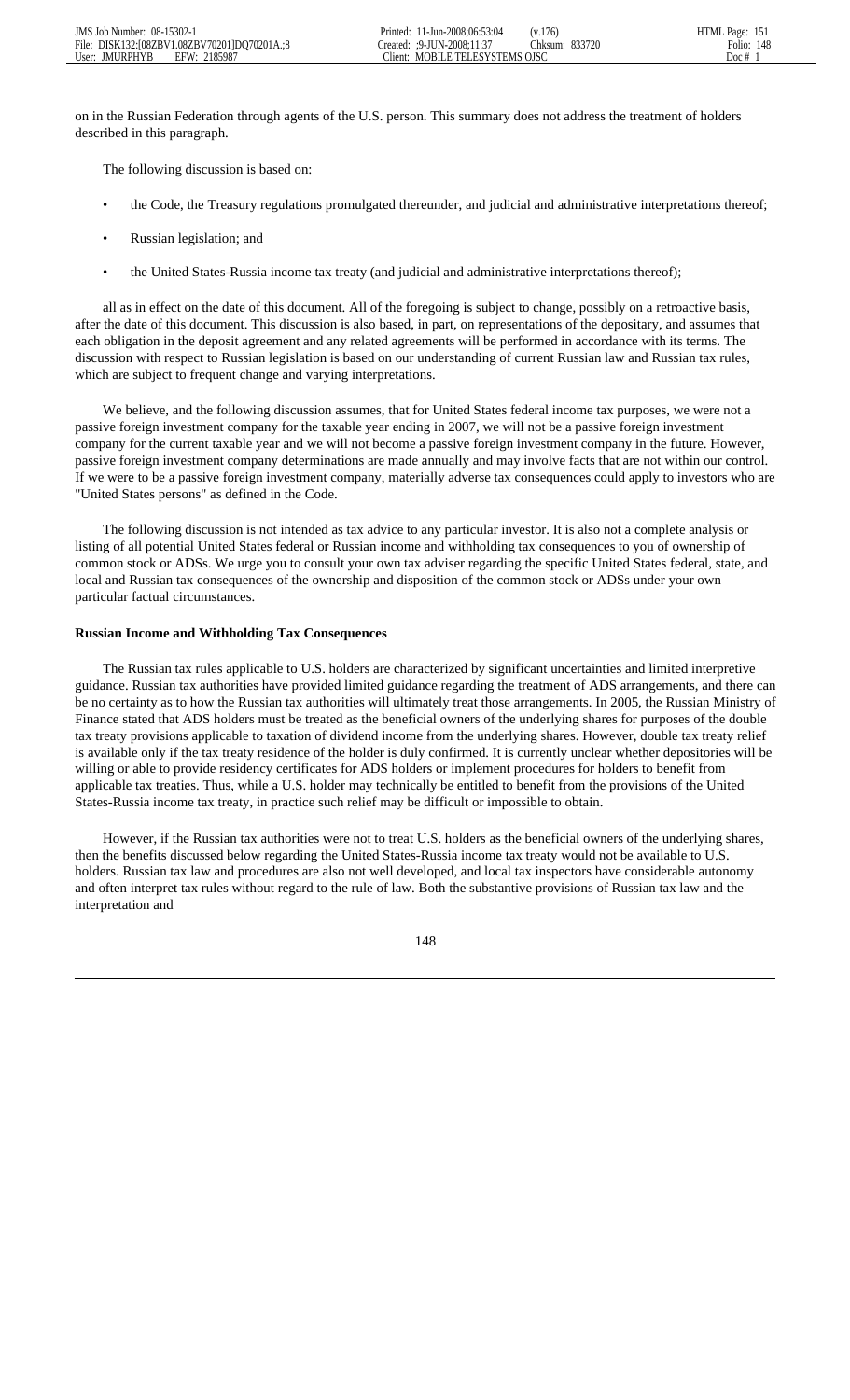on in the Russian Federation through agents of the U.S. person. This summary does not address the treatment of holders described in this paragraph.

The following discussion is based on:

- the Code, the Treasury regulations promulgated thereunder, and judicial and administrative interpretations thereof;
- Russian legislation; and
- the United States-Russia income tax treaty (and judicial and administrative interpretations thereof);

all as in effect on the date of this document. All of the foregoing is subject to change, possibly on a retroactive basis, after the date of this document. This discussion is also based, in part, on representations of the depositary, and assumes that each obligation in the deposit agreement and any related agreements will be performed in accordance with its terms. The discussion with respect to Russian legislation is based on our understanding of current Russian law and Russian tax rules, which are subject to frequent change and varying interpretations.

We believe, and the following discussion assumes, that for United States federal income tax purposes, we were not a passive foreign investment company for the taxable year ending in 2007, we will not be a passive foreign investment company for the current taxable year and we will not become a passive foreign investment company in the future. However, passive foreign investment company determinations are made annually and may involve facts that are not within our control. If we were to be a passive foreign investment company, materially adverse tax consequences could apply to investors who are "United States persons" as defined in the Code.

The following discussion is not intended as tax advice to any particular investor. It is also not a complete analysis or listing of all potential United States federal or Russian income and withholding tax consequences to you of ownership of common stock or ADSs. We urge you to consult your own tax adviser regarding the specific United States federal, state, and local and Russian tax consequences of the ownership and disposition of the common stock or ADSs under your own particular factual circumstances.

**Russian Income and Withholding Tax Consequences**

The Russian tax rules applicable to U.S. holders are characterized by significant uncertainties and limited interpretive guidance. Russian tax authorities have provided limited guidance regarding the treatment of ADS arrangements, and there can be no certainty as to how the Russian tax authorities will ultimately treat those arrangements. In 2005, the Russian Ministry of Finance stated that ADS holders must be treated as the beneficial owners of the underlying shares for purposes of the double tax treaty provisions applicable to taxation of dividend income from the underlying shares. However, double tax treaty relief is available only if the tax treaty residence of the holder is duly confirmed. It is currently unclear whether depositories will be willing or able to provide residency certificates for ADS holders or implement procedures for holders to benefit from applicable tax treaties. Thus, while a U.S. holder may technically be entitled to benefit from the provisions of the United States-Russia income tax treaty, in practice such relief may be difficult or impossible to obtain.

However, if the Russian tax authorities were not to treat U.S. holders as the beneficial owners of the underlying shares, then the benefits discussed below regarding the United States-Russia income tax treaty would not be available to U.S. holders. Russian tax law and procedures are also not well developed, and local tax inspectors have considerable autonomy and often interpret tax rules without regard to the rule of law. Both the substantive provisions of Russian tax law and the interpretation and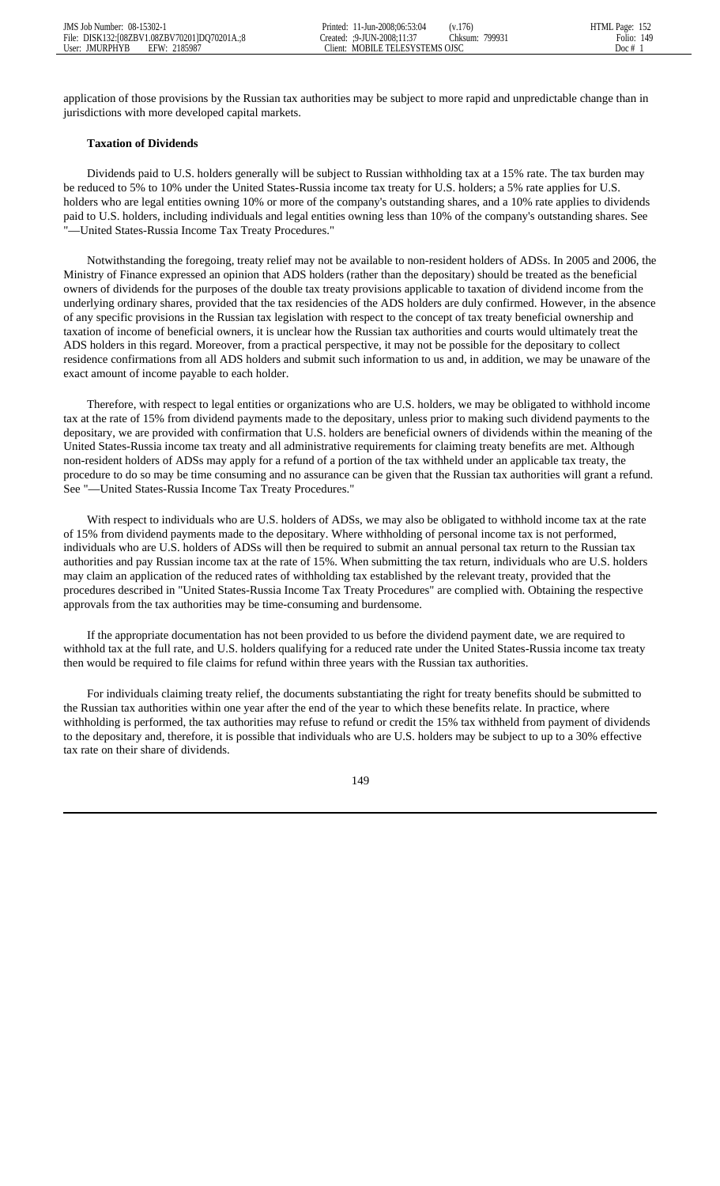application of those provisions by the Russian tax authorities may be subject to more rapid and unpredictable change than in jurisdictions with more developed capital markets.

**Taxation of Dividends**

Dividends paid to U.S. holders generally will be subject to Russian withholding tax at a 15% rate. The tax burden may be reduced to 5% to 10% under the United States-Russia income tax treaty for U.S. holders; a 5% rate applies for U.S. holders who are legal entities owning 10% or more of the company's outstanding shares, and a 10% rate applies to dividends paid to U.S. holders, including individuals and legal entities owning less than 10% of the company's outstanding shares. See "—United States-Russia Income Tax Treaty Procedures."

Notwithstanding the foregoing, treaty relief may not be available to non-resident holders of ADSs. In 2005 and 2006, the Ministry of Finance expressed an opinion that ADS holders (rather than the depositary) should be treated as the beneficial owners of dividends for the purposes of the double tax treaty provisions applicable to taxation of dividend income from the underlying ordinary shares, provided that the tax residencies of the ADS holders are duly confirmed. However, in the absence of any specific provisions in the Russian tax legislation with respect to the concept of tax treaty beneficial ownership and taxation of income of beneficial owners, it is unclear how the Russian tax authorities and courts would ultimately treat the ADS holders in this regard. Moreover, from a practical perspective, it may not be possible for the depositary to collect residence confirmations from all ADS holders and submit such information to us and, in addition, we may be unaware of the exact amount of income payable to each holder.

Therefore, with respect to legal entities or organizations who are U.S. holders, we may be obligated to withhold income tax at the rate of 15% from dividend payments made to the depositary, unless prior to making such dividend payments to the depositary, we are provided with confirmation that U.S. holders are beneficial owners of dividends within the meaning of the United States-Russia income tax treaty and all administrative requirements for claiming treaty benefits are met. Although non-resident holders of ADSs may apply for a refund of a portion of the tax withheld under an applicable tax treaty, the procedure to do so may be time consuming and no assurance can be given that the Russian tax authorities will grant a refund. See "—United States-Russia Income Tax Treaty Procedures."

With respect to individuals who are U.S. holders of ADSs, we may also be obligated to withhold income tax at the rate of 15% from dividend payments made to the depositary. Where withholding of personal income tax is not performed, individuals who are U.S. holders of ADSs will then be required to submit an annual personal tax return to the Russian tax authorities and pay Russian income tax at the rate of 15%. When submitting the tax return, individuals who are U.S. holders may claim an application of the reduced rates of withholding tax established by the relevant treaty, provided that the procedures described in "United States-Russia Income Tax Treaty Procedures" are complied with. Obtaining the respective approvals from the tax authorities may be time-consuming and burdensome.

If the appropriate documentation has not been provided to us before the dividend payment date, we are required to withhold tax at the full rate, and U.S. holders qualifying for a reduced rate under the United States-Russia income tax treaty then would be required to file claims for refund within three years with the Russian tax authorities.

For individuals claiming treaty relief, the documents substantiating the right for treaty benefits should be submitted to the Russian tax authorities within one year after the end of the year to which these benefits relate. In practice, where withholding is performed, the tax authorities may refuse to refund or credit the 15% tax withheld from payment of dividends to the depositary and, therefore, it is possible that individuals who are U.S. holders may be subject to up to a 30% effective tax rate on their share of dividends.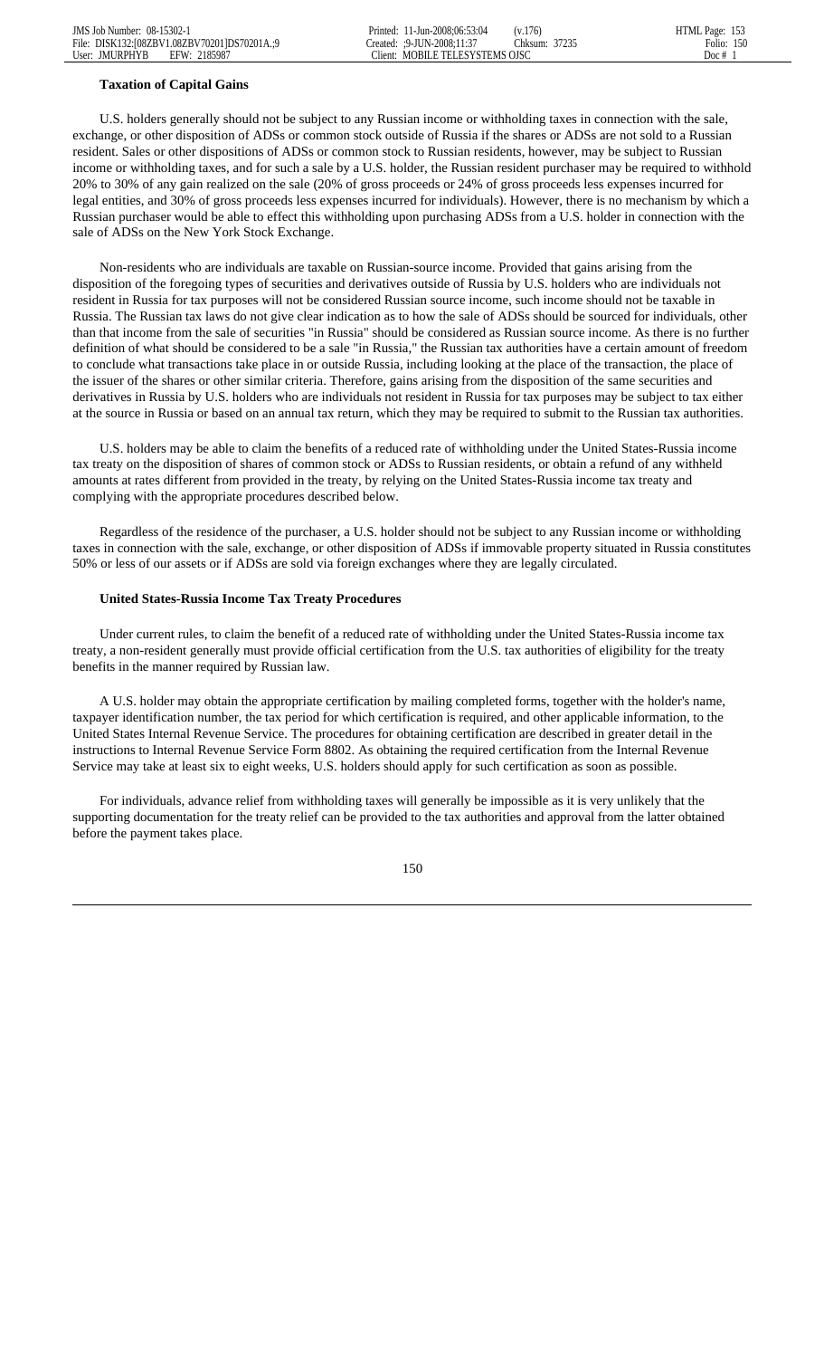### Taxation of Capital Gains

U.S. holders generally should not be subject to any Russian income or withholding taxes in connection with the sale, exchange, or other disposition of ADSs or common stock outside of Russia if the shares or ADSs are not sold to a Russian resident. Sales or other dispositions of ADSs or common stock to Russian residents, however, may be subject to Russian income or withholding taxes, and for such a sale by a U.S. holder, the Russian resident purchaser may be required to withhold 20% to 30% of any gain realized on the sale (20% of gross proceeds or 24% of gross proceeds less expenses incurred for legal entities, and 30% of gross proceeds less expenses incurred for individuals). However, there is no mechanism by which a Russian purchaser would be able to effect this withholding upon purchasing ADSs from a U.S. holder in connection with the sale of ADSs on the New York Stock Exchange.

Non-residents who are individuals are taxable on Russian-source income. Provided that gains arising from the disposition of the foregoing types of securities and derivatives outside of Russia by U.S. holders who are individuals not resident in Russia for tax purposes will not be considered Russian source income, such income should not be taxable in Russia. The Russian tax laws do not give clear indication as to how the sale of ADSs should be sourced for individuals, other than that income from the sale of securities "in Russia" should be considered as Russian source income. As there is no further definition of what should be considered to be a sale "in Russia," the Russian tax authorities have a certain amount of freedom to conclude what transactions take place in or outside Russia, including looking at the place of the transaction, the place of the issuer of the shares or other similar criteria. Therefore, gains arising from the disposition of the same securities and derivatives in Russia by U.S. holders who are individuals not resident in Russia for tax purposes may be subject to tax either at the source in Russia or based on an annual tax return, which they may be required to submit to the Russian tax authorities.

U.S. holders may be able to claim the benefits of a reduced rate of withholding under the United States-Russia income tax treaty on the disposition of shares of common stock or ADSs to Russian residents, or obtain a refund of any withheld amounts at rates different from provided in the treaty, by relying on the United States-Russia income tax treaty and complying with the appropriate procedures described below.

Regardless of the residence of the purchaser, a U.S. holder should not be subject to any Russian income or withholding taxes in connection with the sale, exchange, or other disposition of ADSs if immovable property situated in Russia constitutes 50% or less of our assets or if ADSs are sold via foreign exchanges where they are legally circulated.

### United States-Russia Income Tax Treaty Procedures

Under current rules, to claim the benefit of a reduced rate of withholding under the United States-Russia income tax treaty, a non-resident generally must provide official certification from the U.S. tax authorities of eligibility for the treaty benefits in the manner required by Russian law.

A U.S. holder may obtain the appropriate certification by mailing completed forms, together with the holder's name, taxpayer identification number, the tax period for which certification is required, and other applicable information, to the United States Internal Revenue Service. The procedures for obtaining certification are described in greater detail in the instructions to Internal Revenue Service Form 8802. As obtaining the required certification from the Internal Revenue Service may take at least six to eight weeks, U.S. holders should apply for such certification as soon as possible.

For individuals, advance relief from withholding taxes will generally be impossible as it is very unlikely that the supporting documentation for the treaty relief can be provided to the tax authorities and approval from the latter obtained before the payment takes place.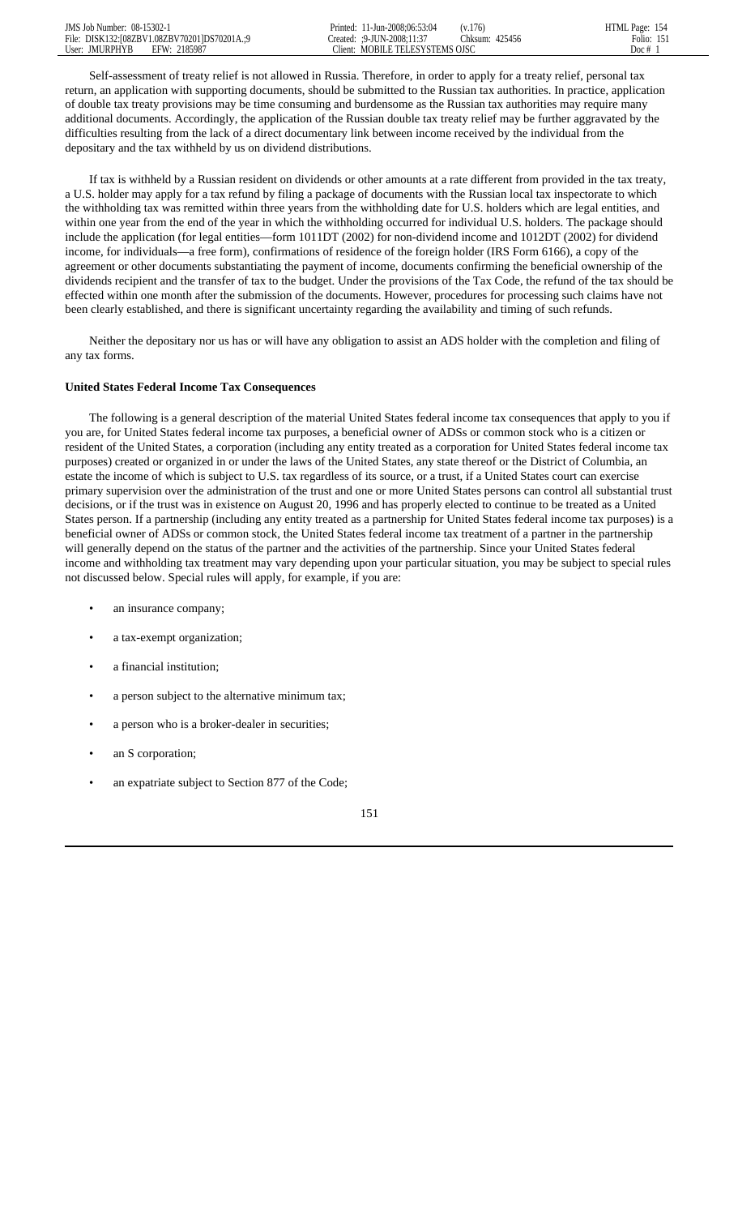Self-assessment of treaty relief is not allowed in Russia. Therefore, in order to apply for a treaty relief, personal tax return, an application with supporting documents, should be submitted to the Russian tax authorities. In practice, application of double tax treaty provisions may be time consuming and burdensome as the Russian tax authorities may require many additional documents. Accordingly, the application of the Russian double tax treaty relief may be further aggravated by the difficulties resulting from the lack of a direct documentary link between income received by the individual from the depositary and the tax withheld by us on dividend distributions.

If tax is withheld by a Russian resident on dividends or other amounts at a rate different from provided in the tax treaty, a U.S. holder may apply for a tax refund by filing a package of documents with the Russian local tax inspectorate to which the withholding tax was remitted within three years from the withholding date for U.S. holders which are legal entities, and within one year from the end of the year in which the withholding occurred for individual U.S. holders. The package should include the application (for legal entities—form 1011DT (2002) for non-dividend income and 1012DT (2002) for dividend income, for individuals—a free form), confirmations of residence of the foreign holder (IRS Form 6166), a copy of the agreement or other documents substantiating the payment of income, documents confirming the beneficial ownership of the dividends recipient and the transfer of tax to the budget. Under the provisions of the Tax Code, the refund of the tax should be effected within one month after the submission of the documents. However, procedures for processing such claims have not been clearly established, and there is significant uncertainty regarding the availability and timing of such refunds.

Neither the depositary nor us has or will have any obligation to assist an ADS holder with the completion and filing of any tax forms.

**United States Federal Income Tax Consequences**

The following is a general description of the material United States federal income tax consequences that apply to you if you are, for United States federal income tax purposes, a beneficial owner of ADSs or common stock who is a citizen or resident of the United States, a corporation (including any entity treated as a corporation for United States federal income tax purposes) created or organized in or under the laws of the United States, any state thereof or the District of Columbia, an estate the income of which is subject to U.S. tax regardless of its source, or a trust, if a United States court can exercise primary supervision over the administration of the trust and one or more United States persons can control all substantial trust decisions, or if the trust was in existence on August 20, 1996 and has properly elected to continue to be treated as a United States person. If a partnership (including any entity treated as a partnership for United States federal income tax purposes) is a beneficial owner of ADSs or common stock, the United States federal income tax treatment of a partner in the partnership will generally depend on the status of the partner and the activities of the partnership. Since your United States federal income and withholding tax treatment may vary depending upon your particular situation, you may be subject to special rules not discussed below. Special rules will apply, for example, if you are:

- an insurance company;
- a tax-exempt organization;
- a financial institution;
- a person subject to the alternative minimum tax;
- a person who is a broker-dealer in securities;
- an S corporation;
- an expatriate subject to Section 877 of the Code;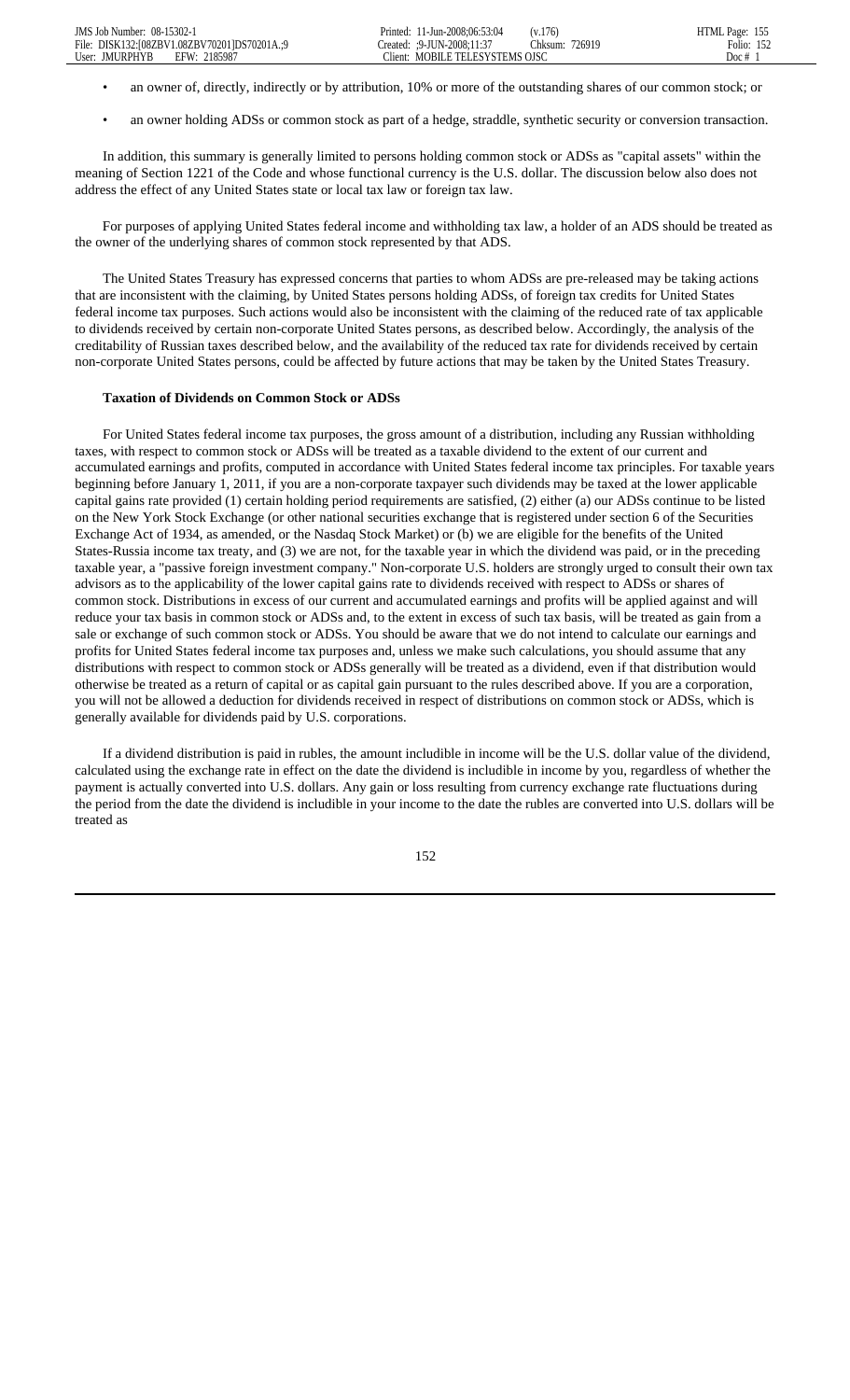- an owner of, directly, indirectly or by attribution, 10% or more of the outstanding shares of our common stock; or
- an owner holding ADSs or common stock as part of a hedge, straddle, synthetic security or conversion transaction.

In addition, this summary is generally limited to persons holding common stock or ADSs as "capital assets" within the meaning of Section 1221 of the Code and whose functional currency is the U.S. dollar. The discussion below also does not address the effect of any United States state or local tax law or foreign tax law.

For purposes of applying United States federal income and withholding tax law, a holder of an ADS should be treated as the owner of the underlying shares of common stock represented by that ADS.

The United States Treasury has expressed concerns that parties to whom ADSs are pre-released may be taking actions that are inconsistent with the claiming, by United States persons holding ADSs, of foreign tax credits for United States federal income tax purposes. Such actions would also be inconsistent with the claiming of the reduced rate of tax applicable to dividends received by certain non-corporate United States persons, as described below. Accordingly, the analysis of the creditability of Russian taxes described below, and the availability of the reduced tax rate for dividends received by certain non-corporate United States persons, could be affected by future actions that may be taken by the United States Treasury.

**Taxation of Dividends on Common Stock or ADSs**

For United States federal income tax purposes, the gross amount of a distribution, including any Russian withholding taxes, with respect to common stock or ADSs will be treated as a taxable dividend to the extent of our current and accumulated earnings and profits, computed in accordance with United States federal income tax principles. For taxable years beginning before January 1, 2011, if you are a non-corporate taxpayer such dividends may be taxed at the lower applicable capital gains rate provided (1) certain holding period requirements are satisfied, (2) either (a) our ADSs continue to be listed on the New York Stock Exchange (or other national securities exchange that is registered under section 6 of the Securities Exchange Act of 1934, as amended, or the Nasdaq Stock Market) or (b) we are eligible for the benefits of the United States-Russia income tax treaty, and (3) we are not, for the taxable year in which the dividend was paid, or in the preceding taxable year, a "passive foreign investment company." Non-corporate U.S. holders are strongly urged to consult their own tax advisors as to the applicability of the lower capital gains rate to dividends received with respect to ADSs or shares of common stock. Distributions in excess of our current and accumulated earnings and profits will be applied against and will reduce your tax basis in common stock or ADSs and, to the extent in excess of such tax basis, will be treated as gain from a sale or exchange of such common stock or ADSs. You should be aware that we do not intend to calculate our earnings and profits for United States federal income tax purposes and, unless we make such calculations, you should assume that any distributions with respect to common stock or ADSs generally will be treated as a dividend, even if that distribution would otherwise be treated as a return of capital or as capital gain pursuant to the rules described above. If you are a corporation, you will not be allowed a deduction for dividends received in respect of distributions on common stock or ADSs, which is generally available for dividends paid by U.S. corporations.

If a dividend distribution is paid in rubles, the amount includible in income will be the U.S. dollar value of the dividend, calculated using the exchange rate in effect on the date the dividend is includible in income by you, regardless of whether the payment is actually converted into U.S. dollars. Any gain or loss resulting from currency exchange rate fluctuations during the period from the date the dividend is includible in your income to the date the rubles are converted into U.S. dollars will be treated as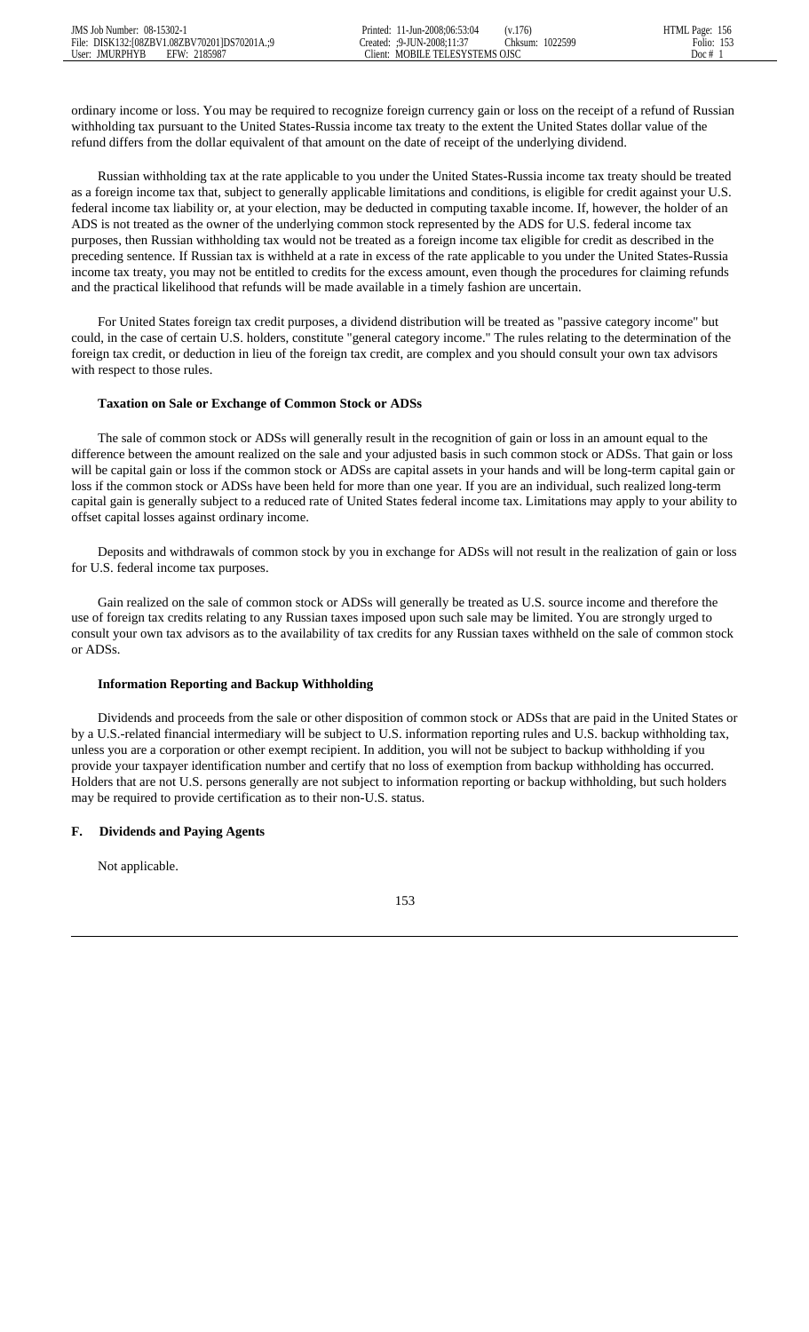ordinary income or loss. You may be required to recognize foreign currency gain or loss on the receipt of a refund of Russian withholding tax pursuant to the United States-Russia income tax treaty to the extent the United States dollar value of the refund differs from the dollar equivalent of that amount on the date of receipt of the underlying dividend.

Russian withholding tax at the rate applicable to you under the United States-Russia income tax treaty should be treated as a foreign income tax that, subject to generally applicable limitations and conditions, is eligible for credit against your U.S. federal income tax liability or, at your election, may be deducted in computing taxable income. If, however, the holder of an ADS is not treated as the owner of the underlying common stock represented by the ADS for U.S. federal income tax purposes, then Russian withholding tax would not be treated as a foreign income tax eligible for credit as described in the preceding sentence. If Russian tax is withheld at a rate in excess of the rate applicable to you under the United States-Russia income tax treaty, you may not be entitled to credits for the excess amount, even though the procedures for claiming refunds and the practical likelihood that refunds will be made available in a timely fashion are uncertain.

For United States foreign tax credit purposes, a dividend distribution will be treated as "passive category income" but could, in the case of certain U.S. holders, constitute "general category income." The rules relating to the determination of the foreign tax credit, or deduction in lieu of the foreign tax credit, are complex and you should consult your own tax advisors with respect to those rules.

**Taxation on Sale or Exchange of Common Stock or ADSs**

The sale of common stock or ADSs will generally result in the recognition of gain or loss in an amount equal to the difference between the amount realized on the sale and your adjusted basis in such common stock or ADSs. That gain or loss will be capital gain or loss if the common stock or ADSs are capital assets in your hands and will be long-term capital gain or loss if the common stock or ADSs have been held for more than one year. If you are an individual, such realized long-term capital gain is generally subject to a reduced rate of United States federal income tax. Limitations may apply to your ability to offset capital losses against ordinary income.

Deposits and withdrawals of common stock by you in exchange for ADSs will not result in the realization of gain or loss for U.S. federal income tax purposes.

Gain realized on the sale of common stock or ADSs will generally be treated as U.S. source income and therefore the use of foreign tax credits relating to any Russian taxes imposed upon such sale may be limited. You are strongly urged to consult your own tax advisors as to the availability of tax credits for any Russian taxes withheld on the sale of common stock or ADSs.

**Information Reporting and Backup Withholding**

Dividends and proceeds from the sale or other disposition of common stock or ADSs that are paid in the United States or by a U.S.-related financial intermediary will be subject to U.S. information reporting rules and U.S. backup withholding tax, unless you are a corporation or other exempt recipient. In addition, you will not be subject to backup withholding if you provide your taxpayer identification number and certify that no loss of exemption from backup withholding has occurred. Holders that are not U.S. persons generally are not subject to information reporting or backup withholding, but such holders may be required to provide certification as to their non-U.S. status.

## F. Dividends and Paying Agents

Not applicable.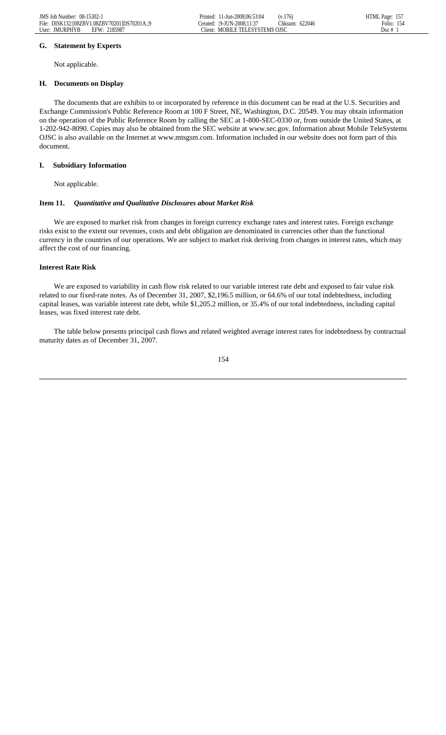### G. Statement by Experts

Not applicable.

### H. Documents on Display

The documents that are exhibits to or incorporated by reference in this document can be read at the U.S. Securities and Exchange Commission's Public Reference Room at 100 F Street, NE, Washington, D.C. 20549. You may obtain information on the operation of the Public Reference Room by calling the SEC at 1-800-SEC-0330 or, from outside the United States, at 1-202-942-8090. Copies may also be obtained from the SEC website at www.sec.gov. Information about Mobile TeleSystems OJSC is also available on the Internet at www.mtsgsm.com. Information included in our website does not form part of this document.

### I. Subsidiary Information

Not applicable.

## Item 11. *Quantitative and Qualitative Disclosures about Market Risk*

We are exposed to market risk from changes in foreign currency exchange rates and interest rates. Foreign exchange risks exist to the extent our revenues, costs and debt obligation are denominated in currencies other than the functional currency in the countries of our operations. We are subject to market risk deriving from changes in interest rates, which may affect the cost of our financing.

### Interest Rate Risk

We are exposed to variability in cash flow risk related to our variable interest rate debt and exposed to fair value risk related to our fixed-rate notes. As of December 31, 2007, $2,196.5 million, or 64.6% of our total indebtedness, including capital leases, was variable interest rate debt, while $1,205.2 million, or 35.4% of our total indebtedness, including capital leases, was fixed interest rate debt.

The table below presents principal cash flows and related weighted average interest rates for indebtedness by contractual maturity dates as of December 31, 2007.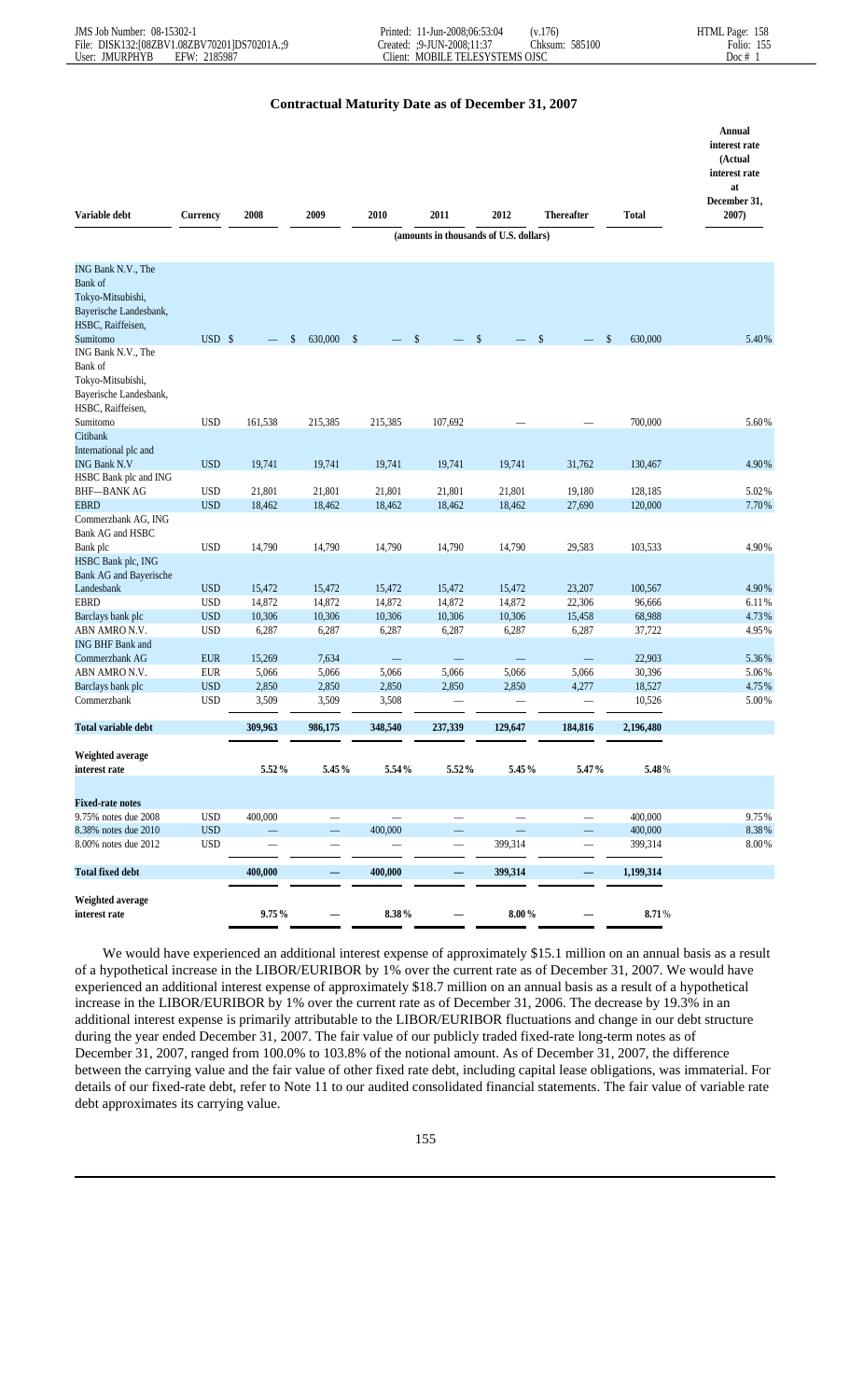### Contractual Maturity Date as of December 31, 2007

| Variable debt | Currency | 2008 | 2009 | 2010 | 2011 | 2012 | Thereafter | Total | Annual interest rate (Actual interest rate at December 31, 2007) |
|---|---|---|---|---|---|---|---|---|---|
| | | (amounts in thousands of U.S. dollars) | | | | | | | |
| ING Bank N.V., The Bank of Tokyo-Mitsubishi, Bayerische Landesbank, HSBC, Raiffeisen, Sumitomo | USD | $ — | $ 630,000 | $ — | $ — | $ — | $ — | $ 630,000 | 5.40% |
| ING Bank N.V., The Bank of Tokyo-Mitsubishi, Bayerische Landesbank, HSBC, Raiffeisen, Sumitomo | USD | 161,538 | 215,385 | 215,385 | 107,692 | — | — | 700,000 | 5.60% |
| Citibank International plc and ING Bank N.V | USD | 19,741 | 19,741 | 19,741 | 19,741 | 19,741 | 31,762 | 130,467 | 4.90% |
| HSBC Bank plc and ING BHF—BANK AG | USD | 21,801 | 21,801 | 21,801 | 21,801 | 21,801 | 19,180 | 128,185 | 5.02% |
| EBRD | USD | 18,462 | 18,462 | 18,462 | 18,462 | 18,462 | 27,690 | 120,000 | 7.70% |
| Commerzbank AG, ING Bank AG and HSBC Bank plc | USD | 14,790 | 14,790 | 14,790 | 14,790 | 14,790 | 29,583 | 103,533 | 4.90% |
| HSBC Bank plc, ING Bank AG and Bayerische Landesbank | USD | 15,472 | 15,472 | 15,472 | 15,472 | 15,472 | 23,207 | 100,567 | 4.90% |
| EBRD | USD | 14,872 | 14,872 | 14,872 | 14,872 | 14,872 | 22,306 | 96,666 | 6.11% |
| Barclays bank plc | USD | 10,306 | 10,306 | 10,306 | 10,306 | 10,306 | 15,458 | 68,988 | 4.73% |
| ABN AMRO N.V. | USD | 6,287 | 6,287 | 6,287 | 6,287 | 6,287 | 6,287 | 37,722 | 4.95% |
| ING BHF Bank and Commerzbank AG | EUR | 15,269 | 7,634 | — | — | — | — | 22,903 | 5.36% |
| ABN AMRO N.V. | EUR | 5,066 | 5,066 | 5,066 | 5,066 | 5,066 | 5,066 | 30,396 | 5.06% |
| Barclays bank plc | USD | 2,850 | 2,850 | 2,850 | 2,850 | 2,850 | 4,277 | 18,527 | 4.75% |
| Commerzbank | USD | 3,509 | 3,509 | 3,508 | — | — | — | 10,526 | 5.00% |
| **Total variable debt** | | **309,963** | **986,175** | **348,540** | **237,339** | **129,647** | **184,816** | **2,196,480** | |
| **Weighted average interest rate** | | **5.52%** | **5.45%** | **5.54%** | **5.52%** | **5.45%** | **5.47%** | **5.48%** | |
| **Fixed-rate notes** | | | | | | | | | |
| 9.75% notes due 2008 | USD | 400,000 | — | — | — | — | — | 400,000 | 9.75% |
| 8.38% notes due 2010 | USD | — | — | 400,000 | — | — | — | 400,000 | 8.38% |
| 8.00% notes due 2012 | USD | — | — | — | — | 399,314 | — | 399,314 | 8.00% |
| **Total fixed debt** | | **400,000** | **—** | **400,000** | **—** | **399,314** | **—** | **1,199,314** | |
| **Weighted average interest rate** | | **9.75%** | **—** | **8.38%** | **—** | **8.00%** | **—** | **8.71%** | |

We would have experienced an additional interest expense of approximately $15.1 million on an annual basis as a result of a hypothetical increase in the LIBOR/EURIBOR by 1% over the current rate as of December 31, 2007. We would have experienced an additional interest expense of approximately $18.7 million on an annual basis as a result of a hypothetical increase in the LIBOR/EURIBOR by 1% over the current rate as of December 31, 2006. The decrease by 19.3% in an additional interest expense is primarily attributable to the LIBOR/EURIBOR fluctuations and change in our debt structure during the year ended December 31, 2007. The fair value of our publicly traded fixed-rate long-term notes as of December 31, 2007, ranged from 100.0% to 103.8% of the notional amount. As of December 31, 2007, the difference between the carrying value and the fair value of other fixed rate debt, including capital lease obligations, was immaterial. For details of our fixed-rate debt, refer to Note 11 to our audited consolidated financial statements. The fair value of variable rate debt approximates its carrying value.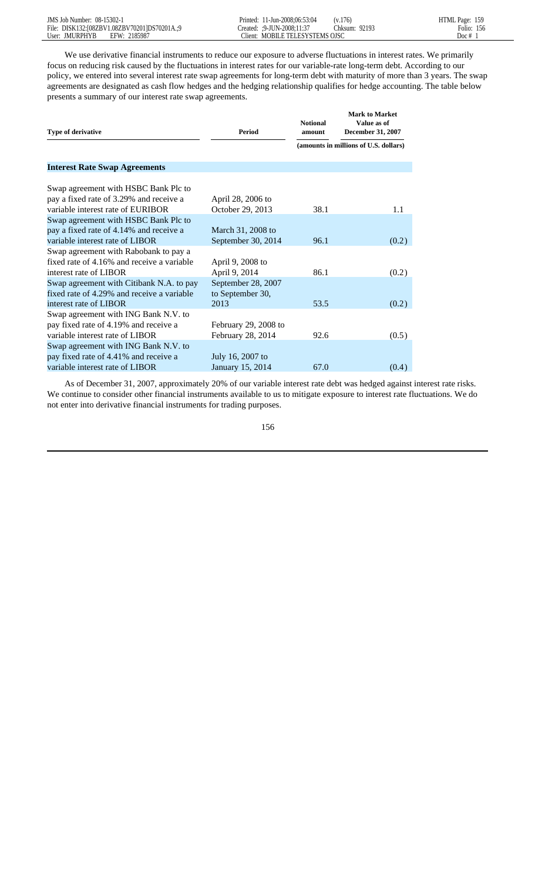We use derivative financial instruments to reduce our exposure to adverse fluctuations in interest rates. We primarily focus on reducing risk caused by the fluctuations in interest rates for our variable-rate long-term debt. According to our policy, we entered into several interest rate swap agreements for long-term debt with maturity of more than 3 years. The swap agreements are designated as cash flow hedges and the hedging relationship qualifies for hedge accounting. The table below presents a summary of our interest rate swap agreements.

| Type of derivative | Period | Notional amount | Mark to Market Value as of December 31, 2007 |
|---|---|---|---|
| | | (amounts in millions of U.S. dollars) | |
| **Interest Rate Swap Agreements** | | | |
| Swap agreement with HSBC Bank Plc to pay a fixed rate of 3.29% and receive a variable interest rate of EURIBOR | April 28, 2006 to October 29, 2013 | 38.1 | 1.1 |
| Swap agreement with HSBC Bank Plc to pay a fixed rate of 4.14% and receive a variable interest rate of LIBOR | March 31, 2008 to September 30, 2014 | 96.1 | (0.2) |
| Swap agreement with Rabobank to pay a fixed rate of 4.16% and receive a variable interest rate of LIBOR | April 9, 2008 to April 9, 2014 | 86.1 | (0.2) |
| Swap agreement with Citibank N.A. to pay fixed rate of 4.29% and receive a variable interest rate of LIBOR | September 28, 2007 to September 30, 2013 | 53.5 | (0.2) |
| Swap agreement with ING Bank N.V. to pay fixed rate of 4.19% and receive a variable interest rate of LIBOR | February 29, 2008 to February 28, 2014 | 92.6 | (0.5) |
| Swap agreement with ING Bank N.V. to pay fixed rate of 4.41% and receive a variable interest rate of LIBOR | July 16, 2007 to January 15, 2014 | 67.0 | (0.4) |

As of December 31, 2007, approximately 20% of our variable interest rate debt was hedged against interest rate risks. We continue to consider other financial instruments available to us to mitigate exposure to interest rate fluctuations. We do not enter into derivative financial instruments for trading purposes.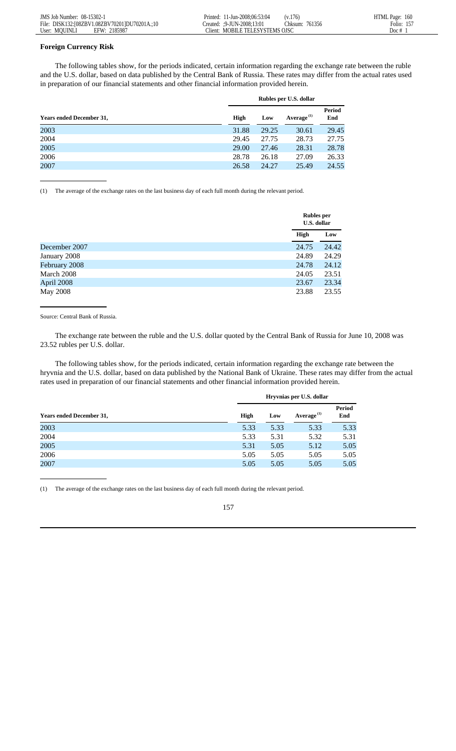### Foreign Currency Risk

The following tables show, for the periods indicated, certain information regarding the exchange rate between the ruble and the U.S. dollar, based on data published by the Central Bank of Russia. These rates may differ from the actual rates used in preparation of our financial statements and other financial information provided herein.

| | Rubles per U.S. dollar | | | |
|---|---|---|---|---|
| **Years ended December 31,** | **High** | **Low** | **Average [(1)]** | **Period End** |
| 2003 | 31.88 | 29.25 | 30.61 | 29.45 |
| 2004 | 29.45 | 27.75 | 28.73 | 27.75 |
| 2005 | 29.00 | 27.46 | 28.31 | 28.78 |
| 2006 | 28.78 | 26.18 | 27.09 | 26.33 |
| 2007 | 26.58 | 24.27 | 25.49 | 24.55 |

(1) The average of the exchange rates on the last business day of each full month during the relevant period.

| | Rubles per U.S. dollar | |
|---|---|---|
| | **High** | **Low** |
| December 2007 | 24.75 | 24.42 |
| January 2008 | 24.89 | 24.29 |
| February 2008 | 24.78 | 24.12 |
| March 2008 | 24.05 | 23.51 |
| April 2008 | 23.67 | 23.34 |
| May 2008 | 23.88 | 23.55 |

Source: Central Bank of Russia.

The exchange rate between the ruble and the U.S. dollar quoted by the Central Bank of Russia for June 10, 2008 was 23.52 rubles per U.S. dollar.

The following tables show, for the periods indicated, certain information regarding the exchange rate between the hryvnia and the U.S. dollar, based on data published by the National Bank of Ukraine. These rates may differ from the actual rates used in preparation of our financial statements and other financial information provided herein.

| | Hryvnias per U.S. dollar | | | |
|---|---|---|---|---|
| **Years ended December 31,** | **High** | **Low** | **Average [(1)]** | **Period End** |
| 2003 | 5.33 | 5.33 | 5.33 | 5.33 |
| 2004 | 5.33 | 5.31 | 5.32 | 5.31 |
| 2005 | 5.31 | 5.05 | 5.12 | 5.05 |
| 2006 | 5.05 | 5.05 | 5.05 | 5.05 |
| 2007 | 5.05 | 5.05 | 5.05 | 5.05 |

(1) The average of the exchange rates on the last business day of each full month during the relevant period.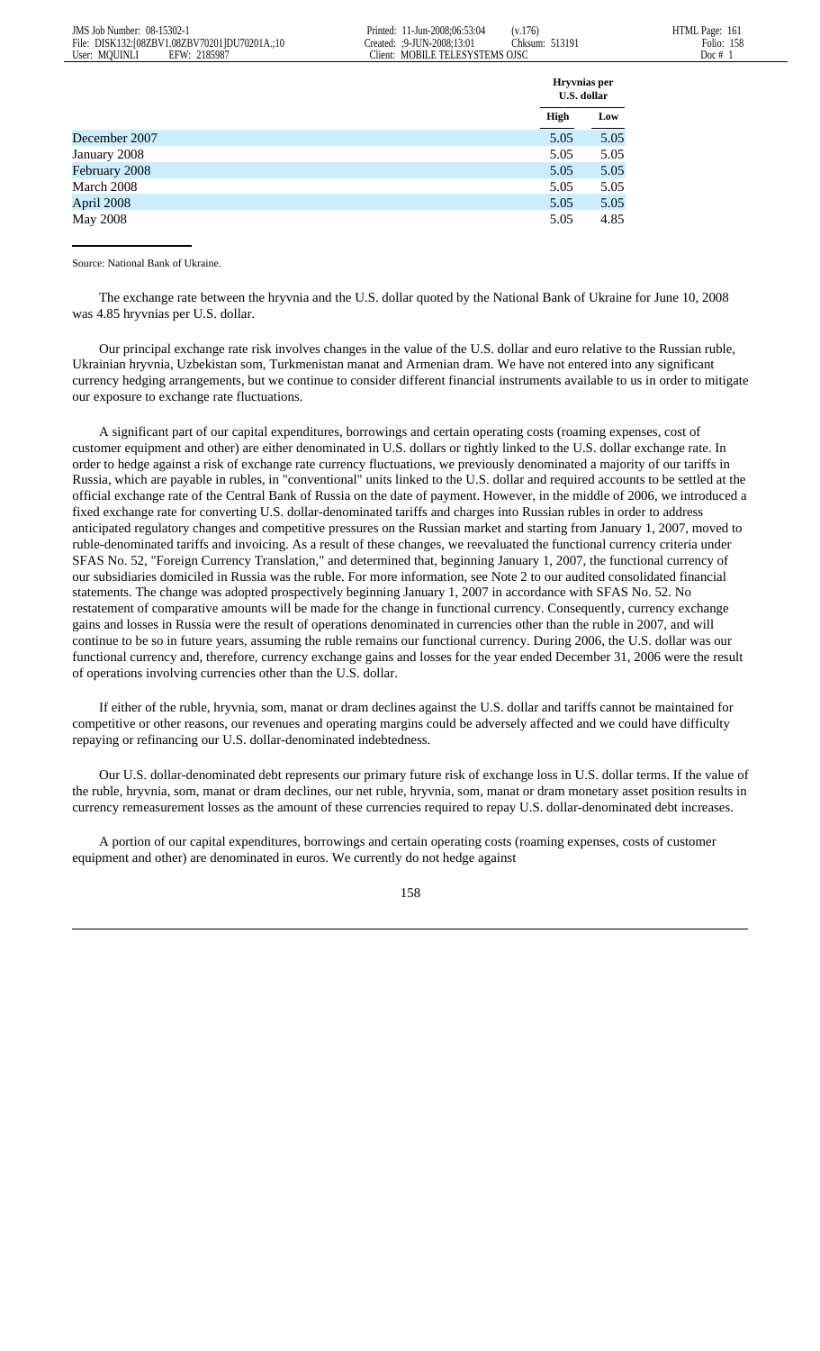| | Hryvnias per U.S. dollar | |
|---|---|---|
| | High | Low |
| December 2007 | 5.05 | 5.05 |
| January 2008 | 5.05 | 5.05 |
| February 2008 | 5.05 | 5.05 |
| March 2008 | 5.05 | 5.05 |
| April 2008 | 5.05 | 5.05 |
| May 2008 | 5.05 | 4.85 |

Source: National Bank of Ukraine.

The exchange rate between the hryvnia and the U.S. dollar quoted by the National Bank of Ukraine for June 10, 2008 was 4.85 hryvnias per U.S. dollar.

Our principal exchange rate risk involves changes in the value of the U.S. dollar and euro relative to the Russian ruble, Ukrainian hryvnia, Uzbekistan som, Turkmenistan manat and Armenian dram. We have not entered into any significant currency hedging arrangements, but we continue to consider different financial instruments available to us in order to mitigate our exposure to exchange rate fluctuations.

A significant part of our capital expenditures, borrowings and certain operating costs (roaming expenses, cost of customer equipment and other) are either denominated in U.S. dollars or tightly linked to the U.S. dollar exchange rate. In order to hedge against a risk of exchange rate currency fluctuations, we previously denominated a majority of our tariffs in Russia, which are payable in rubles, in "conventional" units linked to the U.S. dollar and required accounts to be settled at the official exchange rate of the Central Bank of Russia on the date of payment. However, in the middle of 2006, we introduced a fixed exchange rate for converting U.S. dollar-denominated tariffs and charges into Russian rubles in order to address anticipated regulatory changes and competitive pressures on the Russian market and starting from January 1, 2007, moved to ruble-denominated tariffs and invoicing. As a result of these changes, we reevaluated the functional currency criteria under SFAS No. 52, "Foreign Currency Translation," and determined that, beginning January 1, 2007, the functional currency of our subsidiaries domiciled in Russia was the ruble. For more information, see Note 2 to our audited consolidated financial statements. The change was adopted prospectively beginning January 1, 2007 in accordance with SFAS No. 52. No restatement of comparative amounts will be made for the change in functional currency. Consequently, currency exchange gains and losses in Russia were the result of operations denominated in currencies other than the ruble in 2007, and will continue to be so in future years, assuming the ruble remains our functional currency. During 2006, the U.S. dollar was our functional currency and, therefore, currency exchange gains and losses for the year ended December 31, 2006 were the result of operations involving currencies other than the U.S. dollar.

If either of the ruble, hryvnia, som, manat or dram declines against the U.S. dollar and tariffs cannot be maintained for competitive or other reasons, our revenues and operating margins could be adversely affected and we could have difficulty repaying or refinancing our U.S. dollar-denominated indebtedness.

Our U.S. dollar-denominated debt represents our primary future risk of exchange loss in U.S. dollar terms. If the value of the ruble, hryvnia, som, manat or dram declines, our net ruble, hryvnia, som, manat or dram monetary asset position results in currency remeasurement losses as the amount of these currencies required to repay U.S. dollar-denominated debt increases.

A portion of our capital expenditures, borrowings and certain operating costs (roaming expenses, costs of customer equipment and other) are denominated in euros. We currently do not hedge against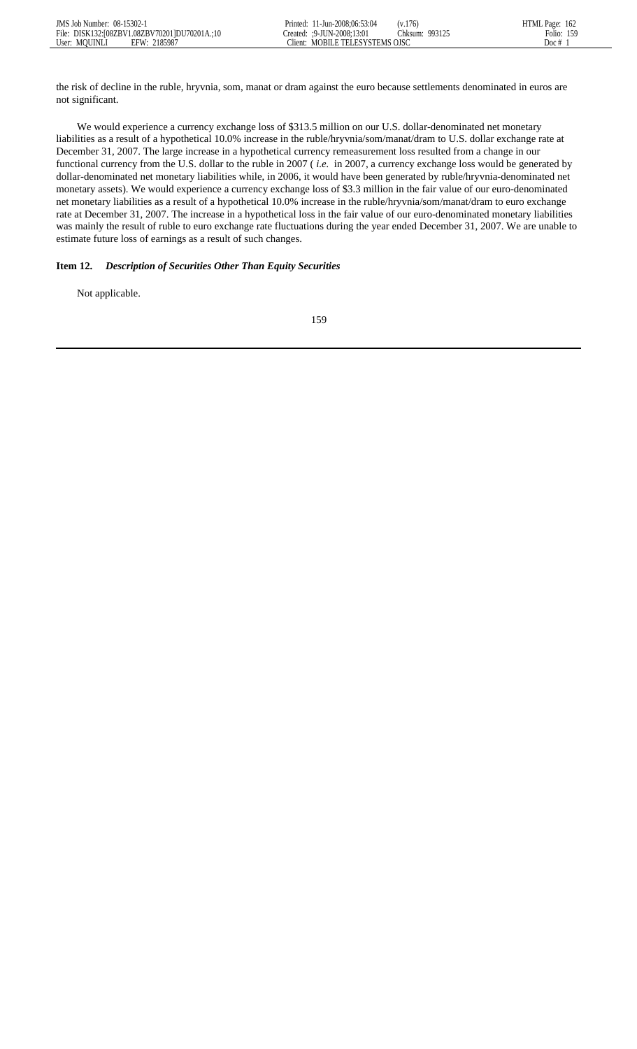the risk of decline in the ruble, hryvnia, som, manat or dram against the euro because settlements denominated in euros are not significant.

We would experience a currency exchange loss of $313.5 million on our U.S. dollar-denominated net monetary liabilities as a result of a hypothetical 10.0% increase in the ruble/hryvnia/som/manat/dram to U.S. dollar exchange rate at December 31, 2007. The large increase in a hypothetical currency remeasurement loss resulted from a change in our functional currency from the U.S. dollar to the ruble in 2007 ( *i.e.* in 2007, a currency exchange loss would be generated by dollar-denominated net monetary liabilities while, in 2006, it would have been generated by ruble/hryvnia-denominated net monetary assets). We would experience a currency exchange loss of $3.3 million in the fair value of our euro-denominated net monetary liabilities as a result of a hypothetical 10.0% increase in the ruble/hryvnia/som/manat/dram to euro exchange rate at December 31, 2007. The increase in a hypothetical loss in the fair value of our euro-denominated monetary liabilities was mainly the result of ruble to euro exchange rate fluctuations during the year ended December 31, 2007. We are unable to estimate future loss of earnings as a result of such changes.

**Item 12.** ***Description of Securities Other Than Equity Securities***

Not applicable.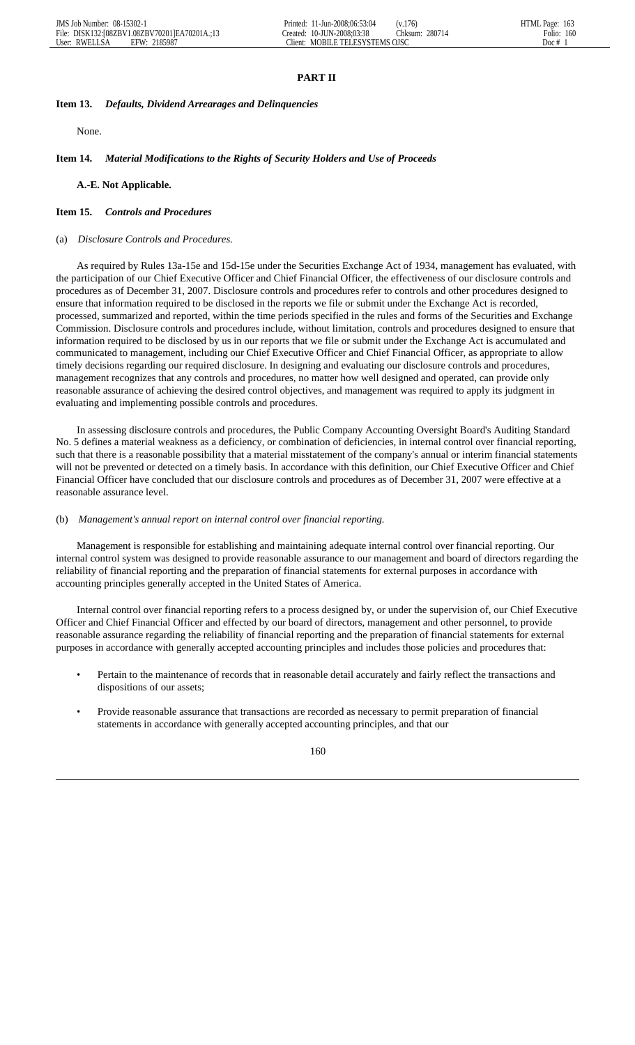# PART II

**Item 13.** ***Defaults, Dividend Arrearages and Delinquencies***

None.

**Item 14.** ***Material Modifications to the Rights of Security Holders and Use of Proceeds***

**A.-E. Not Applicable.**

**Item 15.** ***Controls and Procedures***

(a) *Disclosure Controls and Procedures.*

As required by Rules 13a-15e and 15d-15e under the Securities Exchange Act of 1934, management has evaluated, with the participation of our Chief Executive Officer and Chief Financial Officer, the effectiveness of our disclosure controls and procedures as of December 31, 2007. Disclosure controls and procedures refer to controls and other procedures designed to ensure that information required to be disclosed in the reports we file or submit under the Exchange Act is recorded, processed, summarized and reported, within the time periods specified in the rules and forms of the Securities and Exchange Commission. Disclosure controls and procedures include, without limitation, controls and procedures designed to ensure that information required to be disclosed by us in our reports that we file or submit under the Exchange Act is accumulated and communicated to management, including our Chief Executive Officer and Chief Financial Officer, as appropriate to allow timely decisions regarding our required disclosure. In designing and evaluating our disclosure controls and procedures, management recognizes that any controls and procedures, no matter how well designed and operated, can provide only reasonable assurance of achieving the desired control objectives, and management was required to apply its judgment in evaluating and implementing possible controls and procedures.

In assessing disclosure controls and procedures, the Public Company Accounting Oversight Board's Auditing Standard No. 5 defines a material weakness as a deficiency, or combination of deficiencies, in internal control over financial reporting, such that there is a reasonable possibility that a material misstatement of the company's annual or interim financial statements will not be prevented or detected on a timely basis. In accordance with this definition, our Chief Executive Officer and Chief Financial Officer have concluded that our disclosure controls and procedures as of December 31, 2007 were effective at a reasonable assurance level.

(b) *Management's annual report on internal control over financial reporting.*

Management is responsible for establishing and maintaining adequate internal control over financial reporting. Our internal control system was designed to provide reasonable assurance to our management and board of directors regarding the reliability of financial reporting and the preparation of financial statements for external purposes in accordance with accounting principles generally accepted in the United States of America.

Internal control over financial reporting refers to a process designed by, or under the supervision of, our Chief Executive Officer and Chief Financial Officer and effected by our board of directors, management and other personnel, to provide reasonable assurance regarding the reliability of financial reporting and the preparation of financial statements for external purposes in accordance with generally accepted accounting principles and includes those policies and procedures that:

- Pertain to the maintenance of records that in reasonable detail accurately and fairly reflect the transactions and dispositions of our assets;

- Provide reasonable assurance that transactions are recorded as necessary to permit preparation of financial statements in accordance with generally accepted accounting principles, and that our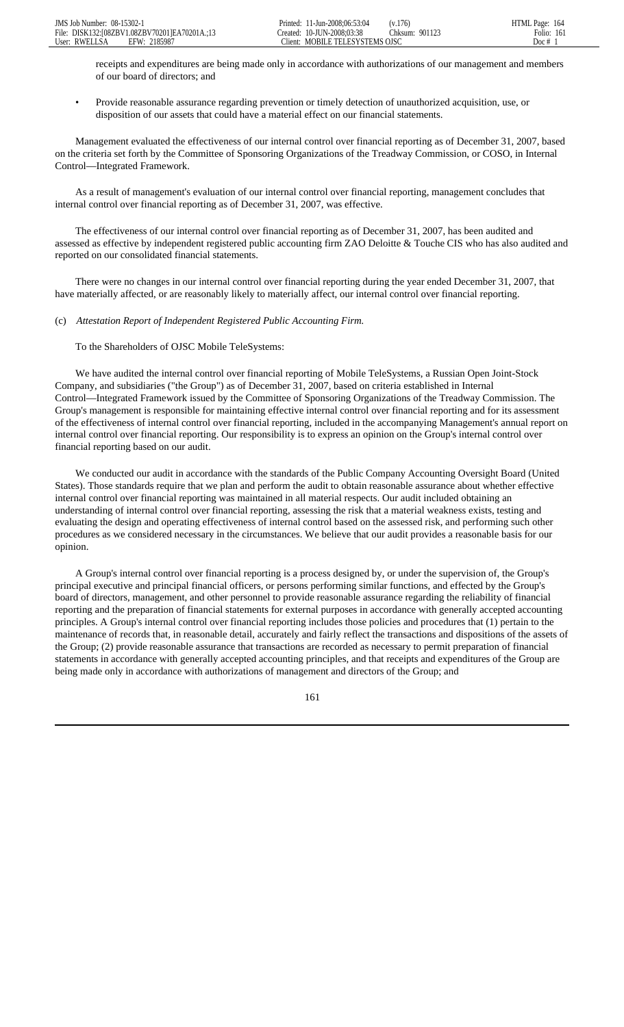receipts and expenditures are being made only in accordance with authorizations of our management and members of our board of directors; and

- Provide reasonable assurance regarding prevention or timely detection of unauthorized acquisition, use, or disposition of our assets that could have a material effect on our financial statements.

Management evaluated the effectiveness of our internal control over financial reporting as of December 31, 2007, based on the criteria set forth by the Committee of Sponsoring Organizations of the Treadway Commission, or COSO, in Internal Control—Integrated Framework.

As a result of management's evaluation of our internal control over financial reporting, management concludes that internal control over financial reporting as of December 31, 2007, was effective.

The effectiveness of our internal control over financial reporting as of December 31, 2007, has been audited and assessed as effective by independent registered public accounting firm ZAO Deloitte & Touche CIS who has also audited and reported on our consolidated financial statements.

There were no changes in our internal control over financial reporting during the year ended December 31, 2007, that have materially affected, or are reasonably likely to materially affect, our internal control over financial reporting.

(c) *Attestation Report of Independent Registered Public Accounting Firm.*

To the Shareholders of OJSC Mobile TeleSystems:

We have audited the internal control over financial reporting of Mobile TeleSystems, a Russian Open Joint-Stock Company, and subsidiaries ("the Group") as of December 31, 2007, based on criteria established in Internal Control—Integrated Framework issued by the Committee of Sponsoring Organizations of the Treadway Commission. The Group's management is responsible for maintaining effective internal control over financial reporting and for its assessment of the effectiveness of internal control over financial reporting, included in the accompanying Management's annual report on internal control over financial reporting. Our responsibility is to express an opinion on the Group's internal control over financial reporting based on our audit.

We conducted our audit in accordance with the standards of the Public Company Accounting Oversight Board (United States). Those standards require that we plan and perform the audit to obtain reasonable assurance about whether effective internal control over financial reporting was maintained in all material respects. Our audit included obtaining an understanding of internal control over financial reporting, assessing the risk that a material weakness exists, testing and evaluating the design and operating effectiveness of internal control based on the assessed risk, and performing such other procedures as we considered necessary in the circumstances. We believe that our audit provides a reasonable basis for our opinion.

A Group's internal control over financial reporting is a process designed by, or under the supervision of, the Group's principal executive and principal financial officers, or persons performing similar functions, and effected by the Group's board of directors, management, and other personnel to provide reasonable assurance regarding the reliability of financial reporting and the preparation of financial statements for external purposes in accordance with generally accepted accounting principles. A Group's internal control over financial reporting includes those policies and procedures that (1) pertain to the maintenance of records that, in reasonable detail, accurately and fairly reflect the transactions and dispositions of the assets of the Group; (2) provide reasonable assurance that transactions are recorded as necessary to permit preparation of financial statements in accordance with generally accepted accounting principles, and that receipts and expenditures of the Group are being made only in accordance with authorizations of management and directors of the Group; and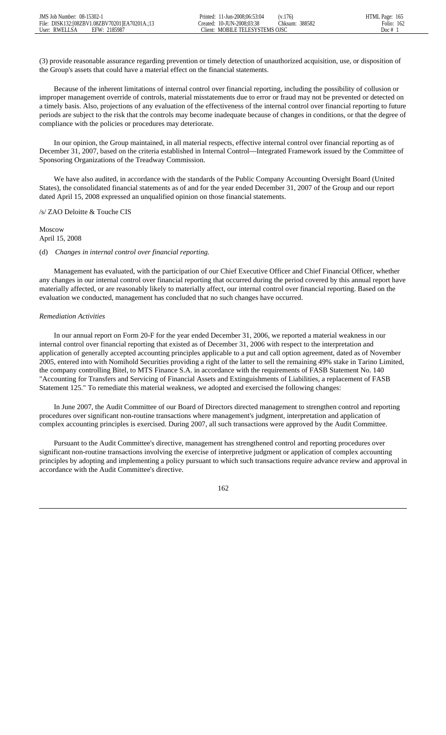(3) provide reasonable assurance regarding prevention or timely detection of unauthorized acquisition, use, or disposition of the Group's assets that could have a material effect on the financial statements.

Because of the inherent limitations of internal control over financial reporting, including the possibility of collusion or improper management override of controls, material misstatements due to error or fraud may not be prevented or detected on a timely basis. Also, projections of any evaluation of the effectiveness of the internal control over financial reporting to future periods are subject to the risk that the controls may become inadequate because of changes in conditions, or that the degree of compliance with the policies or procedures may deteriorate.

In our opinion, the Group maintained, in all material respects, effective internal control over financial reporting as of December 31, 2007, based on the criteria established in Internal Control—Integrated Framework issued by the Committee of Sponsoring Organizations of the Treadway Commission.

We have also audited, in accordance with the standards of the Public Company Accounting Oversight Board (United States), the consolidated financial statements as of and for the year ended December 31, 2007 of the Group and our report dated April 15, 2008 expressed an unqualified opinion on those financial statements.

/s/ ZAO Deloitte & Touche CIS

Moscow
April 15, 2008

(d) *Changes in internal control over financial reporting.*

Management has evaluated, with the participation of our Chief Executive Officer and Chief Financial Officer, whether any changes in our internal control over financial reporting that occurred during the period covered by this annual report have materially affected, or are reasonably likely to materially affect, our internal control over financial reporting. Based on the evaluation we conducted, management has concluded that no such changes have occurred.

*Remediation Activities*

In our annual report on Form 20-F for the year ended December 31, 2006, we reported a material weakness in our internal control over financial reporting that existed as of December 31, 2006 with respect to the interpretation and application of generally accepted accounting principles applicable to a put and call option agreement, dated as of November 2005, entered into with Nomihold Securities providing a right of the latter to sell the remaining 49% stake in Tarino Limited, the company controlling Bitel, to MTS Finance S.A. in accordance with the requirements of FASB Statement No. 140 "Accounting for Transfers and Servicing of Financial Assets and Extinguishments of Liabilities, a replacement of FASB Statement 125." To remediate this material weakness, we adopted and exercised the following changes:

In June 2007, the Audit Committee of our Board of Directors directed management to strengthen control and reporting procedures over significant non-routine transactions where management's judgment, interpretation and application of complex accounting principles is exercised. During 2007, all such transactions were approved by the Audit Committee.

Pursuant to the Audit Committee's directive, management has strengthened control and reporting procedures over significant non-routine transactions involving the exercise of interpretive judgment or application of complex accounting principles by adopting and implementing a policy pursuant to which such transactions require advance review and approval in accordance with the Audit Committee's directive.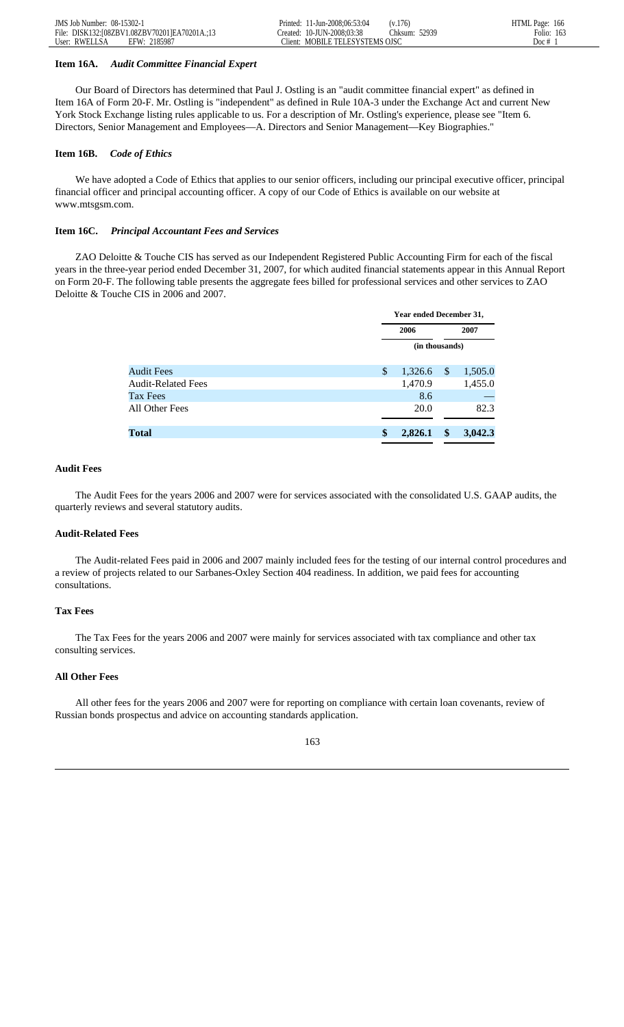### Item 16A. *Audit Committee Financial Expert*

Our Board of Directors has determined that Paul J. Ostling is an "audit committee financial expert" as defined in Item 16A of Form 20-F. Mr. Ostling is "independent" as defined in Rule 10A-3 under the Exchange Act and current New York Stock Exchange listing rules applicable to us. For a description of Mr. Ostling's experience, please see "Item 6. Directors, Senior Management and Employees—A. Directors and Senior Management—Key Biographies."

### Item 16B. *Code of Ethics*

We have adopted a Code of Ethics that applies to our senior officers, including our principal executive officer, principal financial officer and principal accounting officer. A copy of our Code of Ethics is available on our website at www.mtsgsm.com.

### Item 16C. *Principal Accountant Fees and Services*

ZAO Deloitte & Touche CIS has served as our Independent Registered Public Accounting Firm for each of the fiscal years in the three-year period ended December 31, 2007, for which audited financial statements appear in this Annual Report on Form 20-F. The following table presents the aggregate fees billed for professional services and other services to ZAO Deloitte & Touche CIS in 2006 and 2007.

| | Year ended December 31, | |
|---|---|---|
| | 2006 | 2007 |
| | (in thousands) | |
| Audit Fees | $ 1,326.6 | $ 1,505.0 |
| Audit-Related Fees | 1,470.9 | 1,455.0 |
| Tax Fees | 8.6 | — |
| All Other Fees | 20.0 | 82.3 |
| **Total** | **$ 2,826.1** | **$ 3,042.3** |

#### Audit Fees

The Audit Fees for the years 2006 and 2007 were for services associated with the consolidated U.S. GAAP audits, the quarterly reviews and several statutory audits.

#### Audit-Related Fees

The Audit-related Fees paid in 2006 and 2007 mainly included fees for the testing of our internal control procedures and a review of projects related to our Sarbanes-Oxley Section 404 readiness. In addition, we paid fees for accounting consultations.

#### Tax Fees

The Tax Fees for the years 2006 and 2007 were mainly for services associated with tax compliance and other tax consulting services.

#### All Other Fees

All other fees for the years 2006 and 2007 were for reporting on compliance with certain loan covenants, review of Russian bonds prospectus and advice on accounting standards application.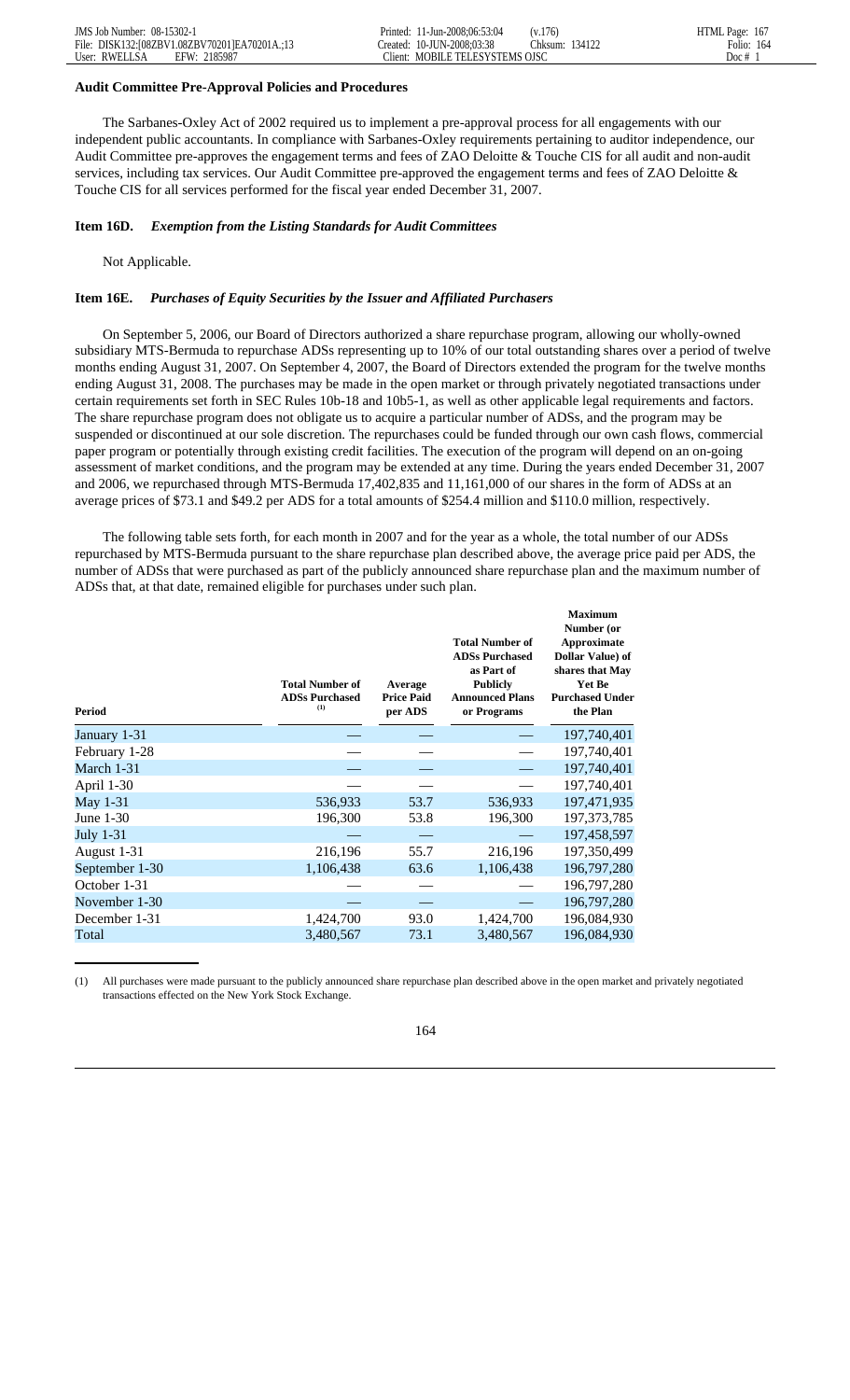**Audit Committee Pre-Approval Policies and Procedures**

The Sarbanes-Oxley Act of 2002 required us to implement a pre-approval process for all engagements with our independent public accountants. In compliance with Sarbanes-Oxley requirements pertaining to auditor independence, our Audit Committee pre-approves the engagement terms and fees of ZAO Deloitte & Touche CIS for all audit and non-audit services, including tax services. Our Audit Committee pre-approved the engagement terms and fees of ZAO Deloitte & Touche CIS for all services performed for the fiscal year ended December 31, 2007.

**Item 16D.** ***Exemption from the Listing Standards for Audit Committees***

Not Applicable.

**Item 16E.** ***Purchases of Equity Securities by the Issuer and Affiliated Purchasers***

On September 5, 2006, our Board of Directors authorized a share repurchase program, allowing our wholly-owned subsidiary MTS-Bermuda to repurchase ADSs representing up to 10% of our total outstanding shares over a period of twelve months ending August 31, 2007. On September 4, 2007, the Board of Directors extended the program for the twelve months ending August 31, 2008. The purchases may be made in the open market or through privately negotiated transactions under certain requirements set forth in SEC Rules 10b-18 and 10b5-1, as well as other applicable legal requirements and factors. The share repurchase program does not obligate us to acquire a particular number of ADSs, and the program may be suspended or discontinued at our sole discretion. The repurchases could be funded through our own cash flows, commercial paper program or potentially through existing credit facilities. The execution of the program will depend on an on-going assessment of market conditions, and the program may be extended at any time. During the years ended December 31, 2007 and 2006, we repurchased through MTS-Bermuda 17,402,835 and 11,161,000 of our shares in the form of ADSs at an average prices of $73.1 and $49.2 per ADS for a total amounts of $254.4 million and $110.0 million, respectively.

The following table sets forth, for each month in 2007 and for the year as a whole, the total number of our ADSs repurchased by MTS-Bermuda pursuant to the share repurchase plan described above, the average price paid per ADS, the number of ADSs that were purchased as part of the publicly announced share repurchase plan and the maximum number of ADSs that, at that date, remained eligible for purchases under such plan.

| Period | Total Number of ADSs Purchased [(1)] | Average Price Paid per ADS | Total Number of ADSs Purchased as Part of Publicly Announced Plans or Programs | Maximum Number (or Approximate Dollar Value) of shares that May Yet Be Purchased Under the Plan |
|---|---|---|---|---|
| January 1-31 | — | — | — | 197,740,401 |
| February 1-28 | — | — | — | 197,740,401 |
| March 1-31 | — | — | — | 197,740,401 |
| April 1-30 | — | — | — | 197,740,401 |
| May 1-31 | 536,933 | 53.7 | 536,933 | 197,471,935 |
| June 1-30 | 196,300 | 53.8 | 196,300 | 197,373,785 |
| July 1-31 | — | — | — | 197,458,597 |
| August 1-31 | 216,196 | 55.7 | 216,196 | 197,350,499 |
| September 1-30 | 1,106,438 | 63.6 | 1,106,438 | 196,797,280 |
| October 1-31 | — | — | — | 196,797,280 |
| November 1-30 | — | — | — | 196,797,280 |
| December 1-31 | 1,424,700 | 93.0 | 1,424,700 | 196,084,930 |
| Total | 3,480,567 | 73.1 | 3,480,567 | 196,084,930 |

(1) All purchases were made pursuant to the publicly announced share repurchase plan described above in the open market and privately negotiated transactions effected on the New York Stock Exchange.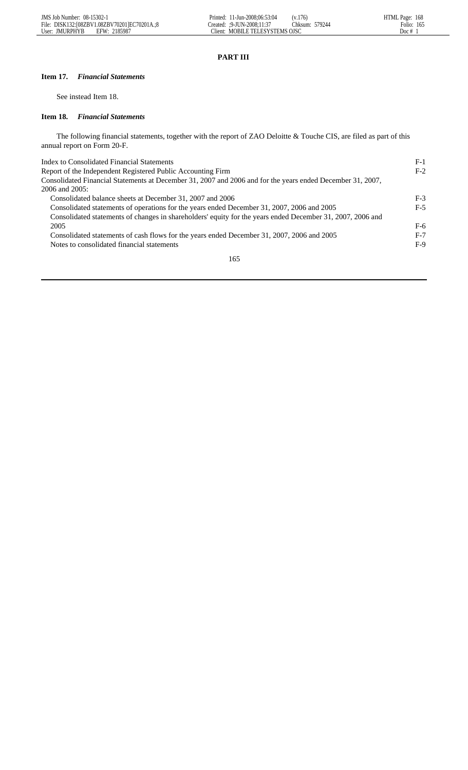# PART III

### Item 17. *Financial Statements*

See instead Item 18.

### Item 18. *Financial Statements*

The following financial statements, together with the report of ZAO Deloitte & Touche CIS, are filed as part of this annual report on Form 20-F.

| | |
|---|---|
| Index to Consolidated Financial Statements | F-1 |
| Report of the Independent Registered Public Accounting Firm | F-2 |
| Consolidated Financial Statements at December 31, 2007 and 2006 and for the years ended December 31, 2007, 2006 and 2005: | |
| Consolidated balance sheets at December 31, 2007 and 2006 | F-3 |
| Consolidated statements of operations for the years ended December 31, 2007, 2006 and 2005 | F-5 |
| Consolidated statements of changes in shareholders' equity for the years ended December 31, 2007, 2006 and 2005 | F-6 |
| Consolidated statements of cash flows for the years ended December 31, 2007, 2006 and 2005 | F-7 |
| Notes to consolidated financial statements | F-9 |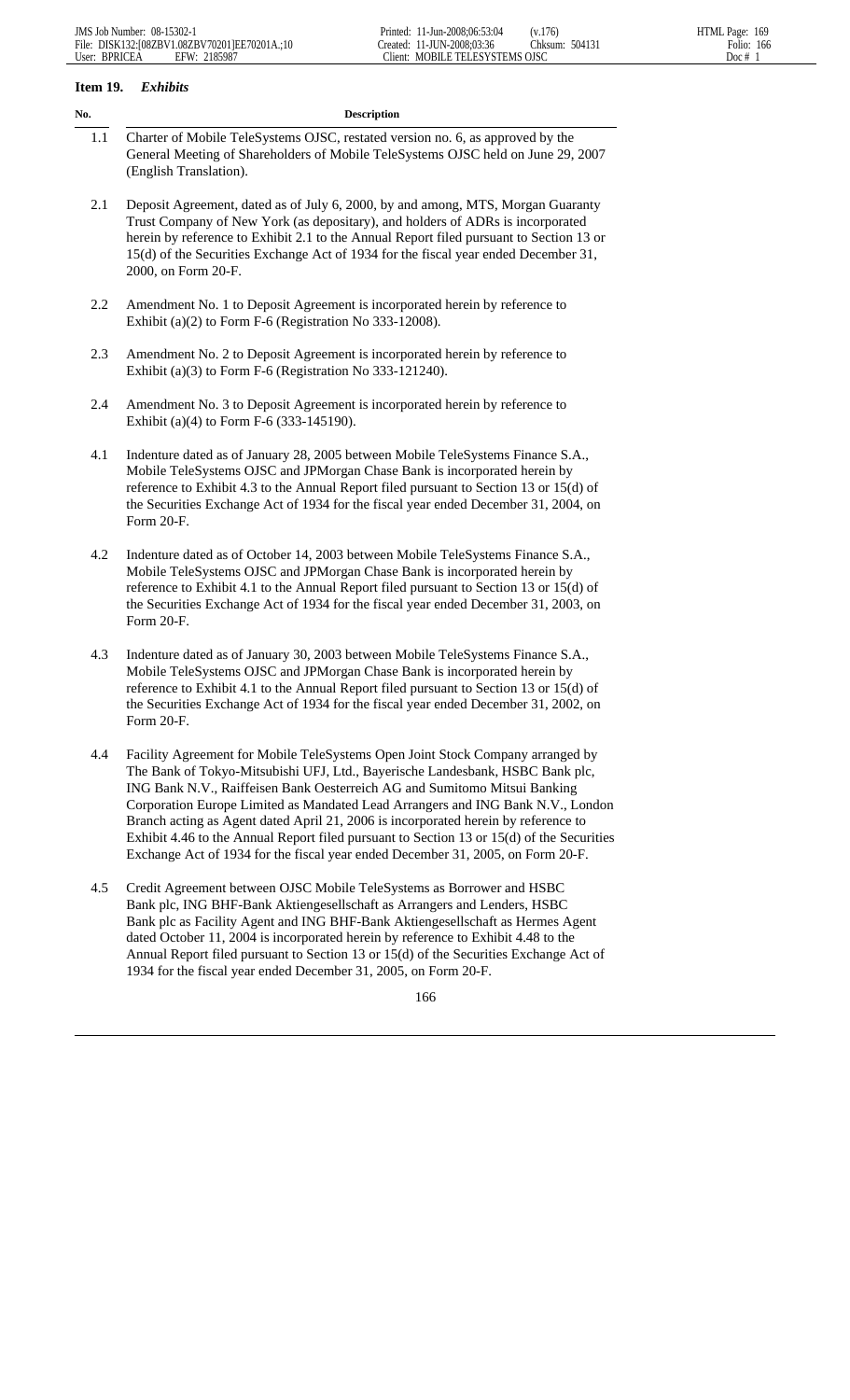### Item 19. *Exhibits*

| No. | Description |
| --- | --- |
| 1.1 | Charter of Mobile TeleSystems OJSC, restated version no. 6, as approved by the General Meeting of Shareholders of Mobile TeleSystems OJSC held on June 29, 2007 (English Translation). |
| 2.1 | Deposit Agreement, dated as of July 6, 2000, by and among, MTS, Morgan Guaranty Trust Company of New York (as depositary), and holders of ADRs is incorporated herein by reference to Exhibit 2.1 to the Annual Report filed pursuant to Section 13 or 15(d) of the Securities Exchange Act of 1934 for the fiscal year ended December 31, 2000, on Form 20-F. |
| 2.2 | Amendment No. 1 to Deposit Agreement is incorporated herein by reference to Exhibit (a)(2) to Form F-6 (Registration No 333-12008). |
| 2.3 | Amendment No. 2 to Deposit Agreement is incorporated herein by reference to Exhibit (a)(3) to Form F-6 (Registration No 333-121240). |
| 2.4 | Amendment No. 3 to Deposit Agreement is incorporated herein by reference to Exhibit (a)(4) to Form F-6 (333-145190). |
| 4.1 | Indenture dated as of January 28, 2005 between Mobile TeleSystems Finance S.A., Mobile TeleSystems OJSC and JPMorgan Chase Bank is incorporated herein by reference to Exhibit 4.3 to the Annual Report filed pursuant to Section 13 or 15(d) of the Securities Exchange Act of 1934 for the fiscal year ended December 31, 2004, on Form 20-F. |
| 4.2 | Indenture dated as of October 14, 2003 between Mobile TeleSystems Finance S.A., Mobile TeleSystems OJSC and JPMorgan Chase Bank is incorporated herein by reference to Exhibit 4.1 to the Annual Report filed pursuant to Section 13 or 15(d) of the Securities Exchange Act of 1934 for the fiscal year ended December 31, 2003, on Form 20-F. |
| 4.3 | Indenture dated as of January 30, 2003 between Mobile TeleSystems Finance S.A., Mobile TeleSystems OJSC and JPMorgan Chase Bank is incorporated herein by reference to Exhibit 4.1 to the Annual Report filed pursuant to Section 13 or 15(d) of the Securities Exchange Act of 1934 for the fiscal year ended December 31, 2002, on Form 20-F. |
| 4.4 | Facility Agreement for Mobile TeleSystems Open Joint Stock Company arranged by The Bank of Tokyo-Mitsubishi UFJ, Ltd., Bayerische Landesbank, HSBC Bank plc, ING Bank N.V., Raiffeisen Bank Oesterreich AG and Sumitomo Mitsui Banking Corporation Europe Limited as Mandated Lead Arrangers and ING Bank N.V., London Branch acting as Agent dated April 21, 2006 is incorporated herein by reference to Exhibit 4.46 to the Annual Report filed pursuant to Section 13 or 15(d) of the Securities Exchange Act of 1934 for the fiscal year ended December 31, 2005, on Form 20-F. |
| 4.5 | Credit Agreement between OJSC Mobile TeleSystems as Borrower and HSBC Bank plc, ING BHF-Bank Aktiengesellschaft as Arrangers and Lenders, HSBC Bank plc as Facility Agent and ING BHF-Bank Aktiengesellschaft as Hermes Agent dated October 11, 2004 is incorporated herein by reference to Exhibit 4.48 to the Annual Report filed pursuant to Section 13 or 15(d) of the Securities Exchange Act of 1934 for the fiscal year ended December 31, 2005, on Form 20-F. |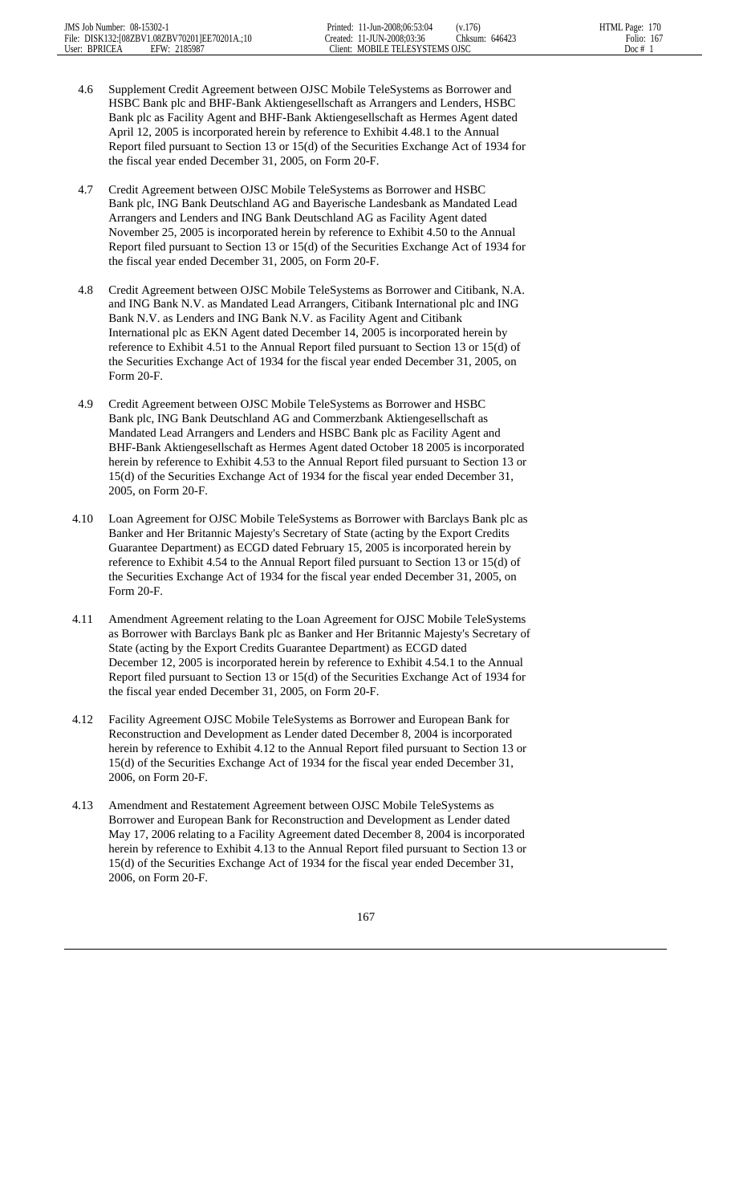4.6 Supplement Credit Agreement between OJSC Mobile TeleSystems as Borrower and HSBC Bank plc and BHF-Bank Aktiengesellschaft as Arrangers and Lenders, HSBC Bank plc as Facility Agent and BHF-Bank Aktiengesellschaft as Hermes Agent dated April 12, 2005 is incorporated herein by reference to Exhibit 4.48.1 to the Annual Report filed pursuant to Section 13 or 15(d) of the Securities Exchange Act of 1934 for the fiscal year ended December 31, 2005, on Form 20-F.

4.7 Credit Agreement between OJSC Mobile TeleSystems as Borrower and HSBC Bank plc, ING Bank Deutschland AG and Bayerische Landesbank as Mandated Lead Arrangers and Lenders and ING Bank Deutschland AG as Facility Agent dated November 25, 2005 is incorporated herein by reference to Exhibit 4.50 to the Annual Report filed pursuant to Section 13 or 15(d) of the Securities Exchange Act of 1934 for the fiscal year ended December 31, 2005, on Form 20-F.

4.8 Credit Agreement between OJSC Mobile TeleSystems as Borrower and Citibank, N.A. and ING Bank N.V. as Mandated Lead Arrangers, Citibank International plc and ING Bank N.V. as Lenders and ING Bank N.V. as Facility Agent and Citibank International plc as EKN Agent dated December 14, 2005 is incorporated herein by reference to Exhibit 4.51 to the Annual Report filed pursuant to Section 13 or 15(d) of the Securities Exchange Act of 1934 for the fiscal year ended December 31, 2005, on Form 20-F.

4.9 Credit Agreement between OJSC Mobile TeleSystems as Borrower and HSBC Bank plc, ING Bank Deutschland AG and Commerzbank Aktiengesellschaft as Mandated Lead Arrangers and Lenders and HSBC Bank plc as Facility Agent and BHF-Bank Aktiengesellschaft as Hermes Agent dated October 18 2005 is incorporated herein by reference to Exhibit 4.53 to the Annual Report filed pursuant to Section 13 or 15(d) of the Securities Exchange Act of 1934 for the fiscal year ended December 31, 2005, on Form 20-F.

4.10 Loan Agreement for OJSC Mobile TeleSystems as Borrower with Barclays Bank plc as Banker and Her Britannic Majesty's Secretary of State (acting by the Export Credits Guarantee Department) as ECGD dated February 15, 2005 is incorporated herein by reference to Exhibit 4.54 to the Annual Report filed pursuant to Section 13 or 15(d) of the Securities Exchange Act of 1934 for the fiscal year ended December 31, 2005, on Form 20-F.

4.11 Amendment Agreement relating to the Loan Agreement for OJSC Mobile TeleSystems as Borrower with Barclays Bank plc as Banker and Her Britannic Majesty's Secretary of State (acting by the Export Credits Guarantee Department) as ECGD dated December 12, 2005 is incorporated herein by reference to Exhibit 4.54.1 to the Annual Report filed pursuant to Section 13 or 15(d) of the Securities Exchange Act of 1934 for the fiscal year ended December 31, 2005, on Form 20-F.

4.12 Facility Agreement OJSC Mobile TeleSystems as Borrower and European Bank for Reconstruction and Development as Lender dated December 8, 2004 is incorporated herein by reference to Exhibit 4.12 to the Annual Report filed pursuant to Section 13 or 15(d) of the Securities Exchange Act of 1934 for the fiscal year ended December 31, 2006, on Form 20-F.

4.13 Amendment and Restatement Agreement between OJSC Mobile TeleSystems as Borrower and European Bank for Reconstruction and Development as Lender dated May 17, 2006 relating to a Facility Agreement dated December 8, 2004 is incorporated herein by reference to Exhibit 4.13 to the Annual Report filed pursuant to Section 13 or 15(d) of the Securities Exchange Act of 1934 for the fiscal year ended December 31, 2006, on Form 20-F.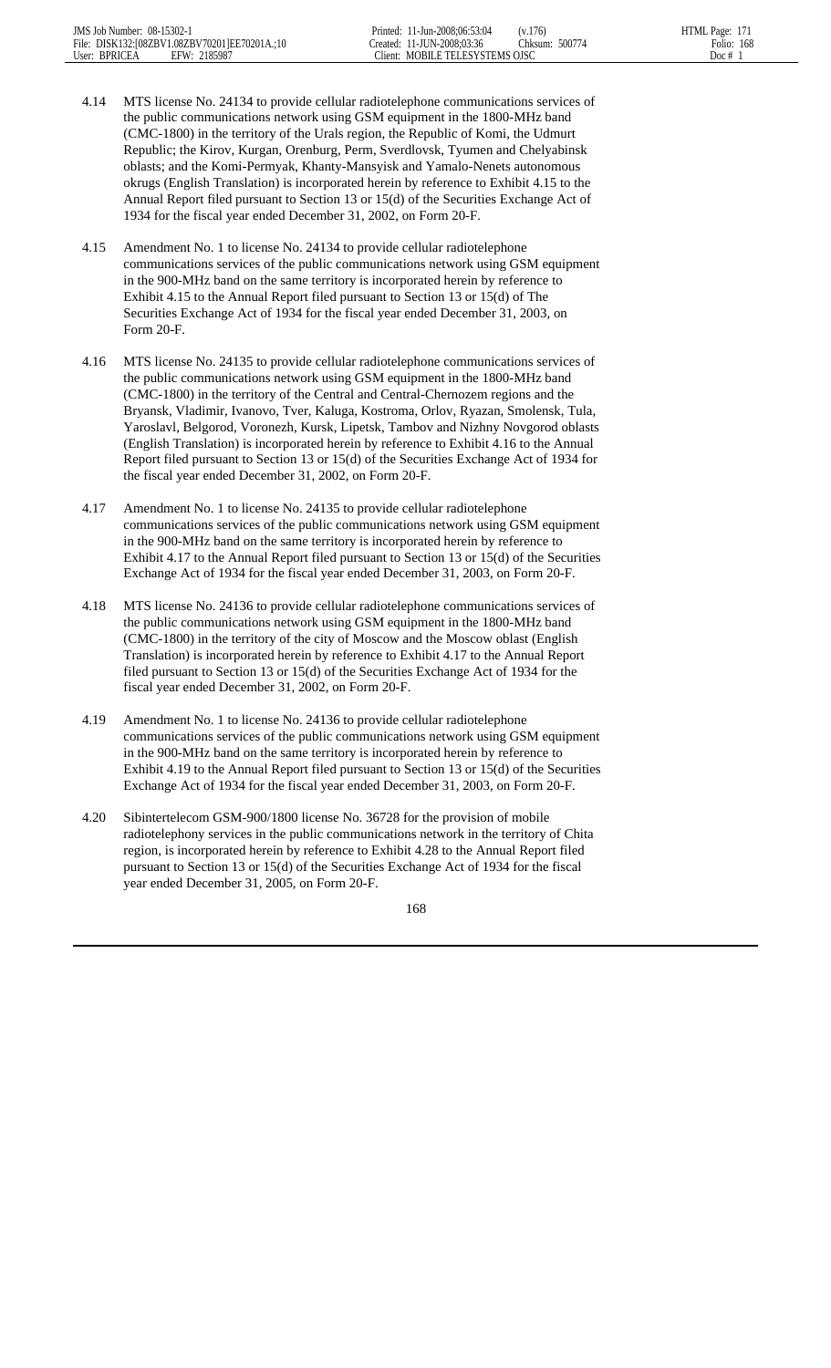4.14 MTS license No. 24134 to provide cellular radiotelephone communications services of the public communications network using GSM equipment in the 1800-MHz band (CMC-1800) in the territory of the Urals region, the Republic of Komi, the Udmurt Republic; the Kirov, Kurgan, Orenburg, Perm, Sverdlovsk, Tyumen and Chelyabinsk oblasts; and the Komi-Permyak, Khanty-Mansyisk and Yamalo-Nenets autonomous okrugs (English Translation) is incorporated herein by reference to Exhibit 4.15 to the Annual Report filed pursuant to Section 13 or 15(d) of the Securities Exchange Act of 1934 for the fiscal year ended December 31, 2002, on Form 20-F.

4.15 Amendment No. 1 to license No. 24134 to provide cellular radiotelephone communications services of the public communications network using GSM equipment in the 900-MHz band on the same territory is incorporated herein by reference to Exhibit 4.15 to the Annual Report filed pursuant to Section 13 or 15(d) of The Securities Exchange Act of 1934 for the fiscal year ended December 31, 2003, on Form 20-F.

4.16 MTS license No. 24135 to provide cellular radiotelephone communications services of the public communications network using GSM equipment in the 1800-MHz band (CMC-1800) in the territory of the Central and Central-Chernozem regions and the Bryansk, Vladimir, Ivanovo, Tver, Kaluga, Kostroma, Orlov, Ryazan, Smolensk, Tula, Yaroslavl, Belgorod, Voronezh, Kursk, Lipetsk, Tambov and Nizhny Novgorod oblasts (English Translation) is incorporated herein by reference to Exhibit 4.16 to the Annual Report filed pursuant to Section 13 or 15(d) of the Securities Exchange Act of 1934 for the fiscal year ended December 31, 2002, on Form 20-F.

4.17 Amendment No. 1 to license No. 24135 to provide cellular radiotelephone communications services of the public communications network using GSM equipment in the 900-MHz band on the same territory is incorporated herein by reference to Exhibit 4.17 to the Annual Report filed pursuant to Section 13 or 15(d) of the Securities Exchange Act of 1934 for the fiscal year ended December 31, 2003, on Form 20-F.

4.18 MTS license No. 24136 to provide cellular radiotelephone communications services of the public communications network using GSM equipment in the 1800-MHz band (CMC-1800) in the territory of the city of Moscow and the Moscow oblast (English Translation) is incorporated herein by reference to Exhibit 4.17 to the Annual Report filed pursuant to Section 13 or 15(d) of the Securities Exchange Act of 1934 for the fiscal year ended December 31, 2002, on Form 20-F.

4.19 Amendment No. 1 to license No. 24136 to provide cellular radiotelephone communications services of the public communications network using GSM equipment in the 900-MHz band on the same territory is incorporated herein by reference to Exhibit 4.19 to the Annual Report filed pursuant to Section 13 or 15(d) of the Securities Exchange Act of 1934 for the fiscal year ended December 31, 2003, on Form 20-F.

4.20 Sibintertelecom GSM-900/1800 license No. 36728 for the provision of mobile radiotelephony services in the public communications network in the territory of Chita region, is incorporated herein by reference to Exhibit 4.28 to the Annual Report filed pursuant to Section 13 or 15(d) of the Securities Exchange Act of 1934 for the fiscal year ended December 31, 2005, on Form 20-F.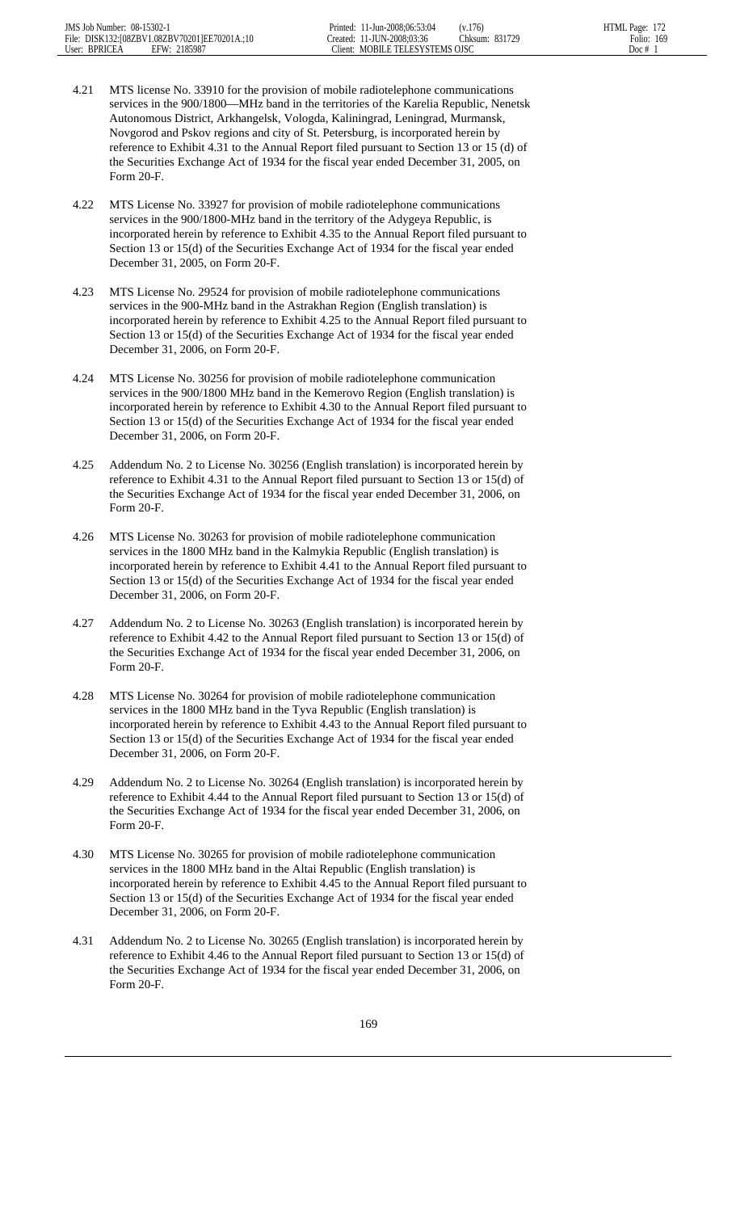4.21 MTS license No. 33910 for the provision of mobile radiotelephone communications services in the 900/1800—MHz band in the territories of the Karelia Republic, Nenetsk Autonomous District, Arkhangelsk, Vologda, Kaliningrad, Leningrad, Murmansk, Novgorod and Pskov regions and city of St. Petersburg, is incorporated herein by reference to Exhibit 4.31 to the Annual Report filed pursuant to Section 13 or 15 (d) of the Securities Exchange Act of 1934 for the fiscal year ended December 31, 2005, on Form 20-F.

4.22 MTS License No. 33927 for provision of mobile radiotelephone communications services in the 900/1800-MHz band in the territory of the Adygeya Republic, is incorporated herein by reference to Exhibit 4.35 to the Annual Report filed pursuant to Section 13 or 15(d) of the Securities Exchange Act of 1934 for the fiscal year ended December 31, 2005, on Form 20-F.

4.23 MTS License No. 29524 for provision of mobile radiotelephone communications services in the 900-MHz band in the Astrakhan Region (English translation) is incorporated herein by reference to Exhibit 4.25 to the Annual Report filed pursuant to Section 13 or 15(d) of the Securities Exchange Act of 1934 for the fiscal year ended December 31, 2006, on Form 20-F.

4.24 MTS License No. 30256 for provision of mobile radiotelephone communication services in the 900/1800 MHz band in the Kemerovo Region (English translation) is incorporated herein by reference to Exhibit 4.30 to the Annual Report filed pursuant to Section 13 or 15(d) of the Securities Exchange Act of 1934 for the fiscal year ended December 31, 2006, on Form 20-F.

4.25 Addendum No. 2 to License No. 30256 (English translation) is incorporated herein by reference to Exhibit 4.31 to the Annual Report filed pursuant to Section 13 or 15(d) of the Securities Exchange Act of 1934 for the fiscal year ended December 31, 2006, on Form 20-F.

4.26 MTS License No. 30263 for provision of mobile radiotelephone communication services in the 1800 MHz band in the Kalmykia Republic (English translation) is incorporated herein by reference to Exhibit 4.41 to the Annual Report filed pursuant to Section 13 or 15(d) of the Securities Exchange Act of 1934 for the fiscal year ended December 31, 2006, on Form 20-F.

4.27 Addendum No. 2 to License No. 30263 (English translation) is incorporated herein by reference to Exhibit 4.42 to the Annual Report filed pursuant to Section 13 or 15(d) of the Securities Exchange Act of 1934 for the fiscal year ended December 31, 2006, on Form 20-F.

4.28 MTS License No. 30264 for provision of mobile radiotelephone communication services in the 1800 MHz band in the Tyva Republic (English translation) is incorporated herein by reference to Exhibit 4.43 to the Annual Report filed pursuant to Section 13 or 15(d) of the Securities Exchange Act of 1934 for the fiscal year ended December 31, 2006, on Form 20-F.

4.29 Addendum No. 2 to License No. 30264 (English translation) is incorporated herein by reference to Exhibit 4.44 to the Annual Report filed pursuant to Section 13 or 15(d) of the Securities Exchange Act of 1934 for the fiscal year ended December 31, 2006, on Form 20-F.

4.30 MTS License No. 30265 for provision of mobile radiotelephone communication services in the 1800 MHz band in the Altai Republic (English translation) is incorporated herein by reference to Exhibit 4.45 to the Annual Report filed pursuant to Section 13 or 15(d) of the Securities Exchange Act of 1934 for the fiscal year ended December 31, 2006, on Form 20-F.

4.31 Addendum No. 2 to License No. 30265 (English translation) is incorporated herein by reference to Exhibit 4.46 to the Annual Report filed pursuant to Section 13 or 15(d) of the Securities Exchange Act of 1934 for the fiscal year ended December 31, 2006, on Form 20-F.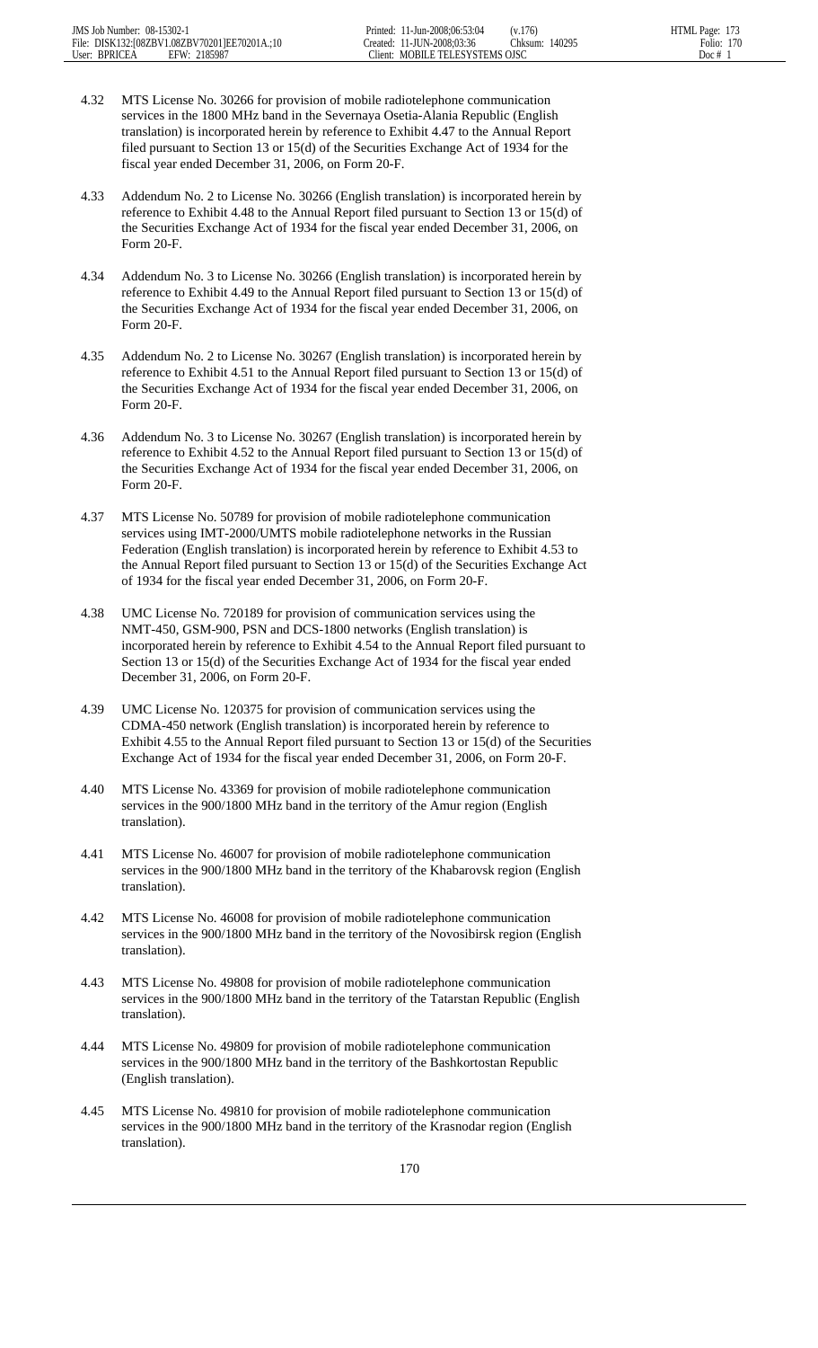4.32 MTS License No. 30266 for provision of mobile radiotelephone communication services in the 1800 MHz band in the Severnaya Osetia-Alania Republic (English translation) is incorporated herein by reference to Exhibit 4.47 to the Annual Report filed pursuant to Section 13 or 15(d) of the Securities Exchange Act of 1934 for the fiscal year ended December 31, 2006, on Form 20-F.

4.33 Addendum No. 2 to License No. 30266 (English translation) is incorporated herein by reference to Exhibit 4.48 to the Annual Report filed pursuant to Section 13 or 15(d) of the Securities Exchange Act of 1934 for the fiscal year ended December 31, 2006, on Form 20-F.

4.34 Addendum No. 3 to License No. 30266 (English translation) is incorporated herein by reference to Exhibit 4.49 to the Annual Report filed pursuant to Section 13 or 15(d) of the Securities Exchange Act of 1934 for the fiscal year ended December 31, 2006, on Form 20-F.

4.35 Addendum No. 2 to License No. 30267 (English translation) is incorporated herein by reference to Exhibit 4.51 to the Annual Report filed pursuant to Section 13 or 15(d) of the Securities Exchange Act of 1934 for the fiscal year ended December 31, 2006, on Form 20-F.

4.36 Addendum No. 3 to License No. 30267 (English translation) is incorporated herein by reference to Exhibit 4.52 to the Annual Report filed pursuant to Section 13 or 15(d) of the Securities Exchange Act of 1934 for the fiscal year ended December 31, 2006, on Form 20-F.

4.37 MTS License No. 50789 for provision of mobile radiotelephone communication services using IMT-2000/UMTS mobile radiotelephone networks in the Russian Federation (English translation) is incorporated herein by reference to Exhibit 4.53 to the Annual Report filed pursuant to Section 13 or 15(d) of the Securities Exchange Act of 1934 for the fiscal year ended December 31, 2006, on Form 20-F.

4.38 UMC License No. 720189 for provision of communication services using the NMT-450, GSM-900, PSN and DCS-1800 networks (English translation) is incorporated herein by reference to Exhibit 4.54 to the Annual Report filed pursuant to Section 13 or 15(d) of the Securities Exchange Act of 1934 for the fiscal year ended December 31, 2006, on Form 20-F.

4.39 UMC License No. 120375 for provision of communication services using the CDMA-450 network (English translation) is incorporated herein by reference to Exhibit 4.55 to the Annual Report filed pursuant to Section 13 or 15(d) of the Securities Exchange Act of 1934 for the fiscal year ended December 31, 2006, on Form 20-F.

4.40 MTS License No. 43369 for provision of mobile radiotelephone communication services in the 900/1800 MHz band in the territory of the Amur region (English translation).

4.41 MTS License No. 46007 for provision of mobile radiotelephone communication services in the 900/1800 MHz band in the territory of the Khabarovsk region (English translation).

4.42 MTS License No. 46008 for provision of mobile radiotelephone communication services in the 900/1800 MHz band in the territory of the Novosibirsk region (English translation).

4.43 MTS License No. 49808 for provision of mobile radiotelephone communication services in the 900/1800 MHz band in the territory of the Tatarstan Republic (English translation).

4.44 MTS License No. 49809 for provision of mobile radiotelephone communication services in the 900/1800 MHz band in the territory of the Bashkortostan Republic (English translation).

4.45 MTS License No. 49810 for provision of mobile radiotelephone communication services in the 900/1800 MHz band in the territory of the Krasnodar region (English translation).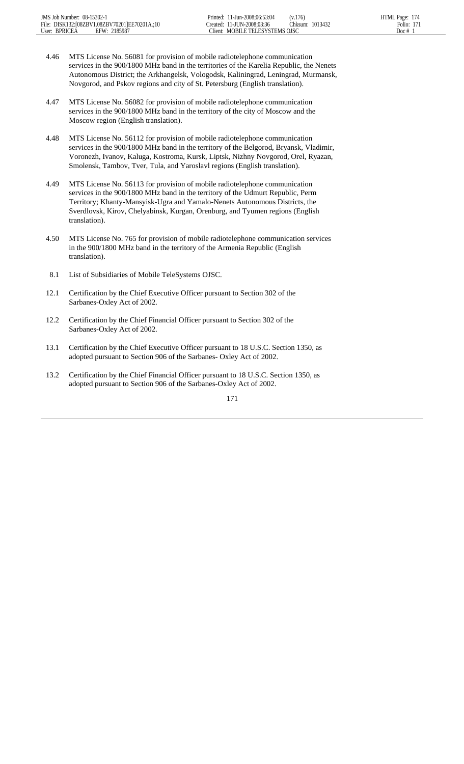4.46 MTS License No. 56081 for provision of mobile radiotelephone communication services in the 900/1800 MHz band in the territories of the Karelia Republic, the Nenets Autonomous District; the Arkhangelsk, Vologodsk, Kaliningrad, Leningrad, Murmansk, Novgorod, and Pskov regions and city of St. Petersburg (English translation).

4.47 MTS License No. 56082 for provision of mobile radiotelephone communication services in the 900/1800 MHz band in the territory of the city of Moscow and the Moscow region (English translation).

4.48 MTS License No. 56112 for provision of mobile radiotelephone communication services in the 900/1800 MHz band in the territory of the Belgorod, Bryansk, Vladimir, Voronezh, Ivanov, Kaluga, Kostroma, Kursk, Liptsk, Nizhny Novgorod, Orel, Ryazan, Smolensk, Tambov, Tver, Tula, and Yaroslavl regions (English translation).

4.49 MTS License No. 56113 for provision of mobile radiotelephone communication services in the 900/1800 MHz band in the territory of the Udmurt Republic, Perm Territory; Khanty-Mansyisk-Ugra and Yamalo-Nenets Autonomous Districts, the Sverdlovsk, Kirov, Chelyabinsk, Kurgan, Orenburg, and Tyumen regions (English translation).

4.50 MTS License No. 765 for provision of mobile radiotelephone communication services in the 900/1800 MHz band in the territory of the Armenia Republic (English translation).

8.1 List of Subsidiaries of Mobile TeleSystems OJSC.

12.1 Certification by the Chief Executive Officer pursuant to Section 302 of the Sarbanes-Oxley Act of 2002.

12.2 Certification by the Chief Financial Officer pursuant to Section 302 of the Sarbanes-Oxley Act of 2002.

13.1 Certification by the Chief Executive Officer pursuant to 18 U.S.C. Section 1350, as adopted pursuant to Section 906 of the Sarbanes- Oxley Act of 2002.

13.2 Certification by the Chief Financial Officer pursuant to 18 U.S.C. Section 1350, as adopted pursuant to Section 906 of the Sarbanes-Oxley Act of 2002.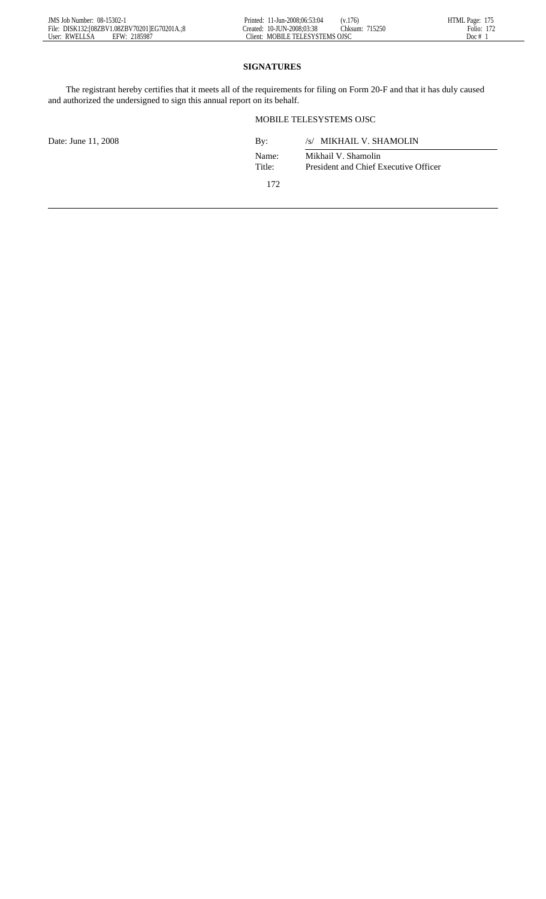## SIGNATURES

The registrant hereby certifies that it meets all of the requirements for filing on Form 20-F and that it has duly caused and authorized the undersigned to sign this annual report on its behalf.

MOBILE TELESYSTEMS OJSC

| Date: June 11, 2008 | By: | /s/ MIKHAIL V. SHAMOLIN |
|---|---|---|
| | Name: | Mikhail V. Shamolin |
| | Title: | President and Chief Executive Officer |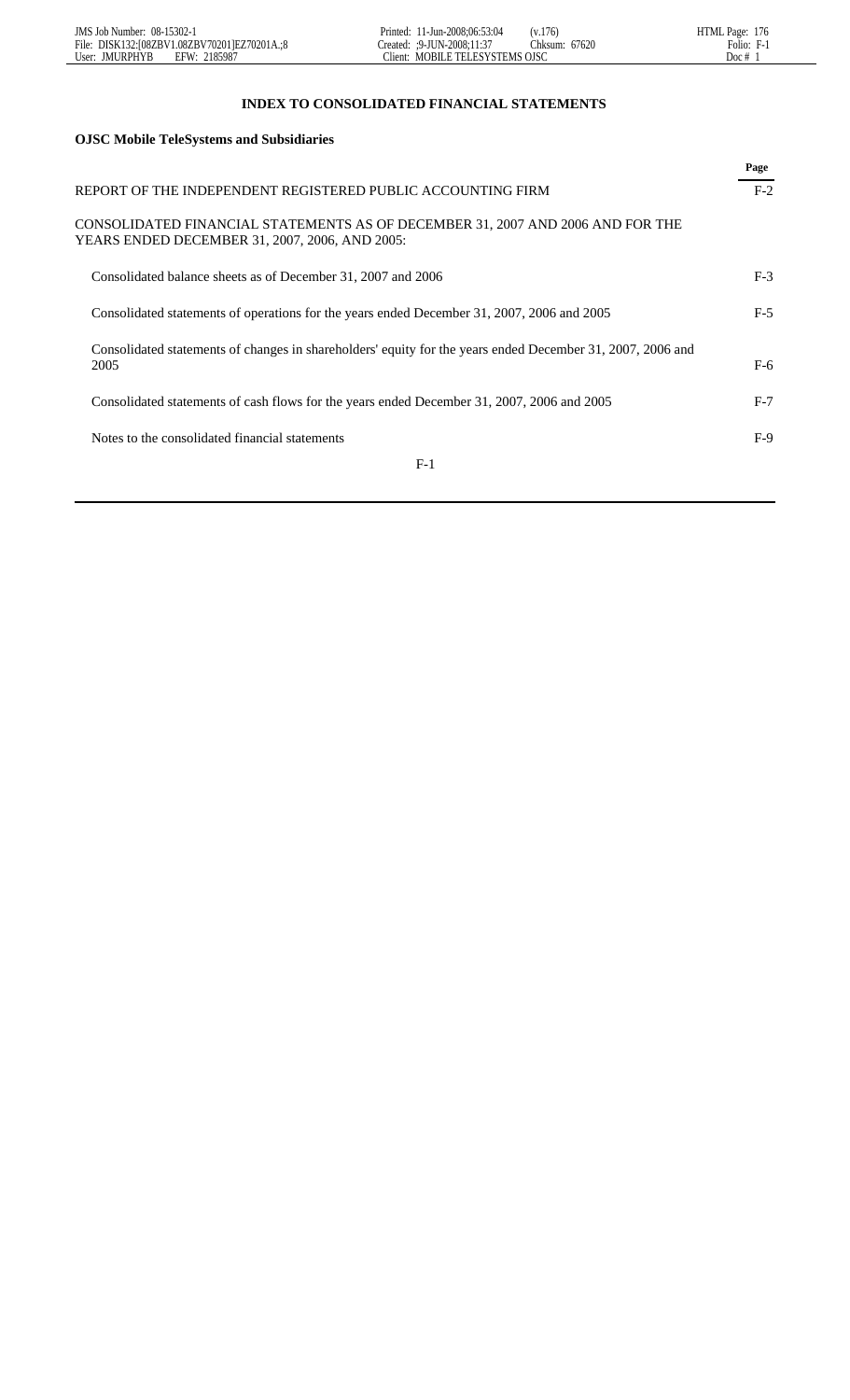## INDEX TO CONSOLIDATED FINANCIAL STATEMENTS

**OJSC Mobile TeleSystems and Subsidiaries**

| | Page |
|---|---|
| REPORT OF THE INDEPENDENT REGISTERED PUBLIC ACCOUNTING FIRM | F-2 |
| CONSOLIDATED FINANCIAL STATEMENTS AS OF DECEMBER 31, 2007 AND 2006 AND FOR THE YEARS ENDED DECEMBER 31, 2007, 2006, AND 2005: | |
| Consolidated balance sheets as of December 31, 2007 and 2006 | F-3 |
| Consolidated statements of operations for the years ended December 31, 2007, 2006 and 2005 | F-5 |
| Consolidated statements of changes in shareholders' equity for the years ended December 31, 2007, 2006 and 2005 | F-6 |
| Consolidated statements of cash flows for the years ended December 31, 2007, 2006 and 2005 | F-7 |
| Notes to the consolidated financial statements | F-9 |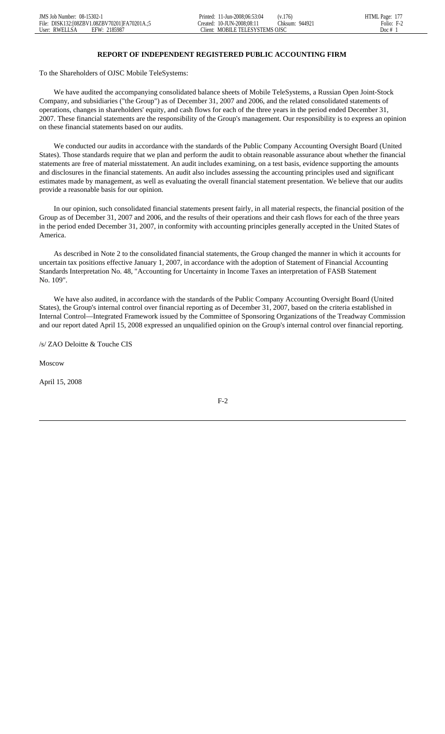## REPORT OF INDEPENDENT REGISTERED PUBLIC ACCOUNTING FIRM

To the Shareholders of OJSC Mobile TeleSystems:

We have audited the accompanying consolidated balance sheets of Mobile TeleSystems, a Russian Open Joint-Stock Company, and subsidiaries ("the Group") as of December 31, 2007 and 2006, and the related consolidated statements of operations, changes in shareholders' equity, and cash flows for each of the three years in the period ended December 31, 2007. These financial statements are the responsibility of the Group's management. Our responsibility is to express an opinion on these financial statements based on our audits.

We conducted our audits in accordance with the standards of the Public Company Accounting Oversight Board (United States). Those standards require that we plan and perform the audit to obtain reasonable assurance about whether the financial statements are free of material misstatement. An audit includes examining, on a test basis, evidence supporting the amounts and disclosures in the financial statements. An audit also includes assessing the accounting principles used and significant estimates made by management, as well as evaluating the overall financial statement presentation. We believe that our audits provide a reasonable basis for our opinion.

In our opinion, such consolidated financial statements present fairly, in all material respects, the financial position of the Group as of December 31, 2007 and 2006, and the results of their operations and their cash flows for each of the three years in the period ended December 31, 2007, in conformity with accounting principles generally accepted in the United States of America.

As described in Note 2 to the consolidated financial statements, the Group changed the manner in which it accounts for uncertain tax positions effective January 1, 2007, in accordance with the adoption of Statement of Financial Accounting Standards Interpretation No. 48, "Accounting for Uncertainty in Income Taxes an interpretation of FASB Statement No. 109".

We have also audited, in accordance with the standards of the Public Company Accounting Oversight Board (United States), the Group's internal control over financial reporting as of December 31, 2007, based on the criteria established in Internal Control—Integrated Framework issued by the Committee of Sponsoring Organizations of the Treadway Commission and our report dated April 15, 2008 expressed an unqualified opinion on the Group's internal control over financial reporting.

/s/ ZAO Deloitte & Touche CIS

Moscow

April 15, 2008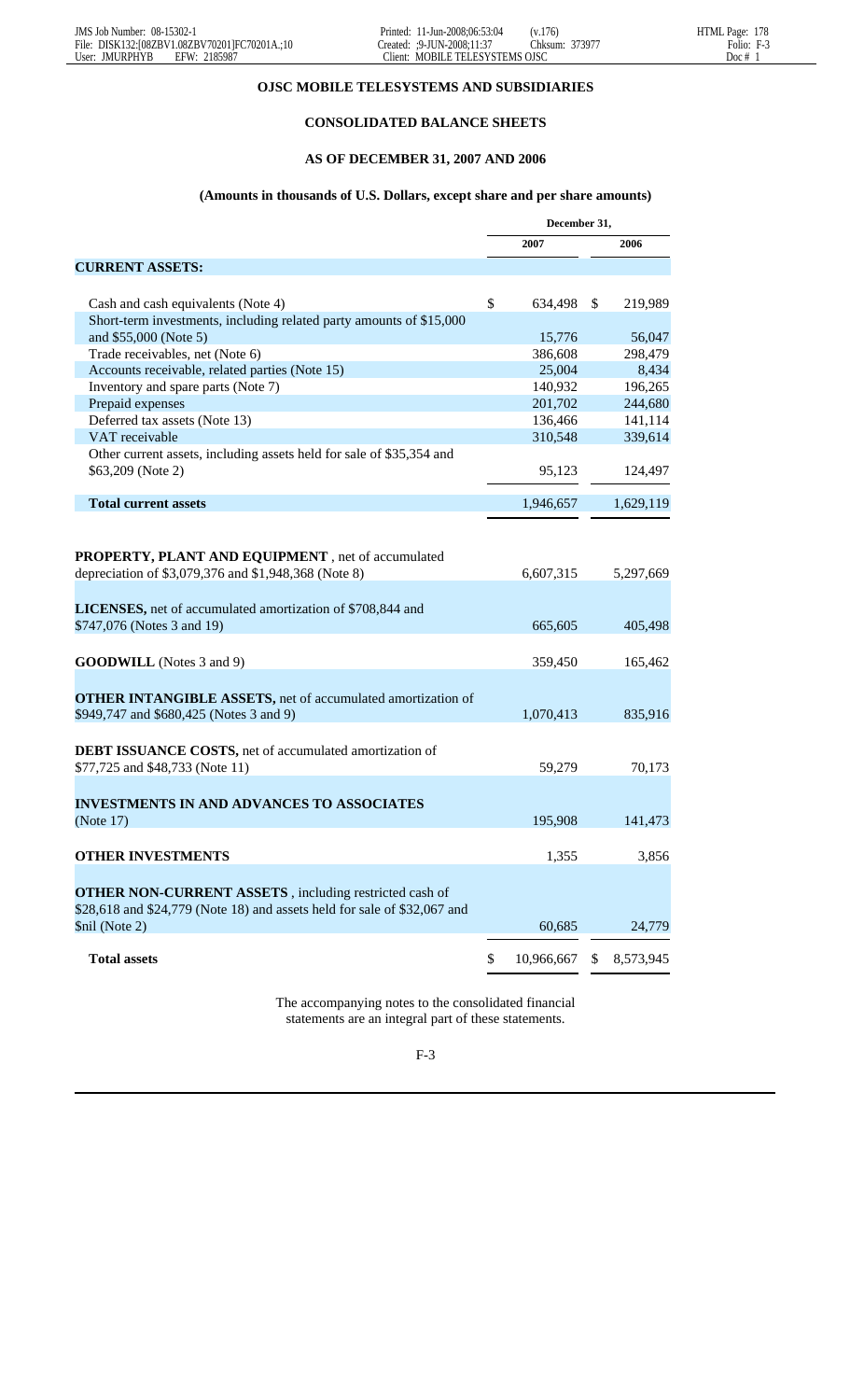**OJSC MOBILE TELESYSTEMS AND SUBSIDIARIES**

**CONSOLIDATED BALANCE SHEETS**

**AS OF DECEMBER 31, 2007 AND 2006**

**(Amounts in thousands of U.S. Dollars, except share and per share amounts)**

| | December 31, | |
|---|---|---|
| | 2007 | 2006 |
| **CURRENT ASSETS:** | | |
| Cash and cash equivalents (Note 4) | $ 634,498 | $ 219,989 |
| Short-term investments, including related party amounts of $15,000 and $55,000 (Note 5) | 15,776 | 56,047 |
| Trade receivables, net (Note 6) | 386,608 | 298,479 |
| Accounts receivable, related parties (Note 15) | 25,004 | 8,434 |
| Inventory and spare parts (Note 7) | 140,932 | 196,265 |
| Prepaid expenses | 201,702 | 244,680 |
| Deferred tax assets (Note 13) | 136,466 | 141,114 |
| VAT receivable | 310,548 | 339,614 |
| Other current assets, including assets held for sale of $35,354 and $63,209 (Note 2) | 95,123 | 124,497 |
| **Total current assets** | 1,946,657 | 1,629,119 |
| **PROPERTY, PLANT AND EQUIPMENT**, net of accumulated depreciation of $3,079,376 and $1,948,368 (Note 8) | 6,607,315 | 5,297,669 |
| **LICENSES,** net of accumulated amortization of $708,844 and $747,076 (Notes 3 and 19) | 665,605 | 405,498 |
| **GOODWILL** (Notes 3 and 9) | 359,450 | 165,462 |
| **OTHER INTANGIBLE ASSETS,** net of accumulated amortization of $949,747 and $680,425 (Notes 3 and 9) | 1,070,413 | 835,916 |
| **DEBT ISSUANCE COSTS,** net of accumulated amortization of $77,725 and $48,733 (Note 11) | 59,279 | 70,173 |
| **INVESTMENTS IN AND ADVANCES TO ASSOCIATES** (Note 17) | 195,908 | 141,473 |
| **OTHER INVESTMENTS** | 1,355 | 3,856 |
| **OTHER NON-CURRENT ASSETS**, including restricted cash of $28,618 and $24,779 (Note 18) and assets held for sale of $32,067 and $nil (Note 2) | 60,685 | 24,779 |
| **Total assets** | $ 10,966,667 | $ 8,573,945 |

The accompanying notes to the consolidated financial statements are an integral part of these statements.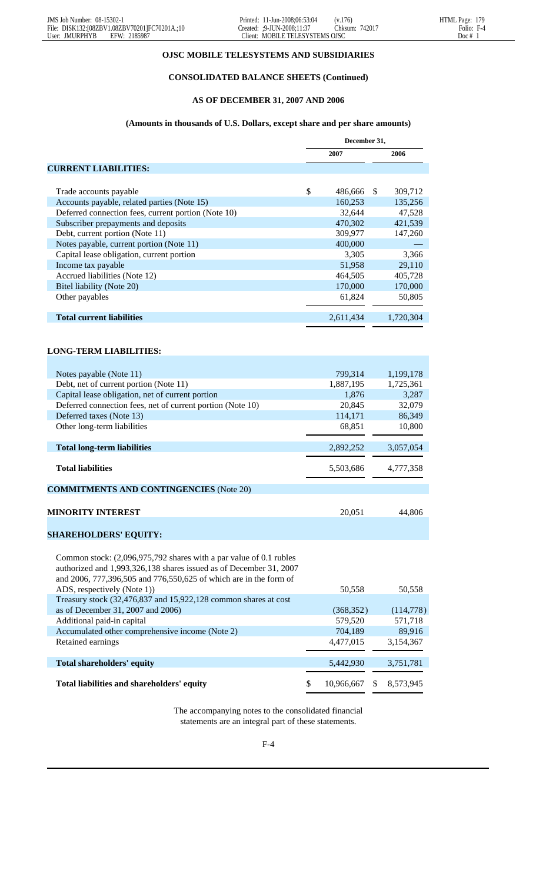## OJSC MOBILE TELESYSTEMS AND SUBSIDIARIES

### CONSOLIDATED BALANCE SHEETS (Continued)

### AS OF DECEMBER 31, 2007 AND 2006

#### (Amounts in thousands of U.S. Dollars, except share and per share amounts)

| | December 31, 2007 | December 31, 2006 |
|---|---|---|
| **CURRENT LIABILITIES:** | | |
| Trade accounts payable | $ 486,666 | $ 309,712 |
| Accounts payable, related parties (Note 15) | 160,253 | 135,256 |
| Deferred connection fees, current portion (Note 10) | 32,644 | 47,528 |
| Subscriber prepayments and deposits | 470,302 | 421,539 |
| Debt, current portion (Note 11) | 309,977 | 147,260 |
| Notes payable, current portion (Note 11) | 400,000 | — |
| Capital lease obligation, current portion | 3,305 | 3,366 |
| Income tax payable | 51,958 | 29,110 |
| Accrued liabilities (Note 12) | 464,505 | 405,728 |
| Bitel liability (Note 20) | 170,000 | 170,000 |
| Other payables | 61,824 | 50,805 |
| **Total current liabilities** | 2,611,434 | 1,720,304 |
| **LONG-TERM LIABILITIES:** | | |
| Notes payable (Note 11) | 799,314 | 1,199,178 |
| Debt, net of current portion (Note 11) | 1,887,195 | 1,725,361 |
| Capital lease obligation, net of current portion | 1,876 | 3,287 |
| Deferred connection fees, net of current portion (Note 10) | 20,845 | 32,079 |
| Deferred taxes (Note 13) | 114,171 | 86,349 |
| Other long-term liabilities | 68,851 | 10,800 |
| **Total long-term liabilities** | 2,892,252 | 3,057,054 |
| **Total liabilities** | 5,503,686 | 4,777,358 |
| **COMMITMENTS AND CONTINGENCIES** (Note 20) | | |
| **MINORITY INTEREST** | 20,051 | 44,806 |
| **SHAREHOLDERS' EQUITY:** | | |
| Common stock: (2,096,975,792 shares with a par value of 0.1 rubles authorized and 1,993,326,138 shares issued as of December 31, 2007 and 2006, 777,396,505 and 776,550,625 of which are in the form of ADS, respectively (Note 1)) | 50,558 | 50,558 |
| Treasury stock (32,476,837 and 15,922,128 common shares at cost as of December 31, 2007 and 2006) | (368,352) | (114,778) |
| Additional paid-in capital | 579,520 | 571,718 |
| Accumulated other comprehensive income (Note 2) | 704,189 | 89,916 |
| Retained earnings | 4,477,015 | 3,154,367 |
| **Total shareholders' equity** | 5,442,930 | 3,751,781 |
| **Total liabilities and shareholders' equity** | $ 10,966,667 | $ 8,573,945 |

The accompanying notes to the consolidated financial statements are an integral part of these statements.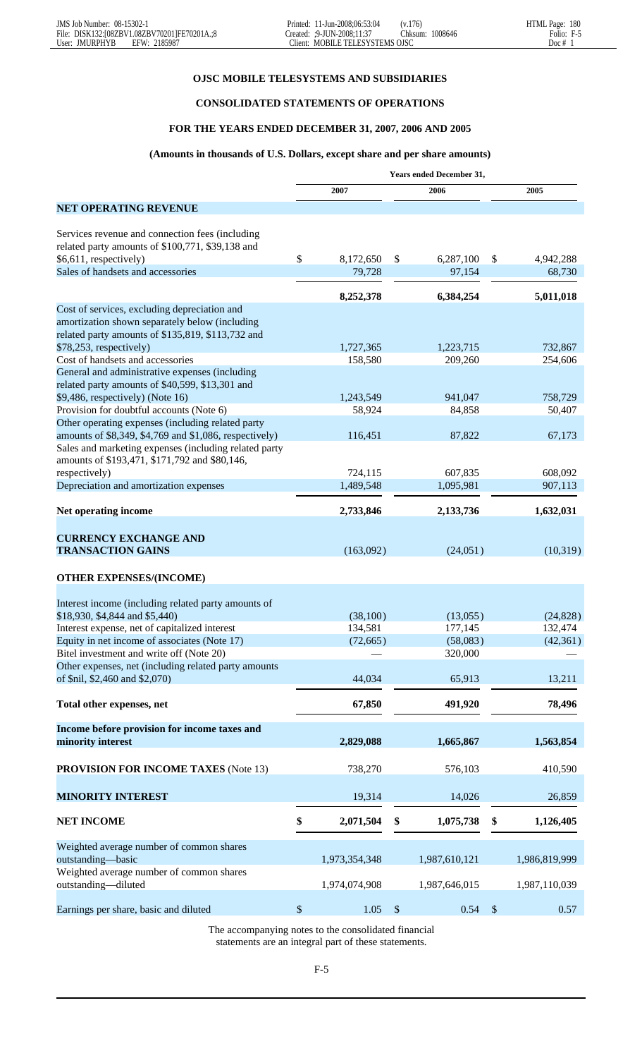**OJSC MOBILE TELESYSTEMS AND SUBSIDIARIES**

**CONSOLIDATED STATEMENTS OF OPERATIONS**

**FOR THE YEARS ENDED DECEMBER 31, 2007, 2006 AND 2005**

**(Amounts in thousands of U.S. Dollars, except share and per share amounts)**

| | Years ended December 31, | | |
|---|---|---|---|
| | 2007 | 2006 | 2005 |
| **NET OPERATING REVENUE** | | | |
| Services revenue and connection fees (including related party amounts of $100,771, $39,138 and $6,611, respectively) | $ 8,172,650 | $ 6,287,100 | $ 4,942,288 |
| Sales of handsets and accessories | 79,728 | 97,154 | 68,730 |
| | **8,252,378** | **6,384,254** | **5,011,018** |
| Cost of services, excluding depreciation and amortization shown separately below (including related party amounts of $135,819, $113,732 and $78,253, respectively) | 1,727,365 | 1,223,715 | 732,867 |
| Cost of handsets and accessories | 158,580 | 209,260 | 254,606 |
| General and administrative expenses (including related party amounts of $40,599, $13,301 and $9,486, respectively) (Note 16) | 1,243,549 | 941,047 | 758,729 |
| Provision for doubtful accounts (Note 6) | 58,924 | 84,858 | 50,407 |
| Other operating expenses (including related party amounts of $8,349, $4,769 and $1,086, respectively) | 116,451 | 87,822 | 67,173 |
| Sales and marketing expenses (including related party amounts of $193,471, $171,792 and $80,146, respectively) | 724,115 | 607,835 | 608,092 |
| Depreciation and amortization expenses | 1,489,548 | 1,095,981 | 907,113 |
| **Net operating income** | **2,733,846** | **2,133,736** | **1,632,031** |
| **CURRENCY EXCHANGE AND TRANSACTION GAINS** | (163,092) | (24,051) | (10,319) |
| **OTHER EXPENSES/(INCOME)** | | | |
| Interest income (including related party amounts of $18,930, $4,844 and $5,440) | (38,100) | (13,055) | (24,828) |
| Interest expense, net of capitalized interest | 134,581 | 177,145 | 132,474 |
| Equity in net income of associates (Note 17) | (72,665) | (58,083) | (42,361) |
| Bitel investment and write off (Note 20) | — | 320,000 | — |
| Other expenses, net (including related party amounts of $nil, $2,460 and $2,070) | 44,034 | 65,913 | 13,211 |
| **Total other expenses, net** | **67,850** | **491,920** | **78,496** |
| **Income before provision for income taxes and minority interest** | **2,829,088** | **1,665,867** | **1,563,854** |
| **PROVISION FOR INCOME TAXES** (Note 13) | 738,270 | 576,103 | 410,590 |
| **MINORITY INTEREST** | 19,314 | 14,026 | 26,859 |
| **NET INCOME** | **$ 2,071,504** | **$ 1,075,738** | **$ 1,126,405** |
| Weighted average number of common shares outstanding—basic | 1,973,354,348 | 1,987,610,121 | 1,986,819,999 |
| Weighted average number of common shares outstanding—diluted | 1,974,074,908 | 1,987,646,015 | 1,987,110,039 |
| Earnings per share, basic and diluted | $ 1.05 | $ 0.54 | $ 0.57 |

The accompanying notes to the consolidated financial statements are an integral part of these statements.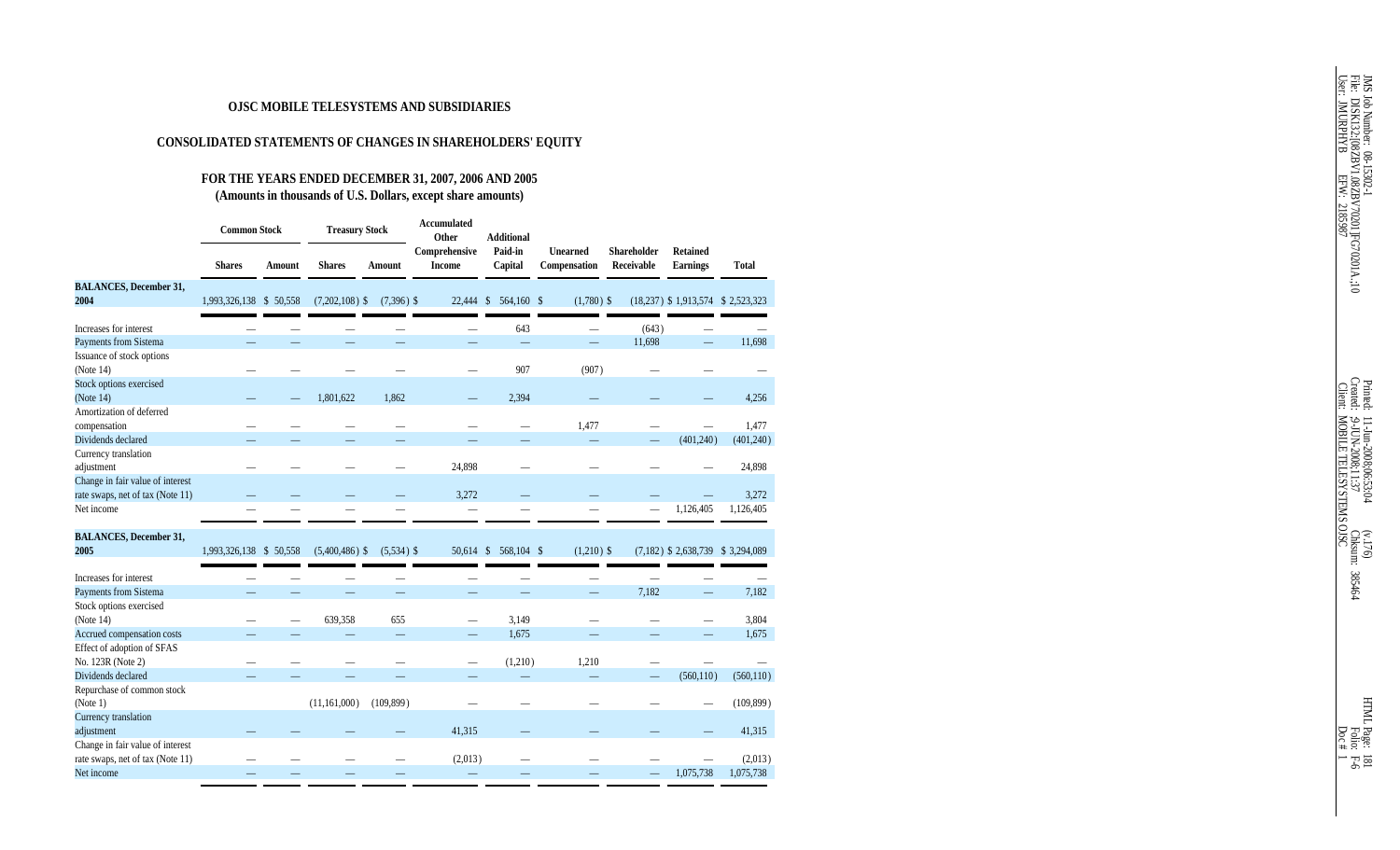**OJSC MOBILE TELESYSTEMS AND SUBSIDIARIES**

**CONSOLIDATED STATEMENTS OF CHANGES IN SHAREHOLDERS' EQUITY**

**FOR THE YEARS ENDED DECEMBER 31, 2007, 2006 AND 2005**
**(Amounts in thousands of U.S. Dollars, except share amounts)**

| | Common Stock | | Treasury Stock | | Accumulated Other Comprehensive Income | Additional Paid-in Capital | Unearned Compensation | Shareholder Receivable | Retained Earnings | Total |
|---|---|---|---|---|---|---|---|---|---|---|
| | Shares | Amount | Shares | Amount | | | | | | |
| **BALANCES, December 31, 2004** | 1,993,326,138 | $ 50,558 | (7,202,108) | $ (7,396) | $ 22,444 | $ 564,160 | $ (1,780) | $ (18,237) | $ 1,913,574 | $ 2,523,323 |
| Increases for interest | — | — | — | — | — | 643 | — | (643) | — | — |
| Payments from Sistema | — | — | — | — | — | — | — | 11,698 | — | 11,698 |
| Issuance of stock options (Note 14) | — | — | — | — | — | 907 | (907) | — | — | — |
| Stock options exercised (Note 14) | — | — | 1,801,622 | 1,862 | — | 2,394 | — | — | — | 4,256 |
| Amortization of deferred compensation | — | — | — | — | — | — | 1,477 | — | — | 1,477 |
| Dividends declared | — | — | — | — | — | — | — | — | (401,240) | (401,240) |
| Currency translation adjustment | — | — | — | — | 24,898 | — | — | — | — | 24,898 |
| Change in fair value of interest rate swaps, net of tax (Note 11) | — | — | — | — | 3,272 | — | — | — | — | 3,272 |
| Net income | — | — | — | — | — | — | — | — | 1,126,405 | 1,126,405 |
| **BALANCES, December 31, 2005** | 1,993,326,138 | $ 50,558 | (5,400,486) | $ (5,534) | $ 50,614 | $ 568,104 | $ (1,210) | $ (7,182) | $ 2,638,739 | $ 3,294,089 |
| Increases for interest | — | — | — | — | — | — | — | — | — | — |
| Payments from Sistema | — | — | — | — | — | — | — | 7,182 | — | 7,182 |
| Stock options exercised (Note 14) | — | — | 639,358 | 655 | — | 3,149 | — | — | — | 3,804 |
| Accrued compensation costs | — | — | — | — | — | 1,675 | — | — | — | 1,675 |
| Effect of adoption of SFAS No. 123R (Note 2) | — | — | — | — | — | (1,210) | 1,210 | — | — | — |
| Dividends declared | — | — | — | — | — | — | — | — | (560,110) | (560,110) |
| Repurchase of common stock (Note 1) | | | (11,161,000) | (109,899) | — | — | — | — | — | (109,899) |
| Currency translation adjustment | — | — | — | — | 41,315 | — | — | — | — | 41,315 |
| Change in fair value of interest rate swaps, net of tax (Note 11) | — | — | — | — | (2,013) | — | — | — | — | (2,013) |
| Net income | — | — | — | — | — | — | — | — | 1,075,738 | 1,075,738 |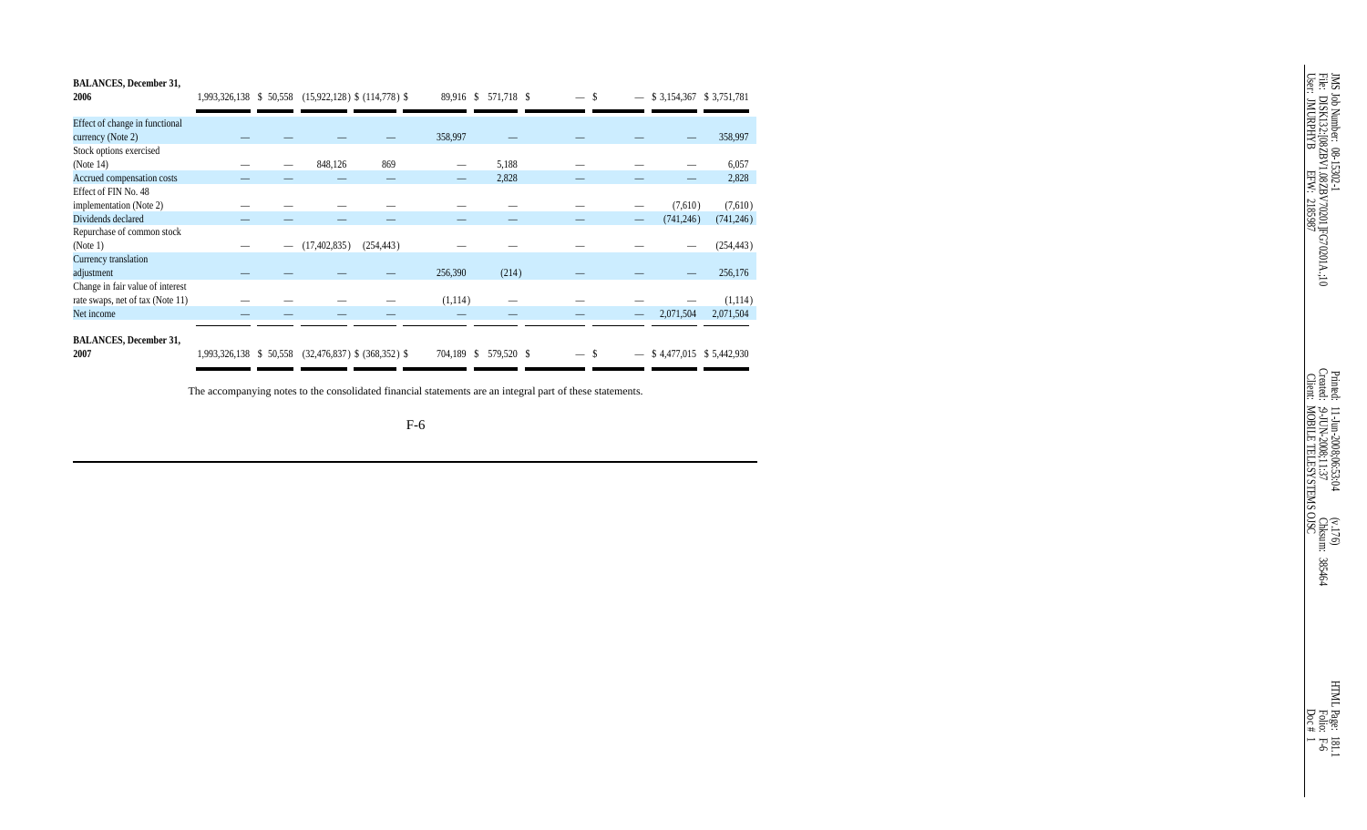| | | | | | | | | | | |
|---|---|---|---|---|---|---|---|---|---|---|
| **BALANCES, December 31, 2006** | 1,993,326,138 | $ 50,558 | (15,922,128) | $ (114,778) | $ 89,916 | $ 571,718 | $ — | $ — | $ 3,154,367 | $ 3,751,781 |
| Effect of change in functional currency (Note 2) | — | — | — | — | 358,997 | — | — | — | — | 358,997 |
| Stock options exercised (Note 14) | — | — | 848,126 | 869 | — | 5,188 | — | — | — | 6,057 |
| Accrued compensation costs | — | — | — | — | — | 2,828 | — | — | — | 2,828 |
| Effect of FIN No. 48 implementation (Note 2) | — | — | — | — | — | — | — | — | (7,610) | (7,610) |
| Dividends declared | — | — | — | — | — | — | — | — | (741,246) | (741,246) |
| Repurchase of common stock (Note 1) | — | — | (17,402,835) | (254,443) | — | — | — | — | — | (254,443) |
| Currency translation adjustment | — | — | — | — | 256,390 | (214) | — | — | — | 256,176 |
| Change in fair value of interest rate swaps, net of tax (Note 11) | — | — | — | — | (1,114) | — | — | — | — | (1,114) |
| Net income | — | — | — | — | — | — | — | — | 2,071,504 | 2,071,504 |
| **BALANCES, December 31, 2007** | 1,993,326,138 | $ 50,558 | (32,476,837) | $ (368,352) | $ 704,189 | $ 579,520 | $ — | $ — | $ 4,477,015 | $ 5,442,930 |

The accompanying notes to the consolidated financial statements are an integral part of these statements.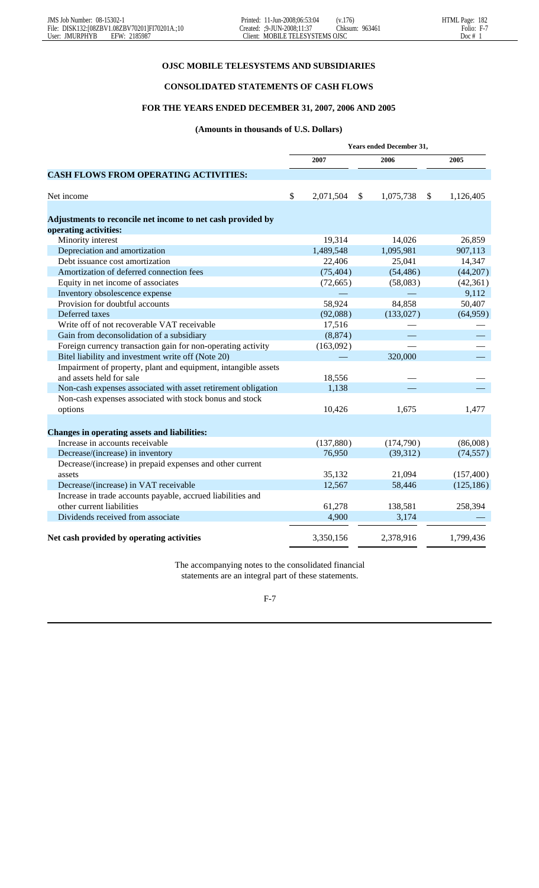**OJSC MOBILE TELESYSTEMS AND SUBSIDIARIES**

**CONSOLIDATED STATEMENTS OF CASH FLOWS**

**FOR THE YEARS ENDED DECEMBER 31, 2007, 2006 AND 2005**

**(Amounts in thousands of U.S. Dollars)**

| | Years ended December 31, | | |
|---|---|---|---|
| | 2007 | 2006 | 2005 |
| **CASH FLOWS FROM OPERATING ACTIVITIES:** | | | |
| Net income | $ 2,071,504 | $ 1,075,738 | $ 1,126,405 |
| **Adjustments to reconcile net income to net cash provided by operating activities:** | | | |
| Minority interest | 19,314 | 14,026 | 26,859 |
| Depreciation and amortization | 1,489,548 | 1,095,981 | 907,113 |
| Debt issuance cost amortization | 22,406 | 25,041 | 14,347 |
| Amortization of deferred connection fees | (75,404) | (54,486) | (44,207) |
| Equity in net income of associates | (72,665) | (58,083) | (42,361) |
| Inventory obsolescence expense | — | — | 9,112 |
| Provision for doubtful accounts | 58,924 | 84,858 | 50,407 |
| Deferred taxes | (92,088) | (133,027) | (64,959) |
| Write off of not recoverable VAT receivable | 17,516 | — | — |
| Gain from deconsolidation of a subsidiary | (8,874) | — | — |
| Foreign currency transaction gain for non-operating activity | (163,092) | — | — |
| Bitel liability and investment write off (Note 20) | — | 320,000 | — |
| Impairment of property, plant and equipment, intangible assets and assets held for sale | 18,556 | — | — |
| Non-cash expenses associated with asset retirement obligation | 1,138 | — | — |
| Non-cash expenses associated with stock bonus and stock options | 10,426 | 1,675 | 1,477 |
| **Changes in operating assets and liabilities:** | | | |
| Increase in accounts receivable | (137,880) | (174,790) | (86,008) |
| Decrease/(increase) in inventory | 76,950 | (39,312) | (74,557) |
| Decrease/(increase) in prepaid expenses and other current assets | 35,132 | 21,094 | (157,400) |
| Decrease/(increase) in VAT receivable | 12,567 | 58,446 | (125,186) |
| Increase in trade accounts payable, accrued liabilities and other current liabilities | 61,278 | 138,581 | 258,394 |
| Dividends received from associate | 4,900 | 3,174 | — |
| **Net cash provided by operating activities** | 3,350,156 | 2,378,916 | 1,799,436 |

The accompanying notes to the consolidated financial statements are an integral part of these statements.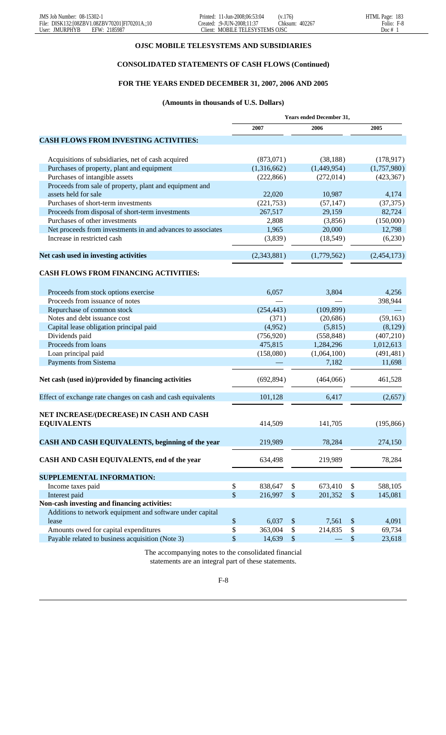**OJSC MOBILE TELESYSTEMS AND SUBSIDIARIES**

**CONSOLIDATED STATEMENTS OF CASH FLOWS (Continued)**

**FOR THE YEARS ENDED DECEMBER 31, 2007, 2006 AND 2005**

**(Amounts in thousands of U.S. Dollars)**

| | Years ended December 31, | | |
|---|---|---|---|
| | 2007 | 2006 | 2005 |
| **CASH FLOWS FROM INVESTING ACTIVITIES:** | | | |
| Acquisitions of subsidiaries, net of cash acquired | (873,071) | (38,188) | (178,917) |
| Purchases of property, plant and equipment | (1,316,662) | (1,449,954) | (1,757,980) |
| Purchases of intangible assets | (222,866) | (272,014) | (423,367) |
| Proceeds from sale of property, plant and equipment and assets held for sale | 22,020 | 10,987 | 4,174 |
| Purchases of short-term investments | (221,753) | (57,147) | (37,375) |
| Proceeds from disposal of short-term investments | 267,517 | 29,159 | 82,724 |
| Purchases of other investments | 2,808 | (3,856) | (150,000) |
| Net proceeds from investments in and advances to associates | 1,965 | 20,000 | 12,798 |
| Increase in restricted cash | (3,839) | (18,549) | (6,230) |
| **Net cash used in investing activities** | (2,343,881) | (1,779,562) | (2,454,173) |
| **CASH FLOWS FROM FINANCING ACTIVITIES:** | | | |
| Proceeds from stock options exercise | 6,057 | 3,804 | 4,256 |
| Proceeds from issuance of notes | — | — | 398,944 |
| Repurchase of common stock | (254,443) | (109,899) | — |
| Notes and debt issuance cost | (371) | (20,686) | (59,163) |
| Capital lease obligation principal paid | (4,952) | (5,815) | (8,129) |
| Dividends paid | (756,920) | (558,848) | (407,210) |
| Proceeds from loans | 475,815 | 1,284,296 | 1,012,613 |
| Loan principal paid | (158,080) | (1,064,100) | (491,481) |
| Payments from Sistema | — | 7,182 | 11,698 |
| **Net cash (used in)/provided by financing activities** | (692,894) | (464,066) | 461,528 |
| Effect of exchange rate changes on cash and cash equivalents | 101,128 | 6,417 | (2,657) |
| **NET INCREASE/(DECREASE) IN CASH AND CASH EQUIVALENTS** | 414,509 | 141,705 | (195,866) |
| **CASH AND CASH EQUIVALENTS, beginning of the year** | 219,989 | 78,284 | 274,150 |
| **CASH AND CASH EQUIVALENTS, end of the year** | 634,498 | 219,989 | 78,284 |
| **SUPPLEMENTAL INFORMATION:** | | | |
| Income taxes paid | $ 838,647 | $ 673,410 | $ 588,105 |
| Interest paid | $ 216,997 | $ 201,352 | $ 145,081 |
| **Non-cash investing and financing activities:** | | | |
| Additions to network equipment and software under capital lease | $ 6,037 | $ 7,561 | $ 4,091 |
| Amounts owed for capital expenditures | $ 363,004 | $ 214,835 | $ 69,734 |
| Payable related to business acquisition (Note 3) | $ 14,639 | $ — | $ 23,618 |

The accompanying notes to the consolidated financial statements are an integral part of these statements.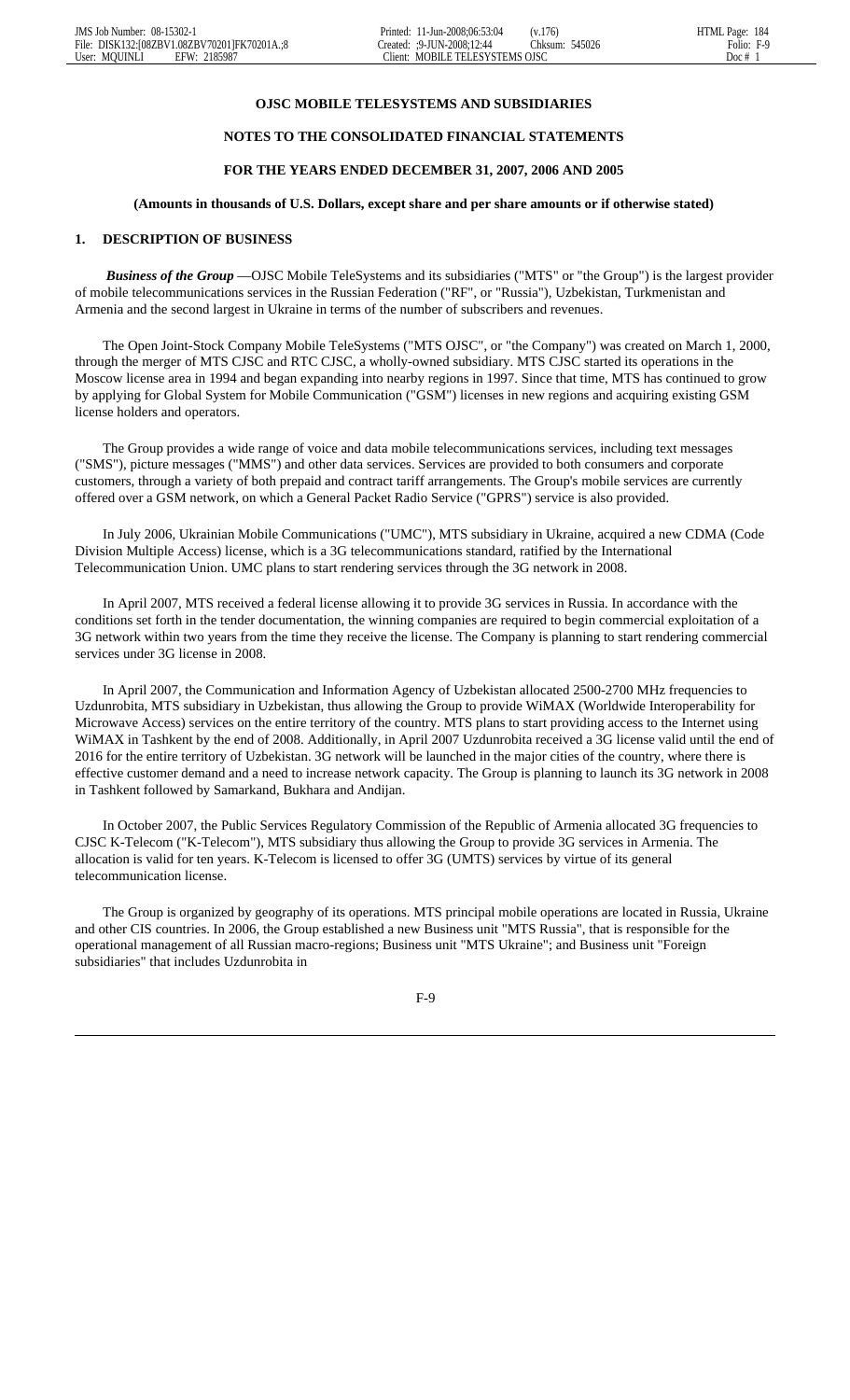**OJSC MOBILE TELESYSTEMS AND SUBSIDIARIES**

**NOTES TO THE CONSOLIDATED FINANCIAL STATEMENTS**

**FOR THE YEARS ENDED DECEMBER 31, 2007, 2006 AND 2005**

**(Amounts in thousands of U.S. Dollars, except share and per share amounts or if otherwise stated)**

## 1. DESCRIPTION OF BUSINESS

***Business of the Group*** —OJSC Mobile TeleSystems and its subsidiaries ("MTS" or "the Group") is the largest provider of mobile telecommunications services in the Russian Federation ("RF", or "Russia"), Uzbekistan, Turkmenistan and Armenia and the second largest in Ukraine in terms of the number of subscribers and revenues.

The Open Joint-Stock Company Mobile TeleSystems ("MTS OJSC", or "the Company") was created on March 1, 2000, through the merger of MTS CJSC and RTC CJSC, a wholly-owned subsidiary. MTS CJSC started its operations in the Moscow license area in 1994 and began expanding into nearby regions in 1997. Since that time, MTS has continued to grow by applying for Global System for Mobile Communication ("GSM") licenses in new regions and acquiring existing GSM license holders and operators.

The Group provides a wide range of voice and data mobile telecommunications services, including text messages ("SMS"), picture messages ("MMS") and other data services. Services are provided to both consumers and corporate customers, through a variety of both prepaid and contract tariff arrangements. The Group's mobile services are currently offered over a GSM network, on which a General Packet Radio Service ("GPRS") service is also provided.

In July 2006, Ukrainian Mobile Communications ("UMC"), MTS subsidiary in Ukraine, acquired a new CDMA (Code Division Multiple Access) license, which is a 3G telecommunications standard, ratified by the International Telecommunication Union. UMC plans to start rendering services through the 3G network in 2008.

In April 2007, MTS received a federal license allowing it to provide 3G services in Russia. In accordance with the conditions set forth in the tender documentation, the winning companies are required to begin commercial exploitation of a 3G network within two years from the time they receive the license. The Company is planning to start rendering commercial services under 3G license in 2008.

In April 2007, the Communication and Information Agency of Uzbekistan allocated 2500-2700 MHz frequencies to Uzdunrobita, MTS subsidiary in Uzbekistan, thus allowing the Group to provide WiMAX (Worldwide Interoperability for Microwave Access) services on the entire territory of the country. MTS plans to start providing access to the Internet using WiMAX in Tashkent by the end of 2008. Additionally, in April 2007 Uzdunrobita received a 3G license valid until the end of 2016 for the entire territory of Uzbekistan. 3G network will be launched in the major cities of the country, where there is effective customer demand and a need to increase network capacity. The Group is planning to launch its 3G network in 2008 in Tashkent followed by Samarkand, Bukhara and Andijan.

In October 2007, the Public Services Regulatory Commission of the Republic of Armenia allocated 3G frequencies to CJSC K-Telecom ("K-Telecom"), MTS subsidiary thus allowing the Group to provide 3G services in Armenia. The allocation is valid for ten years. K-Telecom is licensed to offer 3G (UMTS) services by virtue of its general telecommunication license.

The Group is organized by geography of its operations. MTS principal mobile operations are located in Russia, Ukraine and other CIS countries. In 2006, the Group established a new Business unit "MTS Russia", that is responsible for the operational management of all Russian macro-regions; Business unit "MTS Ukraine"; and Business unit "Foreign subsidiaries" that includes Uzdunrobita in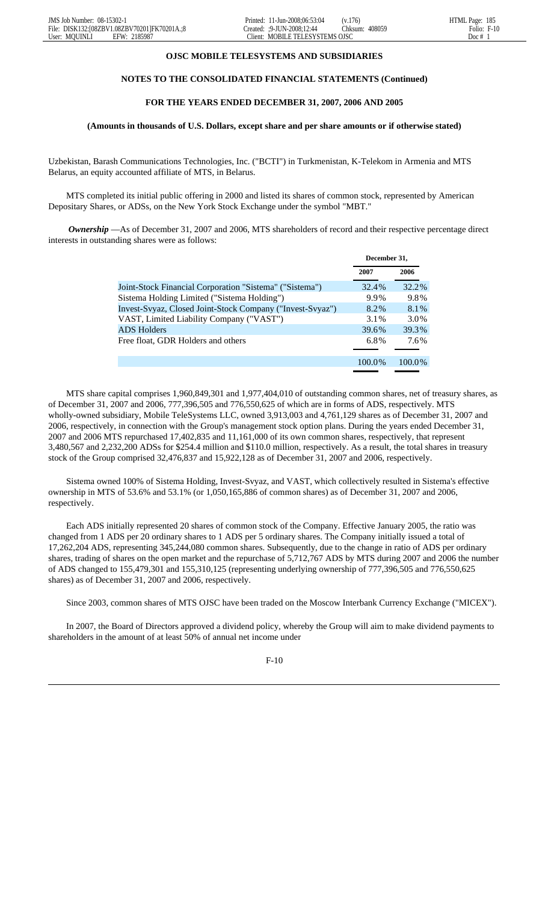**OJSC MOBILE TELESYSTEMS AND SUBSIDIARIES**

**NOTES TO THE CONSOLIDATED FINANCIAL STATEMENTS (Continued)**

**FOR THE YEARS ENDED DECEMBER 31, 2007, 2006 AND 2005**

**(Amounts in thousands of U.S. Dollars, except share and per share amounts or if otherwise stated)**

Uzbekistan, Barash Communications Technologies, Inc. ("BCTI") in Turkmenistan, K-Telekom in Armenia and MTS Belarus, an equity accounted affiliate of MTS, in Belarus.

MTS completed its initial public offering in 2000 and listed its shares of common stock, represented by American Depositary Shares, or ADSs, on the New York Stock Exchange under the symbol "MBT."

***Ownership*** —As of December 31, 2007 and 2006, MTS shareholders of record and their respective percentage direct interests in outstanding shares were as follows:

| | December 31, | |
|---|---|---|
| | 2007 | 2006 |
| Joint-Stock Financial Corporation "Sistema" ("Sistema") | 32.4% | 32.2% |
| Sistema Holding Limited ("Sistema Holding") | 9.9% | 9.8% |
| Invest-Svyaz, Closed Joint-Stock Company ("Invest-Svyaz") | 8.2% | 8.1% |
| VAST, Limited Liability Company ("VAST") | 3.1% | 3.0% |
| ADS Holders | 39.6% | 39.3% |
| Free float, GDR Holders and others | 6.8% | 7.6% |
| | 100.0% | 100.0% |

MTS share capital comprises 1,960,849,301 and 1,977,404,010 of outstanding common shares, net of treasury shares, as of December 31, 2007 and 2006, 777,396,505 and 776,550,625 of which are in forms of ADS, respectively. MTS wholly-owned subsidiary, Mobile TeleSystems LLC, owned 3,913,003 and 4,761,129 shares as of December 31, 2007 and 2006, respectively, in connection with the Group's management stock option plans. During the years ended December 31, 2007 and 2006 MTS repurchased 17,402,835 and 11,161,000 of its own common shares, respectively, that represent 3,480,567 and 2,232,200 ADSs for $254.4 million and $110.0 million, respectively. As a result, the total shares in treasury stock of the Group comprised 32,476,837 and 15,922,128 as of December 31, 2007 and 2006, respectively.

Sistema owned 100% of Sistema Holding, Invest-Svyaz, and VAST, which collectively resulted in Sistema's effective ownership in MTS of 53.6% and 53.1% (or 1,050,165,886 of common shares) as of December 31, 2007 and 2006, respectively.

Each ADS initially represented 20 shares of common stock of the Company. Effective January 2005, the ratio was changed from 1 ADS per 20 ordinary shares to 1 ADS per 5 ordinary shares. The Company initially issued a total of 17,262,204 ADS, representing 345,244,080 common shares. Subsequently, due to the change in ratio of ADS per ordinary shares, trading of shares on the open market and the repurchase of 5,712,767 ADS by MTS during 2007 and 2006 the number of ADS changed to 155,479,301 and 155,310,125 (representing underlying ownership of 777,396,505 and 776,550,625 shares) as of December 31, 2007 and 2006, respectively.

Since 2003, common shares of MTS OJSC have been traded on the Moscow Interbank Currency Exchange ("MICEX").

In 2007, the Board of Directors approved a dividend policy, whereby the Group will aim to make dividend payments to shareholders in the amount of at least 50% of annual net income under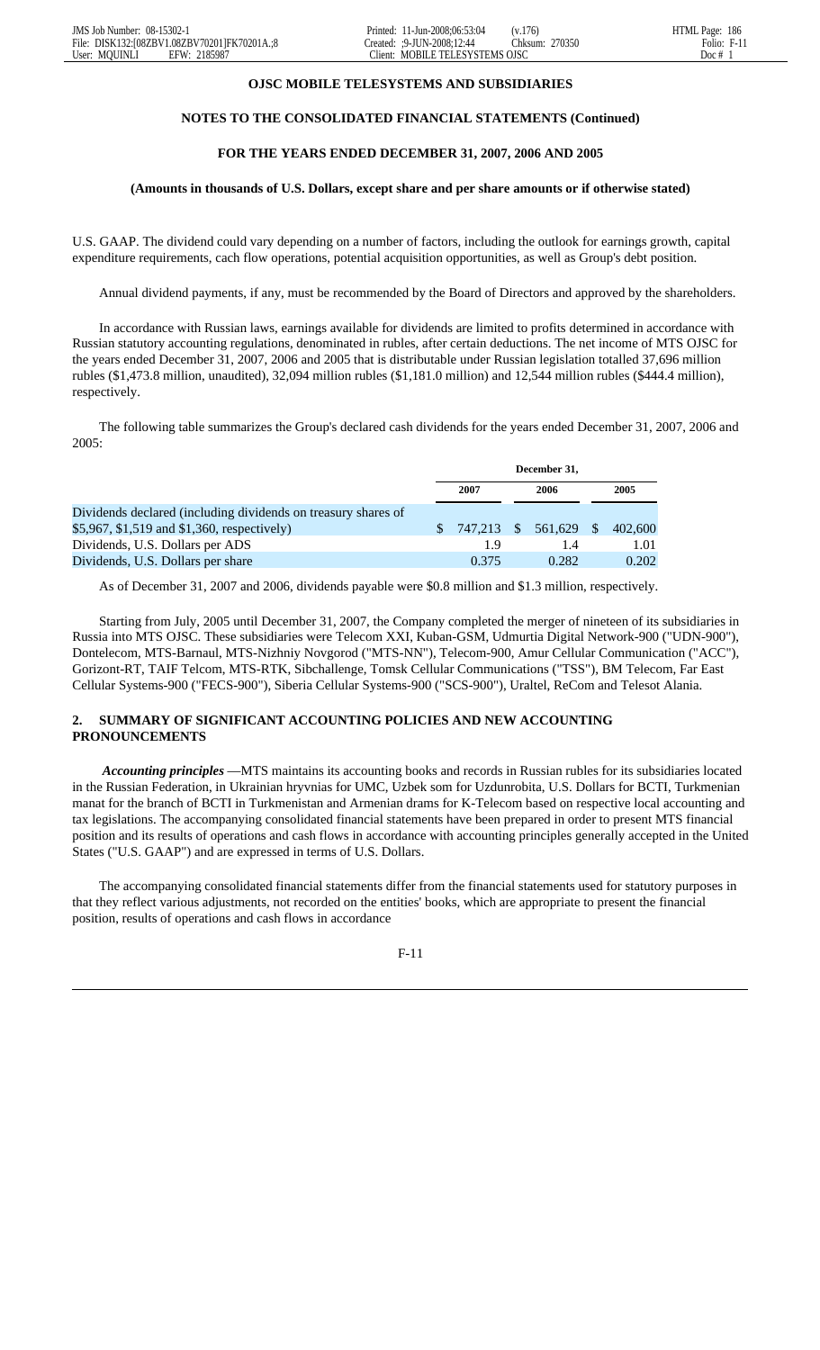**OJSC MOBILE TELESYSTEMS AND SUBSIDIARIES**

**NOTES TO THE CONSOLIDATED FINANCIAL STATEMENTS (Continued)**

**FOR THE YEARS ENDED DECEMBER 31, 2007, 2006 AND 2005**

**(Amounts in thousands of U.S. Dollars, except share and per share amounts or if otherwise stated)**

U.S. GAAP. The dividend could vary depending on a number of factors, including the outlook for earnings growth, capital expenditure requirements, cach flow operations, potential acquisition opportunities, as well as Group's debt position.

Annual dividend payments, if any, must be recommended by the Board of Directors and approved by the shareholders.

In accordance with Russian laws, earnings available for dividends are limited to profits determined in accordance with Russian statutory accounting regulations, denominated in rubles, after certain deductions. The net income of MTS OJSC for the years ended December 31, 2007, 2006 and 2005 that is distributable under Russian legislation totalled 37,696 million rubles ($1,473.8 million, unaudited), 32,094 million rubles ($1,181.0 million) and 12,544 million rubles ($444.4 million), respectively.

The following table summarizes the Group's declared cash dividends for the years ended December 31, 2007, 2006 and 2005:

| | December 31, | | |
|---|---|---|---|
| | 2007 | 2006 | 2005 |
| Dividends declared (including dividends on treasury shares of $5,967, $1,519 and $1,360, respectively) | $ 747,213 | $ 561,629 | $ 402,600 |
| Dividends, U.S. Dollars per ADS | 1.9 | 1.4 | 1.01 |
| Dividends, U.S. Dollars per share | 0.375 | 0.282 | 0.202 |

As of December 31, 2007 and 2006, dividends payable were $0.8 million and $1.3 million, respectively.

Starting from July, 2005 until December 31, 2007, the Company completed the merger of nineteen of its subsidiaries in Russia into MTS OJSC. These subsidiaries were Telecom XXI, Kuban-GSM, Udmurtia Digital Network-900 ("UDN-900"), Dontelecom, MTS-Barnaul, MTS-Nizhniy Novgorod ("MTS-NN"), Telecom-900, Amur Cellular Communication ("ACC"), Gorizont-RT, TAIF Telcom, MTS-RTK, Sibchallenge, Tomsk Cellular Communications ("TSS"), BM Telecom, Far East Cellular Systems-900 ("FECS-900"), Siberia Cellular Systems-900 ("SCS-900"), Uraltel, ReCom and Telesot Alania.

## 2. SUMMARY OF SIGNIFICANT ACCOUNTING POLICIES AND NEW ACCOUNTING PRONOUNCEMENTS

***Accounting principles*** —MTS maintains its accounting books and records in Russian rubles for its subsidiaries located in the Russian Federation, in Ukrainian hryvnias for UMC, Uzbek som for Uzdunrobita, U.S. Dollars for BCTI, Turkmenian manat for the branch of BCTI in Turkmenistan and Armenian drams for K-Telecom based on respective local accounting and tax legislations. The accompanying consolidated financial statements have been prepared in order to present MTS financial position and its results of operations and cash flows in accordance with accounting principles generally accepted in the United States ("U.S. GAAP") and are expressed in terms of U.S. Dollars.

The accompanying consolidated financial statements differ from the financial statements used for statutory purposes in that they reflect various adjustments, not recorded on the entities' books, which are appropriate to present the financial position, results of operations and cash flows in accordance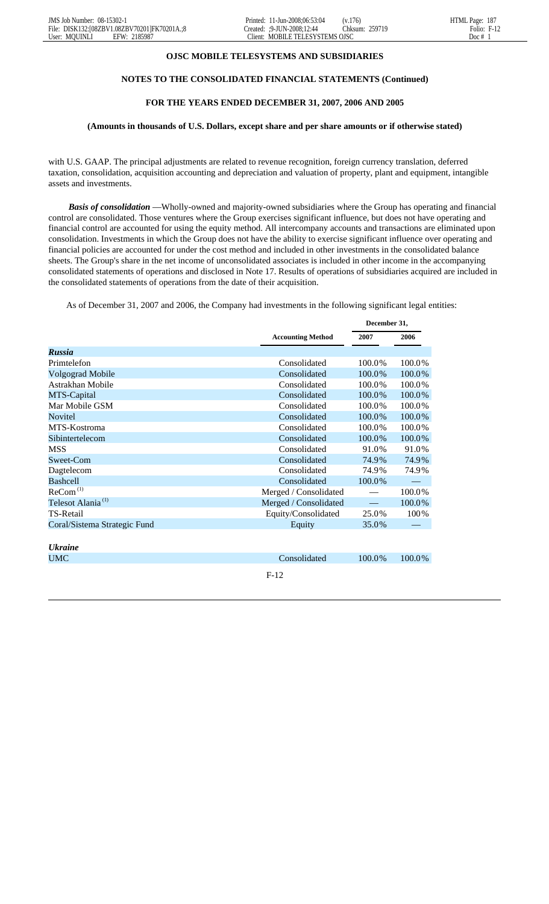**OJSC MOBILE TELESYSTEMS AND SUBSIDIARIES**

**NOTES TO THE CONSOLIDATED FINANCIAL STATEMENTS (Continued)**

**FOR THE YEARS ENDED DECEMBER 31, 2007, 2006 AND 2005**

**(Amounts in thousands of U.S. Dollars, except share and per share amounts or if otherwise stated)**

with U.S. GAAP. The principal adjustments are related to revenue recognition, foreign currency translation, deferred taxation, consolidation, acquisition accounting and depreciation and valuation of property, plant and equipment, intangible assets and investments.

***Basis of consolidation*** —Wholly-owned and majority-owned subsidiaries where the Group has operating and financial control are consolidated. Those ventures where the Group exercises significant influence, but does not have operating and financial control are accounted for using the equity method. All intercompany accounts and transactions are eliminated upon consolidation. Investments in which the Group does not have the ability to exercise significant influence over operating and financial policies are accounted for under the cost method and included in other investments in the consolidated balance sheets. The Group's share in the net income of unconsolidated associates is included in other income in the accompanying consolidated statements of operations and disclosed in Note 17. Results of operations of subsidiaries acquired are included in the consolidated statements of operations from the date of their acquisition.

As of December 31, 2007 and 2006, the Company had investments in the following significant legal entities:

| | Accounting Method | December 31, 2007 | December 31, 2006 |
|---|---|---|---|
| ***Russia*** | | | |
| Primtelefon | Consolidated | 100.0% | 100.0% |
| Volgograd Mobile | Consolidated | 100.0% | 100.0% |
| Astrakhan Mobile | Consolidated | 100.0% | 100.0% |
| MTS-Capital | Consolidated | 100.0% | 100.0% |
| Mar Mobile GSM | Consolidated | 100.0% | 100.0% |
| Novitel | Consolidated | 100.0% | 100.0% |
| MTS-Kostroma | Consolidated | 100.0% | 100.0% |
| Sibintertelecom | Consolidated | 100.0% | 100.0% |
| MSS | Consolidated | 91.0% | 91.0% |
| Sweet-Com | Consolidated | 74.9% | 74.9% |
| Dagtelecom | Consolidated | 74.9% | 74.9% |
| Bashcell | Consolidated | 100.0% | — |
| ReCom [(1)] | Merged / Consolidated | — | 100.0% |
| Telesot Alania [(1)] | Merged / Consolidated | — | 100.0% |
| TS-Retail | Equity/Consolidated | 25.0% | 100% |
| Coral/Sistema Strategic Fund | Equity | 35.0% | — |
| ***Ukraine*** | | | |
| UMC | Consolidated | 100.0% | 100.0% |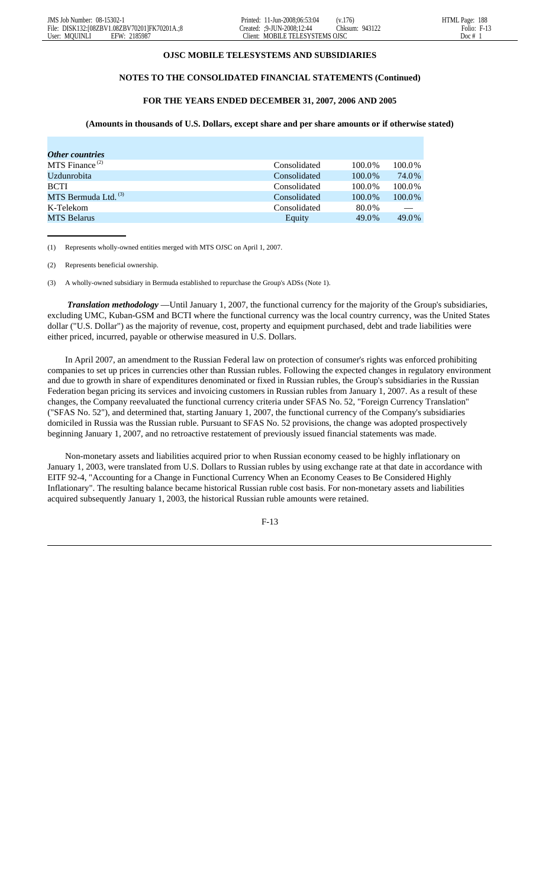## OJSC MOBILE TELESYSTEMS AND SUBSIDIARIES

### NOTES TO THE CONSOLIDATED FINANCIAL STATEMENTS (Continued)

### FOR THE YEARS ENDED DECEMBER 31, 2007, 2006 AND 2005

**(Amounts in thousands of U.S. Dollars, except share and per share amounts or if otherwise stated)**

| | | | |
|---|---|---|---|
| ***Other countries*** | | | |
| MTS Finance [2] | Consolidated | 100.0% | 100.0% |
| Uzdunrobita | Consolidated | 100.0% | 74.0% |
| BCTI | Consolidated | 100.0% | 100.0% |
| MTS Bermuda Ltd. [3] | Consolidated | 100.0% | 100.0% |
| K-Telekom | Consolidated | 80.0% | — |
| MTS Belarus | Equity | 49.0% | 49.0% |

(1) Represents wholly-owned entities merged with MTS OJSC on April 1, 2007.

(2) Represents beneficial ownership.

(3) A wholly-owned subsidiary in Bermuda established to repurchase the Group's ADSs (Note 1).

***Translation methodology*** —Until January 1, 2007, the functional currency for the majority of the Group's subsidiaries, excluding UMC, Kuban-GSM and BCTI where the functional currency was the local country currency, was the United States dollar ("U.S. Dollar") as the majority of revenue, cost, property and equipment purchased, debt and trade liabilities were either priced, incurred, payable or otherwise measured in U.S. Dollars.

In April 2007, an amendment to the Russian Federal law on protection of consumer's rights was enforced prohibiting companies to set up prices in currencies other than Russian rubles. Following the expected changes in regulatory environment and due to growth in share of expenditures denominated or fixed in Russian rubles, the Group's subsidiaries in the Russian Federation began pricing its services and invoicing customers in Russian rubles from January 1, 2007. As a result of these changes, the Company reevaluated the functional currency criteria under SFAS No. 52, "Foreign Currency Translation" ("SFAS No. 52"), and determined that, starting January 1, 2007, the functional currency of the Company's subsidiaries domiciled in Russia was the Russian ruble. Pursuant to SFAS No. 52 provisions, the change was adopted prospectively beginning January 1, 2007, and no retroactive restatement of previously issued financial statements was made.

Non-monetary assets and liabilities acquired prior to when Russian economy ceased to be highly inflationary on January 1, 2003, were translated from U.S. Dollars to Russian rubles by using exchange rate at that date in accordance with EITF 92-4, "Accounting for a Change in Functional Currency When an Economy Ceases to Be Considered Highly Inflationary". The resulting balance became historical Russian ruble cost basis. For non-monetary assets and liabilities acquired subsequently January 1, 2003, the historical Russian ruble amounts were retained.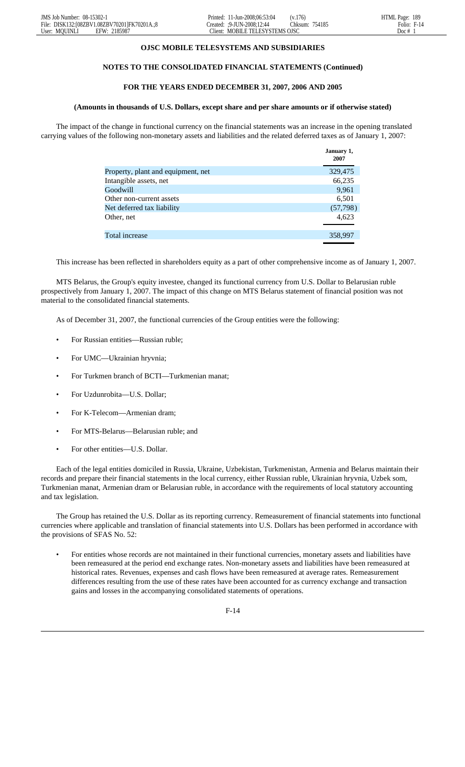**OJSC MOBILE TELESYSTEMS AND SUBSIDIARIES**

**NOTES TO THE CONSOLIDATED FINANCIAL STATEMENTS (Continued)**

**FOR THE YEARS ENDED DECEMBER 31, 2007, 2006 AND 2005**

**(Amounts in thousands of U.S. Dollars, except share and per share amounts or if otherwise stated)**

The impact of the change in functional currency on the financial statements was an increase in the opening translated carrying values of the following non-monetary assets and liabilities and the related deferred taxes as of January 1, 2007:

| | January 1, 2007 |
|---|---|
| Property, plant and equipment, net | 329,475 |
| Intangible assets, net | 66,235 |
| Goodwill | 9,961 |
| Other non-current assets | 6,501 |
| Net deferred tax liability | (57,798) |
| Other, net | 4,623 |
| Total increase | 358,997 |

This increase has been reflected in shareholders equity as a part of other comprehensive income as of January 1, 2007.

MTS Belarus, the Group's equity investee, changed its functional currency from U.S. Dollar to Belarusian ruble prospectively from January 1, 2007. The impact of this change on MTS Belarus statement of financial position was not material to the consolidated financial statements.

As of December 31, 2007, the functional currencies of the Group entities were the following:

- For Russian entities—Russian ruble;
- For UMC—Ukrainian hryvnia;
- For Turkmen branch of BCTI—Turkmenian manat;
- For Uzdunrobita—U.S. Dollar;
- For K-Telecom—Armenian dram;
- For MTS-Belarus—Belarusian ruble; and
- For other entities—U.S. Dollar.

Each of the legal entities domiciled in Russia, Ukraine, Uzbekistan, Turkmenistan, Armenia and Belarus maintain their records and prepare their financial statements in the local currency, either Russian ruble, Ukrainian hryvnia, Uzbek som, Turkmenian manat, Armenian dram or Belarusian ruble, in accordance with the requirements of local statutory accounting and tax legislation.

The Group has retained the U.S. Dollar as its reporting currency. Remeasurement of financial statements into functional currencies where applicable and translation of financial statements into U.S. Dollars has been performed in accordance with the provisions of SFAS No. 52:

- For entities whose records are not maintained in their functional currencies, monetary assets and liabilities have been remeasured at the period end exchange rates. Non-monetary assets and liabilities have been remeasured at historical rates. Revenues, expenses and cash flows have been remeasured at average rates. Remeasurement differences resulting from the use of these rates have been accounted for as currency exchange and transaction gains and losses in the accompanying consolidated statements of operations.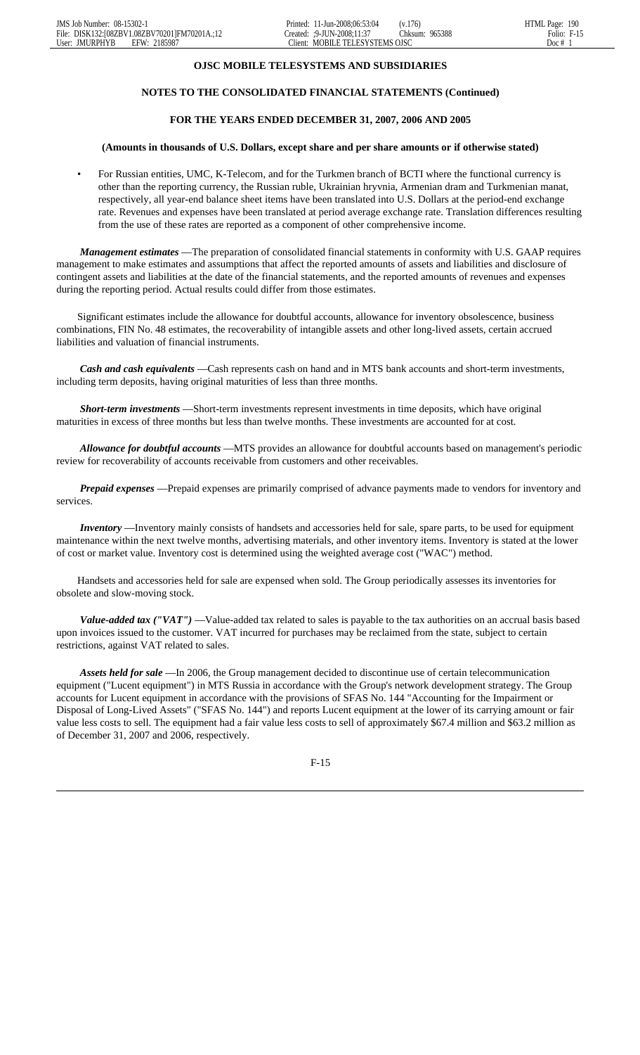**OJSC MOBILE TELESYSTEMS AND SUBSIDIARIES**

**NOTES TO THE CONSOLIDATED FINANCIAL STATEMENTS (Continued)**

**FOR THE YEARS ENDED DECEMBER 31, 2007, 2006 AND 2005**

**(Amounts in thousands of U.S. Dollars, except share and per share amounts or if otherwise stated)**

- For Russian entities, UMC, K-Telecom, and for the Turkmen branch of BCTI where the functional currency is other than the reporting currency, the Russian ruble, Ukrainian hryvnia, Armenian dram and Turkmenian manat, respectively, all year-end balance sheet items have been translated into U.S. Dollars at the period-end exchange rate. Revenues and expenses have been translated at period average exchange rate. Translation differences resulting from the use of these rates are reported as a component of other comprehensive income.

***Management estimates*** —The preparation of consolidated financial statements in conformity with U.S. GAAP requires management to make estimates and assumptions that affect the reported amounts of assets and liabilities and disclosure of contingent assets and liabilities at the date of the financial statements, and the reported amounts of revenues and expenses during the reporting period. Actual results could differ from those estimates.

Significant estimates include the allowance for doubtful accounts, allowance for inventory obsolescence, business combinations, FIN No. 48 estimates, the recoverability of intangible assets and other long-lived assets, certain accrued liabilities and valuation of financial instruments.

***Cash and cash equivalents*** —Cash represents cash on hand and in MTS bank accounts and short-term investments, including term deposits, having original maturities of less than three months.

***Short-term investments*** —Short-term investments represent investments in time deposits, which have original maturities in excess of three months but less than twelve months. These investments are accounted for at cost.

***Allowance for doubtful accounts*** —MTS provides an allowance for doubtful accounts based on management's periodic review for recoverability of accounts receivable from customers and other receivables.

***Prepaid expenses*** —Prepaid expenses are primarily comprised of advance payments made to vendors for inventory and services.

***Inventory*** —Inventory mainly consists of handsets and accessories held for sale, spare parts, to be used for equipment maintenance within the next twelve months, advertising materials, and other inventory items. Inventory is stated at the lower of cost or market value. Inventory cost is determined using the weighted average cost ("WAC") method.

Handsets and accessories held for sale are expensed when sold. The Group periodically assesses its inventories for obsolete and slow-moving stock.

***Value-added tax ("VAT")*** —Value-added tax related to sales is payable to the tax authorities on an accrual basis based upon invoices issued to the customer. VAT incurred for purchases may be reclaimed from the state, subject to certain restrictions, against VAT related to sales.

***Assets held for sale*** —In 2006, the Group management decided to discontinue use of certain telecommunication equipment ("Lucent equipment") in MTS Russia in accordance with the Group's network development strategy. The Group accounts for Lucent equipment in accordance with the provisions of SFAS No. 144 "Accounting for the Impairment or Disposal of Long-Lived Assets" ("SFAS No. 144") and reports Lucent equipment at the lower of its carrying amount or fair value less costs to sell. The equipment had a fair value less costs to sell of approximately $67.4 million and $63.2 million as of December 31, 2007 and 2006, respectively.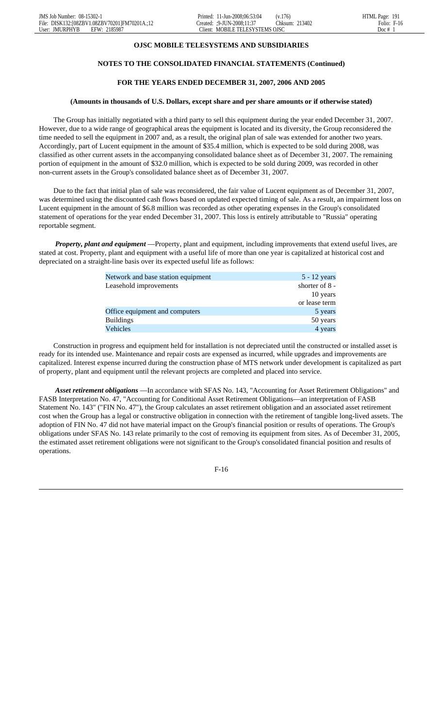**OJSC MOBILE TELESYSTEMS AND SUBSIDIARIES**

**NOTES TO THE CONSOLIDATED FINANCIAL STATEMENTS (Continued)**

**FOR THE YEARS ENDED DECEMBER 31, 2007, 2006 AND 2005**

**(Amounts in thousands of U.S. Dollars, except share and per share amounts or if otherwise stated)**

The Group has initially negotiated with a third party to sell this equipment during the year ended December 31, 2007. However, due to a wide range of geographical areas the equipment is located and its diversity, the Group reconsidered the time needed to sell the equipment in 2007 and, as a result, the original plan of sale was extended for another two years. Accordingly, part of Lucent equipment in the amount of $35.4 million, which is expected to be sold during 2008, was classified as other current assets in the accompanying consolidated balance sheet as of December 31, 2007. The remaining portion of equipment in the amount of $32.0 million, which is expected to be sold during 2009, was recorded in other non-current assets in the Group's consolidated balance sheet as of December 31, 2007.

Due to the fact that initial plan of sale was reconsidered, the fair value of Lucent equipment as of December 31, 2007, was determined using the discounted cash flows based on updated expected timing of sale. As a result, an impairment loss on Lucent equipment in the amount of $6.8 million was recorded as other operating expenses in the Group's consolidated statement of operations for the year ended December 31, 2007. This loss is entirely attributable to "Russia" operating reportable segment.

***Property, plant and equipment*** —Property, plant and equipment, including improvements that extend useful lives, are stated at cost. Property, plant and equipment with a useful life of more than one year is capitalized at historical cost and depreciated on a straight-line basis over its expected useful life as follows:

| | |
|---|---|
| Network and base station equipment | 5 - 12 years |
| Leasehold improvements | shorter of 8 - 10 years or lease term |
| Office equipment and computers | 5 years |
| Buildings | 50 years |
| Vehicles | 4 years |

Construction in progress and equipment held for installation is not depreciated until the constructed or installed asset is ready for its intended use. Maintenance and repair costs are expensed as incurred, while upgrades and improvements are capitalized. Interest expense incurred during the construction phase of MTS network under development is capitalized as part of property, plant and equipment until the relevant projects are completed and placed into service.

***Asset retirement obligations*** —In accordance with SFAS No. 143, "Accounting for Asset Retirement Obligations" and FASB Interpretation No. 47, "Accounting for Conditional Asset Retirement Obligations—an interpretation of FASB Statement No. 143" ("FIN No. 47"), the Group calculates an asset retirement obligation and an associated asset retirement cost when the Group has a legal or constructive obligation in connection with the retirement of tangible long-lived assets. The adoption of FIN No. 47 did not have material impact on the Group's financial position or results of operations. The Group's obligations under SFAS No. 143 relate primarily to the cost of removing its equipment from sites. As of December 31, 2005, the estimated asset retirement obligations were not significant to the Group's consolidated financial position and results of operations.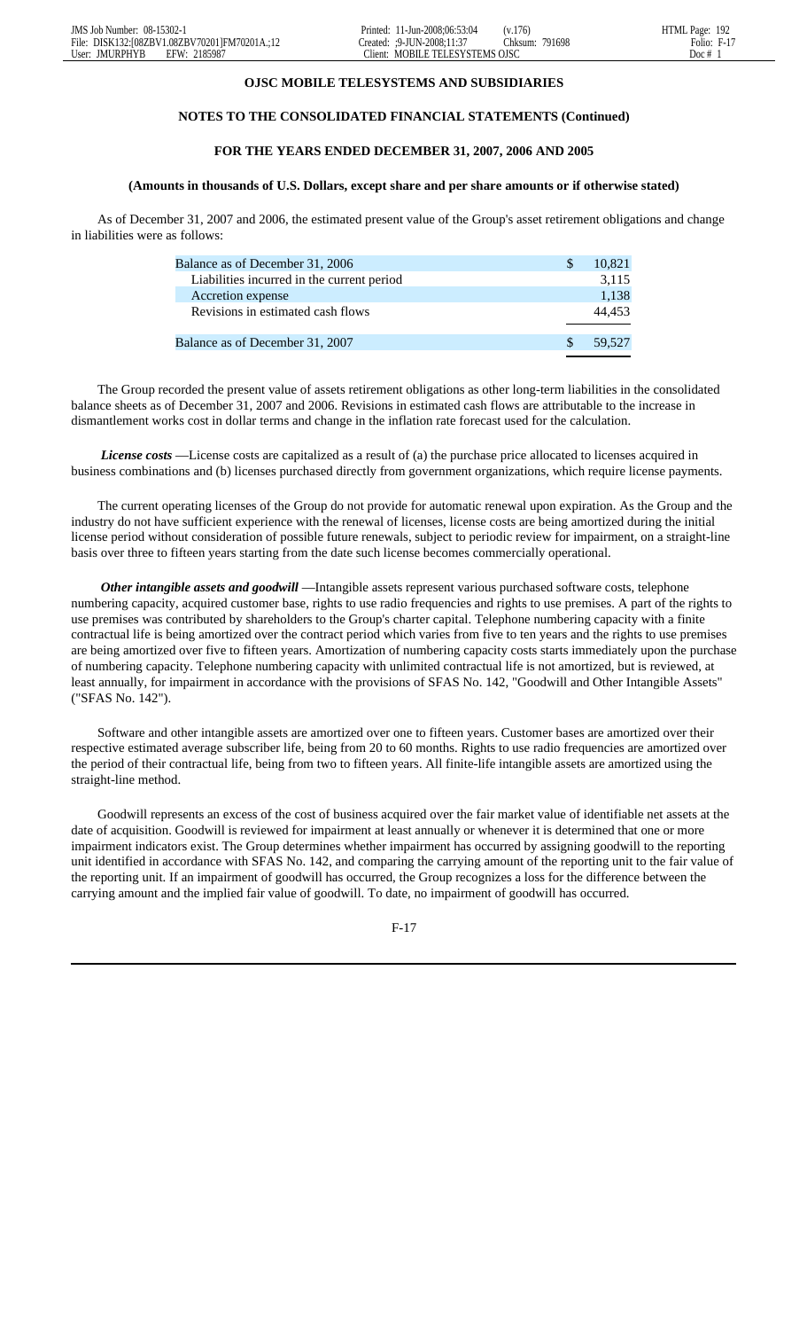**OJSC MOBILE TELESYSTEMS AND SUBSIDIARIES**

**NOTES TO THE CONSOLIDATED FINANCIAL STATEMENTS (Continued)**

**FOR THE YEARS ENDED DECEMBER 31, 2007, 2006 AND 2005**

**(Amounts in thousands of U.S. Dollars, except share and per share amounts or if otherwise stated)**

As of December 31, 2007 and 2006, the estimated present value of the Group's asset retirement obligations and change in liabilities were as follows:

| | |
|---|---|
| Balance as of December 31, 2006 | $ 10,821 |
| Liabilities incurred in the current period | 3,115 |
| Accretion expense | 1,138 |
| Revisions in estimated cash flows | 44,453 |
| Balance as of December 31, 2007 | $ 59,527 |

The Group recorded the present value of assets retirement obligations as other long-term liabilities in the consolidated balance sheets as of December 31, 2007 and 2006. Revisions in estimated cash flows are attributable to the increase in dismantlement works cost in dollar terms and change in the inflation rate forecast used for the calculation.

***License costs*** —License costs are capitalized as a result of (a) the purchase price allocated to licenses acquired in business combinations and (b) licenses purchased directly from government organizations, which require license payments.

The current operating licenses of the Group do not provide for automatic renewal upon expiration. As the Group and the industry do not have sufficient experience with the renewal of licenses, license costs are being amortized during the initial license period without consideration of possible future renewals, subject to periodic review for impairment, on a straight-line basis over three to fifteen years starting from the date such license becomes commercially operational.

***Other intangible assets and goodwill*** —Intangible assets represent various purchased software costs, telephone numbering capacity, acquired customer base, rights to use radio frequencies and rights to use premises. A part of the rights to use premises was contributed by shareholders to the Group's charter capital. Telephone numbering capacity with a finite contractual life is being amortized over the contract period which varies from five to ten years and the rights to use premises are being amortized over five to fifteen years. Amortization of numbering capacity costs starts immediately upon the purchase of numbering capacity. Telephone numbering capacity with unlimited contractual life is not amortized, but is reviewed, at least annually, for impairment in accordance with the provisions of SFAS No. 142, "Goodwill and Other Intangible Assets" ("SFAS No. 142").

Software and other intangible assets are amortized over one to fifteen years. Customer bases are amortized over their respective estimated average subscriber life, being from 20 to 60 months. Rights to use radio frequencies are amortized over the period of their contractual life, being from two to fifteen years. All finite-life intangible assets are amortized using the straight-line method.

Goodwill represents an excess of the cost of business acquired over the fair market value of identifiable net assets at the date of acquisition. Goodwill is reviewed for impairment at least annually or whenever it is determined that one or more impairment indicators exist. The Group determines whether impairment has occurred by assigning goodwill to the reporting unit identified in accordance with SFAS No. 142, and comparing the carrying amount of the reporting unit to the fair value of the reporting unit. If an impairment of goodwill has occurred, the Group recognizes a loss for the difference between the carrying amount and the implied fair value of goodwill. To date, no impairment of goodwill has occurred.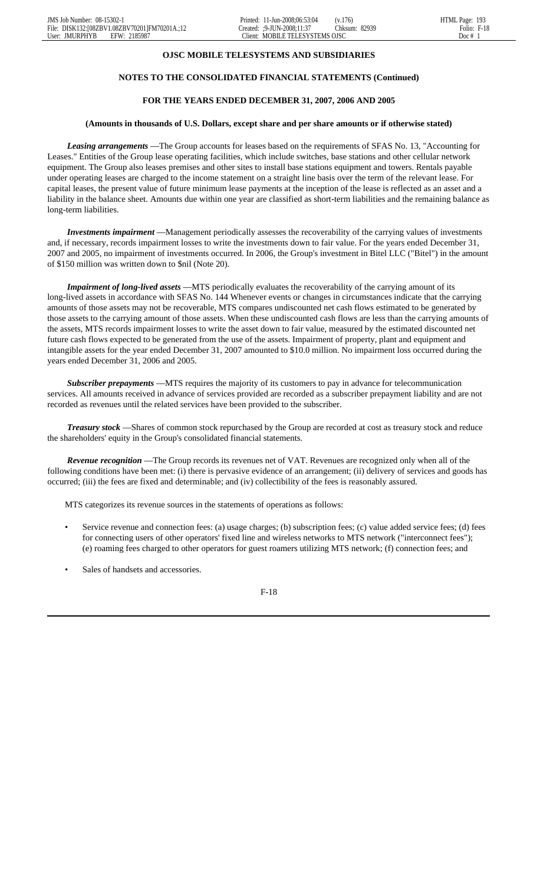**OJSC MOBILE TELESYSTEMS AND SUBSIDIARIES**

**NOTES TO THE CONSOLIDATED FINANCIAL STATEMENTS (Continued)**

**FOR THE YEARS ENDED DECEMBER 31, 2007, 2006 AND 2005**

**(Amounts in thousands of U.S. Dollars, except share and per share amounts or if otherwise stated)**

***Leasing arrangements*** —The Group accounts for leases based on the requirements of SFAS No. 13, "Accounting for Leases." Entities of the Group lease operating facilities, which include switches, base stations and other cellular network equipment. The Group also leases premises and other sites to install base stations equipment and towers. Rentals payable under operating leases are charged to the income statement on a straight line basis over the term of the relevant lease. For capital leases, the present value of future minimum lease payments at the inception of the lease is reflected as an asset and a liability in the balance sheet. Amounts due within one year are classified as short-term liabilities and the remaining balance as long-term liabilities.

***Investments impairment*** —Management periodically assesses the recoverability of the carrying values of investments and, if necessary, records impairment losses to write the investments down to fair value. For the years ended December 31, 2007 and 2005, no impairment of investments occurred. In 2006, the Group's investment in Bitel LLC ("Bitel") in the amount of $150 million was written down to $nil (Note 20).

***Impairment of long-lived assets*** —MTS periodically evaluates the recoverability of the carrying amount of its long-lived assets in accordance with SFAS No. 144 Whenever events or changes in circumstances indicate that the carrying amounts of those assets may not be recoverable, MTS compares undiscounted net cash flows estimated to be generated by those assets to the carrying amount of those assets. When these undiscounted cash flows are less than the carrying amounts of the assets, MTS records impairment losses to write the asset down to fair value, measured by the estimated discounted net future cash flows expected to be generated from the use of the assets. Impairment of property, plant and equipment and intangible assets for the year ended December 31, 2007 amounted to $10.0 million. No impairment loss occurred during the years ended December 31, 2006 and 2005.

***Subscriber prepayments*** —MTS requires the majority of its customers to pay in advance for telecommunication services. All amounts received in advance of services provided are recorded as a subscriber prepayment liability and are not recorded as revenues until the related services have been provided to the subscriber.

***Treasury stock*** —Shares of common stock repurchased by the Group are recorded at cost as treasury stock and reduce the shareholders' equity in the Group's consolidated financial statements.

***Revenue recognition*** —The Group records its revenues net of VAT. Revenues are recognized only when all of the following conditions have been met: (i) there is pervasive evidence of an arrangement; (ii) delivery of services and goods has occurred; (iii) the fees are fixed and determinable; and (iv) collectibility of the fees is reasonably assured.

MTS categorizes its revenue sources in the statements of operations as follows:

- Service revenue and connection fees: (a) usage charges; (b) subscription fees; (c) value added service fees; (d) fees for connecting users of other operators' fixed line and wireless networks to MTS network ("interconnect fees"); (e) roaming fees charged to other operators for guest roamers utilizing MTS network; (f) connection fees; and
- Sales of handsets and accessories.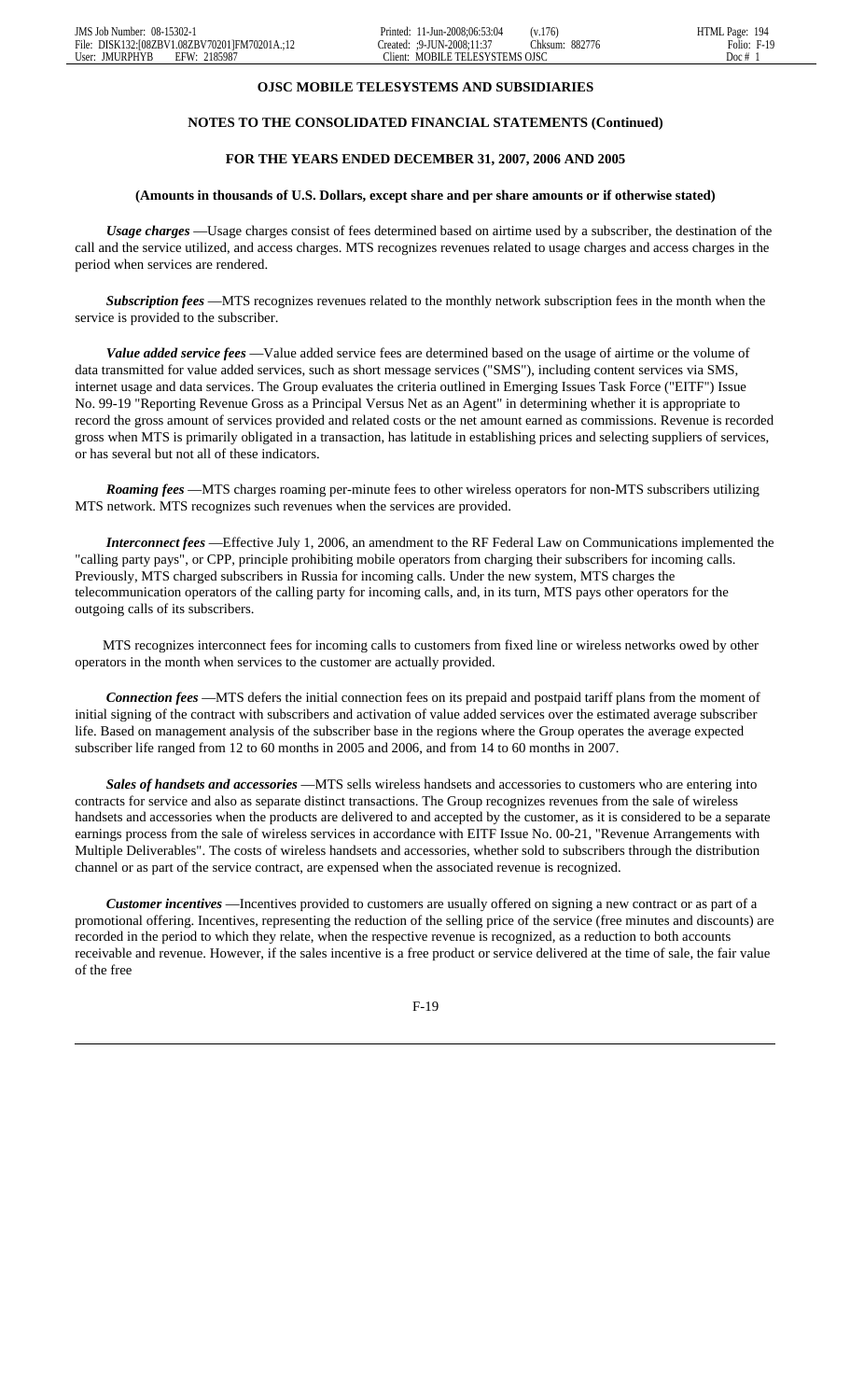**OJSC MOBILE TELESYSTEMS AND SUBSIDIARIES**

**NOTES TO THE CONSOLIDATED FINANCIAL STATEMENTS (Continued)**

**FOR THE YEARS ENDED DECEMBER 31, 2007, 2006 AND 2005**

**(Amounts in thousands of U.S. Dollars, except share and per share amounts or if otherwise stated)**

***Usage charges*** —Usage charges consist of fees determined based on airtime used by a subscriber, the destination of the call and the service utilized, and access charges. MTS recognizes revenues related to usage charges and access charges in the period when services are rendered.

***Subscription fees*** —MTS recognizes revenues related to the monthly network subscription fees in the month when the service is provided to the subscriber.

***Value added service fees*** —Value added service fees are determined based on the usage of airtime or the volume of data transmitted for value added services, such as short message services ("SMS"), including content services via SMS, internet usage and data services. The Group evaluates the criteria outlined in Emerging Issues Task Force ("EITF") Issue No. 99-19 "Reporting Revenue Gross as a Principal Versus Net as an Agent" in determining whether it is appropriate to record the gross amount of services provided and related costs or the net amount earned as commissions. Revenue is recorded gross when MTS is primarily obligated in a transaction, has latitude in establishing prices and selecting suppliers of services, or has several but not all of these indicators.

***Roaming fees*** —MTS charges roaming per-minute fees to other wireless operators for non-MTS subscribers utilizing MTS network. MTS recognizes such revenues when the services are provided.

***Interconnect fees*** —Effective July 1, 2006, an amendment to the RF Federal Law on Communications implemented the "calling party pays", or CPP, principle prohibiting mobile operators from charging their subscribers for incoming calls. Previously, MTS charged subscribers in Russia for incoming calls. Under the new system, MTS charges the telecommunication operators of the calling party for incoming calls, and, in its turn, MTS pays other operators for the outgoing calls of its subscribers.

MTS recognizes interconnect fees for incoming calls to customers from fixed line or wireless networks owed by other operators in the month when services to the customer are actually provided.

***Connection fees*** —MTS defers the initial connection fees on its prepaid and postpaid tariff plans from the moment of initial signing of the contract with subscribers and activation of value added services over the estimated average subscriber life. Based on management analysis of the subscriber base in the regions where the Group operates the average expected subscriber life ranged from 12 to 60 months in 2005 and 2006, and from 14 to 60 months in 2007.

***Sales of handsets and accessories*** —MTS sells wireless handsets and accessories to customers who are entering into contracts for service and also as separate distinct transactions. The Group recognizes revenues from the sale of wireless handsets and accessories when the products are delivered to and accepted by the customer, as it is considered to be a separate earnings process from the sale of wireless services in accordance with EITF Issue No. 00-21, "Revenue Arrangements with Multiple Deliverables". The costs of wireless handsets and accessories, whether sold to subscribers through the distribution channel or as part of the service contract, are expensed when the associated revenue is recognized.

***Customer incentives*** —Incentives provided to customers are usually offered on signing a new contract or as part of a promotional offering. Incentives, representing the reduction of the selling price of the service (free minutes and discounts) are recorded in the period to which they relate, when the respective revenue is recognized, as a reduction to both accounts receivable and revenue. However, if the sales incentive is a free product or service delivered at the time of sale, the fair value of the free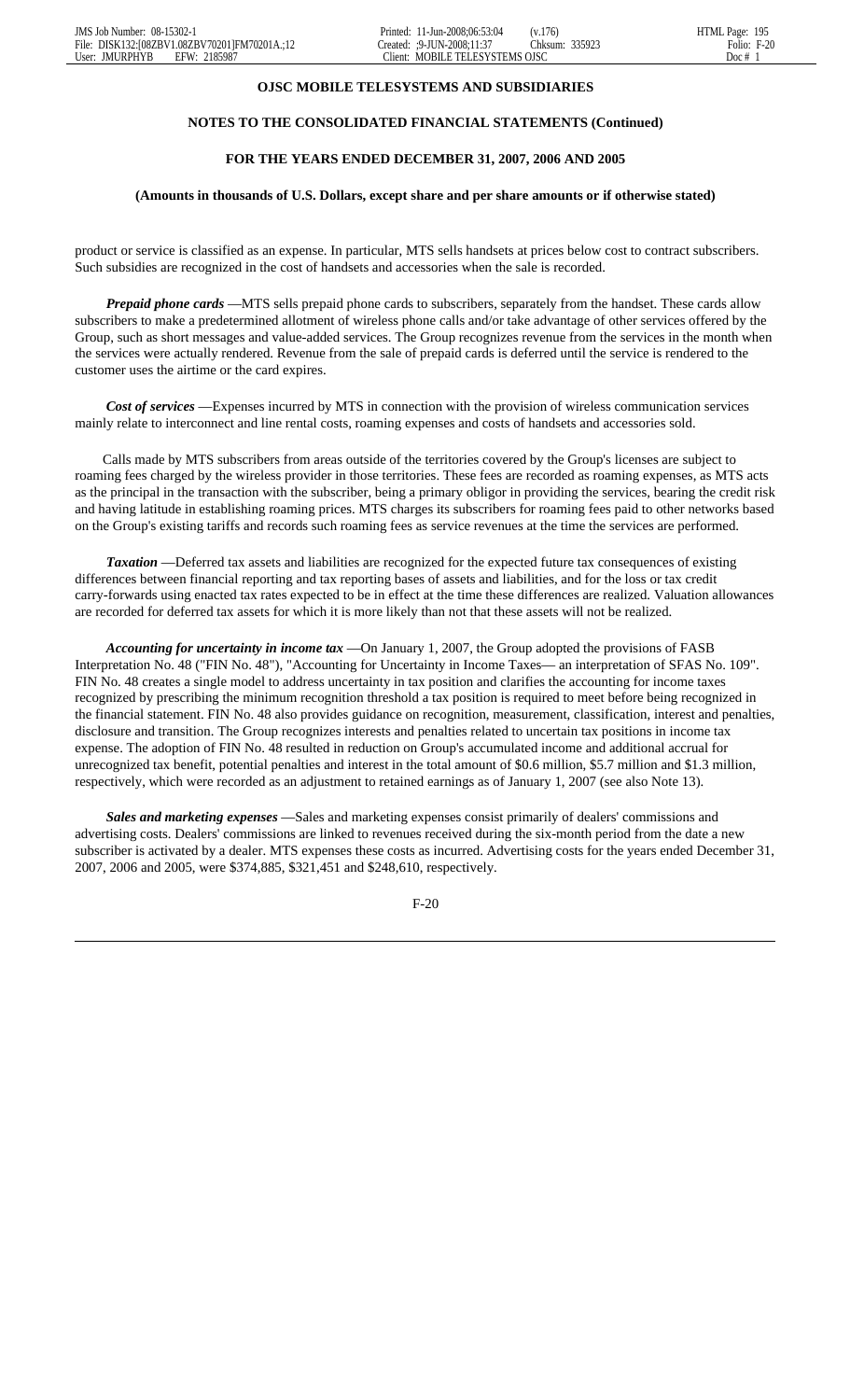**OJSC MOBILE TELESYSTEMS AND SUBSIDIARIES**

**NOTES TO THE CONSOLIDATED FINANCIAL STATEMENTS (Continued)**

**FOR THE YEARS ENDED DECEMBER 31, 2007, 2006 AND 2005**

**(Amounts in thousands of U.S. Dollars, except share and per share amounts or if otherwise stated)**

product or service is classified as an expense. In particular, MTS sells handsets at prices below cost to contract subscribers. Such subsidies are recognized in the cost of handsets and accessories when the sale is recorded.

***Prepaid phone cards*** —MTS sells prepaid phone cards to subscribers, separately from the handset. These cards allow subscribers to make a predetermined allotment of wireless phone calls and/or take advantage of other services offered by the Group, such as short messages and value-added services. The Group recognizes revenue from the services in the month when the services were actually rendered. Revenue from the sale of prepaid cards is deferred until the service is rendered to the customer uses the airtime or the card expires.

***Cost of services*** —Expenses incurred by MTS in connection with the provision of wireless communication services mainly relate to interconnect and line rental costs, roaming expenses and costs of handsets and accessories sold.

Calls made by MTS subscribers from areas outside of the territories covered by the Group's licenses are subject to roaming fees charged by the wireless provider in those territories. These fees are recorded as roaming expenses, as MTS acts as the principal in the transaction with the subscriber, being a primary obligor in providing the services, bearing the credit risk and having latitude in establishing roaming prices. MTS charges its subscribers for roaming fees paid to other networks based on the Group's existing tariffs and records such roaming fees as service revenues at the time the services are performed.

***Taxation*** —Deferred tax assets and liabilities are recognized for the expected future tax consequences of existing differences between financial reporting and tax reporting bases of assets and liabilities, and for the loss or tax credit carry-forwards using enacted tax rates expected to be in effect at the time these differences are realized. Valuation allowances are recorded for deferred tax assets for which it is more likely than not that these assets will not be realized.

***Accounting for uncertainty in income tax*** —On January 1, 2007, the Group adopted the provisions of FASB Interpretation No. 48 ("FIN No. 48"), "Accounting for Uncertainty in Income Taxes— an interpretation of SFAS No. 109". FIN No. 48 creates a single model to address uncertainty in tax position and clarifies the accounting for income taxes recognized by prescribing the minimum recognition threshold a tax position is required to meet before being recognized in the financial statement. FIN No. 48 also provides guidance on recognition, measurement, classification, interest and penalties, disclosure and transition. The Group recognizes interests and penalties related to uncertain tax positions in income tax expense. The adoption of FIN No. 48 resulted in reduction on Group's accumulated income and additional accrual for unrecognized tax benefit, potential penalties and interest in the total amount of $0.6 million, $5.7 million and $1.3 million, respectively, which were recorded as an adjustment to retained earnings as of January 1, 2007 (see also Note 13).

***Sales and marketing expenses*** —Sales and marketing expenses consist primarily of dealers' commissions and advertising costs. Dealers' commissions are linked to revenues received during the six-month period from the date a new subscriber is activated by a dealer. MTS expenses these costs as incurred. Advertising costs for the years ended December 31, 2007, 2006 and 2005, were $374,885, $321,451 and $248,610, respectively.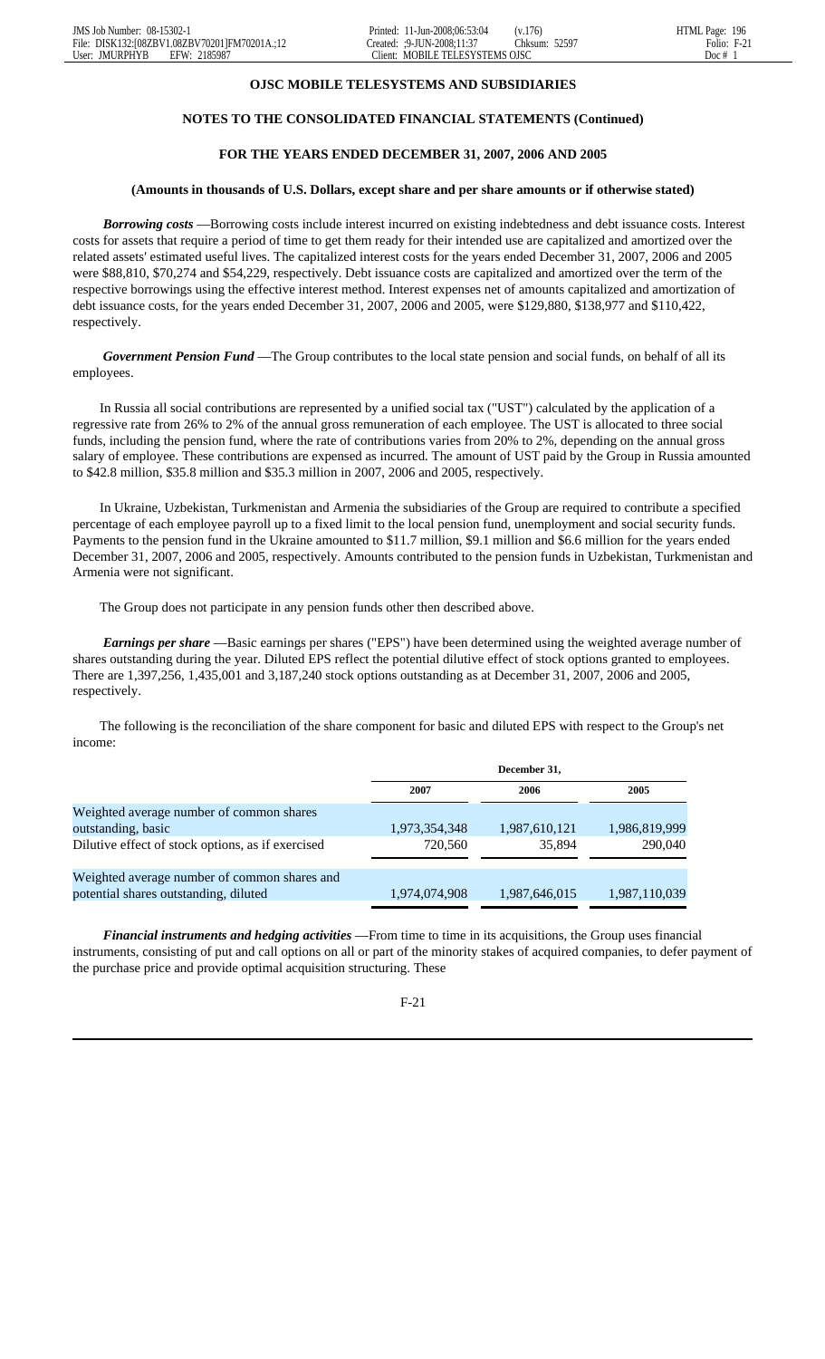**OJSC MOBILE TELESYSTEMS AND SUBSIDIARIES**

**NOTES TO THE CONSOLIDATED FINANCIAL STATEMENTS (Continued)**

**FOR THE YEARS ENDED DECEMBER 31, 2007, 2006 AND 2005**

**(Amounts in thousands of U.S. Dollars, except share and per share amounts or if otherwise stated)**

***Borrowing costs*** —Borrowing costs include interest incurred on existing indebtedness and debt issuance costs. Interest costs for assets that require a period of time to get them ready for their intended use are capitalized and amortized over the related assets' estimated useful lives. The capitalized interest costs for the years ended December 31, 2007, 2006 and 2005 were $88,810, $70,274 and $54,229, respectively. Debt issuance costs are capitalized and amortized over the term of the respective borrowings using the effective interest method. Interest expenses net of amounts capitalized and amortization of debt issuance costs, for the years ended December 31, 2007, 2006 and 2005, were $129,880, $138,977 and $110,422, respectively.

***Government Pension Fund*** —The Group contributes to the local state pension and social funds, on behalf of all its employees.

In Russia all social contributions are represented by a unified social tax ("UST") calculated by the application of a regressive rate from 26% to 2% of the annual gross remuneration of each employee. The UST is allocated to three social funds, including the pension fund, where the rate of contributions varies from 20% to 2%, depending on the annual gross salary of employee. These contributions are expensed as incurred. The amount of UST paid by the Group in Russia amounted to $42.8 million, $35.8 million and $35.3 million in 2007, 2006 and 2005, respectively.

In Ukraine, Uzbekistan, Turkmenistan and Armenia the subsidiaries of the Group are required to contribute a specified percentage of each employee payroll up to a fixed limit to the local pension fund, unemployment and social security funds. Payments to the pension fund in the Ukraine amounted to $11.7 million, $9.1 million and $6.6 million for the years ended December 31, 2007, 2006 and 2005, respectively. Amounts contributed to the pension funds in Uzbekistan, Turkmenistan and Armenia were not significant.

The Group does not participate in any pension funds other then described above.

***Earnings per share*** —Basic earnings per shares ("EPS") have been determined using the weighted average number of shares outstanding during the year. Diluted EPS reflect the potential dilutive effect of stock options granted to employees. There are 1,397,256, 1,435,001 and 3,187,240 stock options outstanding as at December 31, 2007, 2006 and 2005, respectively.

The following is the reconciliation of the share component for basic and diluted EPS with respect to the Group's net income:

| | December 31, | | |
|---|---|---|---|
| | 2007 | 2006 | 2005 |
| Weighted average number of common shares outstanding, basic | 1,973,354,348 | 1,987,610,121 | 1,986,819,999 |
| Dilutive effect of stock options, as if exercised | 720,560 | 35,894 | 290,040 |
| Weighted average number of common shares and potential shares outstanding, diluted | 1,974,074,908 | 1,987,646,015 | 1,987,110,039 |

***Financial instruments and hedging activities*** —From time to time in its acquisitions, the Group uses financial instruments, consisting of put and call options on all or part of the minority stakes of acquired companies, to defer payment of the purchase price and provide optimal acquisition structuring. These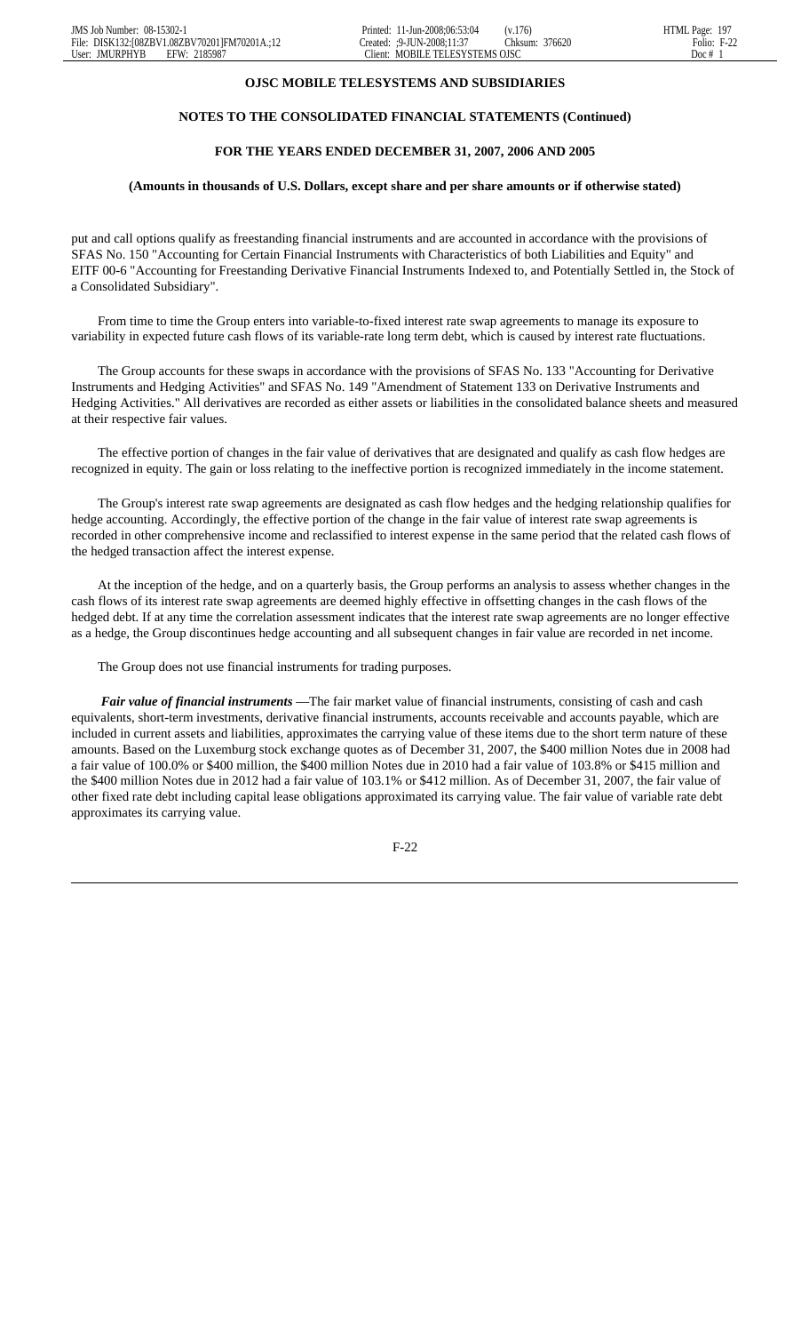put and call options qualify as freestanding financial instruments and are accounted in accordance with the provisions of SFAS No. 150 "Accounting for Certain Financial Instruments with Characteristics of both Liabilities and Equity" and EITF 00-6 "Accounting for Freestanding Derivative Financial Instruments Indexed to, and Potentially Settled in, the Stock of a Consolidated Subsidiary".

From time to time the Group enters into variable-to-fixed interest rate swap agreements to manage its exposure to variability in expected future cash flows of its variable-rate long term debt, which is caused by interest rate fluctuations.

The Group accounts for these swaps in accordance with the provisions of SFAS No. 133 "Accounting for Derivative Instruments and Hedging Activities" and SFAS No. 149 "Amendment of Statement 133 on Derivative Instruments and Hedging Activities." All derivatives are recorded as either assets or liabilities in the consolidated balance sheets and measured at their respective fair values.

The effective portion of changes in the fair value of derivatives that are designated and qualify as cash flow hedges are recognized in equity. The gain or loss relating to the ineffective portion is recognized immediately in the income statement.

The Group's interest rate swap agreements are designated as cash flow hedges and the hedging relationship qualifies for hedge accounting. Accordingly, the effective portion of the change in the fair value of interest rate swap agreements is recorded in other comprehensive income and reclassified to interest expense in the same period that the related cash flows of the hedged transaction affect the interest expense.

At the inception of the hedge, and on a quarterly basis, the Group performs an analysis to assess whether changes in the cash flows of its interest rate swap agreements are deemed highly effective in offsetting changes in the cash flows of the hedged debt. If at any time the correlation assessment indicates that the interest rate swap agreements are no longer effective as a hedge, the Group discontinues hedge accounting and all subsequent changes in fair value are recorded in net income.

The Group does not use financial instruments for trading purposes.

***Fair value of financial instruments*** —The fair market value of financial instruments, consisting of cash and cash equivalents, short-term investments, derivative financial instruments, accounts receivable and accounts payable, which are included in current assets and liabilities, approximates the carrying value of these items due to the short term nature of these amounts. Based on the Luxemburg stock exchange quotes as of December 31, 2007, the $400 million Notes due in 2008 had a fair value of 100.0% or $400 million, the $400 million Notes due in 2010 had a fair value of 103.8% or $415 million and the $400 million Notes due in 2012 had a fair value of 103.1% or $412 million. As of December 31, 2007, the fair value of other fixed rate debt including capital lease obligations approximated its carrying value. The fair value of variable rate debt approximates its carrying value.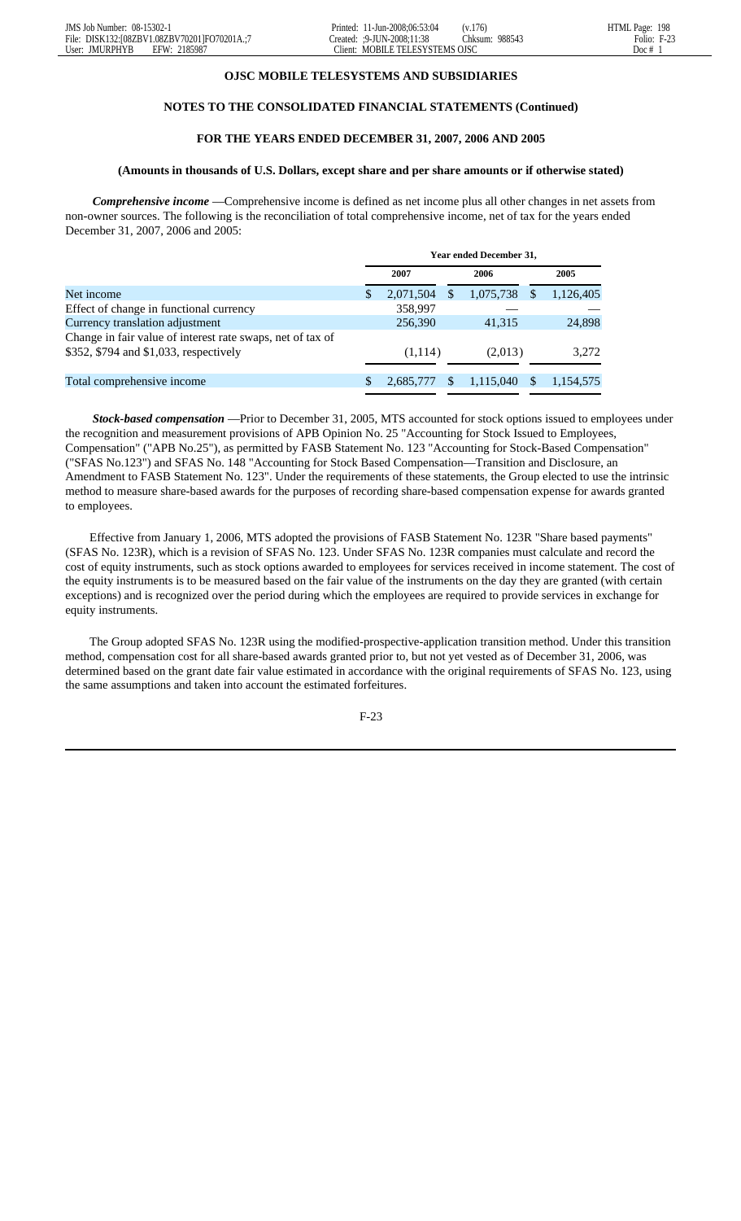**OJSC MOBILE TELESYSTEMS AND SUBSIDIARIES**

**NOTES TO THE CONSOLIDATED FINANCIAL STATEMENTS (Continued)**

**FOR THE YEARS ENDED DECEMBER 31, 2007, 2006 AND 2005**

**(Amounts in thousands of U.S. Dollars, except share and per share amounts or if otherwise stated)**

***Comprehensive income*** —Comprehensive income is defined as net income plus all other changes in net assets from non-owner sources. The following is the reconciliation of total comprehensive income, net of tax for the years ended December 31, 2007, 2006 and 2005:

| | Year ended December 31, | | |
|---|---|---|---|
| | 2007 | 2006 | 2005 |
| Net income | $ 2,071,504 | $ 1,075,738 | $ 1,126,405 |
| Effect of change in functional currency | 358,997 | — | — |
| Currency translation adjustment | 256,390 | 41,315 | 24,898 |
| Change in fair value of interest rate swaps, net of tax of $352, $794 and $1,033, respectively | (1,114) | (2,013) | 3,272 |
| Total comprehensive income | $ 2,685,777 | $ 1,115,040 | $ 1,154,575 |

***Stock-based compensation*** —Prior to December 31, 2005, MTS accounted for stock options issued to employees under the recognition and measurement provisions of APB Opinion No. 25 "Accounting for Stock Issued to Employees, Compensation" ("APB No.25"), as permitted by FASB Statement No. 123 "Accounting for Stock-Based Compensation" ("SFAS No.123") and SFAS No. 148 "Accounting for Stock Based Compensation—Transition and Disclosure, an Amendment to FASB Statement No. 123". Under the requirements of these statements, the Group elected to use the intrinsic method to measure share-based awards for the purposes of recording share-based compensation expense for awards granted to employees.

Effective from January 1, 2006, MTS adopted the provisions of FASB Statement No. 123R "Share based payments" (SFAS No. 123R), which is a revision of SFAS No. 123. Under SFAS No. 123R companies must calculate and record the cost of equity instruments, such as stock options awarded to employees for services received in income statement. The cost of the equity instruments is to be measured based on the fair value of the instruments on the day they are granted (with certain exceptions) and is recognized over the period during which the employees are required to provide services in exchange for equity instruments.

The Group adopted SFAS No. 123R using the modified-prospective-application transition method. Under this transition method, compensation cost for all share-based awards granted prior to, but not yet vested as of December 31, 2006, was determined based on the grant date fair value estimated in accordance with the original requirements of SFAS No. 123, using the same assumptions and taken into account the estimated forfeitures.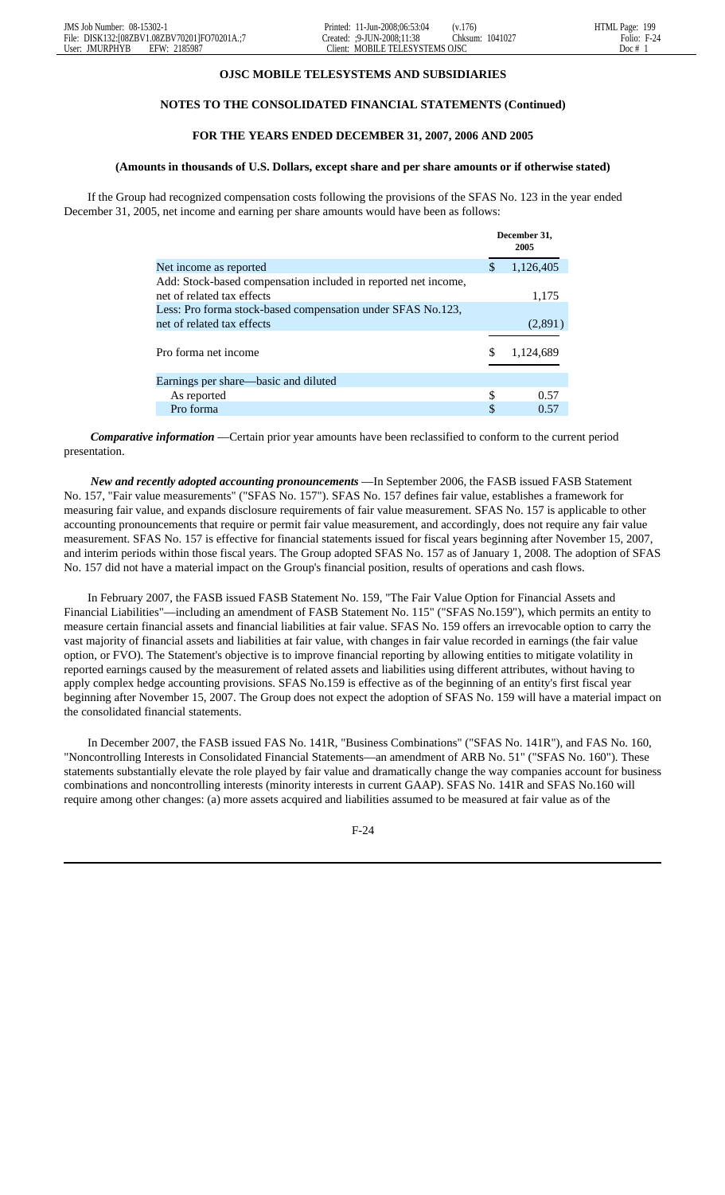**OJSC MOBILE TELESYSTEMS AND SUBSIDIARIES**

**NOTES TO THE CONSOLIDATED FINANCIAL STATEMENTS (Continued)**

**FOR THE YEARS ENDED DECEMBER 31, 2007, 2006 AND 2005**

**(Amounts in thousands of U.S. Dollars, except share and per share amounts or if otherwise stated)**

If the Group had recognized compensation costs following the provisions of the SFAS No. 123 in the year ended December 31, 2005, net income and earning per share amounts would have been as follows:

| | December 31, 2005 |
|---|---|
| Net income as reported | $ 1,126,405 |
| Add: Stock-based compensation included in reported net income, net of related tax effects | 1,175 |
| Less: Pro forma stock-based compensation under SFAS No.123, net of related tax effects | (2,891) |
| Pro forma net income | $ 1,124,689 |
| Earnings per share—basic and diluted | |
| As reported | $ 0.57 |
| Pro forma | $ 0.57 |

***Comparative information*** —Certain prior year amounts have been reclassified to conform to the current period presentation.

***New and recently adopted accounting pronouncements*** —In September 2006, the FASB issued FASB Statement No. 157, "Fair value measurements" ("SFAS No. 157"). SFAS No. 157 defines fair value, establishes a framework for measuring fair value, and expands disclosure requirements of fair value measurement. SFAS No. 157 is applicable to other accounting pronouncements that require or permit fair value measurement, and accordingly, does not require any fair value measurement. SFAS No. 157 is effective for financial statements issued for fiscal years beginning after November 15, 2007, and interim periods within those fiscal years. The Group adopted SFAS No. 157 as of January 1, 2008. The adoption of SFAS No. 157 did not have a material impact on the Group's financial position, results of operations and cash flows.

In February 2007, the FASB issued FASB Statement No. 159, "The Fair Value Option for Financial Assets and Financial Liabilities"—including an amendment of FASB Statement No. 115" ("SFAS No.159"), which permits an entity to measure certain financial assets and financial liabilities at fair value. SFAS No. 159 offers an irrevocable option to carry the vast majority of financial assets and liabilities at fair value, with changes in fair value recorded in earnings (the fair value option, or FVO). The Statement's objective is to improve financial reporting by allowing entities to mitigate volatility in reported earnings caused by the measurement of related assets and liabilities using different attributes, without having to apply complex hedge accounting provisions. SFAS No.159 is effective as of the beginning of an entity's first fiscal year beginning after November 15, 2007. The Group does not expect the adoption of SFAS No. 159 will have a material impact on the consolidated financial statements.

In December 2007, the FASB issued FAS No. 141R, "Business Combinations" ("SFAS No. 141R"), and FAS No. 160, "Noncontrolling Interests in Consolidated Financial Statements—an amendment of ARB No. 51" ("SFAS No. 160"). These statements substantially elevate the role played by fair value and dramatically change the way companies account for business combinations and noncontrolling interests (minority interests in current GAAP). SFAS No. 141R and SFAS No.160 will require among other changes: (a) more assets acquired and liabilities assumed to be measured at fair value as of the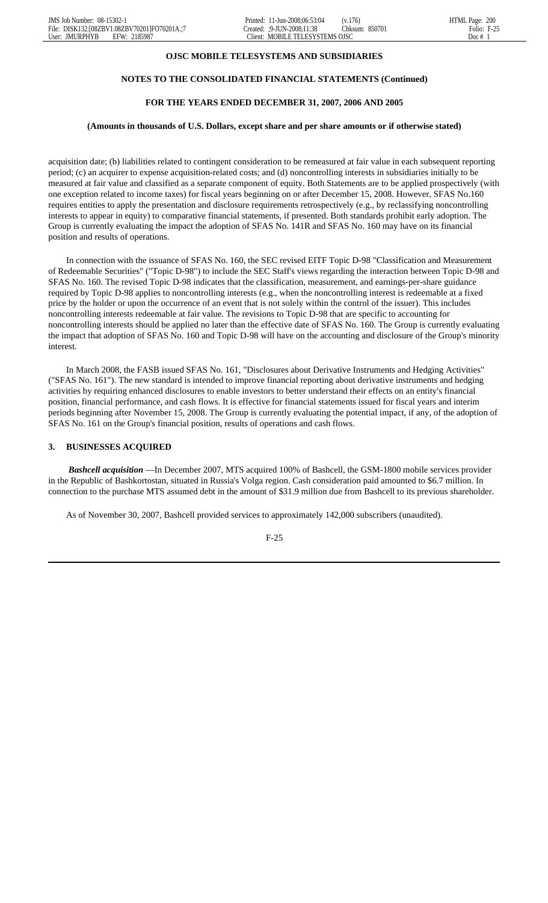acquisition date; (b) liabilities related to contingent consideration to be remeasured at fair value in each subsequent reporting period; (c) an acquirer to expense acquisition-related costs; and (d) noncontrolling interests in subsidiaries initially to be measured at fair value and classified as a separate component of equity. Both Statements are to be applied prospectively (with one exception related to income taxes) for fiscal years beginning on or after December 15, 2008. However, SFAS No.160 requires entities to apply the presentation and disclosure requirements retrospectively (e.g., by reclassifying noncontrolling interests to appear in equity) to comparative financial statements, if presented. Both standards prohibit early adoption. The Group is currently evaluating the impact the adoption of SFAS No. 141R and SFAS No. 160 may have on its financial position and results of operations.

In connection with the issuance of SFAS No. 160, the SEC revised EITF Topic D-98 "Classification and Measurement of Redeemable Securities" ("Topic D-98") to include the SEC Staff's views regarding the interaction between Topic D-98 and SFAS No. 160. The revised Topic D-98 indicates that the classification, measurement, and earnings-per-share guidance required by Topic D-98 applies to noncontrolling interests (e.g., when the noncontrolling interest is redeemable at a fixed price by the holder or upon the occurrence of an event that is not solely within the control of the issuer). This includes noncontrolling interests redeemable at fair value. The revisions to Topic D-98 that are specific to accounting for noncontrolling interests should be applied no later than the effective date of SFAS No. 160. The Group is currently evaluating the impact that adoption of SFAS No. 160 and Topic D-98 will have on the accounting and disclosure of the Group's minority interest.

In March 2008, the FASB issued SFAS No. 161, "Disclosures about Derivative Instruments and Hedging Activities" ("SFAS No. 161"). The new standard is intended to improve financial reporting about derivative instruments and hedging activities by requiring enhanced disclosures to enable investors to better understand their effects on an entity's financial position, financial performance, and cash flows. It is effective for financial statements issued for fiscal years and interim periods beginning after November 15, 2008. The Group is currently evaluating the potential impact, if any, of the adoption of SFAS No. 161 on the Group's financial position, results of operations and cash flows.

## 3. BUSINESSES ACQUIRED

***Bashcell acquisition*** —In December 2007, MTS acquired 100% of Bashcell, the GSM-1800 mobile services provider in the Republic of Bashkortostan, situated in Russia's Volga region. Cash consideration paid amounted to $6.7 million. In connection to the purchase MTS assumed debt in the amount of $31.9 million due from Bashcell to its previous shareholder.

As of November 30, 2007, Bashcell provided services to approximately 142,000 subscribers (unaudited).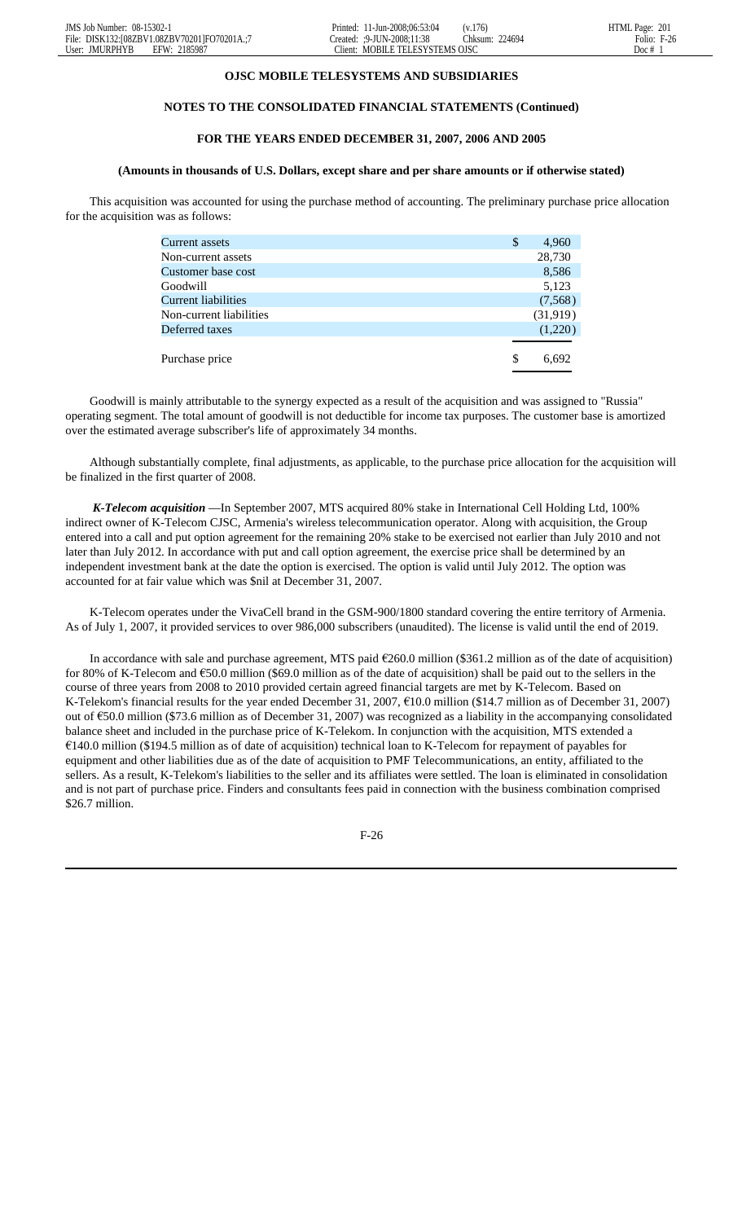**OJSC MOBILE TELESYSTEMS AND SUBSIDIARIES**

**NOTES TO THE CONSOLIDATED FINANCIAL STATEMENTS (Continued)**

**FOR THE YEARS ENDED DECEMBER 31, 2007, 2006 AND 2005**

**(Amounts in thousands of U.S. Dollars, except share and per share amounts or if otherwise stated)**

This acquisition was accounted for using the purchase method of accounting. The preliminary purchase price allocation for the acquisition was as follows:

| | |
|---|---|
| Current assets | $ 4,960 |
| Non-current assets | 28,730 |
| Customer base cost | 8,586 |
| Goodwill | 5,123 |
| Current liabilities | (7,568) |
| Non-current liabilities | (31,919) |
| Deferred taxes | (1,220) |
| Purchase price | $ 6,692 |

Goodwill is mainly attributable to the synergy expected as a result of the acquisition and was assigned to "Russia" operating segment. The total amount of goodwill is not deductible for income tax purposes. The customer base is amortized over the estimated average subscriber's life of approximately 34 months.

Although substantially complete, final adjustments, as applicable, to the purchase price allocation for the acquisition will be finalized in the first quarter of 2008.

***K-Telecom acquisition*** —In September 2007, MTS acquired 80% stake in International Cell Holding Ltd, 100% indirect owner of K-Telecom CJSC, Armenia's wireless telecommunication operator. Along with acquisition, the Group entered into a call and put option agreement for the remaining 20% stake to be exercised not earlier than July 2010 and not later than July 2012. In accordance with put and call option agreement, the exercise price shall be determined by an independent investment bank at the date the option is exercised. The option is valid until July 2012. The option was accounted for at fair value which was $nil at December 31, 2007.

K-Telecom operates under the VivaCell brand in the GSM-900/1800 standard covering the entire territory of Armenia. As of July 1, 2007, it provided services to over 986,000 subscribers (unaudited). The license is valid until the end of 2019.

In accordance with sale and purchase agreement, MTS paid €260.0 million ($361.2 million as of the date of acquisition) for 80% of K-Telecom and €50.0 million ($69.0 million as of the date of acquisition) shall be paid out to the sellers in the course of three years from 2008 to 2010 provided certain agreed financial targets are met by K-Telecom. Based on K-Telekom's financial results for the year ended December 31, 2007, €10.0 million ($14.7 million as of December 31, 2007) out of €50.0 million ($73.6 million as of December 31, 2007) was recognized as a liability in the accompanying consolidated balance sheet and included in the purchase price of K-Telekom. In conjunction with the acquisition, MTS extended a €140.0 million ($194.5 million as of date of acquisition) technical loan to K-Telecom for repayment of payables for equipment and other liabilities due as of the date of acquisition to PMF Telecommunications, an entity, affiliated to the sellers. As a result, K-Telekom's liabilities to the seller and its affiliates were settled. The loan is eliminated in consolidation and is not part of purchase price. Finders and consultants fees paid in connection with the business combination comprised $26.7 million.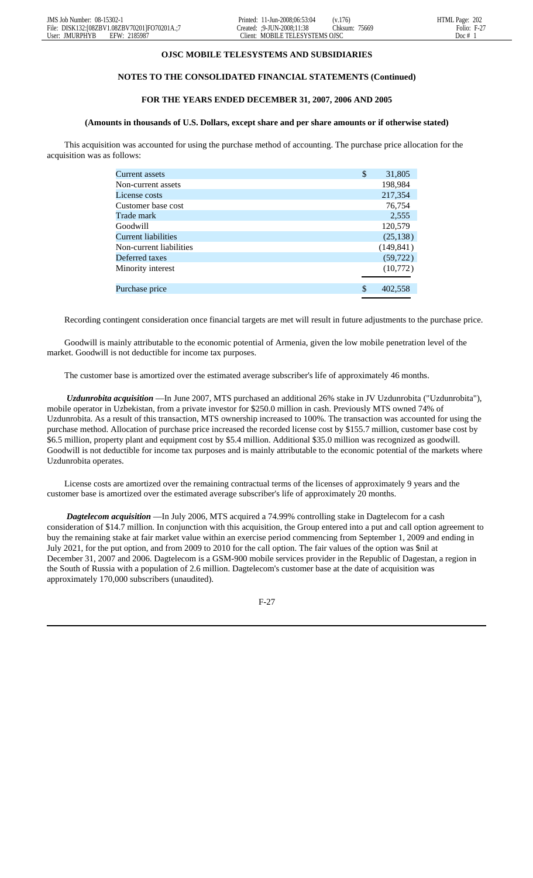**OJSC MOBILE TELESYSTEMS AND SUBSIDIARIES**

**NOTES TO THE CONSOLIDATED FINANCIAL STATEMENTS (Continued)**

**FOR THE YEARS ENDED DECEMBER 31, 2007, 2006 AND 2005**

**(Amounts in thousands of U.S. Dollars, except share and per share amounts or if otherwise stated)**

This acquisition was accounted for using the purchase method of accounting. The purchase price allocation for the acquisition was as follows:

| | |
|---|---|
| Current assets | $ 31,805 |
| Non-current assets | 198,984 |
| License costs | 217,354 |
| Customer base cost | 76,754 |
| Trade mark | 2,555 |
| Goodwill | 120,579 |
| Current liabilities | (25,138) |
| Non-current liabilities | (149,841) |
| Deferred taxes | (59,722) |
| Minority interest | (10,772) |
| Purchase price | $ 402,558 |

Recording contingent consideration once financial targets are met will result in future adjustments to the purchase price.

Goodwill is mainly attributable to the economic potential of Armenia, given the low mobile penetration level of the market. Goodwill is not deductible for income tax purposes.

The customer base is amortized over the estimated average subscriber's life of approximately 46 months.

***Uzdunrobita acquisition*** —In June 2007, MTS purchased an additional 26% stake in JV Uzdunrobita ("Uzdunrobita"), mobile operator in Uzbekistan, from a private investor for $250.0 million in cash. Previously MTS owned 74% of Uzdunrobita. As a result of this transaction, MTS ownership increased to 100%. The transaction was accounted for using the purchase method. Allocation of purchase price increased the recorded license cost by $155.7 million, customer base cost by $6.5 million, property plant and equipment cost by $5.4 million. Additional $35.0 million was recognized as goodwill. Goodwill is not deductible for income tax purposes and is mainly attributable to the economic potential of the markets where Uzdunrobita operates.

License costs are amortized over the remaining contractual terms of the licenses of approximately 9 years and the customer base is amortized over the estimated average subscriber's life of approximately 20 months.

***Dagtelecom acquisition*** —In July 2006, MTS acquired a 74.99% controlling stake in Dagtelecom for a cash consideration of $14.7 million. In conjunction with this acquisition, the Group entered into a put and call option agreement to buy the remaining stake at fair market value within an exercise period commencing from September 1, 2009 and ending in July 2021, for the put option, and from 2009 to 2010 for the call option. The fair values of the option was $nil at December 31, 2007 and 2006. Dagtelecom is a GSM-900 mobile services provider in the Republic of Dagestan, a region in the South of Russia with a population of 2.6 million. Dagtelecom's customer base at the date of acquisition was approximately 170,000 subscribers (unaudited).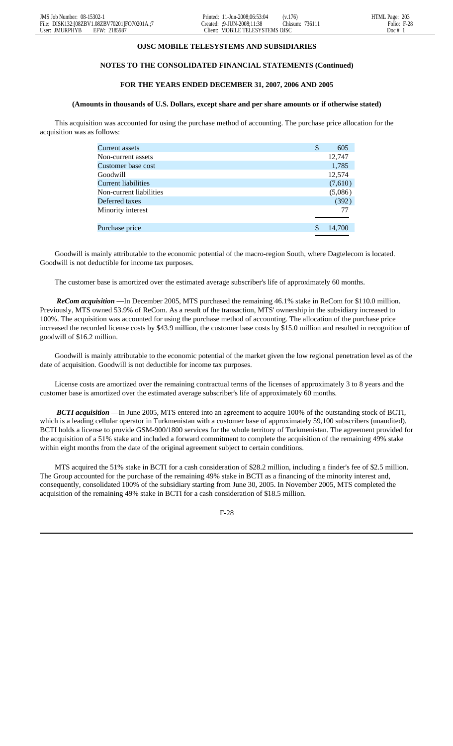**OJSC MOBILE TELESYSTEMS AND SUBSIDIARIES**

**NOTES TO THE CONSOLIDATED FINANCIAL STATEMENTS (Continued)**

**FOR THE YEARS ENDED DECEMBER 31, 2007, 2006 AND 2005**

**(Amounts in thousands of U.S. Dollars, except share and per share amounts or if otherwise stated)**

This acquisition was accounted for using the purchase method of accounting. The purchase price allocation for the acquisition was as follows:

| | |
|---|---|
| Current assets | $ 605 |
| Non-current assets | 12,747 |
| Customer base cost | 1,785 |
| Goodwill | 12,574 |
| Current liabilities | (7,610) |
| Non-current liabilities | (5,086) |
| Deferred taxes | (392) |
| Minority interest | 77 |
| Purchase price | $ 14,700 |

Goodwill is mainly attributable to the economic potential of the macro-region South, where Dagtelecom is located. Goodwill is not deductible for income tax purposes.

The customer base is amortized over the estimated average subscriber's life of approximately 60 months.

***ReCom acquisition*** —In December 2005, MTS purchased the remaining 46.1% stake in ReCom for $110.0 million. Previously, MTS owned 53.9% of ReCom. As a result of the transaction, MTS' ownership in the subsidiary increased to 100%. The acquisition was accounted for using the purchase method of accounting. The allocation of the purchase price increased the recorded license costs by $43.9 million, the customer base costs by $15.0 million and resulted in recognition of goodwill of $16.2 million.

Goodwill is mainly attributable to the economic potential of the market given the low regional penetration level as of the date of acquisition. Goodwill is not deductible for income tax purposes.

License costs are amortized over the remaining contractual terms of the licenses of approximately 3 to 8 years and the customer base is amortized over the estimated average subscriber's life of approximately 60 months.

***BCTI acquisition*** —In June 2005, MTS entered into an agreement to acquire 100% of the outstanding stock of BCTI, which is a leading cellular operator in Turkmenistan with a customer base of approximately 59,100 subscribers (unaudited). BCTI holds a license to provide GSM-900/1800 services for the whole territory of Turkmenistan. The agreement provided for the acquisition of a 51% stake and included a forward commitment to complete the acquisition of the remaining 49% stake within eight months from the date of the original agreement subject to certain conditions.

MTS acquired the 51% stake in BCTI for a cash consideration of $28.2 million, including a finder's fee of $2.5 million. The Group accounted for the purchase of the remaining 49% stake in BCTI as a financing of the minority interest and, consequently, consolidated 100% of the subsidiary starting from June 30, 2005. In November 2005, MTS completed the acquisition of the remaining 49% stake in BCTI for a cash consideration of $18.5 million.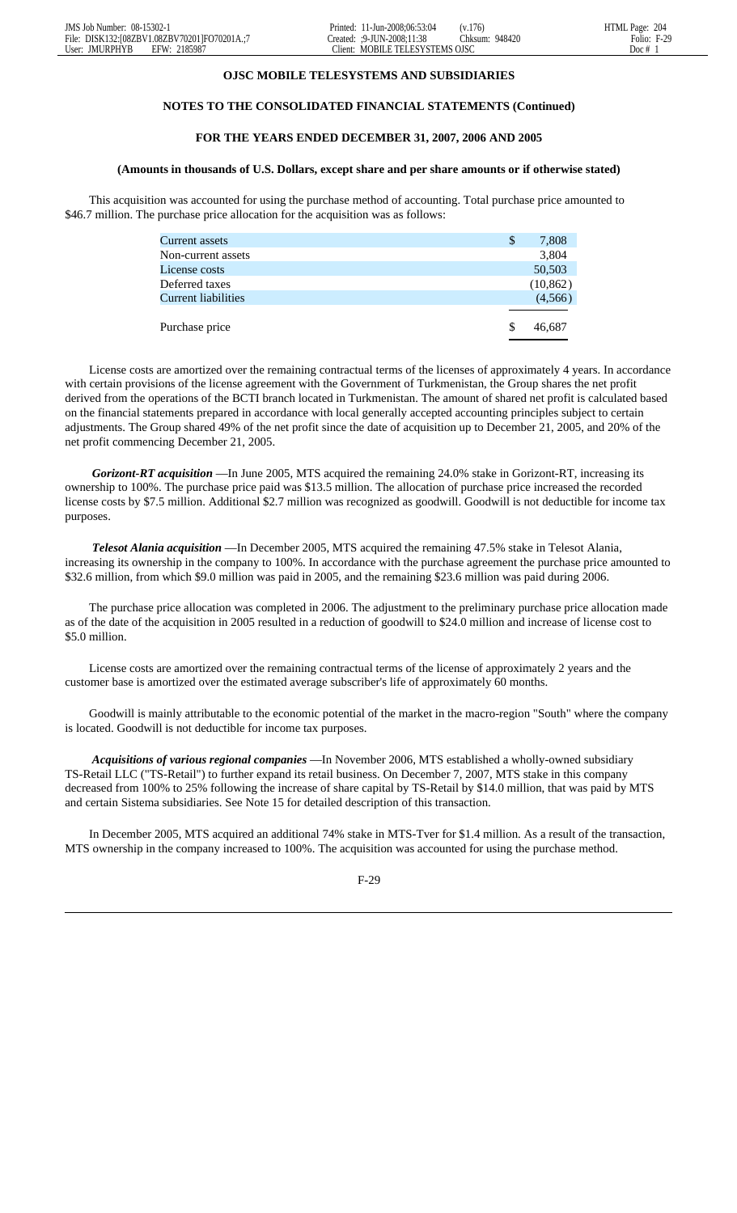**OJSC MOBILE TELESYSTEMS AND SUBSIDIARIES**

**NOTES TO THE CONSOLIDATED FINANCIAL STATEMENTS (Continued)**

**FOR THE YEARS ENDED DECEMBER 31, 2007, 2006 AND 2005**

**(Amounts in thousands of U.S. Dollars, except share and per share amounts or if otherwise stated)**

This acquisition was accounted for using the purchase method of accounting. Total purchase price amounted to $46.7 million. The purchase price allocation for the acquisition was as follows:

| | |
|---|---|
| Current assets | $ 7,808 |
| Non-current assets | 3,804 |
| License costs | 50,503 |
| Deferred taxes | (10,862) |
| Current liabilities | (4,566) |
| Purchase price | $ 46,687 |

License costs are amortized over the remaining contractual terms of the licenses of approximately 4 years. In accordance with certain provisions of the license agreement with the Government of Turkmenistan, the Group shares the net profit derived from the operations of the BCTI branch located in Turkmenistan. The amount of shared net profit is calculated based on the financial statements prepared in accordance with local generally accepted accounting principles subject to certain adjustments. The Group shared 49% of the net profit since the date of acquisition up to December 21, 2005, and 20% of the net profit commencing December 21, 2005.

***Gorizont-RT acquisition*** —In June 2005, MTS acquired the remaining 24.0% stake in Gorizont-RT, increasing its ownership to 100%. The purchase price paid was $13.5 million. The allocation of purchase price increased the recorded license costs by $7.5 million. Additional $2.7 million was recognized as goodwill. Goodwill is not deductible for income tax purposes.

***Telesot Alania acquisition*** —In December 2005, MTS acquired the remaining 47.5% stake in Telesot Alania, increasing its ownership in the company to 100%. In accordance with the purchase agreement the purchase price amounted to $32.6 million, from which $9.0 million was paid in 2005, and the remaining $23.6 million was paid during 2006.

The purchase price allocation was completed in 2006. The adjustment to the preliminary purchase price allocation made as of the date of the acquisition in 2005 resulted in a reduction of goodwill to $24.0 million and increase of license cost to $5.0 million.

License costs are amortized over the remaining contractual terms of the license of approximately 2 years and the customer base is amortized over the estimated average subscriber's life of approximately 60 months.

Goodwill is mainly attributable to the economic potential of the market in the macro-region "South" where the company is located. Goodwill is not deductible for income tax purposes.

***Acquisitions of various regional companies*** —In November 2006, MTS established a wholly-owned subsidiary TS-Retail LLC ("TS-Retail") to further expand its retail business. On December 7, 2007, MTS stake in this company decreased from 100% to 25% following the increase of share capital by TS-Retail by $14.0 million, that was paid by MTS and certain Sistema subsidiaries. See Note 15 for detailed description of this transaction.

In December 2005, MTS acquired an additional 74% stake in MTS-Tver for $1.4 million. As a result of the transaction, MTS ownership in the company increased to 100%. The acquisition was accounted for using the purchase method.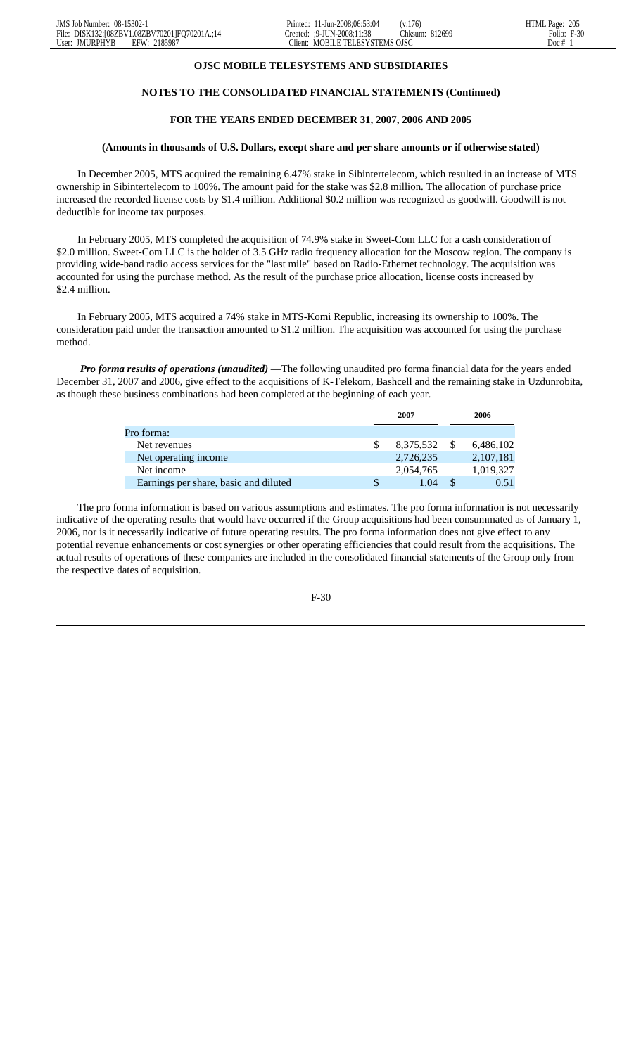**OJSC MOBILE TELESYSTEMS AND SUBSIDIARIES**

**NOTES TO THE CONSOLIDATED FINANCIAL STATEMENTS (Continued)**

**FOR THE YEARS ENDED DECEMBER 31, 2007, 2006 AND 2005**

**(Amounts in thousands of U.S. Dollars, except share and per share amounts or if otherwise stated)**

In December 2005, MTS acquired the remaining 6.47% stake in Sibintertelecom, which resulted in an increase of MTS ownership in Sibintertelecom to 100%. The amount paid for the stake was $2.8 million. The allocation of purchase price increased the recorded license costs by $1.4 million. Additional $0.2 million was recognized as goodwill. Goodwill is not deductible for income tax purposes.

In February 2005, MTS completed the acquisition of 74.9% stake in Sweet-Com LLC for a cash consideration of $2.0 million. Sweet-Com LLC is the holder of 3.5 GHz radio frequency allocation for the Moscow region. The company is providing wide-band radio access services for the "last mile" based on Radio-Ethernet technology. The acquisition was accounted for using the purchase method. As the result of the purchase price allocation, license costs increased by $2.4 million.

In February 2005, MTS acquired a 74% stake in MTS-Komi Republic, increasing its ownership to 100%. The consideration paid under the transaction amounted to $1.2 million. The acquisition was accounted for using the purchase method.

***Pro forma results of operations (unaudited)*** —The following unaudited pro forma financial data for the years ended December 31, 2007 and 2006, give effect to the acquisitions of K-Telekom, Bashcell and the remaining stake in Uzdunrobita, as though these business combinations had been completed at the beginning of each year.

| | 2007 | 2006 |
|---|---|---|
| Pro forma: | | |
| Net revenues | $ 8,375,532 | $ 6,486,102 |
| Net operating income | 2,726,235 | 2,107,181 |
| Net income | 2,054,765 | 1,019,327 |
| Earnings per share, basic and diluted | $ 1.04 | $ 0.51 |

The pro forma information is based on various assumptions and estimates. The pro forma information is not necessarily indicative of the operating results that would have occurred if the Group acquisitions had been consummated as of January 1, 2006, nor is it necessarily indicative of future operating results. The pro forma information does not give effect to any potential revenue enhancements or cost synergies or other operating efficiencies that could result from the acquisitions. The actual results of operations of these companies are included in the consolidated financial statements of the Group only from the respective dates of acquisition.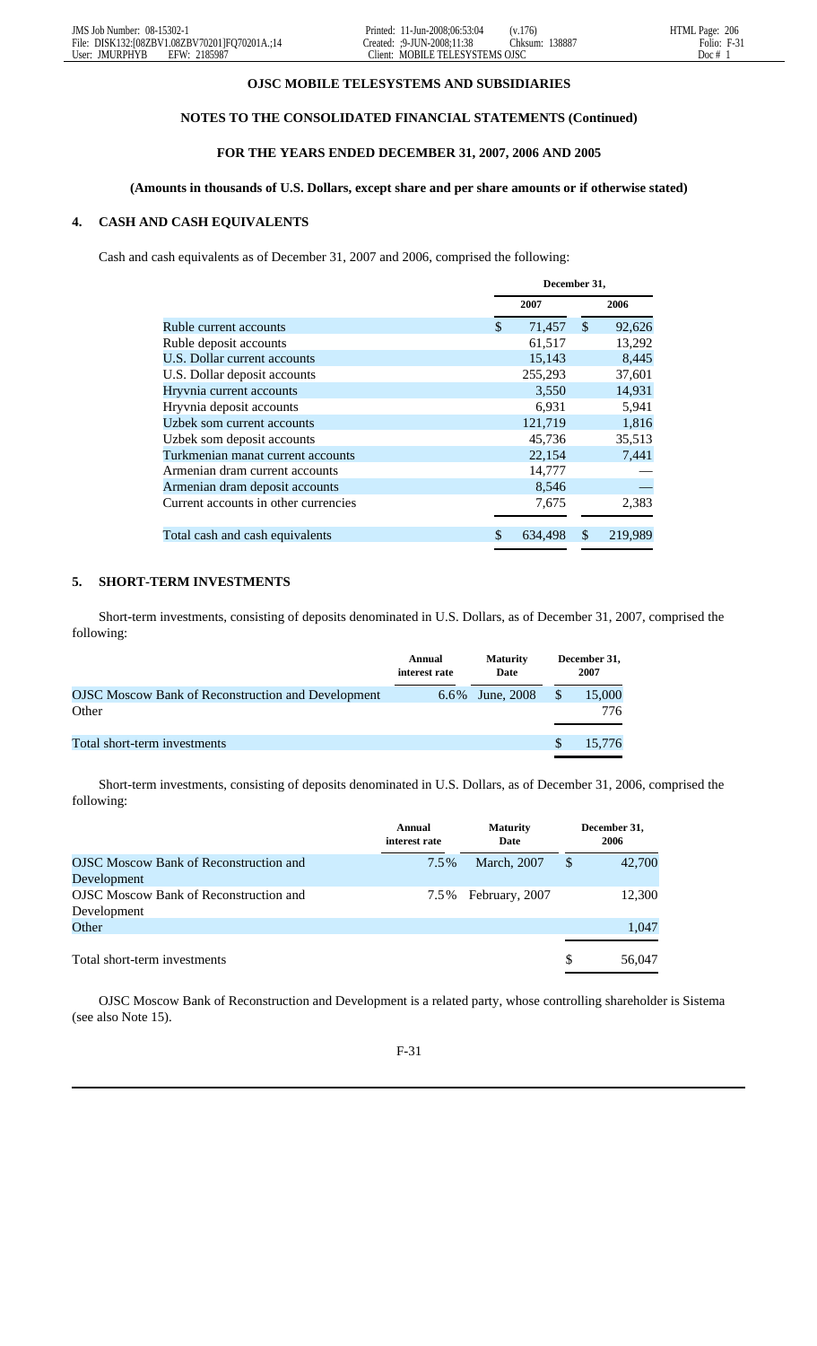**OJSC MOBILE TELESYSTEMS AND SUBSIDIARIES**

**NOTES TO THE CONSOLIDATED FINANCIAL STATEMENTS (Continued)**

**FOR THE YEARS ENDED DECEMBER 31, 2007, 2006 AND 2005**

**(Amounts in thousands of U.S. Dollars, except share and per share amounts or if otherwise stated)**

## 4. CASH AND CASH EQUIVALENTS

Cash and cash equivalents as of December 31, 2007 and 2006, comprised the following:

| | December 31, 2007 | December 31, 2006 |
|---|---|---|
| Ruble current accounts | $ 71,457 | $ 92,626 |
| Ruble deposit accounts | 61,517 | 13,292 |
| U.S. Dollar current accounts | 15,143 | 8,445 |
| U.S. Dollar deposit accounts | 255,293 | 37,601 |
| Hryvnia current accounts | 3,550 | 14,931 |
| Hryvnia deposit accounts | 6,931 | 5,941 |
| Uzbek som current accounts | 121,719 | 1,816 |
| Uzbek som deposit accounts | 45,736 | 35,513 |
| Turkmenian manat current accounts | 22,154 | 7,441 |
| Armenian dram current accounts | 14,777 | — |
| Armenian dram deposit accounts | 8,546 | — |
| Current accounts in other currencies | 7,675 | 2,383 |
| Total cash and cash equivalents | $ 634,498 | $ 219,989 |

## 5. SHORT-TERM INVESTMENTS

Short-term investments, consisting of deposits denominated in U.S. Dollars, as of December 31, 2007, comprised the following:

| | Annual interest rate | Maturity Date | December 31, 2007 |
|---|---|---|---|
| OJSC Moscow Bank of Reconstruction and Development | 6.6% | June, 2008 | $ 15,000 |
| Other | | | 776 |
| Total short-term investments | | | $ 15,776 |

Short-term investments, consisting of deposits denominated in U.S. Dollars, as of December 31, 2006, comprised the following:

| | Annual interest rate | Maturity Date | December 31, 2006 |
|---|---|---|---|
| OJSC Moscow Bank of Reconstruction and Development | 7.5% | March, 2007 | $ 42,700 |
| OJSC Moscow Bank of Reconstruction and Development | 7.5% | February, 2007 | 12,300 |
| Other | | | 1,047 |
| Total short-term investments | | | $ 56,047 |

OJSC Moscow Bank of Reconstruction and Development is a related party, whose controlling shareholder is Sistema (see also Note 15).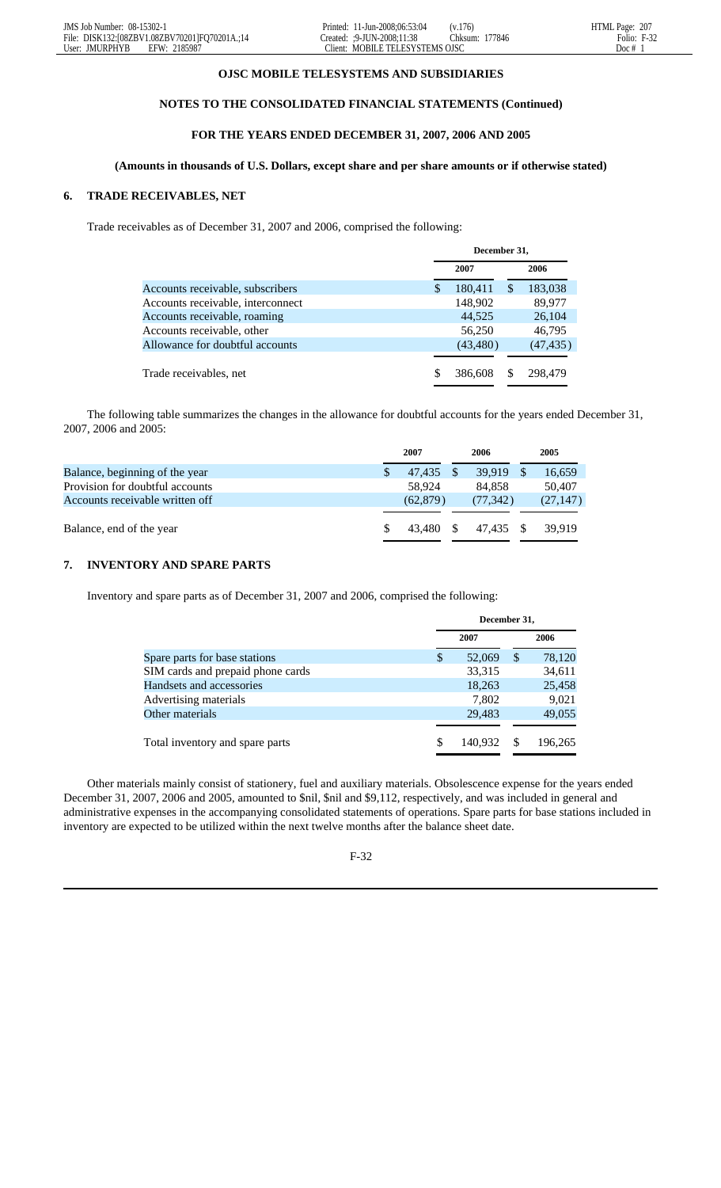**OJSC MOBILE TELESYSTEMS AND SUBSIDIARIES**

**NOTES TO THE CONSOLIDATED FINANCIAL STATEMENTS (Continued)**

**FOR THE YEARS ENDED DECEMBER 31, 2007, 2006 AND 2005**

**(Amounts in thousands of U.S. Dollars, except share and per share amounts or if otherwise stated)**

## 6. TRADE RECEIVABLES, NET

Trade receivables as of December 31, 2007 and 2006, comprised the following:

| | December 31, | |
|---|---|---|
| | 2007 | 2006 |
| Accounts receivable, subscribers | $ 180,411 | $ 183,038 |
| Accounts receivable, interconnect | 148,902 | 89,977 |
| Accounts receivable, roaming | 44,525 | 26,104 |
| Accounts receivable, other | 56,250 | 46,795 |
| Allowance for doubtful accounts | (43,480) | (47,435) |
| Trade receivables, net | $ 386,608 | $ 298,479 |

The following table summarizes the changes in the allowance for doubtful accounts for the years ended December 31, 2007, 2006 and 2005:

| | 2007 | 2006 | 2005 |
|---|---|---|---|
| Balance, beginning of the year | $ 47,435 | $ 39,919 | $ 16,659 |
| Provision for doubtful accounts | 58,924 | 84,858 | 50,407 |
| Accounts receivable written off | (62,879) | (77,342) | (27,147) |
| Balance, end of the year | $ 43,480 | $ 47,435 | $ 39,919 |

## 7. INVENTORY AND SPARE PARTS

Inventory and spare parts as of December 31, 2007 and 2006, comprised the following:

| | December 31, | |
|---|---|---|
| | 2007 | 2006 |
| Spare parts for base stations | $ 52,069 | $ 78,120 |
| SIM cards and prepaid phone cards | 33,315 | 34,611 |
| Handsets and accessories | 18,263 | 25,458 |
| Advertising materials | 7,802 | 9,021 |
| Other materials | 29,483 | 49,055 |
| Total inventory and spare parts | $ 140,932 | $ 196,265 |

Other materials mainly consist of stationery, fuel and auxiliary materials. Obsolescence expense for the years ended December 31, 2007, 2006 and 2005, amounted to $nil, $nil and $9,112, respectively, and was included in general and administrative expenses in the accompanying consolidated statements of operations. Spare parts for base stations included in inventory are expected to be utilized within the next twelve months after the balance sheet date.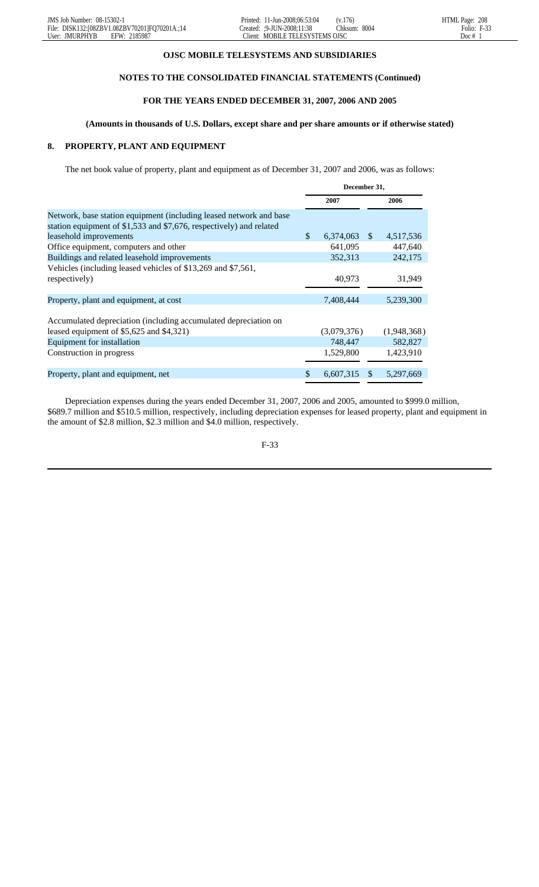**OJSC MOBILE TELESYSTEMS AND SUBSIDIARIES**

**NOTES TO THE CONSOLIDATED FINANCIAL STATEMENTS (Continued)**

**FOR THE YEARS ENDED DECEMBER 31, 2007, 2006 AND 2005**

**(Amounts in thousands of U.S. Dollars, except share and per share amounts or if otherwise stated)**

## 8. PROPERTY, PLANT AND EQUIPMENT

The net book value of property, plant and equipment as of December 31, 2007 and 2006, was as follows:

| | December 31, | |
|---|---|---|
| | 2007 | 2006 |
| Network, base station equipment (including leased network and base station equipment of $1,533 and $7,676, respectively) and related leasehold improvements | $ 6,374,063 | $ 4,517,536 |
| Office equipment, computers and other | 641,095 | 447,640 |
| Buildings and related leasehold improvements | 352,313 | 242,175 |
| Vehicles (including leased vehicles of $13,269 and $7,561, respectively) | 40,973 | 31,949 |
| Property, plant and equipment, at cost | 7,408,444 | 5,239,300 |
| Accumulated depreciation (including accumulated depreciation on leased equipment of $5,625 and $4,321) | (3,079,376) | (1,948,368) |
| Equipment for installation | 748,447 | 582,827 |
| Construction in progress | 1,529,800 | 1,423,910 |
| Property, plant and equipment, net | $ 6,607,315 | $ 5,297,669 |

Depreciation expenses during the years ended December 31, 2007, 2006 and 2005, amounted to $999.0 million, $689.7 million and $510.5 million, respectively, including depreciation expenses for leased property, plant and equipment in the amount of $2.8 million, $2.3 million and $4.0 million, respectively.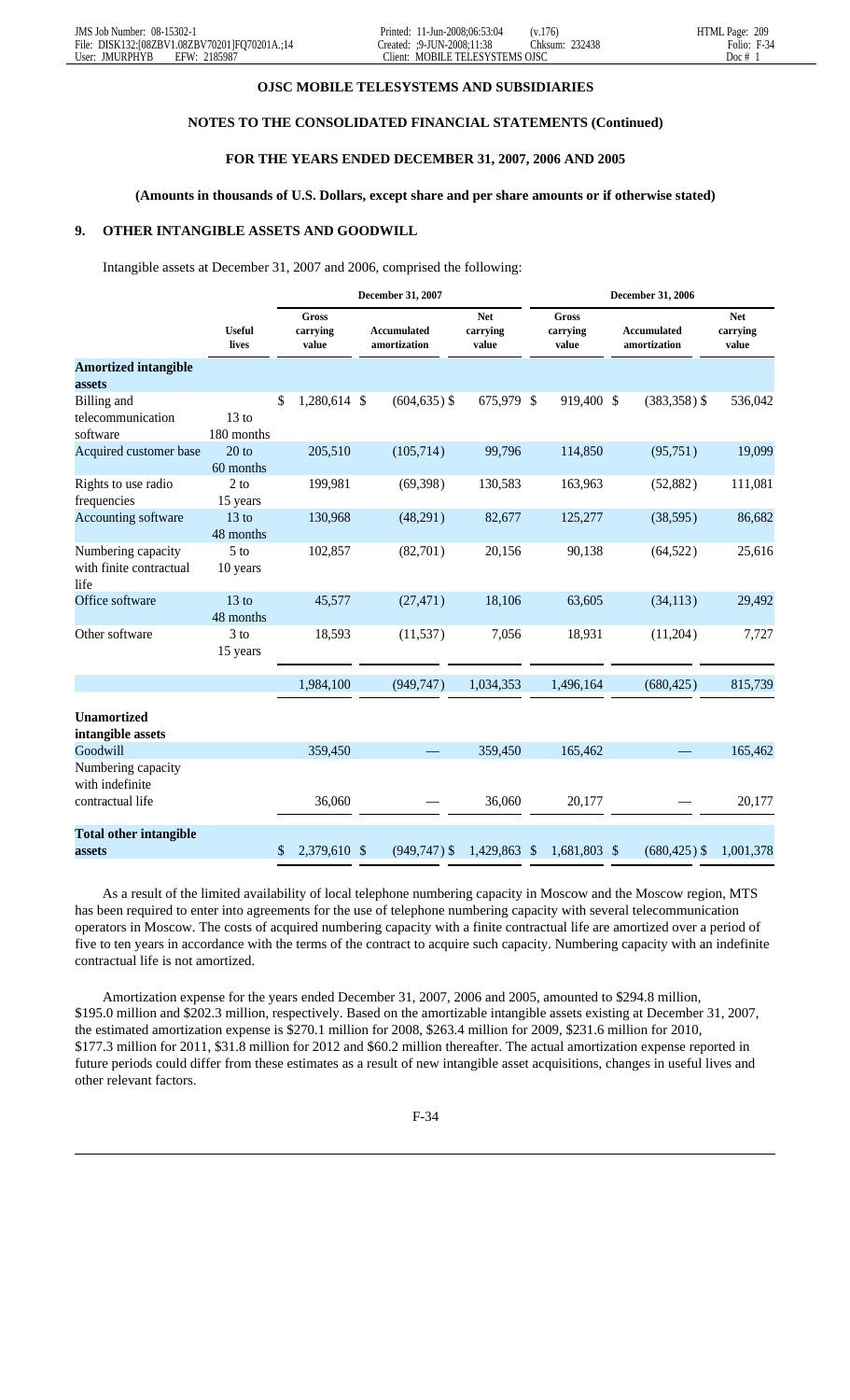**OJSC MOBILE TELESYSTEMS AND SUBSIDIARIES**

**NOTES TO THE CONSOLIDATED FINANCIAL STATEMENTS (Continued)**

**FOR THE YEARS ENDED DECEMBER 31, 2007, 2006 AND 2005**

**(Amounts in thousands of U.S. Dollars, except share and per share amounts or if otherwise stated)**

## 9. OTHER INTANGIBLE ASSETS AND GOODWILL

Intangible assets at December 31, 2007 and 2006, comprised the following:

| | | December 31, 2007 | | | December 31, 2006 | | |
|---|---|---|---|---|---|---|---|
| | Useful lives | Gross carrying value | Accumulated amortization | Net carrying value | Gross carrying value | Accumulated amortization | Net carrying value |
| **Amortized intangible assets** | | | | | | | |
| Billing and telecommunication software | 13 to 180 months | $ 1,280,614 | $ (604,635) | $ 675,979 | $ 919,400 | $ (383,358) | $ 536,042 |
| Acquired customer base | 20 to 60 months | 205,510 | (105,714) | 99,796 | 114,850 | (95,751) | 19,099 |
| Rights to use radio frequencies | 2 to 15 years | 199,981 | (69,398) | 130,583 | 163,963 | (52,882) | 111,081 |
| Accounting software | 13 to 48 months | 130,968 | (48,291) | 82,677 | 125,277 | (38,595) | 86,682 |
| Numbering capacity with finite contractual life | 5 to 10 years | 102,857 | (82,701) | 20,156 | 90,138 | (64,522) | 25,616 |
| Office software | 13 to 48 months | 45,577 | (27,471) | 18,106 | 63,605 | (34,113) | 29,492 |
| Other software | 3 to 15 years | 18,593 | (11,537) | 7,056 | 18,931 | (11,204) | 7,727 |
| | | 1,984,100 | (949,747) | 1,034,353 | 1,496,164 | (680,425) | 815,739 |
| **Unamortized intangible assets** | | | | | | | |
| Goodwill | | 359,450 | — | 359,450 | 165,462 | — | 165,462 |
| Numbering capacity with indefinite contractual life | | 36,060 | — | 36,060 | 20,177 | — | 20,177 |
| **Total other intangible assets** | | $ 2,379,610 | $ (949,747) | $ 1,429,863 | $ 1,681,803 | $ (680,425) | $ 1,001,378 |

As a result of the limited availability of local telephone numbering capacity in Moscow and the Moscow region, MTS has been required to enter into agreements for the use of telephone numbering capacity with several telecommunication operators in Moscow. The costs of acquired numbering capacity with a finite contractual life are amortized over a period of five to ten years in accordance with the terms of the contract to acquire such capacity. Numbering capacity with an indefinite contractual life is not amortized.

Amortization expense for the years ended December 31, 2007, 2006 and 2005, amounted to $294.8 million, $195.0 million and $202.3 million, respectively. Based on the amortizable intangible assets existing at December 31, 2007, the estimated amortization expense is $270.1 million for 2008, $263.4 million for 2009, $231.6 million for 2010, $177.3 million for 2011, $31.8 million for 2012 and $60.2 million thereafter. The actual amortization expense reported in future periods could differ from these estimates as a result of new intangible asset acquisitions, changes in useful lives and other relevant factors.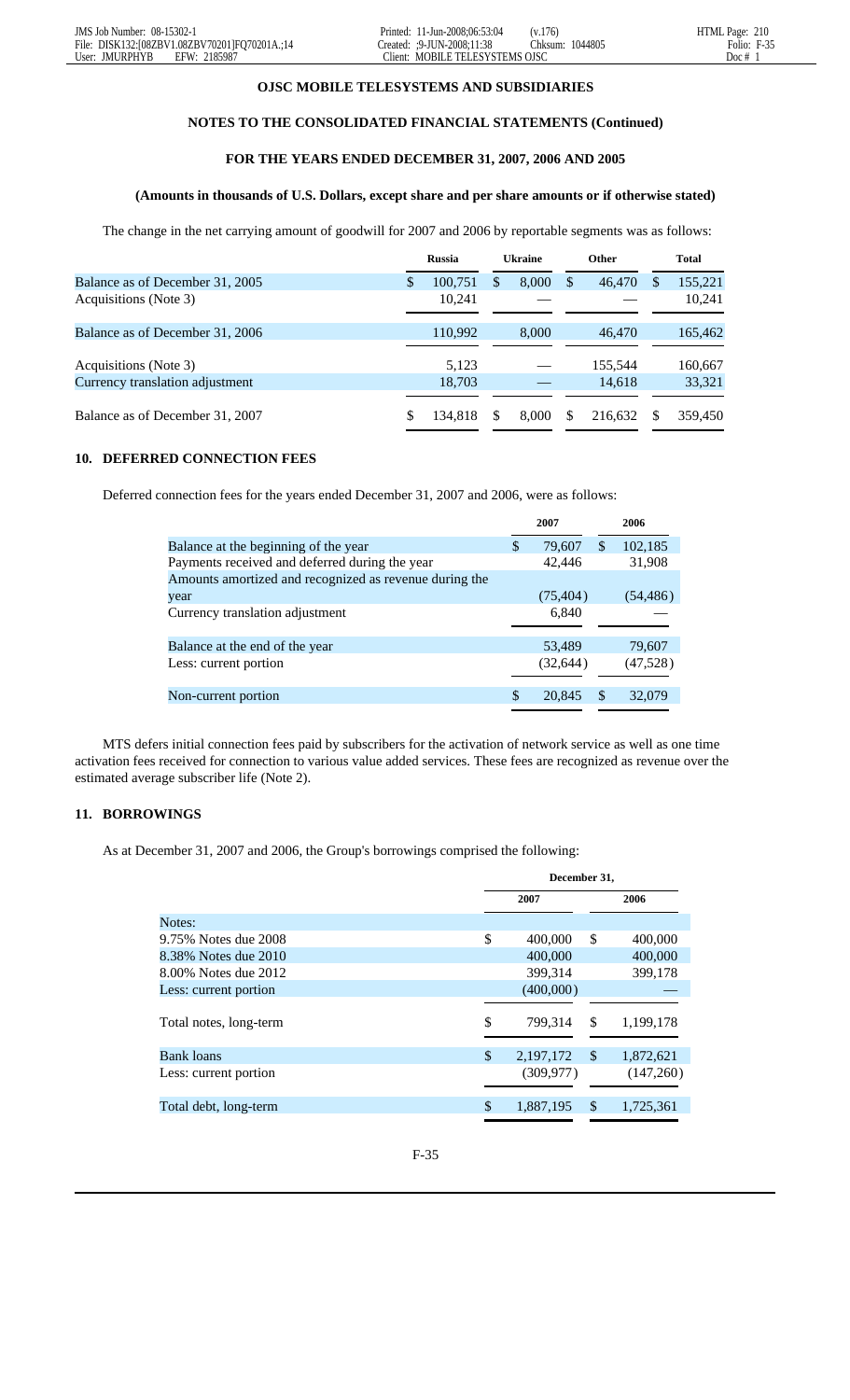**OJSC MOBILE TELESYSTEMS AND SUBSIDIARIES**

**NOTES TO THE CONSOLIDATED FINANCIAL STATEMENTS (Continued)**

**FOR THE YEARS ENDED DECEMBER 31, 2007, 2006 AND 2005**

**(Amounts in thousands of U.S. Dollars, except share and per share amounts or if otherwise stated)**

The change in the net carrying amount of goodwill for 2007 and 2006 by reportable segments was as follows:

| | Russia | Ukraine | Other | Total |
|---|---|---|---|---|
| Balance as of December 31, 2005 | $ 100,751 | $ 8,000 | $ 46,470 | $ 155,221 |
| Acquisitions (Note 3) | 10,241 | — | — | 10,241 |
| Balance as of December 31, 2006 | 110,992 | 8,000 | 46,470 | 165,462 |
| Acquisitions (Note 3) | 5,123 | — | 155,544 | 160,667 |
| Currency translation adjustment | 18,703 | — | 14,618 | 33,321 |
| Balance as of December 31, 2007 | $ 134,818 | $ 8,000 | $ 216,632 | $ 359,450 |

## 10. DEFERRED CONNECTION FEES

Deferred connection fees for the years ended December 31, 2007 and 2006, were as follows:

| | 2007 | 2006 |
|---|---|---|
| Balance at the beginning of the year | $ 79,607 | $ 102,185 |
| Payments received and deferred during the year | 42,446 | 31,908 |
| Amounts amortized and recognized as revenue during the year | (75,404) | (54,486) |
| Currency translation adjustment | 6,840 | — |
| Balance at the end of the year | 53,489 | 79,607 |
| Less: current portion | (32,644) | (47,528) |
| Non-current portion | $ 20,845 | $ 32,079 |

MTS defers initial connection fees paid by subscribers for the activation of network service as well as one time activation fees received for connection to various value added services. These fees are recognized as revenue over the estimated average subscriber life (Note 2).

## 11. BORROWINGS

As at December 31, 2007 and 2006, the Group's borrowings comprised the following:

| | December 31, | |
|---|---|---|
| | 2007 | 2006 |
| Notes: | | |
| 9.75% Notes due 2008 | $ 400,000 | $ 400,000 |
| 8.38% Notes due 2010 | 400,000 | 400,000 |
| 8.00% Notes due 2012 | 399,314 | 399,178 |
| Less: current portion | (400,000) | — |
| Total notes, long-term | $ 799,314 | $ 1,199,178 |
| Bank loans | $ 2,197,172 | $ 1,872,621 |
| Less: current portion | (309,977) | (147,260) |
| Total debt, long-term | $ 1,887,195 | $ 1,725,361 |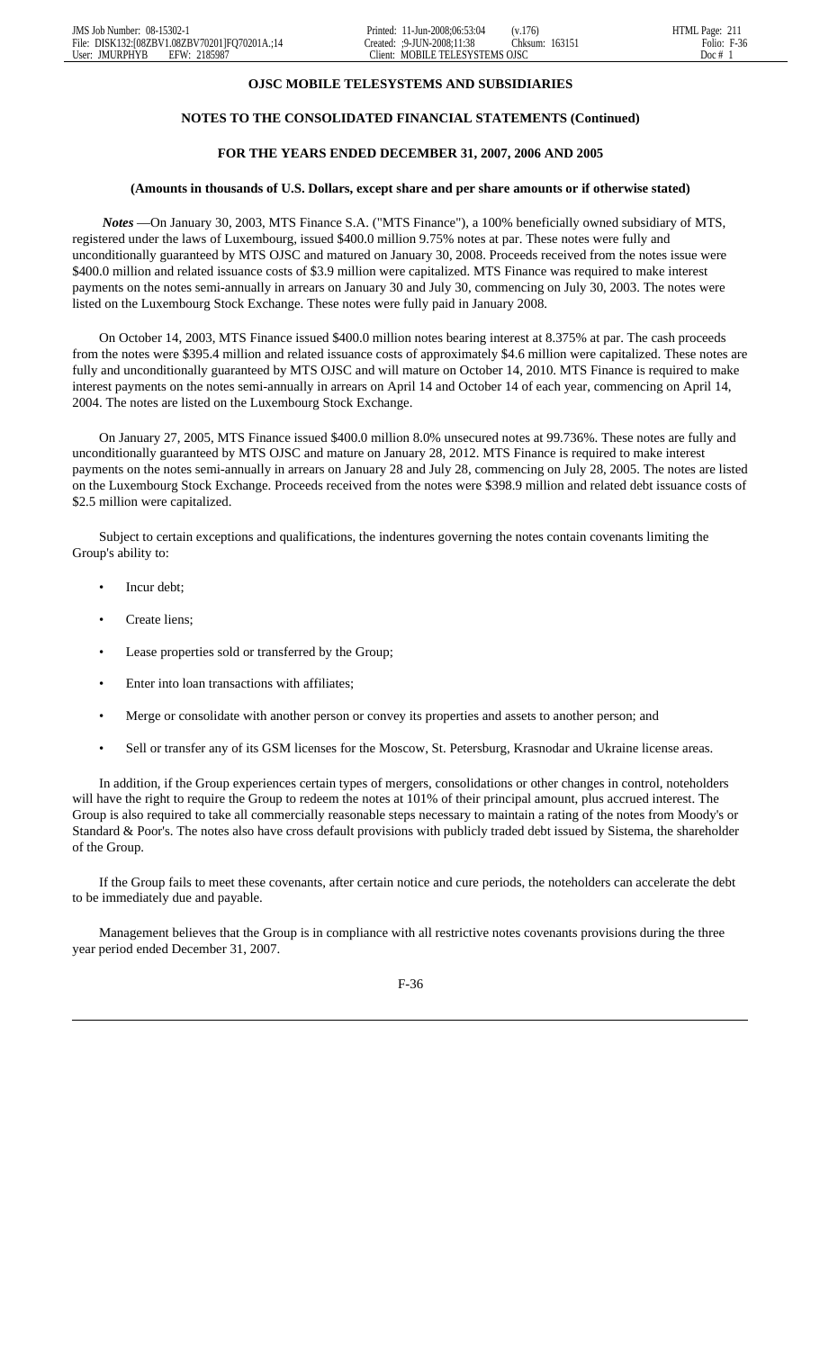**OJSC MOBILE TELESYSTEMS AND SUBSIDIARIES**

**NOTES TO THE CONSOLIDATED FINANCIAL STATEMENTS (Continued)**

**FOR THE YEARS ENDED DECEMBER 31, 2007, 2006 AND 2005**

**(Amounts in thousands of U.S. Dollars, except share and per share amounts or if otherwise stated)**

***Notes*** —On January 30, 2003, MTS Finance S.A. ("MTS Finance"), a 100% beneficially owned subsidiary of MTS, registered under the laws of Luxembourg, issued $400.0 million 9.75% notes at par. These notes were fully and unconditionally guaranteed by MTS OJSC and matured on January 30, 2008. Proceeds received from the notes issue were $400.0 million and related issuance costs of $3.9 million were capitalized. MTS Finance was required to make interest payments on the notes semi-annually in arrears on January 30 and July 30, commencing on July 30, 2003. The notes were listed on the Luxembourg Stock Exchange. These notes were fully paid in January 2008.

On October 14, 2003, MTS Finance issued $400.0 million notes bearing interest at 8.375% at par. The cash proceeds from the notes were $395.4 million and related issuance costs of approximately $4.6 million were capitalized. These notes are fully and unconditionally guaranteed by MTS OJSC and will mature on October 14, 2010. MTS Finance is required to make interest payments on the notes semi-annually in arrears on April 14 and October 14 of each year, commencing on April 14, 2004. The notes are listed on the Luxembourg Stock Exchange.

On January 27, 2005, MTS Finance issued $400.0 million 8.0% unsecured notes at 99.736%. These notes are fully and unconditionally guaranteed by MTS OJSC and mature on January 28, 2012. MTS Finance is required to make interest payments on the notes semi-annually in arrears on January 28 and July 28, commencing on July 28, 2005. The notes are listed on the Luxembourg Stock Exchange. Proceeds received from the notes were $398.9 million and related debt issuance costs of $2.5 million were capitalized.

Subject to certain exceptions and qualifications, the indentures governing the notes contain covenants limiting the Group's ability to:

- Incur debt;
- Create liens;
- Lease properties sold or transferred by the Group;
- Enter into loan transactions with affiliates;
- Merge or consolidate with another person or convey its properties and assets to another person; and
- Sell or transfer any of its GSM licenses for the Moscow, St. Petersburg, Krasnodar and Ukraine license areas.

In addition, if the Group experiences certain types of mergers, consolidations or other changes in control, noteholders will have the right to require the Group to redeem the notes at 101% of their principal amount, plus accrued interest. The Group is also required to take all commercially reasonable steps necessary to maintain a rating of the notes from Moody's or Standard & Poor's. The notes also have cross default provisions with publicly traded debt issued by Sistema, the shareholder of the Group.

If the Group fails to meet these covenants, after certain notice and cure periods, the noteholders can accelerate the debt to be immediately due and payable.

Management believes that the Group is in compliance with all restrictive notes covenants provisions during the three year period ended December 31, 2007.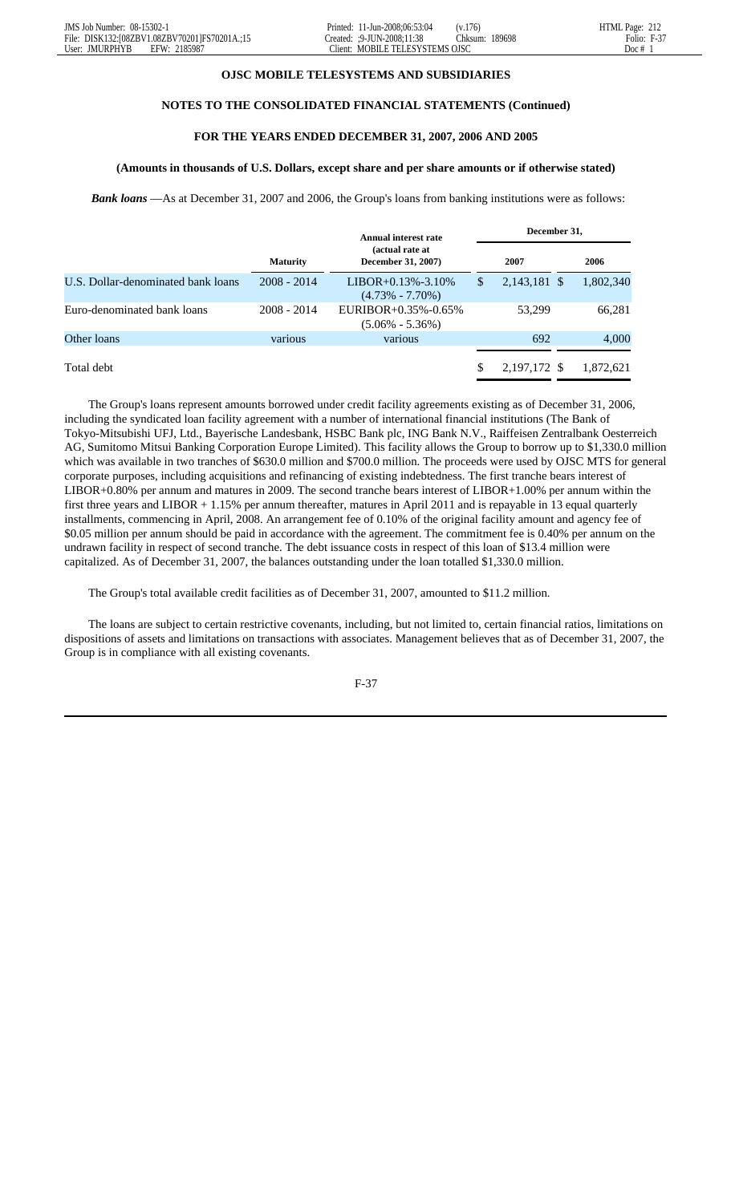**OJSC MOBILE TELESYSTEMS AND SUBSIDIARIES**

**NOTES TO THE CONSOLIDATED FINANCIAL STATEMENTS (Continued)**

**FOR THE YEARS ENDED DECEMBER 31, 2007, 2006 AND 2005**

**(Amounts in thousands of U.S. Dollars, except share and per share amounts or if otherwise stated)**

***Bank loans*** —As at December 31, 2007 and 2006, the Group's loans from banking institutions were as follows:

| | Maturity | Annual interest rate (actual rate at December 31, 2007) | December 31, 2007 | December 31, 2006 |
|---|---|---|---|---|
| U.S. Dollar-denominated bank loans | 2008 - 2014 | LIBOR+0.13%-3.10% (4.73% - 7.70%) | $ 2,143,181 | $ 1,802,340 |
| Euro-denominated bank loans | 2008 - 2014 | EURIBOR+0.35%-0.65% (5.06% - 5.36%) | 53,299 | 66,281 |
| Other loans | various | various | 692 | 4,000 |
| Total debt | | | $ 2,197,172 | $ 1,872,621 |

The Group's loans represent amounts borrowed under credit facility agreements existing as of December 31, 2006, including the syndicated loan facility agreement with a number of international financial institutions (The Bank of Tokyo-Mitsubishi UFJ, Ltd., Bayerische Landesbank, HSBC Bank plc, ING Bank N.V., Raiffeisen Zentralbank Oesterreich AG, Sumitomo Mitsui Banking Corporation Europe Limited). This facility allows the Group to borrow up to $1,330.0 million which was available in two tranches of $630.0 million and $700.0 million. The proceeds were used by OJSC MTS for general corporate purposes, including acquisitions and refinancing of existing indebtedness. The first tranche bears interest of LIBOR+0.80% per annum and matures in 2009. The second tranche bears interest of LIBOR+1.00% per annum within the first three years and LIBOR + 1.15% per annum thereafter, matures in April 2011 and is repayable in 13 equal quarterly installments, commencing in April, 2008. An arrangement fee of 0.10% of the original facility amount and agency fee of $0.05 million per annum should be paid in accordance with the agreement. The commitment fee is 0.40% per annum on the undrawn facility in respect of second tranche. The debt issuance costs in respect of this loan of $13.4 million were capitalized. As of December 31, 2007, the balances outstanding under the loan totalled $1,330.0 million.

The Group's total available credit facilities as of December 31, 2007, amounted to $11.2 million.

The loans are subject to certain restrictive covenants, including, but not limited to, certain financial ratios, limitations on dispositions of assets and limitations on transactions with associates. Management believes that as of December 31, 2007, the Group is in compliance with all existing covenants.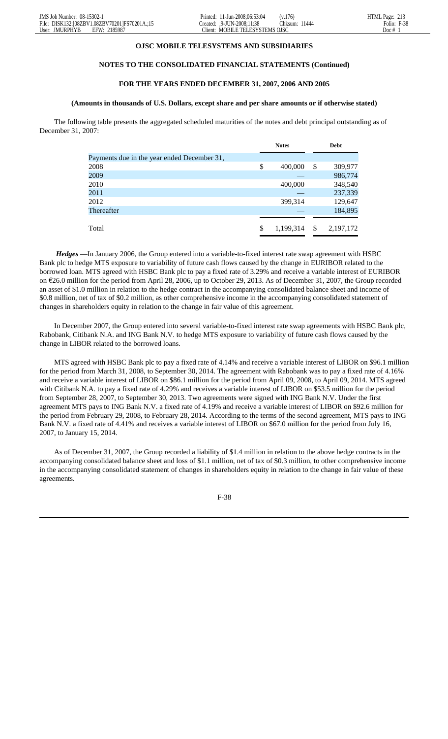**OJSC MOBILE TELESYSTEMS AND SUBSIDIARIES**

**NOTES TO THE CONSOLIDATED FINANCIAL STATEMENTS (Continued)**

**FOR THE YEARS ENDED DECEMBER 31, 2007, 2006 AND 2005**

**(Amounts in thousands of U.S. Dollars, except share and per share amounts or if otherwise stated)**

The following table presents the aggregated scheduled maturities of the notes and debt principal outstanding as of December 31, 2007:

| | Notes | Debt |
|---|---|---|
| Payments due in the year ended December 31, | | |
| 2008 | $ 400,000 | $ 309,977 |
| 2009 | — | 986,774 |
| 2010 | 400,000 | 348,540 |
| 2011 | — | 237,339 |
| 2012 | 399,314 | 129,647 |
| Thereafter | — | 184,895 |
| Total | $ 1,199,314 | $ 2,197,172 |

***Hedges*** —In January 2006, the Group entered into a variable-to-fixed interest rate swap agreement with HSBC Bank plc to hedge MTS exposure to variability of future cash flows caused by the change in EURIBOR related to the borrowed loan. MTS agreed with HSBC Bank plc to pay a fixed rate of 3.29% and receive a variable interest of EURIBOR on €26.0 million for the period from April 28, 2006, up to October 29, 2013. As of December 31, 2007, the Group recorded an asset of $1.0 million in relation to the hedge contract in the accompanying consolidated balance sheet and income of $0.8 million, net of tax of $0.2 million, as other comprehensive income in the accompanying consolidated statement of changes in shareholders equity in relation to the change in fair value of this agreement.

In December 2007, the Group entered into several variable-to-fixed interest rate swap agreements with HSBC Bank plc, Rabobank, Citibank N.A. and ING Bank N.V. to hedge MTS exposure to variability of future cash flows caused by the change in LIBOR related to the borrowed loans.

MTS agreed with HSBC Bank plc to pay a fixed rate of 4.14% and receive a variable interest of LIBOR on $96.1 million for the period from March 31, 2008, to September 30, 2014. The agreement with Rabobank was to pay a fixed rate of 4.16% and receive a variable interest of LIBOR on $86.1 million for the period from April 09, 2008, to April 09, 2014. MTS agreed with Citibank N.A. to pay a fixed rate of 4.29% and receives a variable interest of LIBOR on $53.5 million for the period from September 28, 2007, to September 30, 2013. Two agreements were signed with ING Bank N.V. Under the first agreement MTS pays to ING Bank N.V. a fixed rate of 4.19% and receive a variable interest of LIBOR on $92.6 million for the period from February 29, 2008, to February 28, 2014. According to the terms of the second agreement, MTS pays to ING Bank N.V. a fixed rate of 4.41% and receives a variable interest of LIBOR on $67.0 million for the period from July 16, 2007, to January 15, 2014.

As of December 31, 2007, the Group recorded a liability of $1.4 million in relation to the above hedge contracts in the accompanying consolidated balance sheet and loss of $1.1 million, net of tax of $0.3 million, to other comprehensive income in the accompanying consolidated statement of changes in shareholders equity in relation to the change in fair value of these agreements.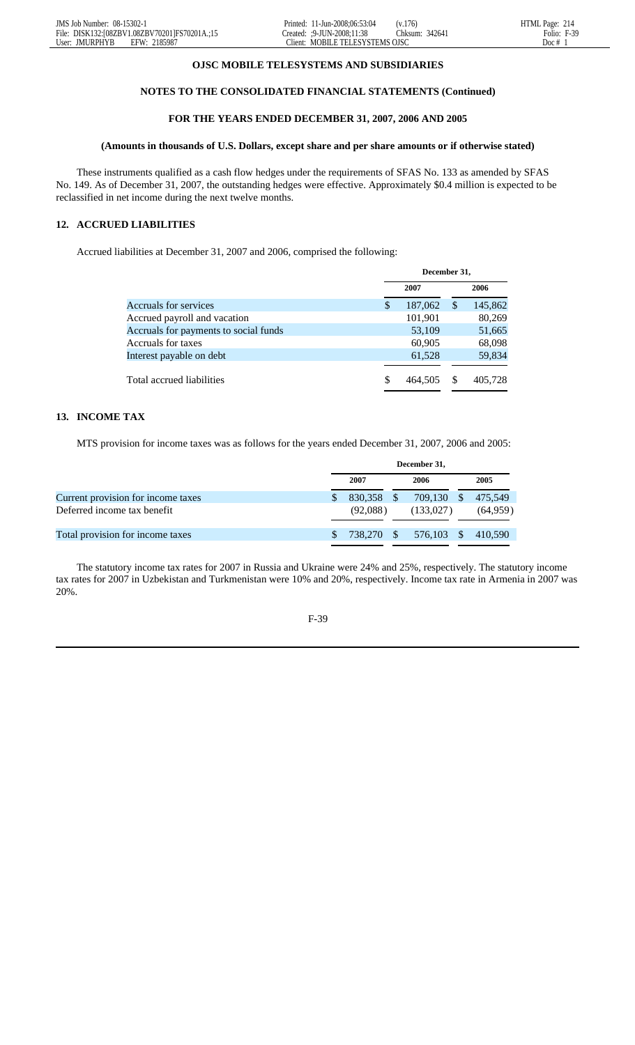**OJSC MOBILE TELESYSTEMS AND SUBSIDIARIES**

**NOTES TO THE CONSOLIDATED FINANCIAL STATEMENTS (Continued)**

**FOR THE YEARS ENDED DECEMBER 31, 2007, 2006 AND 2005**

**(Amounts in thousands of U.S. Dollars, except share and per share amounts or if otherwise stated)**

These instruments qualified as a cash flow hedges under the requirements of SFAS No. 133 as amended by SFAS No. 149. As of December 31, 2007, the outstanding hedges were effective. Approximately $0.4 million is expected to be reclassified in net income during the next twelve months.

## 12. ACCRUED LIABILITIES

Accrued liabilities at December 31, 2007 and 2006, comprised the following:

| | December 31, | |
|---|---|---|
| | 2007 | 2006 |
| Accruals for services | $ 187,062 | $ 145,862 |
| Accrued payroll and vacation | 101,901 | 80,269 |
| Accruals for payments to social funds | 53,109 | 51,665 |
| Accruals for taxes | 60,905 | 68,098 |
| Interest payable on debt | 61,528 | 59,834 |
| Total accrued liabilities | $ 464,505 | $ 405,728 |

## 13. INCOME TAX

MTS provision for income taxes was as follows for the years ended December 31, 2007, 2006 and 2005:

| | December 31, | | |
|---|---|---|---|
| | 2007 | 2006 | 2005 |
| Current provision for income taxes | $ 830,358 | $ 709,130 | $ 475,549 |
| Deferred income tax benefit | (92,088) | (133,027) | (64,959) |
| Total provision for income taxes | $ 738,270 | $ 576,103 | $ 410,590 |

The statutory income tax rates for 2007 in Russia and Ukraine were 24% and 25%, respectively. The statutory income tax rates for 2007 in Uzbekistan and Turkmenistan were 10% and 20%, respectively. Income tax rate in Armenia in 2007 was 20%.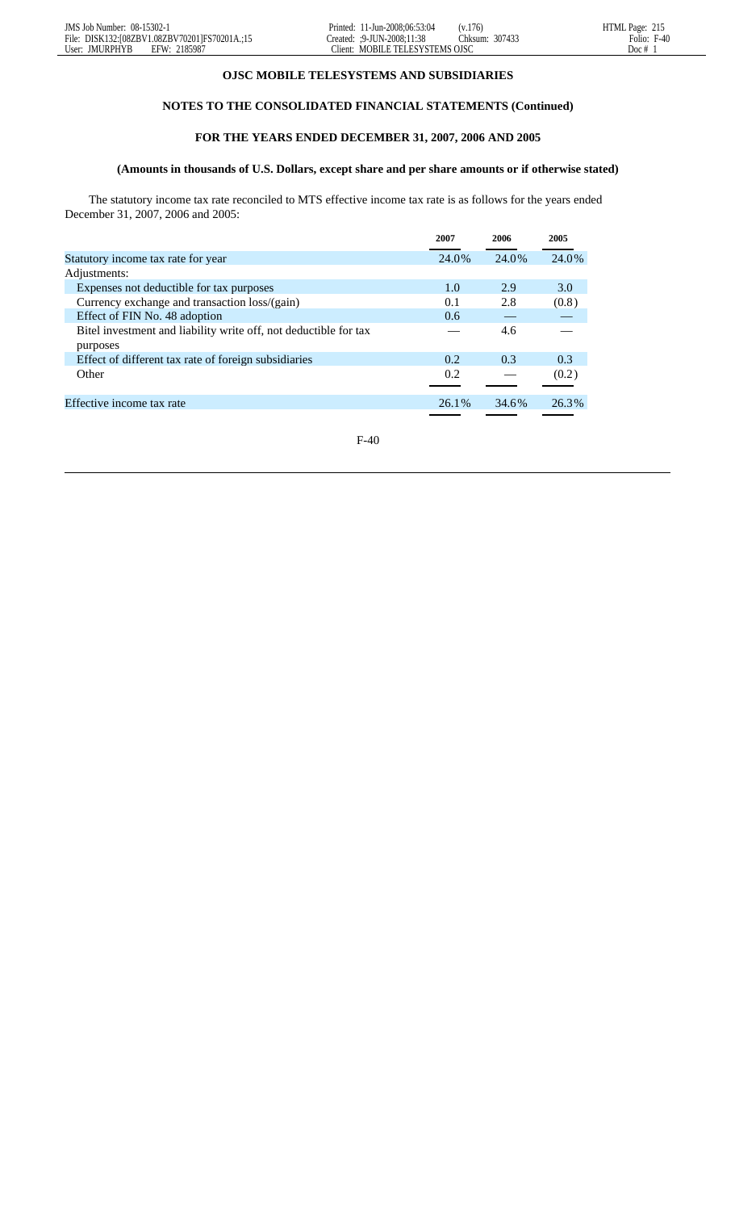**OJSC MOBILE TELESYSTEMS AND SUBSIDIARIES**

**NOTES TO THE CONSOLIDATED FINANCIAL STATEMENTS (Continued)**

**FOR THE YEARS ENDED DECEMBER 31, 2007, 2006 AND 2005**

**(Amounts in thousands of U.S. Dollars, except share and per share amounts or if otherwise stated)**

The statutory income tax rate reconciled to MTS effective income tax rate is as follows for the years ended December 31, 2007, 2006 and 2005:

| | 2007 | 2006 | 2005 |
|---|---|---|---|
| Statutory income tax rate for year | 24.0% | 24.0% | 24.0% |
| Adjustments: | | | |
| Expenses not deductible for tax purposes | 1.0 | 2.9 | 3.0 |
| Currency exchange and transaction loss/(gain) | 0.1 | 2.8 | (0.8) |
| Effect of FIN No. 48 adoption | 0.6 | — | — |
| Bitel investment and liability write off, not deductible for tax purposes | — | 4.6 | — |
| Effect of different tax rate of foreign subsidiaries | 0.2 | 0.3 | 0.3 |
| Other | 0.2 | — | (0.2) |
| Effective income tax rate | 26.1% | 34.6% | 26.3% |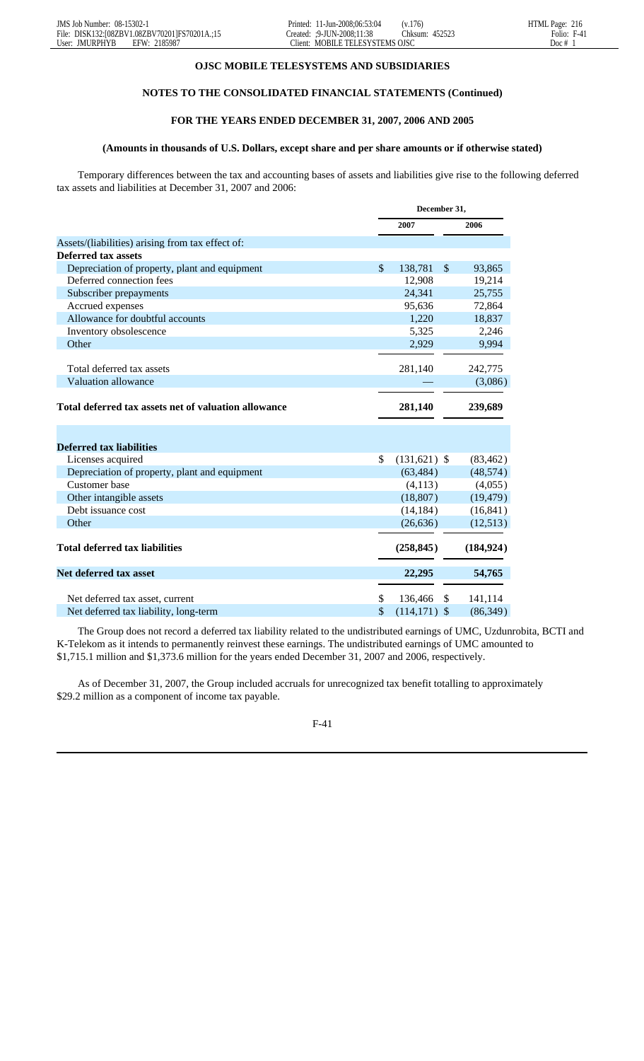## OJSC MOBILE TELESYSTEMS AND SUBSIDIARIES

### NOTES TO THE CONSOLIDATED FINANCIAL STATEMENTS (Continued)

### FOR THE YEARS ENDED DECEMBER 31, 2007, 2006 AND 2005

#### (Amounts in thousands of U.S. Dollars, except share and per share amounts or if otherwise stated)

Temporary differences between the tax and accounting bases of assets and liabilities give rise to the following deferred tax assets and liabilities at December 31, 2007 and 2006:

| | December 31, 2007 | December 31, 2006 |
|---|---|---|
| Assets/(liabilities) arising from tax effect of: | | |
| **Deferred tax assets** | | |
| Depreciation of property, plant and equipment | $ 138,781 | $ 93,865 |
| Deferred connection fees | 12,908 | 19,214 |
| Subscriber prepayments | 24,341 | 25,755 |
| Accrued expenses | 95,636 | 72,864 |
| Allowance for doubtful accounts | 1,220 | 18,837 |
| Inventory obsolescence | 5,325 | 2,246 |
| Other | 2,929 | 9,994 |
| Total deferred tax assets | 281,140 | 242,775 |
| Valuation allowance | — | (3,086) |
| **Total deferred tax assets net of valuation allowance** | **281,140** | **239,689** |
| **Deferred tax liabilities** | | |
| Licenses acquired | $ (131,621) | $ (83,462) |
| Depreciation of property, plant and equipment | (63,484) | (48,574) |
| Customer base | (4,113) | (4,055) |
| Other intangible assets | (18,807) | (19,479) |
| Debt issuance cost | (14,184) | (16,841) |
| Other | (26,636) | (12,513) |
| **Total deferred tax liabilities** | **(258,845)** | **(184,924)** |
| **Net deferred tax asset** | **22,295** | **54,765** |
| Net deferred tax asset, current | $ 136,466 | $ 141,114 |
| Net deferred tax liability, long-term | $ (114,171) | $ (86,349) |

The Group does not record a deferred tax liability related to the undistributed earnings of UMC, Uzdunrobita, BCTI and K-Telekom as it intends to permanently reinvest these earnings. The undistributed earnings of UMC amounted to $1,715.1 million and $1,373.6 million for the years ended December 31, 2007 and 2006, respectively.

As of December 31, 2007, the Group included accruals for unrecognized tax benefit totalling to approximately $29.2 million as a component of income tax payable.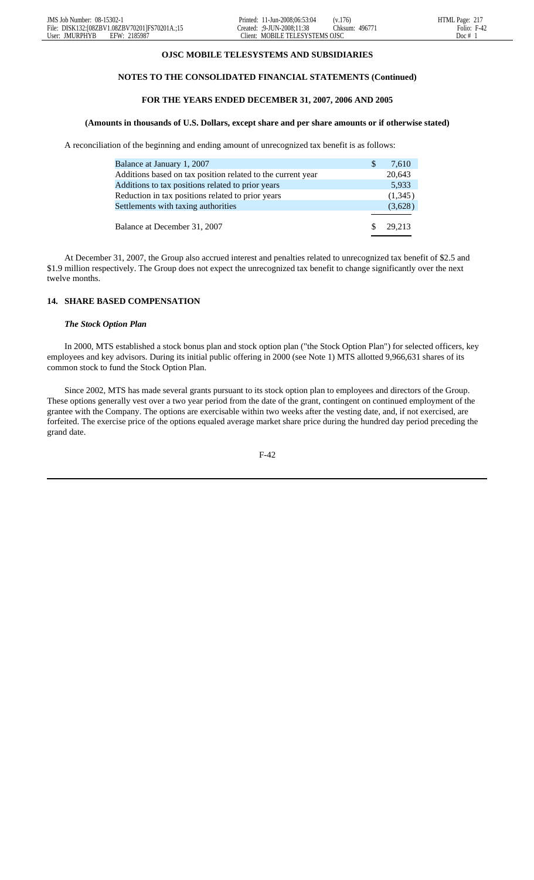**OJSC MOBILE TELESYSTEMS AND SUBSIDIARIES**

**NOTES TO THE CONSOLIDATED FINANCIAL STATEMENTS (Continued)**

**FOR THE YEARS ENDED DECEMBER 31, 2007, 2006 AND 2005**

**(Amounts in thousands of U.S. Dollars, except share and per share amounts or if otherwise stated)**

A reconciliation of the beginning and ending amount of unrecognized tax benefit is as follows:

| | |
|---|---|
| Balance at January 1, 2007 | $ 7,610 |
| Additions based on tax position related to the current year | 20,643 |
| Additions to tax positions related to prior years | 5,933 |
| Reduction in tax positions related to prior years | (1,345) |
| Settlements with taxing authorities | (3,628) |
| Balance at December 31, 2007 | $ 29,213 |

At December 31, 2007, the Group also accrued interest and penalties related to unrecognized tax benefit of $2.5 and $1.9 million respectively. The Group does not expect the unrecognized tax benefit to change significantly over the next twelve months.

## 14. SHARE BASED COMPENSATION

***The Stock Option Plan***

In 2000, MTS established a stock bonus plan and stock option plan ("the Stock Option Plan") for selected officers, key employees and key advisors. During its initial public offering in 2000 (see Note 1) MTS allotted 9,966,631 shares of its common stock to fund the Stock Option Plan.

Since 2002, MTS has made several grants pursuant to its stock option plan to employees and directors of the Group. These options generally vest over a two year period from the date of the grant, contingent on continued employment of the grantee with the Company. The options are exercisable within two weeks after the vesting date, and, if not exercised, are forfeited. The exercise price of the options equaled average market share price during the hundred day period preceding the grand date.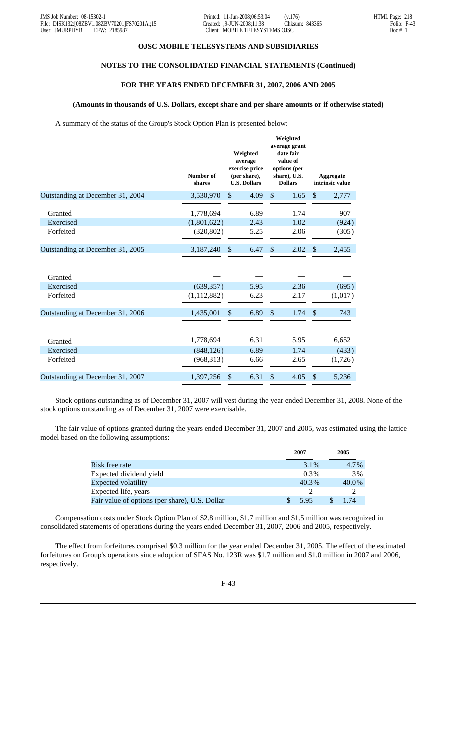**OJSC MOBILE TELESYSTEMS AND SUBSIDIARIES**

**NOTES TO THE CONSOLIDATED FINANCIAL STATEMENTS (Continued)**

**FOR THE YEARS ENDED DECEMBER 31, 2007, 2006 AND 2005**

**(Amounts in thousands of U.S. Dollars, except share and per share amounts or if otherwise stated)**

A summary of the status of the Group's Stock Option Plan is presented below:

| | Number of shares | Weighted average exercise price (per share), U.S. Dollars | Weighted average grant date fair value of options (per share), U.S. Dollars | Aggregate intrinsic value |
|---|---|---|---|---|
| Outstanding at December 31, 2004 | 3,530,970 | $ 4.09 | $ 1.65 | $ 2,777 |
| Granted | 1,778,694 | 6.89 | 1.74 | 907 |
| Exercised | (1,801,622) | 2.43 | 1.02 | (924) |
| Forfeited | (320,802) | 5.25 | 2.06 | (305) |
| Outstanding at December 31, 2005 | 3,187,240 | $ 6.47 | $ 2.02 | $ 2,455 |
| Granted | — | — | — | — |
| Exercised | (639,357) | 5.95 | 2.36 | (695) |
| Forfeited | (1,112,882) | 6.23 | 2.17 | (1,017) |
| Outstanding at December 31, 2006 | 1,435,001 | $ 6.89 | $ 1.74 | $ 743 |
| Granted | 1,778,694 | 6.31 | 5.95 | 6,652 |
| Exercised | (848,126) | 6.89 | 1.74 | (433) |
| Forfeited | (968,313) | 6.66 | 2.65 | (1,726) |
| Outstanding at December 31, 2007 | 1,397,256 | $ 6.31 | $ 4.05 | $ 5,236 |

Stock options outstanding as of December 31, 2007 will vest during the year ended December 31, 2008. None of the stock options outstanding as of December 31, 2007 were exercisable.

The fair value of options granted during the years ended December 31, 2007 and 2005, was estimated using the lattice model based on the following assumptions:

| | 2007 | 2005 |
|---|---|---|
| Risk free rate | 3.1% | 4.7% |
| Expected dividend yield | 0.3% | 3% |
| Expected volatility | 40.3% | 40.0% |
| Expected life, years | 2 | 2 |
| Fair value of options (per share), U.S. Dollar | $ 5.95 | $ 1.74 |

Compensation costs under Stock Option Plan of $2.8 million, $1.7 million and $1.5 million was recognized in consolidated statements of operations during the years ended December 31, 2007, 2006 and 2005, respectively.

The effect from forfeitures comprised $0.3 million for the year ended December 31, 2005. The effect of the estimated forfeitures on Group's operations since adoption of SFAS No. 123R was $1.7 million and $1.0 million in 2007 and 2006, respectively.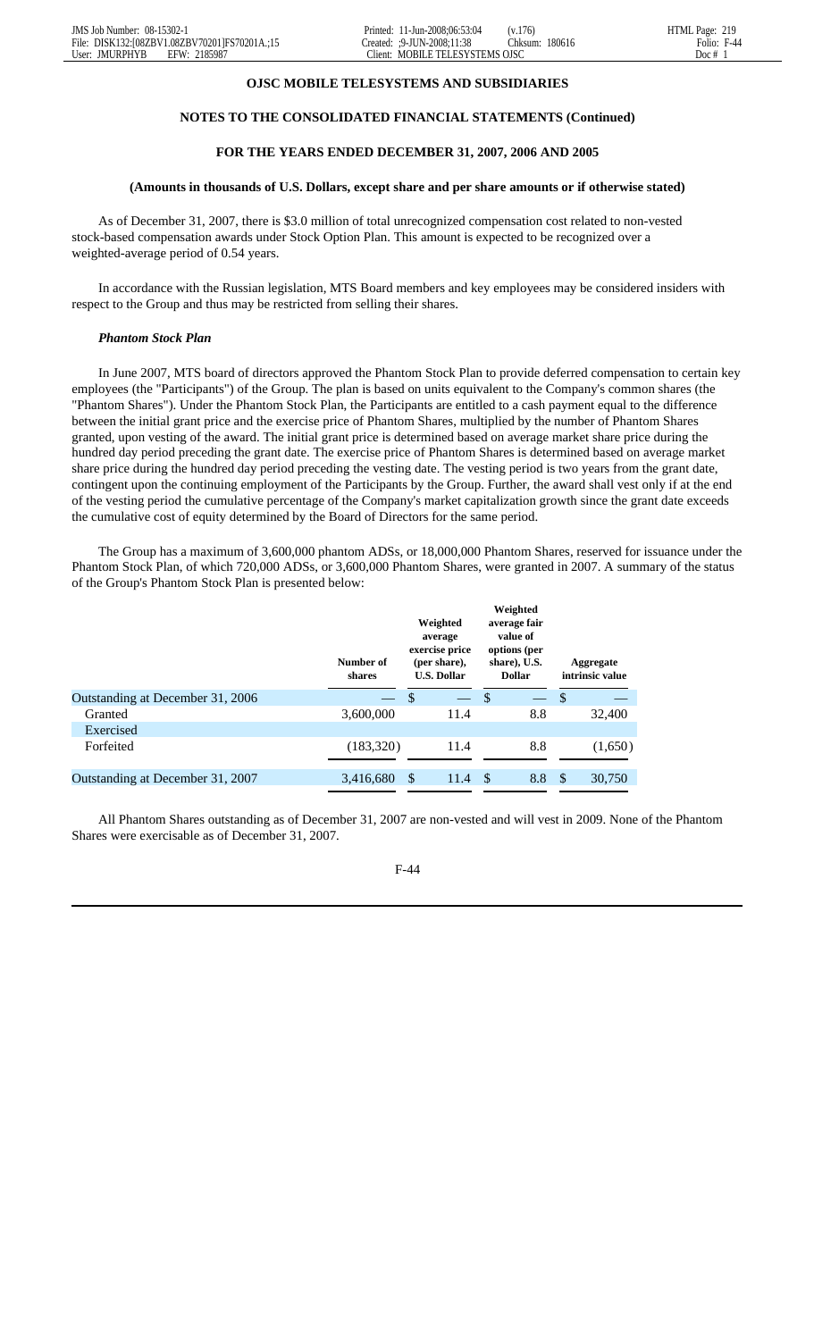**OJSC MOBILE TELESYSTEMS AND SUBSIDIARIES**

**NOTES TO THE CONSOLIDATED FINANCIAL STATEMENTS (Continued)**

**FOR THE YEARS ENDED DECEMBER 31, 2007, 2006 AND 2005**

**(Amounts in thousands of U.S. Dollars, except share and per share amounts or if otherwise stated)**

As of December 31, 2007, there is $3.0 million of total unrecognized compensation cost related to non-vested stock-based compensation awards under Stock Option Plan. This amount is expected to be recognized over a weighted-average period of 0.54 years.

In accordance with the Russian legislation, MTS Board members and key employees may be considered insiders with respect to the Group and thus may be restricted from selling their shares.

***Phantom Stock Plan***

In June 2007, MTS board of directors approved the Phantom Stock Plan to provide deferred compensation to certain key employees (the "Participants") of the Group. The plan is based on units equivalent to the Company's common shares (the "Phantom Shares"). Under the Phantom Stock Plan, the Participants are entitled to a cash payment equal to the difference between the initial grant price and the exercise price of Phantom Shares, multiplied by the number of Phantom Shares granted, upon vesting of the award. The initial grant price is determined based on average market share price during the hundred day period preceding the grant date. The exercise price of Phantom Shares is determined based on average market share price during the hundred day period preceding the vesting date. The vesting period is two years from the grant date, contingent upon the continuing employment of the Participants by the Group. Further, the award shall vest only if at the end of the vesting period the cumulative percentage of the Company's market capitalization growth since the grant date exceeds the cumulative cost of equity determined by the Board of Directors for the same period.

The Group has a maximum of 3,600,000 phantom ADSs, or 18,000,000 Phantom Shares, reserved for issuance under the Phantom Stock Plan, of which 720,000 ADSs, or 3,600,000 Phantom Shares, were granted in 2007. A summary of the status of the Group's Phantom Stock Plan is presented below:

| | Number of shares | Weighted average exercise price (per share), U.S. Dollar | Weighted average fair value of options (per share), U.S. Dollar | Aggregate intrinsic value |
|---|---|---|---|---|
| Outstanding at December 31, 2006 | — | $ — | $ — | $ — |
| Granted | 3,600,000 | 11.4 | 8.8 | 32,400 |
| Exercised | | | | |
| Forfeited | (183,320) | 11.4 | 8.8 | (1,650) |
| Outstanding at December 31, 2007 | 3,416,680 | $ 11.4 | $ 8.8 | $ 30,750 |

All Phantom Shares outstanding as of December 31, 2007 are non-vested and will vest in 2009. None of the Phantom Shares were exercisable as of December 31, 2007.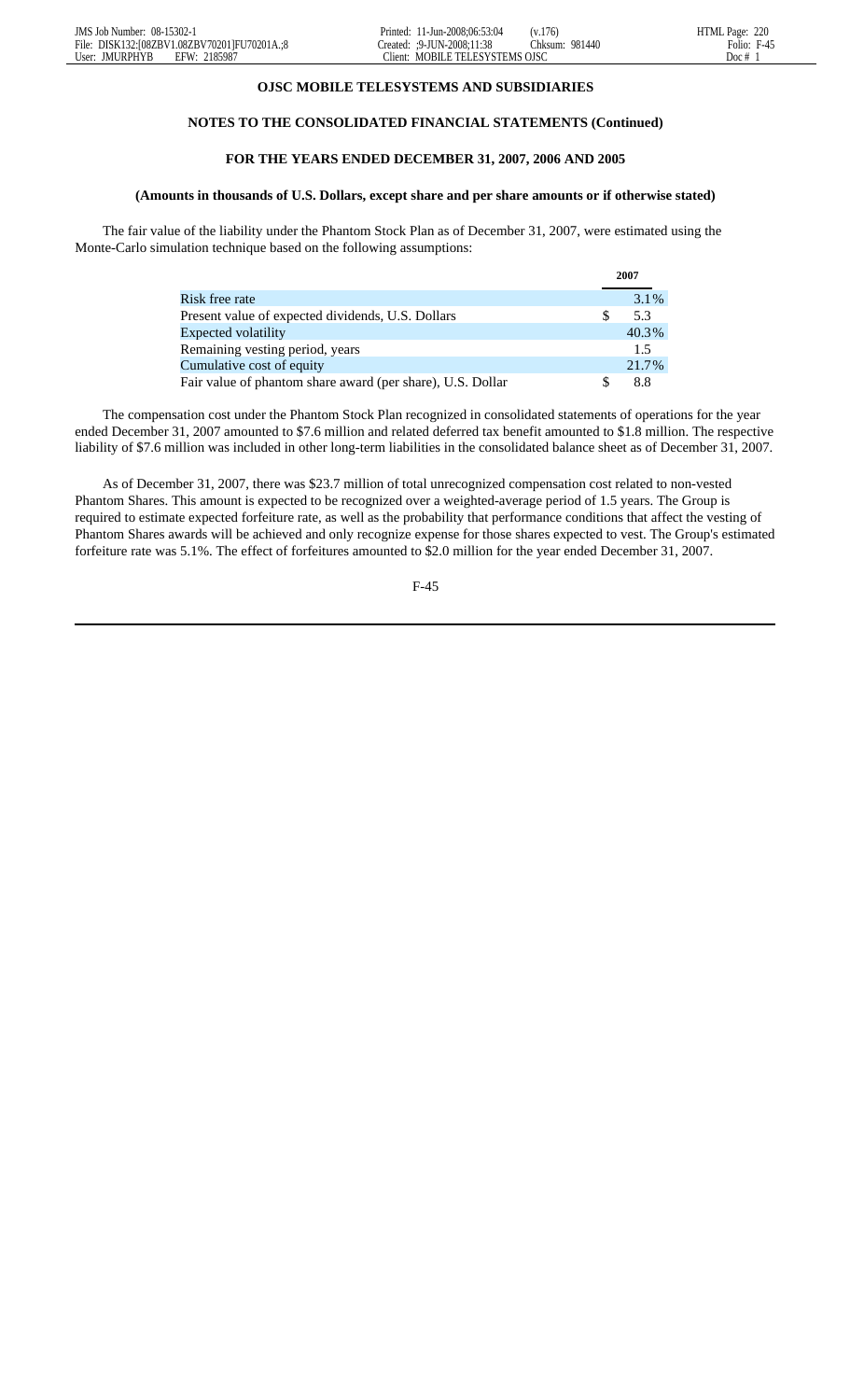**OJSC MOBILE TELESYSTEMS AND SUBSIDIARIES**

**NOTES TO THE CONSOLIDATED FINANCIAL STATEMENTS (Continued)**

**FOR THE YEARS ENDED DECEMBER 31, 2007, 2006 AND 2005**

**(Amounts in thousands of U.S. Dollars, except share and per share amounts or if otherwise stated)**

The fair value of the liability under the Phantom Stock Plan as of December 31, 2007, were estimated using the Monte-Carlo simulation technique based on the following assumptions:

| | 2007 |
|---|---|
| Risk free rate | 3.1% |
| Present value of expected dividends, U.S. Dollars | $ 5.3 |
| Expected volatility | 40.3% |
| Remaining vesting period, years | 1.5 |
| Cumulative cost of equity | 21.7% |
| Fair value of phantom share award (per share), U.S. Dollar | $ 8.8 |

The compensation cost under the Phantom Stock Plan recognized in consolidated statements of operations for the year ended December 31, 2007 amounted to $7.6 million and related deferred tax benefit amounted to $1.8 million. The respective liability of $7.6 million was included in other long-term liabilities in the consolidated balance sheet as of December 31, 2007.

As of December 31, 2007, there was $23.7 million of total unrecognized compensation cost related to non-vested Phantom Shares. This amount is expected to be recognized over a weighted-average period of 1.5 years. The Group is required to estimate expected forfeiture rate, as well as the probability that performance conditions that affect the vesting of Phantom Shares awards will be achieved and only recognize expense for those shares expected to vest. The Group's estimated forfeiture rate was 5.1%. The effect of forfeitures amounted to $2.0 million for the year ended December 31, 2007.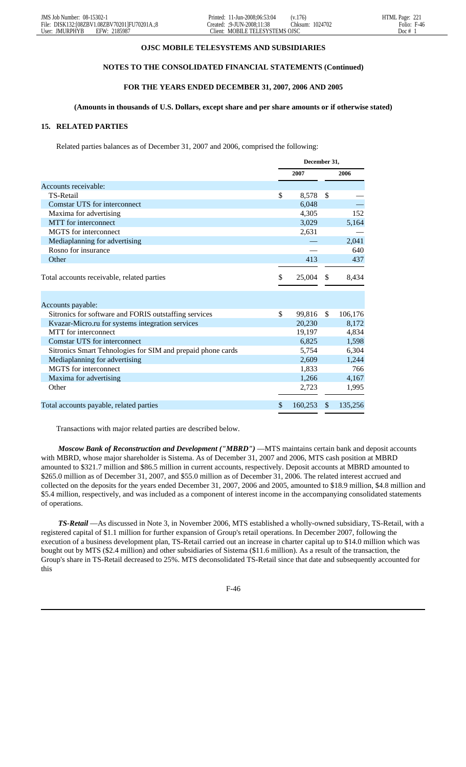**OJSC MOBILE TELESYSTEMS AND SUBSIDIARIES**

**NOTES TO THE CONSOLIDATED FINANCIAL STATEMENTS (Continued)**

**FOR THE YEARS ENDED DECEMBER 31, 2007, 2006 AND 2005**

**(Amounts in thousands of U.S. Dollars, except share and per share amounts or if otherwise stated)**

## 15. RELATED PARTIES

Related parties balances as of December 31, 2007 and 2006, comprised the following:

| | December 31, | |
|---|---|---|
| | 2007 | 2006 |
| Accounts receivable: | | |
| TS-Retail | $ 8,578 | $ — |
| Comstar UTS for interconnect | 6,048 | — |
| Maxima for advertising | 4,305 | 152 |
| MTT for interconnect | 3,029 | 5,164 |
| MGTS for interconnect | 2,631 | — |
| Mediaplanning for advertising | — | 2,041 |
| Rosno for insurance | — | 640 |
| Other | 413 | 437 |
| Total accounts receivable, related parties | $ 25,004 | $ 8,434 |
| Accounts payable: | | |
| Sitronics for software and FORIS outstaffing services | $ 99,816 | $ 106,176 |
| Kvazar-Micro.ru for systems integration services | 20,230 | 8,172 |
| MTT for interconnect | 19,197 | 4,834 |
| Comstar UTS for interconnect | 6,825 | 1,598 |
| Sitronics Smart Tehnologies for SIM and prepaid phone cards | 5,754 | 6,304 |
| Mediaplanning for advertising | 2,609 | 1,244 |
| MGTS for interconnect | 1,833 | 766 |
| Maxima for advertising | 1,266 | 4,167 |
| Other | 2,723 | 1,995 |
| Total accounts payable, related parties | $ 160,253 | $ 135,256 |

Transactions with major related parties are described below.

***Moscow Bank of Reconstruction and Development ("MBRD")*** —MTS maintains certain bank and deposit accounts with MBRD, whose major shareholder is Sistema. As of December 31, 2007 and 2006, MTS cash position at MBRD amounted to $321.7 million and $86.5 million in current accounts, respectively. Deposit accounts at MBRD amounted to $265.0 million as of December 31, 2007, and $55.0 million as of December 31, 2006. The related interest accrued and collected on the deposits for the years ended December 31, 2007, 2006 and 2005, amounted to $18.9 million, $4.8 million and $5.4 million, respectively, and was included as a component of interest income in the accompanying consolidated statements of operations.

***TS-Retail*** —As discussed in Note 3, in November 2006, MTS established a wholly-owned subsidiary, TS-Retail, with a registered capital of $1.1 million for further expansion of Group's retail operations. In December 2007, following the execution of a business development plan, TS-Retail carried out an increase in charter capital up to $14.0 million which was bought out by MTS ($2.4 million) and other subsidiaries of Sistema ($11.6 million). As a result of the transaction, the Group's share in TS-Retail decreased to 25%. MTS deconsolidated TS-Retail since that date and subsequently accounted for this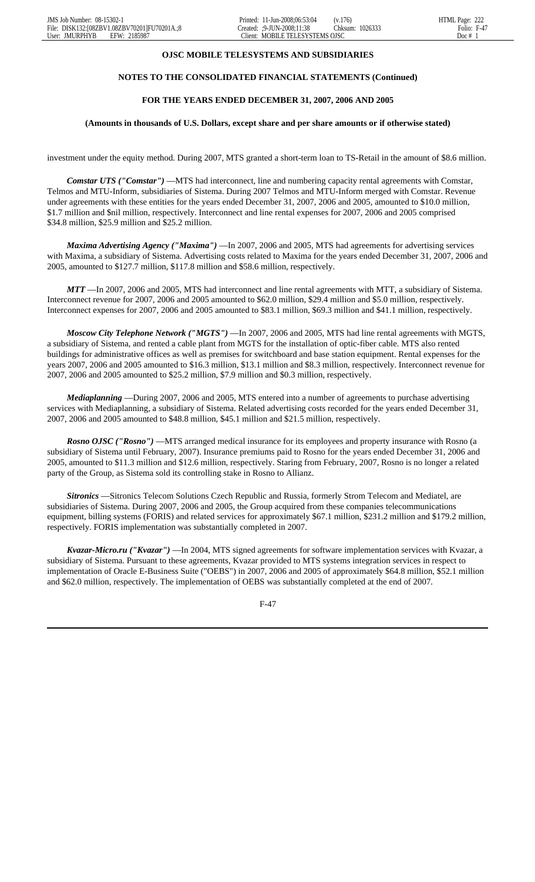**OJSC MOBILE TELESYSTEMS AND SUBSIDIARIES**

**NOTES TO THE CONSOLIDATED FINANCIAL STATEMENTS (Continued)**

**FOR THE YEARS ENDED DECEMBER 31, 2007, 2006 AND 2005**

**(Amounts in thousands of U.S. Dollars, except share and per share amounts or if otherwise stated)**

investment under the equity method. During 2007, MTS granted a short-term loan to TS-Retail in the amount of $8.6 million.

***Comstar UTS ("Comstar")*** —MTS had interconnect, line and numbering capacity rental agreements with Comstar, Telmos and MTU-Inform, subsidiaries of Sistema. During 2007 Telmos and MTU-Inform merged with Comstar. Revenue under agreements with these entities for the years ended December 31, 2007, 2006 and 2005, amounted to $10.0 million, $1.7 million and $nil million, respectively. Interconnect and line rental expenses for 2007, 2006 and 2005 comprised $34.8 million, $25.9 million and $25.2 million.

***Maxima Advertising Agency ("Maxima")*** —In 2007, 2006 and 2005, MTS had agreements for advertising services with Maxima, a subsidiary of Sistema. Advertising costs related to Maxima for the years ended December 31, 2007, 2006 and 2005, amounted to $127.7 million, $117.8 million and $58.6 million, respectively.

***MTT*** —In 2007, 2006 and 2005, MTS had interconnect and line rental agreements with MTT, a subsidiary of Sistema. Interconnect revenue for 2007, 2006 and 2005 amounted to $62.0 million, $29.4 million and $5.0 million, respectively. Interconnect expenses for 2007, 2006 and 2005 amounted to $83.1 million, $69.3 million and $41.1 million, respectively.

***Moscow City Telephone Network ("MGTS")*** —In 2007, 2006 and 2005, MTS had line rental agreements with MGTS, a subsidiary of Sistema, and rented a cable plant from MGTS for the installation of optic-fiber cable. MTS also rented buildings for administrative offices as well as premises for switchboard and base station equipment. Rental expenses for the years 2007, 2006 and 2005 amounted to $16.3 million, $13.1 million and $8.3 million, respectively. Interconnect revenue for 2007, 2006 and 2005 amounted to $25.2 million, $7.9 million and $0.3 million, respectively.

***Mediaplanning*** —During 2007, 2006 and 2005, MTS entered into a number of agreements to purchase advertising services with Mediaplanning, a subsidiary of Sistema. Related advertising costs recorded for the years ended December 31, 2007, 2006 and 2005 amounted to $48.8 million, $45.1 million and $21.5 million, respectively.

***Rosno OJSC ("Rosno")*** —MTS arranged medical insurance for its employees and property insurance with Rosno (a subsidiary of Sistema until February, 2007). Insurance premiums paid to Rosno for the years ended December 31, 2006 and 2005, amounted to $11.3 million and $12.6 million, respectively. Staring from February, 2007, Rosno is no longer a related party of the Group, as Sistema sold its controlling stake in Rosno to Allianz.

***Sitronics*** —Sitronics Telecom Solutions Czech Republic and Russia, formerly Strom Telecom and Mediatel, are subsidiaries of Sistema. During 2007, 2006 and 2005, the Group acquired from these companies telecommunications equipment, billing systems (FORIS) and related services for approximately $67.1 million, $231.2 million and $179.2 million, respectively. FORIS implementation was substantially completed in 2007.

***Kvazar-Micro.ru ("Kvazar")*** —In 2004, MTS signed agreements for software implementation services with Kvazar, a subsidiary of Sistema. Pursuant to these agreements, Kvazar provided to MTS systems integration services in respect to implementation of Oracle E-Business Suite ("OEBS") in 2007, 2006 and 2005 of approximately $64.8 million, $52.1 million and $62.0 million, respectively. The implementation of OEBS was substantially completed at the end of 2007.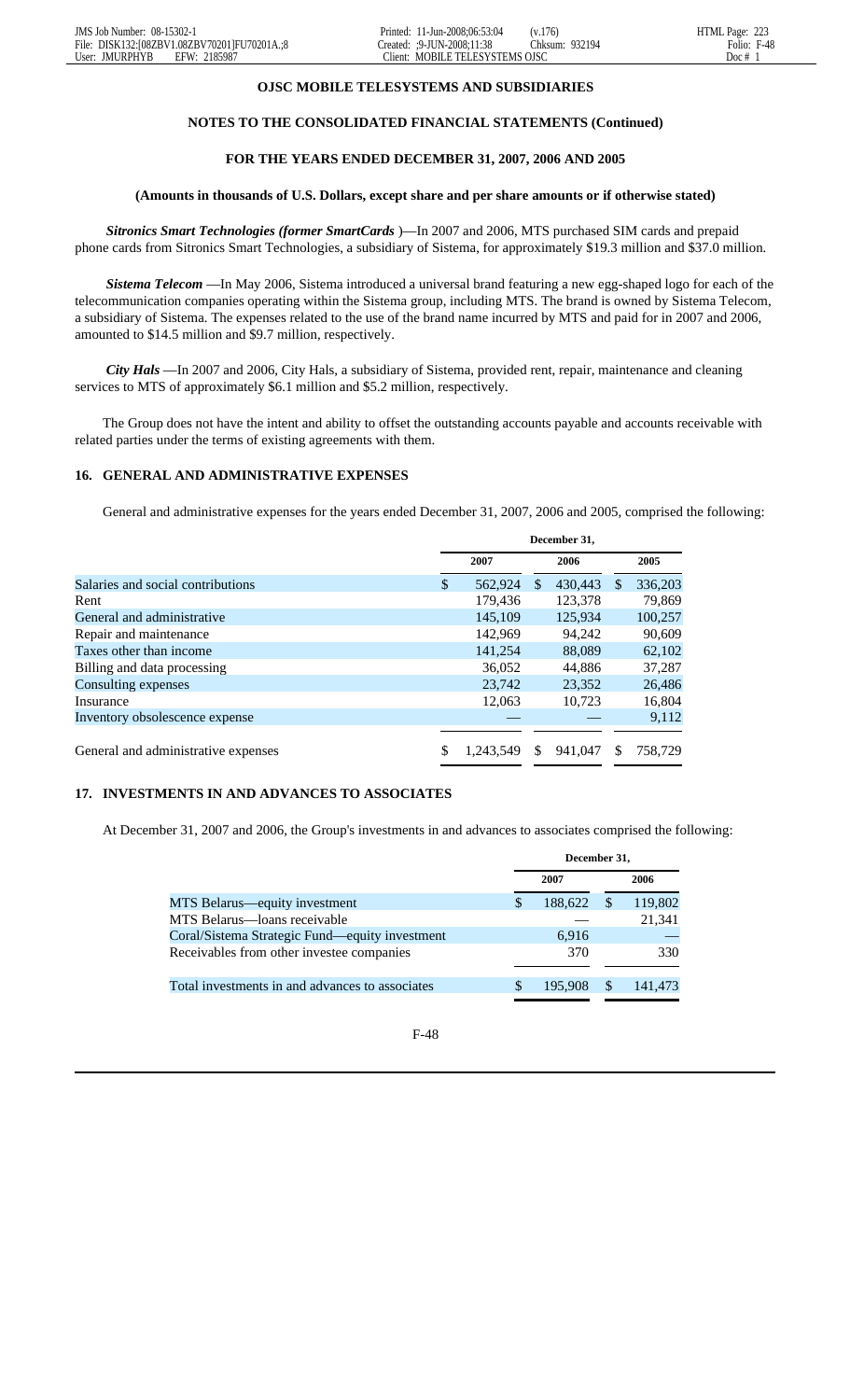## OJSC MOBILE TELESYSTEMS AND SUBSIDIARIES

### NOTES TO THE CONSOLIDATED FINANCIAL STATEMENTS (Continued)

### FOR THE YEARS ENDED DECEMBER 31, 2007, 2006 AND 2005

#### (Amounts in thousands of U.S. Dollars, except share and per share amounts or if otherwise stated)

***Sitronics Smart Technologies (former SmartCards*** )—In 2007 and 2006, MTS purchased SIM cards and prepaid phone cards from Sitronics Smart Technologies, a subsidiary of Sistema, for approximately $19.3 million and $37.0 million.

***Sistema Telecom*** —In May 2006, Sistema introduced a universal brand featuring a new egg-shaped logo for each of the telecommunication companies operating within the Sistema group, including MTS. The brand is owned by Sistema Telecom, a subsidiary of Sistema. The expenses related to the use of the brand name incurred by MTS and paid for in 2007 and 2006, amounted to $14.5 million and $9.7 million, respectively.

***City Hals*** —In 2007 and 2006, City Hals, a subsidiary of Sistema, provided rent, repair, maintenance and cleaning services to MTS of approximately $6.1 million and $5.2 million, respectively.

The Group does not have the intent and ability to offset the outstanding accounts payable and accounts receivable with related parties under the terms of existing agreements with them.

### 16. GENERAL AND ADMINISTRATIVE EXPENSES

General and administrative expenses for the years ended December 31, 2007, 2006 and 2005, comprised the following:

| | December 31, | | |
|---|---|---|---|
| | 2007 | 2006 | 2005 |
| Salaries and social contributions | $ 562,924 | $ 430,443 | $ 336,203 |
| Rent | 179,436 | 123,378 | 79,869 |
| General and administrative | 145,109 | 125,934 | 100,257 |
| Repair and maintenance | 142,969 | 94,242 | 90,609 |
| Taxes other than income | 141,254 | 88,089 | 62,102 |
| Billing and data processing | 36,052 | 44,886 | 37,287 |
| Consulting expenses | 23,742 | 23,352 | 26,486 |
| Insurance | 12,063 | 10,723 | 16,804 |
| Inventory obsolescence expense | — | — | 9,112 |
| General and administrative expenses | $ 1,243,549 | $ 941,047 | $ 758,729 |

### 17. INVESTMENTS IN AND ADVANCES TO ASSOCIATES

At December 31, 2007 and 2006, the Group's investments in and advances to associates comprised the following:

| | December 31, | |
|---|---|---|
| | 2007 | 2006 |
| MTS Belarus—equity investment | $ 188,622 | $ 119,802 |
| MTS Belarus—loans receivable | — | 21,341 |
| Coral/Sistema Strategic Fund—equity investment | 6,916 | — |
| Receivables from other investee companies | 370 | 330 |
| Total investments in and advances to associates | $ 195,908 | $ 141,473 |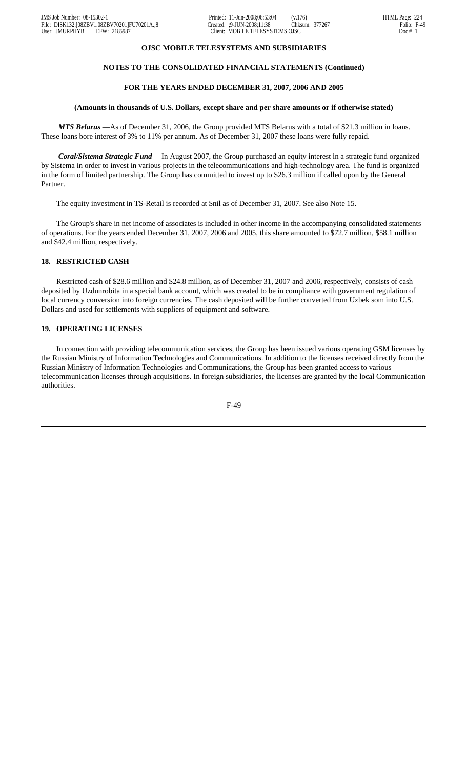**OJSC MOBILE TELESYSTEMS AND SUBSIDIARIES**

**NOTES TO THE CONSOLIDATED FINANCIAL STATEMENTS (Continued)**

**FOR THE YEARS ENDED DECEMBER 31, 2007, 2006 AND 2005**

**(Amounts in thousands of U.S. Dollars, except share and per share amounts or if otherwise stated)**

***MTS Belarus*** —As of December 31, 2006, the Group provided MTS Belarus with a total of $21.3 million in loans. These loans bore interest of 3% to 11% per annum. As of December 31, 2007 these loans were fully repaid.

***Coral/Sistema Strategic Fund*** —In August 2007, the Group purchased an equity interest in a strategic fund organized by Sistema in order to invest in various projects in the telecommunications and high-technology area. The fund is organized in the form of limited partnership. The Group has committed to invest up to $26.3 million if called upon by the General Partner.

The equity investment in TS-Retail is recorded at $nil as of December 31, 2007. See also Note 15.

The Group's share in net income of associates is included in other income in the accompanying consolidated statements of operations. For the years ended December 31, 2007, 2006 and 2005, this share amounted to $72.7 million, $58.1 million and $42.4 million, respectively.

## 18. RESTRICTED CASH

Restricted cash of $28.6 million and $24.8 million, as of December 31, 2007 and 2006, respectively, consists of cash deposited by Uzdunrobita in a special bank account, which was created to be in compliance with government regulation of local currency conversion into foreign currencies. The cash deposited will be further converted from Uzbek som into U.S. Dollars and used for settlements with suppliers of equipment and software.

## 19. OPERATING LICENSES

In connection with providing telecommunication services, the Group has been issued various operating GSM licenses by the Russian Ministry of Information Technologies and Communications. In addition to the licenses received directly from the Russian Ministry of Information Technologies and Communications, the Group has been granted access to various telecommunication licenses through acquisitions. In foreign subsidiaries, the licenses are granted by the local Communication authorities.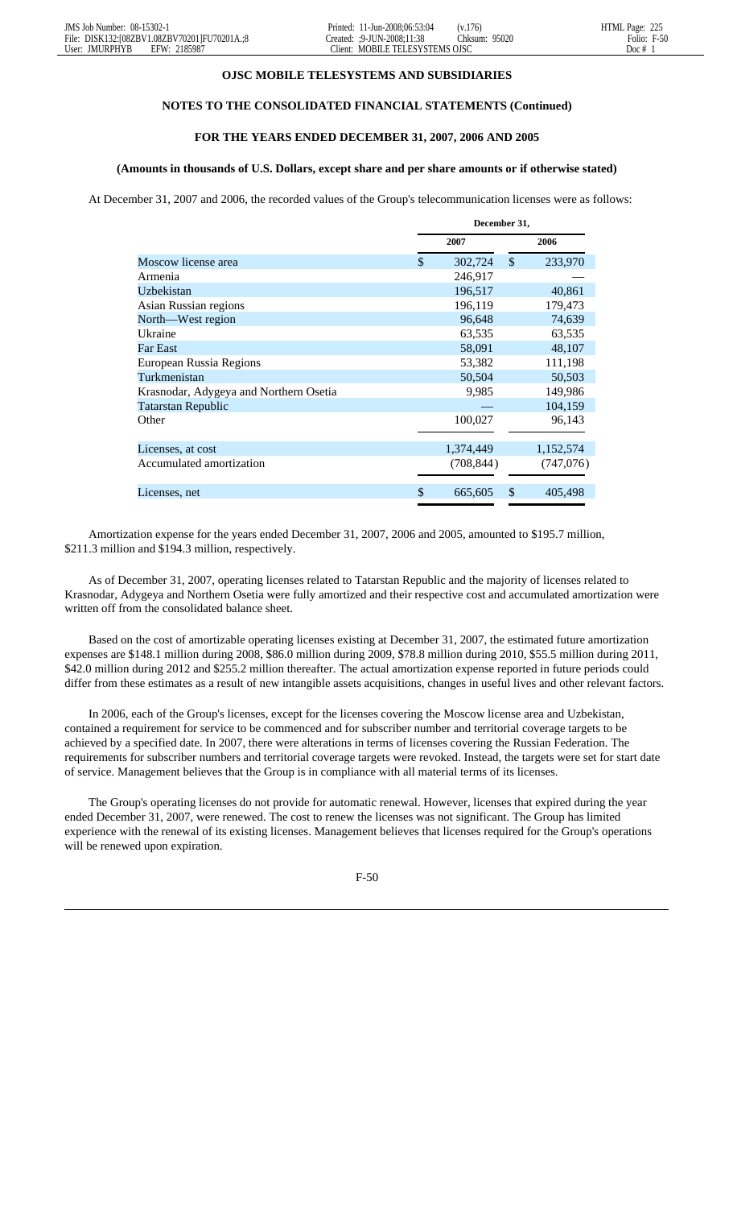**OJSC MOBILE TELESYSTEMS AND SUBSIDIARIES**

**NOTES TO THE CONSOLIDATED FINANCIAL STATEMENTS (Continued)**

**FOR THE YEARS ENDED DECEMBER 31, 2007, 2006 AND 2005**

**(Amounts in thousands of U.S. Dollars, except share and per share amounts or if otherwise stated)**

At December 31, 2007 and 2006, the recorded values of the Group's telecommunication licenses were as follows:

| | December 31, | |
|---|---|---|
| | 2007 | 2006 |
| Moscow license area | $ 302,724 | $ 233,970 |
| Armenia | 246,917 | — |
| Uzbekistan | 196,517 | 40,861 |
| Asian Russian regions | 196,119 | 179,473 |
| North—West region | 96,648 | 74,639 |
| Ukraine | 63,535 | 63,535 |
| Far East | 58,091 | 48,107 |
| European Russia Regions | 53,382 | 111,198 |
| Turkmenistan | 50,504 | 50,503 |
| Krasnodar, Adygeya and Northern Osetia | 9,985 | 149,986 |
| Tatarstan Republic | — | 104,159 |
| Other | 100,027 | 96,143 |
| Licenses, at cost | 1,374,449 | 1,152,574 |
| Accumulated amortization | (708,844) | (747,076) |
| Licenses, net | $ 665,605 | $ 405,498 |

Amortization expense for the years ended December 31, 2007, 2006 and 2005, amounted to $195.7 million, $211.3 million and $194.3 million, respectively.

As of December 31, 2007, operating licenses related to Tatarstan Republic and the majority of licenses related to Krasnodar, Adygeya and Northern Osetia were fully amortized and their respective cost and accumulated amortization were written off from the consolidated balance sheet.

Based on the cost of amortizable operating licenses existing at December 31, 2007, the estimated future amortization expenses are $148.1 million during 2008, $86.0 million during 2009, $78.8 million during 2010, $55.5 million during 2011, $42.0 million during 2012 and $255.2 million thereafter. The actual amortization expense reported in future periods could differ from these estimates as a result of new intangible assets acquisitions, changes in useful lives and other relevant factors.

In 2006, each of the Group's licenses, except for the licenses covering the Moscow license area and Uzbekistan, contained a requirement for service to be commenced and for subscriber number and territorial coverage targets to be achieved by a specified date. In 2007, there were alterations in terms of licenses covering the Russian Federation. The requirements for subscriber numbers and territorial coverage targets were revoked. Instead, the targets were set for start date of service. Management believes that the Group is in compliance with all material terms of its licenses.

The Group's operating licenses do not provide for automatic renewal. However, licenses that expired during the year ended December 31, 2007, were renewed. The cost to renew the licenses was not significant. The Group has limited experience with the renewal of its existing licenses. Management believes that licenses required for the Group's operations will be renewed upon expiration.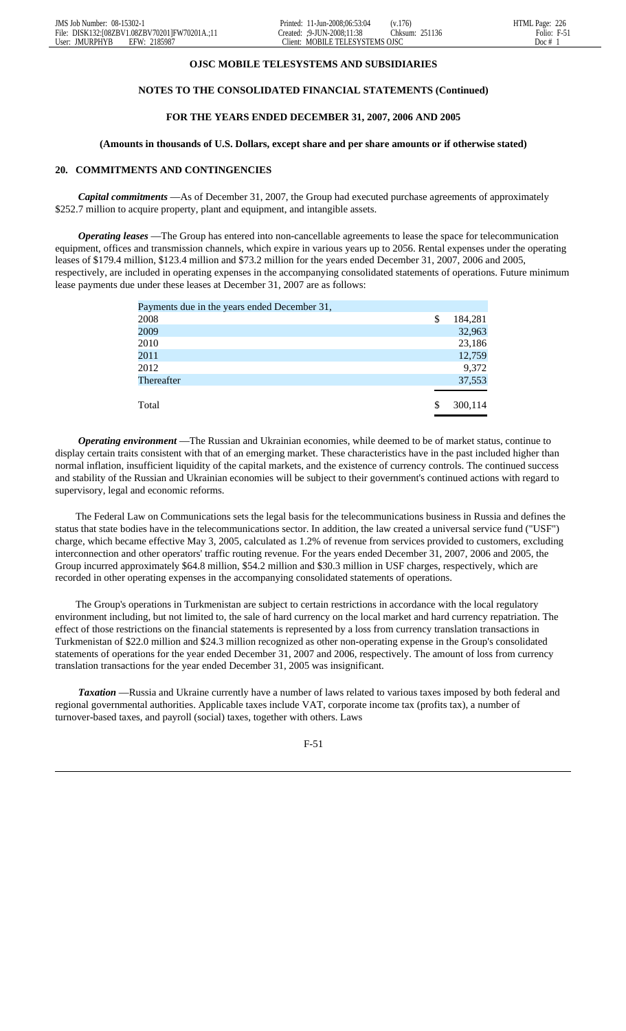**OJSC MOBILE TELESYSTEMS AND SUBSIDIARIES**

**NOTES TO THE CONSOLIDATED FINANCIAL STATEMENTS (Continued)**

**FOR THE YEARS ENDED DECEMBER 31, 2007, 2006 AND 2005**

**(Amounts in thousands of U.S. Dollars, except share and per share amounts or if otherwise stated)**

## 20. COMMITMENTS AND CONTINGENCIES

***Capital commitments*** —As of December 31, 2007, the Group had executed purchase agreements of approximately $252.7 million to acquire property, plant and equipment, and intangible assets.

***Operating leases*** —The Group has entered into non-cancellable agreements to lease the space for telecommunication equipment, offices and transmission channels, which expire in various years up to 2056. Rental expenses under the operating leases of $179.4 million, $123.4 million and $73.2 million for the years ended December 31, 2007, 2006 and 2005, respectively, are included in operating expenses in the accompanying consolidated statements of operations. Future minimum lease payments due under these leases at December 31, 2007 are as follows:

| Payments due in the years ended December 31, | |
|---|---|
| 2008 | $ 184,281 |
| 2009 | 32,963 |
| 2010 | 23,186 |
| 2011 | 12,759 |
| 2012 | 9,372 |
| Thereafter | 37,553 |
| Total | $ 300,114 |

***Operating environment*** —The Russian and Ukrainian economies, while deemed to be of market status, continue to display certain traits consistent with that of an emerging market. These characteristics have in the past included higher than normal inflation, insufficient liquidity of the capital markets, and the existence of currency controls. The continued success and stability of the Russian and Ukrainian economies will be subject to their government's continued actions with regard to supervisory, legal and economic reforms.

The Federal Law on Communications sets the legal basis for the telecommunications business in Russia and defines the status that state bodies have in the telecommunications sector. In addition, the law created a universal service fund ("USF") charge, which became effective May 3, 2005, calculated as 1.2% of revenue from services provided to customers, excluding interconnection and other operators' traffic routing revenue. For the years ended December 31, 2007, 2006 and 2005, the Group incurred approximately $64.8 million, $54.2 million and $30.3 million in USF charges, respectively, which are recorded in other operating expenses in the accompanying consolidated statements of operations.

The Group's operations in Turkmenistan are subject to certain restrictions in accordance with the local regulatory environment including, but not limited to, the sale of hard currency on the local market and hard currency repatriation. The effect of those restrictions on the financial statements is represented by a loss from currency translation transactions in Turkmenistan of $22.0 million and $24.3 million recognized as other non-operating expense in the Group's consolidated statements of operations for the year ended December 31, 2007 and 2006, respectively. The amount of loss from currency translation transactions for the year ended December 31, 2005 was insignificant.

***Taxation*** —Russia and Ukraine currently have a number of laws related to various taxes imposed by both federal and regional governmental authorities. Applicable taxes include VAT, corporate income tax (profits tax), a number of turnover-based taxes, and payroll (social) taxes, together with others. Laws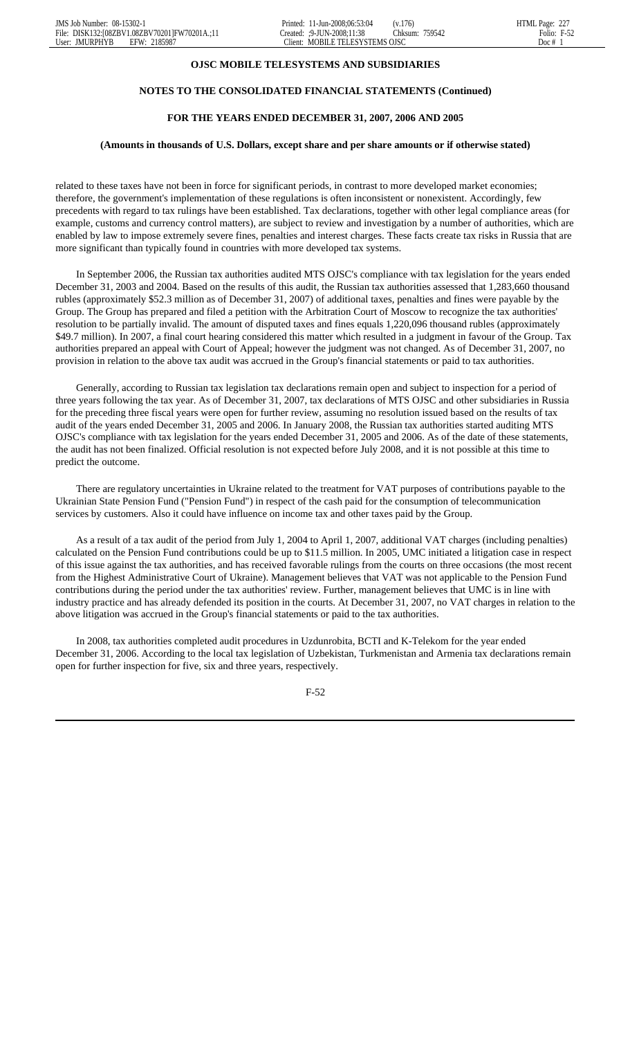**OJSC MOBILE TELESYSTEMS AND SUBSIDIARIES**

**NOTES TO THE CONSOLIDATED FINANCIAL STATEMENTS (Continued)**

**FOR THE YEARS ENDED DECEMBER 31, 2007, 2006 AND 2005**

**(Amounts in thousands of U.S. Dollars, except share and per share amounts or if otherwise stated)**

related to these taxes have not been in force for significant periods, in contrast to more developed market economies; therefore, the government's implementation of these regulations is often inconsistent or nonexistent. Accordingly, few precedents with regard to tax rulings have been established. Tax declarations, together with other legal compliance areas (for example, customs and currency control matters), are subject to review and investigation by a number of authorities, which are enabled by law to impose extremely severe fines, penalties and interest charges. These facts create tax risks in Russia that are more significant than typically found in countries with more developed tax systems.

In September 2006, the Russian tax authorities audited MTS OJSC's compliance with tax legislation for the years ended December 31, 2003 and 2004. Based on the results of this audit, the Russian tax authorities assessed that 1,283,660 thousand rubles (approximately $52.3 million as of December 31, 2007) of additional taxes, penalties and fines were payable by the Group. The Group has prepared and filed a petition with the Arbitration Court of Moscow to recognize the tax authorities' resolution to be partially invalid. The amount of disputed taxes and fines equals 1,220,096 thousand rubles (approximately $49.7 million). In 2007, a final court hearing considered this matter which resulted in a judgment in favour of the Group. Tax authorities prepared an appeal with Court of Appeal; however the judgment was not changed. As of December 31, 2007, no provision in relation to the above tax audit was accrued in the Group's financial statements or paid to tax authorities.

Generally, according to Russian tax legislation tax declarations remain open and subject to inspection for a period of three years following the tax year. As of December 31, 2007, tax declarations of MTS OJSC and other subsidiaries in Russia for the preceding three fiscal years were open for further review, assuming no resolution issued based on the results of tax audit of the years ended December 31, 2005 and 2006. In January 2008, the Russian tax authorities started auditing MTS OJSC's compliance with tax legislation for the years ended December 31, 2005 and 2006. As of the date of these statements, the audit has not been finalized. Official resolution is not expected before July 2008, and it is not possible at this time to predict the outcome.

There are regulatory uncertainties in Ukraine related to the treatment for VAT purposes of contributions payable to the Ukrainian State Pension Fund ("Pension Fund") in respect of the cash paid for the consumption of telecommunication services by customers. Also it could have influence on income tax and other taxes paid by the Group.

As a result of a tax audit of the period from July 1, 2004 to April 1, 2007, additional VAT charges (including penalties) calculated on the Pension Fund contributions could be up to $11.5 million. In 2005, UMC initiated a litigation case in respect of this issue against the tax authorities, and has received favorable rulings from the courts on three occasions (the most recent from the Highest Administrative Court of Ukraine). Management believes that VAT was not applicable to the Pension Fund contributions during the period under the tax authorities' review. Further, management believes that UMC is in line with industry practice and has already defended its position in the courts. At December 31, 2007, no VAT charges in relation to the above litigation was accrued in the Group's financial statements or paid to the tax authorities.

In 2008, tax authorities completed audit procedures in Uzdunrobita, BCTI and K-Telekom for the year ended December 31, 2006. According to the local tax legislation of Uzbekistan, Turkmenistan and Armenia tax declarations remain open for further inspection for five, six and three years, respectively.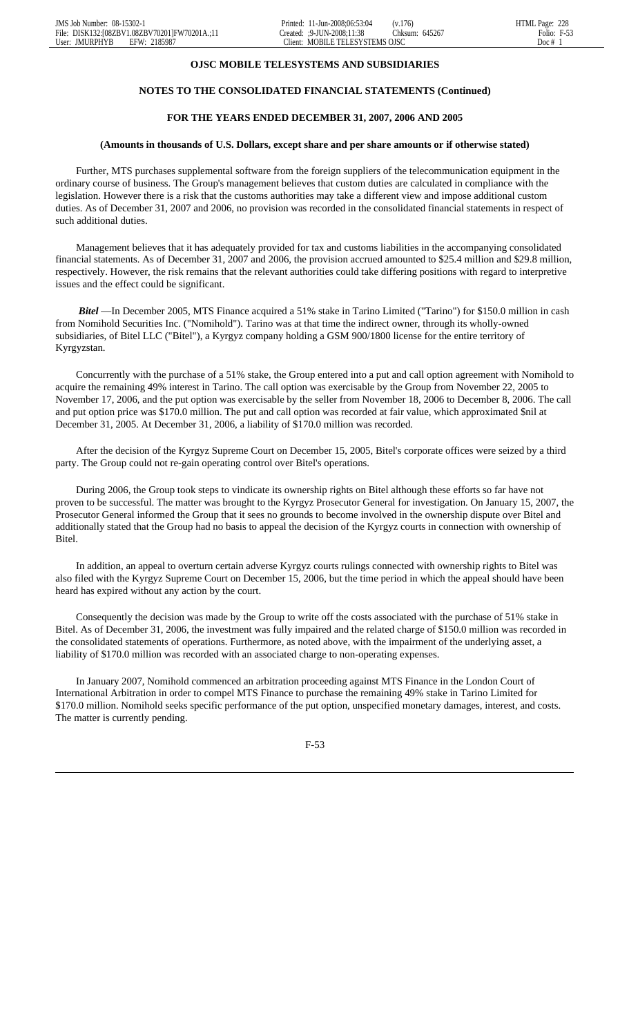**OJSC MOBILE TELESYSTEMS AND SUBSIDIARIES**

**NOTES TO THE CONSOLIDATED FINANCIAL STATEMENTS (Continued)**

**FOR THE YEARS ENDED DECEMBER 31, 2007, 2006 AND 2005**

**(Amounts in thousands of U.S. Dollars, except share and per share amounts or if otherwise stated)**

Further, MTS purchases supplemental software from the foreign suppliers of the telecommunication equipment in the ordinary course of business. The Group's management believes that custom duties are calculated in compliance with the legislation. However there is a risk that the customs authorities may take a different view and impose additional custom duties. As of December 31, 2007 and 2006, no provision was recorded in the consolidated financial statements in respect of such additional duties.

Management believes that it has adequately provided for tax and customs liabilities in the accompanying consolidated financial statements. As of December 31, 2007 and 2006, the provision accrued amounted to \$25.4 million and \$29.8 million, respectively. However, the risk remains that the relevant authorities could take differing positions with regard to interpretive issues and the effect could be significant.

***Bitel*** —In December 2005, MTS Finance acquired a 51% stake in Tarino Limited ("Tarino") for \$150.0 million in cash from Nomihold Securities Inc. ("Nomihold"). Tarino was at that time the indirect owner, through its wholly-owned subsidiaries, of Bitel LLC ("Bitel"), a Kyrgyz company holding a GSM 900/1800 license for the entire territory of Kyrgyzstan.

Concurrently with the purchase of a 51% stake, the Group entered into a put and call option agreement with Nomihold to acquire the remaining 49% interest in Tarino. The call option was exercisable by the Group from November 22, 2005 to November 17, 2006, and the put option was exercisable by the seller from November 18, 2006 to December 8, 2006. The call and put option price was \$170.0 million. The put and call option was recorded at fair value, which approximated \$nil at December 31, 2005. At December 31, 2006, a liability of \$170.0 million was recorded.

After the decision of the Kyrgyz Supreme Court on December 15, 2005, Bitel's corporate offices were seized by a third party. The Group could not re-gain operating control over Bitel's operations.

During 2006, the Group took steps to vindicate its ownership rights on Bitel although these efforts so far have not proven to be successful. The matter was brought to the Kyrgyz Prosecutor General for investigation. On January 15, 2007, the Prosecutor General informed the Group that it sees no grounds to become involved in the ownership dispute over Bitel and additionally stated that the Group had no basis to appeal the decision of the Kyrgyz courts in connection with ownership of Bitel.

In addition, an appeal to overturn certain adverse Kyrgyz courts rulings connected with ownership rights to Bitel was also filed with the Kyrgyz Supreme Court on December 15, 2006, but the time period in which the appeal should have been heard has expired without any action by the court.

Consequently the decision was made by the Group to write off the costs associated with the purchase of 51% stake in Bitel. As of December 31, 2006, the investment was fully impaired and the related charge of \$150.0 million was recorded in the consolidated statements of operations. Furthermore, as noted above, with the impairment of the underlying asset, a liability of \$170.0 million was recorded with an associated charge to non-operating expenses.

In January 2007, Nomihold commenced an arbitration proceeding against MTS Finance in the London Court of International Arbitration in order to compel MTS Finance to purchase the remaining 49% stake in Tarino Limited for \$170.0 million. Nomihold seeks specific performance of the put option, unspecified monetary damages, interest, and costs. The matter is currently pending.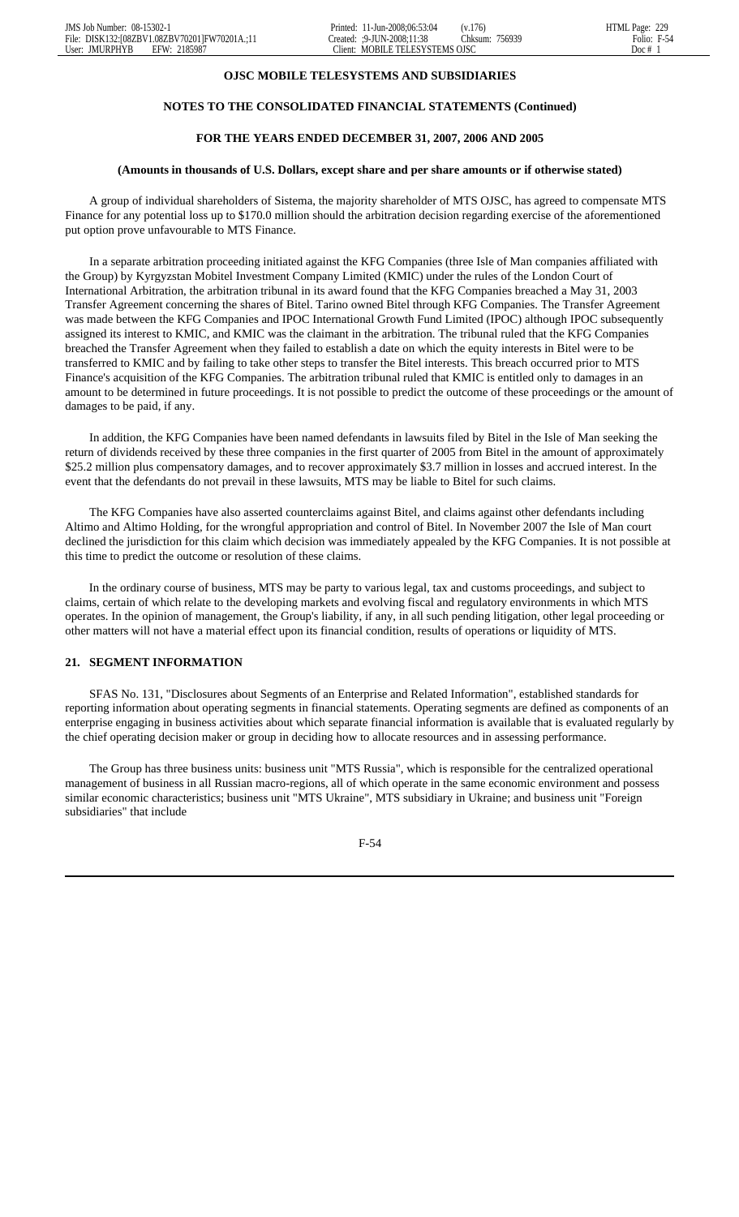**OJSC MOBILE TELESYSTEMS AND SUBSIDIARIES**

**NOTES TO THE CONSOLIDATED FINANCIAL STATEMENTS (Continued)**

**FOR THE YEARS ENDED DECEMBER 31, 2007, 2006 AND 2005**

**(Amounts in thousands of U.S. Dollars, except share and per share amounts or if otherwise stated)**

A group of individual shareholders of Sistema, the majority shareholder of MTS OJSC, has agreed to compensate MTS Finance for any potential loss up to $170.0 million should the arbitration decision regarding exercise of the aforementioned put option prove unfavourable to MTS Finance.

In a separate arbitration proceeding initiated against the KFG Companies (three Isle of Man companies affiliated with the Group) by Kyrgyzstan Mobitel Investment Company Limited (KMIC) under the rules of the London Court of International Arbitration, the arbitration tribunal in its award found that the KFG Companies breached a May 31, 2003 Transfer Agreement concerning the shares of Bitel. Tarino owned Bitel through KFG Companies. The Transfer Agreement was made between the KFG Companies and IPOC International Growth Fund Limited (IPOC) although IPOC subsequently assigned its interest to KMIC, and KMIC was the claimant in the arbitration. The tribunal ruled that the KFG Companies breached the Transfer Agreement when they failed to establish a date on which the equity interests in Bitel were to be transferred to KMIC and by failing to take other steps to transfer the Bitel interests. This breach occurred prior to MTS Finance's acquisition of the KFG Companies. The arbitration tribunal ruled that KMIC is entitled only to damages in an amount to be determined in future proceedings. It is not possible to predict the outcome of these proceedings or the amount of damages to be paid, if any.

In addition, the KFG Companies have been named defendants in lawsuits filed by Bitel in the Isle of Man seeking the return of dividends received by these three companies in the first quarter of 2005 from Bitel in the amount of approximately $25.2 million plus compensatory damages, and to recover approximately $3.7 million in losses and accrued interest. In the event that the defendants do not prevail in these lawsuits, MTS may be liable to Bitel for such claims.

The KFG Companies have also asserted counterclaims against Bitel, and claims against other defendants including Altimo and Altimo Holding, for the wrongful appropriation and control of Bitel. In November 2007 the Isle of Man court declined the jurisdiction for this claim which decision was immediately appealed by the KFG Companies. It is not possible at this time to predict the outcome or resolution of these claims.

In the ordinary course of business, MTS may be party to various legal, tax and customs proceedings, and subject to claims, certain of which relate to the developing markets and evolving fiscal and regulatory environments in which MTS operates. In the opinion of management, the Group's liability, if any, in all such pending litigation, other legal proceeding or other matters will not have a material effect upon its financial condition, results of operations or liquidity of MTS.

## 21. SEGMENT INFORMATION

SFAS No. 131, "Disclosures about Segments of an Enterprise and Related Information", established standards for reporting information about operating segments in financial statements. Operating segments are defined as components of an enterprise engaging in business activities about which separate financial information is available that is evaluated regularly by the chief operating decision maker or group in deciding how to allocate resources and in assessing performance.

The Group has three business units: business unit "MTS Russia", which is responsible for the centralized operational management of business in all Russian macro-regions, all of which operate in the same economic environment and possess similar economic characteristics; business unit "MTS Ukraine", MTS subsidiary in Ukraine; and business unit "Foreign subsidiaries" that include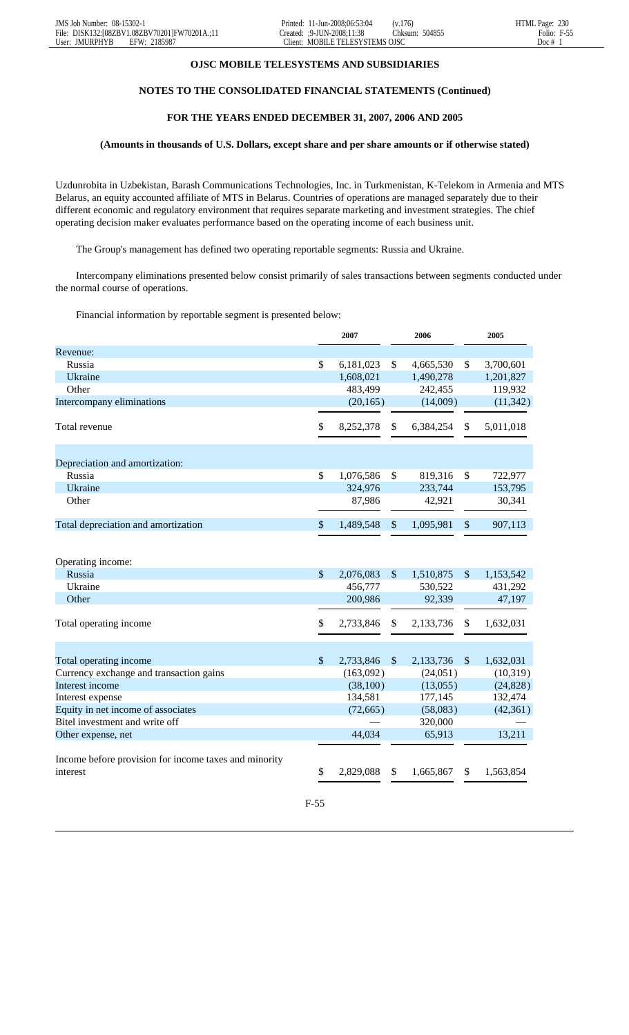**OJSC MOBILE TELESYSTEMS AND SUBSIDIARIES**

**NOTES TO THE CONSOLIDATED FINANCIAL STATEMENTS (Continued)**

**FOR THE YEARS ENDED DECEMBER 31, 2007, 2006 AND 2005**

**(Amounts in thousands of U.S. Dollars, except share and per share amounts or if otherwise stated)**

Uzdunrobita in Uzbekistan, Barash Communications Technologies, Inc. in Turkmenistan, K-Telekom in Armenia and MTS Belarus, an equity accounted affiliate of MTS in Belarus. Countries of operations are managed separately due to their different economic and regulatory environment that requires separate marketing and investment strategies. The chief operating decision maker evaluates performance based on the operating income of each business unit.

The Group's management has defined two operating reportable segments: Russia and Ukraine.

Intercompany eliminations presented below consist primarily of sales transactions between segments conducted under the normal course of operations.

Financial information by reportable segment is presented below:

| | 2007 | 2006 | 2005 |
|---|---|---|---|
| Revenue: | | | |
| Russia | $ 6,181,023 | $ 4,665,530 | $ 3,700,601 |
| Ukraine | 1,608,021 | 1,490,278 | 1,201,827 |
| Other | 483,499 | 242,455 | 119,932 |
| Intercompany eliminations | (20,165) | (14,009) | (11,342) |
| Total revenue | $ 8,252,378 | $ 6,384,254 | $ 5,011,018 |
| Depreciation and amortization: | | | |
| Russia | $ 1,076,586 | $ 819,316 | $ 722,977 |
| Ukraine | 324,976 | 233,744 | 153,795 |
| Other | 87,986 | 42,921 | 30,341 |
| Total depreciation and amortization | $ 1,489,548 | $ 1,095,981 | $ 907,113 |
| Operating income: | | | |
| Russia | $ 2,076,083 | $ 1,510,875 | $ 1,153,542 |
| Ukraine | 456,777 | 530,522 | 431,292 |
| Other | 200,986 | 92,339 | 47,197 |
| Total operating income | $ 2,733,846 | $ 2,133,736 | $ 1,632,031 |
| Total operating income | $ 2,733,846 | $ 2,133,736 | $ 1,632,031 |
| Currency exchange and transaction gains | (163,092) | (24,051) | (10,319) |
| Interest income | (38,100) | (13,055) | (24,828) |
| Interest expense | 134,581 | 177,145 | 132,474 |
| Equity in net income of associates | (72,665) | (58,083) | (42,361) |
| Bitel investment and write off | — | 320,000 | — |
| Other expense, net | 44,034 | 65,913 | 13,211 |
| Income before provision for income taxes and minority interest | $ 2,829,088 | $ 1,665,867 | $ 1,563,854 |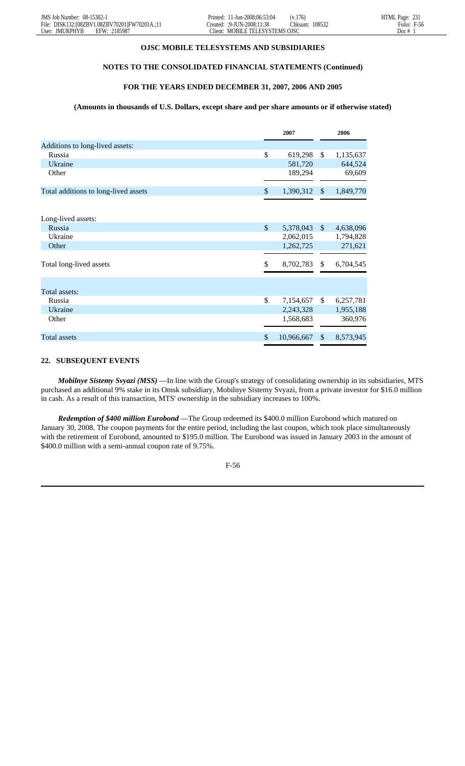**OJSC MOBILE TELESYSTEMS AND SUBSIDIARIES**

**NOTES TO THE CONSOLIDATED FINANCIAL STATEMENTS (Continued)**

**FOR THE YEARS ENDED DECEMBER 31, 2007, 2006 AND 2005**

**(Amounts in thousands of U.S. Dollars, except share and per share amounts or if otherwise stated)**

| | 2007 | 2006 |
|---|---|---|
| Additions to long-lived assets: | | |
| Russia | $ 619,298 | $ 1,135,637 |
| Ukraine | 581,720 | 644,524 |
| Other | 189,294 | 69,609 |
| Total additions to long-lived assets | $ 1,390,312 | $ 1,849,770 |
| Long-lived assets: | | |
| Russia | $ 5,378,043 | $ 4,638,096 |
| Ukraine | 2,062,015 | 1,794,828 |
| Other | 1,262,725 | 271,621 |
| Total long-lived assets | $ 8,702,783 | $ 6,704,545 |
| Total assets: | | |
| Russia | $ 7,154,657 | $ 6,257,781 |
| Ukraine | 2,243,328 | 1,955,188 |
| Other | 1,568,683 | 360,976 |
| Total assets | $ 10,966,667 | $ 8,573,945 |

## 22. SUBSEQUENT EVENTS

***Mobilnye Sistemy Svyazi (MSS)*** —In line with the Group's strategy of consolidating ownership in its subsidiaries, MTS purchased an additional 9% stake in its Omsk subsidiary, Mobilnye Sistemy Svyazi, from a private investor for $16.0 million in cash. As a result of this transaction, MTS' ownership in the subsidiary increases to 100%.

***Redemption of $400 million Eurobond*** —The Group redeemed its $400.0 million Eurobond which matured on January 30, 2008. The coupon payments for the entire period, including the last coupon, which took place simultaneously with the retirement of Eurobond, amounted to $195.0 million. The Eurobond was issued in January 2003 in the amount of $400.0 million with a semi-annual coupon rate of 9.75%.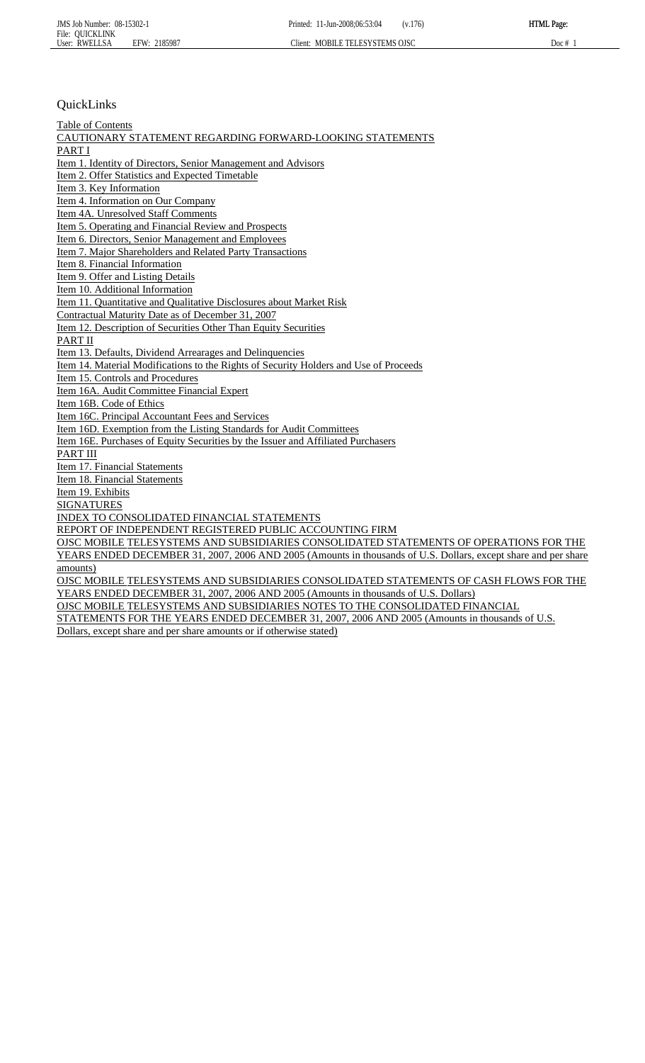QuickLinks

Table of Contents
CAUTIONARY STATEMENT REGARDING FORWARD-LOOKING STATEMENTS
PART I
Item 1. Identity of Directors, Senior Management and Advisors
Item 2. Offer Statistics and Expected Timetable
Item 3. Key Information
Item 4. Information on Our Company
Item 4A. Unresolved Staff Comments
Item 5. Operating and Financial Review and Prospects
Item 6. Directors, Senior Management and Employees
Item 7. Major Shareholders and Related Party Transactions
Item 8. Financial Information
Item 9. Offer and Listing Details
Item 10. Additional Information
Item 11. Quantitative and Qualitative Disclosures about Market Risk
Contractual Maturity Date as of December 31, 2007
Item 12. Description of Securities Other Than Equity Securities
PART II
Item 13. Defaults, Dividend Arrearages and Delinquencies
Item 14. Material Modifications to the Rights of Security Holders and Use of Proceeds
Item 15. Controls and Procedures
Item 16A. Audit Committee Financial Expert
Item 16B. Code of Ethics
Item 16C. Principal Accountant Fees and Services
Item 16D. Exemption from the Listing Standards for Audit Committees
Item 16E. Purchases of Equity Securities by the Issuer and Affiliated Purchasers
PART III
Item 17. Financial Statements
Item 18. Financial Statements
Item 19. Exhibits
SIGNATURES
INDEX TO CONSOLIDATED FINANCIAL STATEMENTS
REPORT OF INDEPENDENT REGISTERED PUBLIC ACCOUNTING FIRM
OJSC MOBILE TELESYSTEMS AND SUBSIDIARIES CONSOLIDATED STATEMENTS OF OPERATIONS FOR THE YEARS ENDED DECEMBER 31, 2007, 2006 AND 2005 (Amounts in thousands of U.S. Dollars, except share and per share amounts)
OJSC MOBILE TELESYSTEMS AND SUBSIDIARIES CONSOLIDATED STATEMENTS OF CASH FLOWS FOR THE YEARS ENDED DECEMBER 31, 2007, 2006 AND 2005 (Amounts in thousands of U.S. Dollars)
OJSC MOBILE TELESYSTEMS AND SUBSIDIARIES NOTES TO THE CONSOLIDATED FINANCIAL STATEMENTS FOR THE YEARS ENDED DECEMBER 31, 2007, 2006 AND 2005 (Amounts in thousands of U.S. Dollars, except share and per share amounts or if otherwise stated)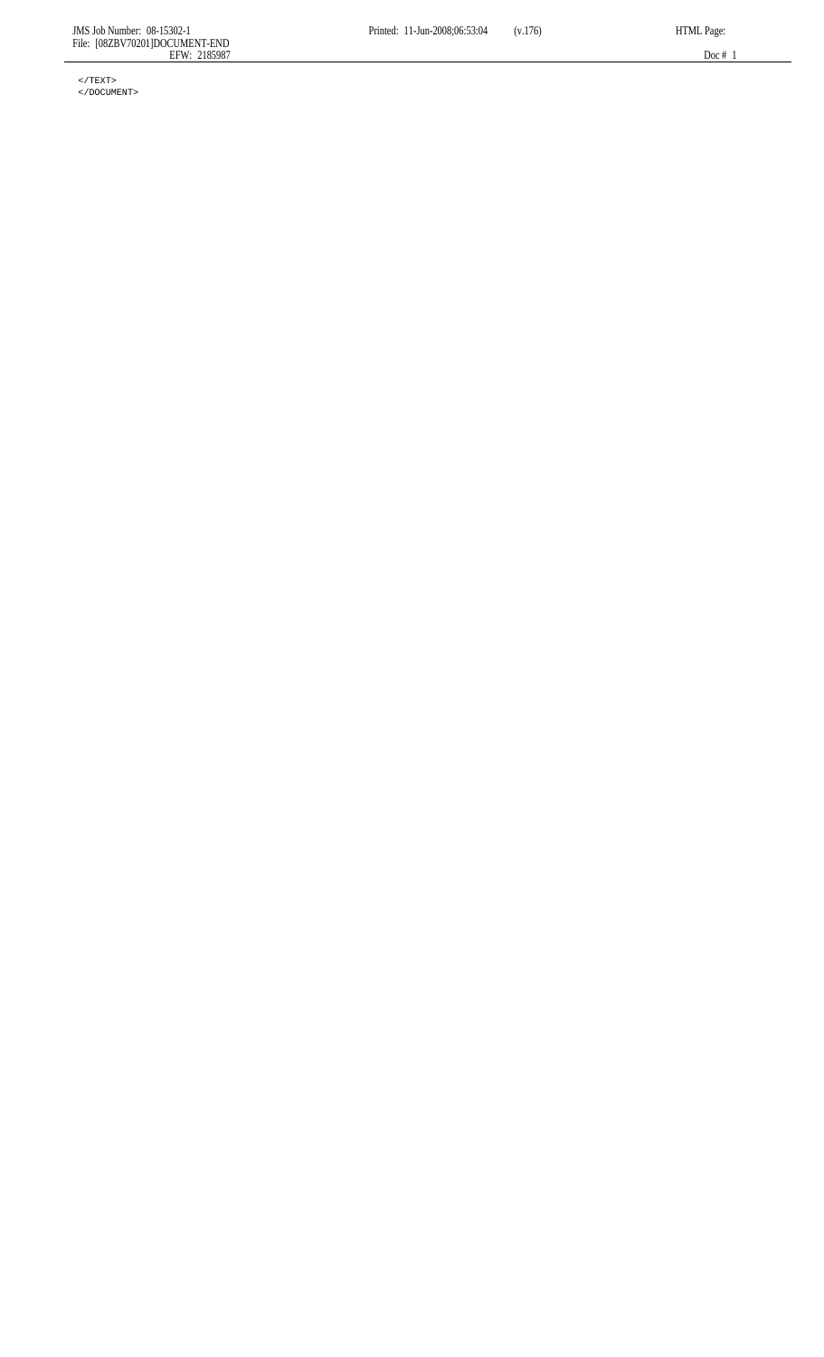```
</TEXT>
</DOCUMENT>
```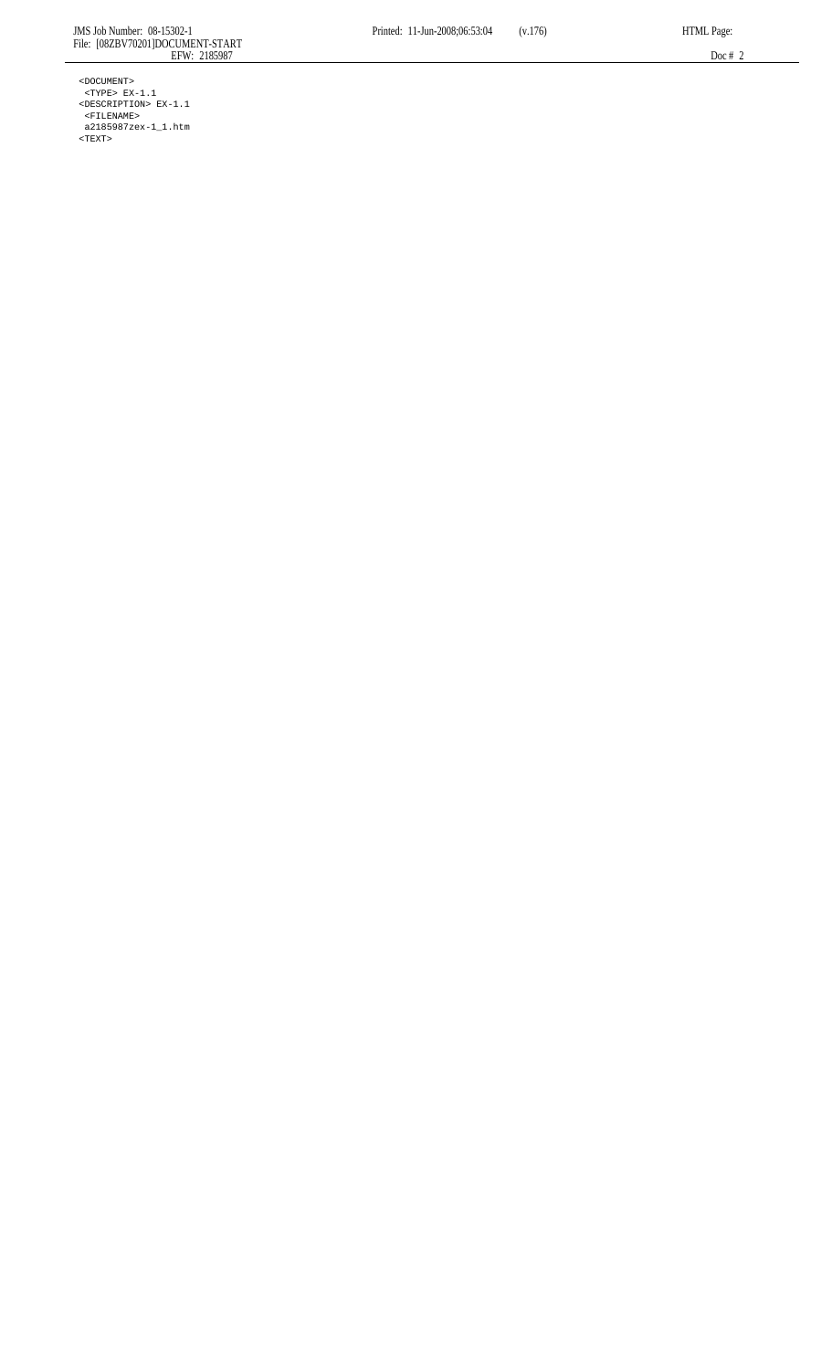```
<DOCUMENT>
 <TYPE> EX-1.1
<DESCRIPTION> EX-1.1
 <FILENAME>
 a2185987zex-1_1.htm
<TEXT>
```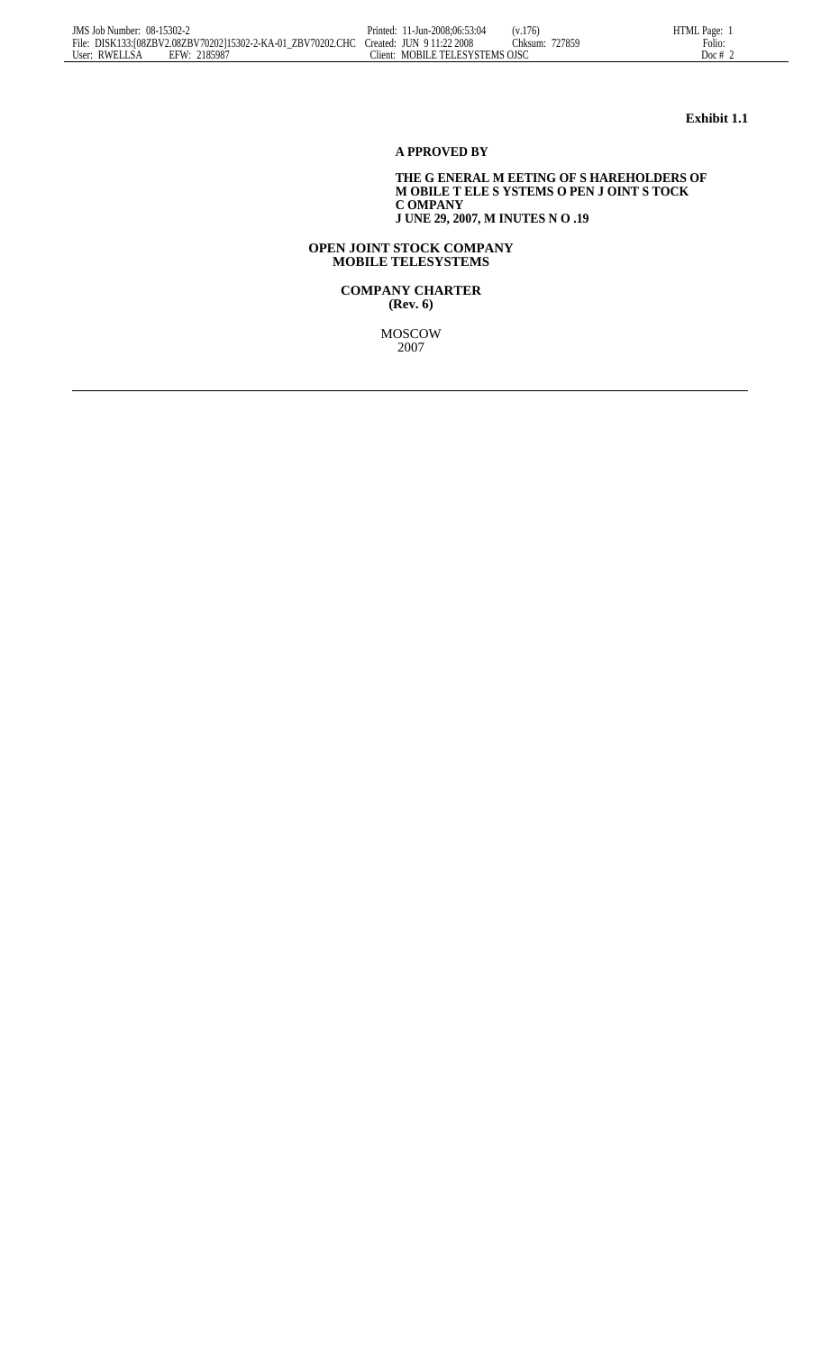**Exhibit 1.1**

**APPROVED BY**

**THE GENERAL MEETING OF SHAREHOLDERS OF MOBILE TELESYSTEMS OPEN JOINT STOCK COMPANY**
**JUNE 29, 2007, MINUTES NO.19**

**OPEN JOINT STOCK COMPANY**
**MOBILE TELESYSTEMS**

**COMPANY CHARTER**
**(Rev. 6)**

MOSCOW
2007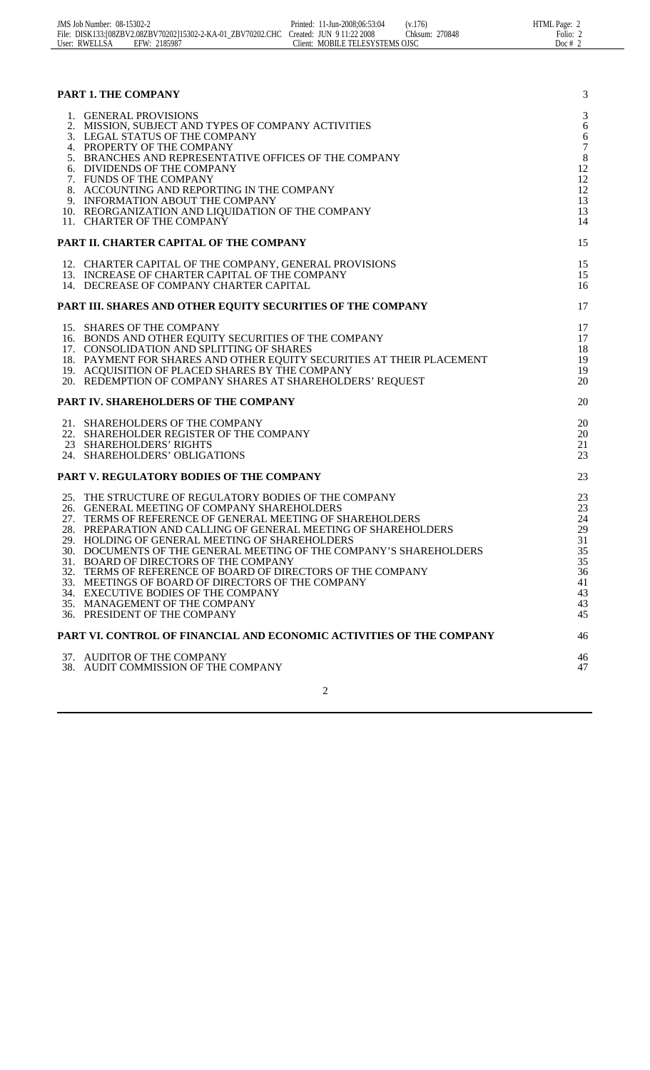| | |
|---|---|
| **PART 1. THE COMPANY** | 3 |
| 1. GENERAL PROVISIONS | 3 |
| 2. MISSION, SUBJECT AND TYPES OF COMPANY ACTIVITIES | 6 |
| 3. LEGAL STATUS OF THE COMPANY | 6 |
| 4. PROPERTY OF THE COMPANY | 7 |
| 5. BRANCHES AND REPRESENTATIVE OFFICES OF THE COMPANY | 8 |
| 6. DIVIDENDS OF THE COMPANY | 12 |
| 7. FUNDS OF THE COMPANY | 12 |
| 8. ACCOUNTING AND REPORTING IN THE COMPANY | 12 |
| 9. INFORMATION ABOUT THE COMPANY | 13 |
| 10. REORGANIZATION AND LIQUIDATION OF THE COMPANY | 13 |
| 11. CHARTER OF THE COMPANY | 14 |
| **PART II. CHARTER CAPITAL OF THE COMPANY** | 15 |
| 12. CHARTER CAPITAL OF THE COMPANY, GENERAL PROVISIONS | 15 |
| 13. INCREASE OF CHARTER CAPITAL OF THE COMPANY | 15 |
| 14. DECREASE OF COMPANY CHARTER CAPITAL | 16 |
| **PART III. SHARES AND OTHER EQUITY SECURITIES OF THE COMPANY** | 17 |
| 15. SHARES OF THE COMPANY | 17 |
| 16. BONDS AND OTHER EQUITY SECURITIES OF THE COMPANY | 17 |
| 17. CONSOLIDATION AND SPLITTING OF SHARES | 18 |
| 18. PAYMENT FOR SHARES AND OTHER EQUITY SECURITIES AT THEIR PLACEMENT | 19 |
| 19. ACQUISITION OF PLACED SHARES BY THE COMPANY | 19 |
| 20. REDEMPTION OF COMPANY SHARES AT SHAREHOLDERS' REQUEST | 20 |
| **PART IV. SHAREHOLDERS OF THE COMPANY** | 20 |
| 21. SHAREHOLDERS OF THE COMPANY | 20 |
| 22. SHAREHOLDER REGISTER OF THE COMPANY | 20 |
| 23 SHAREHOLDERS' RIGHTS | 21 |
| 24. SHAREHOLDERS' OBLIGATIONS | 23 |
| **PART V. REGULATORY BODIES OF THE COMPANY** | 23 |
| 25. THE STRUCTURE OF REGULATORY BODIES OF THE COMPANY | 23 |
| 26. GENERAL MEETING OF COMPANY SHAREHOLDERS | 23 |
| 27. TERMS OF REFERENCE OF GENERAL MEETING OF SHAREHOLDERS | 24 |
| 28. PREPARATION AND CALLING OF GENERAL MEETING OF SHAREHOLDERS | 29 |
| 29. HOLDING OF GENERAL MEETING OF SHAREHOLDERS | 31 |
| 30. DOCUMENTS OF THE GENERAL MEETING OF THE COMPANY'S SHAREHOLDERS | 35 |
| 31. BOARD OF DIRECTORS OF THE COMPANY | 35 |
| 32. TERMS OF REFERENCE OF BOARD OF DIRECTORS OF THE COMPANY | 36 |
| 33. MEETINGS OF BOARD OF DIRECTORS OF THE COMPANY | 41 |
| 34. EXECUTIVE BODIES OF THE COMPANY | 43 |
| 35. MANAGEMENT OF THE COMPANY | 43 |
| 36. PRESIDENT OF THE COMPANY | 45 |
| **PART VI. CONTROL OF FINANCIAL AND ECONOMIC ACTIVITIES OF THE COMPANY** | 46 |
| 37. AUDITOR OF THE COMPANY | 46 |
| 38. AUDIT COMMISSION OF THE COMPANY | 47 |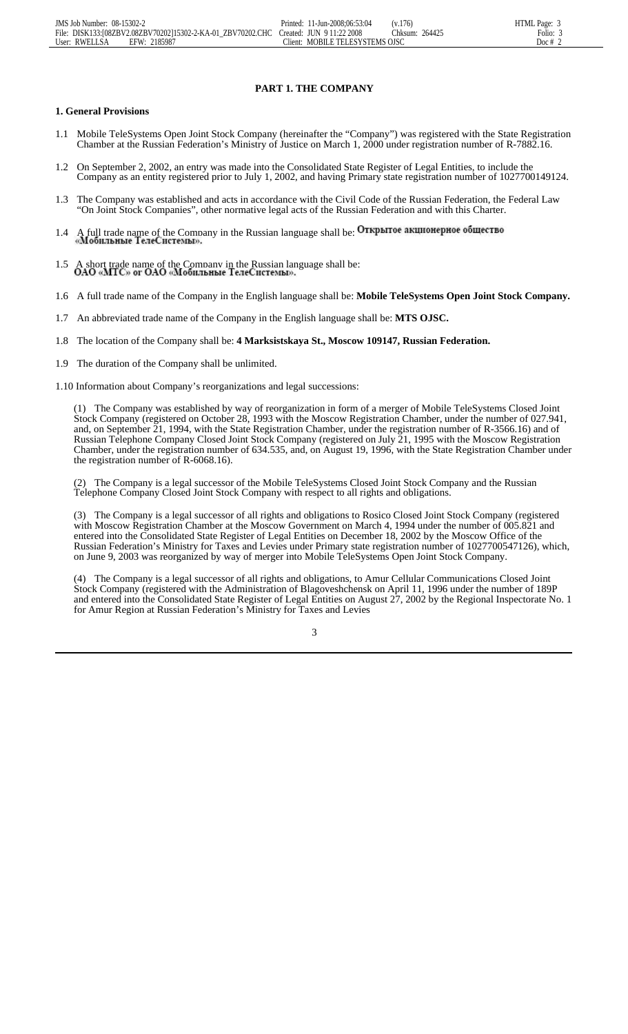# PART 1. THE COMPANY

## 1. General Provisions

1.1 Mobile TeleSystems Open Joint Stock Company (hereinafter the "Company") was registered with the State Registration Chamber at the Russian Federation's Ministry of Justice on March 1, 2000 under registration number of R-7882.16.

1.2 On September 2, 2002, an entry was made into the Consolidated State Register of Legal Entities, to include the Company as an entity registered prior to July 1, 2002, and having Primary state registration number of 1027700149124.

1.3 The Company was established and acts in accordance with the Civil Code of the Russian Federation, the Federal Law "On Joint Stock Companies", other normative legal acts of the Russian Federation and with this Charter.

1.4 A full trade name of the Company in the Russian language shall be: **Открытое акционерное общество «Мобильные ТелеСистемы».**

1.5 A short trade name of the Company in the Russian language shall be: **ОАО «МТС» or ОАО «Мобильные ТелеСистемы».**

1.6 A full trade name of the Company in the English language shall be: **Mobile TeleSystems Open Joint Stock Company.**

1.7 An abbreviated trade name of the Company in the English language shall be: **MTS OJSC.**

1.8 The location of the Company shall be: **4 Marksistskaya St., Moscow 109147, Russian Federation.**

1.9 The duration of the Company shall be unlimited.

1.10 Information about Company's reorganizations and legal successions:

(1) The Company was established by way of reorganization in form of a merger of Mobile TeleSystems Closed Joint Stock Company (registered on October 28, 1993 with the Moscow Registration Chamber, under the number of 027.941, and, on September 21, 1994, with the State Registration Chamber, under the registration number of R-3566.16) and of Russian Telephone Company Closed Joint Stock Company (registered on July 21, 1995 with the Moscow Registration Chamber, under the registration number of 634.535, and, on August 19, 1996, with the State Registration Chamber under the registration number of R-6068.16).

(2) The Company is a legal successor of the Mobile TeleSystems Closed Joint Stock Company and the Russian Telephone Company Closed Joint Stock Company with respect to all rights and obligations.

(3) The Company is a legal successor of all rights and obligations to Rosico Closed Joint Stock Company (registered with Moscow Registration Chamber at the Moscow Government on March 4, 1994 under the number of 005.821 and entered into the Consolidated State Register of Legal Entities on December 18, 2002 by the Moscow Office of the Russian Federation's Ministry for Taxes and Levies under Primary state registration number of 1027700547126), which, on June 9, 2003 was reorganized by way of merger into Mobile TeleSystems Open Joint Stock Company.

(4) The Company is a legal successor of all rights and obligations, to Amur Cellular Communications Closed Joint Stock Company (registered with the Administration of Blagoveshchensk on April 11, 1996 under the number of 189P and entered into the Consolidated State Register of Legal Entities on August 27, 2002 by the Regional Inspectorate No. 1 for Amur Region at Russian Federation's Ministry for Taxes and Levies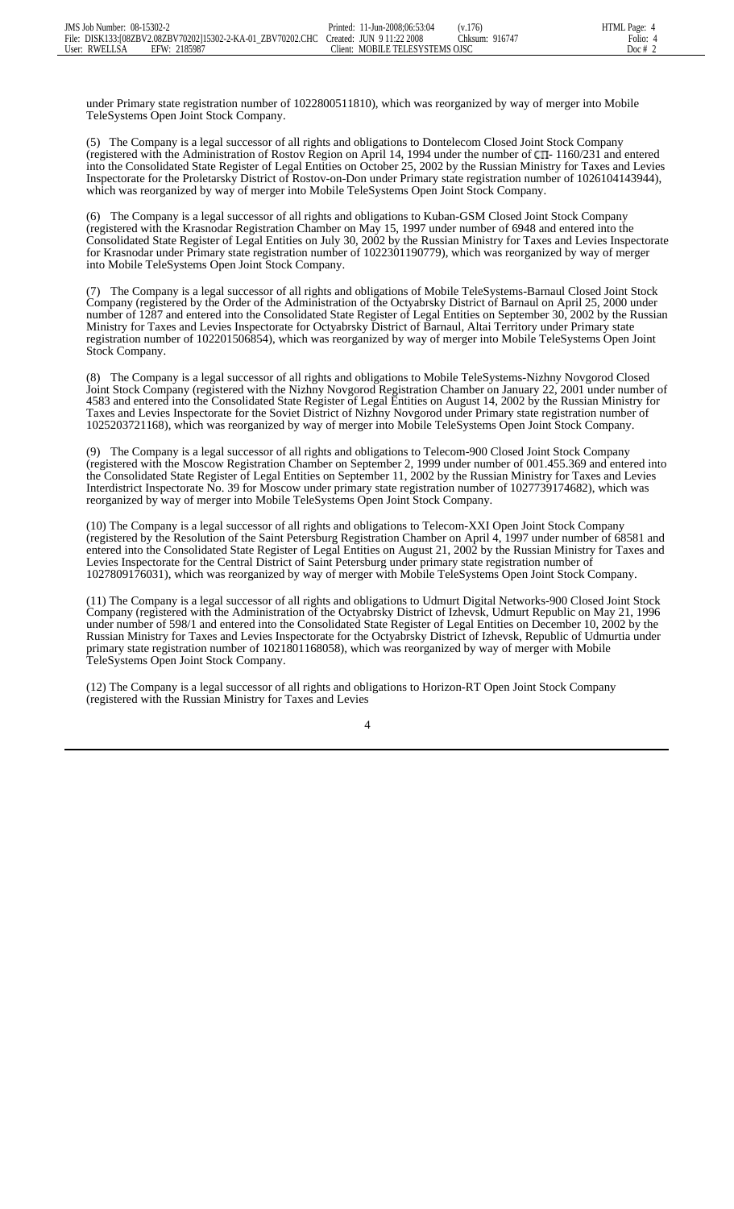under Primary state registration number of 1022800511810), which was reorganized by way of merger into Mobile TeleSystems Open Joint Stock Company.

(5) The Company is a legal successor of all rights and obligations to Dontelecom Closed Joint Stock Company (registered with the Administration of Rostov Region on April 14, 1994 under the number of СП- 1160/231 and entered into the Consolidated State Register of Legal Entities on October 25, 2002 by the Russian Ministry for Taxes and Levies Inspectorate for the Proletarsky District of Rostov-on-Don under Primary state registration number of 1026104143944), which was reorganized by way of merger into Mobile TeleSystems Open Joint Stock Company.

(6) The Company is a legal successor of all rights and obligations to Kuban-GSM Closed Joint Stock Company (registered with the Krasnodar Registration Chamber on May 15, 1997 under number of 6948 and entered into the Consolidated State Register of Legal Entities on July 30, 2002 by the Russian Ministry for Taxes and Levies Inspectorate for Krasnodar under Primary state registration number of 1022301190779), which was reorganized by way of merger into Mobile TeleSystems Open Joint Stock Company.

(7) The Company is a legal successor of all rights and obligations of Mobile TeleSystems-Barnaul Closed Joint Stock Company (registered by the Order of the Administration of the Octyabrsky District of Barnaul on April 25, 2000 under number of 1287 and entered into the Consolidated State Register of Legal Entities on September 30, 2002 by the Russian Ministry for Taxes and Levies Inspectorate for Octyabrsky District of Barnaul, Altai Territory under Primary state registration number of 102201506854), which was reorganized by way of merger into Mobile TeleSystems Open Joint Stock Company.

(8) The Company is a legal successor of all rights and obligations to Mobile TeleSystems-Nizhny Novgorod Closed Joint Stock Company (registered with the Nizhny Novgorod Registration Chamber on January 22, 2001 under number of 4583 and entered into the Consolidated State Register of Legal Entities on August 14, 2002 by the Russian Ministry for Taxes and Levies Inspectorate for the Soviet District of Nizhny Novgorod under Primary state registration number of 1025203721168), which was reorganized by way of merger into Mobile TeleSystems Open Joint Stock Company.

(9) The Company is a legal successor of all rights and obligations to Telecom-900 Closed Joint Stock Company (registered with the Moscow Registration Chamber on September 2, 1999 under number of 001.455.369 and entered into the Consolidated State Register of Legal Entities on September 11, 2002 by the Russian Ministry for Taxes and Levies Interdistrict Inspectorate No. 39 for Moscow under primary state registration number of 1027739174682), which was reorganized by way of merger into Mobile TeleSystems Open Joint Stock Company.

(10) The Company is a legal successor of all rights and obligations to Telecom-XXI Open Joint Stock Company (registered by the Resolution of the Saint Petersburg Registration Chamber on April 4, 1997 under number of 68581 and entered into the Consolidated State Register of Legal Entities on August 21, 2002 by the Russian Ministry for Taxes and Levies Inspectorate for the Central District of Saint Petersburg under primary state registration number of 1027809176031), which was reorganized by way of merger with Mobile TeleSystems Open Joint Stock Company.

(11) The Company is a legal successor of all rights and obligations to Udmurt Digital Networks-900 Closed Joint Stock Company (registered with the Administration of the Octyabrsky District of Izhevsk, Udmurt Republic on May 21, 1996 under number of 598/1 and entered into the Consolidated State Register of Legal Entities on December 10, 2002 by the Russian Ministry for Taxes and Levies Inspectorate for the Octyabrsky District of Izhevsk, Republic of Udmurtia under primary state registration number of 1021801168058), which was reorganized by way of merger with Mobile TeleSystems Open Joint Stock Company.

(12) The Company is a legal successor of all rights and obligations to Horizon-RT Open Joint Stock Company (registered with the Russian Ministry for Taxes and Levies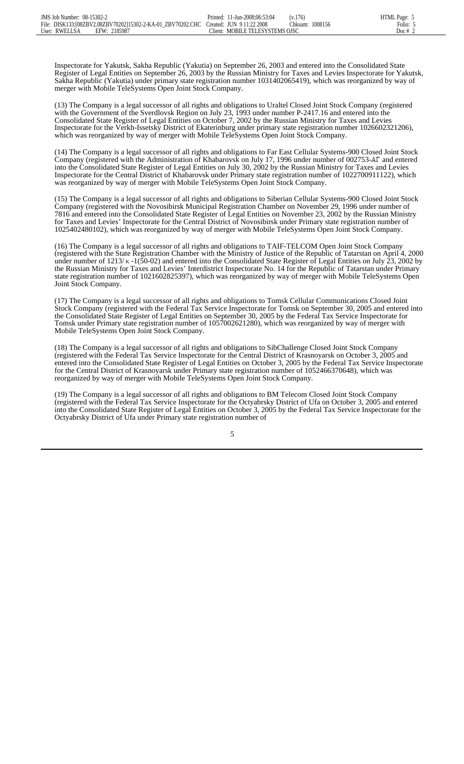Inspectorate for Yakutsk, Sakha Republic (Yakutia) on September 26, 2003 and entered into the Consolidated State Register of Legal Entities on September 26, 2003 by the Russian Ministry for Taxes and Levies Inspectorate for Yakutsk, Sakha Republic (Yakutia) under primary state registration number 1031402065419), which was reorganized by way of merger with Mobile TeleSystems Open Joint Stock Company.

(13) The Company is a legal successor of all rights and obligations to Uraltel Closed Joint Stock Company (registered with the Government of the Sverdlovsk Region on July 23, 1993 under number P-2417.16 and entered into the Consolidated State Register of Legal Entities on October 7, 2002 by the Russian Ministry for Taxes and Levies Inspectorate for the Verkh-Issetsky District of Ekaterinburg under primary state registration number 1026602321206), which was reorganized by way of merger with Mobile TeleSystems Open Joint Stock Company.

(14) The Company is a legal successor of all rights and obligations to Far East Cellular Systems-900 Closed Joint Stock Company (registered with the Administration of Khabarovsk on July 17, 1996 under number of 002753-АГ and entered into the Consolidated State Register of Legal Entities on July 30, 2002 by the Russian Ministry for Taxes and Levies Inspectorate for the Central District of Khabarovsk under Primary state registration number of 1022700911122), which was reorganized by way of merger with Mobile TeleSystems Open Joint Stock Company.

(15) The Company is a legal successor of all rights and obligations to Siberian Cellular Systems-900 Closed Joint Stock Company (registered with the Novosibirsk Municipal Registration Chamber on November 29, 1996 under number of 7816 and entered into the Consolidated State Register of Legal Entities on November 23, 2002 by the Russian Ministry for Taxes and Levies' Inspectorate for the Central District of Novosibirsk under Primary state registration number of 1025402480102), which was reorganized by way of merger with Mobile TeleSystems Open Joint Stock Company.

(16) The Company is a legal successor of all rights and obligations to TAIF-TELCOM Open Joint Stock Company (registered with the State Registration Chamber with the Ministry of Justice of the Republic of Tatarstan on April 4, 2000 under number of 1213/к -1(50-02) and entered into the Consolidated State Register of Legal Entities on July 23, 2002 by the Russian Ministry for Taxes and Levies' Interdistrict Inspectorate No. 14 for the Republic of Tatarstan under Primary state registration number of 1021602825397), which was reorganized by way of merger with Mobile TeleSystems Open Joint Stock Company.

(17) The Company is a legal successor of all rights and obligations to Tomsk Cellular Communications Closed Joint Stock Company (registered with the Federal Tax Service Inspectorate for Tomsk on September 30, 2005 and entered into the Consolidated State Register of Legal Entities on September 30, 2005 by the Federal Tax Service Inspectorate for Tomsk under Primary state registration number of 1057002621280), which was reorganized by way of merger with Mobile TeleSystems Open Joint Stock Company.

(18) The Company is a legal successor of all rights and obligations to SibChallenge Closed Joint Stock Company (registered with the Federal Tax Service Inspectorate for the Central District of Krasnoyarsk on October 3, 2005 and entered into the Consolidated State Register of Legal Entities on October 3, 2005 by the Federal Tax Service Inspectorate for the Central District of Krasnoyarsk under Primary state registration number of 1052466370648), which was reorganized by way of merger with Mobile TeleSystems Open Joint Stock Company.

(19) The Company is a legal successor of all rights and obligations to BM Telecom Closed Joint Stock Company (registered with the Federal Tax Service Inspectorate for the Octyabrsky District of Ufa on October 3, 2005 and entered into the Consolidated State Register of Legal Entities on October 3, 2005 by the Federal Tax Service Inspectorate for the Octyabrsky District of Ufa under Primary state registration number of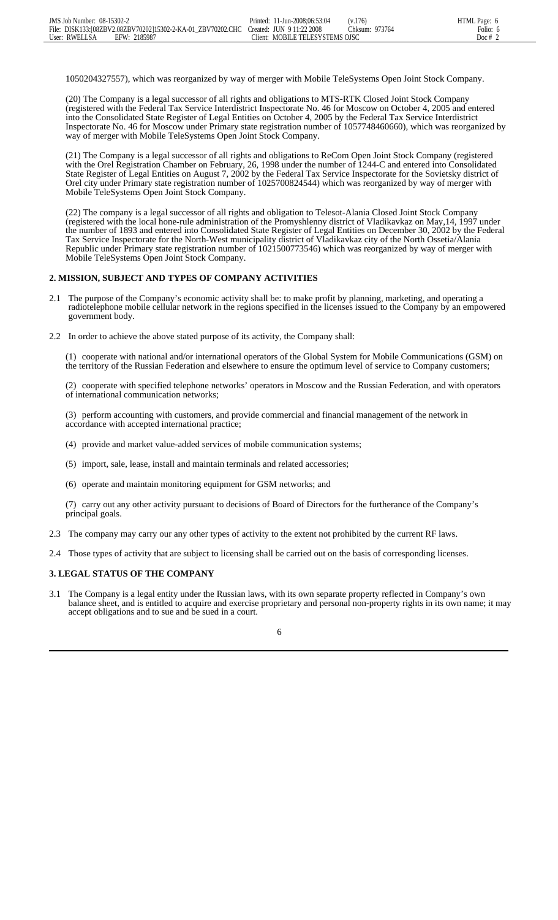1050204327557), which was reorganized by way of merger with Mobile TeleSystems Open Joint Stock Company.

(20) The Company is a legal successor of all rights and obligations to MTS-RTK Closed Joint Stock Company (registered with the Federal Tax Service Interdistrict Inspectorate No. 46 for Moscow on October 4, 2005 and entered into the Consolidated State Register of Legal Entities on October 4, 2005 by the Federal Tax Service Interdistrict Inspectorate No. 46 for Moscow under Primary state registration number of 1057748460660), which was reorganized by way of merger with Mobile TeleSystems Open Joint Stock Company.

(21) The Company is a legal successor of all rights and obligations to ReCom Open Joint Stock Company (registered with the Orel Registration Chamber on February, 26, 1998 under the number of 1244-C and entered into Consolidated State Register of Legal Entities on August 7, 2002 by the Federal Tax Service Inspectorate for the Sovietsky district of Orel city under Primary state registration number of 1025700824544) which was reorganized by way of merger with Mobile TeleSystems Open Joint Stock Company.

(22) The company is a legal successor of all rights and obligation to Telesot-Alania Closed Joint Stock Company (registered with the local hone-rule administration of the Promyshlenny district of Vladikavkaz on May,14, 1997 under the number of 1893 and entered into Consolidated State Register of Legal Entities on December 30, 2002 by the Federal Tax Service Inspectorate for the North-West municipality district of Vladikavkaz city of the North Ossetia/Alania Republic under Primary state registration number of 1021500773546) which was reorganized by way of merger with Mobile TeleSystems Open Joint Stock Company.

## 2. MISSION, SUBJECT AND TYPES OF COMPANY ACTIVITIES

2.1 The purpose of the Company's economic activity shall be: to make profit by planning, marketing, and operating a radiotelephone mobile cellular network in the regions specified in the licenses issued to the Company by an empowered government body.

2.2 In order to achieve the above stated purpose of its activity, the Company shall:

(1) cooperate with national and/or international operators of the Global System for Mobile Communications (GSM) on the territory of the Russian Federation and elsewhere to ensure the optimum level of service to Company customers;

(2) cooperate with specified telephone networks' operators in Moscow and the Russian Federation, and with operators of international communication networks;

(3) perform accounting with customers, and provide commercial and financial management of the network in accordance with accepted international practice;

(4) provide and market value-added services of mobile communication systems;

(5) import, sale, lease, install and maintain terminals and related accessories;

(6) operate and maintain monitoring equipment for GSM networks; and

(7) carry out any other activity pursuant to decisions of Board of Directors for the furtherance of the Company's principal goals.

2.3 The company may carry our any other types of activity to the extent not prohibited by the current RF laws.

2.4 Those types of activity that are subject to licensing shall be carried out on the basis of corresponding licenses.

## 3. LEGAL STATUS OF THE COMPANY

3.1 The Company is a legal entity under the Russian laws, with its own separate property reflected in Company's own balance sheet, and is entitled to acquire and exercise proprietary and personal non-property rights in its own name; it may accept obligations and to sue and be sued in a court.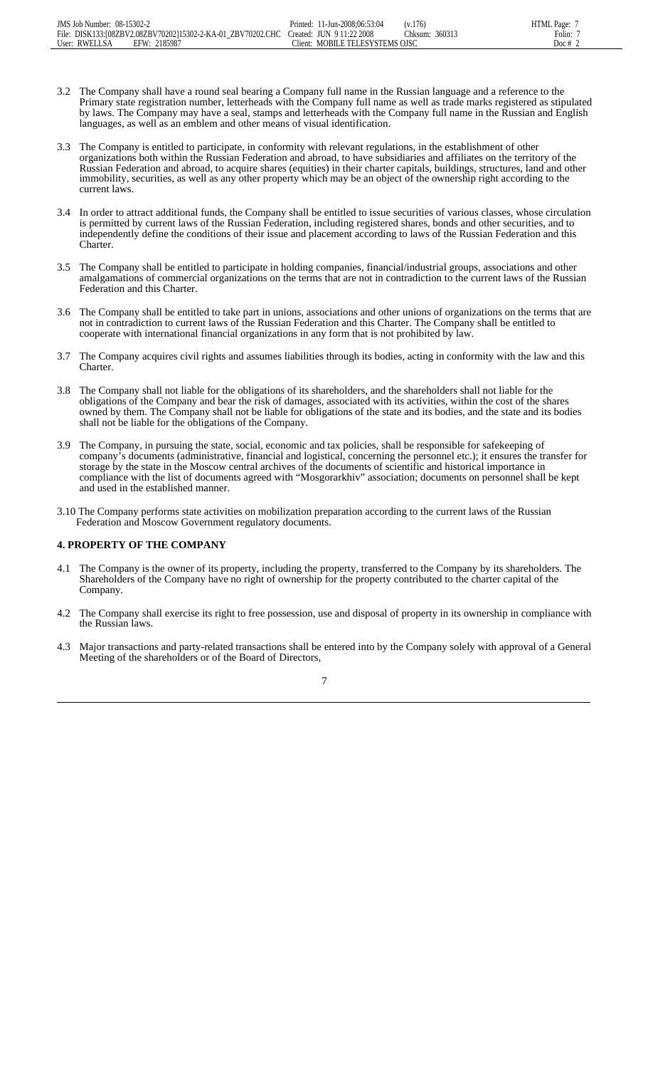3.2 The Company shall have a round seal bearing a Company full name in the Russian language and a reference to the Primary state registration number, letterheads with the Company full name as well as trade marks registered as stipulated by laws. The Company may have a seal, stamps and letterheads with the Company full name in the Russian and English languages, as well as an emblem and other means of visual identification.

3.3 The Company is entitled to participate, in conformity with relevant regulations, in the establishment of other organizations both within the Russian Federation and abroad, to have subsidiaries and affiliates on the territory of the Russian Federation and abroad, to acquire shares (equities) in their charter capitals, buildings, structures, land and other immobility, securities, as well as any other property which may be an object of the ownership right according to the current laws.

3.4 In order to attract additional funds, the Company shall be entitled to issue securities of various classes, whose circulation is permitted by current laws of the Russian Federation, including registered shares, bonds and other securities, and to independently define the conditions of their issue and placement according to laws of the Russian Federation and this Charter.

3.5 The Company shall be entitled to participate in holding companies, financial/industrial groups, associations and other amalgamations of commercial organizations on the terms that are not in contradiction to the current laws of the Russian Federation and this Charter.

3.6 The Company shall be entitled to take part in unions, associations and other unions of organizations on the terms that are not in contradiction to current laws of the Russian Federation and this Charter. The Company shall be entitled to cooperate with international financial organizations in any form that is not prohibited by law.

3.7 The Company acquires civil rights and assumes liabilities through its bodies, acting in conformity with the law and this Charter.

3.8 The Company shall not liable for the obligations of its shareholders, and the shareholders shall not liable for the obligations of the Company and bear the risk of damages, associated with its activities, within the cost of the shares owned by them. The Company shall not be liable for obligations of the state and its bodies, and the state and its bodies shall not be liable for the obligations of the Company.

3.9 The Company, in pursuing the state, social, economic and tax policies, shall be responsible for safekeeping of company's documents (administrative, financial and logistical, concerning the personnel etc.); it ensures the transfer for storage by the state in the Moscow central archives of the documents of scientific and historical importance in compliance with the list of documents agreed with "Mosgorarkhiv" association; documents on personnel shall be kept and used in the established manner.

3.10 The Company performs state activities on mobilization preparation according to the current laws of the Russian Federation and Moscow Government regulatory documents.

## 4. PROPERTY OF THE COMPANY

4.1 The Company is the owner of its property, including the property, transferred to the Company by its shareholders. The Shareholders of the Company have no right of ownership for the property contributed to the charter capital of the Company.

4.2 The Company shall exercise its right to free possession, use and disposal of property in its ownership in compliance with the Russian laws.

4.3 Major transactions and party-related transactions shall be entered into by the Company solely with approval of a General Meeting of the shareholders or of the Board of Directors,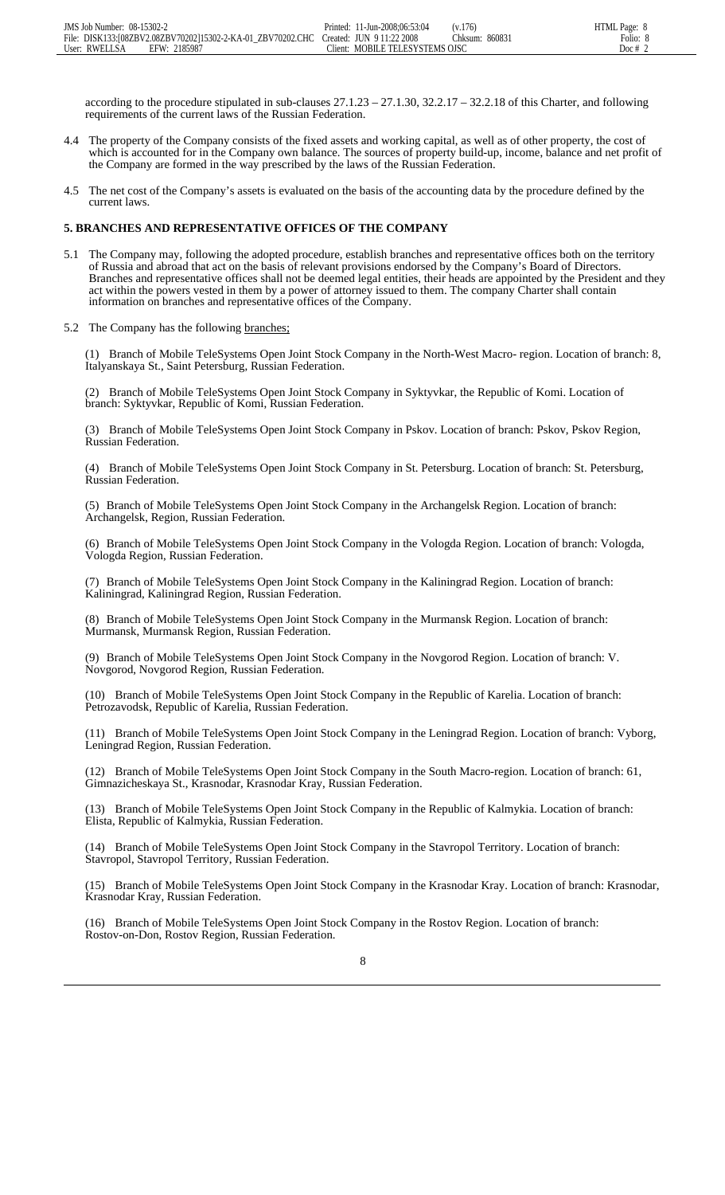according to the procedure stipulated in sub-clauses 27.1.23 – 27.1.30, 32.2.17 – 32.2.18 of this Charter, and following requirements of the current laws of the Russian Federation.

4.4 The property of the Company consists of the fixed assets and working capital, as well as of other property, the cost of which is accounted for in the Company own balance. The sources of property build-up, income, balance and net profit of the Company are formed in the way prescribed by the laws of the Russian Federation.

4.5 The net cost of the Company's assets is evaluated on the basis of the accounting data by the procedure defined by the current laws.

**5. BRANCHES AND REPRESENTATIVE OFFICES OF THE COMPANY**

5.1 The Company may, following the adopted procedure, establish branches and representative offices both on the territory of Russia and abroad that act on the basis of relevant provisions endorsed by the Company's Board of Directors. Branches and representative offices shall not be deemed legal entities, their heads are appointed by the President and they act within the powers vested in them by a power of attorney issued to them. The company Charter shall contain information on branches and representative offices of the Company.

5.2 The Company has the following branches;

(1) Branch of Mobile TeleSystems Open Joint Stock Company in the North-West Macro- region. Location of branch: 8, Italyanskaya St., Saint Petersburg, Russian Federation.

(2) Branch of Mobile TeleSystems Open Joint Stock Company in Syktyvkar, the Republic of Komi. Location of branch: Syktyvkar, Republic of Komi, Russian Federation.

(3) Branch of Mobile TeleSystems Open Joint Stock Company in Pskov. Location of branch: Pskov, Pskov Region, Russian Federation.

(4) Branch of Mobile TeleSystems Open Joint Stock Company in St. Petersburg. Location of branch: St. Petersburg, Russian Federation.

(5) Branch of Mobile TeleSystems Open Joint Stock Company in the Archangelsk Region. Location of branch: Archangelsk, Region, Russian Federation.

(6) Branch of Mobile TeleSystems Open Joint Stock Company in the Vologda Region. Location of branch: Vologda, Vologda Region, Russian Federation.

(7) Branch of Mobile TeleSystems Open Joint Stock Company in the Kaliningrad Region. Location of branch: Kaliningrad, Kaliningrad Region, Russian Federation.

(8) Branch of Mobile TeleSystems Open Joint Stock Company in the Murmansk Region. Location of branch: Murmansk, Murmansk Region, Russian Federation.

(9) Branch of Mobile TeleSystems Open Joint Stock Company in the Novgorod Region. Location of branch: V. Novgorod, Novgorod Region, Russian Federation.

(10) Branch of Mobile TeleSystems Open Joint Stock Company in the Republic of Karelia. Location of branch: Petrozavodsk, Republic of Karelia, Russian Federation.

(11) Branch of Mobile TeleSystems Open Joint Stock Company in the Leningrad Region. Location of branch: Vyborg, Leningrad Region, Russian Federation.

(12) Branch of Mobile TeleSystems Open Joint Stock Company in the South Macro-region. Location of branch: 61, Gimnazicheskaya St., Krasnodar, Krasnodar Kray, Russian Federation.

(13) Branch of Mobile TeleSystems Open Joint Stock Company in the Republic of Kalmykia. Location of branch: Elista, Republic of Kalmykia, Russian Federation.

(14) Branch of Mobile TeleSystems Open Joint Stock Company in the Stavropol Territory. Location of branch: Stavropol, Stavropol Territory, Russian Federation.

(15) Branch of Mobile TeleSystems Open Joint Stock Company in the Krasnodar Kray. Location of branch: Krasnodar, Krasnodar Kray, Russian Federation.

(16) Branch of Mobile TeleSystems Open Joint Stock Company in the Rostov Region. Location of branch: Rostov-on-Don, Rostov Region, Russian Federation.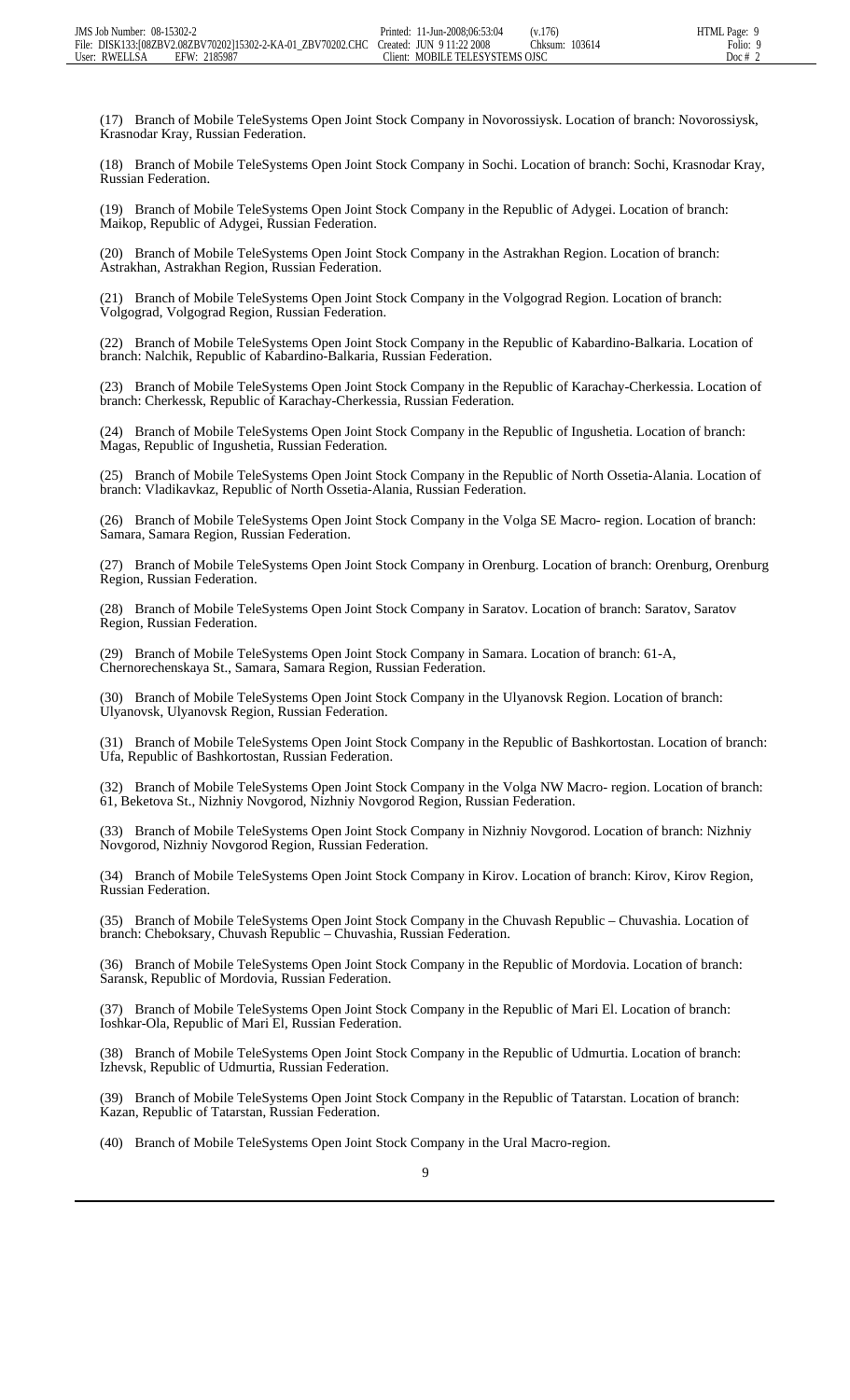(17) Branch of Mobile TeleSystems Open Joint Stock Company in Novorossiysk. Location of branch: Novorossiysk, Krasnodar Kray, Russian Federation.

(18) Branch of Mobile TeleSystems Open Joint Stock Company in Sochi. Location of branch: Sochi, Krasnodar Kray, Russian Federation.

(19) Branch of Mobile TeleSystems Open Joint Stock Company in the Republic of Adygei. Location of branch: Maikop, Republic of Adygei, Russian Federation.

(20) Branch of Mobile TeleSystems Open Joint Stock Company in the Astrakhan Region. Location of branch: Astrakhan, Astrakhan Region, Russian Federation.

(21) Branch of Mobile TeleSystems Open Joint Stock Company in the Volgograd Region. Location of branch: Volgograd, Volgograd Region, Russian Federation.

(22) Branch of Mobile TeleSystems Open Joint Stock Company in the Republic of Kabardino-Balkaria. Location of branch: Nalchik, Republic of Kabardino-Balkaria, Russian Federation.

(23) Branch of Mobile TeleSystems Open Joint Stock Company in the Republic of Karachay-Cherkessia. Location of branch: Cherkessk, Republic of Karachay-Cherkessia, Russian Federation.

(24) Branch of Mobile TeleSystems Open Joint Stock Company in the Republic of Ingushetia. Location of branch: Magas, Republic of Ingushetia, Russian Federation.

(25) Branch of Mobile TeleSystems Open Joint Stock Company in the Republic of North Ossetia-Alania. Location of branch: Vladikavkaz, Republic of North Ossetia-Alania, Russian Federation.

(26) Branch of Mobile TeleSystems Open Joint Stock Company in the Volga SE Macro- region. Location of branch: Samara, Samara Region, Russian Federation.

(27) Branch of Mobile TeleSystems Open Joint Stock Company in Orenburg. Location of branch: Orenburg, Orenburg Region, Russian Federation.

(28) Branch of Mobile TeleSystems Open Joint Stock Company in Saratov. Location of branch: Saratov, Saratov Region, Russian Federation.

(29) Branch of Mobile TeleSystems Open Joint Stock Company in Samara. Location of branch: 61-A, Chernorechenskaya St., Samara, Samara Region, Russian Federation.

(30) Branch of Mobile TeleSystems Open Joint Stock Company in the Ulyanovsk Region. Location of branch: Ulyanovsk, Ulyanovsk Region, Russian Federation.

(31) Branch of Mobile TeleSystems Open Joint Stock Company in the Republic of Bashkortostan. Location of branch: Ufa, Republic of Bashkortostan, Russian Federation.

(32) Branch of Mobile TeleSystems Open Joint Stock Company in the Volga NW Macro- region. Location of branch: 61, Beketova St., Nizhniy Novgorod, Nizhniy Novgorod Region, Russian Federation.

(33) Branch of Mobile TeleSystems Open Joint Stock Company in Nizhniy Novgorod. Location of branch: Nizhniy Novgorod, Nizhniy Novgorod Region, Russian Federation.

(34) Branch of Mobile TeleSystems Open Joint Stock Company in Kirov. Location of branch: Kirov, Kirov Region, Russian Federation.

(35) Branch of Mobile TeleSystems Open Joint Stock Company in the Chuvash Republic – Chuvashia. Location of branch: Cheboksary, Chuvash Republic – Chuvashia, Russian Federation.

(36) Branch of Mobile TeleSystems Open Joint Stock Company in the Republic of Mordovia. Location of branch: Saransk, Republic of Mordovia, Russian Federation.

(37) Branch of Mobile TeleSystems Open Joint Stock Company in the Republic of Mari El. Location of branch: Ioshkar-Ola, Republic of Mari El, Russian Federation.

(38) Branch of Mobile TeleSystems Open Joint Stock Company in the Republic of Udmurtia. Location of branch: Izhevsk, Republic of Udmurtia, Russian Federation.

(39) Branch of Mobile TeleSystems Open Joint Stock Company in the Republic of Tatarstan. Location of branch: Kazan, Republic of Tatarstan, Russian Federation.

(40) Branch of Mobile TeleSystems Open Joint Stock Company in the Ural Macro-region.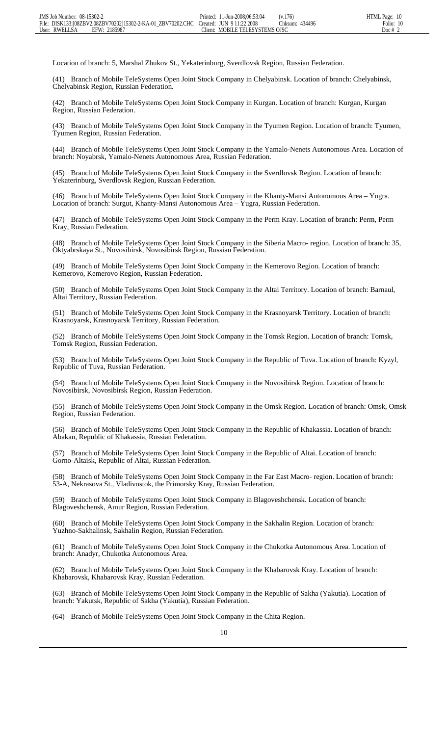Location of branch: 5, Marshal Zhukov St., Yekaterinburg, Sverdlovsk Region, Russian Federation.

(41) Branch of Mobile TeleSystems Open Joint Stock Company in Chelyabinsk. Location of branch: Chelyabinsk, Chelyabinsk Region, Russian Federation.

(42) Branch of Mobile TeleSystems Open Joint Stock Company in Kurgan. Location of branch: Kurgan, Kurgan Region, Russian Federation.

(43) Branch of Mobile TeleSystems Open Joint Stock Company in the Tyumen Region. Location of branch: Tyumen, Tyumen Region, Russian Federation.

(44) Branch of Mobile TeleSystems Open Joint Stock Company in the Yamalo-Nenets Autonomous Area. Location of branch: Noyabrsk, Yamalo-Nenets Autonomous Area, Russian Federation.

(45) Branch of Mobile TeleSystems Open Joint Stock Company in the Sverdlovsk Region. Location of branch: Yekaterinburg, Sverdlovsk Region, Russian Federation.

(46) Branch of Mobile TeleSystems Open Joint Stock Company in the Khanty-Mansi Autonomous Area – Yugra. Location of branch: Surgut, Khanty-Mansi Autonomous Area – Yugra, Russian Federation.

(47) Branch of Mobile TeleSystems Open Joint Stock Company in the Perm Kray. Location of branch: Perm, Perm Kray, Russian Federation.

(48) Branch of Mobile TeleSystems Open Joint Stock Company in the Siberia Macro- region. Location of branch: 35, Oktyabrskaya St., Novosibirsk, Novosibirsk Region, Russian Federation.

(49) Branch of Mobile TeleSystems Open Joint Stock Company in the Kemerovo Region. Location of branch: Kemerovo, Kemerovo Region, Russian Federation.

(50) Branch of Mobile TeleSystems Open Joint Stock Company in the Altai Territory. Location of branch: Barnaul, Altai Territory, Russian Federation.

(51) Branch of Mobile TeleSystems Open Joint Stock Company in the Krasnoyarsk Territory. Location of branch: Krasnoyarsk, Krasnoyarsk Territory, Russian Federation.

(52) Branch of Mobile TeleSystems Open Joint Stock Company in the Tomsk Region. Location of branch: Tomsk, Tomsk Region, Russian Federation.

(53) Branch of Mobile TeleSystems Open Joint Stock Company in the Republic of Tuva. Location of branch: Kyzyl, Republic of Tuva, Russian Federation.

(54) Branch of Mobile TeleSystems Open Joint Stock Company in the Novosibirsk Region. Location of branch: Novosibirsk, Novosibirsk Region, Russian Federation.

(55) Branch of Mobile TeleSystems Open Joint Stock Company in the Omsk Region. Location of branch: Omsk, Omsk Region, Russian Federation.

(56) Branch of Mobile TeleSystems Open Joint Stock Company in the Republic of Khakassia. Location of branch: Abakan, Republic of Khakassia, Russian Federation.

(57) Branch of Mobile TeleSystems Open Joint Stock Company in the Republic of Altai. Location of branch: Gorno-Altaisk, Republic of Altai, Russian Federation.

(58) Branch of Mobile TeleSystems Open Joint Stock Company in the Far East Macro- region. Location of branch: 53-A, Nekrasova St., Vladivostok, the Primorsky Kray, Russian Federation.

(59) Branch of Mobile TeleSystems Open Joint Stock Company in Blagoveshchensk. Location of branch: Blagoveshchensk, Amur Region, Russian Federation.

(60) Branch of Mobile TeleSystems Open Joint Stock Company in the Sakhalin Region. Location of branch: Yuzhno-Sakhalinsk, Sakhalin Region, Russian Federation.

(61) Branch of Mobile TeleSystems Open Joint Stock Company in the Chukotka Autonomous Area. Location of branch: Anadyr, Chukotka Autonomous Area.

(62) Branch of Mobile TeleSystems Open Joint Stock Company in the Khabarovsk Kray. Location of branch: Khabarovsk, Khabarovsk Kray, Russian Federation.

(63) Branch of Mobile TeleSystems Open Joint Stock Company in the Republic of Sakha (Yakutia). Location of branch: Yakutsk, Republic of Sakha (Yakutia), Russian Federation.

(64) Branch of Mobile TeleSystems Open Joint Stock Company in the Chita Region.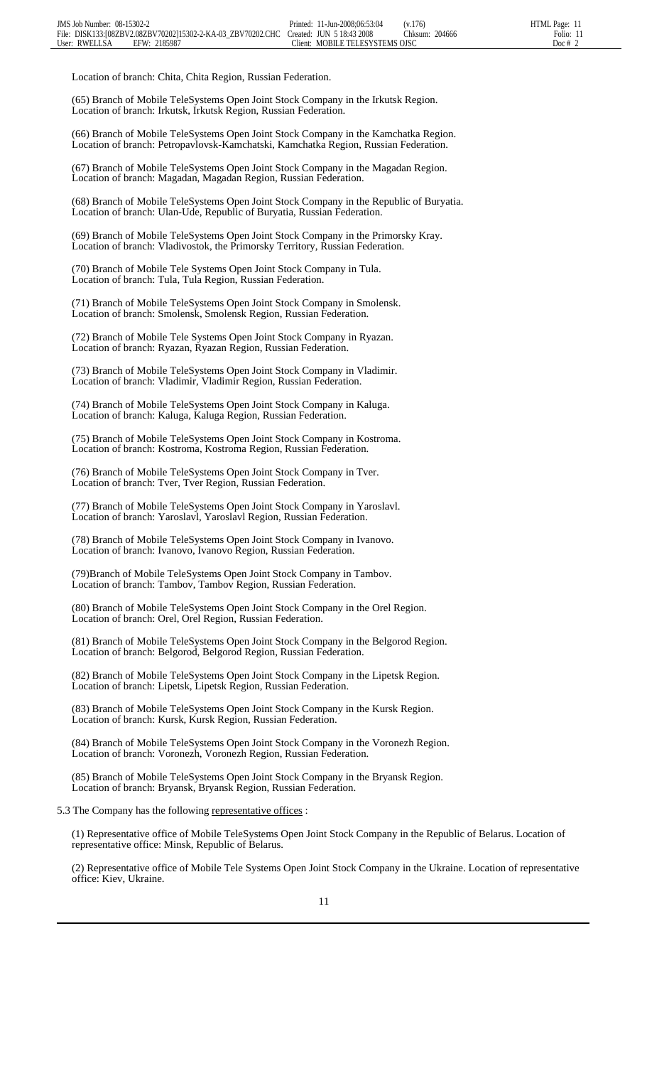Location of branch: Chita, Chita Region, Russian Federation.

(65) Branch of Mobile TeleSystems Open Joint Stock Company in the Irkutsk Region. Location of branch: Irkutsk, Irkutsk Region, Russian Federation.

(66) Branch of Mobile TeleSystems Open Joint Stock Company in the Kamchatka Region. Location of branch: Petropavlovsk-Kamchatski, Kamchatka Region, Russian Federation.

(67) Branch of Mobile TeleSystems Open Joint Stock Company in the Magadan Region. Location of branch: Magadan, Magadan Region, Russian Federation.

(68) Branch of Mobile TeleSystems Open Joint Stock Company in the Republic of Buryatia. Location of branch: Ulan-Ude, Republic of Buryatia, Russian Federation.

(69) Branch of Mobile TeleSystems Open Joint Stock Company in the Primorsky Kray. Location of branch: Vladivostok, the Primorsky Territory, Russian Federation.

(70) Branch of Mobile Tele Systems Open Joint Stock Company in Tula. Location of branch: Tula, Tula Region, Russian Federation.

(71) Branch of Mobile TeleSystems Open Joint Stock Company in Smolensk. Location of branch: Smolensk, Smolensk Region, Russian Federation.

(72) Branch of Mobile Tele Systems Open Joint Stock Company in Ryazan. Location of branch: Ryazan, Ryazan Region, Russian Federation.

(73) Branch of Mobile TeleSystems Open Joint Stock Company in Vladimir. Location of branch: Vladimir, Vladimir Region, Russian Federation.

(74) Branch of Mobile TeleSystems Open Joint Stock Company in Kaluga. Location of branch: Kaluga, Kaluga Region, Russian Federation.

(75) Branch of Mobile TeleSystems Open Joint Stock Company in Kostroma. Location of branch: Kostroma, Kostroma Region, Russian Federation.

(76) Branch of Mobile TeleSystems Open Joint Stock Company in Tver. Location of branch: Tver, Tver Region, Russian Federation.

(77) Branch of Mobile TeleSystems Open Joint Stock Company in Yaroslavl. Location of branch: Yaroslavl, Yaroslavl Region, Russian Federation.

(78) Branch of Mobile TeleSystems Open Joint Stock Company in Ivanovo. Location of branch: Ivanovo, Ivanovo Region, Russian Federation.

(79)Branch of Mobile TeleSystems Open Joint Stock Company in Tambov. Location of branch: Tambov, Tambov Region, Russian Federation.

(80) Branch of Mobile TeleSystems Open Joint Stock Company in the Orel Region. Location of branch: Orel, Orel Region, Russian Federation.

(81) Branch of Mobile TeleSystems Open Joint Stock Company in the Belgorod Region. Location of branch: Belgorod, Belgorod Region, Russian Federation.

(82) Branch of Mobile TeleSystems Open Joint Stock Company in the Lipetsk Region. Location of branch: Lipetsk, Lipetsk Region, Russian Federation.

(83) Branch of Mobile TeleSystems Open Joint Stock Company in the Kursk Region. Location of branch: Kursk, Kursk Region, Russian Federation.

(84) Branch of Mobile TeleSystems Open Joint Stock Company in the Voronezh Region. Location of branch: Voronezh, Voronezh Region, Russian Federation.

(85) Branch of Mobile TeleSystems Open Joint Stock Company in the Bryansk Region. Location of branch: Bryansk, Bryansk Region, Russian Federation.

5.3 The Company has the following representative offices :

(1) Representative office of Mobile TeleSystems Open Joint Stock Company in the Republic of Belarus. Location of representative office: Minsk, Republic of Belarus.

(2) Representative office of Mobile Tele Systems Open Joint Stock Company in the Ukraine. Location of representative office: Kiev, Ukraine.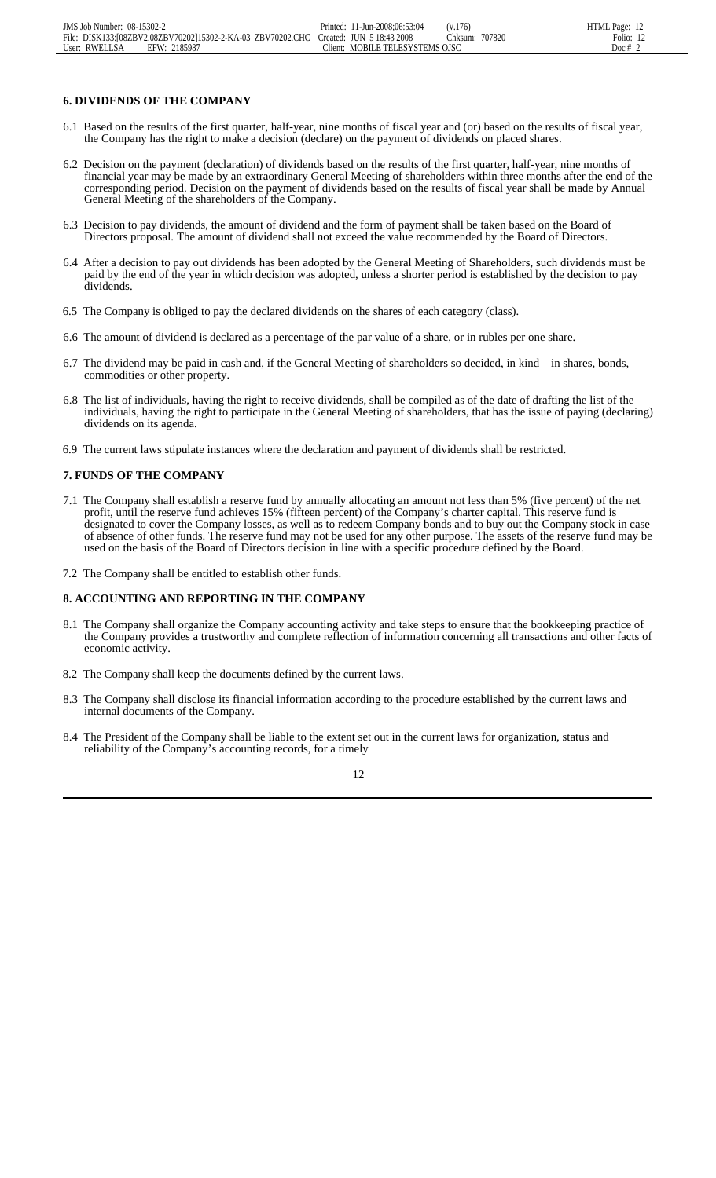## 6. DIVIDENDS OF THE COMPANY

6.1 Based on the results of the first quarter, half-year, nine months of fiscal year and (or) based on the results of fiscal year, the Company has the right to make a decision (declare) on the payment of dividends on placed shares.

6.2 Decision on the payment (declaration) of dividends based on the results of the first quarter, half-year, nine months of financial year may be made by an extraordinary General Meeting of shareholders within three months after the end of the corresponding period. Decision on the payment of dividends based on the results of fiscal year shall be made by Annual General Meeting of the shareholders of the Company.

6.3 Decision to pay dividends, the amount of dividend and the form of payment shall be taken based on the Board of Directors proposal. The amount of dividend shall not exceed the value recommended by the Board of Directors.

6.4 After a decision to pay out dividends has been adopted by the General Meeting of Shareholders, such dividends must be paid by the end of the year in which decision was adopted, unless a shorter period is established by the decision to pay dividends.

6.5 The Company is obliged to pay the declared dividends on the shares of each category (class).

6.6 The amount of dividend is declared as a percentage of the par value of a share, or in rubles per one share.

6.7 The dividend may be paid in cash and, if the General Meeting of shareholders so decided, in kind – in shares, bonds, commodities or other property.

6.8 The list of individuals, having the right to receive dividends, shall be compiled as of the date of drafting the list of the individuals, having the right to participate in the General Meeting of shareholders, that has the issue of paying (declaring) dividends on its agenda.

6.9 The current laws stipulate instances where the declaration and payment of dividends shall be restricted.

## 7. FUNDS OF THE COMPANY

7.1 The Company shall establish a reserve fund by annually allocating an amount not less than 5% (five percent) of the net profit, until the reserve fund achieves 15% (fifteen percent) of the Company's charter capital. This reserve fund is designated to cover the Company losses, as well as to redeem Company bonds and to buy out the Company stock in case of absence of other funds. The reserve fund may not be used for any other purpose. The assets of the reserve fund may be used on the basis of the Board of Directors decision in line with a specific procedure defined by the Board.

7.2 The Company shall be entitled to establish other funds.

## 8. ACCOUNTING AND REPORTING IN THE COMPANY

8.1 The Company shall organize the Company accounting activity and take steps to ensure that the bookkeeping practice of the Company provides a trustworthy and complete reflection of information concerning all transactions and other facts of economic activity.

8.2 The Company shall keep the documents defined by the current laws.

8.3 The Company shall disclose its financial information according to the procedure established by the current laws and internal documents of the Company.

8.4 The President of the Company shall be liable to the extent set out in the current laws for organization, status and reliability of the Company's accounting records, for a timely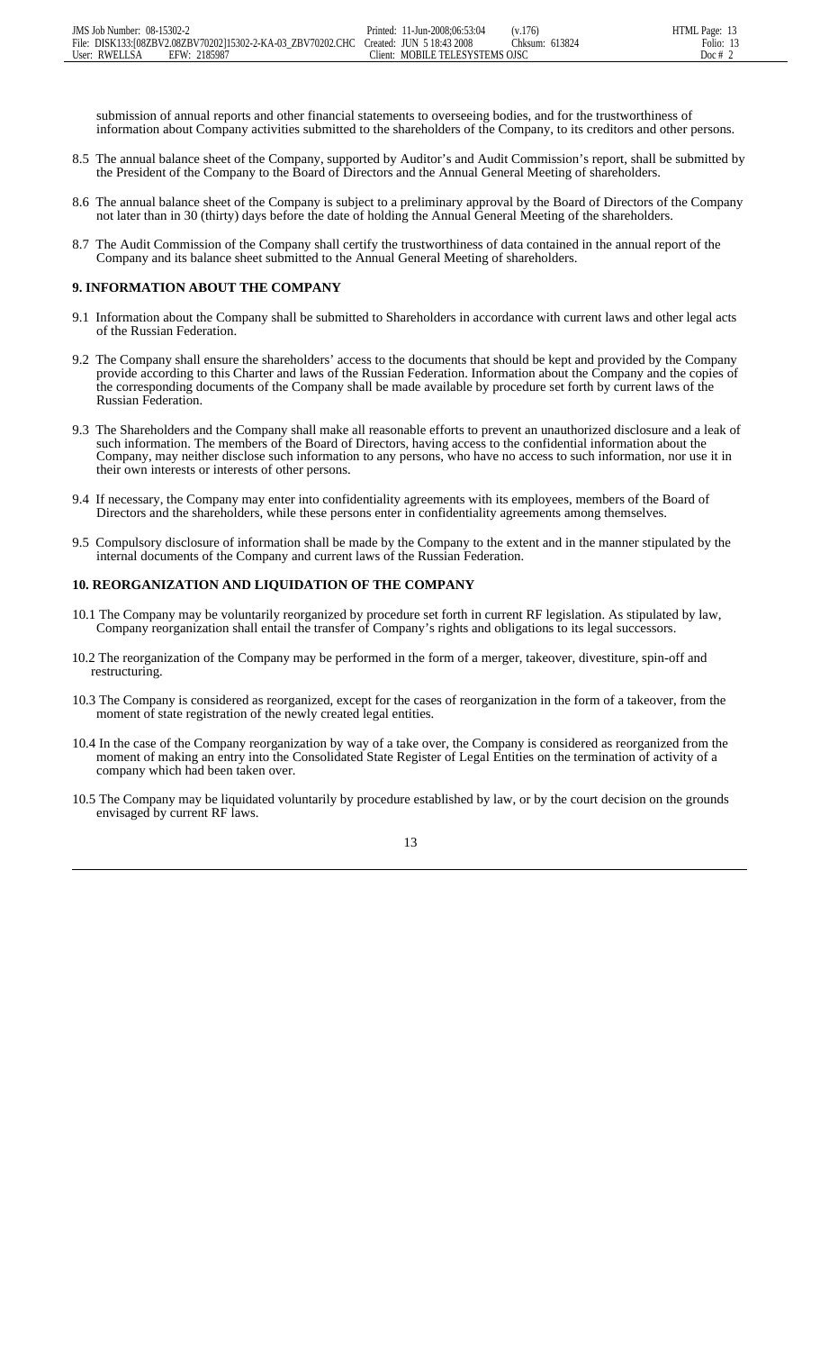submission of annual reports and other financial statements to overseeing bodies, and for the trustworthiness of information about Company activities submitted to the shareholders of the Company, to its creditors and other persons.

8.5 The annual balance sheet of the Company, supported by Auditor's and Audit Commission's report, shall be submitted by the President of the Company to the Board of Directors and the Annual General Meeting of shareholders.

8.6 The annual balance sheet of the Company is subject to a preliminary approval by the Board of Directors of the Company not later than in 30 (thirty) days before the date of holding the Annual General Meeting of the shareholders.

8.7 The Audit Commission of the Company shall certify the trustworthiness of data contained in the annual report of the Company and its balance sheet submitted to the Annual General Meeting of shareholders.

## 9. INFORMATION ABOUT THE COMPANY

9.1 Information about the Company shall be submitted to Shareholders in accordance with current laws and other legal acts of the Russian Federation.

9.2 The Company shall ensure the shareholders' access to the documents that should be kept and provided by the Company provide according to this Charter and laws of the Russian Federation. Information about the Company and the copies of the corresponding documents of the Company shall be made available by procedure set forth by current laws of the Russian Federation.

9.3 The Shareholders and the Company shall make all reasonable efforts to prevent an unauthorized disclosure and a leak of such information. The members of the Board of Directors, having access to the confidential information about the Company, may neither disclose such information to any persons, who have no access to such information, nor use it in their own interests or interests of other persons.

9.4 If necessary, the Company may enter into confidentiality agreements with its employees, members of the Board of Directors and the shareholders, while these persons enter in confidentiality agreements among themselves.

9.5 Compulsory disclosure of information shall be made by the Company to the extent and in the manner stipulated by the internal documents of the Company and current laws of the Russian Federation.

## 10. REORGANIZATION AND LIQUIDATION OF THE COMPANY

10.1 The Company may be voluntarily reorganized by procedure set forth in current RF legislation. As stipulated by law, Company reorganization shall entail the transfer of Company's rights and obligations to its legal successors.

10.2 The reorganization of the Company may be performed in the form of a merger, takeover, divestiture, spin-off and restructuring.

10.3 The Company is considered as reorganized, except for the cases of reorganization in the form of a takeover, from the moment of state registration of the newly created legal entities.

10.4 In the case of the Company reorganization by way of a take over, the Company is considered as reorganized from the moment of making an entry into the Consolidated State Register of Legal Entities on the termination of activity of a company which had been taken over.

10.5 The Company may be liquidated voluntarily by procedure established by law, or by the court decision on the grounds envisaged by current RF laws.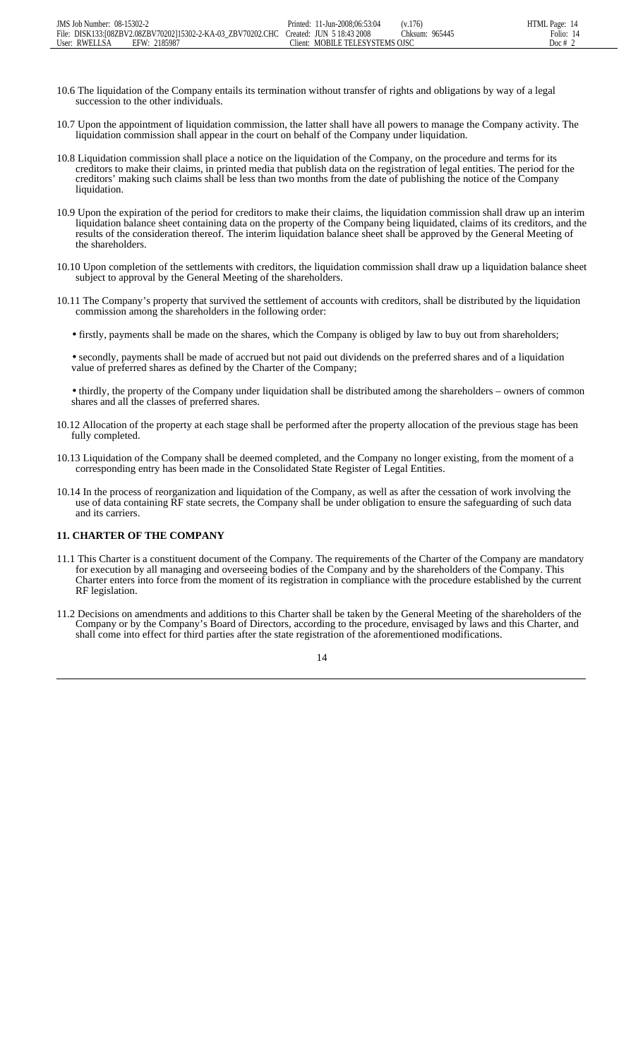10.6 The liquidation of the Company entails its termination without transfer of rights and obligations by way of a legal succession to the other individuals.

10.7 Upon the appointment of liquidation commission, the latter shall have all powers to manage the Company activity. The liquidation commission shall appear in the court on behalf of the Company under liquidation.

10.8 Liquidation commission shall place a notice on the liquidation of the Company, on the procedure and terms for its creditors to make their claims, in printed media that publish data on the registration of legal entities. The period for the creditors' making such claims shall be less than two months from the date of publishing the notice of the Company liquidation.

10.9 Upon the expiration of the period for creditors to make their claims, the liquidation commission shall draw up an interim liquidation balance sheet containing data on the property of the Company being liquidated, claims of its creditors, and the results of the consideration thereof. The interim liquidation balance sheet shall be approved by the General Meeting of the shareholders.

10.10 Upon completion of the settlements with creditors, the liquidation commission shall draw up a liquidation balance sheet subject to approval by the General Meeting of the shareholders.

10.11 The Company's property that survived the settlement of accounts with creditors, shall be distributed by the liquidation commission among the shareholders in the following order:

- firstly, payments shall be made on the shares, which the Company is obliged by law to buy out from shareholders;
- secondly, payments shall be made of accrued but not paid out dividends on the preferred shares and of a liquidation value of preferred shares as defined by the Charter of the Company;
- thirdly, the property of the Company under liquidation shall be distributed among the shareholders – owners of common shares and all the classes of preferred shares.

10.12 Allocation of the property at each stage shall be performed after the property allocation of the previous stage has been fully completed.

10.13 Liquidation of the Company shall be deemed completed, and the Company no longer existing, from the moment of a corresponding entry has been made in the Consolidated State Register of Legal Entities.

10.14 In the process of reorganization and liquidation of the Company, as well as after the cessation of work involving the use of data containing RF state secrets, the Company shall be under obligation to ensure the safeguarding of such data and its carriers.

## 11. CHARTER OF THE COMPANY

11.1 This Charter is a constituent document of the Company. The requirements of the Charter of the Company are mandatory for execution by all managing and overseeing bodies of the Company and by the shareholders of the Company. This Charter enters into force from the moment of its registration in compliance with the procedure established by the current RF legislation.

11.2 Decisions on amendments and additions to this Charter shall be taken by the General Meeting of the shareholders of the Company or by the Company's Board of Directors, according to the procedure, envisaged by laws and this Charter, and shall come into effect for third parties after the state registration of the aforementioned modifications.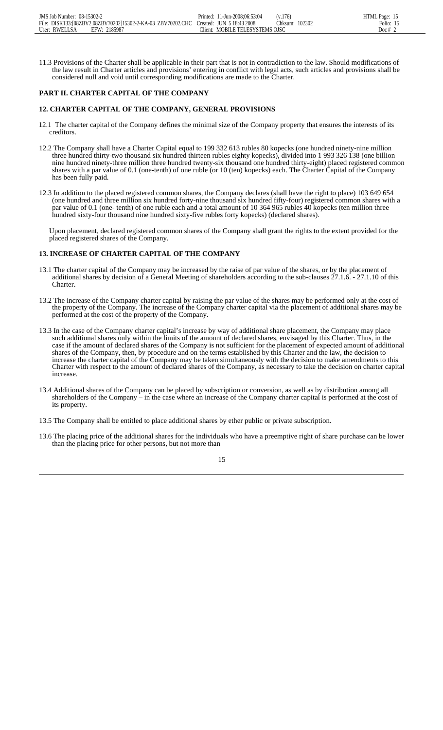11.3 Provisions of the Charter shall be applicable in their part that is not in contradiction to the law. Should modifications of the law result in Charter articles and provisions' entering in conflict with legal acts, such articles and provisions shall be considered null and void until corresponding modifications are made to the Charter.

## PART II. CHARTER CAPITAL OF THE COMPANY

### 12. CHARTER CAPITAL OF THE COMPANY, GENERAL PROVISIONS

12.1 The charter capital of the Company defines the minimal size of the Company property that ensures the interests of its creditors.

12.2 The Company shall have a Charter Capital equal to 199 332 613 rubles 80 kopecks (one hundred ninety-nine million three hundred thirty-two thousand six hundred thirteen rubles eighty kopecks), divided into 1 993 326 138 (one billion nine hundred ninety-three million three hundred twenty-six thousand one hundred thirty-eight) placed registered common shares with a par value of 0.1 (one-tenth) of one ruble (or 10 (ten) kopecks) each. The Charter Capital of the Company has been fully paid.

12.3 In addition to the placed registered common shares, the Company declares (shall have the right to place) 103 649 654 (one hundred and three million six hundred forty-nine thousand six hundred fifty-four) registered common shares with a par value of 0.1 (one- tenth) of one ruble each and a total amount of 10 364 965 rubles 40 kopecks (ten million three hundred sixty-four thousand nine hundred sixty-five rubles forty kopecks) (declared shares).

Upon placement, declared registered common shares of the Company shall grant the rights to the extent provided for the placed registered shares of the Company.

### 13. INCREASE OF CHARTER CAPITAL OF THE COMPANY

13.1 The charter capital of the Company may be increased by the raise of par value of the shares, or by the placement of additional shares by decision of a General Meeting of shareholders according to the sub-clauses 27.1.6. - 27.1.10 of this Charter.

13.2 The increase of the Company charter capital by raising the par value of the shares may be performed only at the cost of the property of the Company. The increase of the Company charter capital via the placement of additional shares may be performed at the cost of the property of the Company.

13.3 In the case of the Company charter capital's increase by way of additional share placement, the Company may place such additional shares only within the limits of the amount of declared shares, envisaged by this Charter. Thus, in the case if the amount of declared shares of the Company is not sufficient for the placement of expected amount of additional shares of the Company, then, by procedure and on the terms established by this Charter and the law, the decision to increase the charter capital of the Company may be taken simultaneously with the decision to make amendments to this Charter with respect to the amount of declared shares of the Company, as necessary to take the decision on charter capital increase.

13.4 Additional shares of the Company can be placed by subscription or conversion, as well as by distribution among all shareholders of the Company – in the case where an increase of the Company charter capital is performed at the cost of its property.

13.5 The Company shall be entitled to place additional shares by ether public or private subscription.

13.6 The placing price of the additional shares for the individuals who have a preemptive right of share purchase can be lower than the placing price for other persons, but not more than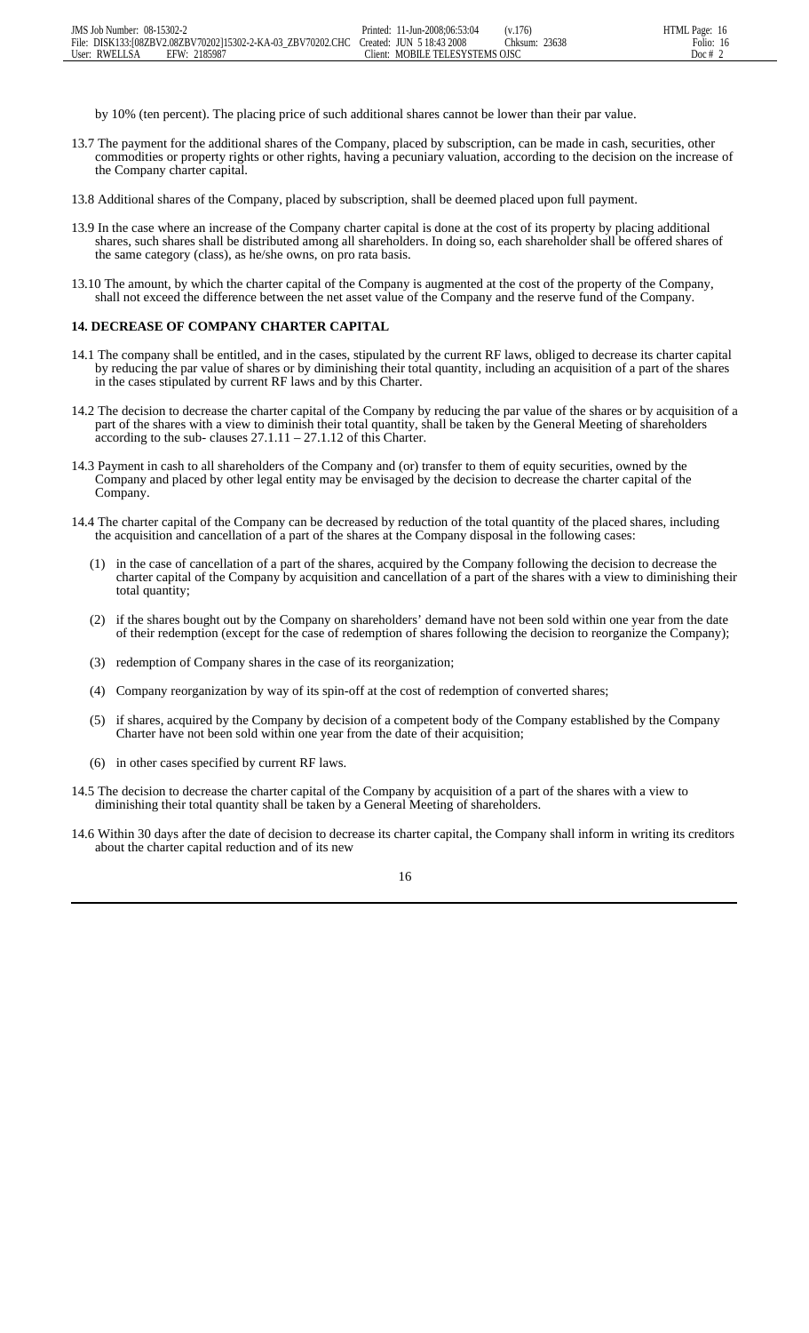by 10% (ten percent). The placing price of such additional shares cannot be lower than their par value.

13.7 The payment for the additional shares of the Company, placed by subscription, can be made in cash, securities, other commodities or property rights or other rights, having a pecuniary valuation, according to the decision on the increase of the Company charter capital.

13.8 Additional shares of the Company, placed by subscription, shall be deemed placed upon full payment.

13.9 In the case where an increase of the Company charter capital is done at the cost of its property by placing additional shares, such shares shall be distributed among all shareholders. In doing so, each shareholder shall be offered shares of the same category (class), as he/she owns, on pro rata basis.

13.10 The amount, by which the charter capital of the Company is augmented at the cost of the property of the Company, shall not exceed the difference between the net asset value of the Company and the reserve fund of the Company.

## 14. DECREASE OF COMPANY CHARTER CAPITAL

14.1 The company shall be entitled, and in the cases, stipulated by the current RF laws, obliged to decrease its charter capital by reducing the par value of shares or by diminishing their total quantity, including an acquisition of a part of the shares in the cases stipulated by current RF laws and by this Charter.

14.2 The decision to decrease the charter capital of the Company by reducing the par value of the shares or by acquisition of a part of the shares with a view to diminish their total quantity, shall be taken by the General Meeting of shareholders according to the sub- clauses 27.1.11 – 27.1.12 of this Charter.

14.3 Payment in cash to all shareholders of the Company and (or) transfer to them of equity securities, owned by the Company and placed by other legal entity may be envisaged by the decision to decrease the charter capital of the Company.

14.4 The charter capital of the Company can be decreased by reduction of the total quantity of the placed shares, including the acquisition and cancellation of a part of the shares at the Company disposal in the following cases:

(1) in the case of cancellation of a part of the shares, acquired by the Company following the decision to decrease the charter capital of the Company by acquisition and cancellation of a part of the shares with a view to diminishing their total quantity;

(2) if the shares bought out by the Company on shareholders' demand have not been sold within one year from the date of their redemption (except for the case of redemption of shares following the decision to reorganize the Company);

(3) redemption of Company shares in the case of its reorganization;

(4) Company reorganization by way of its spin-off at the cost of redemption of converted shares;

(5) if shares, acquired by the Company by decision of a competent body of the Company established by the Company Charter have not been sold within one year from the date of their acquisition;

(6) in other cases specified by current RF laws.

14.5 The decision to decrease the charter capital of the Company by acquisition of a part of the shares with a view to diminishing their total quantity shall be taken by a General Meeting of shareholders.

14.6 Within 30 days after the date of decision to decrease its charter capital, the Company shall inform in writing its creditors about the charter capital reduction and of its new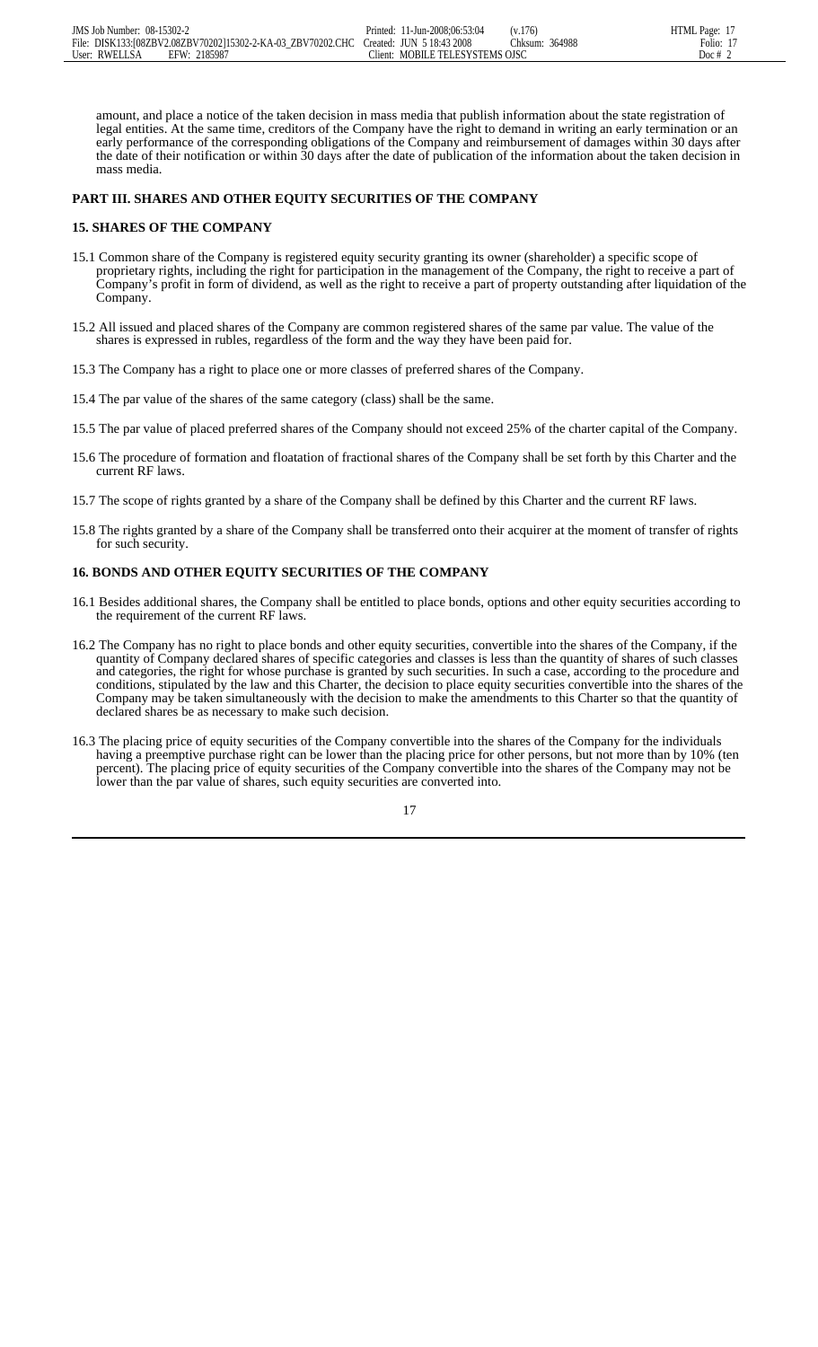amount, and place a notice of the taken decision in mass media that publish information about the state registration of legal entities. At the same time, creditors of the Company have the right to demand in writing an early termination or an early performance of the corresponding obligations of the Company and reimbursement of damages within 30 days after the date of their notification or within 30 days after the date of publication of the information about the taken decision in mass media.

## PART III. SHARES AND OTHER EQUITY SECURITIES OF THE COMPANY

### 15. SHARES OF THE COMPANY

15.1 Common share of the Company is registered equity security granting its owner (shareholder) a specific scope of proprietary rights, including the right for participation in the management of the Company, the right to receive a part of Company's profit in form of dividend, as well as the right to receive a part of property outstanding after liquidation of the Company.

15.2 All issued and placed shares of the Company are common registered shares of the same par value. The value of the shares is expressed in rubles, regardless of the form and the way they have been paid for.

15.3 The Company has a right to place one or more classes of preferred shares of the Company.

15.4 The par value of the shares of the same category (class) shall be the same.

15.5 The par value of placed preferred shares of the Company should not exceed 25% of the charter capital of the Company.

15.6 The procedure of formation and floatation of fractional shares of the Company shall be set forth by this Charter and the current RF laws.

15.7 The scope of rights granted by a share of the Company shall be defined by this Charter and the current RF laws.

15.8 The rights granted by a share of the Company shall be transferred onto their acquirer at the moment of transfer of rights for such security.

### 16. BONDS AND OTHER EQUITY SECURITIES OF THE COMPANY

16.1 Besides additional shares, the Company shall be entitled to place bonds, options and other equity securities according to the requirement of the current RF laws.

16.2 The Company has no right to place bonds and other equity securities, convertible into the shares of the Company, if the quantity of Company declared shares of specific categories and classes is less than the quantity of shares of such classes and categories, the right for whose purchase is granted by such securities. In such a case, according to the procedure and conditions, stipulated by the law and this Charter, the decision to place equity securities convertible into the shares of the Company may be taken simultaneously with the decision to make the amendments to this Charter so that the quantity of declared shares be as necessary to make such decision.

16.3 The placing price of equity securities of the Company convertible into the shares of the Company for the individuals having a preemptive purchase right can be lower than the placing price for other persons, but not more than by 10% (ten percent). The placing price of equity securities of the Company convertible into the shares of the Company may not be lower than the par value of shares, such equity securities are converted into.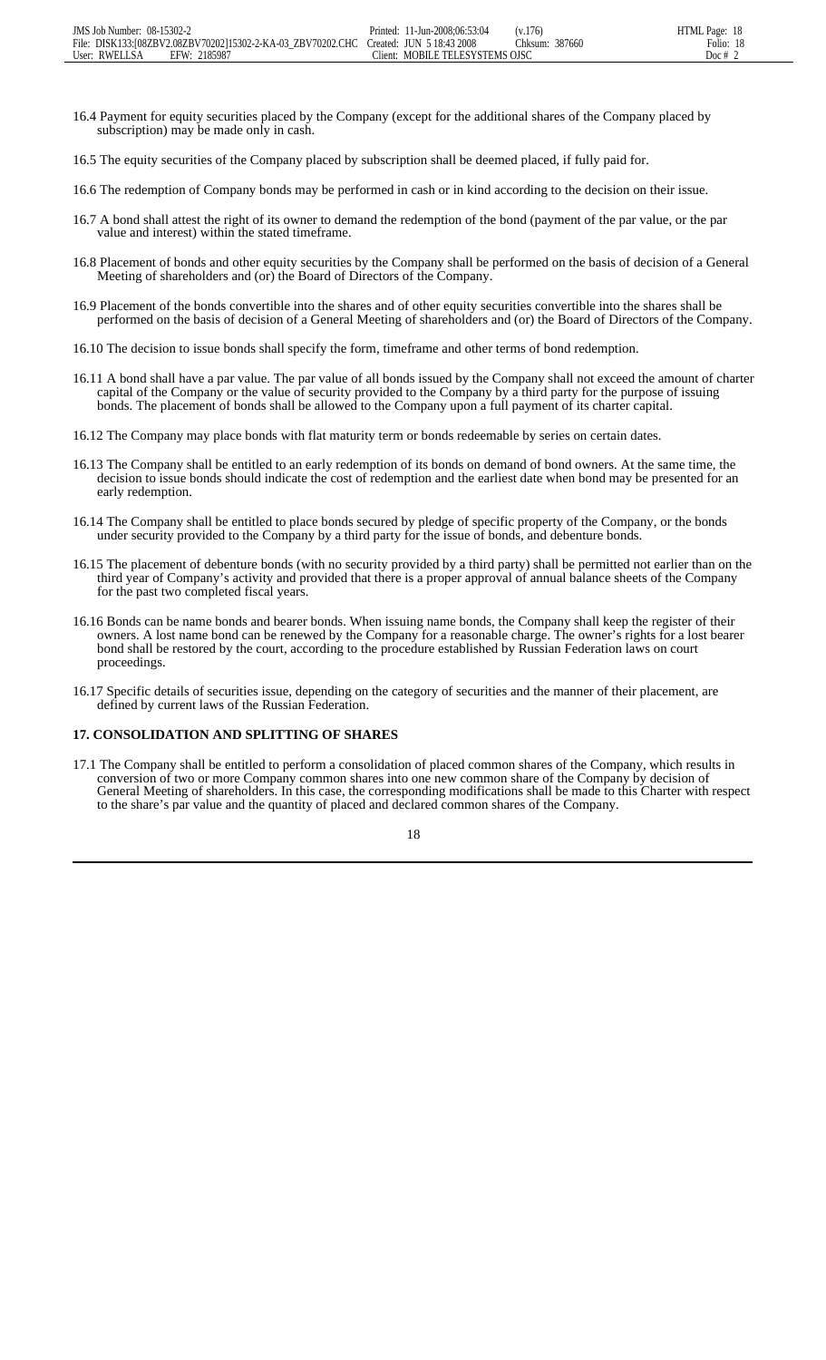16.4 Payment for equity securities placed by the Company (except for the additional shares of the Company placed by subscription) may be made only in cash.

16.5 The equity securities of the Company placed by subscription shall be deemed placed, if fully paid for.

16.6 The redemption of Company bonds may be performed in cash or in kind according to the decision on their issue.

16.7 A bond shall attest the right of its owner to demand the redemption of the bond (payment of the par value, or the par value and interest) within the stated timeframe.

16.8 Placement of bonds and other equity securities by the Company shall be performed on the basis of decision of a General Meeting of shareholders and (or) the Board of Directors of the Company.

16.9 Placement of the bonds convertible into the shares and of other equity securities convertible into the shares shall be performed on the basis of decision of a General Meeting of shareholders and (or) the Board of Directors of the Company.

16.10 The decision to issue bonds shall specify the form, timeframe and other terms of bond redemption.

16.11 A bond shall have a par value. The par value of all bonds issued by the Company shall not exceed the amount of charter capital of the Company or the value of security provided to the Company by a third party for the purpose of issuing bonds. The placement of bonds shall be allowed to the Company upon a full payment of its charter capital.

16.12 The Company may place bonds with flat maturity term or bonds redeemable by series on certain dates.

16.13 The Company shall be entitled to an early redemption of its bonds on demand of bond owners. At the same time, the decision to issue bonds should indicate the cost of redemption and the earliest date when bond may be presented for an early redemption.

16.14 The Company shall be entitled to place bonds secured by pledge of specific property of the Company, or the bonds under security provided to the Company by a third party for the issue of bonds, and debenture bonds.

16.15 The placement of debenture bonds (with no security provided by a third party) shall be permitted not earlier than on the third year of Company's activity and provided that there is a proper approval of annual balance sheets of the Company for the past two completed fiscal years.

16.16 Bonds can be name bonds and bearer bonds. When issuing name bonds, the Company shall keep the register of their owners. A lost name bond can be renewed by the Company for a reasonable charge. The owner's rights for a lost bearer bond shall be restored by the court, according to the procedure established by Russian Federation laws on court proceedings.

16.17 Specific details of securities issue, depending on the category of securities and the manner of their placement, are defined by current laws of the Russian Federation.

## 17. CONSOLIDATION AND SPLITTING OF SHARES

17.1 The Company shall be entitled to perform a consolidation of placed common shares of the Company, which results in conversion of two or more Company common shares into one new common share of the Company by decision of General Meeting of shareholders. In this case, the corresponding modifications shall be made to this Charter with respect to the share's par value and the quantity of placed and declared common shares of the Company.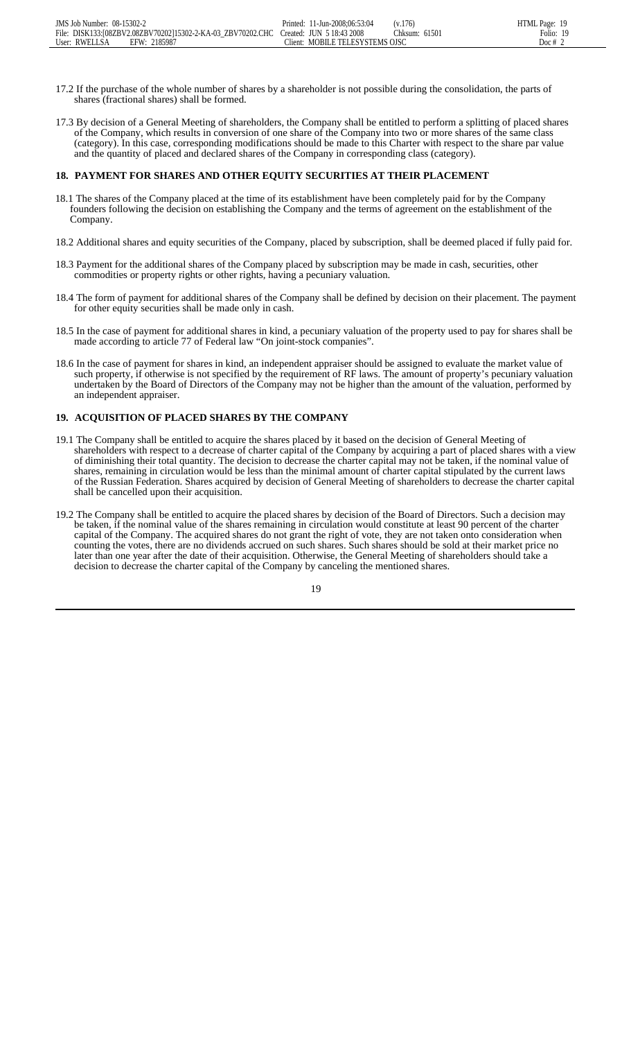17.2 If the purchase of the whole number of shares by a shareholder is not possible during the consolidation, the parts of shares (fractional shares) shall be formed.

17.3 By decision of a General Meeting of shareholders, the Company shall be entitled to perform a splitting of placed shares of the Company, which results in conversion of one share of the Company into two or more shares of the same class (category). In this case, corresponding modifications should be made to this Charter with respect to the share par value and the quantity of placed and declared shares of the Company in corresponding class (category).

## 18. PAYMENT FOR SHARES AND OTHER EQUITY SECURITIES AT THEIR PLACEMENT

18.1 The shares of the Company placed at the time of its establishment have been completely paid for by the Company founders following the decision on establishing the Company and the terms of agreement on the establishment of the Company.

18.2 Additional shares and equity securities of the Company, placed by subscription, shall be deemed placed if fully paid for.

18.3 Payment for the additional shares of the Company placed by subscription may be made in cash, securities, other commodities or property rights or other rights, having a pecuniary valuation.

18.4 The form of payment for additional shares of the Company shall be defined by decision on their placement. The payment for other equity securities shall be made only in cash.

18.5 In the case of payment for additional shares in kind, a pecuniary valuation of the property used to pay for shares shall be made according to article 77 of Federal law "On joint-stock companies".

18.6 In the case of payment for shares in kind, an independent appraiser should be assigned to evaluate the market value of such property, if otherwise is not specified by the requirement of RF laws. The amount of property's pecuniary valuation undertaken by the Board of Directors of the Company may not be higher than the amount of the valuation, performed by an independent appraiser.

## 19. ACQUISITION OF PLACED SHARES BY THE COMPANY

19.1 The Company shall be entitled to acquire the shares placed by it based on the decision of General Meeting of shareholders with respect to a decrease of charter capital of the Company by acquiring a part of placed shares with a view of diminishing their total quantity. The decision to decrease the charter capital may not be taken, if the nominal value of shares, remaining in circulation would be less than the minimal amount of charter capital stipulated by the current laws of the Russian Federation. Shares acquired by decision of General Meeting of shareholders to decrease the charter capital shall be cancelled upon their acquisition.

19.2 The Company shall be entitled to acquire the placed shares by decision of the Board of Directors. Such a decision may be taken, if the nominal value of the shares remaining in circulation would constitute at least 90 percent of the charter capital of the Company. The acquired shares do not grant the right of vote, they are not taken onto consideration when counting the votes, there are no dividends accrued on such shares. Such shares should be sold at their market price no later than one year after the date of their acquisition. Otherwise, the General Meeting of shareholders should take a decision to decrease the charter capital of the Company by canceling the mentioned shares.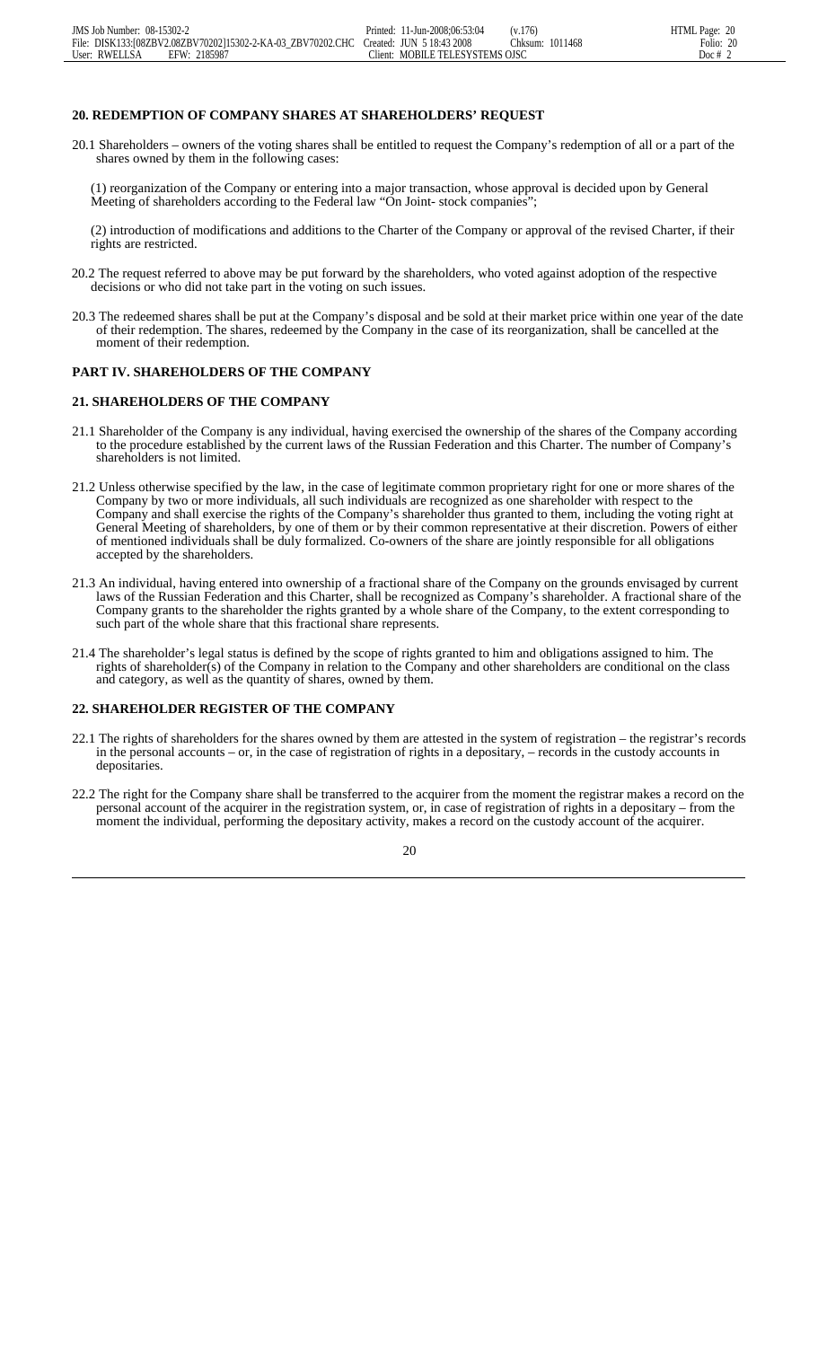## 20. REDEMPTION OF COMPANY SHARES AT SHAREHOLDERS' REQUEST

20.1 Shareholders – owners of the voting shares shall be entitled to request the Company's redemption of all or a part of the shares owned by them in the following cases:

(1) reorganization of the Company or entering into a major transaction, whose approval is decided upon by General Meeting of shareholders according to the Federal law "On Joint- stock companies";

(2) introduction of modifications and additions to the Charter of the Company or approval of the revised Charter, if their rights are restricted.

20.2 The request referred to above may be put forward by the shareholders, who voted against adoption of the respective decisions or who did not take part in the voting on such issues.

20.3 The redeemed shares shall be put at the Company's disposal and be sold at their market price within one year of the date of their redemption. The shares, redeemed by the Company in the case of its reorganization, shall be cancelled at the moment of their redemption.

# PART IV. SHAREHOLDERS OF THE COMPANY

## 21. SHAREHOLDERS OF THE COMPANY

21.1 Shareholder of the Company is any individual, having exercised the ownership of the shares of the Company according to the procedure established by the current laws of the Russian Federation and this Charter. The number of Company's shareholders is not limited.

21.2 Unless otherwise specified by the law, in the case of legitimate common proprietary right for one or more shares of the Company by two or more individuals, all such individuals are recognized as one shareholder with respect to the Company and shall exercise the rights of the Company's shareholder thus granted to them, including the voting right at General Meeting of shareholders, by one of them or by their common representative at their discretion. Powers of either of mentioned individuals shall be duly formalized. Co-owners of the share are jointly responsible for all obligations accepted by the shareholders.

21.3 An individual, having entered into ownership of a fractional share of the Company on the grounds envisaged by current laws of the Russian Federation and this Charter, shall be recognized as Company's shareholder. A fractional share of the Company grants to the shareholder the rights granted by a whole share of the Company, to the extent corresponding to such part of the whole share that this fractional share represents.

21.4 The shareholder's legal status is defined by the scope of rights granted to him and obligations assigned to him. The rights of shareholder(s) of the Company in relation to the Company and other shareholders are conditional on the class and category, as well as the quantity of shares, owned by them.

## 22. SHAREHOLDER REGISTER OF THE COMPANY

22.1 The rights of shareholders for the shares owned by them are attested in the system of registration – the registrar's records in the personal accounts – or, in the case of registration of rights in a depositary, – records in the custody accounts in depositaries.

22.2 The right for the Company share shall be transferred to the acquirer from the moment the registrar makes a record on the personal account of the acquirer in the registration system, or, in case of registration of rights in a depositary – from the moment the individual, performing the depositary activity, makes a record on the custody account of the acquirer.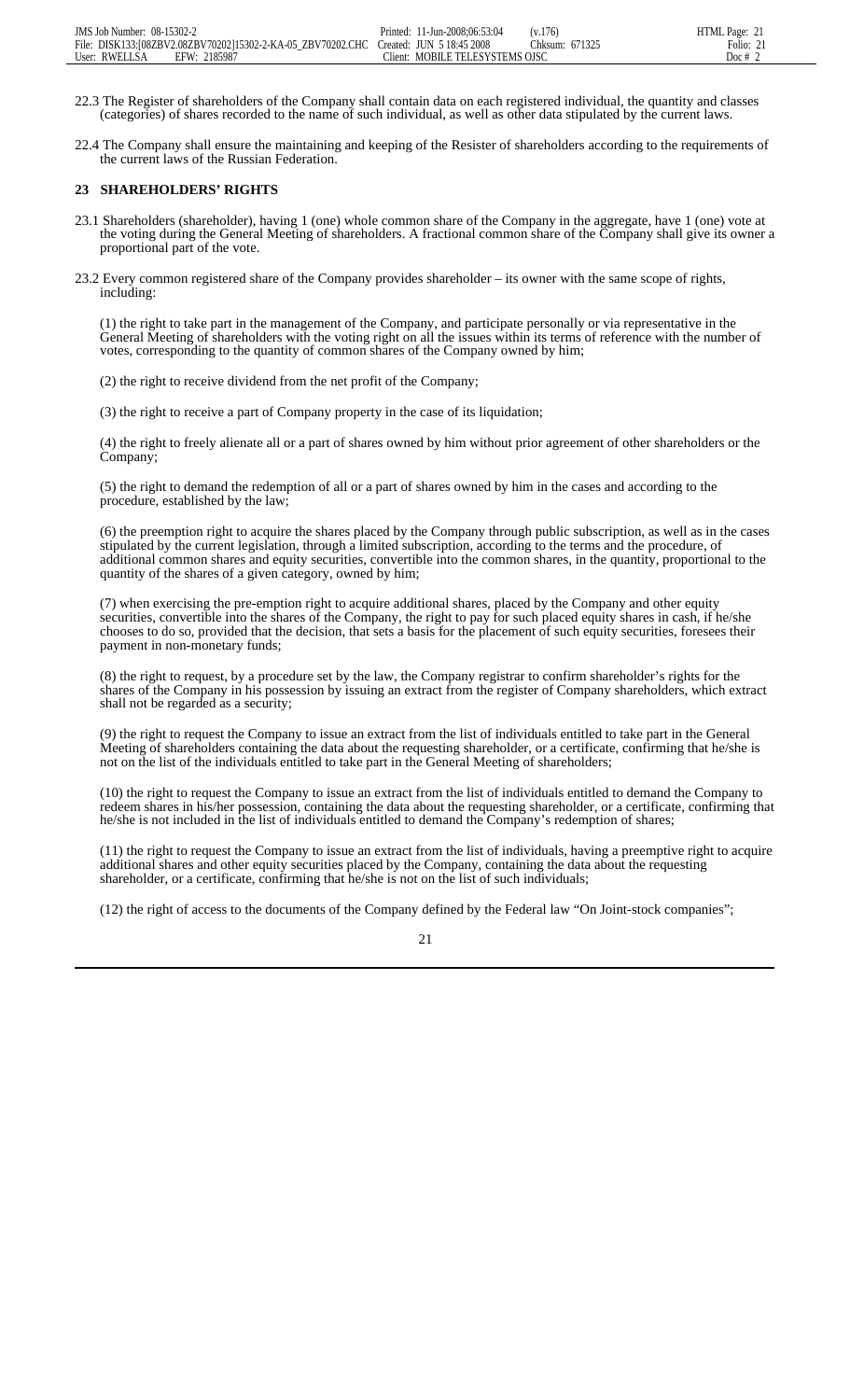22.3 The Register of shareholders of the Company shall contain data on each registered individual, the quantity and classes (categories) of shares recorded to the name of such individual, as well as other data stipulated by the current laws.

22.4 The Company shall ensure the maintaining and keeping of the Resister of shareholders according to the requirements of the current laws of the Russian Federation.

## 23 SHAREHOLDERS' RIGHTS

23.1 Shareholders (shareholder), having 1 (one) whole common share of the Company in the aggregate, have 1 (one) vote at the voting during the General Meeting of shareholders. A fractional common share of the Company shall give its owner a proportional part of the vote.

23.2 Every common registered share of the Company provides shareholder – its owner with the same scope of rights, including:

(1) the right to take part in the management of the Company, and participate personally or via representative in the General Meeting of shareholders with the voting right on all the issues within its terms of reference with the number of votes, corresponding to the quantity of common shares of the Company owned by him;

(2) the right to receive dividend from the net profit of the Company;

(3) the right to receive a part of Company property in the case of its liquidation;

(4) the right to freely alienate all or a part of shares owned by him without prior agreement of other shareholders or the Company;

(5) the right to demand the redemption of all or a part of shares owned by him in the cases and according to the procedure, established by the law;

(6) the preemption right to acquire the shares placed by the Company through public subscription, as well as in the cases stipulated by the current legislation, through a limited subscription, according to the terms and the procedure, of additional common shares and equity securities, convertible into the common shares, in the quantity, proportional to the quantity of the shares of a given category, owned by him;

(7) when exercising the pre-emption right to acquire additional shares, placed by the Company and other equity securities, convertible into the shares of the Company, the right to pay for such placed equity shares in cash, if he/she chooses to do so, provided that the decision, that sets a basis for the placement of such equity securities, foresees their payment in non-monetary funds;

(8) the right to request, by a procedure set by the law, the Company registrar to confirm shareholder's rights for the shares of the Company in his possession by issuing an extract from the register of Company shareholders, which extract shall not be regarded as a security;

(9) the right to request the Company to issue an extract from the list of individuals entitled to take part in the General Meeting of shareholders containing the data about the requesting shareholder, or a certificate, confirming that he/she is not on the list of the individuals entitled to take part in the General Meeting of shareholders;

(10) the right to request the Company to issue an extract from the list of individuals entitled to demand the Company to redeem shares in his/her possession, containing the data about the requesting shareholder, or a certificate, confirming that he/she is not included in the list of individuals entitled to demand the Company's redemption of shares;

(11) the right to request the Company to issue an extract from the list of individuals, having a preemptive right to acquire additional shares and other equity securities placed by the Company, containing the data about the requesting shareholder, or a certificate, confirming that he/she is not on the list of such individuals;

(12) the right of access to the documents of the Company defined by the Federal law "On Joint-stock companies";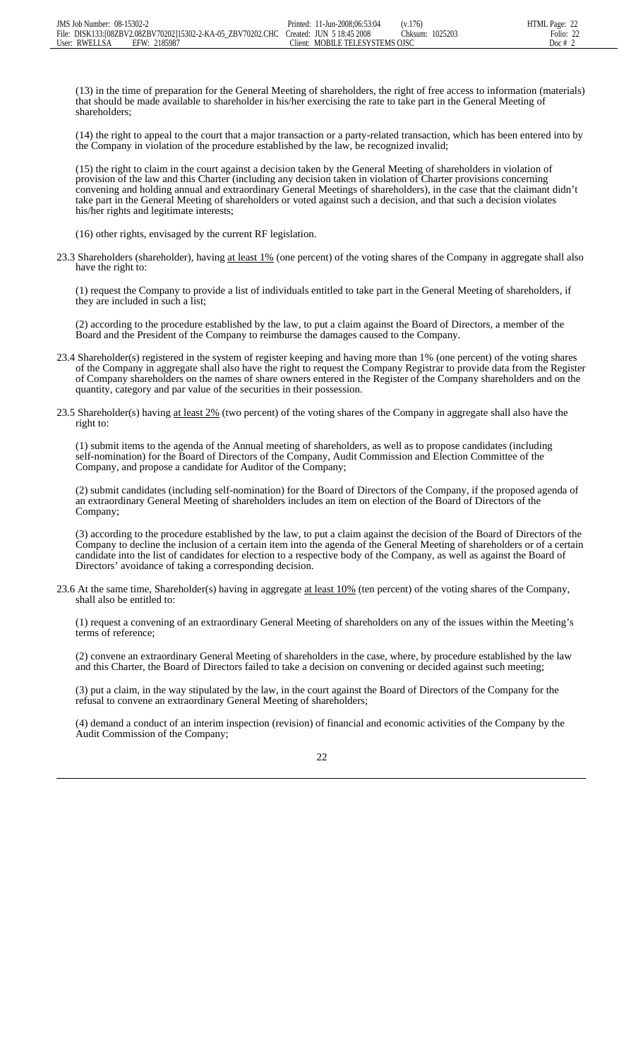(13) in the time of preparation for the General Meeting of shareholders, the right of free access to information (materials) that should be made available to shareholder in his/her exercising the rate to take part in the General Meeting of shareholders;

(14) the right to appeal to the court that a major transaction or a party-related transaction, which has been entered into by the Company in violation of the procedure established by the law, be recognized invalid;

(15) the right to claim in the court against a decision taken by the General Meeting of shareholders in violation of provision of the law and this Charter (including any decision taken in violation of Charter provisions concerning convening and holding annual and extraordinary General Meetings of shareholders), in the case that the claimant didn't take part in the General Meeting of shareholders or voted against such a decision, and that such a decision violates his/her rights and legitimate interests;

(16) other rights, envisaged by the current RF legislation.

23.3 Shareholders (shareholder), having <u>at least 1%</u> (one percent) of the voting shares of the Company in aggregate shall also have the right to:

(1) request the Company to provide a list of individuals entitled to take part in the General Meeting of shareholders, if they are included in such a list;

(2) according to the procedure established by the law, to put a claim against the Board of Directors, a member of the Board and the President of the Company to reimburse the damages caused to the Company.

23.4 Shareholder(s) registered in the system of register keeping and having more than 1% (one percent) of the voting shares of the Company in aggregate shall also have the right to request the Company Registrar to provide data from the Register of Company shareholders on the names of share owners entered in the Register of the Company shareholders and on the quantity, category and par value of the securities in their possession.

23.5 Shareholder(s) having <u>at least 2%</u> (two percent) of the voting shares of the Company in aggregate shall also have the right to:

(1) submit items to the agenda of the Annual meeting of shareholders, as well as to propose candidates (including self-nomination) for the Board of Directors of the Company, Audit Commission and Election Committee of the Company, and propose a candidate for Auditor of the Company;

(2) submit candidates (including self-nomination) for the Board of Directors of the Company, if the proposed agenda of an extraordinary General Meeting of shareholders includes an item on election of the Board of Directors of the Company;

(3) according to the procedure established by the law, to put a claim against the decision of the Board of Directors of the Company to decline the inclusion of a certain item into the agenda of the General Meeting of shareholders or of a certain candidate into the list of candidates for election to a respective body of the Company, as well as against the Board of Directors' avoidance of taking a corresponding decision.

23.6 At the same time, Shareholder(s) having in aggregate <u>at least 10%</u> (ten percent) of the voting shares of the Company, shall also be entitled to:

(1) request a convening of an extraordinary General Meeting of shareholders on any of the issues within the Meeting's terms of reference;

(2) convene an extraordinary General Meeting of shareholders in the case, where, by procedure established by the law and this Charter, the Board of Directors failed to take a decision on convening or decided against such meeting;

(3) put a claim, in the way stipulated by the law, in the court against the Board of Directors of the Company for the refusal to convene an extraordinary General Meeting of shareholders;

(4) demand a conduct of an interim inspection (revision) of financial and economic activities of the Company by the Audit Commission of the Company;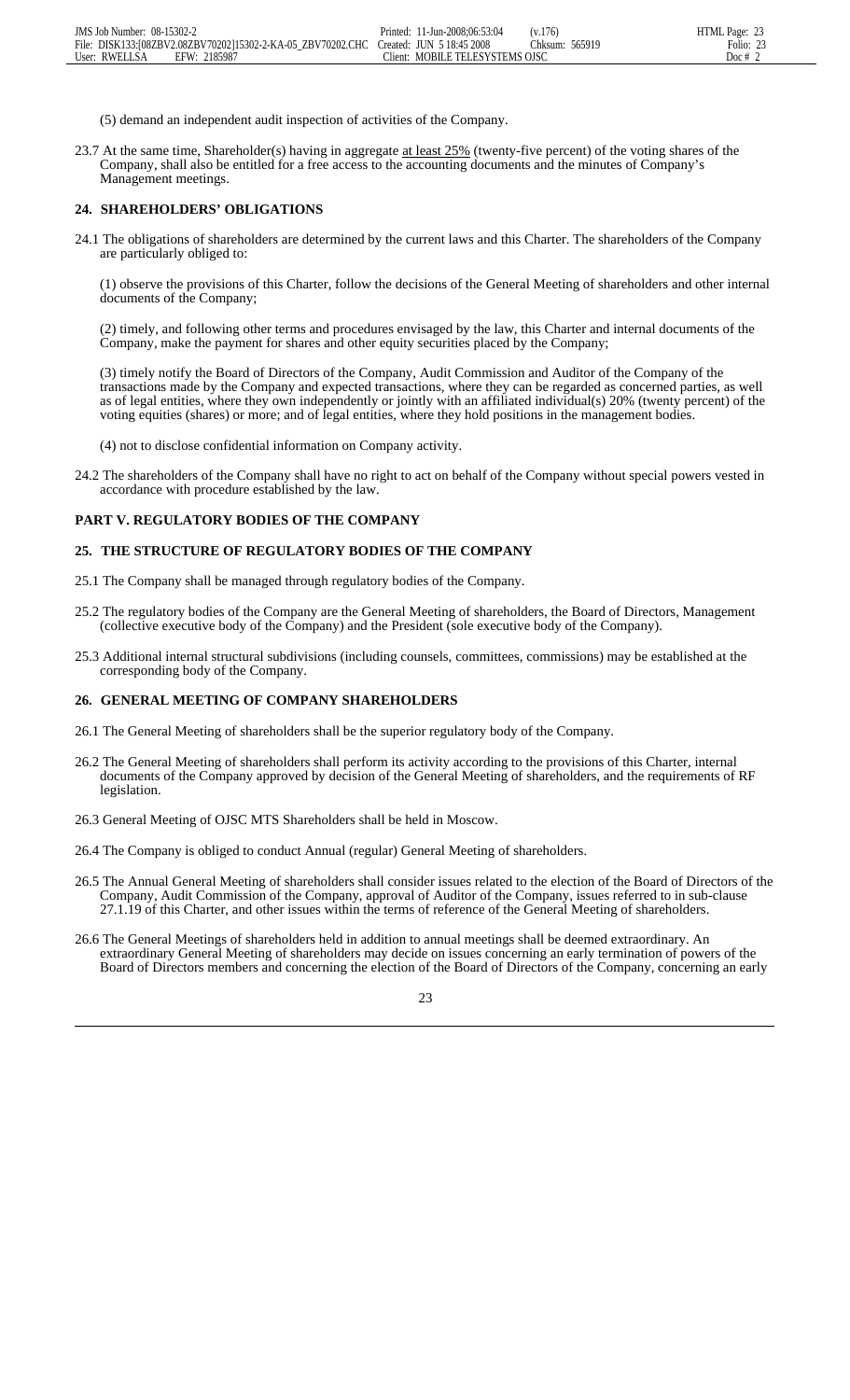(5) demand an independent audit inspection of activities of the Company.

23.7 At the same time, Shareholder(s) having in aggregate at least 25% (twenty-five percent) of the voting shares of the Company, shall also be entitled for a free access to the accounting documents and the minutes of Company's Management meetings.

## 24. SHAREHOLDERS' OBLIGATIONS

24.1 The obligations of shareholders are determined by the current laws and this Charter. The shareholders of the Company are particularly obliged to:

(1) observe the provisions of this Charter, follow the decisions of the General Meeting of shareholders and other internal documents of the Company;

(2) timely, and following other terms and procedures envisaged by the law, this Charter and internal documents of the Company, make the payment for shares and other equity securities placed by the Company;

(3) timely notify the Board of Directors of the Company, Audit Commission and Auditor of the Company of the transactions made by the Company and expected transactions, where they can be regarded as concerned parties, as well as of legal entities, where they own independently or jointly with an affiliated individual(s) 20% (twenty percent) of the voting equities (shares) or more; and of legal entities, where they hold positions in the management bodies.

(4) not to disclose confidential information on Company activity.

24.2 The shareholders of the Company shall have no right to act on behalf of the Company without special powers vested in accordance with procedure established by the law.

## PART V. REGULATORY BODIES OF THE COMPANY

## 25. THE STRUCTURE OF REGULATORY BODIES OF THE COMPANY

25.1 The Company shall be managed through regulatory bodies of the Company.

25.2 The regulatory bodies of the Company are the General Meeting of shareholders, the Board of Directors, Management (collective executive body of the Company) and the President (sole executive body of the Company).

25.3 Additional internal structural subdivisions (including counsels, committees, commissions) may be established at the corresponding body of the Company.

## 26. GENERAL MEETING OF COMPANY SHAREHOLDERS

26.1 The General Meeting of shareholders shall be the superior regulatory body of the Company.

26.2 The General Meeting of shareholders shall perform its activity according to the provisions of this Charter, internal documents of the Company approved by decision of the General Meeting of shareholders, and the requirements of RF legislation.

26.3 General Meeting of OJSC MTS Shareholders shall be held in Moscow.

26.4 The Company is obliged to conduct Annual (regular) General Meeting of shareholders.

26.5 The Annual General Meeting of shareholders shall consider issues related to the election of the Board of Directors of the Company, Audit Commission of the Company, approval of Auditor of the Company, issues referred to in sub-clause 27.1.19 of this Charter, and other issues within the terms of reference of the General Meeting of shareholders.

26.6 The General Meetings of shareholders held in addition to annual meetings shall be deemed extraordinary. An extraordinary General Meeting of shareholders may decide on issues concerning an early termination of powers of the Board of Directors members and concerning the election of the Board of Directors of the Company, concerning an early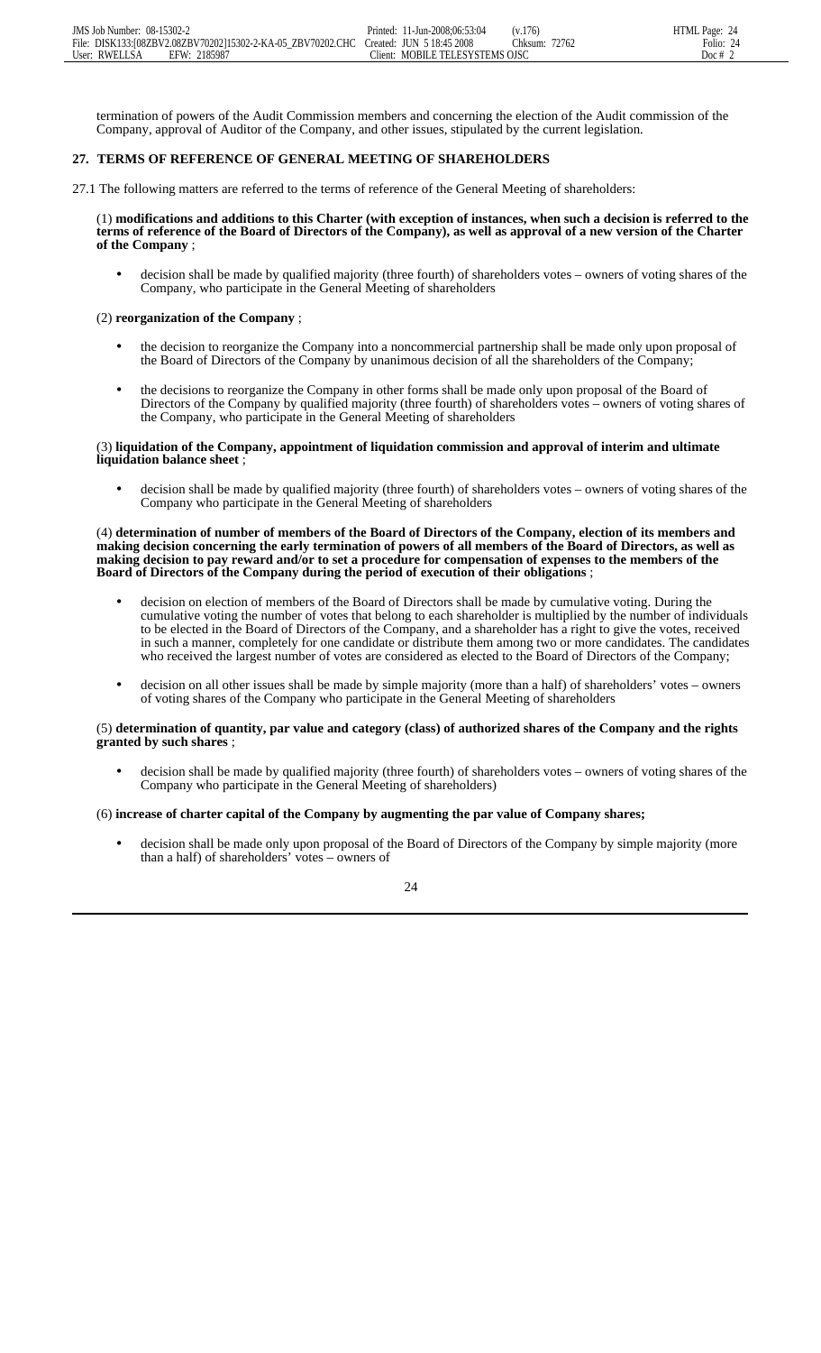termination of powers of the Audit Commission members and concerning the election of the Audit commission of the Company, approval of Auditor of the Company, and other issues, stipulated by the current legislation.

## 27. TERMS OF REFERENCE OF GENERAL MEETING OF SHAREHOLDERS

27.1 The following matters are referred to the terms of reference of the General Meeting of shareholders:

(1) **modifications and additions to this Charter (with exception of instances, when such a decision is referred to the terms of reference of the Board of Directors of the Company), as well as approval of a new version of the Charter of the Company** ;

- decision shall be made by qualified majority (three fourth) of shareholders votes – owners of voting shares of the Company, who participate in the General Meeting of shareholders

(2) **reorganization of the Company** ;

- the decision to reorganize the Company into a noncommercial partnership shall be made only upon proposal of the Board of Directors of the Company by unanimous decision of all the shareholders of the Company;
- the decisions to reorganize the Company in other forms shall be made only upon proposal of the Board of Directors of the Company by qualified majority (three fourth) of shareholders votes – owners of voting shares of the Company, who participate in the General Meeting of shareholders

(3) **liquidation of the Company, appointment of liquidation commission and approval of interim and ultimate liquidation balance sheet** ;

- decision shall be made by qualified majority (three fourth) of shareholders votes – owners of voting shares of the Company who participate in the General Meeting of shareholders

(4) **determination of number of members of the Board of Directors of the Company, election of its members and making decision concerning the early termination of powers of all members of the Board of Directors, as well as making decision to pay reward and/or to set a procedure for compensation of expenses to the members of the Board of Directors of the Company during the period of execution of their obligations** ;

- decision on election of members of the Board of Directors shall be made by cumulative voting. During the cumulative voting the number of votes that belong to each shareholder is multiplied by the number of individuals to be elected in the Board of Directors of the Company, and a shareholder has a right to give the votes, received in such a manner, completely for one candidate or distribute them among two or more candidates. The candidates who received the largest number of votes are considered as elected to the Board of Directors of the Company;
- decision on all other issues shall be made by simple majority (more than a half) of shareholders' votes – owners of voting shares of the Company who participate in the General Meeting of shareholders

(5) **determination of quantity, par value and category (class) of authorized shares of the Company and the rights granted by such shares** ;

- decision shall be made by qualified majority (three fourth) of shareholders votes – owners of voting shares of the Company who participate in the General Meeting of shareholders)

(6) **increase of charter capital of the Company by augmenting the par value of Company shares;**

- decision shall be made only upon proposal of the Board of Directors of the Company by simple majority (more than a half) of shareholders' votes – owners of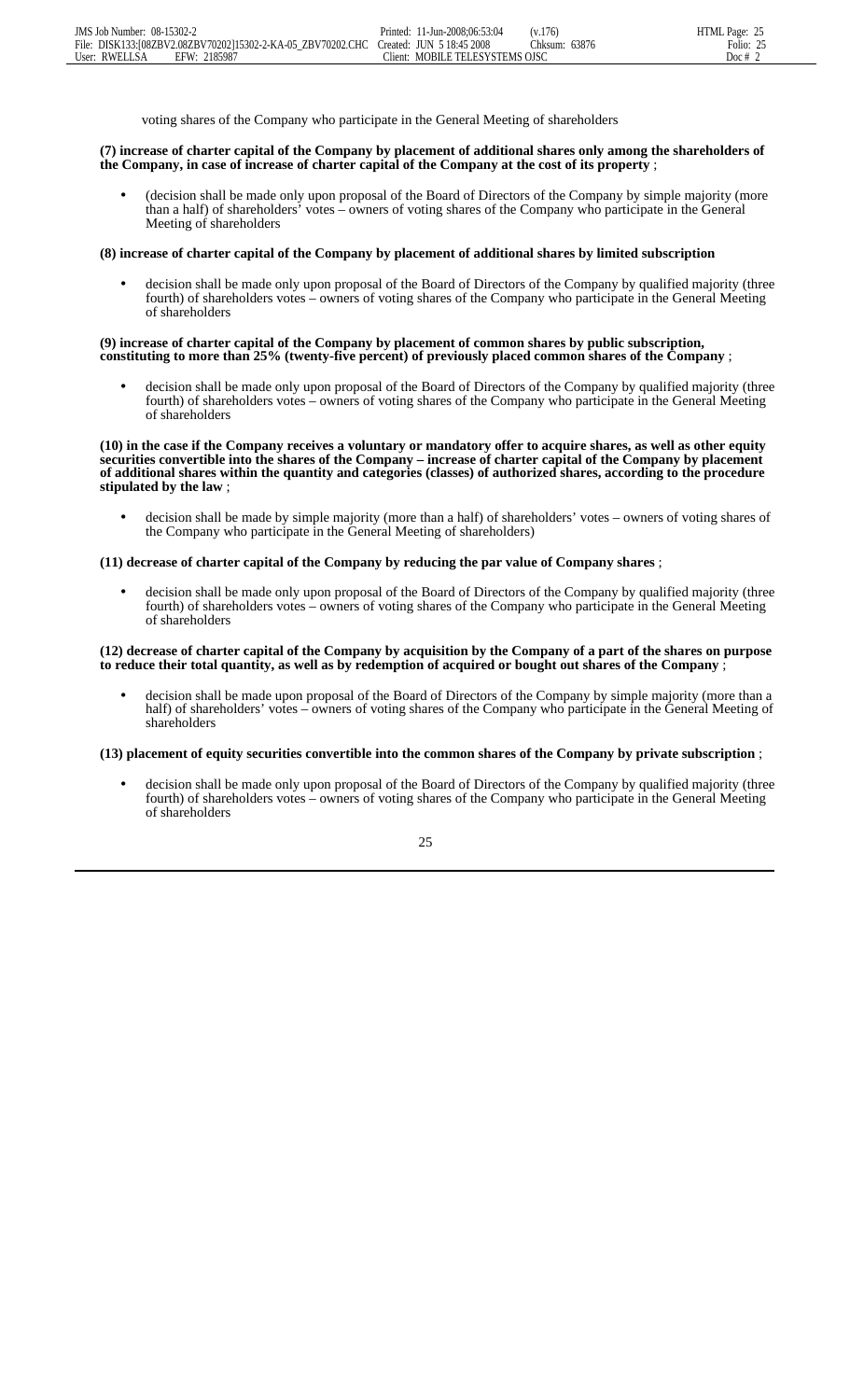voting shares of the Company who participate in the General Meeting of shareholders

**(7) increase of charter capital of the Company by placement of additional shares only among the shareholders of the Company, in case of increase of charter capital of the Company at the cost of its property** ;

- (decision shall be made only upon proposal of the Board of Directors of the Company by simple majority (more than a half) of shareholders' votes – owners of voting shares of the Company who participate in the General Meeting of shareholders

**(8) increase of charter capital of the Company by placement of additional shares by limited subscription**

- decision shall be made only upon proposal of the Board of Directors of the Company by qualified majority (three fourth) of shareholders votes – owners of voting shares of the Company who participate in the General Meeting of shareholders

**(9) increase of charter capital of the Company by placement of common shares by public subscription, constituting to more than 25% (twenty-five percent) of previously placed common shares of the Company** ;

- decision shall be made only upon proposal of the Board of Directors of the Company by qualified majority (three fourth) of shareholders votes – owners of voting shares of the Company who participate in the General Meeting of shareholders

**(10) in the case if the Company receives a voluntary or mandatory offer to acquire shares, as well as other equity securities convertible into the shares of the Company – increase of charter capital of the Company by placement of additional shares within the quantity and categories (classes) of authorized shares, according to the procedure stipulated by the law** ;

- decision shall be made by simple majority (more than a half) of shareholders' votes – owners of voting shares of the Company who participate in the General Meeting of shareholders)

**(11) decrease of charter capital of the Company by reducing the par value of Company shares** ;

- decision shall be made only upon proposal of the Board of Directors of the Company by qualified majority (three fourth) of shareholders votes – owners of voting shares of the Company who participate in the General Meeting of shareholders

**(12) decrease of charter capital of the Company by acquisition by the Company of a part of the shares on purpose to reduce their total quantity, as well as by redemption of acquired or bought out shares of the Company** ;

- decision shall be made upon proposal of the Board of Directors of the Company by simple majority (more than a half) of shareholders' votes – owners of voting shares of the Company who participate in the General Meeting of shareholders

**(13) placement of equity securities convertible into the common shares of the Company by private subscription** ;

- decision shall be made only upon proposal of the Board of Directors of the Company by qualified majority (three fourth) of shareholders votes – owners of voting shares of the Company who participate in the General Meeting of shareholders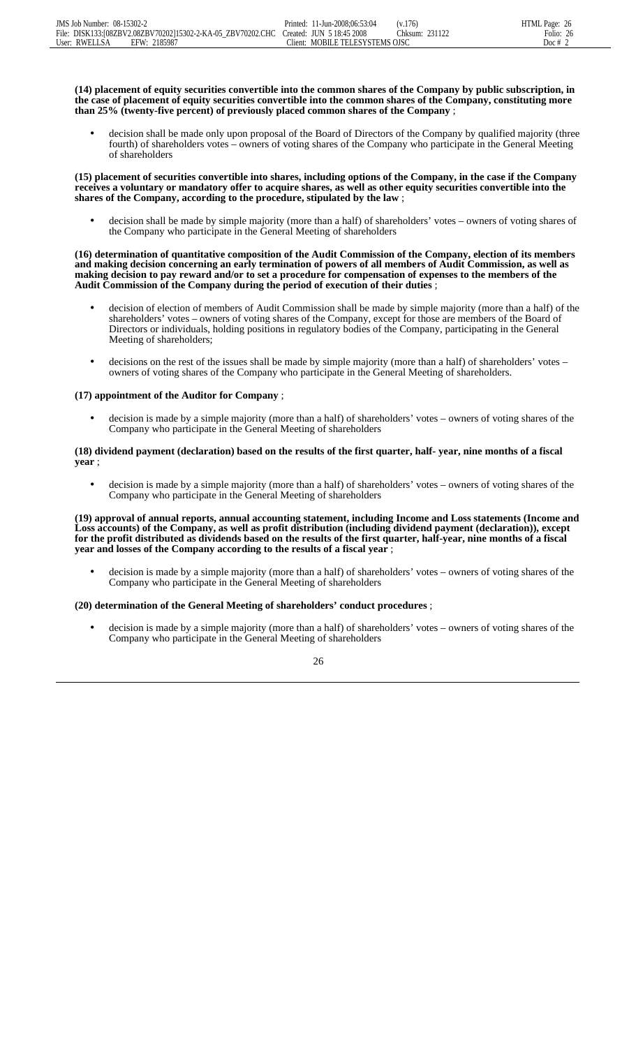**(14) placement of equity securities convertible into the common shares of the Company by public subscription, in the case of placement of equity securities convertible into the common shares of the Company, constituting more than 25% (twenty-five percent) of previously placed common shares of the Company** ;

- decision shall be made only upon proposal of the Board of Directors of the Company by qualified majority (three fourth) of shareholders votes – owners of voting shares of the Company who participate in the General Meeting of shareholders

**(15) placement of securities convertible into shares, including options of the Company, in the case if the Company receives a voluntary or mandatory offer to acquire shares, as well as other equity securities convertible into the shares of the Company, according to the procedure, stipulated by the law** ;

- decision shall be made by simple majority (more than a half) of shareholders' votes – owners of voting shares of the Company who participate in the General Meeting of shareholders

**(16) determination of quantitative composition of the Audit Commission of the Company, election of its members and making decision concerning an early termination of powers of all members of Audit Commission, as well as making decision to pay reward and/or to set a procedure for compensation of expenses to the members of the Audit Commission of the Company during the period of execution of their duties** ;

- decision of election of members of Audit Commission shall be made by simple majority (more than a half) of the shareholders' votes – owners of voting shares of the Company, except for those are members of the Board of Directors or individuals, holding positions in regulatory bodies of the Company, participating in the General Meeting of shareholders;
- decisions on the rest of the issues shall be made by simple majority (more than a half) of shareholders' votes – owners of voting shares of the Company who participate in the General Meeting of shareholders.

**(17) appointment of the Auditor for Company** ;

- decision is made by a simple majority (more than a half) of shareholders' votes – owners of voting shares of the Company who participate in the General Meeting of shareholders

**(18) dividend payment (declaration) based on the results of the first quarter, half- year, nine months of a fiscal year** ;

- decision is made by a simple majority (more than a half) of shareholders' votes – owners of voting shares of the Company who participate in the General Meeting of shareholders

**(19) approval of annual reports, annual accounting statement, including Income and Loss statements (Income and Loss accounts) of the Company, as well as profit distribution (including dividend payment (declaration)), except for the profit distributed as dividends based on the results of the first quarter, half-year, nine months of a fiscal year and losses of the Company according to the results of a fiscal year** ;

- decision is made by a simple majority (more than a half) of shareholders' votes – owners of voting shares of the Company who participate in the General Meeting of shareholders

**(20) determination of the General Meeting of shareholders' conduct procedures** ;

- decision is made by a simple majority (more than a half) of shareholders' votes – owners of voting shares of the Company who participate in the General Meeting of shareholders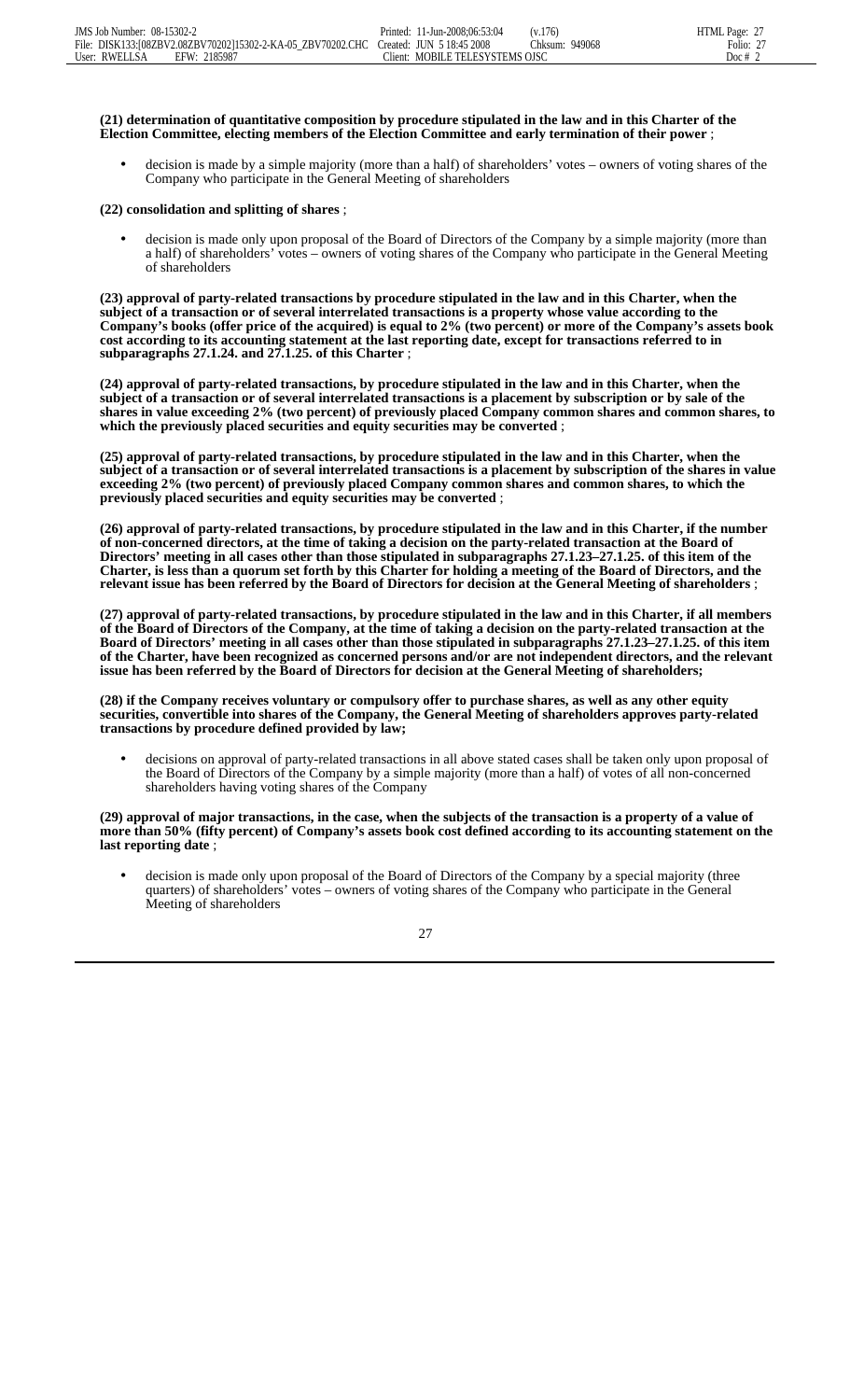**(21) determination of quantitative composition by procedure stipulated in the law and in this Charter of the Election Committee, electing members of the Election Committee and early termination of their power** ;

- decision is made by a simple majority (more than a half) of shareholders' votes – owners of voting shares of the Company who participate in the General Meeting of shareholders

**(22) consolidation and splitting of shares** ;

- decision is made only upon proposal of the Board of Directors of the Company by a simple majority (more than a half) of shareholders' votes – owners of voting shares of the Company who participate in the General Meeting of shareholders

**(23) approval of party-related transactions by procedure stipulated in the law and in this Charter, when the subject of a transaction or of several interrelated transactions is a property whose value according to the Company's books (offer price of the acquired) is equal to 2% (two percent) or more of the Company's assets book cost according to its accounting statement at the last reporting date, except for transactions referred to in subparagraphs 27.1.24. and 27.1.25. of this Charter** ;

**(24) approval of party-related transactions, by procedure stipulated in the law and in this Charter, when the subject of a transaction or of several interrelated transactions is a placement by subscription or by sale of the shares in value exceeding 2% (two percent) of previously placed Company common shares and common shares, to which the previously placed securities and equity securities may be converted** ;

**(25) approval of party-related transactions, by procedure stipulated in the law and in this Charter, when the subject of a transaction or of several interrelated transactions is a placement by subscription of the shares in value exceeding 2% (two percent) of previously placed Company common shares and common shares, to which the previously placed securities and equity securities may be converted** ;

**(26) approval of party-related transactions, by procedure stipulated in the law and in this Charter, if the number of non-concerned directors, at the time of taking a decision on the party-related transaction at the Board of Directors' meeting in all cases other than those stipulated in subparagraphs 27.1.23–27.1.25. of this item of the Charter, is less than a quorum set forth by this Charter for holding a meeting of the Board of Directors, and the relevant issue has been referred by the Board of Directors for decision at the General Meeting of shareholders** ;

**(27) approval of party-related transactions, by procedure stipulated in the law and in this Charter, if all members of the Board of Directors of the Company, at the time of taking a decision on the party-related transaction at the Board of Directors' meeting in all cases other than those stipulated in subparagraphs 27.1.23–27.1.25. of this item of the Charter, have been recognized as concerned persons and/or are not independent directors, and the relevant issue has been referred by the Board of Directors for decision at the General Meeting of shareholders;**

**(28) if the Company receives voluntary or compulsory offer to purchase shares, as well as any other equity securities, convertible into shares of the Company, the General Meeting of shareholders approves party-related transactions by procedure defined provided by law;**

- decisions on approval of party-related transactions in all above stated cases shall be taken only upon proposal of the Board of Directors of the Company by a simple majority (more than a half) of votes of all non-concerned shareholders having voting shares of the Company

**(29) approval of major transactions, in the case, when the subjects of the transaction is a property of a value of more than 50% (fifty percent) of Company's assets book cost defined according to its accounting statement on the last reporting date** ;

- decision is made only upon proposal of the Board of Directors of the Company by a special majority (three quarters) of shareholders' votes – owners of voting shares of the Company who participate in the General Meeting of shareholders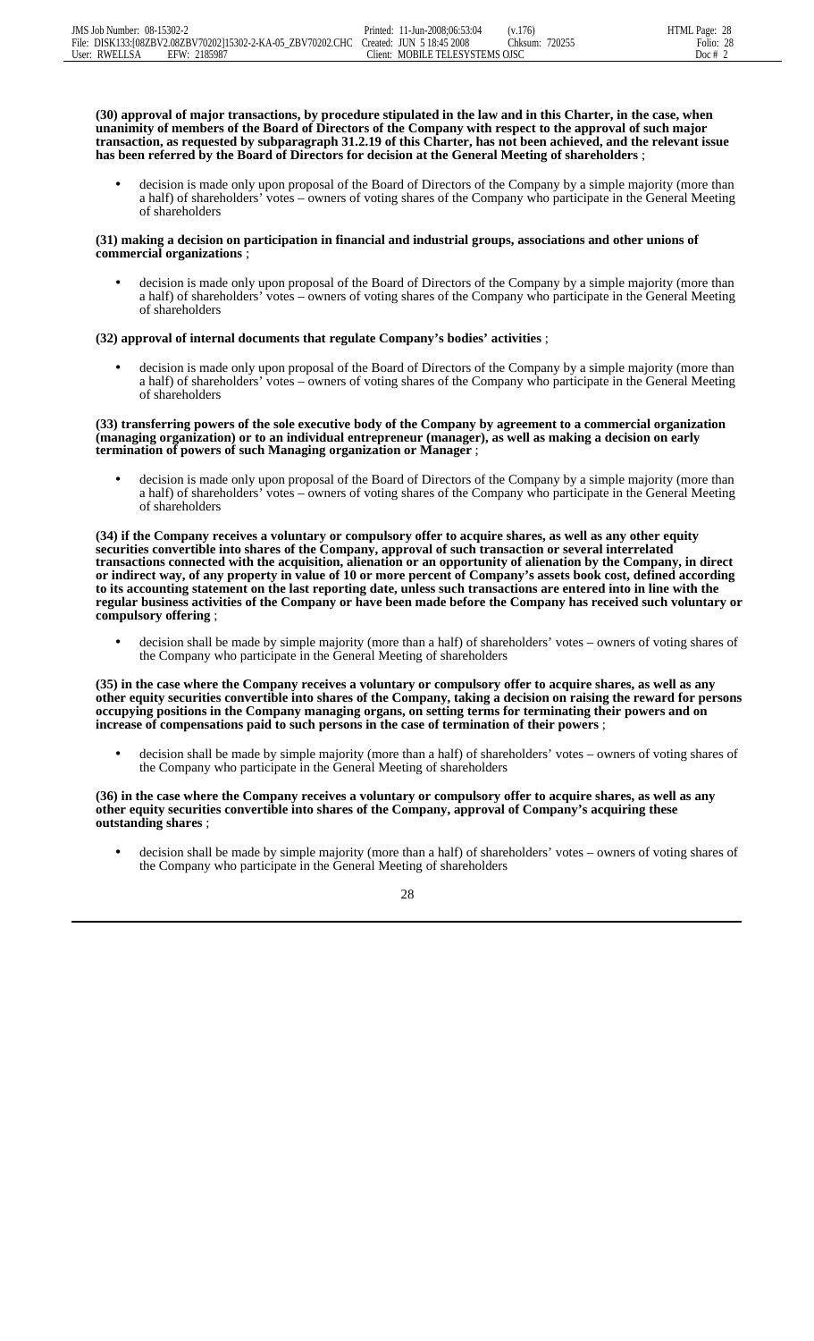**(30) approval of major transactions, by procedure stipulated in the law and in this Charter, in the case, when unanimity of members of the Board of Directors of the Company with respect to the approval of such major transaction, as requested by subparagraph 31.2.19 of this Charter, has not been achieved, and the relevant issue has been referred by the Board of Directors for decision at the General Meeting of shareholders** ;

- decision is made only upon proposal of the Board of Directors of the Company by a simple majority (more than a half) of shareholders' votes – owners of voting shares of the Company who participate in the General Meeting of shareholders

**(31) making a decision on participation in financial and industrial groups, associations and other unions of commercial organizations** ;

- decision is made only upon proposal of the Board of Directors of the Company by a simple majority (more than a half) of shareholders' votes – owners of voting shares of the Company who participate in the General Meeting of shareholders

**(32) approval of internal documents that regulate Company's bodies' activities** ;

- decision is made only upon proposal of the Board of Directors of the Company by a simple majority (more than a half) of shareholders' votes – owners of voting shares of the Company who participate in the General Meeting of shareholders

**(33) transferring powers of the sole executive body of the Company by agreement to a commercial organization (managing organization) or to an individual entrepreneur (manager), as well as making a decision on early termination of powers of such Managing organization or Manager** ;

- decision is made only upon proposal of the Board of Directors of the Company by a simple majority (more than a half) of shareholders' votes – owners of voting shares of the Company who participate in the General Meeting of shareholders

**(34) if the Company receives a voluntary or compulsory offer to acquire shares, as well as any other equity securities convertible into shares of the Company, approval of such transaction or several interrelated transactions connected with the acquisition, alienation or an opportunity of alienation by the Company, in direct or indirect way, of any property in value of 10 or more percent of Company's assets book cost, defined according to its accounting statement on the last reporting date, unless such transactions are entered into in line with the regular business activities of the Company or have been made before the Company has received such voluntary or compulsory offering** ;

- decision shall be made by simple majority (more than a half) of shareholders' votes – owners of voting shares of the Company who participate in the General Meeting of shareholders

**(35) in the case where the Company receives a voluntary or compulsory offer to acquire shares, as well as any other equity securities convertible into shares of the Company, taking a decision on raising the reward for persons occupying positions in the Company managing organs, on setting terms for terminating their powers and on increase of compensations paid to such persons in the case of termination of their powers** ;

- decision shall be made by simple majority (more than a half) of shareholders' votes – owners of voting shares of the Company who participate in the General Meeting of shareholders

**(36) in the case where the Company receives a voluntary or compulsory offer to acquire shares, as well as any other equity securities convertible into shares of the Company, approval of Company's acquiring these outstanding shares** ;

- decision shall be made by simple majority (more than a half) of shareholders' votes – owners of voting shares of the Company who participate in the General Meeting of shareholders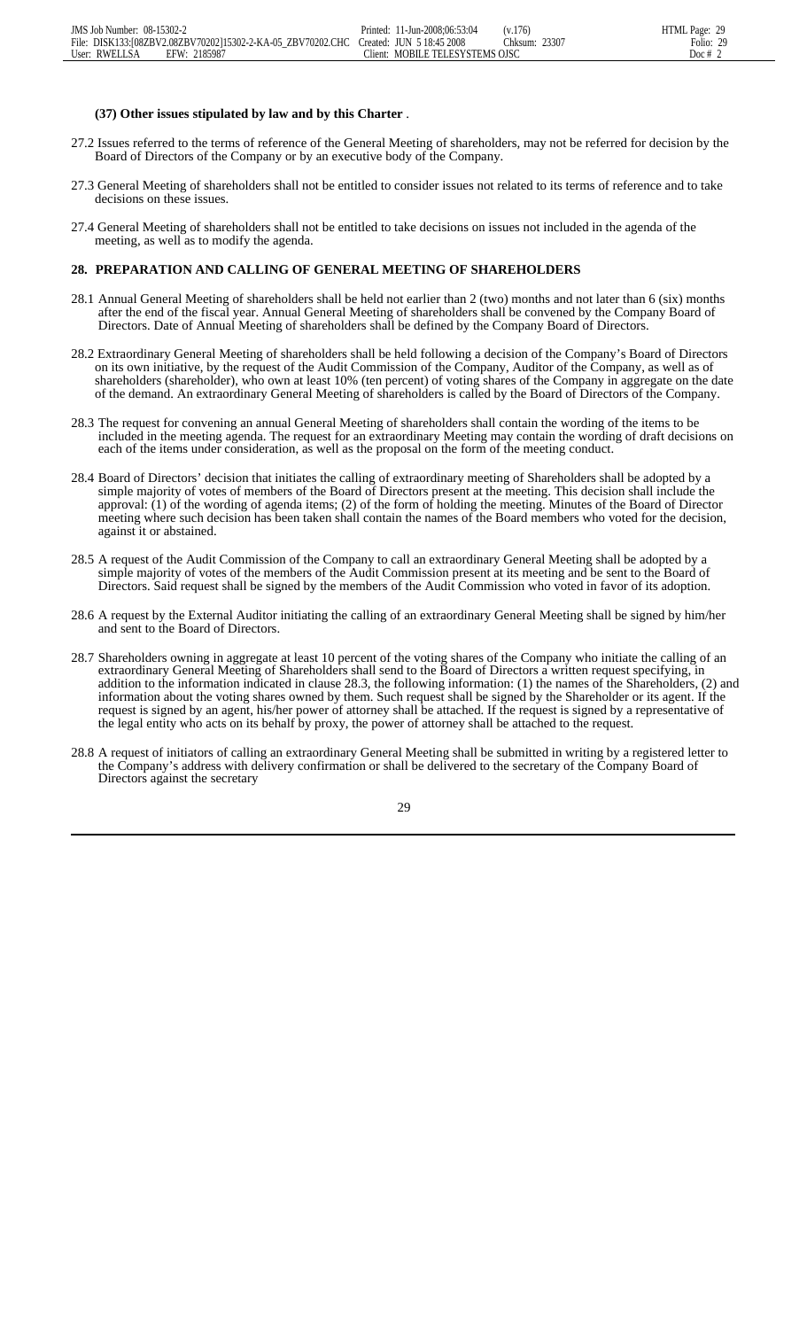**(37) Other issues stipulated by law and by this Charter** .

27.2 Issues referred to the terms of reference of the General Meeting of shareholders, may not be referred for decision by the Board of Directors of the Company or by an executive body of the Company.

27.3 General Meeting of shareholders shall not be entitled to consider issues not related to its terms of reference and to take decisions on these issues.

27.4 General Meeting of shareholders shall not be entitled to take decisions on issues not included in the agenda of the meeting, as well as to modify the agenda.

## 28. PREPARATION AND CALLING OF GENERAL MEETING OF SHAREHOLDERS

28.1 Annual General Meeting of shareholders shall be held not earlier than 2 (two) months and not later than 6 (six) months after the end of the fiscal year. Annual General Meeting of shareholders shall be convened by the Company Board of Directors. Date of Annual Meeting of shareholders shall be defined by the Company Board of Directors.

28.2 Extraordinary General Meeting of shareholders shall be held following a decision of the Company's Board of Directors on its own initiative, by the request of the Audit Commission of the Company, Auditor of the Company, as well as of shareholders (shareholder), who own at least 10% (ten percent) of voting shares of the Company in aggregate on the date of the demand. An extraordinary General Meeting of shareholders is called by the Board of Directors of the Company.

28.3 The request for convening an annual General Meeting of shareholders shall contain the wording of the items to be included in the meeting agenda. The request for an extraordinary Meeting may contain the wording of draft decisions on each of the items under consideration, as well as the proposal on the form of the meeting conduct.

28.4 Board of Directors' decision that initiates the calling of extraordinary meeting of Shareholders shall be adopted by a simple majority of votes of members of the Board of Directors present at the meeting. This decision shall include the approval: (1) of the wording of agenda items; (2) of the form of holding the meeting. Minutes of the Board of Director meeting where such decision has been taken shall contain the names of the Board members who voted for the decision, against it or abstained.

28.5 A request of the Audit Commission of the Company to call an extraordinary General Meeting shall be adopted by a simple majority of votes of the members of the Audit Commission present at its meeting and be sent to the Board of Directors. Said request shall be signed by the members of the Audit Commission who voted in favor of its adoption.

28.6 A request by the External Auditor initiating the calling of an extraordinary General Meeting shall be signed by him/her and sent to the Board of Directors.

28.7 Shareholders owning in aggregate at least 10 percent of the voting shares of the Company who initiate the calling of an extraordinary General Meeting of Shareholders shall send to the Board of Directors a written request specifying, in addition to the information indicated in clause 28.3, the following information: (1) the names of the Shareholders, (2) and information about the voting shares owned by them. Such request shall be signed by the Shareholder or its agent. If the request is signed by an agent, his/her power of attorney shall be attached. If the request is signed by a representative of the legal entity who acts on its behalf by proxy, the power of attorney shall be attached to the request.

28.8 A request of initiators of calling an extraordinary General Meeting shall be submitted in writing by a registered letter to the Company's address with delivery confirmation or shall be delivered to the secretary of the Company Board of Directors against the secretary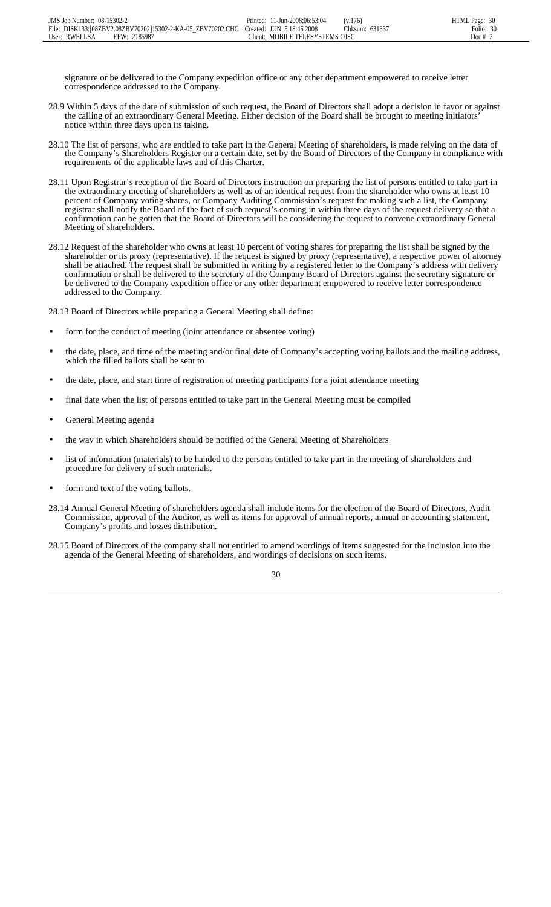signature or be delivered to the Company expedition office or any other department empowered to receive letter correspondence addressed to the Company.

28.9 Within 5 days of the date of submission of such request, the Board of Directors shall adopt a decision in favor or against the calling of an extraordinary General Meeting. Either decision of the Board shall be brought to meeting initiators' notice within three days upon its taking.

28.10 The list of persons, who are entitled to take part in the General Meeting of shareholders, is made relying on the data of the Company's Shareholders Register on a certain date, set by the Board of Directors of the Company in compliance with requirements of the applicable laws and of this Charter.

28.11 Upon Registrar's reception of the Board of Directors instruction on preparing the list of persons entitled to take part in the extraordinary meeting of shareholders as well as of an identical request from the shareholder who owns at least 10 percent of Company voting shares, or Company Auditing Commission's request for making such a list, the Company registrar shall notify the Board of the fact of such request's coming in within three days of the request delivery so that a confirmation can be gotten that the Board of Directors will be considering the request to convene extraordinary General Meeting of shareholders.

28.12 Request of the shareholder who owns at least 10 percent of voting shares for preparing the list shall be signed by the shareholder or its proxy (representative). If the request is signed by proxy (representative), a respective power of attorney shall be attached. The request shall be submitted in writing by a registered letter to the Company's address with delivery confirmation or shall be delivered to the secretary of the Company Board of Directors against the secretary signature or be delivered to the Company expedition office or any other department empowered to receive letter correspondence addressed to the Company.

28.13 Board of Directors while preparing a General Meeting shall define:

- form for the conduct of meeting (joint attendance or absentee voting)
- the date, place, and time of the meeting and/or final date of Company's accepting voting ballots and the mailing address, which the filled ballots shall be sent to
- the date, place, and start time of registration of meeting participants for a joint attendance meeting
- final date when the list of persons entitled to take part in the General Meeting must be compiled
- General Meeting agenda
- the way in which Shareholders should be notified of the General Meeting of Shareholders
- list of information (materials) to be handed to the persons entitled to take part in the meeting of shareholders and procedure for delivery of such materials.
- form and text of the voting ballots.

28.14 Annual General Meeting of shareholders agenda shall include items for the election of the Board of Directors, Audit Commission, approval of the Auditor, as well as items for approval of annual reports, annual or accounting statement, Company's profits and losses distribution.

28.15 Board of Directors of the company shall not entitled to amend wordings of items suggested for the inclusion into the agenda of the General Meeting of shareholders, and wordings of decisions on such items.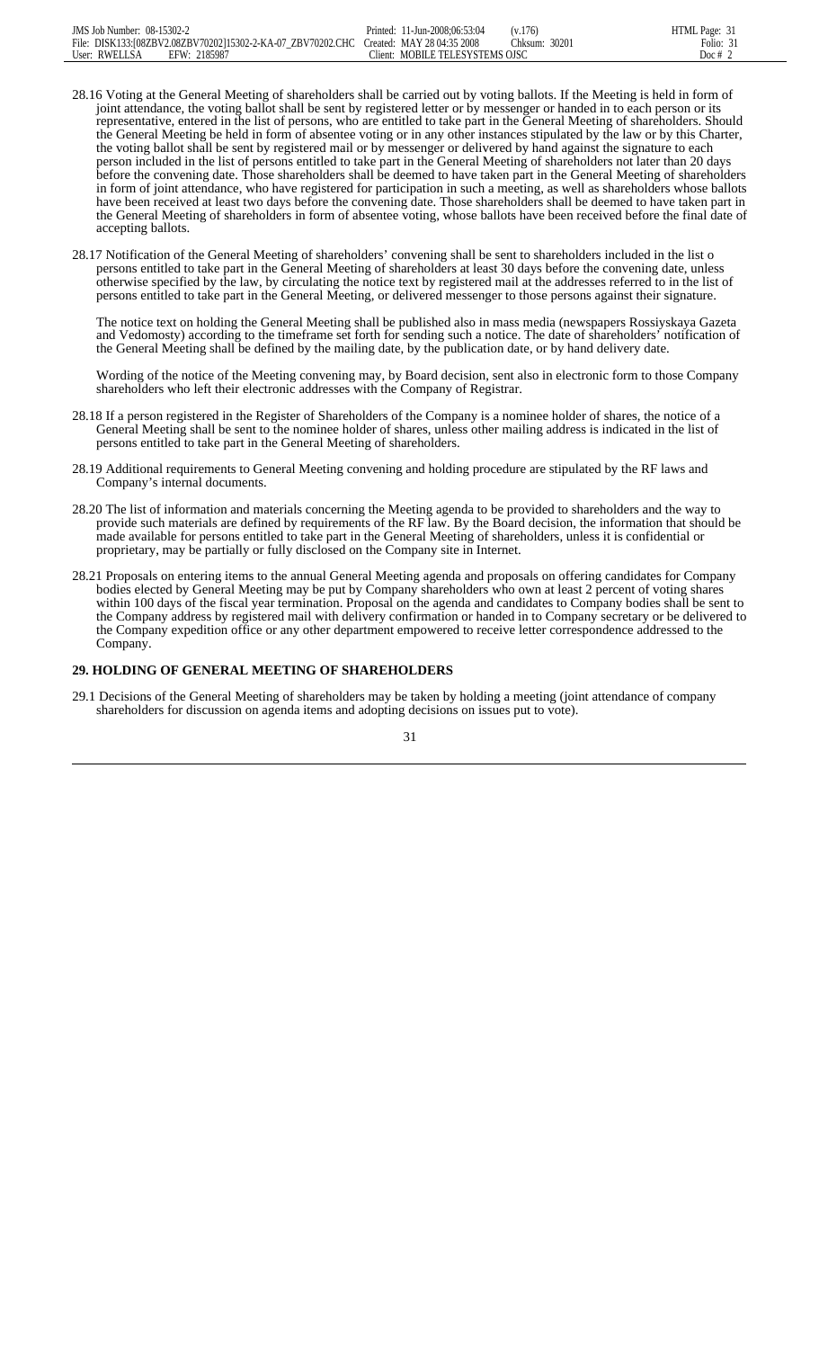28.16 Voting at the General Meeting of shareholders shall be carried out by voting ballots. If the Meeting is held in form of joint attendance, the voting ballot shall be sent by registered letter or by messenger or handed in to each person or its representative, entered in the list of persons, who are entitled to take part in the General Meeting of shareholders. Should the General Meeting be held in form of absentee voting or in any other instances stipulated by the law or by this Charter, the voting ballot shall be sent by registered mail or by messenger or delivered by hand against the signature to each person included in the list of persons entitled to take part in the General Meeting of shareholders not later than 20 days before the convening date. Those shareholders shall be deemed to have taken part in the General Meeting of shareholders in form of joint attendance, who have registered for participation in such a meeting, as well as shareholders whose ballots have been received at least two days before the convening date. Those shareholders shall be deemed to have taken part in the General Meeting of shareholders in form of absentee voting, whose ballots have been received before the final date of accepting ballots.

28.17 Notification of the General Meeting of shareholders' convening shall be sent to shareholders included in the list o persons entitled to take part in the General Meeting of shareholders at least 30 days before the convening date, unless otherwise specified by the law, by circulating the notice text by registered mail at the addresses referred to in the list of persons entitled to take part in the General Meeting, or delivered messenger to those persons against their signature.

The notice text on holding the General Meeting shall be published also in mass media (newspapers Rossiyskaya Gazeta and Vedomosty) according to the timeframe set forth for sending such a notice. The date of shareholders' notification of the General Meeting shall be defined by the mailing date, by the publication date, or by hand delivery date.

Wording of the notice of the Meeting convening may, by Board decision, sent also in electronic form to those Company shareholders who left their electronic addresses with the Company of Registrar.

28.18 If a person registered in the Register of Shareholders of the Company is a nominee holder of shares, the notice of a General Meeting shall be sent to the nominee holder of shares, unless other mailing address is indicated in the list of persons entitled to take part in the General Meeting of shareholders.

28.19 Additional requirements to General Meeting convening and holding procedure are stipulated by the RF laws and Company's internal documents.

28.20 The list of information and materials concerning the Meeting agenda to be provided to shareholders and the way to provide such materials are defined by requirements of the RF law. By the Board decision, the information that should be made available for persons entitled to take part in the General Meeting of shareholders, unless it is confidential or proprietary, may be partially or fully disclosed on the Company site in Internet.

28.21 Proposals on entering items to the annual General Meeting agenda and proposals on offering candidates for Company bodies elected by General Meeting may be put by Company shareholders who own at least 2 percent of voting shares within 100 days of the fiscal year termination. Proposal on the agenda and candidates to Company bodies shall be sent to the Company address by registered mail with delivery confirmation or handed in to Company secretary or be delivered to the Company expedition office or any other department empowered to receive letter correspondence addressed to the Company.

## 29. HOLDING OF GENERAL MEETING OF SHAREHOLDERS

29.1 Decisions of the General Meeting of shareholders may be taken by holding a meeting (joint attendance of company shareholders for discussion on agenda items and adopting decisions on issues put to vote).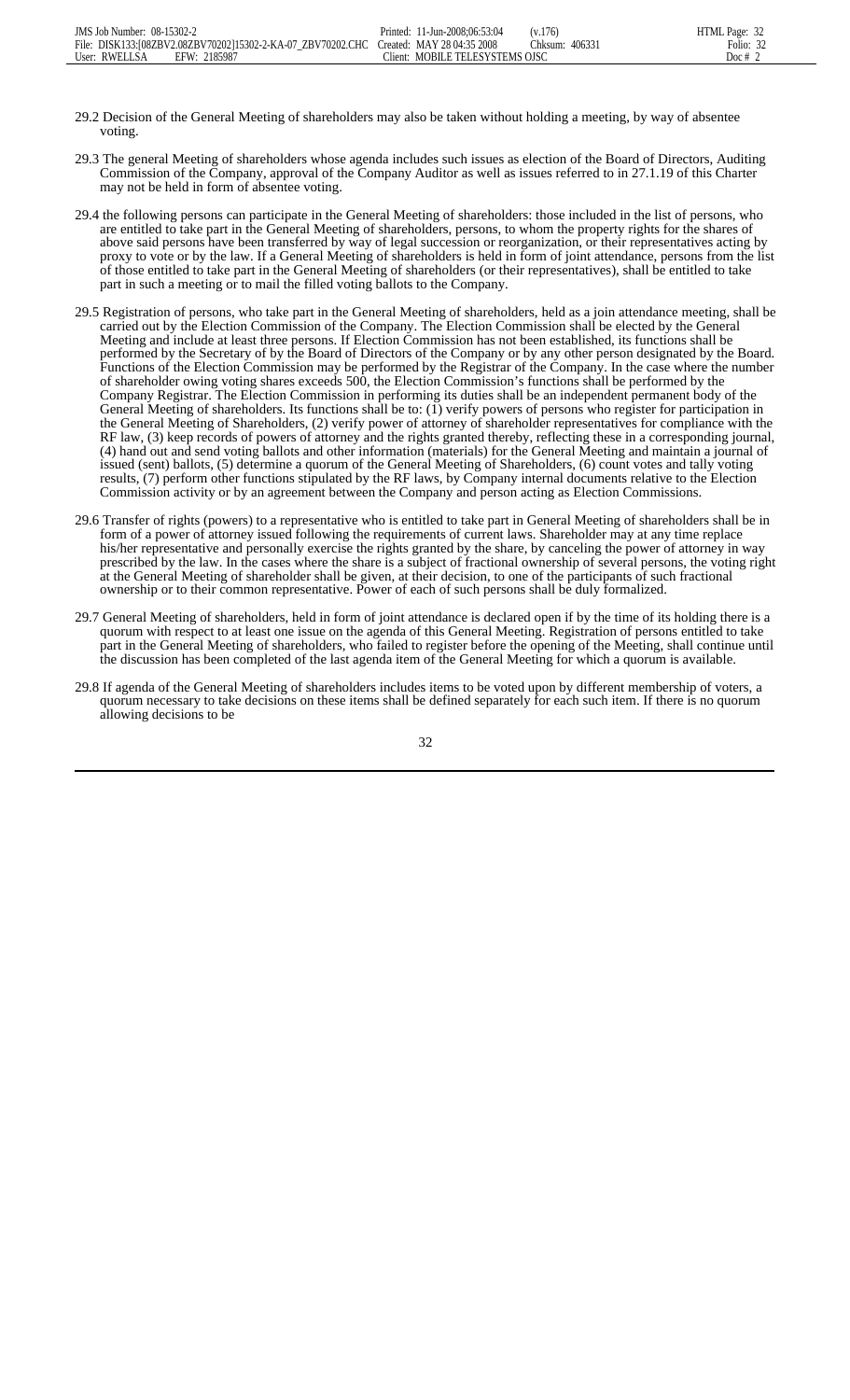29.2 Decision of the General Meeting of shareholders may also be taken without holding a meeting, by way of absentee voting.

29.3 The general Meeting of shareholders whose agenda includes such issues as election of the Board of Directors, Auditing Commission of the Company, approval of the Company Auditor as well as issues referred to in 27.1.19 of this Charter may not be held in form of absentee voting.

29.4 the following persons can participate in the General Meeting of shareholders: those included in the list of persons, who are entitled to take part in the General Meeting of shareholders, persons, to whom the property rights for the shares of above said persons have been transferred by way of legal succession or reorganization, or their representatives acting by proxy to vote or by the law. If a General Meeting of shareholders is held in form of joint attendance, persons from the list of those entitled to take part in the General Meeting of shareholders (or their representatives), shall be entitled to take part in such a meeting or to mail the filled voting ballots to the Company.

29.5 Registration of persons, who take part in the General Meeting of shareholders, held as a join attendance meeting, shall be carried out by the Election Commission of the Company. The Election Commission shall be elected by the General Meeting and include at least three persons. If Election Commission has not been established, its functions shall be performed by the Secretary of by the Board of Directors of the Company or by any other person designated by the Board. Functions of the Election Commission may be performed by the Registrar of the Company. In the case where the number of shareholder owing voting shares exceeds 500, the Election Commission's functions shall be performed by the Company Registrar. The Election Commission in performing its duties shall be an independent permanent body of the General Meeting of shareholders. Its functions shall be to: (1) verify powers of persons who register for participation in the General Meeting of Shareholders, (2) verify power of attorney of shareholder representatives for compliance with the RF law, (3) keep records of powers of attorney and the rights granted thereby, reflecting these in a corresponding journal, (4) hand out and send voting ballots and other information (materials) for the General Meeting and maintain a journal of issued (sent) ballots, (5) determine a quorum of the General Meeting of Shareholders, (6) count votes and tally voting results, (7) perform other functions stipulated by the RF laws, by Company internal documents relative to the Election Commission activity or by an agreement between the Company and person acting as Election Commissions.

29.6 Transfer of rights (powers) to a representative who is entitled to take part in General Meeting of shareholders shall be in form of a power of attorney issued following the requirements of current laws. Shareholder may at any time replace his/her representative and personally exercise the rights granted by the share, by canceling the power of attorney in way prescribed by the law. In the cases where the share is a subject of fractional ownership of several persons, the voting right at the General Meeting of shareholder shall be given, at their decision, to one of the participants of such fractional ownership or to their common representative. Power of each of such persons shall be duly formalized.

29.7 General Meeting of shareholders, held in form of joint attendance is declared open if by the time of its holding there is a quorum with respect to at least one issue on the agenda of this General Meeting. Registration of persons entitled to take part in the General Meeting of shareholders, who failed to register before the opening of the Meeting, shall continue until the discussion has been completed of the last agenda item of the General Meeting for which a quorum is available.

29.8 If agenda of the General Meeting of shareholders includes items to be voted upon by different membership of voters, a quorum necessary to take decisions on these items shall be defined separately for each such item. If there is no quorum allowing decisions to be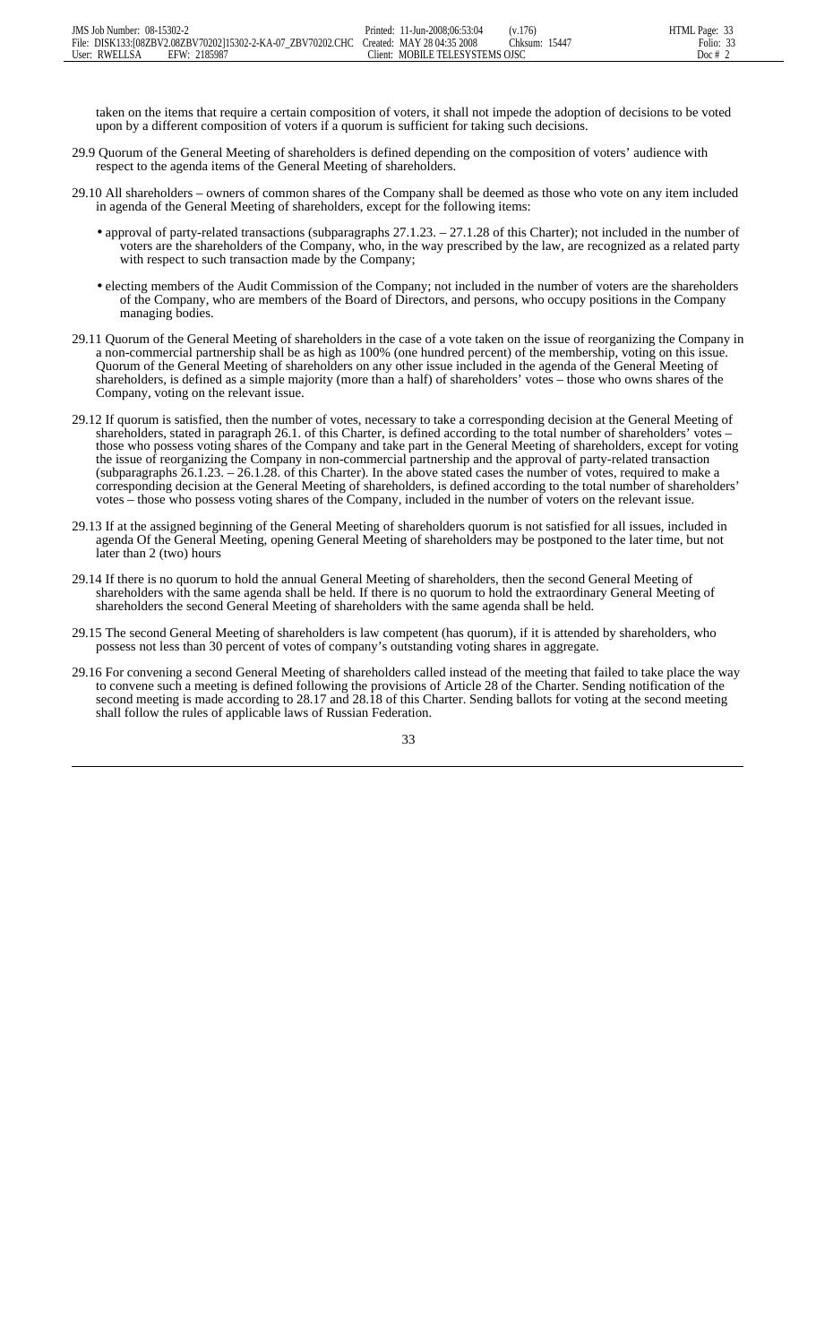taken on the items that require a certain composition of voters, it shall not impede the adoption of decisions to be voted upon by a different composition of voters if a quorum is sufficient for taking such decisions.

29.9 Quorum of the General Meeting of shareholders is defined depending on the composition of voters' audience with respect to the agenda items of the General Meeting of shareholders.

29.10 All shareholders – owners of common shares of the Company shall be deemed as those who vote on any item included in agenda of the General Meeting of shareholders, except for the following items:

- approval of party-related transactions (subparagraphs 27.1.23. – 27.1.28 of this Charter); not included in the number of voters are the shareholders of the Company, who, in the way prescribed by the law, are recognized as a related party with respect to such transaction made by the Company;
- electing members of the Audit Commission of the Company; not included in the number of voters are the shareholders of the Company, who are members of the Board of Directors, and persons, who occupy positions in the Company managing bodies.

29.11 Quorum of the General Meeting of shareholders in the case of a vote taken on the issue of reorganizing the Company in a non-commercial partnership shall be as high as 100% (one hundred percent) of the membership, voting on this issue. Quorum of the General Meeting of shareholders on any other issue included in the agenda of the General Meeting of shareholders, is defined as a simple majority (more than a half) of shareholders' votes – those who owns shares of the Company, voting on the relevant issue.

29.12 If quorum is satisfied, then the number of votes, necessary to take a corresponding decision at the General Meeting of shareholders, stated in paragraph 26.1. of this Charter, is defined according to the total number of shareholders' votes – those who possess voting shares of the Company and take part in the General Meeting of shareholders, except for voting the issue of reorganizing the Company in non-commercial partnership and the approval of party-related transaction (subparagraphs 26.1.23. – 26.1.28. of this Charter). In the above stated cases the number of votes, required to make a corresponding decision at the General Meeting of shareholders, is defined according to the total number of shareholders' votes – those who possess voting shares of the Company, included in the number of voters on the relevant issue.

29.13 If at the assigned beginning of the General Meeting of shareholders quorum is not satisfied for all issues, included in agenda Of the General Meeting, opening General Meeting of shareholders may be postponed to the later time, but not later than 2 (two) hours

29.14 If there is no quorum to hold the annual General Meeting of shareholders, then the second General Meeting of shareholders with the same agenda shall be held. If there is no quorum to hold the extraordinary General Meeting of shareholders the second General Meeting of shareholders with the same agenda shall be held.

29.15 The second General Meeting of shareholders is law competent (has quorum), if it is attended by shareholders, who possess not less than 30 percent of votes of company's outstanding voting shares in aggregate.

29.16 For convening a second General Meeting of shareholders called instead of the meeting that failed to take place the way to convene such a meeting is defined following the provisions of Article 28 of the Charter. Sending notification of the second meeting is made according to 28.17 and 28.18 of this Charter. Sending ballots for voting at the second meeting shall follow the rules of applicable laws of Russian Federation.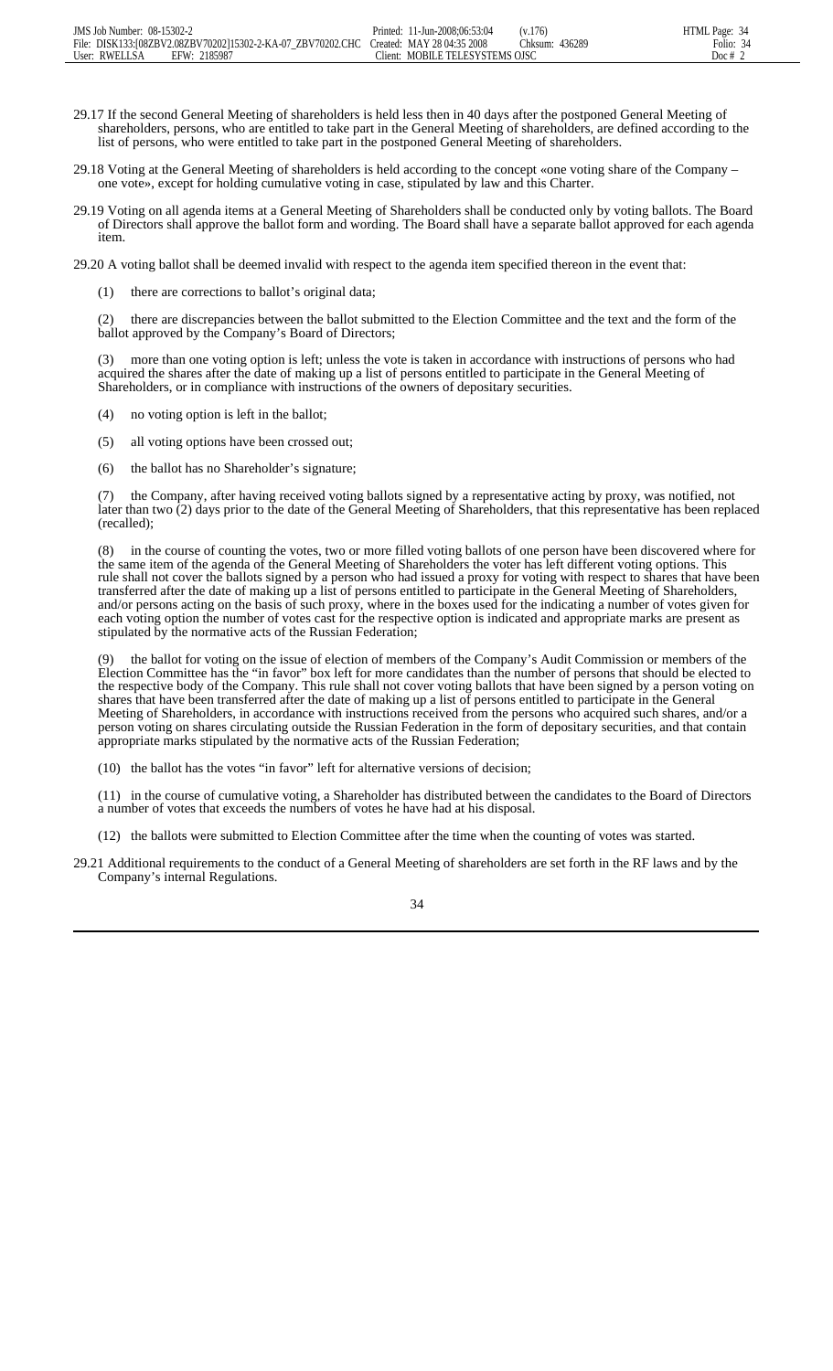29.17 If the second General Meeting of shareholders is held less then in 40 days after the postponed General Meeting of shareholders, persons, who are entitled to take part in the General Meeting of shareholders, are defined according to the list of persons, who were entitled to take part in the postponed General Meeting of shareholders.

29.18 Voting at the General Meeting of shareholders is held according to the concept «one voting share of the Company – one vote», except for holding cumulative voting in case, stipulated by law and this Charter.

29.19 Voting on all agenda items at a General Meeting of Shareholders shall be conducted only by voting ballots. The Board of Directors shall approve the ballot form and wording. The Board shall have a separate ballot approved for each agenda item.

29.20 A voting ballot shall be deemed invalid with respect to the agenda item specified thereon in the event that:

(1) there are corrections to ballot's original data;

(2) there are discrepancies between the ballot submitted to the Election Committee and the text and the form of the ballot approved by the Company's Board of Directors;

(3) more than one voting option is left; unless the vote is taken in accordance with instructions of persons who had acquired the shares after the date of making up a list of persons entitled to participate in the General Meeting of Shareholders, or in compliance with instructions of the owners of depositary securities.

(4) no voting option is left in the ballot;

(5) all voting options have been crossed out;

(6) the ballot has no Shareholder's signature;

(7) the Company, after having received voting ballots signed by a representative acting by proxy, was notified, not later than two (2) days prior to the date of the General Meeting of Shareholders, that this representative has been replaced (recalled);

(8) in the course of counting the votes, two or more filled voting ballots of one person have been discovered where for the same item of the agenda of the General Meeting of Shareholders the voter has left different voting options. This rule shall not cover the ballots signed by a person who had issued a proxy for voting with respect to shares that have been transferred after the date of making up a list of persons entitled to participate in the General Meeting of Shareholders, and/or persons acting on the basis of such proxy, where in the boxes used for the indicating a number of votes given for each voting option the number of votes cast for the respective option is indicated and appropriate marks are present as stipulated by the normative acts of the Russian Federation;

(9) the ballot for voting on the issue of election of members of the Company's Audit Commission or members of the Election Committee has the "in favor" box left for more candidates than the number of persons that should be elected to the respective body of the Company. This rule shall not cover voting ballots that have been signed by a person voting on shares that have been transferred after the date of making up a list of persons entitled to participate in the General Meeting of Shareholders, in accordance with instructions received from the persons who acquired such shares, and/or a person voting on shares circulating outside the Russian Federation in the form of depositary securities, and that contain appropriate marks stipulated by the normative acts of the Russian Federation;

(10) the ballot has the votes "in favor" left for alternative versions of decision;

(11) in the course of cumulative voting, a Shareholder has distributed between the candidates to the Board of Directors a number of votes that exceeds the numbers of votes he have had at his disposal.

(12) the ballots were submitted to Election Committee after the time when the counting of votes was started.

29.21 Additional requirements to the conduct of a General Meeting of shareholders are set forth in the RF laws and by the Company's internal Regulations.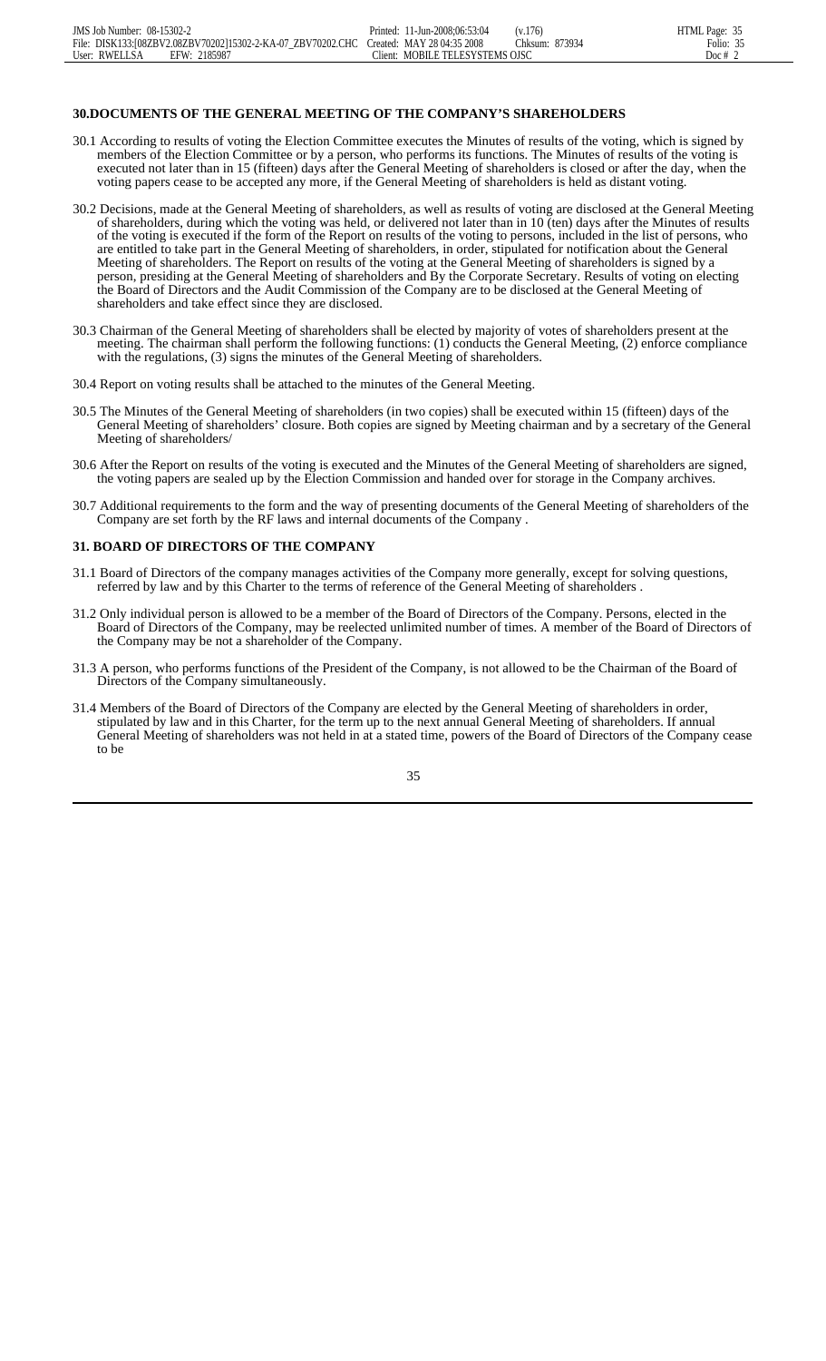## 30.DOCUMENTS OF THE GENERAL MEETING OF THE COMPANY'S SHAREHOLDERS

30.1 According to results of voting the Election Committee executes the Minutes of results of the voting, which is signed by members of the Election Committee or by a person, who performs its functions. The Minutes of results of the voting is executed not later than in 15 (fifteen) days after the General Meeting of shareholders is closed or after the day, when the voting papers cease to be accepted any more, if the General Meeting of shareholders is held as distant voting.

30.2 Decisions, made at the General Meeting of shareholders, as well as results of voting are disclosed at the General Meeting of shareholders, during which the voting was held, or delivered not later than in 10 (ten) days after the Minutes of results of the voting is executed if the form of the Report on results of the voting to persons, included in the list of persons, who are entitled to take part in the General Meeting of shareholders, in order, stipulated for notification about the General Meeting of shareholders. The Report on results of the voting at the General Meeting of shareholders is signed by a person, presiding at the General Meeting of shareholders and By the Corporate Secretary. Results of voting on electing the Board of Directors and the Audit Commission of the Company are to be disclosed at the General Meeting of shareholders and take effect since they are disclosed.

30.3 Chairman of the General Meeting of shareholders shall be elected by majority of votes of shareholders present at the meeting. The chairman shall perform the following functions: (1) conducts the General Meeting, (2) enforce compliance with the regulations, (3) signs the minutes of the General Meeting of shareholders.

30.4 Report on voting results shall be attached to the minutes of the General Meeting.

30.5 The Minutes of the General Meeting of shareholders (in two copies) shall be executed within 15 (fifteen) days of the General Meeting of shareholders' closure. Both copies are signed by Meeting chairman and by a secretary of the General Meeting of shareholders/

30.6 After the Report on results of the voting is executed and the Minutes of the General Meeting of shareholders are signed, the voting papers are sealed up by the Election Commission and handed over for storage in the Company archives.

30.7 Additional requirements to the form and the way of presenting documents of the General Meeting of shareholders of the Company are set forth by the RF laws and internal documents of the Company .

## 31. BOARD OF DIRECTORS OF THE COMPANY

31.1 Board of Directors of the company manages activities of the Company more generally, except for solving questions, referred by law and by this Charter to the terms of reference of the General Meeting of shareholders .

31.2 Only individual person is allowed to be a member of the Board of Directors of the Company. Persons, elected in the Board of Directors of the Company, may be reelected unlimited number of times. A member of the Board of Directors of the Company may be not a shareholder of the Company.

31.3 A person, who performs functions of the President of the Company, is not allowed to be the Chairman of the Board of Directors of the Company simultaneously.

31.4 Members of the Board of Directors of the Company are elected by the General Meeting of shareholders in order, stipulated by law and in this Charter, for the term up to the next annual General Meeting of shareholders. If annual General Meeting of shareholders was not held in at a stated time, powers of the Board of Directors of the Company cease to be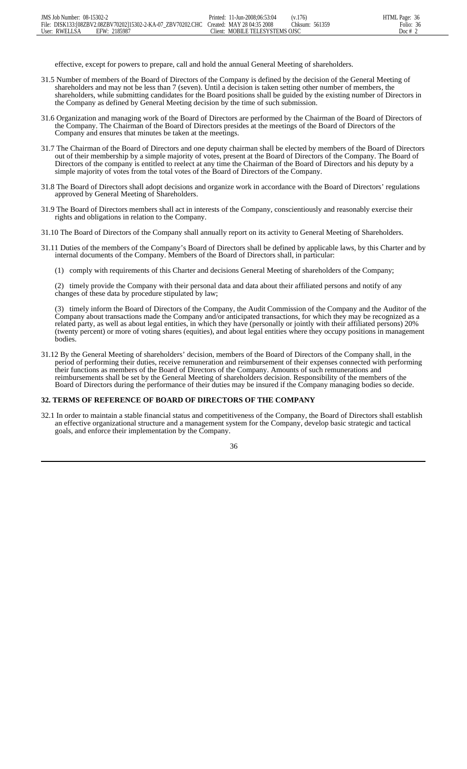effective, except for powers to prepare, call and hold the annual General Meeting of shareholders.

31.5 Number of members of the Board of Directors of the Company is defined by the decision of the General Meeting of shareholders and may not be less than 7 (seven). Until a decision is taken setting other number of members, the shareholders, while submitting candidates for the Board positions shall be guided by the existing number of Directors in the Company as defined by General Meeting decision by the time of such submission.

31.6 Organization and managing work of the Board of Directors are performed by the Chairman of the Board of Directors of the Company. The Chairman of the Board of Directors presides at the meetings of the Board of Directors of the Company and ensures that minutes be taken at the meetings.

31.7 The Chairman of the Board of Directors and one deputy chairman shall be elected by members of the Board of Directors out of their membership by a simple majority of votes, present at the Board of Directors of the Company. The Board of Directors of the company is entitled to reelect at any time the Chairman of the Board of Directors and his deputy by a simple majority of votes from the total votes of the Board of Directors of the Company.

31.8 The Board of Directors shall adopt decisions and organize work in accordance with the Board of Directors' regulations approved by General Meeting of Shareholders.

31.9 The Board of Directors members shall act in interests of the Company, conscientiously and reasonably exercise their rights and obligations in relation to the Company.

31.10 The Board of Directors of the Company shall annually report on its activity to General Meeting of Shareholders.

31.11 Duties of the members of the Company's Board of Directors shall be defined by applicable laws, by this Charter and by internal documents of the Company. Members of the Board of Directors shall, in particular:

(1) comply with requirements of this Charter and decisions General Meeting of shareholders of the Company;

(2) timely provide the Company with their personal data and data about their affiliated persons and notify of any changes of these data by procedure stipulated by law;

(3) timely inform the Board of Directors of the Company, the Audit Commission of the Company and the Auditor of the Company about transactions made the Company and/or anticipated transactions, for which they may be recognized as a related party, as well as about legal entities, in which they have (personally or jointly with their affiliated persons) 20% (twenty percent) or more of voting shares (equities), and about legal entities where they occupy positions in management bodies.

31.12 By the General Meeting of shareholders' decision, members of the Board of Directors of the Company shall, in the period of performing their duties, receive remuneration and reimbursement of their expenses connected with performing their functions as members of the Board of Directors of the Company. Amounts of such remunerations and reimbursements shall be set by the General Meeting of shareholders decision. Responsibility of the members of the Board of Directors during the performance of their duties may be insured if the Company managing bodies so decide.

## 32. TERMS OF REFERENCE OF BOARD OF DIRECTORS OF THE COMPANY

32.1 In order to maintain a stable financial status and competitiveness of the Company, the Board of Directors shall establish an effective organizational structure and a management system for the Company, develop basic strategic and tactical goals, and enforce their implementation by the Company.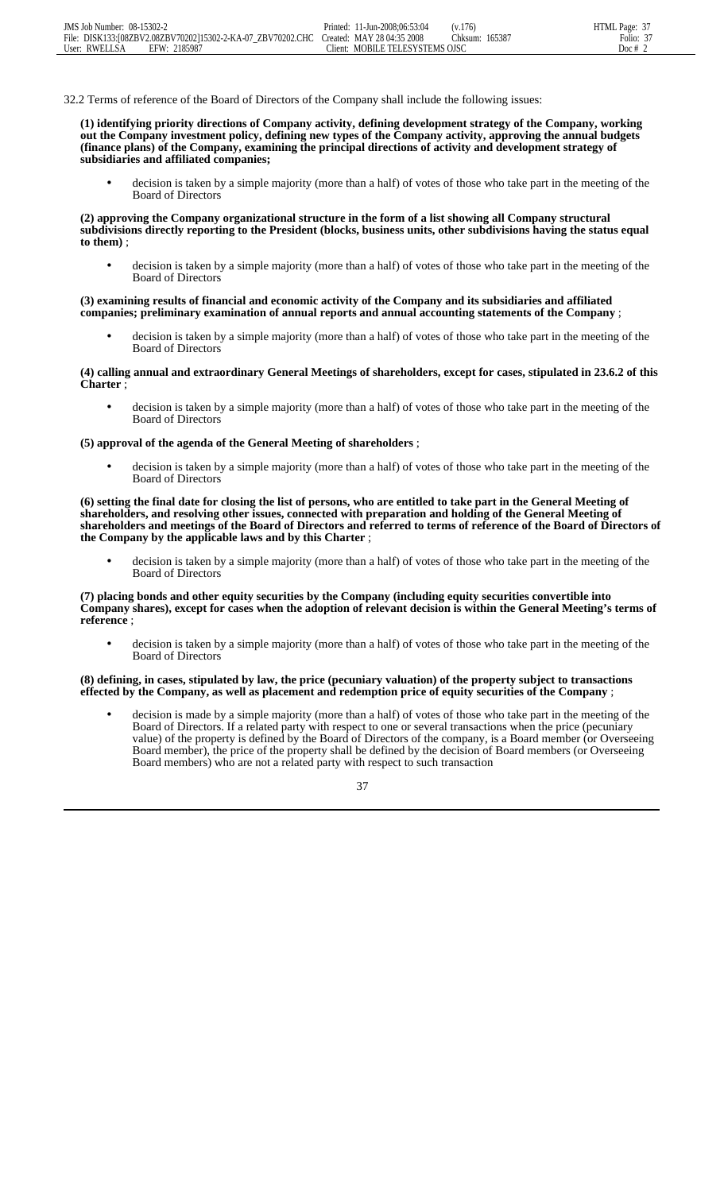32.2 Terms of reference of the Board of Directors of the Company shall include the following issues:

**(1) identifying priority directions of Company activity, defining development strategy of the Company, working out the Company investment policy, defining new types of the Company activity, approving the annual budgets (finance plans) of the Company, examining the principal directions of activity and development strategy of subsidiaries and affiliated companies;**

- decision is taken by a simple majority (more than a half) of votes of those who take part in the meeting of the Board of Directors

**(2) approving the Company organizational structure in the form of a list showing all Company structural subdivisions directly reporting to the President (blocks, business units, other subdivisions having the status equal to them)** ;

- decision is taken by a simple majority (more than a half) of votes of those who take part in the meeting of the Board of Directors

**(3) examining results of financial and economic activity of the Company and its subsidiaries and affiliated companies; preliminary examination of annual reports and annual accounting statements of the Company** ;

- decision is taken by a simple majority (more than a half) of votes of those who take part in the meeting of the Board of Directors

**(4) calling annual and extraordinary General Meetings of shareholders, except for cases, stipulated in 23.6.2 of this Charter** ;

- decision is taken by a simple majority (more than a half) of votes of those who take part in the meeting of the Board of Directors

**(5) approval of the agenda of the General Meeting of shareholders** ;

- decision is taken by a simple majority (more than a half) of votes of those who take part in the meeting of the Board of Directors

**(6) setting the final date for closing the list of persons, who are entitled to take part in the General Meeting of shareholders, and resolving other issues, connected with preparation and holding of the General Meeting of shareholders and meetings of the Board of Directors and referred to terms of reference of the Board of Directors of the Company by the applicable laws and by this Charter** ;

- decision is taken by a simple majority (more than a half) of votes of those who take part in the meeting of the Board of Directors

**(7) placing bonds and other equity securities by the Company (including equity securities convertible into Company shares), except for cases when the adoption of relevant decision is within the General Meeting's terms of reference** ;

- decision is taken by a simple majority (more than a half) of votes of those who take part in the meeting of the Board of Directors

**(8) defining, in cases, stipulated by law, the price (pecuniary valuation) of the property subject to transactions effected by the Company, as well as placement and redemption price of equity securities of the Company** ;

- decision is made by a simple majority (more than a half) of votes of those who take part in the meeting of the Board of Directors. If a related party with respect to one or several transactions when the price (pecuniary value) of the property is defined by the Board of Directors of the company, is a Board member (or Overseeing Board member), the price of the property shall be defined by the decision of Board members (or Overseeing Board members) who are not a related party with respect to such transaction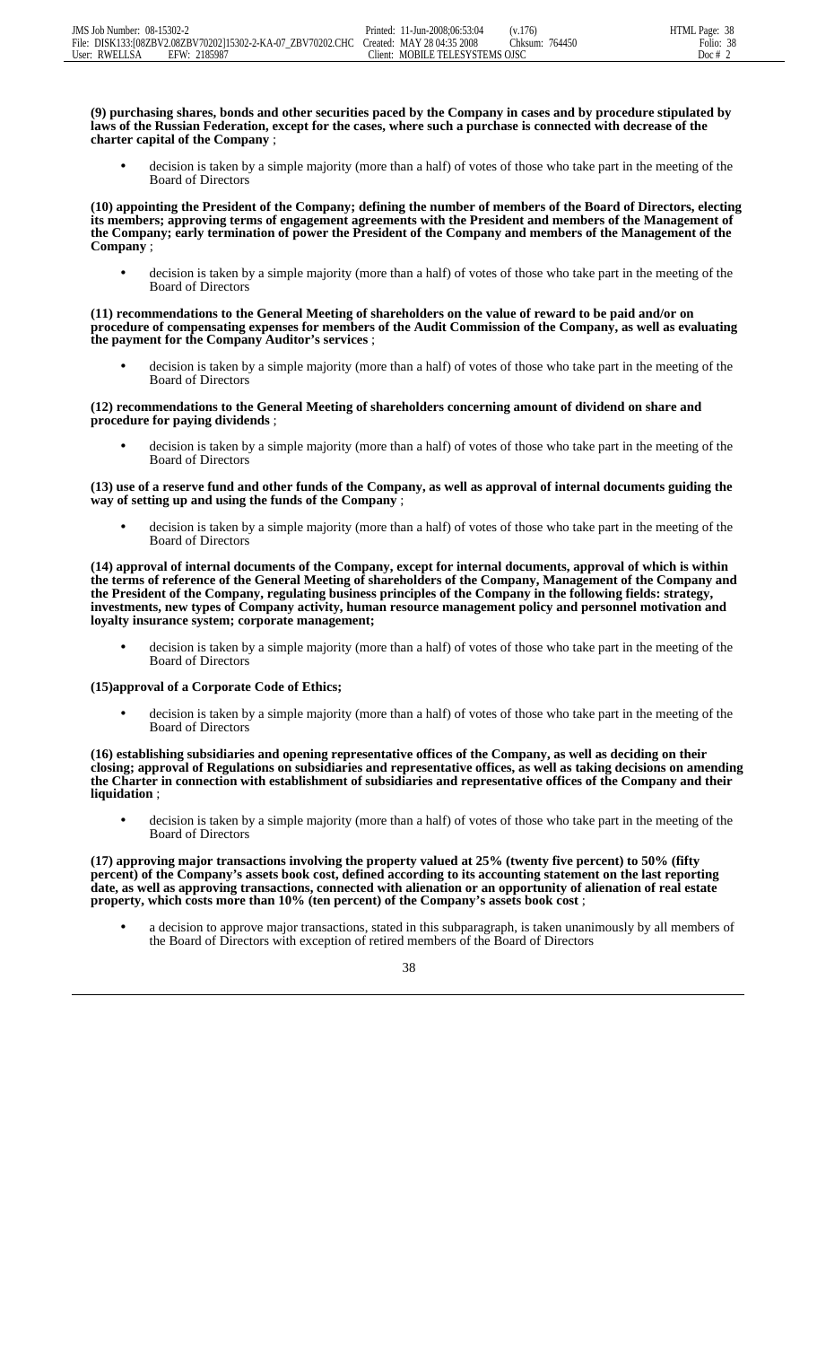**(9) purchasing shares, bonds and other securities paced by the Company in cases and by procedure stipulated by laws of the Russian Federation, except for the cases, where such a purchase is connected with decrease of the charter capital of the Company** ;

- decision is taken by a simple majority (more than a half) of votes of those who take part in the meeting of the Board of Directors

**(10) appointing the President of the Company; defining the number of members of the Board of Directors, electing its members; approving terms of engagement agreements with the President and members of the Management of the Company; early termination of power the President of the Company and members of the Management of the Company** ;

- decision is taken by a simple majority (more than a half) of votes of those who take part in the meeting of the Board of Directors

**(11) recommendations to the General Meeting of shareholders on the value of reward to be paid and/or on procedure of compensating expenses for members of the Audit Commission of the Company, as well as evaluating the payment for the Company Auditor's services** ;

- decision is taken by a simple majority (more than a half) of votes of those who take part in the meeting of the Board of Directors

**(12) recommendations to the General Meeting of shareholders concerning amount of dividend on share and procedure for paying dividends** ;

- decision is taken by a simple majority (more than a half) of votes of those who take part in the meeting of the Board of Directors

**(13) use of a reserve fund and other funds of the Company, as well as approval of internal documents guiding the way of setting up and using the funds of the Company** ;

- decision is taken by a simple majority (more than a half) of votes of those who take part in the meeting of the Board of Directors

**(14) approval of internal documents of the Company, except for internal documents, approval of which is within the terms of reference of the General Meeting of shareholders of the Company, Management of the Company and the President of the Company, regulating business principles of the Company in the following fields: strategy, investments, new types of Company activity, human resource management policy and personnel motivation and loyalty insurance system; corporate management;**

- decision is taken by a simple majority (more than a half) of votes of those who take part in the meeting of the Board of Directors

**(15)approval of a Corporate Code of Ethics;**

- decision is taken by a simple majority (more than a half) of votes of those who take part in the meeting of the Board of Directors

**(16) establishing subsidiaries and opening representative offices of the Company, as well as deciding on their closing; approval of Regulations on subsidiaries and representative offices, as well as taking decisions on amending the Charter in connection with establishment of subsidiaries and representative offices of the Company and their liquidation** ;

- decision is taken by a simple majority (more than a half) of votes of those who take part in the meeting of the Board of Directors

**(17) approving major transactions involving the property valued at 25% (twenty five percent) to 50% (fifty percent) of the Company's assets book cost, defined according to its accounting statement on the last reporting date, as well as approving transactions, connected with alienation or an opportunity of alienation of real estate property, which costs more than 10% (ten percent) of the Company's assets book cost** ;

- a decision to approve major transactions, stated in this subparagraph, is taken unanimously by all members of the Board of Directors with exception of retired members of the Board of Directors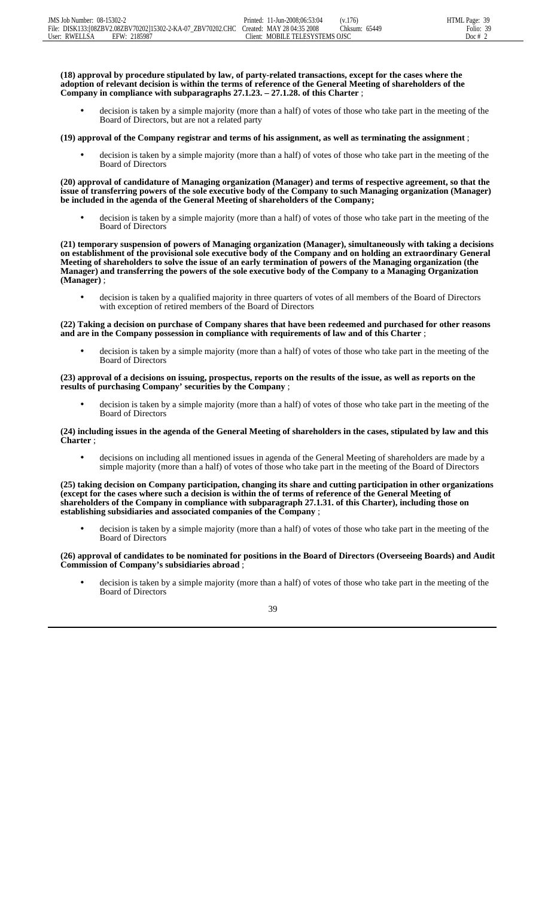**(18) approval by procedure stipulated by law, of party-related transactions, except for the cases where the adoption of relevant decision is within the terms of reference of the General Meeting of shareholders of the Company in compliance with subparagraphs 27.1.23. – 27.1.28. of this Charter** ;

- decision is taken by a simple majority (more than a half) of votes of those who take part in the meeting of the Board of Directors, but are not a related party

**(19) approval of the Company registrar and terms of his assignment, as well as terminating the assignment** ;

- decision is taken by a simple majority (more than a half) of votes of those who take part in the meeting of the Board of Directors

**(20) approval of candidature of Managing organization (Manager) and terms of respective agreement, so that the issue of transferring powers of the sole executive body of the Company to such Managing organization (Manager) be included in the agenda of the General Meeting of shareholders of the Company;**

- decision is taken by a simple majority (more than a half) of votes of those who take part in the meeting of the Board of Directors

**(21) temporary suspension of powers of Managing organization (Manager), simultaneously with taking a decisions on establishment of the provisional sole executive body of the Company and on holding an extraordinary General Meeting of shareholders to solve the issue of an early termination of powers of the Managing organization (the Manager) and transferring the powers of the sole executive body of the Company to a Managing Organization (Manager)** ;

- decision is taken by a qualified majority in three quarters of votes of all members of the Board of Directors with exception of retired members of the Board of Directors

**(22) Taking a decision on purchase of Company shares that have been redeemed and purchased for other reasons and are in the Company possession in compliance with requirements of law and of this Charter** ;

- decision is taken by a simple majority (more than a half) of votes of those who take part in the meeting of the Board of Directors

**(23) approval of a decisions on issuing, prospectus, reports on the results of the issue, as well as reports on the results of purchasing Company' securities by the Company** ;

- decision is taken by a simple majority (more than a half) of votes of those who take part in the meeting of the Board of Directors

**(24) including issues in the agenda of the General Meeting of shareholders in the cases, stipulated by law and this Charter** ;

- decisions on including all mentioned issues in agenda of the General Meeting of shareholders are made by a simple majority (more than a half) of votes of those who take part in the meeting of the Board of Directors

**(25) taking decision on Company participation, changing its share and cutting participation in other organizations (except for the cases where such a decision is within the of terms of reference of the General Meeting of shareholders of the Company in compliance with subparagraph 27.1.31. of this Charter), including those on establishing subsidiaries and associated companies of the Company** ;

- decision is taken by a simple majority (more than a half) of votes of those who take part in the meeting of the Board of Directors

**(26) approval of candidates to be nominated for positions in the Board of Directors (Overseeing Boards) and Audit Commission of Company's subsidiaries abroad** ;

- decision is taken by a simple majority (more than a half) of votes of those who take part in the meeting of the Board of Directors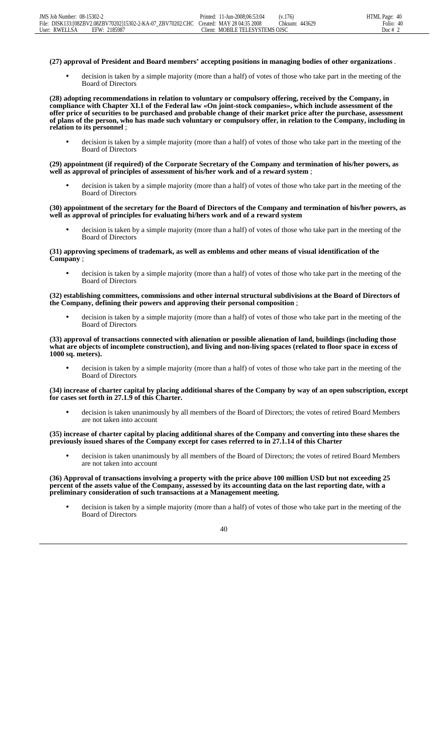**(27) approval of President and Board members' accepting positions in managing bodies of other organizations** .

- decision is taken by a simple majority (more than a half) of votes of those who take part in the meeting of the Board of Directors

**(28) adopting recommendations in relation to voluntary or compulsory offering, received by the Company, in compliance with Chapter XI.1 of the Federal law «On joint-stock companies», which include assessment of the offer price of securities to be purchased and probable change of their market price after the purchase, assessment of plans of the person, who has made such voluntary or compulsory offer, in relation to the Company, including in relation to its personnel** ;

- decision is taken by a simple majority (more than a half) of votes of those who take part in the meeting of the Board of Directors

**(29) appointment (if required) of the Corporate Secretary of the Company and termination of his/her powers, as well as approval of principles of assessment of his/her work and of a reward system** ;

- decision is taken by a simple majority (more than a half) of votes of those who take part in the meeting of the Board of Directors

**(30) appointment of the secretary for the Board of Directors of the Company and termination of his/her powers, as well as approval of principles for evaluating hi/hers work and of a reward system**

- decision is taken by a simple majority (more than a half) of votes of those who take part in the meeting of the Board of Directors

**(31) approving specimens of trademark, as well as emblems and other means of visual identification of the Company** ;

- decision is taken by a simple majority (more than a half) of votes of those who take part in the meeting of the Board of Directors

**(32) establishing committees, commissions and other internal structural subdivisions at the Board of Directors of the Company, defining their powers and approving their personal composition** ;

- decision is taken by a simple majority (more than a half) of votes of those who take part in the meeting of the Board of Directors

**(33) approval of transactions connected with alienation or possible alienation of land, buildings (including those what are objects of incomplete construction), and living and non-living spaces (related to floor space in excess of 1000 sq. meters).**

- decision is taken by a simple majority (more than a half) of votes of those who take part in the meeting of the Board of Directors

**(34) increase of charter capital by placing additional shares of the Company by way of an open subscription, except for cases set forth in 27.1.9 of this Charter.**

- decision is taken unanimously by all members of the Board of Directors; the votes of retired Board Members are not taken into account

**(35) increase of charter capital by placing additional shares of the Company and converting into these shares the previously issued shares of the Company except for cases referred to in 27.1.14 of this Charter**

- decision is taken unanimously by all members of the Board of Directors; the votes of retired Board Members are not taken into account

**(36) Approval of transactions involving a property with the price above 100 million USD but not exceeding 25 percent of the assets value of the Company, assessed by its accounting data on the last reporting date, with a preliminary consideration of such transactions at a Management meeting.**

- decision is taken by a simple majority (more than a half) of votes of those who take part in the meeting of the Board of Directors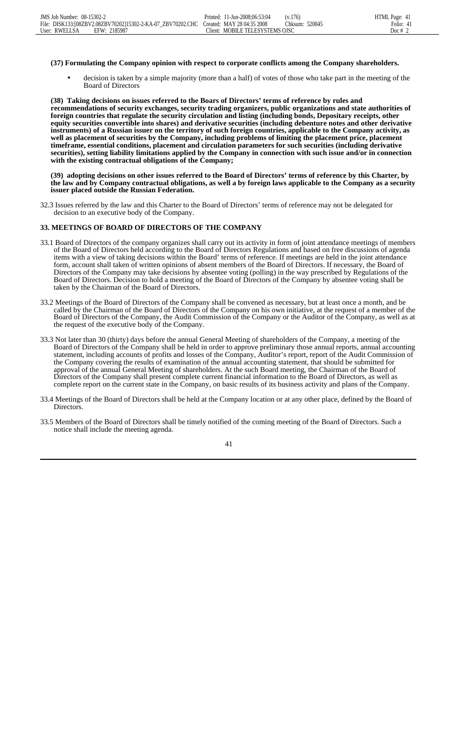**(37) Formulating the Company opinion with respect to corporate conflicts among the Company shareholders.**

- decision is taken by a simple majority (more than a half) of votes of those who take part in the meeting of the Board of Directors

**(38) Taking decisions on issues referred to the Boars of Directors' terms of reference by rules and recommendations of security exchanges, security trading organizers, public organizations and state authorities of foreign countries that regulate the security circulation and listing (including bonds, Depositary receipts, other equity securities convertible into shares) and derivative securities (including debenture notes and other derivative instruments) of a Russian issuer on the territory of such foreign countries, applicable to the Company activity, as well as placement of securities by the Company, including problems of limiting the placement price, placement timeframe, essential conditions, placement and circulation parameters for such securities (including derivative securities), setting liability limitations applied by the Company in connection with such issue and/or in connection with the existing contractual obligations of the Company;**

**(39) adopting decisions on other issues referred to the Board of Directors' terms of reference by this Charter, by the law and by Company contractual obligations, as well a by foreign laws applicable to the Company as a security issuer placed outside the Russian Federation.**

32.3 Issues referred by the law and this Charter to the Board of Directors' terms of reference may not be delegated for decision to an executive body of the Company.

## 33. MEETINGS OF BOARD OF DIRECTORS OF THE COMPANY

33.1 Board of Directors of the company organizes shall carry out its activity in form of joint attendance meetings of members of the Board of Directors held according to the Board of Directors Regulations and based on free discussions of agenda items with a view of taking decisions within the Board' terms of reference. If meetings are held in the joint attendance form, account shall taken of written opinions of absent members of the Board of Directors. If necessary, the Board of Directors of the Company may take decisions by absentee voting (polling) in the way prescribed by Regulations of the Board of Directors. Decision to hold a meeting of the Board of Directors of the Company by absentee voting shall be taken by the Chairman of the Board of Directors.

33.2 Meetings of the Board of Directors of the Company shall be convened as necessary, but at least once a month, and be called by the Chairman of the Board of Directors of the Company on his own initiative, at the request of a member of the Board of Directors of the Company, the Audit Commission of the Company or the Auditor of the Company, as well as at the request of the executive body of the Company.

33.3 Not later than 30 (thirty) days before the annual General Meeting of shareholders of the Company, a meeting of the Board of Directors of the Company shall be held in order to approve preliminary those annual reports, annual accounting statement, including accounts of profits and losses of the Company, Auditor's report, report of the Audit Commission of the Company covering the results of examination of the annual accounting statement, that should be submitted for approval of the annual General Meeting of shareholders. At the such Board meeting, the Chairman of the Board of Directors of the Company shall present complete current financial information to the Board of Directors, as well as complete report on the current state in the Company, on basic results of its business activity and plans of the Company.

33.4 Meetings of the Board of Directors shall be held at the Company location or at any other place, defined by the Board of Directors.

33.5 Members of the Board of Directors shall be timely notified of the coming meeting of the Board of Directors. Such a notice shall include the meeting agenda.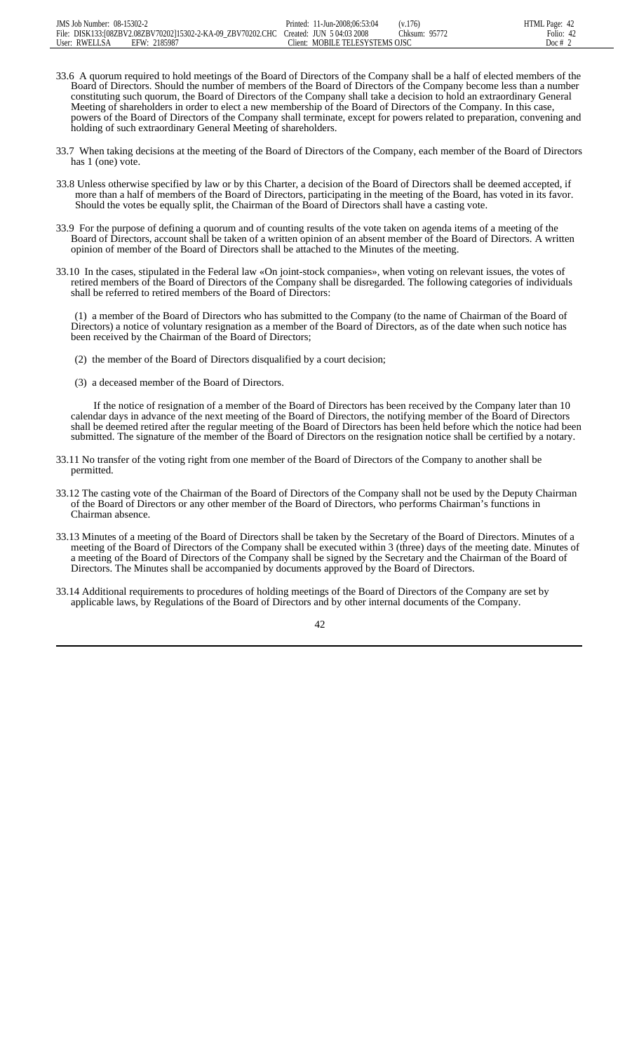33.6 A quorum required to hold meetings of the Board of Directors of the Company shall be a half of elected members of the Board of Directors. Should the number of members of the Board of Directors of the Company become less than a number constituting such quorum, the Board of Directors of the Company shall take a decision to hold an extraordinary General Meeting of shareholders in order to elect a new membership of the Board of Directors of the Company. In this case, powers of the Board of Directors of the Company shall terminate, except for powers related to preparation, convening and holding of such extraordinary General Meeting of shareholders.

33.7 When taking decisions at the meeting of the Board of Directors of the Company, each member of the Board of Directors has 1 (one) vote.

33.8 Unless otherwise specified by law or by this Charter, a decision of the Board of Directors shall be deemed accepted, if more than a half of members of the Board of Directors, participating in the meeting of the Board, has voted in its favor. Should the votes be equally split, the Chairman of the Board of Directors shall have a casting vote.

33.9 For the purpose of defining a quorum and of counting results of the vote taken on agenda items of a meeting of the Board of Directors, account shall be taken of a written opinion of an absent member of the Board of Directors. A written opinion of member of the Board of Directors shall be attached to the Minutes of the meeting.

33.10 In the cases, stipulated in the Federal law «On joint-stock companies», when voting on relevant issues, the votes of retired members of the Board of Directors of the Company shall be disregarded. The following categories of individuals shall be referred to retired members of the Board of Directors:

(1) a member of the Board of Directors who has submitted to the Company (to the name of Chairman of the Board of Directors) a notice of voluntary resignation as a member of the Board of Directors, as of the date when such notice has been received by the Chairman of the Board of Directors;

(2) the member of the Board of Directors disqualified by a court decision;

(3) a deceased member of the Board of Directors.

If the notice of resignation of a member of the Board of Directors has been received by the Company later than 10 calendar days in advance of the next meeting of the Board of Directors, the notifying member of the Board of Directors shall be deemed retired after the regular meeting of the Board of Directors has been held before which the notice had been submitted. The signature of the member of the Board of Directors on the resignation notice shall be certified by a notary.

33.11 No transfer of the voting right from one member of the Board of Directors of the Company to another shall be permitted.

33.12 The casting vote of the Chairman of the Board of Directors of the Company shall not be used by the Deputy Chairman of the Board of Directors or any other member of the Board of Directors, who performs Chairman's functions in Chairman absence.

33.13 Minutes of a meeting of the Board of Directors shall be taken by the Secretary of the Board of Directors. Minutes of a meeting of the Board of Directors of the Company shall be executed within 3 (three) days of the meeting date. Minutes of a meeting of the Board of Directors of the Company shall be signed by the Secretary and the Chairman of the Board of Directors. The Minutes shall be accompanied by documents approved by the Board of Directors.

33.14 Additional requirements to procedures of holding meetings of the Board of Directors of the Company are set by applicable laws, by Regulations of the Board of Directors and by other internal documents of the Company.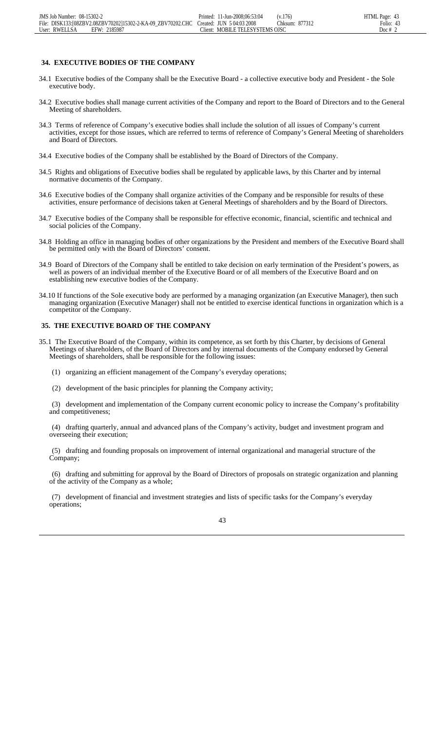## 34. EXECUTIVE BODIES OF THE COMPANY

34.1 Executive bodies of the Company shall be the Executive Board - a collective executive body and President - the Sole executive body.

34.2 Executive bodies shall manage current activities of the Company and report to the Board of Directors and to the General Meeting of shareholders.

34.3 Terms of reference of Company's executive bodies shall include the solution of all issues of Company's current activities, except for those issues, which are referred to terms of reference of Company's General Meeting of shareholders and Board of Directors.

34.4 Executive bodies of the Company shall be established by the Board of Directors of the Company.

34.5 Rights and obligations of Executive bodies shall be regulated by applicable laws, by this Charter and by internal normative documents of the Company.

34.6 Executive bodies of the Company shall organize activities of the Company and be responsible for results of these activities, ensure performance of decisions taken at General Meetings of shareholders and by the Board of Directors.

34.7 Executive bodies of the Company shall be responsible for effective economic, financial, scientific and technical and social policies of the Company.

34.8 Holding an office in managing bodies of other organizations by the President and members of the Executive Board shall be permitted only with the Board of Directors' consent.

34.9 Board of Directors of the Company shall be entitled to take decision on early termination of the President's powers, as well as powers of an individual member of the Executive Board or of all members of the Executive Board and on establishing new executive bodies of the Company.

34.10 If functions of the Sole executive body are performed by a managing organization (an Executive Manager), then such managing organization (Executive Manager) shall not be entitled to exercise identical functions in organization which is a competitor of the Company.

## 35. THE EXECUTIVE BOARD OF THE COMPANY

35.1 The Executive Board of the Company, within its competence, as set forth by this Charter, by decisions of General Meetings of shareholders, of the Board of Directors and by internal documents of the Company endorsed by General Meetings of shareholders, shall be responsible for the following issues:

(1) organizing an efficient management of the Company's everyday operations;

(2) development of the basic principles for planning the Company activity;

(3) development and implementation of the Company current economic policy to increase the Company's profitability and competitiveness;

(4) drafting quarterly, annual and advanced plans of the Company's activity, budget and investment program and overseeing their execution;

(5) drafting and founding proposals on improvement of internal organizational and managerial structure of the Company;

(6) drafting and submitting for approval by the Board of Directors of proposals on strategic organization and planning of the activity of the Company as a whole;

(7) development of financial and investment strategies and lists of specific tasks for the Company's everyday operations;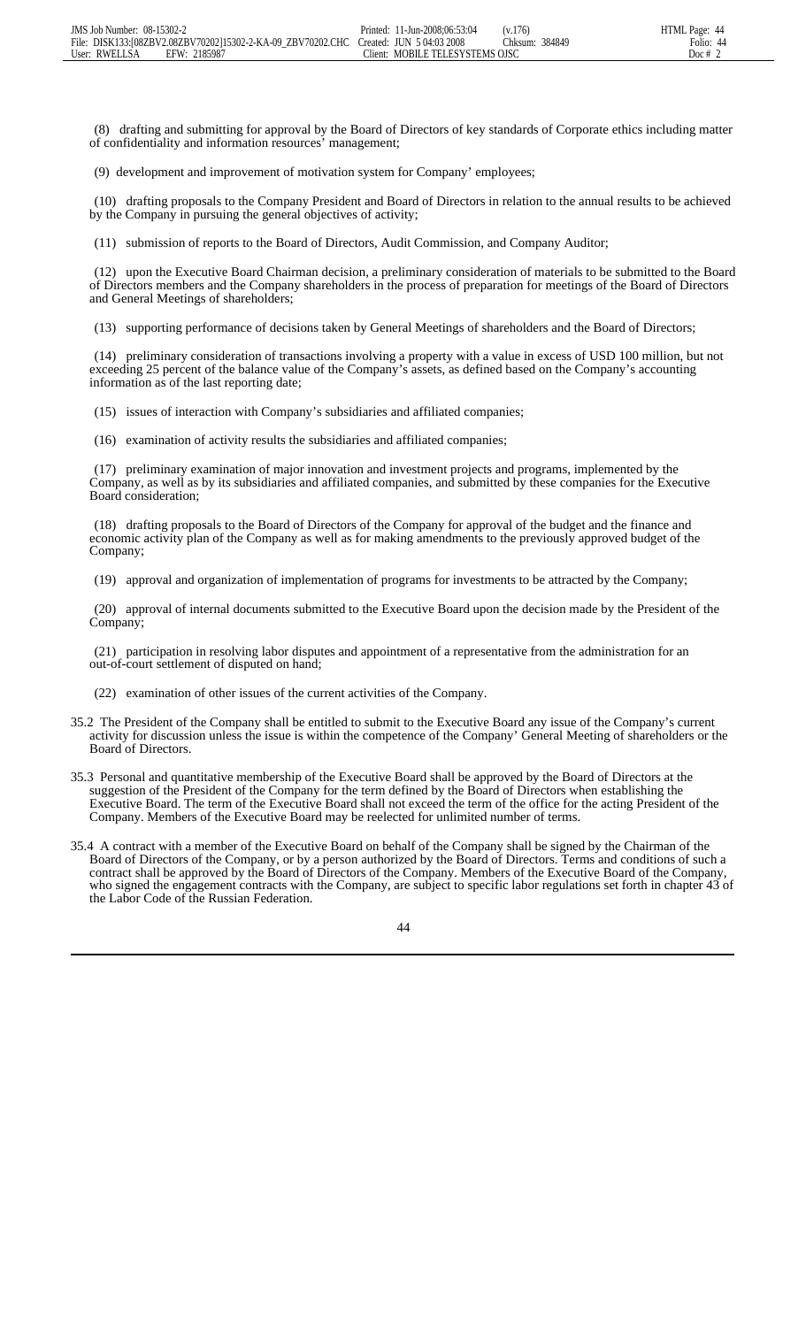(8) drafting and submitting for approval by the Board of Directors of key standards of Corporate ethics including matter of confidentiality and information resources' management;

(9) development and improvement of motivation system for Company' employees;

(10) drafting proposals to the Company President and Board of Directors in relation to the annual results to be achieved by the Company in pursuing the general objectives of activity;

(11) submission of reports to the Board of Directors, Audit Commission, and Company Auditor;

(12) upon the Executive Board Chairman decision, a preliminary consideration of materials to be submitted to the Board of Directors members and the Company shareholders in the process of preparation for meetings of the Board of Directors and General Meetings of shareholders;

(13) supporting performance of decisions taken by General Meetings of shareholders and the Board of Directors;

(14) preliminary consideration of transactions involving a property with a value in excess of USD 100 million, but not exceeding 25 percent of the balance value of the Company's assets, as defined based on the Company's accounting information as of the last reporting date;

(15) issues of interaction with Company's subsidiaries and affiliated companies;

(16) examination of activity results the subsidiaries and affiliated companies;

(17) preliminary examination of major innovation and investment projects and programs, implemented by the Company, as well as by its subsidiaries and affiliated companies, and submitted by these companies for the Executive Board consideration;

(18) drafting proposals to the Board of Directors of the Company for approval of the budget and the finance and economic activity plan of the Company as well as for making amendments to the previously approved budget of the Company;

(19) approval and organization of implementation of programs for investments to be attracted by the Company;

(20) approval of internal documents submitted to the Executive Board upon the decision made by the President of the Company;

(21) participation in resolving labor disputes and appointment of a representative from the administration for an out-of-court settlement of disputed on hand;

(22) examination of other issues of the current activities of the Company.

35.2 The President of the Company shall be entitled to submit to the Executive Board any issue of the Company's current activity for discussion unless the issue is within the competence of the Company' General Meeting of shareholders or the Board of Directors.

35.3 Personal and quantitative membership of the Executive Board shall be approved by the Board of Directors at the suggestion of the President of the Company for the term defined by the Board of Directors when establishing the Executive Board. The term of the Executive Board shall not exceed the term of the office for the acting President of the Company. Members of the Executive Board may be reelected for unlimited number of terms.

35.4 A contract with a member of the Executive Board on behalf of the Company shall be signed by the Chairman of the Board of Directors of the Company, or by a person authorized by the Board of Directors. Terms and conditions of such a contract shall be approved by the Board of Directors of the Company. Members of the Executive Board of the Company, who signed the engagement contracts with the Company, are subject to specific labor regulations set forth in chapter 43 of the Labor Code of the Russian Federation.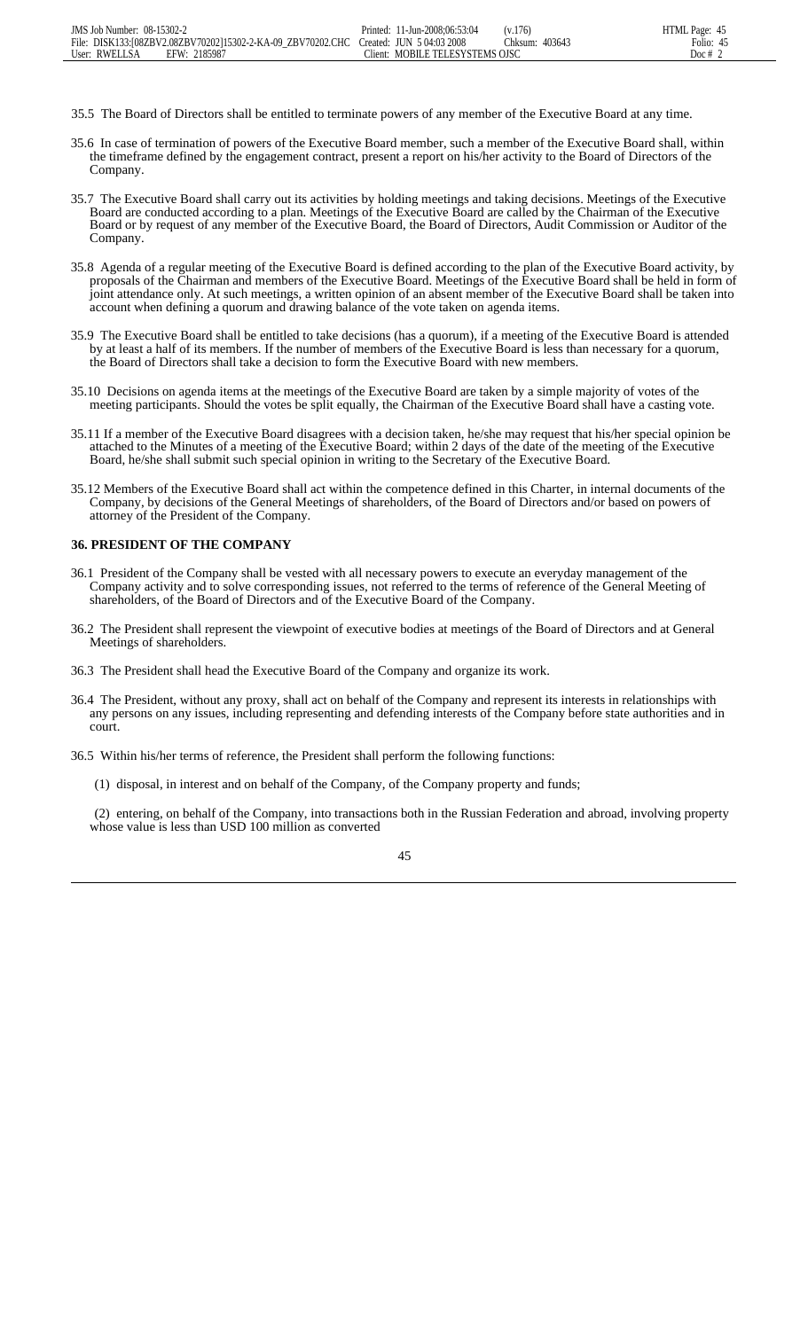35.5 The Board of Directors shall be entitled to terminate powers of any member of the Executive Board at any time.

35.6 In case of termination of powers of the Executive Board member, such a member of the Executive Board shall, within the timeframe defined by the engagement contract, present a report on his/her activity to the Board of Directors of the Company.

35.7 The Executive Board shall carry out its activities by holding meetings and taking decisions. Meetings of the Executive Board are conducted according to a plan. Meetings of the Executive Board are called by the Chairman of the Executive Board or by request of any member of the Executive Board, the Board of Directors, Audit Commission or Auditor of the Company.

35.8 Agenda of a regular meeting of the Executive Board is defined according to the plan of the Executive Board activity, by proposals of the Chairman and members of the Executive Board. Meetings of the Executive Board shall be held in form of joint attendance only. At such meetings, a written opinion of an absent member of the Executive Board shall be taken into account when defining a quorum and drawing balance of the vote taken on agenda items.

35.9 The Executive Board shall be entitled to take decisions (has a quorum), if a meeting of the Executive Board is attended by at least a half of its members. If the number of members of the Executive Board is less than necessary for a quorum, the Board of Directors shall take a decision to form the Executive Board with new members.

35.10 Decisions on agenda items at the meetings of the Executive Board are taken by a simple majority of votes of the meeting participants. Should the votes be split equally, the Chairman of the Executive Board shall have a casting vote.

35.11 If a member of the Executive Board disagrees with a decision taken, he/she may request that his/her special opinion be attached to the Minutes of a meeting of the Executive Board; within 2 days of the date of the meeting of the Executive Board, he/she shall submit such special opinion in writing to the Secretary of the Executive Board.

35.12 Members of the Executive Board shall act within the competence defined in this Charter, in internal documents of the Company, by decisions of the General Meetings of shareholders, of the Board of Directors and/or based on powers of attorney of the President of the Company.

### 36. PRESIDENT OF THE COMPANY

36.1 President of the Company shall be vested with all necessary powers to execute an everyday management of the Company activity and to solve corresponding issues, not referred to the terms of reference of the General Meeting of shareholders, of the Board of Directors and of the Executive Board of the Company.

36.2 The President shall represent the viewpoint of executive bodies at meetings of the Board of Directors and at General Meetings of shareholders.

36.3 The President shall head the Executive Board of the Company and organize its work.

36.4 The President, without any proxy, shall act on behalf of the Company and represent its interests in relationships with any persons on any issues, including representing and defending interests of the Company before state authorities and in court.

36.5 Within his/her terms of reference, the President shall perform the following functions:

(1) disposal, in interest and on behalf of the Company, of the Company property and funds;

(2) entering, on behalf of the Company, into transactions both in the Russian Federation and abroad, involving property whose value is less than USD 100 million as converted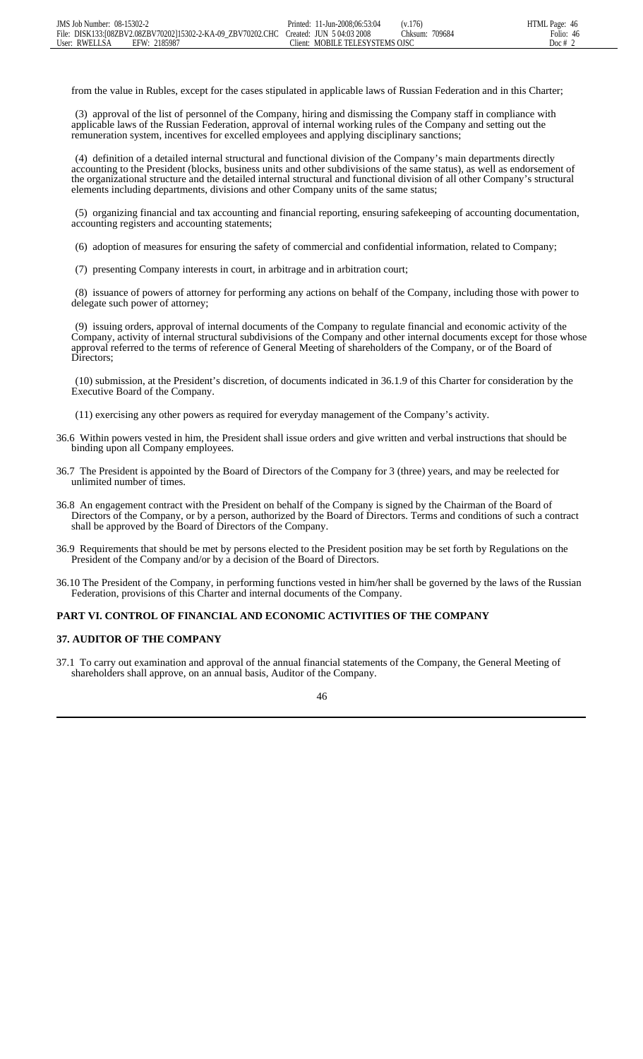from the value in Rubles, except for the cases stipulated in applicable laws of Russian Federation and in this Charter;

(3) approval of the list of personnel of the Company, hiring and dismissing the Company staff in compliance with applicable laws of the Russian Federation, approval of internal working rules of the Company and setting out the remuneration system, incentives for excelled employees and applying disciplinary sanctions;

(4) definition of a detailed internal structural and functional division of the Company's main departments directly accounting to the President (blocks, business units and other subdivisions of the same status), as well as endorsement of the organizational structure and the detailed internal structural and functional division of all other Company's structural elements including departments, divisions and other Company units of the same status;

(5) organizing financial and tax accounting and financial reporting, ensuring safekeeping of accounting documentation, accounting registers and accounting statements;

(6) adoption of measures for ensuring the safety of commercial and confidential information, related to Company;

(7) presenting Company interests in court, in arbitrage and in arbitration court;

(8) issuance of powers of attorney for performing any actions on behalf of the Company, including those with power to delegate such power of attorney;

(9) issuing orders, approval of internal documents of the Company to regulate financial and economic activity of the Company, activity of internal structural subdivisions of the Company and other internal documents except for those whose approval referred to the terms of reference of General Meeting of shareholders of the Company, or of the Board of Directors;

(10) submission, at the President's discretion, of documents indicated in 36.1.9 of this Charter for consideration by the Executive Board of the Company.

(11) exercising any other powers as required for everyday management of the Company's activity.

36.6 Within powers vested in him, the President shall issue orders and give written and verbal instructions that should be binding upon all Company employees.

36.7 The President is appointed by the Board of Directors of the Company for 3 (three) years, and may be reelected for unlimited number of times.

36.8 An engagement contract with the President on behalf of the Company is signed by the Chairman of the Board of Directors of the Company, or by a person, authorized by the Board of Directors. Terms and conditions of such a contract shall be approved by the Board of Directors of the Company.

36.9 Requirements that should be met by persons elected to the President position may be set forth by Regulations on the President of the Company and/or by a decision of the Board of Directors.

36.10 The President of the Company, in performing functions vested in him/her shall be governed by the laws of the Russian Federation, provisions of this Charter and internal documents of the Company.

## PART VI. CONTROL OF FINANCIAL AND ECONOMIC ACTIVITIES OF THE COMPANY

### 37. AUDITOR OF THE COMPANY

37.1 To carry out examination and approval of the annual financial statements of the Company, the General Meeting of shareholders shall approve, on an annual basis, Auditor of the Company.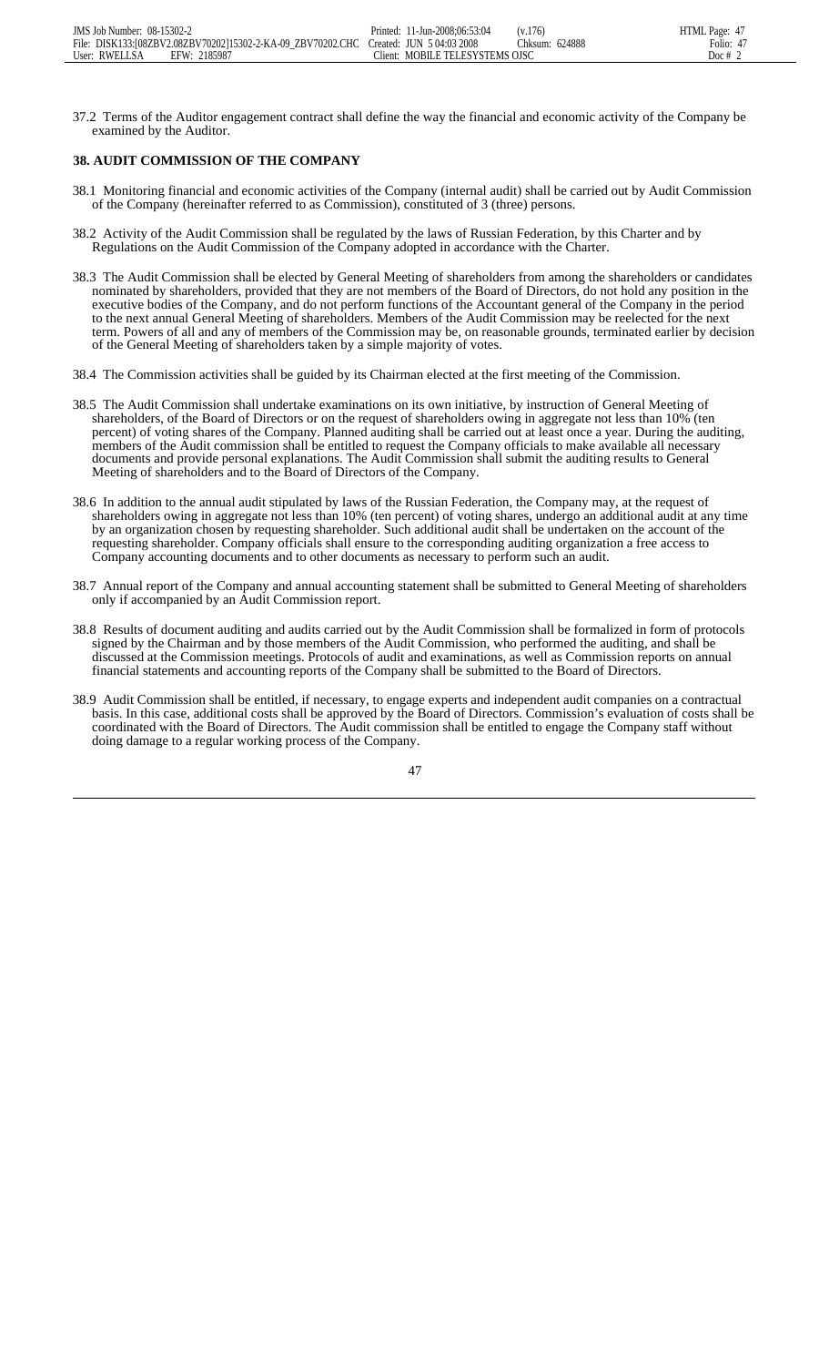37.2 Terms of the Auditor engagement contract shall define the way the financial and economic activity of the Company be examined by the Auditor.

**38. AUDIT COMMISSION OF THE COMPANY**

38.1 Monitoring financial and economic activities of the Company (internal audit) shall be carried out by Audit Commission of the Company (hereinafter referred to as Commission), constituted of 3 (three) persons.

38.2 Activity of the Audit Commission shall be regulated by the laws of Russian Federation, by this Charter and by Regulations on the Audit Commission of the Company adopted in accordance with the Charter.

38.3 The Audit Commission shall be elected by General Meeting of shareholders from among the shareholders or candidates nominated by shareholders, provided that they are not members of the Board of Directors, do not hold any position in the executive bodies of the Company, and do not perform functions of the Accountant general of the Company in the period to the next annual General Meeting of shareholders. Members of the Audit Commission may be reelected for the next term. Powers of all and any of members of the Commission may be, on reasonable grounds, terminated earlier by decision of the General Meeting of shareholders taken by a simple majority of votes.

38.4 The Commission activities shall be guided by its Chairman elected at the first meeting of the Commission.

38.5 The Audit Commission shall undertake examinations on its own initiative, by instruction of General Meeting of shareholders, of the Board of Directors or on the request of shareholders owing in aggregate not less than 10% (ten percent) of voting shares of the Company. Planned auditing shall be carried out at least once a year. During the auditing, members of the Audit commission shall be entitled to request the Company officials to make available all necessary documents and provide personal explanations. The Audit Commission shall submit the auditing results to General Meeting of shareholders and to the Board of Directors of the Company.

38.6 In addition to the annual audit stipulated by laws of the Russian Federation, the Company may, at the request of shareholders owing in aggregate not less than 10% (ten percent) of voting shares, undergo an additional audit at any time by an organization chosen by requesting shareholder. Such additional audit shall be undertaken on the account of the requesting shareholder. Company officials shall ensure to the corresponding auditing organization a free access to Company accounting documents and to other documents as necessary to perform such an audit.

38.7 Annual report of the Company and annual accounting statement shall be submitted to General Meeting of shareholders only if accompanied by an Audit Commission report.

38.8 Results of document auditing and audits carried out by the Audit Commission shall be formalized in form of protocols signed by the Chairman and by those members of the Audit Commission, who performed the auditing, and shall be discussed at the Commission meetings. Protocols of audit and examinations, as well as Commission reports on annual financial statements and accounting reports of the Company shall be submitted to the Board of Directors.

38.9 Audit Commission shall be entitled, if necessary, to engage experts and independent audit companies on a contractual basis. In this case, additional costs shall be approved by the Board of Directors. Commission's evaluation of costs shall be coordinated with the Board of Directors. The Audit commission shall be entitled to engage the Company staff without doing damage to a regular working process of the Company.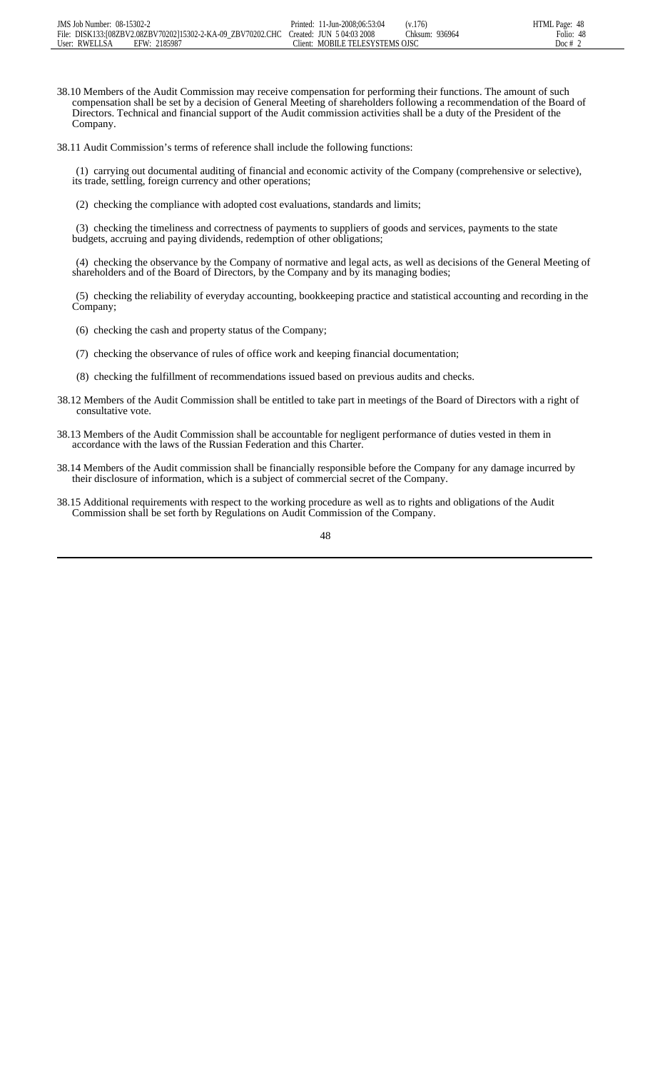38.10 Members of the Audit Commission may receive compensation for performing their functions. The amount of such compensation shall be set by a decision of General Meeting of shareholders following a recommendation of the Board of Directors. Technical and financial support of the Audit commission activities shall be a duty of the President of the Company.

38.11 Audit Commission's terms of reference shall include the following functions:

(1) carrying out documental auditing of financial and economic activity of the Company (comprehensive or selective), its trade, settling, foreign currency and other operations;

(2) checking the compliance with adopted cost evaluations, standards and limits;

(3) checking the timeliness and correctness of payments to suppliers of goods and services, payments to the state budgets, accruing and paying dividends, redemption of other obligations;

(4) checking the observance by the Company of normative and legal acts, as well as decisions of the General Meeting of shareholders and of the Board of Directors, by the Company and by its managing bodies;

(5) checking the reliability of everyday accounting, bookkeeping practice and statistical accounting and recording in the Company;

(6) checking the cash and property status of the Company;

(7) checking the observance of rules of office work and keeping financial documentation;

(8) checking the fulfillment of recommendations issued based on previous audits and checks.

38.12 Members of the Audit Commission shall be entitled to take part in meetings of the Board of Directors with a right of consultative vote.

38.13 Members of the Audit Commission shall be accountable for negligent performance of duties vested in them in accordance with the laws of the Russian Federation and this Charter.

38.14 Members of the Audit commission shall be financially responsible before the Company for any damage incurred by their disclosure of information, which is a subject of commercial secret of the Company.

38.15 Additional requirements with respect to the working procedure as well as to rights and obligations of the Audit Commission shall be set forth by Regulations on Audit Commission of the Company.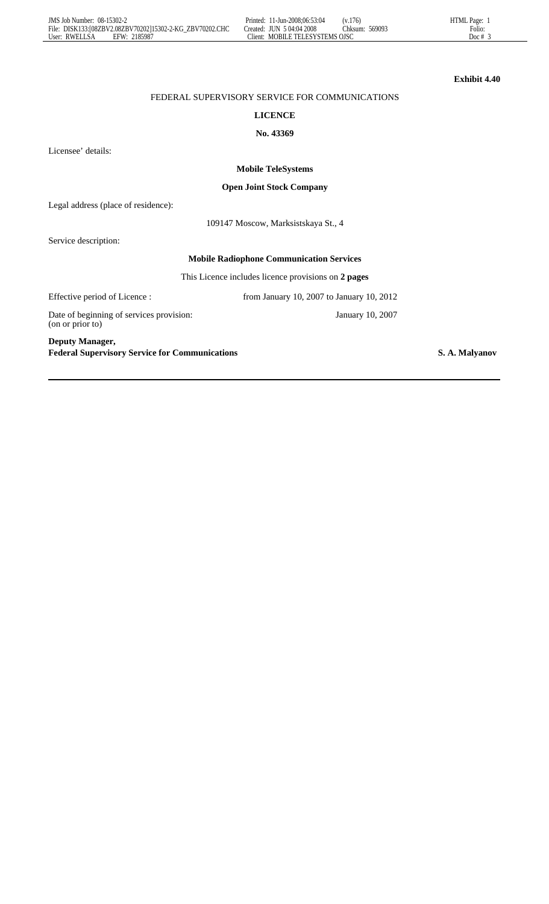**Exhibit 4.40**

FEDERAL SUPERVISORY SERVICE FOR COMMUNICATIONS

**LICENCE**

**No. 43369**

Licensee' details:

**Mobile TeleSystems**

**Open Joint Stock Company**

Legal address (place of residence):

109147 Moscow, Marksistskaya St., 4

Service description:

**Mobile Radiophone Communication Services**

This Licence includes licence provisions on **2 pages**

Effective period of Licence : from January 10, 2007 to January 10, 2012

Date of beginning of services provision: (on or prior to) January 10, 2007

**Deputy Manager,**
**Federal Supervisory Service for Communications** **S. A. Malyanov**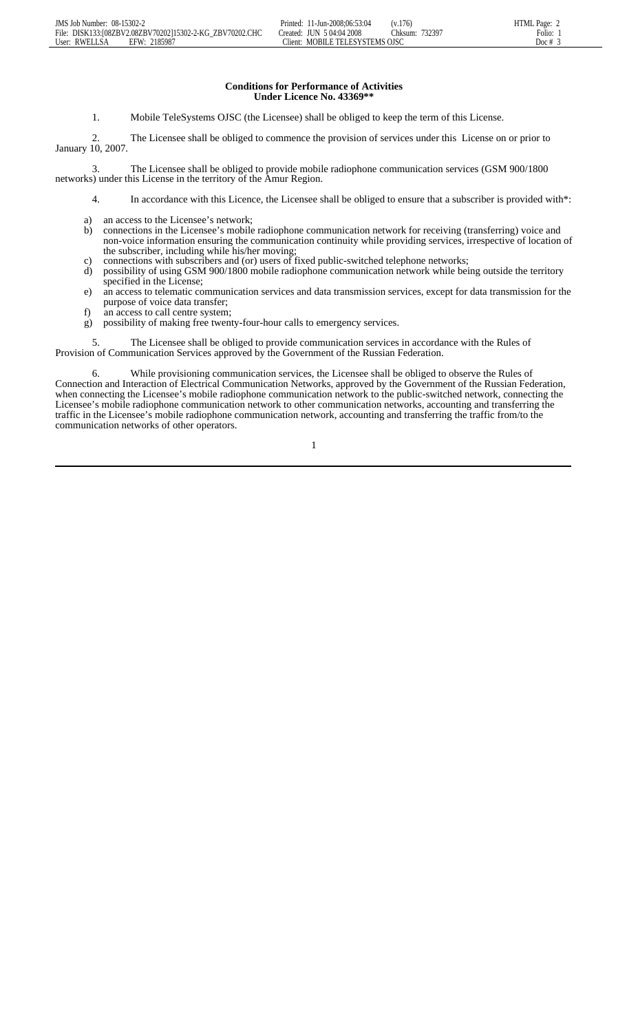**Conditions for Performance of Activities**
**Under Licence No. 43369****

1. Mobile TeleSystems OJSC (the Licensee) shall be obliged to keep the term of this License.

2. The Licensee shall be obliged to commence the provision of services under this License on or prior to January 10, 2007.

3. The Licensee shall be obliged to provide mobile radiophone communication services (GSM 900/1800 networks) under this License in the territory of the Amur Region.

4. In accordance with this Licence, the Licensee shall be obliged to ensure that a subscriber is provided with*:

a) an access to the Licensee's network;
b) connections in the Licensee's mobile radiophone communication network for receiving (transferring) voice and non-voice information ensuring the communication continuity while providing services, irrespective of location of the subscriber, including while his/her moving;
c) connections with subscribers and (or) users of fixed public-switched telephone networks;
d) possibility of using GSM 900/1800 mobile radiophone communication network while being outside the territory specified in the License;
e) an access to telematic communication services and data transmission services, except for data transmission for the purpose of voice data transfer;
f) an access to call centre system;
g) possibility of making free twenty-four-hour calls to emergency services.

5. The Licensee shall be obliged to provide communication services in accordance with the Rules of Provision of Communication Services approved by the Government of the Russian Federation.

6. While provisioning communication services, the Licensee shall be obliged to observe the Rules of Connection and Interaction of Electrical Communication Networks, approved by the Government of the Russian Federation, when connecting the Licensee's mobile radiophone communication network to the public-switched network, connecting the Licensee's mobile radiophone communication network to other communication networks, accounting and transferring the traffic in the Licensee's mobile radiophone communication network, accounting and transferring the traffic from/to the communication networks of other operators.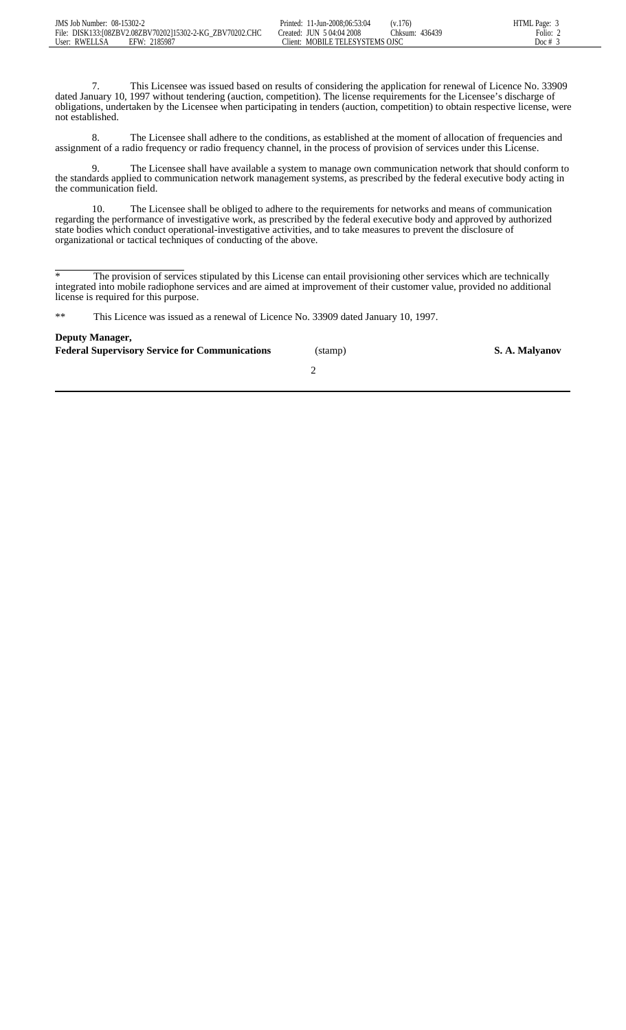7. This Licensee was issued based on results of considering the application for renewal of Licence No. 33909 dated January 10, 1997 without tendering (auction, competition). The license requirements for the Licensee's discharge of obligations, undertaken by the Licensee when participating in tenders (auction, competition) to obtain respective license, were not established.

8. The Licensee shall adhere to the conditions, as established at the moment of allocation of frequencies and assignment of a radio frequency or radio frequency channel, in the process of provision of services under this License.

9. The Licensee shall have available a system to manage own communication network that should conform to the standards applied to communication network management systems, as prescribed by the federal executive body acting in the communication field.

10. The Licensee shall be obliged to adhere to the requirements for networks and means of communication regarding the performance of investigative work, as prescribed by the federal executive body and approved by authorized state bodies which conduct operational-investigative activities, and to take measures to prevent the disclosure of organizational or tactical techniques of conducting of the above.

---

\* The provision of services stipulated by this License can entail provisioning other services which are technically integrated into mobile radiophone services and are aimed at improvement of their customer value, provided no additional license is required for this purpose.

\*\* This Licence was issued as a renewal of Licence No. 33909 dated January 10, 1997.

**Deputy Manager,**
**Federal Supervisory Service for Communications** (stamp) **S. A. Malyanov**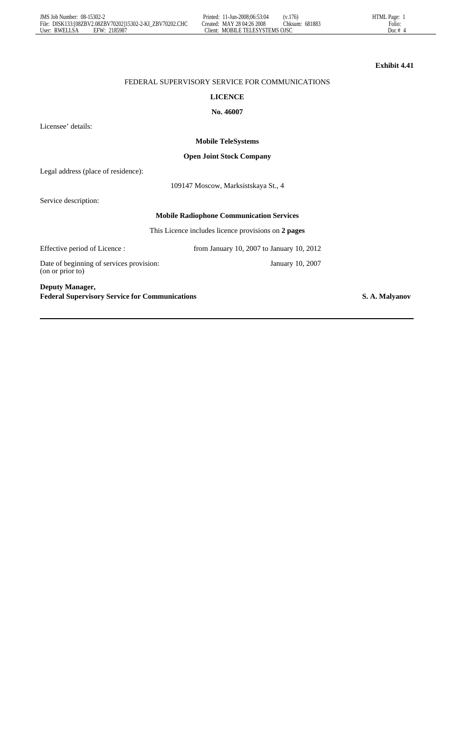**Exhibit 4.41**

FEDERAL SUPERVISORY SERVICE FOR COMMUNICATIONS

**LICENCE**

**No. 46007**

Licensee' details:

**Mobile TeleSystems**

**Open Joint Stock Company**

Legal address (place of residence):

109147 Moscow, Marksistskaya St., 4

Service description:

**Mobile Radiophone Communication Services**

This Licence includes licence provisions on **2 pages**

Effective period of Licence : from January 10, 2007 to January 10, 2012

Date of beginning of services provision: (on or prior to) January 10, 2007

**Deputy Manager,**
**Federal Supervisory Service for Communications** **S. A. Malyanov**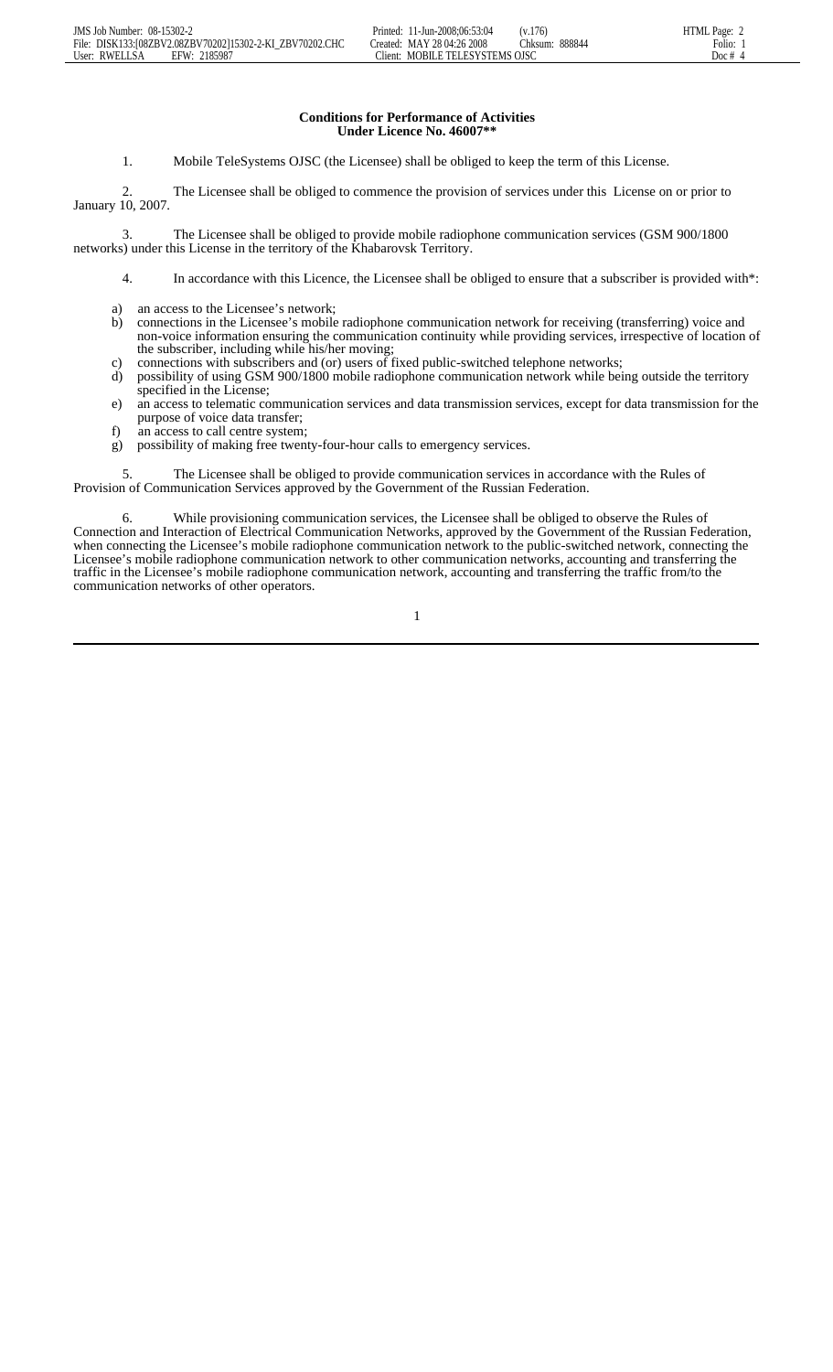**Conditions for Performance of Activities**
**Under Licence No. 46007****

1. Mobile TeleSystems OJSC (the Licensee) shall be obliged to keep the term of this License.

2. The Licensee shall be obliged to commence the provision of services under this License on or prior to January 10, 2007.

3. The Licensee shall be obliged to provide mobile radiophone communication services (GSM 900/1800 networks) under this License in the territory of the Khabarovsk Territory.

4. In accordance with this Licence, the Licensee shall be obliged to ensure that a subscriber is provided with*:

a) an access to the Licensee's network;
b) connections in the Licensee's mobile radiophone communication network for receiving (transferring) voice and non-voice information ensuring the communication continuity while providing services, irrespective of location of the subscriber, including while his/her moving;
c) connections with subscribers and (or) users of fixed public-switched telephone networks;
d) possibility of using GSM 900/1800 mobile radiophone communication network while being outside the territory specified in the License;
e) an access to telematic communication services and data transmission services, except for data transmission for the purpose of voice data transfer;
f) an access to call centre system;
g) possibility of making free twenty-four-hour calls to emergency services.

5. The Licensee shall be obliged to provide communication services in accordance with the Rules of Provision of Communication Services approved by the Government of the Russian Federation.

6. While provisioning communication services, the Licensee shall be obliged to observe the Rules of Connection and Interaction of Electrical Communication Networks, approved by the Government of the Russian Federation, when connecting the Licensee's mobile radiophone communication network to the public-switched network, connecting the Licensee's mobile radiophone communication network to other communication networks, accounting and transferring the traffic in the Licensee's mobile radiophone communication network, accounting and transferring the traffic from/to the communication networks of other operators.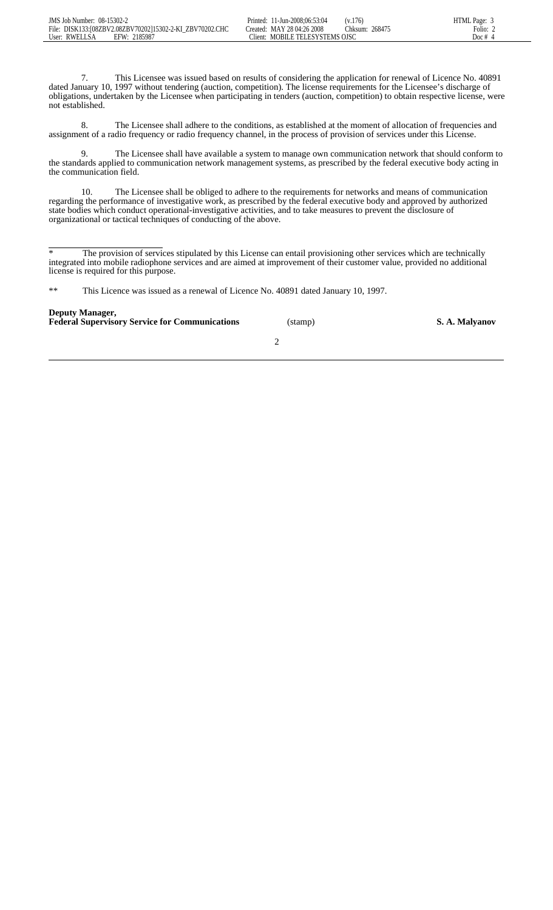7. This Licensee was issued based on results of considering the application for renewal of Licence No. 40891 dated January 10, 1997 without tendering (auction, competition). The license requirements for the Licensee's discharge of obligations, undertaken by the Licensee when participating in tenders (auction, competition) to obtain respective license, were not established.

8. The Licensee shall adhere to the conditions, as established at the moment of allocation of frequencies and assignment of a radio frequency or radio frequency channel, in the process of provision of services under this License.

9. The Licensee shall have available a system to manage own communication network that should conform to the standards applied to communication network management systems, as prescribed by the federal executive body acting in the communication field.

10. The Licensee shall be obliged to adhere to the requirements for networks and means of communication regarding the performance of investigative work, as prescribed by the federal executive body and approved by authorized state bodies which conduct operational-investigative activities, and to take measures to prevent the disclosure of organizational or tactical techniques of conducting of the above.

---

* The provision of services stipulated by this License can entail provisioning other services which are technically integrated into mobile radiophone services and are aimed at improvement of their customer value, provided no additional license is required for this purpose.

** This Licence was issued as a renewal of Licence No. 40891 dated January 10, 1997.

**Deputy Manager,**
**Federal Supervisory Service for Communications** (stamp) **S. A. Malyanov**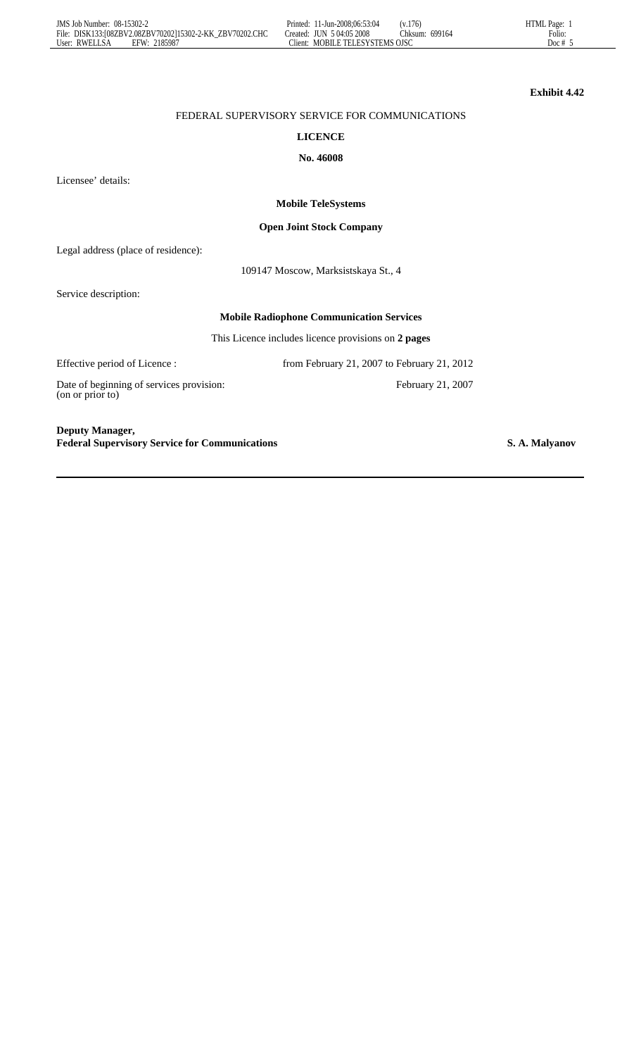**Exhibit 4.42**

FEDERAL SUPERVISORY SERVICE FOR COMMUNICATIONS

**LICENCE**

**No. 46008**

Licensee' details:

**Mobile TeleSystems**

**Open Joint Stock Company**

Legal address (place of residence):

109147 Moscow, Marksistskaya St., 4

Service description:

**Mobile Radiophone Communication Services**

This Licence includes licence provisions on **2 pages**

Effective period of Licence : from February 21, 2007 to February 21, 2012

Date of beginning of services provision: (on or prior to) February 21, 2007

**Deputy Manager,**
**Federal Supervisory Service for Communications** **S. A. Malyanov**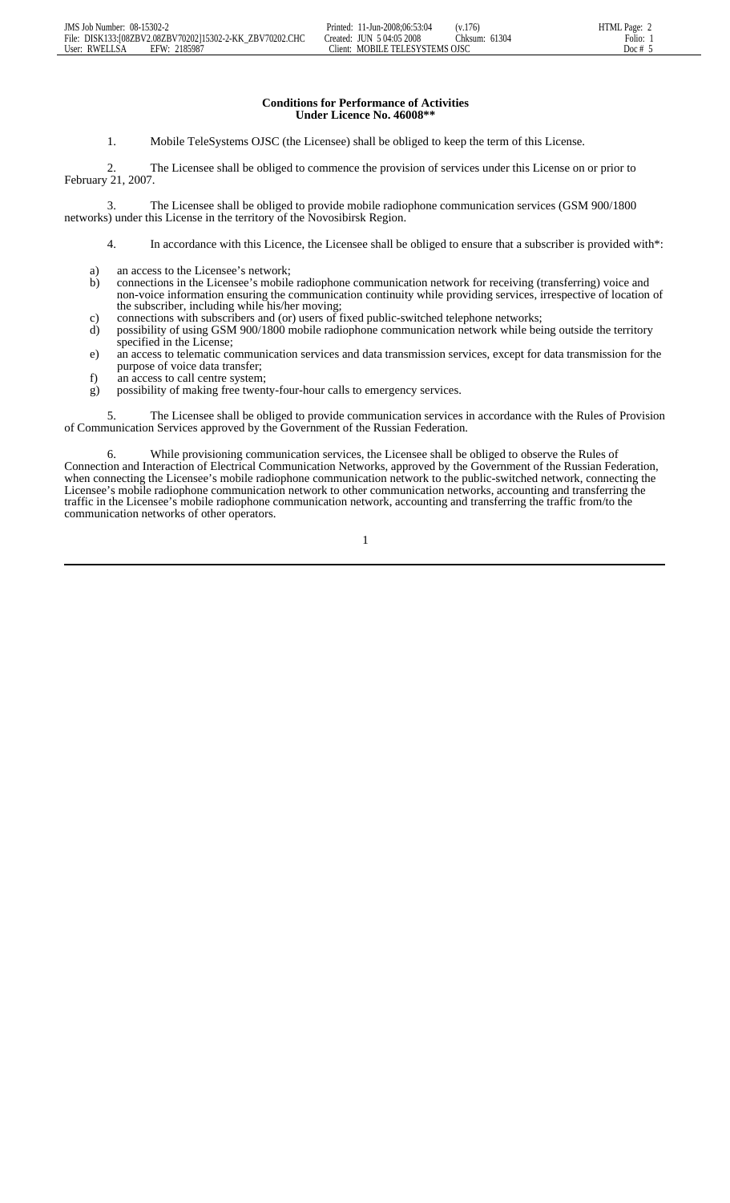**Conditions for Performance of Activities**
**Under Licence No. 46008****

1. Mobile TeleSystems OJSC (the Licensee) shall be obliged to keep the term of this License.

2. The Licensee shall be obliged to commence the provision of services under this License on or prior to February 21, 2007.

3. The Licensee shall be obliged to provide mobile radiophone communication services (GSM 900/1800 networks) under this License in the territory of the Novosibirsk Region.

4. In accordance with this Licence, the Licensee shall be obliged to ensure that a subscriber is provided with*:

a) an access to the Licensee's network;
b) connections in the Licensee's mobile radiophone communication network for receiving (transferring) voice and non-voice information ensuring the communication continuity while providing services, irrespective of location of the subscriber, including while his/her moving;
c) connections with subscribers and (or) users of fixed public-switched telephone networks;
d) possibility of using GSM 900/1800 mobile radiophone communication network while being outside the territory specified in the License;
e) an access to telematic communication services and data transmission services, except for data transmission for the purpose of voice data transfer;
f) an access to call centre system;
g) possibility of making free twenty-four-hour calls to emergency services.

5. The Licensee shall be obliged to provide communication services in accordance with the Rules of Provision of Communication Services approved by the Government of the Russian Federation.

6. While provisioning communication services, the Licensee shall be obliged to observe the Rules of Connection and Interaction of Electrical Communication Networks, approved by the Government of the Russian Federation, when connecting the Licensee's mobile radiophone communication network to the public-switched network, connecting the Licensee's mobile radiophone communication network to other communication networks, accounting and transferring the traffic in the Licensee's mobile radiophone communication network, accounting and transferring the traffic from/to the communication networks of other operators.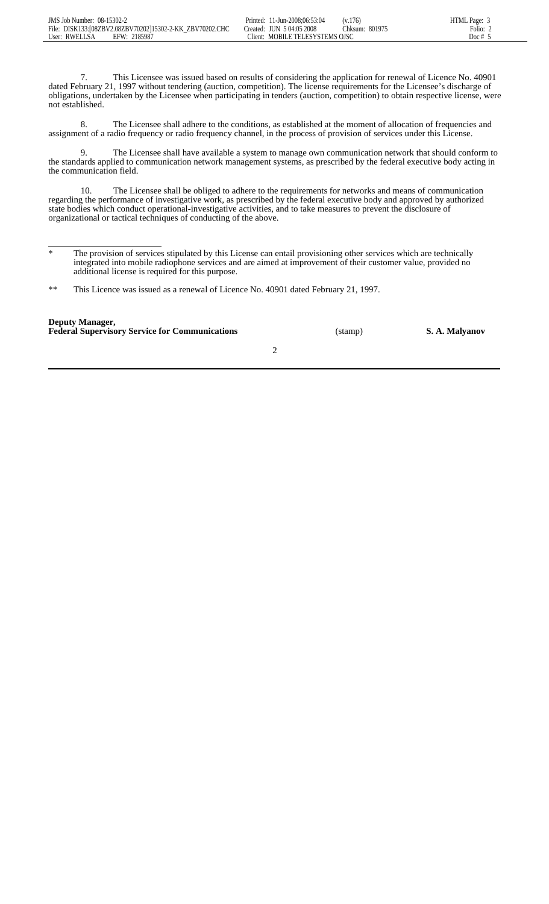7. This Licensee was issued based on results of considering the application for renewal of Licence No. 40901 dated February 21, 1997 without tendering (auction, competition). The license requirements for the Licensee's discharge of obligations, undertaken by the Licensee when participating in tenders (auction, competition) to obtain respective license, were not established.

8. The Licensee shall adhere to the conditions, as established at the moment of allocation of frequencies and assignment of a radio frequency or radio frequency channel, in the process of provision of services under this License.

9. The Licensee shall have available a system to manage own communication network that should conform to the standards applied to communication network management systems, as prescribed by the federal executive body acting in the communication field.

10. The Licensee shall be obliged to adhere to the requirements for networks and means of communication regarding the performance of investigative work, as prescribed by the federal executive body and approved by authorized state bodies which conduct operational-investigative activities, and to take measures to prevent the disclosure of organizational or tactical techniques of conducting of the above.

---

\* The provision of services stipulated by this License can entail provisioning other services which are technically integrated into mobile radiophone services and are aimed at improvement of their customer value, provided no additional license is required for this purpose.

\*\* This Licence was issued as a renewal of Licence No. 40901 dated February 21, 1997.

**Deputy Manager,**
**Federal Supervisory Service for Communications** (stamp) **S. A. Malyanov**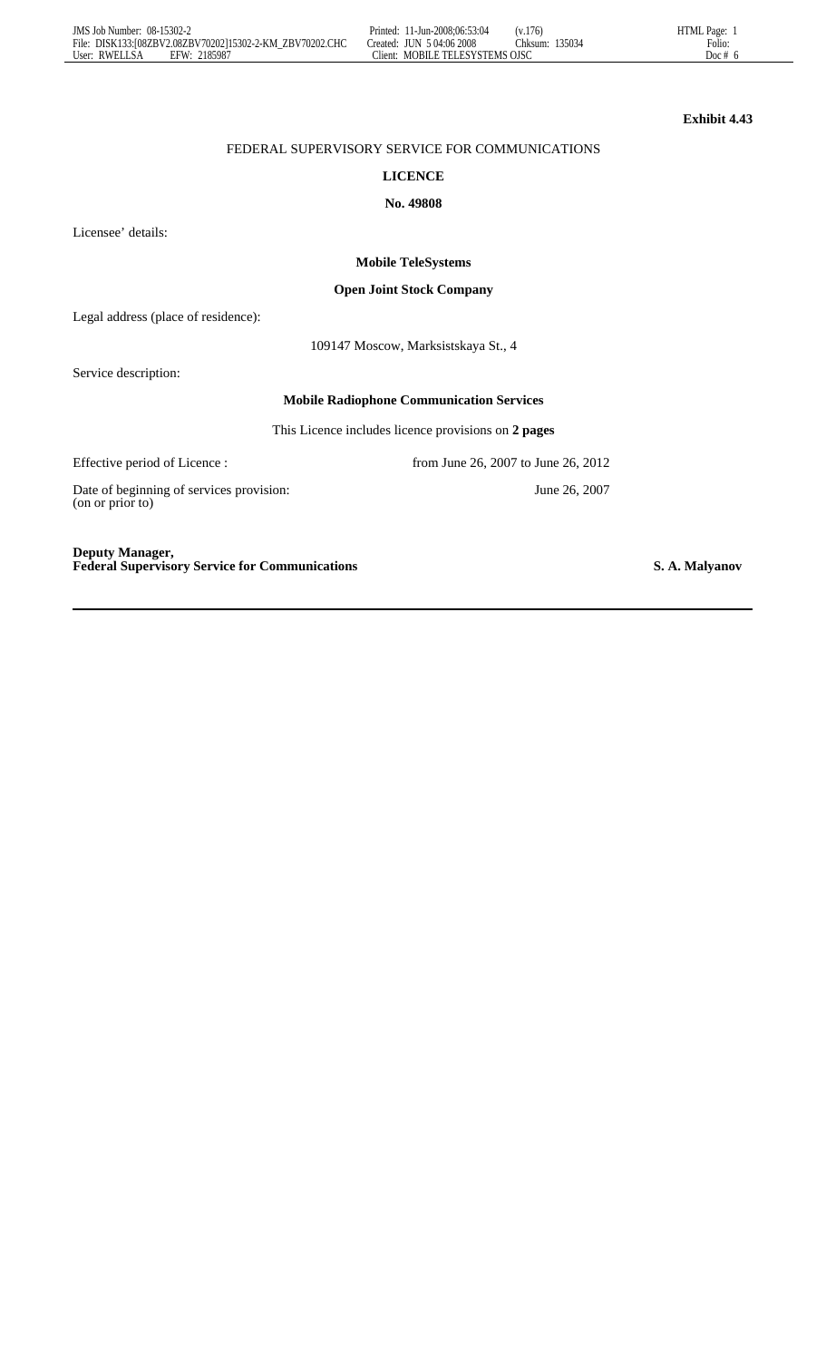**Exhibit 4.43**

FEDERAL SUPERVISORY SERVICE FOR COMMUNICATIONS

**LICENCE**

**No. 49808**

Licensee' details:

**Mobile TeleSystems**

**Open Joint Stock Company**

Legal address (place of residence):

109147 Moscow, Marksistskaya St., 4

Service description:

**Mobile Radiophone Communication Services**

This Licence includes licence provisions on **2 pages**

Effective period of Licence : from June 26, 2007 to June 26, 2012

Date of beginning of services provision: (on or prior to) June 26, 2007

**Deputy Manager,**
**Federal Supervisory Service for Communications** **S. A. Malyanov**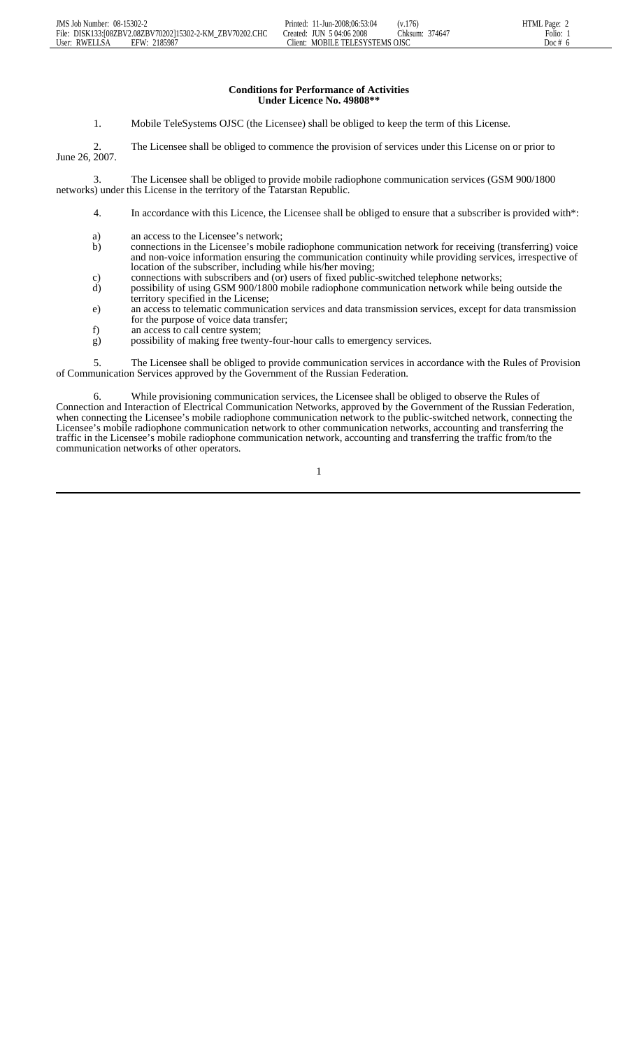**Conditions for Performance of Activities**
**Under Licence No. 49808****

1. Mobile TeleSystems OJSC (the Licensee) shall be obliged to keep the term of this License.

2. The Licensee shall be obliged to commence the provision of services under this License on or prior to June 26, 2007.

3. The Licensee shall be obliged to provide mobile radiophone communication services (GSM 900/1800 networks) under this License in the territory of the Tatarstan Republic.

4. In accordance with this Licence, the Licensee shall be obliged to ensure that a subscriber is provided with*:

a) an access to the Licensee's network;
b) connections in the Licensee's mobile radiophone communication network for receiving (transferring) voice and non-voice information ensuring the communication continuity while providing services, irrespective of location of the subscriber, including while his/her moving;
c) connections with subscribers and (or) users of fixed public-switched telephone networks;
d) possibility of using GSM 900/1800 mobile radiophone communication network while being outside the territory specified in the License;
e) an access to telematic communication services and data transmission services, except for data transmission for the purpose of voice data transfer;
f) an access to call centre system;
g) possibility of making free twenty-four-hour calls to emergency services.

5. The Licensee shall be obliged to provide communication services in accordance with the Rules of Provision of Communication Services approved by the Government of the Russian Federation.

6. While provisioning communication services, the Licensee shall be obliged to observe the Rules of Connection and Interaction of Electrical Communication Networks, approved by the Government of the Russian Federation, when connecting the Licensee's mobile radiophone communication network to the public-switched network, connecting the Licensee's mobile radiophone communication network to other communication networks, accounting and transferring the traffic in the Licensee's mobile radiophone communication network, accounting and transferring the traffic from/to the communication networks of other operators.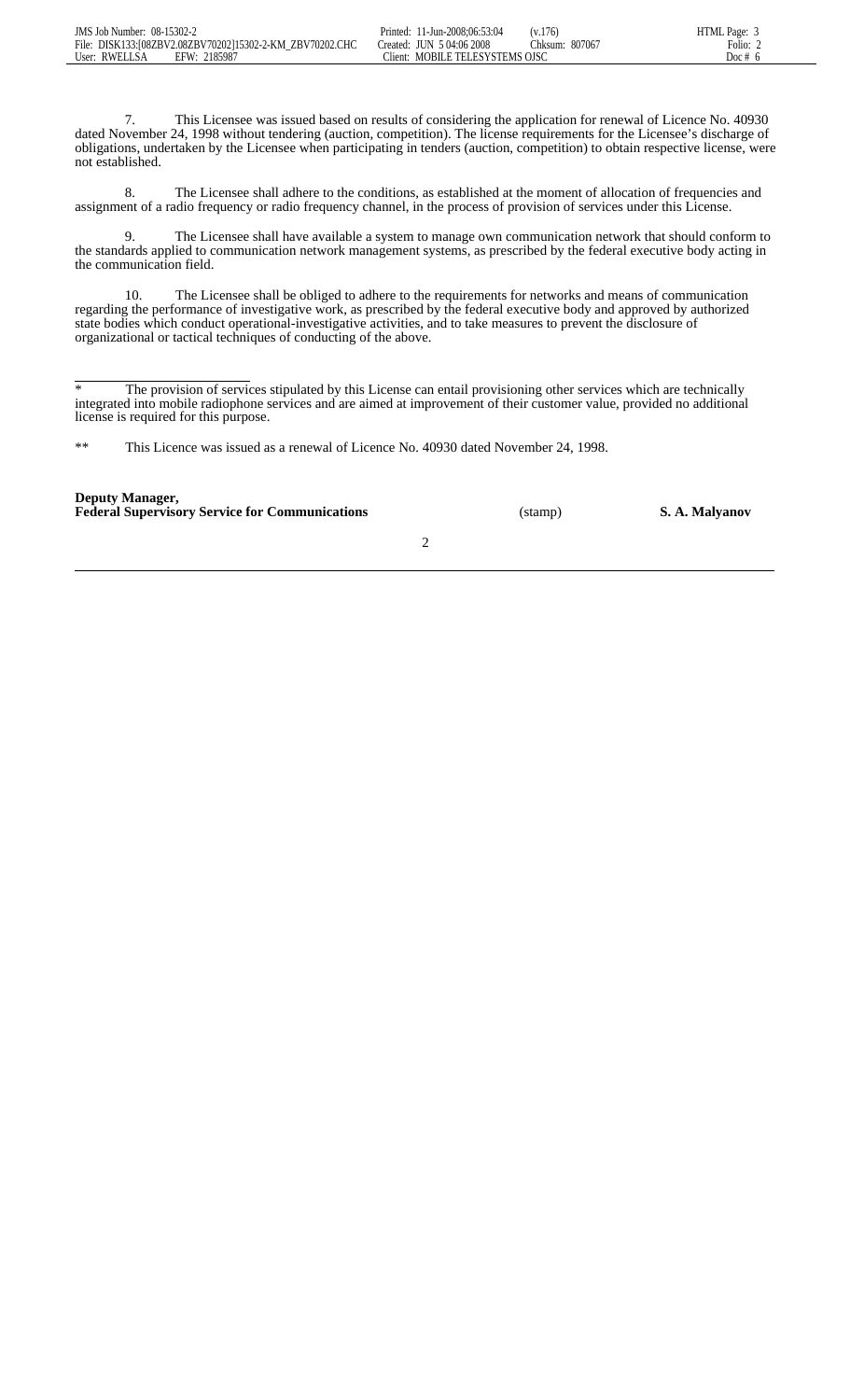7. This Licensee was issued based on results of considering the application for renewal of Licence No. 40930 dated November 24, 1998 without tendering (auction, competition). The license requirements for the Licensee's discharge of obligations, undertaken by the Licensee when participating in tenders (auction, competition) to obtain respective license, were not established.

8. The Licensee shall adhere to the conditions, as established at the moment of allocation of frequencies and assignment of a radio frequency or radio frequency channel, in the process of provision of services under this License.

9. The Licensee shall have available a system to manage own communication network that should conform to the standards applied to communication network management systems, as prescribed by the federal executive body acting in the communication field.

10. The Licensee shall be obliged to adhere to the requirements for networks and means of communication regarding the performance of investigative work, as prescribed by the federal executive body and approved by authorized state bodies which conduct operational-investigative activities, and to take measures to prevent the disclosure of organizational or tactical techniques of conducting of the above.

---

\* The provision of services stipulated by this License can entail provisioning other services which are technically integrated into mobile radiophone services and are aimed at improvement of their customer value, provided no additional license is required for this purpose.

\*\* This Licence was issued as a renewal of Licence No. 40930 dated November 24, 1998.

**Deputy Manager,**
**Federal Supervisory Service for Communications** (stamp) **S. A. Malyanov**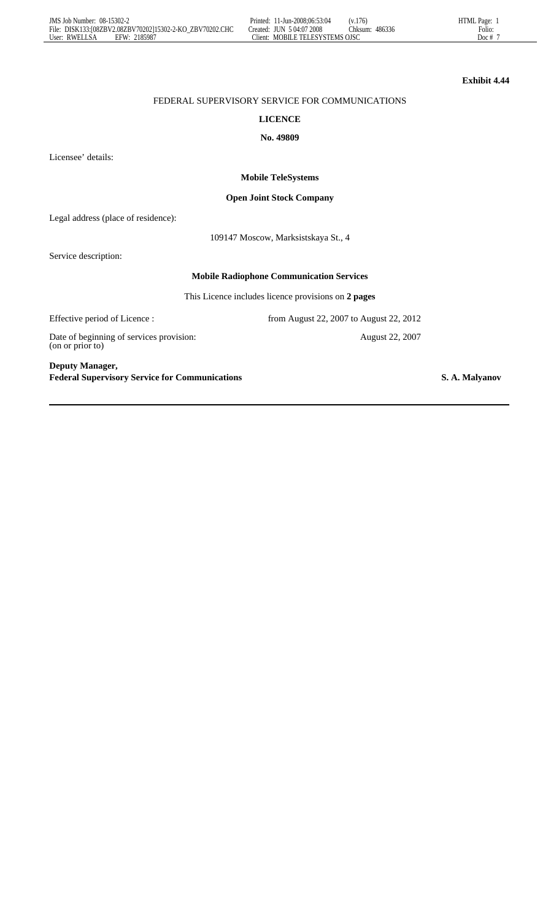**Exhibit 4.44**

FEDERAL SUPERVISORY SERVICE FOR COMMUNICATIONS

**LICENCE**

**No. 49809**

Licensee' details:

**Mobile TeleSystems**

**Open Joint Stock Company**

Legal address (place of residence):

109147 Moscow, Marksistskaya St., 4

Service description:

**Mobile Radiophone Communication Services**

This Licence includes licence provisions on **2 pages**

Effective period of Licence : from August 22, 2007 to August 22, 2012

Date of beginning of services provision: (on or prior to) August 22, 2007

**Deputy Manager,**
**Federal Supervisory Service for Communications** **S. A. Malyanov**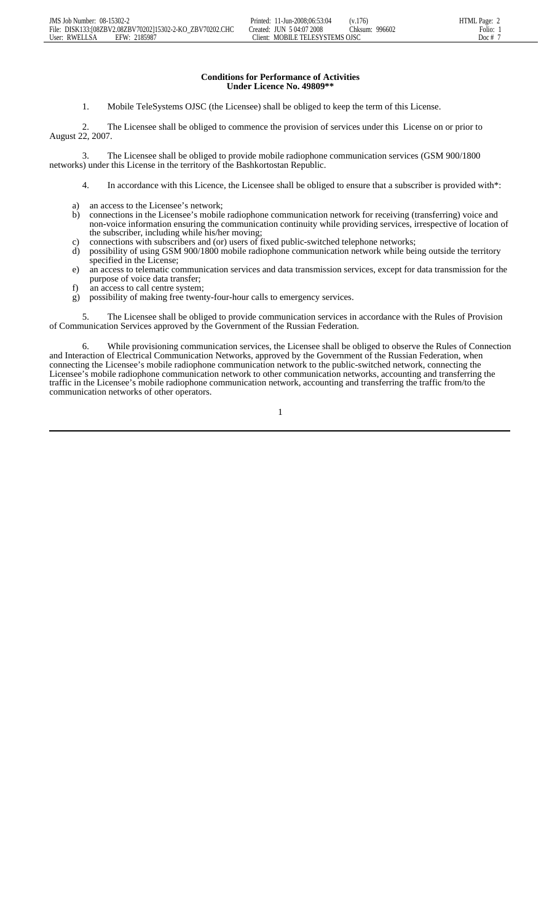**Conditions for Performance of Activities**
**Under Licence No. 49809****

1. Mobile TeleSystems OJSC (the Licensee) shall be obliged to keep the term of this License.

2. The Licensee shall be obliged to commence the provision of services under this License on or prior to August 22, 2007.

3. The Licensee shall be obliged to provide mobile radiophone communication services (GSM 900/1800 networks) under this License in the territory of the Bashkortostan Republic.

4. In accordance with this Licence, the Licensee shall be obliged to ensure that a subscriber is provided with*:

a) an access to the Licensee's network;
b) connections in the Licensee's mobile radiophone communication network for receiving (transferring) voice and non-voice information ensuring the communication continuity while providing services, irrespective of location of the subscriber, including while his/her moving;
c) connections with subscribers and (or) users of fixed public-switched telephone networks;
d) possibility of using GSM 900/1800 mobile radiophone communication network while being outside the territory specified in the License;
e) an access to telematic communication services and data transmission services, except for data transmission for the purpose of voice data transfer;
f) an access to call centre system;
g) possibility of making free twenty-four-hour calls to emergency services.

5. The Licensee shall be obliged to provide communication services in accordance with the Rules of Provision of Communication Services approved by the Government of the Russian Federation.

6. While provisioning communication services, the Licensee shall be obliged to observe the Rules of Connection and Interaction of Electrical Communication Networks, approved by the Government of the Russian Federation, when connecting the Licensee's mobile radiophone communication network to the public-switched network, connecting the Licensee's mobile radiophone communication network to other communication networks, accounting and transferring the traffic in the Licensee's mobile radiophone communication network, accounting and transferring the traffic from/to the communication networks of other operators.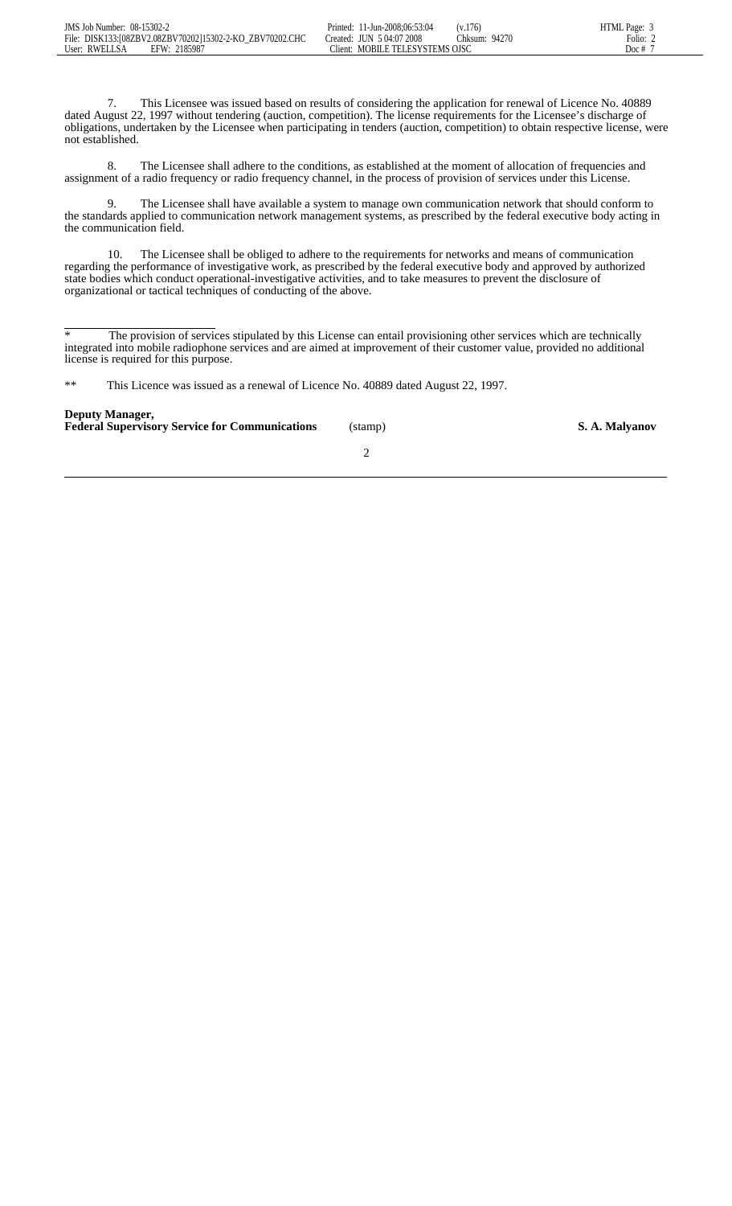7. This Licensee was issued based on results of considering the application for renewal of Licence No. 40889 dated August 22, 1997 without tendering (auction, competition). The license requirements for the Licensee's discharge of obligations, undertaken by the Licensee when participating in tenders (auction, competition) to obtain respective license, were not established.

8. The Licensee shall adhere to the conditions, as established at the moment of allocation of frequencies and assignment of a radio frequency or radio frequency channel, in the process of provision of services under this License.

9. The Licensee shall have available a system to manage own communication network that should conform to the standards applied to communication network management systems, as prescribed by the federal executive body acting in the communication field.

10. The Licensee shall be obliged to adhere to the requirements for networks and means of communication regarding the performance of investigative work, as prescribed by the federal executive body and approved by authorized state bodies which conduct operational-investigative activities, and to take measures to prevent the disclosure of organizational or tactical techniques of conducting of the above.

---

\* The provision of services stipulated by this License can entail provisioning other services which are technically integrated into mobile radiophone services and are aimed at improvement of their customer value, provided no additional license is required for this purpose.

\*\* This Licence was issued as a renewal of Licence No. 40889 dated August 22, 1997.

**Deputy Manager,**
**Federal Supervisory Service for Communications** (stamp) **S. A. Malyanov**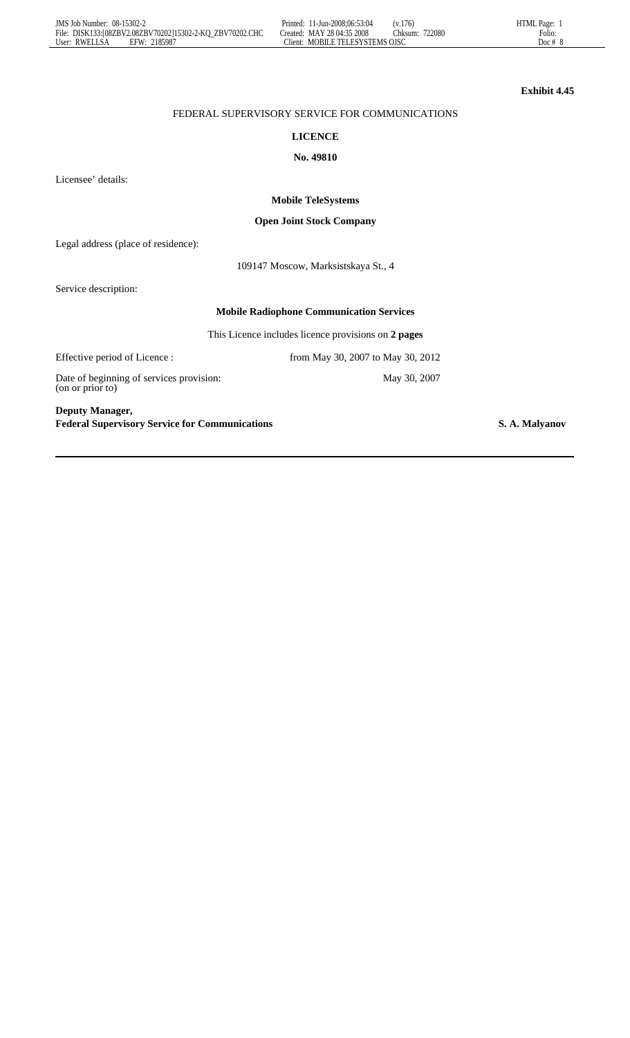**Exhibit 4.45**

FEDERAL SUPERVISORY SERVICE FOR COMMUNICATIONS

**LICENCE**

**No. 49810**

Licensee' details:

**Mobile TeleSystems**

**Open Joint Stock Company**

Legal address (place of residence):

109147 Moscow, Marksistskaya St., 4

Service description:

**Mobile Radiophone Communication Services**

This Licence includes licence provisions on **2 pages**

Effective period of Licence : from May 30, 2007 to May 30, 2012

Date of beginning of services provision: (on or prior to) May 30, 2007

**Deputy Manager,**
**Federal Supervisory Service for Communications** **S. A. Malyanov**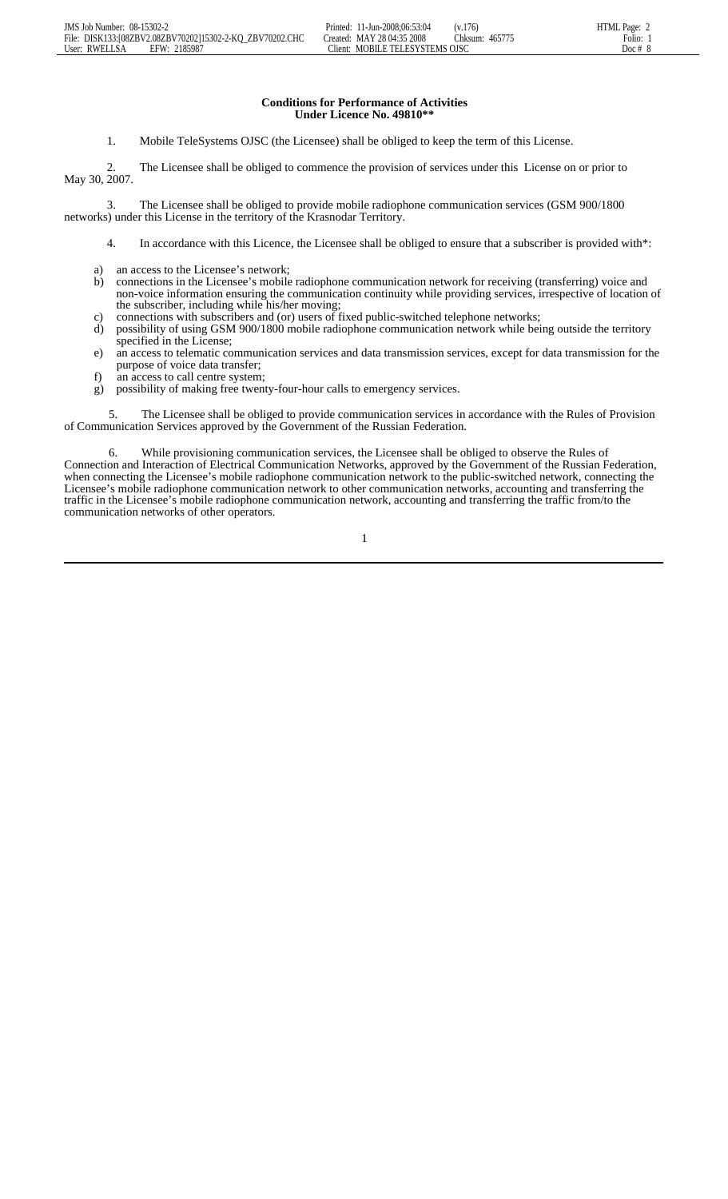**Conditions for Performance of Activities**
**Under Licence No. 49810****

1. Mobile TeleSystems OJSC (the Licensee) shall be obliged to keep the term of this License.

2. The Licensee shall be obliged to commence the provision of services under this License on or prior to May 30, 2007.

3. The Licensee shall be obliged to provide mobile radiophone communication services (GSM 900/1800 networks) under this License in the territory of the Krasnodar Territory.

4. In accordance with this Licence, the Licensee shall be obliged to ensure that a subscriber is provided with*:

a) an access to the Licensee's network;
b) connections in the Licensee's mobile radiophone communication network for receiving (transferring) voice and non-voice information ensuring the communication continuity while providing services, irrespective of location of the subscriber, including while his/her moving;
c) connections with subscribers and (or) users of fixed public-switched telephone networks;
d) possibility of using GSM 900/1800 mobile radiophone communication network while being outside the territory specified in the License;
e) an access to telematic communication services and data transmission services, except for data transmission for the purpose of voice data transfer;
f) an access to call centre system;
g) possibility of making free twenty-four-hour calls to emergency services.

5. The Licensee shall be obliged to provide communication services in accordance with the Rules of Provision of Communication Services approved by the Government of the Russian Federation.

6. While provisioning communication services, the Licensee shall be obliged to observe the Rules of Connection and Interaction of Electrical Communication Networks, approved by the Government of the Russian Federation, when connecting the Licensee's mobile radiophone communication network to the public-switched network, connecting the Licensee's mobile radiophone communication network to other communication networks, accounting and transferring the traffic in the Licensee's mobile radiophone communication network, accounting and transferring the traffic from/to the communication networks of other operators.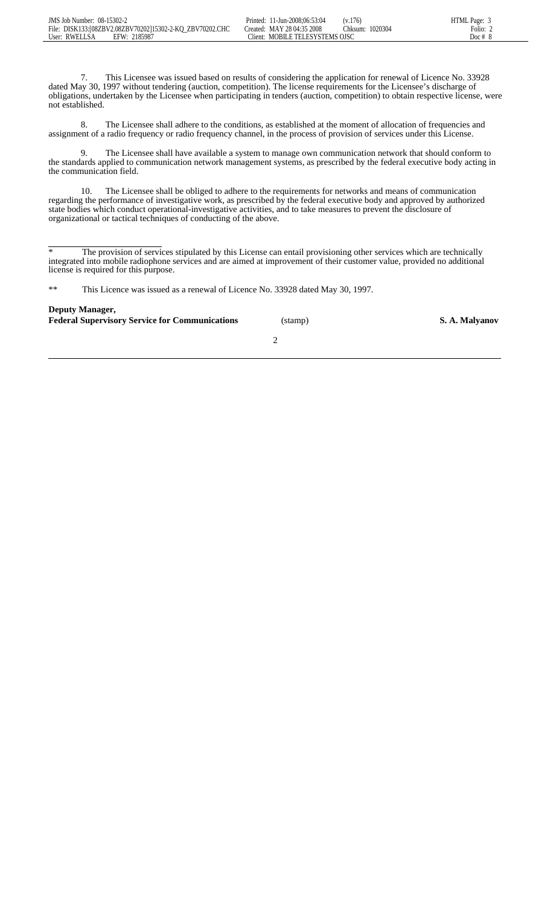7. This Licensee was issued based on results of considering the application for renewal of Licence No. 33928 dated May 30, 1997 without tendering (auction, competition). The license requirements for the Licensee's discharge of obligations, undertaken by the Licensee when participating in tenders (auction, competition) to obtain respective license, were not established.

8. The Licensee shall adhere to the conditions, as established at the moment of allocation of frequencies and assignment of a radio frequency or radio frequency channel, in the process of provision of services under this License.

9. The Licensee shall have available a system to manage own communication network that should conform to the standards applied to communication network management systems, as prescribed by the federal executive body acting in the communication field.

10. The Licensee shall be obliged to adhere to the requirements for networks and means of communication regarding the performance of investigative work, as prescribed by the federal executive body and approved by authorized state bodies which conduct operational-investigative activities, and to take measures to prevent the disclosure of organizational or tactical techniques of conducting of the above.

---

\* The provision of services stipulated by this License can entail provisioning other services which are technically integrated into mobile radiophone services and are aimed at improvement of their customer value, provided no additional license is required for this purpose.

\*\* This Licence was issued as a renewal of Licence No. 33928 dated May 30, 1997.

**Deputy Manager,**
**Federal Supervisory Service for Communications** (stamp) **S. A. Malyanov**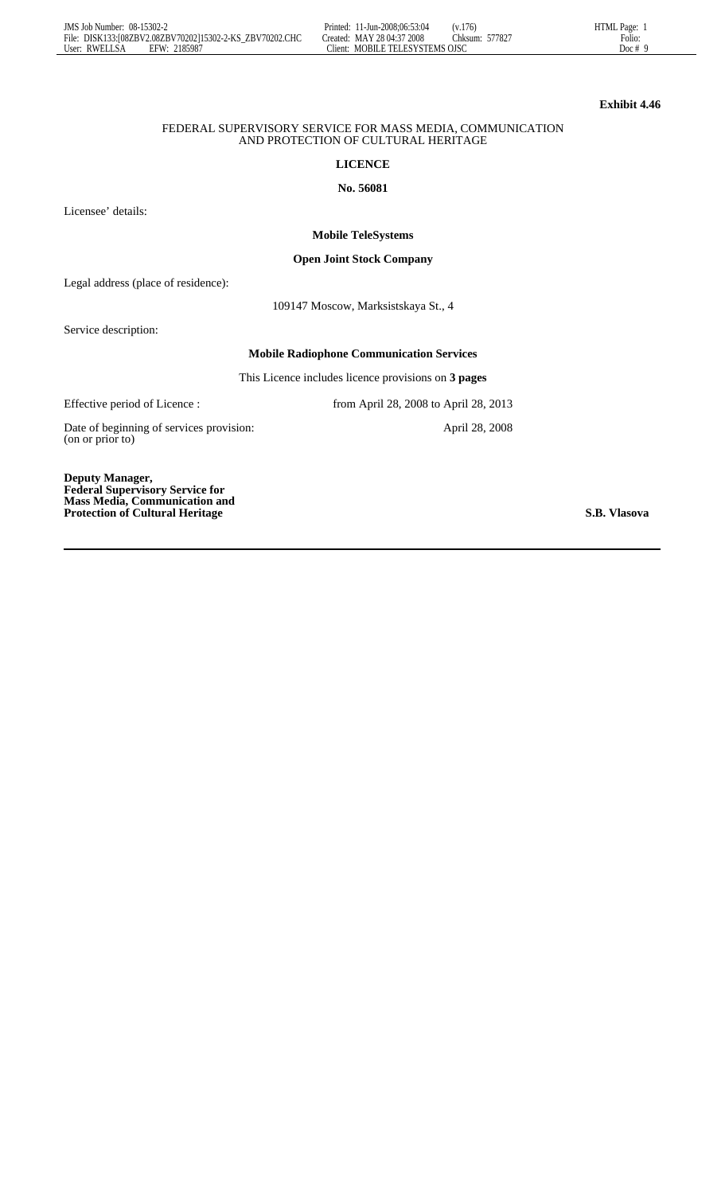**Exhibit 4.46**

FEDERAL SUPERVISORY SERVICE FOR MASS MEDIA, COMMUNICATION AND PROTECTION OF CULTURAL HERITAGE

**LICENCE**

**No. 56081**

Licensee' details:

**Mobile TeleSystems**

**Open Joint Stock Company**

Legal address (place of residence):

109147 Moscow, Marksistskaya St., 4

Service description:

**Mobile Radiophone Communication Services**

This Licence includes licence provisions on **3 pages**

Effective period of Licence : from April 28, 2008 to April 28, 2013

Date of beginning of services provision: (on or prior to) April 28, 2008

**Deputy Manager,**
**Federal Supervisory Service for**
**Mass Media, Communication and**
**Protection of Cultural Heritage** **S.B. Vlasova**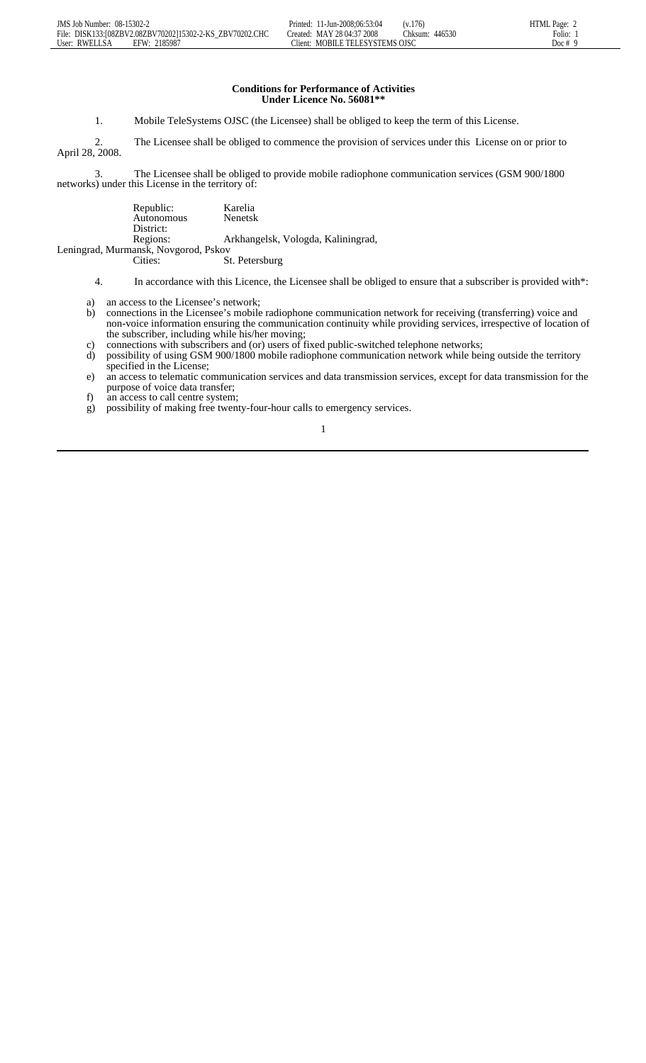**Conditions for Performance of Activities**
**Under Licence No. 56081****

1. Mobile TeleSystems OJSC (the Licensee) shall be obliged to keep the term of this License.

2. The Licensee shall be obliged to commence the provision of services under this License on or prior to April 28, 2008.

3. The Licensee shall be obliged to provide mobile radiophone communication services (GSM 900/1800 networks) under this License in the territory of:

| | |
|---|---|
| Republic: | Karelia |
| Autonomous District: | Nenetsk |
| Regions: | Arkhangelsk, Vologda, Kaliningrad, Leningrad, Murmansk, Novgorod, Pskov |
| Cities: | St. Petersburg |

4. In accordance with this Licence, the Licensee shall be obliged to ensure that a subscriber is provided with*:

a) an access to the Licensee's network;
b) connections in the Licensee's mobile radiophone communication network for receiving (transferring) voice and non-voice information ensuring the communication continuity while providing services, irrespective of location of the subscriber, including while his/her moving;
c) connections with subscribers and (or) users of fixed public-switched telephone networks;
d) possibility of using GSM 900/1800 mobile radiophone communication network while being outside the territory specified in the License;
e) an access to telematic communication services and data transmission services, except for data transmission for the purpose of voice data transfer;
f) an access to call centre system;
g) possibility of making free twenty-four-hour calls to emergency services.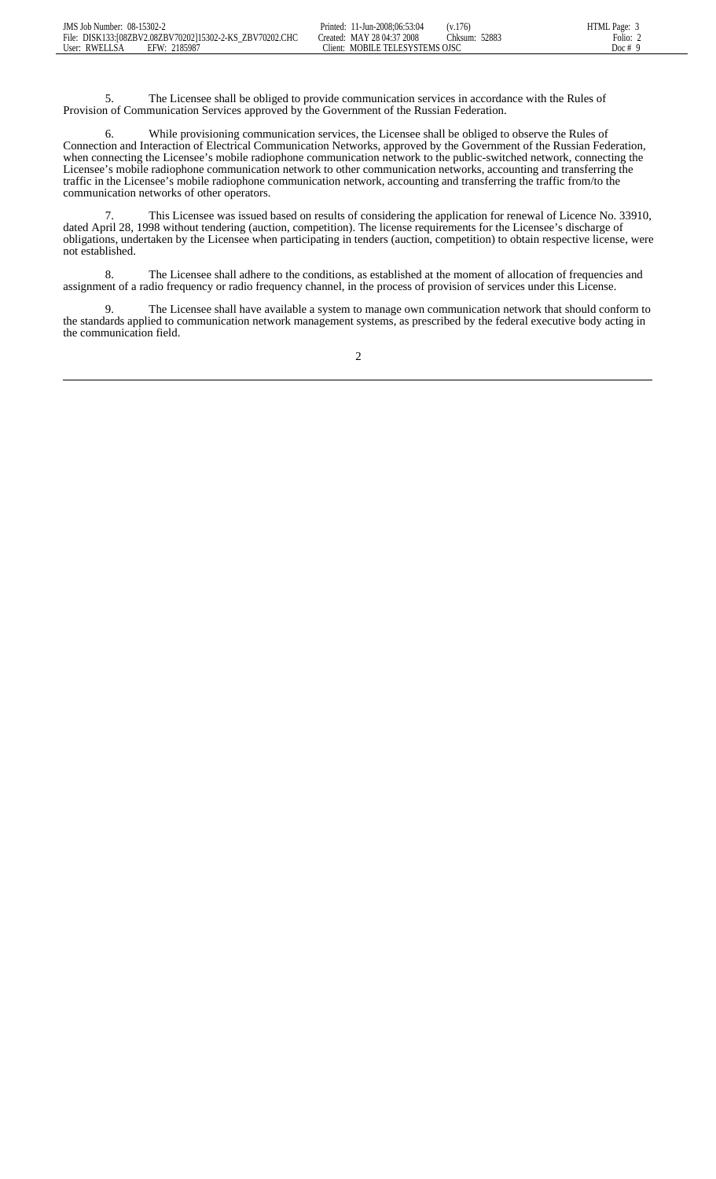5. The Licensee shall be obliged to provide communication services in accordance with the Rules of Provision of Communication Services approved by the Government of the Russian Federation.

6. While provisioning communication services, the Licensee shall be obliged to observe the Rules of Connection and Interaction of Electrical Communication Networks, approved by the Government of the Russian Federation, when connecting the Licensee's mobile radiophone communication network to the public-switched network, connecting the Licensee's mobile radiophone communication network to other communication networks, accounting and transferring the traffic in the Licensee's mobile radiophone communication network, accounting and transferring the traffic from/to the communication networks of other operators.

7. This Licensee was issued based on results of considering the application for renewal of Licence No. 33910, dated April 28, 1998 without tendering (auction, competition). The license requirements for the Licensee's discharge of obligations, undertaken by the Licensee when participating in tenders (auction, competition) to obtain respective license, were not established.

8. The Licensee shall adhere to the conditions, as established at the moment of allocation of frequencies and assignment of a radio frequency or radio frequency channel, in the process of provision of services under this License.

9. The Licensee shall have available a system to manage own communication network that should conform to the standards applied to communication network management systems, as prescribed by the federal executive body acting in the communication field.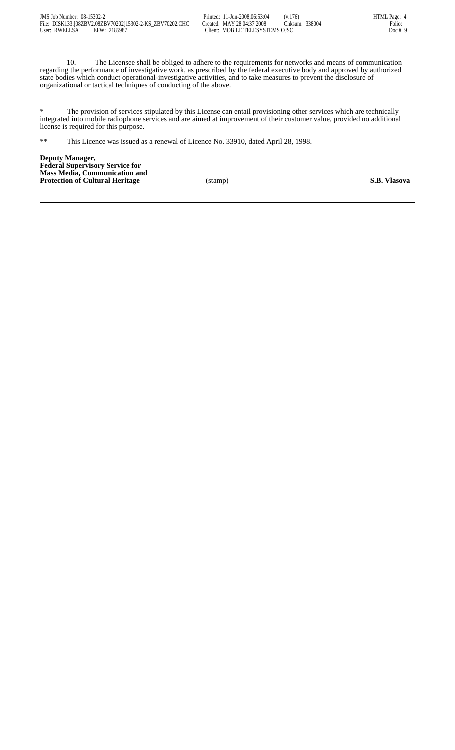10. The Licensee shall be obliged to adhere to the requirements for networks and means of communication regarding the performance of investigative work, as prescribed by the federal executive body and approved by authorized state bodies which conduct operational-investigative activities, and to take measures to prevent the disclosure of organizational or tactical techniques of conducting of the above.

---

* The provision of services stipulated by this License can entail provisioning other services which are technically integrated into mobile radiophone services and are aimed at improvement of their customer value, provided no additional license is required for this purpose.

** This Licence was issued as a renewal of Licence No. 33910, dated April 28, 1998.

**Deputy Manager,**
**Federal Supervisory Service for**
**Mass Media, Communication and**
**Protection of Cultural Heritage** (stamp) **S.B. Vlasova**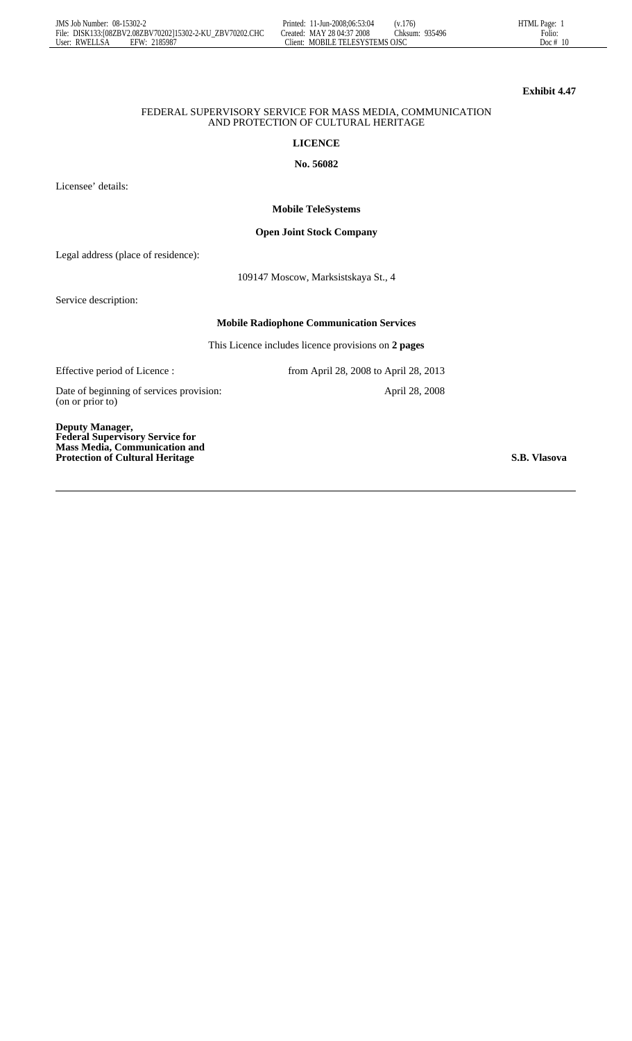**Exhibit 4.47**

FEDERAL SUPERVISORY SERVICE FOR MASS MEDIA, COMMUNICATION AND PROTECTION OF CULTURAL HERITAGE

**LICENCE**

**No. 56082**

Licensee' details:

**Mobile TeleSystems**

**Open Joint Stock Company**

Legal address (place of residence):

109147 Moscow, Marksistskaya St., 4

Service description:

**Mobile Radiophone Communication Services**

This Licence includes licence provisions on **2 pages**

Effective period of Licence : from April 28, 2008 to April 28, 2013

Date of beginning of services provision: (on or prior to) April 28, 2008

**Deputy Manager,**
**Federal Supervisory Service for**
**Mass Media, Communication and**
**Protection of Cultural Heritage** **S.B. Vlasova**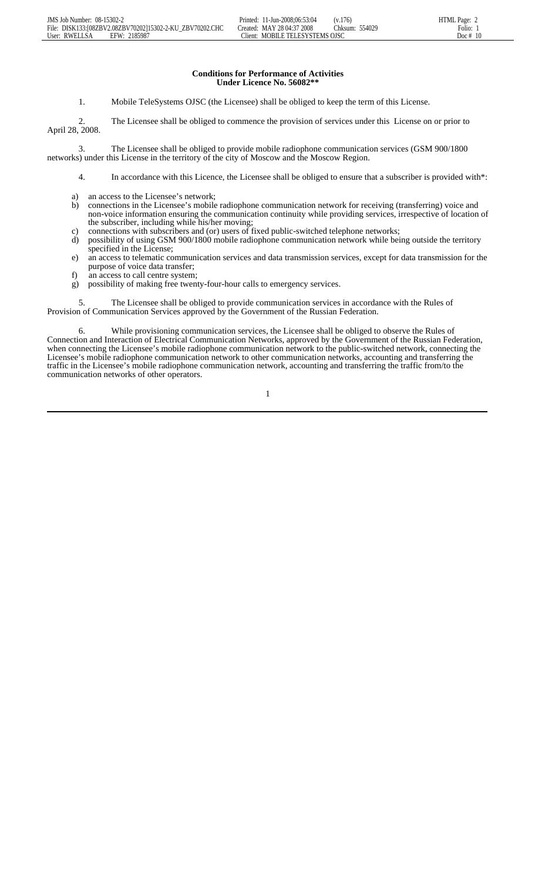**Conditions for Performance of Activities**
**Under Licence No. 56082****

1. Mobile TeleSystems OJSC (the Licensee) shall be obliged to keep the term of this License.

2. The Licensee shall be obliged to commence the provision of services under this License on or prior to April 28, 2008.

3. The Licensee shall be obliged to provide mobile radiophone communication services (GSM 900/1800 networks) under this License in the territory of the city of Moscow and the Moscow Region.

4. In accordance with this Licence, the Licensee shall be obliged to ensure that a subscriber is provided with*:

a) an access to the Licensee's network;
b) connections in the Licensee's mobile radiophone communication network for receiving (transferring) voice and non-voice information ensuring the communication continuity while providing services, irrespective of location of the subscriber, including while his/her moving;
c) connections with subscribers and (or) users of fixed public-switched telephone networks;
d) possibility of using GSM 900/1800 mobile radiophone communication network while being outside the territory specified in the License;
e) an access to telematic communication services and data transmission services, except for data transmission for the purpose of voice data transfer;
f) an access to call centre system;
g) possibility of making free twenty-four-hour calls to emergency services.

5. The Licensee shall be obliged to provide communication services in accordance with the Rules of Provision of Communication Services approved by the Government of the Russian Federation.

6. While provisioning communication services, the Licensee shall be obliged to observe the Rules of Connection and Interaction of Electrical Communication Networks, approved by the Government of the Russian Federation, when connecting the Licensee's mobile radiophone communication network to the public-switched network, connecting the Licensee's mobile radiophone communication network to other communication networks, accounting and transferring the traffic in the Licensee's mobile radiophone communication network, accounting and transferring the traffic from/to the communication networks of other operators.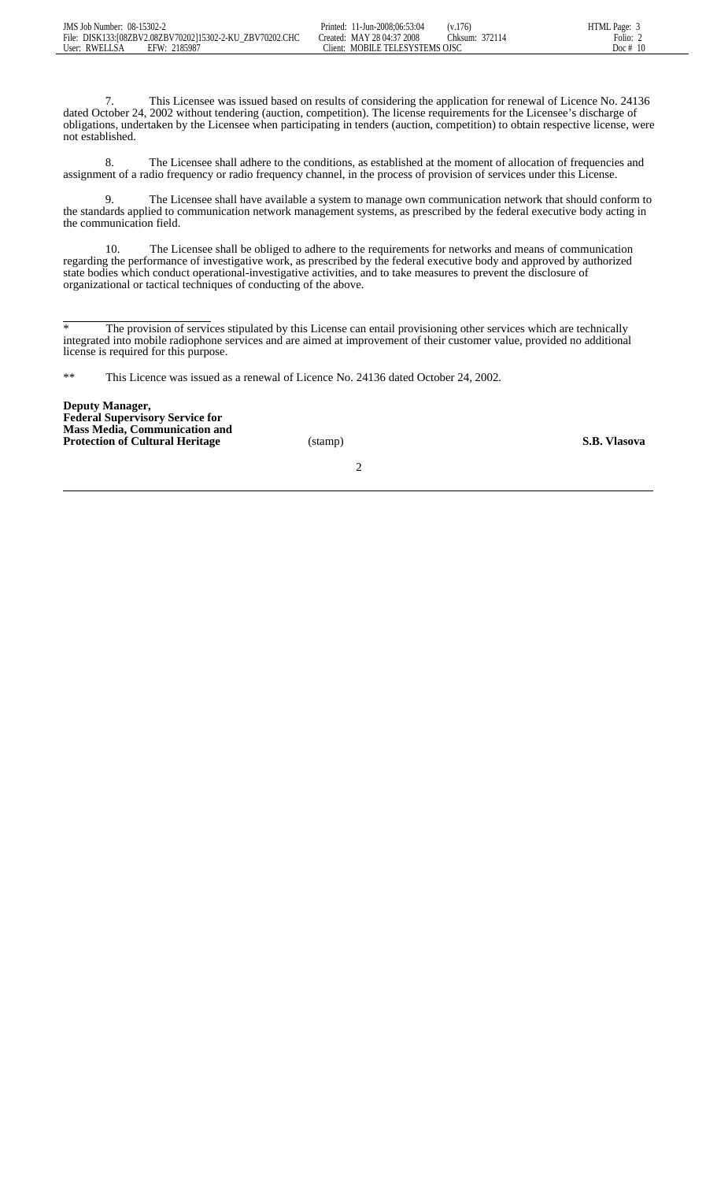7. This Licensee was issued based on results of considering the application for renewal of Licence No. 24136 dated October 24, 2002 without tendering (auction, competition). The license requirements for the Licensee's discharge of obligations, undertaken by the Licensee when participating in tenders (auction, competition) to obtain respective license, were not established.

8. The Licensee shall adhere to the conditions, as established at the moment of allocation of frequencies and assignment of a radio frequency or radio frequency channel, in the process of provision of services under this License.

9. The Licensee shall have available a system to manage own communication network that should conform to the standards applied to communication network management systems, as prescribed by the federal executive body acting in the communication field.

10. The Licensee shall be obliged to adhere to the requirements for networks and means of communication regarding the performance of investigative work, as prescribed by the federal executive body and approved by authorized state bodies which conduct operational-investigative activities, and to take measures to prevent the disclosure of organizational or tactical techniques of conducting of the above.

---

* The provision of services stipulated by this License can entail provisioning other services which are technically integrated into mobile radiophone services and are aimed at improvement of their customer value, provided no additional license is required for this purpose.

** This Licence was issued as a renewal of Licence No. 24136 dated October 24, 2002.

**Deputy Manager,**
**Federal Supervisory Service for**
**Mass Media, Communication and**
**Protection of Cultural Heritage** (stamp) **S.B. Vlasova**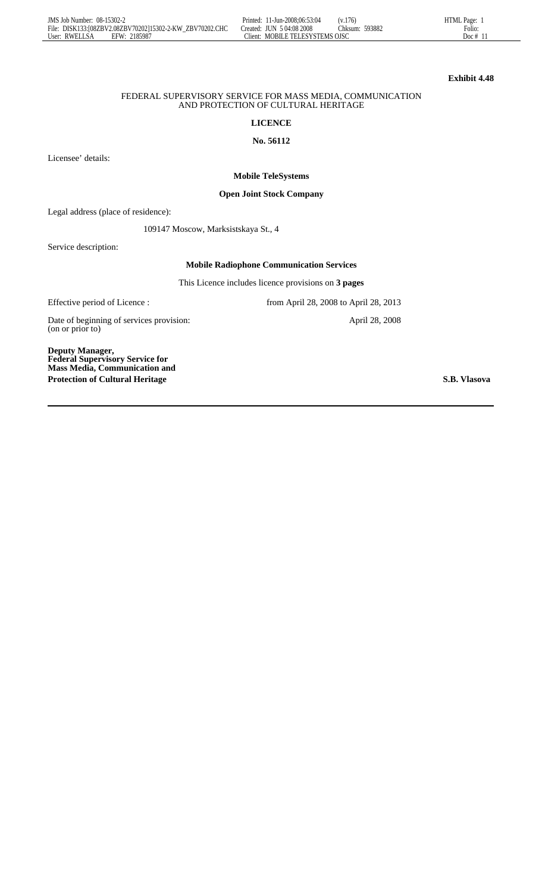**Exhibit 4.48**

FEDERAL SUPERVISORY SERVICE FOR MASS MEDIA, COMMUNICATION AND PROTECTION OF CULTURAL HERITAGE

**LICENCE**

**No. 56112**

Licensee' details:

**Mobile TeleSystems**

**Open Joint Stock Company**

Legal address (place of residence):

109147 Moscow, Marksistskaya St., 4

Service description:

**Mobile Radiophone Communication Services**

This Licence includes licence provisions on **3 pages**

Effective period of Licence : from April 28, 2008 to April 28, 2013

Date of beginning of services provision: (on or prior to) April 28, 2008

**Deputy Manager,**
**Federal Supervisory Service for Mass Media, Communication and Protection of Cultural Heritage** **S.B. Vlasova**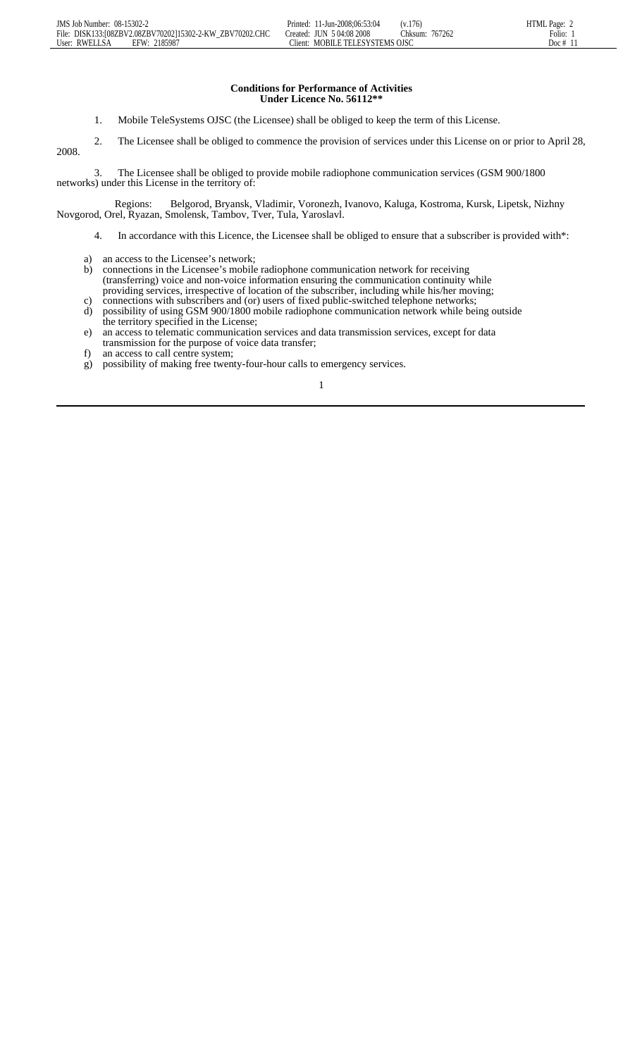**Conditions for Performance of Activities**
**Under Licence No. 56112\*\***

1. Mobile TeleSystems OJSC (the Licensee) shall be obliged to keep the term of this License.

2. The Licensee shall be obliged to commence the provision of services under this License on or prior to April 28, 2008.

3. The Licensee shall be obliged to provide mobile radiophone communication services (GSM 900/1800 networks) under this License in the territory of:

Regions: Belgorod, Bryansk, Vladimir, Voronezh, Ivanovo, Kaluga, Kostroma, Kursk, Lipetsk, Nizhny Novgorod, Orel, Ryazan, Smolensk, Tambov, Tver, Tula, Yaroslavl.

4. In accordance with this Licence, the Licensee shall be obliged to ensure that a subscriber is provided with*:

a) an access to the Licensee's network;
b) connections in the Licensee's mobile radiophone communication network for receiving (transferring) voice and non-voice information ensuring the communication continuity while providing services, irrespective of location of the subscriber, including while his/her moving;
c) connections with subscribers and (or) users of fixed public-switched telephone networks;
d) possibility of using GSM 900/1800 mobile radiophone communication network while being outside the territory specified in the License;
e) an access to telematic communication services and data transmission services, except for data transmission for the purpose of voice data transfer;
f) an access to call centre system;
g) possibility of making free twenty-four-hour calls to emergency services.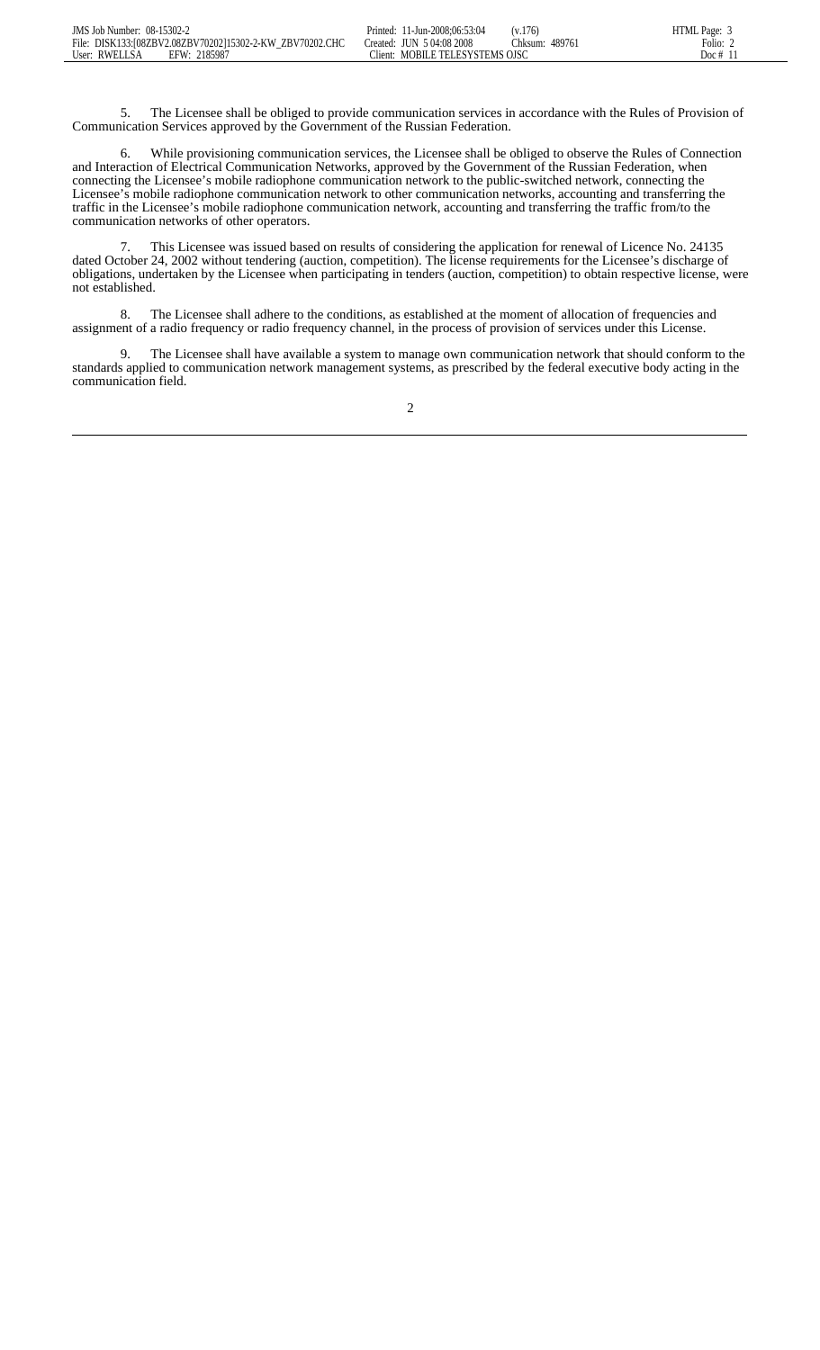5. The Licensee shall be obliged to provide communication services in accordance with the Rules of Provision of Communication Services approved by the Government of the Russian Federation.

6. While provisioning communication services, the Licensee shall be obliged to observe the Rules of Connection and Interaction of Electrical Communication Networks, approved by the Government of the Russian Federation, when connecting the Licensee's mobile radiophone communication network to the public-switched network, connecting the Licensee's mobile radiophone communication network to other communication networks, accounting and transferring the traffic in the Licensee's mobile radiophone communication network, accounting and transferring the traffic from/to the communication networks of other operators.

7. This Licensee was issued based on results of considering the application for renewal of Licence No. 24135 dated October 24, 2002 without tendering (auction, competition). The license requirements for the Licensee's discharge of obligations, undertaken by the Licensee when participating in tenders (auction, competition) to obtain respective license, were not established.

8. The Licensee shall adhere to the conditions, as established at the moment of allocation of frequencies and assignment of a radio frequency or radio frequency channel, in the process of provision of services under this License.

9. The Licensee shall have available a system to manage own communication network that should conform to the standards applied to communication network management systems, as prescribed by the federal executive body acting in the communication field.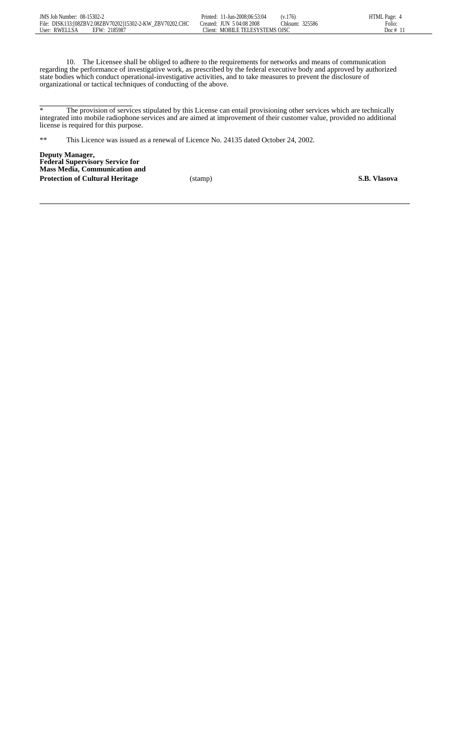10. The Licensee shall be obliged to adhere to the requirements for networks and means of communication regarding the performance of investigative work, as prescribed by the federal executive body and approved by authorized state bodies which conduct operational-investigative activities, and to take measures to prevent the disclosure of organizational or tactical techniques of conducting of the above.

---

* The provision of services stipulated by this License can entail provisioning other services which are technically integrated into mobile radiophone services and are aimed at improvement of their customer value, provided no additional license is required for this purpose.

** This Licence was issued as a renewal of Licence No. 24135 dated October 24, 2002.

**Deputy Manager,**
**Federal Supervisory Service for**
**Mass Media, Communication and**
**Protection of Cultural Heritage** (stamp) **S.B. Vlasova**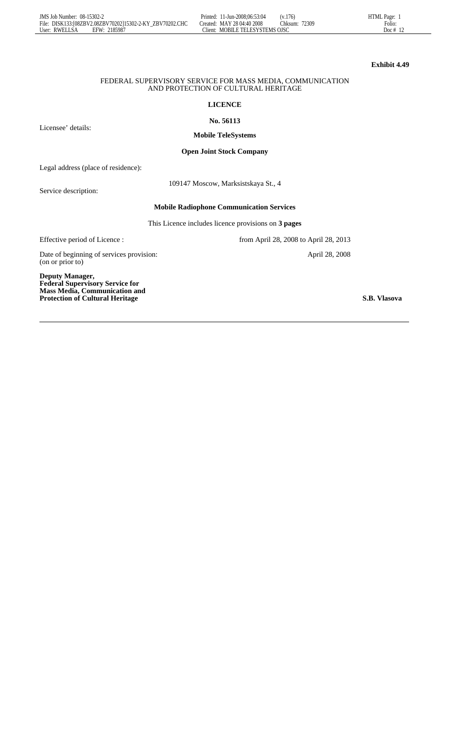**Exhibit 4.49**

FEDERAL SUPERVISORY SERVICE FOR MASS MEDIA, COMMUNICATION AND PROTECTION OF CULTURAL HERITAGE

**LICENCE**

**No. 56113**

Licensee' details:

**Mobile TeleSystems**

**Open Joint Stock Company**

Legal address (place of residence):

109147 Moscow, Marksistskaya St., 4

Service description:

**Mobile Radiophone Communication Services**

This Licence includes licence provisions on **3 pages**

Effective period of Licence : from April 28, 2008 to April 28, 2013

Date of beginning of services provision: (on or prior to) April 28, 2008

**Deputy Manager,**
**Federal Supervisory Service for Mass Media, Communication and Protection of Cultural Heritage** **S.B. Vlasova**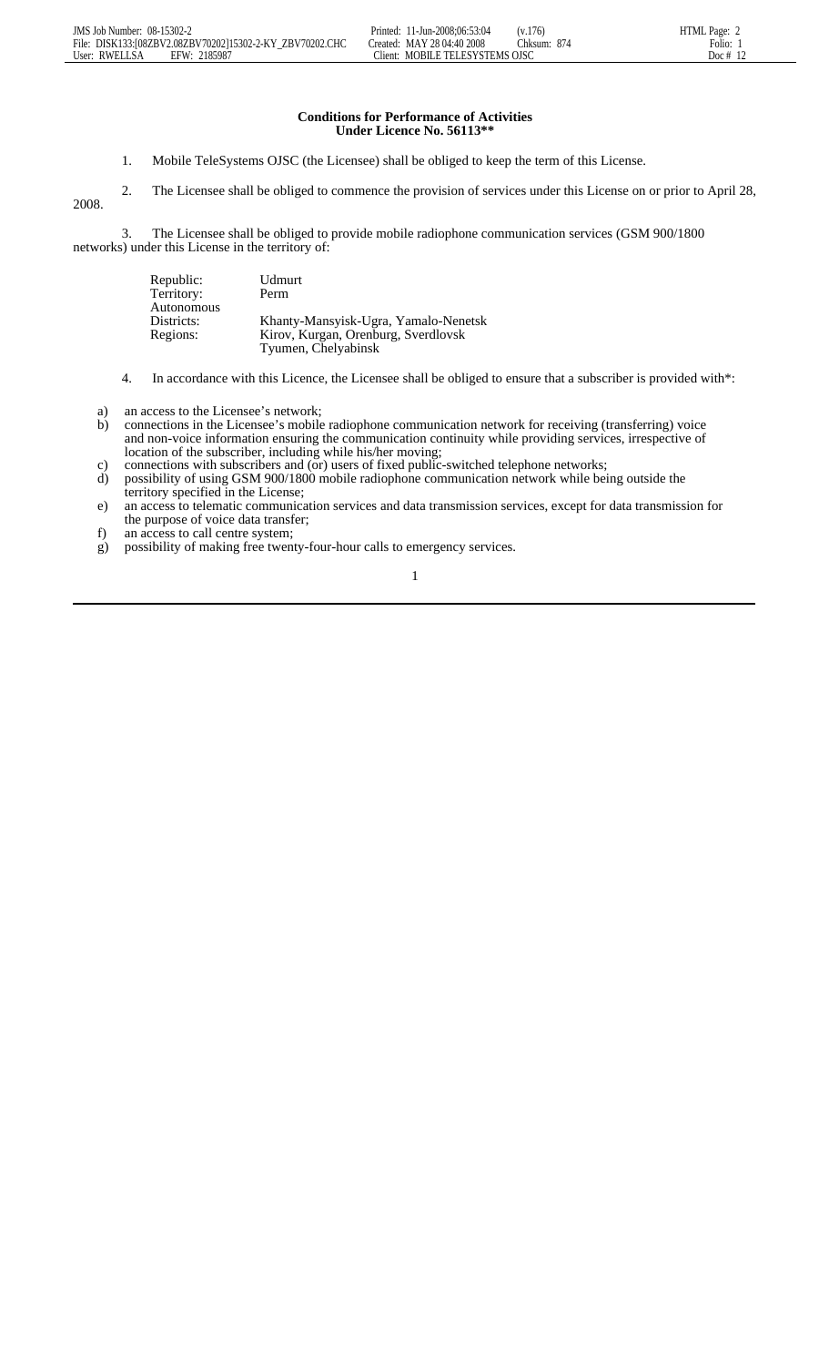**Conditions for Performance of Activities Under Licence No. 56113****

1. Mobile TeleSystems OJSC (the Licensee) shall be obliged to keep the term of this License.

2. The Licensee shall be obliged to commence the provision of services under this License on or prior to April 28, 2008.

3. The Licensee shall be obliged to provide mobile radiophone communication services (GSM 900/1800 networks) under this License in the territory of:

| | |
|---|---|
| Republic: | Udmurt |
| Territory: | Perm |
| Autonomous Districts: | Khanty-Mansyisk-Ugra, Yamalo-Nenetsk |
| Regions: | Kirov, Kurgan, Orenburg, Sverdlovsk Tyumen, Chelyabinsk |

4. In accordance with this Licence, the Licensee shall be obliged to ensure that a subscriber is provided with*:

a) an access to the Licensee's network;
b) connections in the Licensee's mobile radiophone communication network for receiving (transferring) voice and non-voice information ensuring the communication continuity while providing services, irrespective of location of the subscriber, including while his/her moving;
c) connections with subscribers and (or) users of fixed public-switched telephone networks;
d) possibility of using GSM 900/1800 mobile radiophone communication network while being outside the territory specified in the License;
e) an access to telematic communication services and data transmission services, except for data transmission for the purpose of voice data transfer;
f) an access to call centre system;
g) possibility of making free twenty-four-hour calls to emergency services.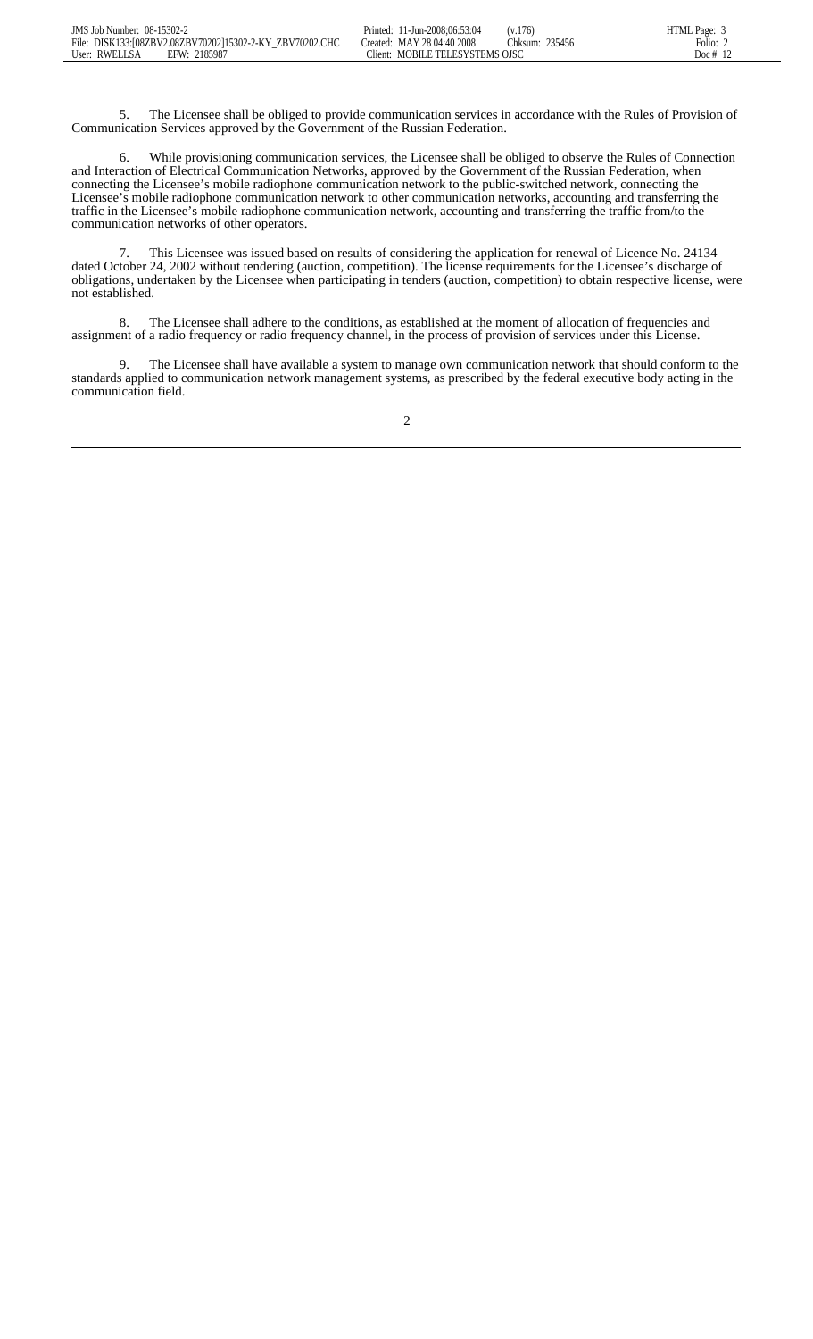5. The Licensee shall be obliged to provide communication services in accordance with the Rules of Provision of Communication Services approved by the Government of the Russian Federation.

6. While provisioning communication services, the Licensee shall be obliged to observe the Rules of Connection and Interaction of Electrical Communication Networks, approved by the Government of the Russian Federation, when connecting the Licensee's mobile radiophone communication network to the public-switched network, connecting the Licensee's mobile radiophone communication network to other communication networks, accounting and transferring the traffic in the Licensee's mobile radiophone communication network, accounting and transferring the traffic from/to the communication networks of other operators.

7. This Licensee was issued based on results of considering the application for renewal of Licence No. 24134 dated October 24, 2002 without tendering (auction, competition). The license requirements for the Licensee's discharge of obligations, undertaken by the Licensee when participating in tenders (auction, competition) to obtain respective license, were not established.

8. The Licensee shall adhere to the conditions, as established at the moment of allocation of frequencies and assignment of a radio frequency or radio frequency channel, in the process of provision of services under this License.

9. The Licensee shall have available a system to manage own communication network that should conform to the standards applied to communication network management systems, as prescribed by the federal executive body acting in the communication field.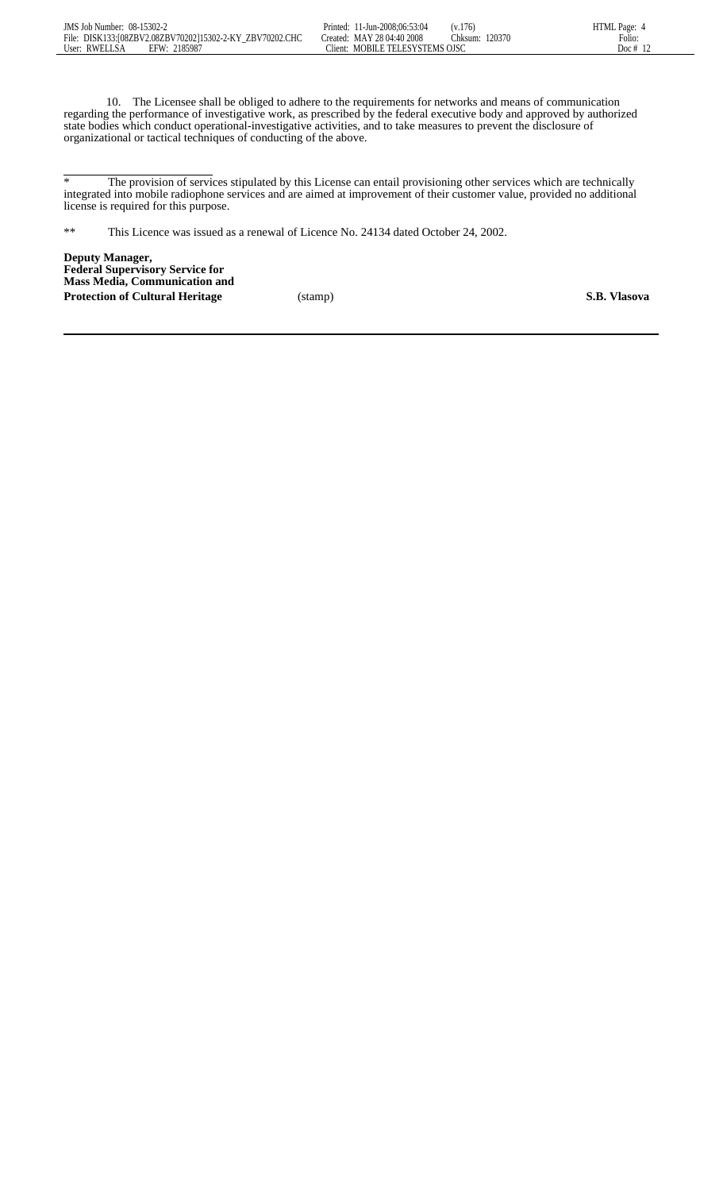10. The Licensee shall be obliged to adhere to the requirements for networks and means of communication regarding the performance of investigative work, as prescribed by the federal executive body and approved by authorized state bodies which conduct operational-investigative activities, and to take measures to prevent the disclosure of organizational or tactical techniques of conducting of the above.

---

* The provision of services stipulated by this License can entail provisioning other services which are technically integrated into mobile radiophone services and are aimed at improvement of their customer value, provided no additional license is required for this purpose.

** This Licence was issued as a renewal of Licence No. 24134 dated October 24, 2002.

**Deputy Manager,**
**Federal Supervisory Service for**
**Mass Media, Communication and**
**Protection of Cultural Heritage** (stamp) **S.B. Vlasova**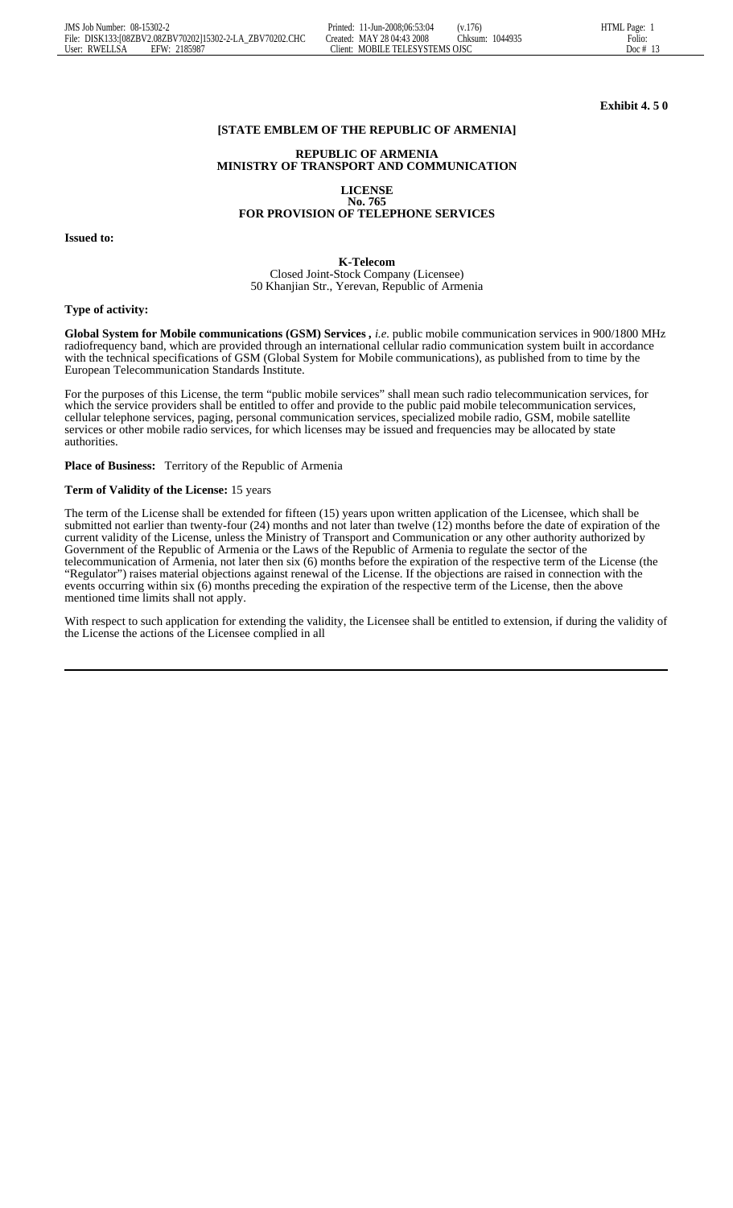**Exhibit 4. 5 0**

**[STATE EMBLEM OF THE REPUBLIC OF ARMENIA]**

**REPUBLIC OF ARMENIA**
**MINISTRY OF TRANSPORT AND COMMUNICATION**

**LICENSE**
**No. 765**
**FOR PROVISION OF TELEPHONE SERVICES**

**Issued to:**

**K-Telecom**
Closed Joint-Stock Company (Licensee)
50 Khanjian Str., Yerevan, Republic of Armenia

**Type of activity:**

**Global System for Mobile communications (GSM) Services ,** *i.e.* public mobile communication services in 900/1800 MHz radiofrequency band, which are provided through an international cellular radio communication system built in accordance with the technical specifications of GSM (Global System for Mobile communications), as published from to time by the European Telecommunication Standards Institute.

For the purposes of this License, the term "public mobile services" shall mean such radio telecommunication services, for which the service providers shall be entitled to offer and provide to the public paid mobile telecommunication services, cellular telephone services, paging, personal communication services, specialized mobile radio, GSM, mobile satellite services or other mobile radio services, for which licenses may be issued and frequencies may be allocated by state authorities.

**Place of Business:** Territory of the Republic of Armenia

**Term of Validity of the License:** 15 years

The term of the License shall be extended for fifteen (15) years upon written application of the Licensee, which shall be submitted not earlier than twenty-four (24) months and not later than twelve (12) months before the date of expiration of the current validity of the License, unless the Ministry of Transport and Communication or any other authority authorized by Government of the Republic of Armenia or the Laws of the Republic of Armenia to regulate the sector of the telecommunication of Armenia, not later then six (6) months before the expiration of the respective term of the License (the "Regulator") raises material objections against renewal of the License. If the objections are raised in connection with the events occurring within six (6) months preceding the expiration of the respective term of the License, then the above mentioned time limits shall not apply.

With respect to such application for extending the validity, the Licensee shall be entitled to extension, if during the validity of the License the actions of the Licensee complied in all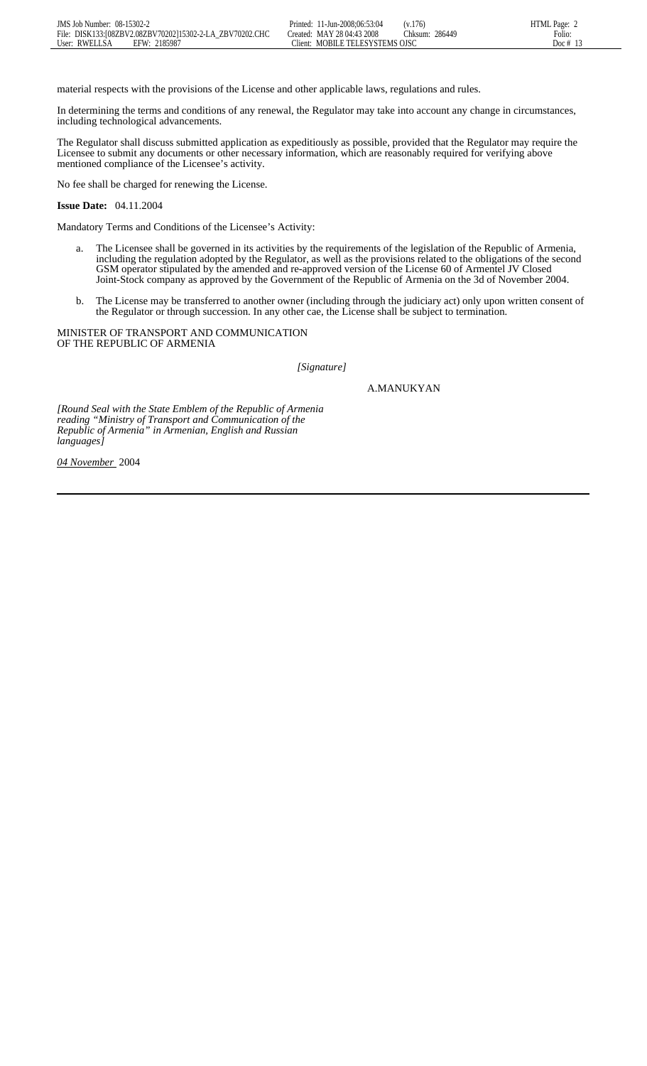material respects with the provisions of the License and other applicable laws, regulations and rules.

In determining the terms and conditions of any renewal, the Regulator may take into account any change in circumstances, including technological advancements.

The Regulator shall discuss submitted application as expeditiously as possible, provided that the Regulator may require the Licensee to submit any documents or other necessary information, which are reasonably required for verifying above mentioned compliance of the Licensee's activity.

No fee shall be charged for renewing the License.

**Issue Date:** 04.11.2004

Mandatory Terms and Conditions of the Licensee's Activity:

a. The Licensee shall be governed in its activities by the requirements of the legislation of the Republic of Armenia, including the regulation adopted by the Regulator, as well as the provisions related to the obligations of the second GSM operator stipulated by the amended and re-approved version of the License 60 of Armentel JV Closed Joint-Stock company as approved by the Government of the Republic of Armenia on the 3d of November 2004.

b. The License may be transferred to another owner (including through the judiciary act) only upon written consent of the Regulator or through succession. In any other cae, the License shall be subject to termination.

MINISTER OF TRANSPORT AND COMMUNICATION
OF THE REPUBLIC OF ARMENIA

*[Signature]*

A.MANUKYAN

*[Round Seal with the State Emblem of the Republic of Armenia reading "Ministry of Transport and Communication of the Republic of Armenia" in Armenian, English and Russian languages]*

*04 November* 2004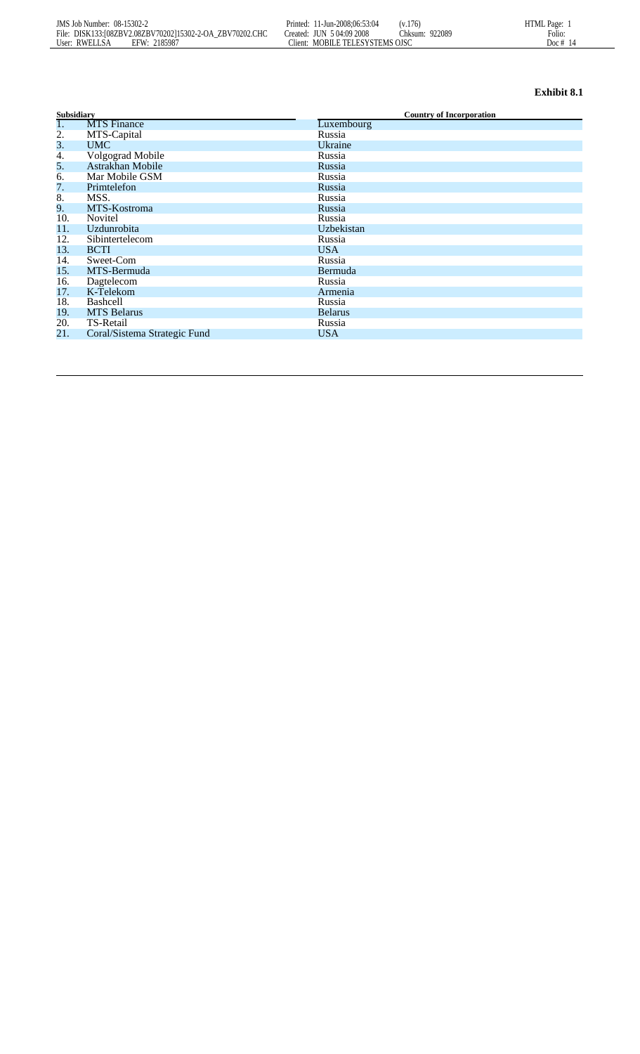**Exhibit 8.1**

| Subsidiary | | Country of Incorporation |
|---|---|---|
| 1. | MTS Finance | Luxembourg |
| 2. | MTS-Capital | Russia |
| 3. | UMC | Ukraine |
| 4. | Volgograd Mobile | Russia |
| 5. | Astrakhan Mobile | Russia |
| 6. | Mar Mobile GSM | Russia |
| 7. | Primtelefon | Russia |
| 8. | MSS. | Russia |
| 9. | MTS-Kostroma | Russia |
| 10. | Novitel | Russia |
| 11. | Uzdunrobita | Uzbekistan |
| 12. | Sibintertelecom | Russia |
| 13. | BCTI | USA |
| 14. | Sweet-Com | Russia |
| 15. | MTS-Bermuda | Bermuda |
| 16. | Dagtelecom | Russia |
| 17. | K-Telekom | Armenia |
| 18. | Bashcell | Russia |
| 19. | MTS Belarus | Belarus |
| 20. | TS-Retail | Russia |
| 21. | Coral/Sistema Strategic Fund | USA |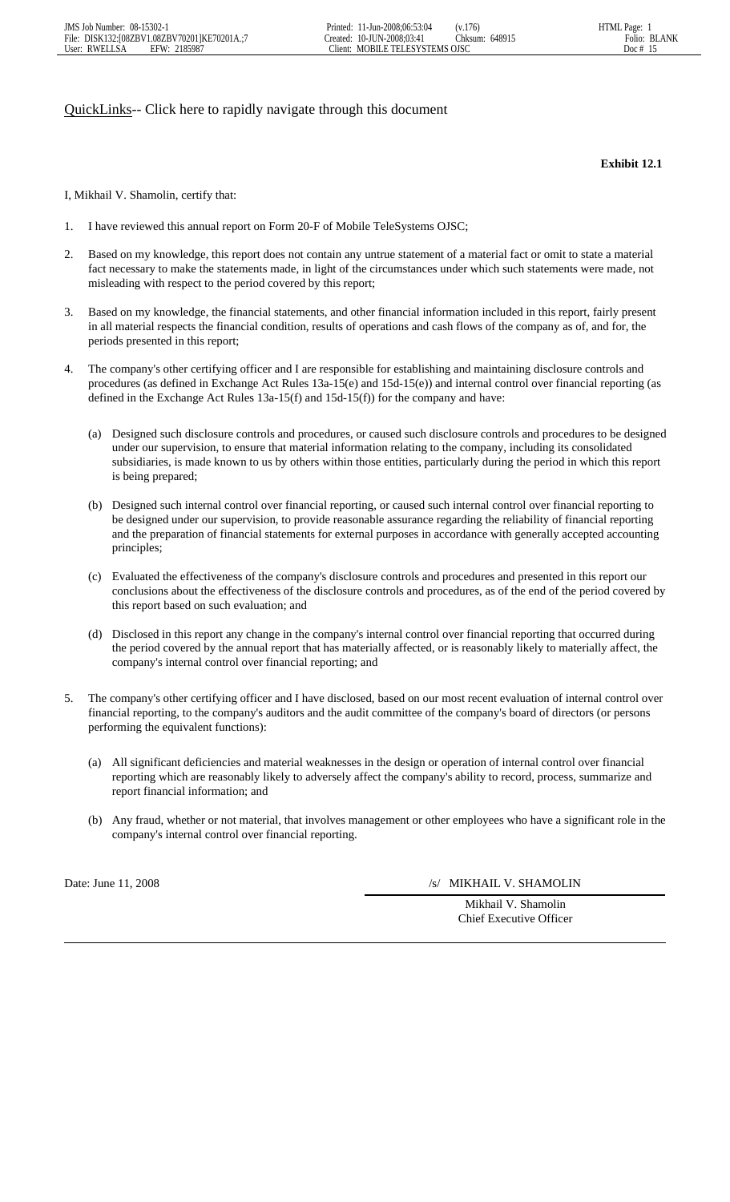QuickLinks-- Click here to rapidly navigate through this document

**Exhibit 12.1**

I, Mikhail V. Shamolin, certify that:

1. I have reviewed this annual report on Form 20-F of Mobile TeleSystems OJSC;

2. Based on my knowledge, this report does not contain any untrue statement of a material fact or omit to state a material fact necessary to make the statements made, in light of the circumstances under which such statements were made, not misleading with respect to the period covered by this report;

3. Based on my knowledge, the financial statements, and other financial information included in this report, fairly present in all material respects the financial condition, results of operations and cash flows of the company as of, and for, the periods presented in this report;

4. The company's other certifying officer and I are responsible for establishing and maintaining disclosure controls and procedures (as defined in Exchange Act Rules 13a-15(e) and 15d-15(e)) and internal control over financial reporting (as defined in the Exchange Act Rules 13a-15(f) and 15d-15(f)) for the company and have:

   (a) Designed such disclosure controls and procedures, or caused such disclosure controls and procedures to be designed under our supervision, to ensure that material information relating to the company, including its consolidated subsidiaries, is made known to us by others within those entities, particularly during the period in which this report is being prepared;

   (b) Designed such internal control over financial reporting, or caused such internal control over financial reporting to be designed under our supervision, to provide reasonable assurance regarding the reliability of financial reporting and the preparation of financial statements for external purposes in accordance with generally accepted accounting principles;

   (c) Evaluated the effectiveness of the company's disclosure controls and procedures and presented in this report our conclusions about the effectiveness of the disclosure controls and procedures, as of the end of the period covered by this report based on such evaluation; and

   (d) Disclosed in this report any change in the company's internal control over financial reporting that occurred during the period covered by the annual report that has materially affected, or is reasonably likely to materially affect, the company's internal control over financial reporting; and

5. The company's other certifying officer and I have disclosed, based on our most recent evaluation of internal control over financial reporting, to the company's auditors and the audit committee of the company's board of directors (or persons performing the equivalent functions):

   (a) All significant deficiencies and material weaknesses in the design or operation of internal control over financial reporting which are reasonably likely to adversely affect the company's ability to record, process, summarize and report financial information; and

   (b) Any fraud, whether or not material, that involves management or other employees who have a significant role in the company's internal control over financial reporting.

Date: June 11, 2008

/s/ MIKHAIL V. SHAMOLIN

Mikhail V. Shamolin
Chief Executive Officer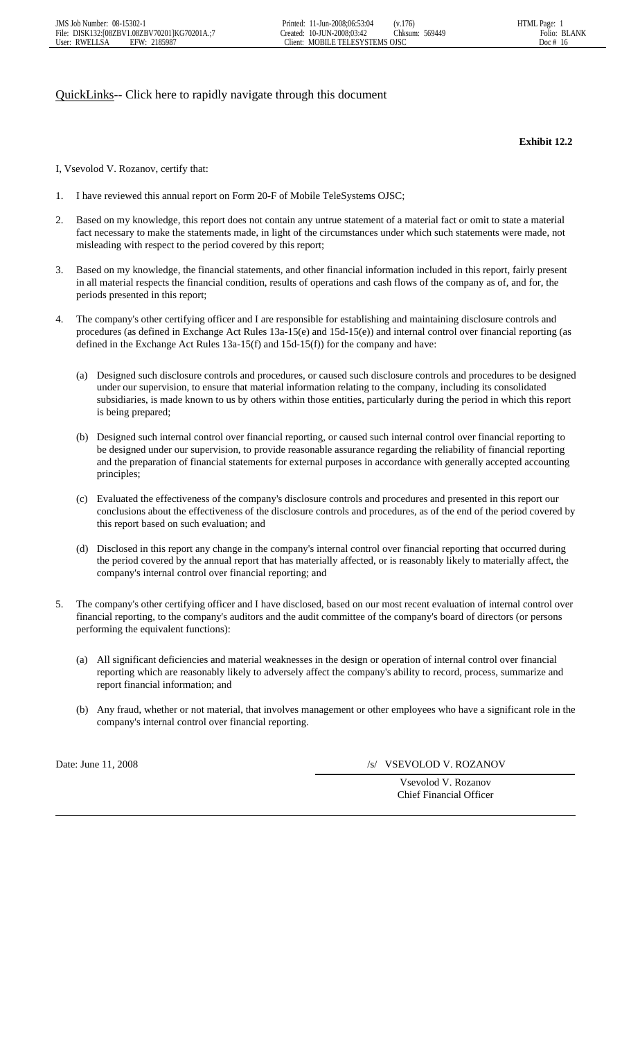QuickLinks-- Click here to rapidly navigate through this document

**Exhibit 12.2**

I, Vsevolod V. Rozanov, certify that:

1. I have reviewed this annual report on Form 20-F of Mobile TeleSystems OJSC;

2. Based on my knowledge, this report does not contain any untrue statement of a material fact or omit to state a material fact necessary to make the statements made, in light of the circumstances under which such statements were made, not misleading with respect to the period covered by this report;

3. Based on my knowledge, the financial statements, and other financial information included in this report, fairly present in all material respects the financial condition, results of operations and cash flows of the company as of, and for, the periods presented in this report;

4. The company's other certifying officer and I are responsible for establishing and maintaining disclosure controls and procedures (as defined in Exchange Act Rules 13a-15(e) and 15d-15(e)) and internal control over financial reporting (as defined in the Exchange Act Rules 13a-15(f) and 15d-15(f)) for the company and have:

   (a) Designed such disclosure controls and procedures, or caused such disclosure controls and procedures to be designed under our supervision, to ensure that material information relating to the company, including its consolidated subsidiaries, is made known to us by others within those entities, particularly during the period in which this report is being prepared;

   (b) Designed such internal control over financial reporting, or caused such internal control over financial reporting to be designed under our supervision, to provide reasonable assurance regarding the reliability of financial reporting and the preparation of financial statements for external purposes in accordance with generally accepted accounting principles;

   (c) Evaluated the effectiveness of the company's disclosure controls and procedures and presented in this report our conclusions about the effectiveness of the disclosure controls and procedures, as of the end of the period covered by this report based on such evaluation; and

   (d) Disclosed in this report any change in the company's internal control over financial reporting that occurred during the period covered by the annual report that has materially affected, or is reasonably likely to materially affect, the company's internal control over financial reporting; and

5. The company's other certifying officer and I have disclosed, based on our most recent evaluation of internal control over financial reporting, to the company's auditors and the audit committee of the company's board of directors (or persons performing the equivalent functions):

   (a) All significant deficiencies and material weaknesses in the design or operation of internal control over financial reporting which are reasonably likely to adversely affect the company's ability to record, process, summarize and report financial information; and

   (b) Any fraud, whether or not material, that involves management or other employees who have a significant role in the company's internal control over financial reporting.

Date: June 11, 2008

/s/ VSEVOLOD V. ROZANOV

Vsevolod V. Rozanov
Chief Financial Officer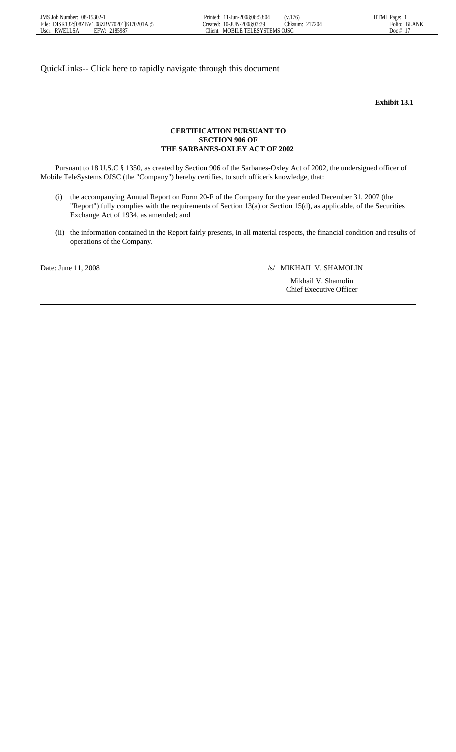QuickLinks-- Click here to rapidly navigate through this document

**Exhibit 13.1**

**CERTIFICATION PURSUANT TO SECTION 906 OF THE SARBANES-OXLEY ACT OF 2002**

Pursuant to 18 U.S.C § 1350, as created by Section 906 of the Sarbanes-Oxley Act of 2002, the undersigned officer of Mobile TeleSystems OJSC (the "Company") hereby certifies, to such officer's knowledge, that:

(i) the accompanying Annual Report on Form 20-F of the Company for the year ended December 31, 2007 (the "Report") fully complies with the requirements of Section 13(a) or Section 15(d), as applicable, of the Securities Exchange Act of 1934, as amended; and

(ii) the information contained in the Report fairly presents, in all material respects, the financial condition and results of operations of the Company.

Date: June 11, 2008

/s/ MIKHAIL V. SHAMOLIN

Mikhail V. Shamolin
Chief Executive Officer